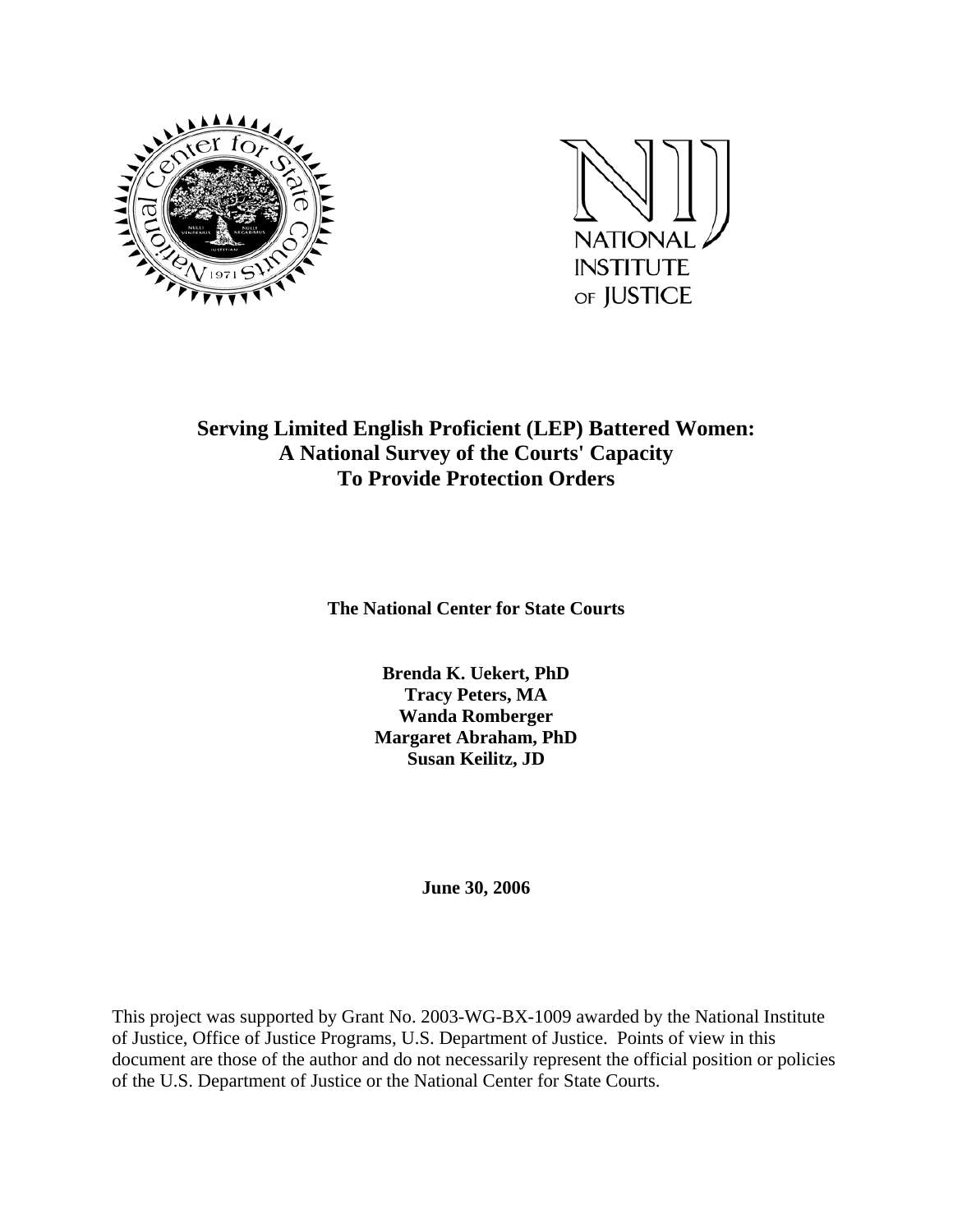# Serving Limited English Proficient (LEP) Battered Women: A National Survey of the Courts' Capacity To Provide Protection Orders

**The National Center for State Courts**

**Brenda K. Uekert, PhD**
**Tracy Peters, MA**
**Wanda Romberger**
**Margaret Abraham, PhD**
**Susan Keilitz, JD**

**June 30, 2006**

This project was supported by Grant No. 2003-WG-BX-1009 awarded by the National Institute of Justice, Office of Justice Programs, U.S. Department of Justice. Points of view in this document are those of the author and do not necessarily represent the official position or policies of the U.S. Department of Justice or the National Center for State Courts.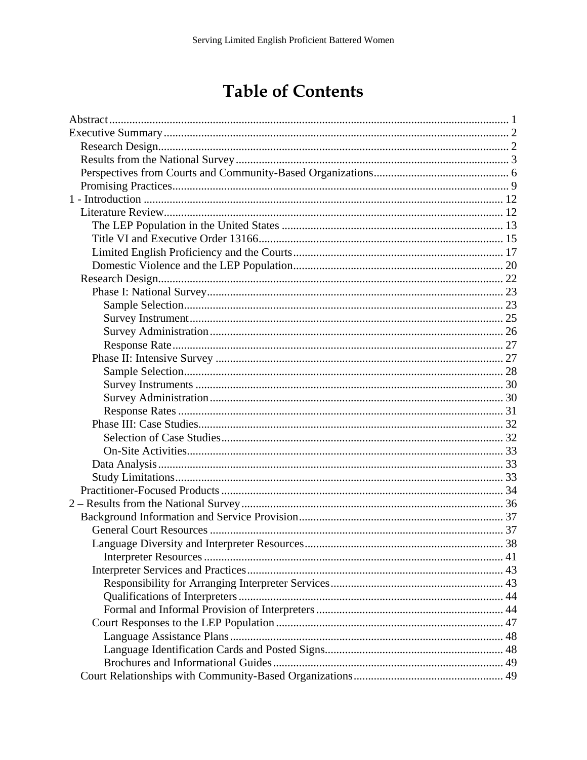# Table of Contents

Abstract ... 1
Executive Summary ... 2
- Research Design ... 2
- Results from the National Survey ... 3
- Perspectives from Courts and Community-Based Organizations ... 6
- Promising Practices ... 9

1 - Introduction ... 12
- Literature Review ... 12
  - The LEP Population in the United States ... 13
  - Title VI and Executive Order 13166 ... 15
  - Limited English Proficiency and the Courts ... 17
  - Domestic Violence and the LEP Population ... 20
- Research Design ... 22
  - Phase I: National Survey ... 23
    - Sample Selection ... 23
    - Survey Instrument ... 25
    - Survey Administration ... 26
    - Response Rate ... 27
  - Phase II: Intensive Survey ... 27
    - Sample Selection ... 28
    - Survey Instruments ... 30
    - Survey Administration ... 30
    - Response Rates ... 31
  - Phase III: Case Studies ... 32
    - Selection of Case Studies ... 32
    - On-Site Activities ... 33
  - Data Analysis ... 33
  - Study Limitations ... 33
- Practitioner-Focused Products ... 34

2 – Results from the National Survey ... 36
- Background Information and Service Provision ... 37
  - General Court Resources ... 37
  - Language Diversity and Interpreter Resources ... 38
    - Interpreter Resources ... 41
  - Interpreter Services and Practices ... 43
    - Responsibility for Arranging Interpreter Services ... 43
    - Qualifications of Interpreters ... 44
    - Formal and Informal Provision of Interpreters ... 44
  - Court Responses to the LEP Population ... 47
    - Language Assistance Plans ... 48
    - Language Identification Cards and Posted Signs ... 48
    - Brochures and Informational Guides ... 49
- Court Relationships with Community-Based Organizations ... 49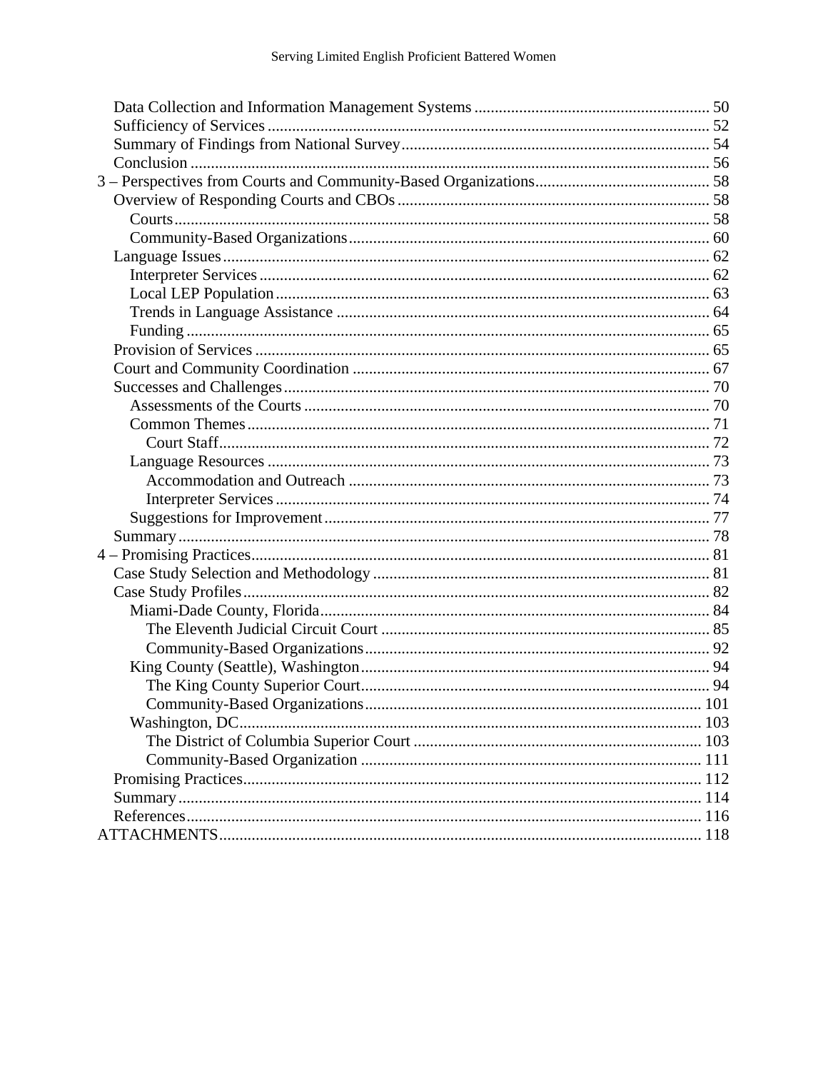- Data Collection and Information Management Systems ........................................................ 50
- Sufficiency of Services ........................................................................................................ 52
- Summary of Findings from National Survey ........................................................................ 54
- Conclusion ........................................................................................................................... 56

3 – Perspectives from Courts and Community-Based Organizations ........................................ 58

- Overview of Responding Courts and CBOs ......................................................................... 58
  - Courts .............................................................................................................................. 58
  - Community-Based Organizations .................................................................................... 60
- Language Issues ................................................................................................................... 62
  - Interpreter Services .......................................................................................................... 62
  - Local LEP Population ...................................................................................................... 63
  - Trends in Language Assistance ....................................................................................... 64
  - Funding ............................................................................................................................ 65
- Provision of Services ........................................................................................................... 65
- Court and Community Coordination ................................................................................... 67
- Successes and Challenges .................................................................................................... 70
  - Assessments of the Courts ............................................................................................... 70
  - Common Themes ............................................................................................................. 71
    - Court Staff .................................................................................................................... 72
  - Language Resources ........................................................................................................ 73
    - Accommodation and Outreach .................................................................................... 73
    - Interpreter Services ...................................................................................................... 74
  - Suggestions for Improvement .......................................................................................... 77
- Summary .............................................................................................................................. 78

4 – Promising Practices ............................................................................................................. 81

- Case Study Selection and Methodology ............................................................................... 81
- Case Study Profiles .............................................................................................................. 82
  - Miami-Dade County, Florida ............................................................................................ 84
    - The Eleventh Judicial Circuit Court ............................................................................. 85
    - Community-Based Organizations ................................................................................. 92
  - King County (Seattle), Washington .................................................................................. 94
    - The King County Superior Court .................................................................................. 94
    - Community-Based Organizations ............................................................................... 101
  - Washington, DC ............................................................................................................. 103
    - The District of Columbia Superior Court .................................................................... 103
    - Community-Based Organization ................................................................................ 111
- Promising Practices ............................................................................................................ 112
- Summary ............................................................................................................................ 114
- References .......................................................................................................................... 116

ATTACHMENTS ..................................................................................................................... 118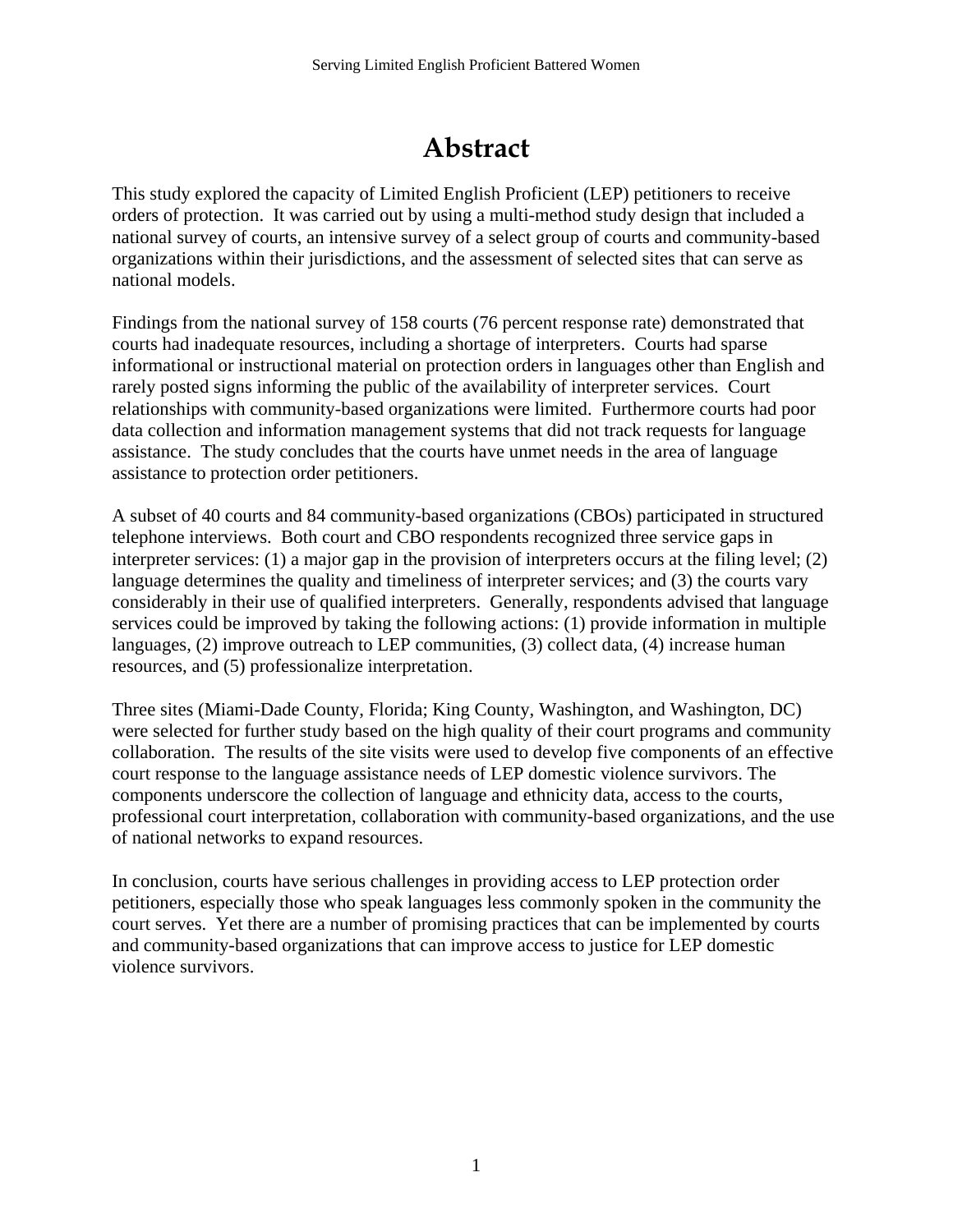# Abstract

This study explored the capacity of Limited English Proficient (LEP) petitioners to receive orders of protection. It was carried out by using a multi-method study design that included a national survey of courts, an intensive survey of a select group of courts and community-based organizations within their jurisdictions, and the assessment of selected sites that can serve as national models.

Findings from the national survey of 158 courts (76 percent response rate) demonstrated that courts had inadequate resources, including a shortage of interpreters. Courts had sparse informational or instructional material on protection orders in languages other than English and rarely posted signs informing the public of the availability of interpreter services. Court relationships with community-based organizations were limited. Furthermore courts had poor data collection and information management systems that did not track requests for language assistance. The study concludes that the courts have unmet needs in the area of language assistance to protection order petitioners.

A subset of 40 courts and 84 community-based organizations (CBOs) participated in structured telephone interviews. Both court and CBO respondents recognized three service gaps in interpreter services: (1) a major gap in the provision of interpreters occurs at the filing level; (2) language determines the quality and timeliness of interpreter services; and (3) the courts vary considerably in their use of qualified interpreters. Generally, respondents advised that language services could be improved by taking the following actions: (1) provide information in multiple languages, (2) improve outreach to LEP communities, (3) collect data, (4) increase human resources, and (5) professionalize interpretation.

Three sites (Miami-Dade County, Florida; King County, Washington, and Washington, DC) were selected for further study based on the high quality of their court programs and community collaboration. The results of the site visits were used to develop five components of an effective court response to the language assistance needs of LEP domestic violence survivors. The components underscore the collection of language and ethnicity data, access to the courts, professional court interpretation, collaboration with community-based organizations, and the use of national networks to expand resources.

In conclusion, courts have serious challenges in providing access to LEP protection order petitioners, especially those who speak languages less commonly spoken in the community the court serves. Yet there are a number of promising practices that can be implemented by courts and community-based organizations that can improve access to justice for LEP domestic violence survivors.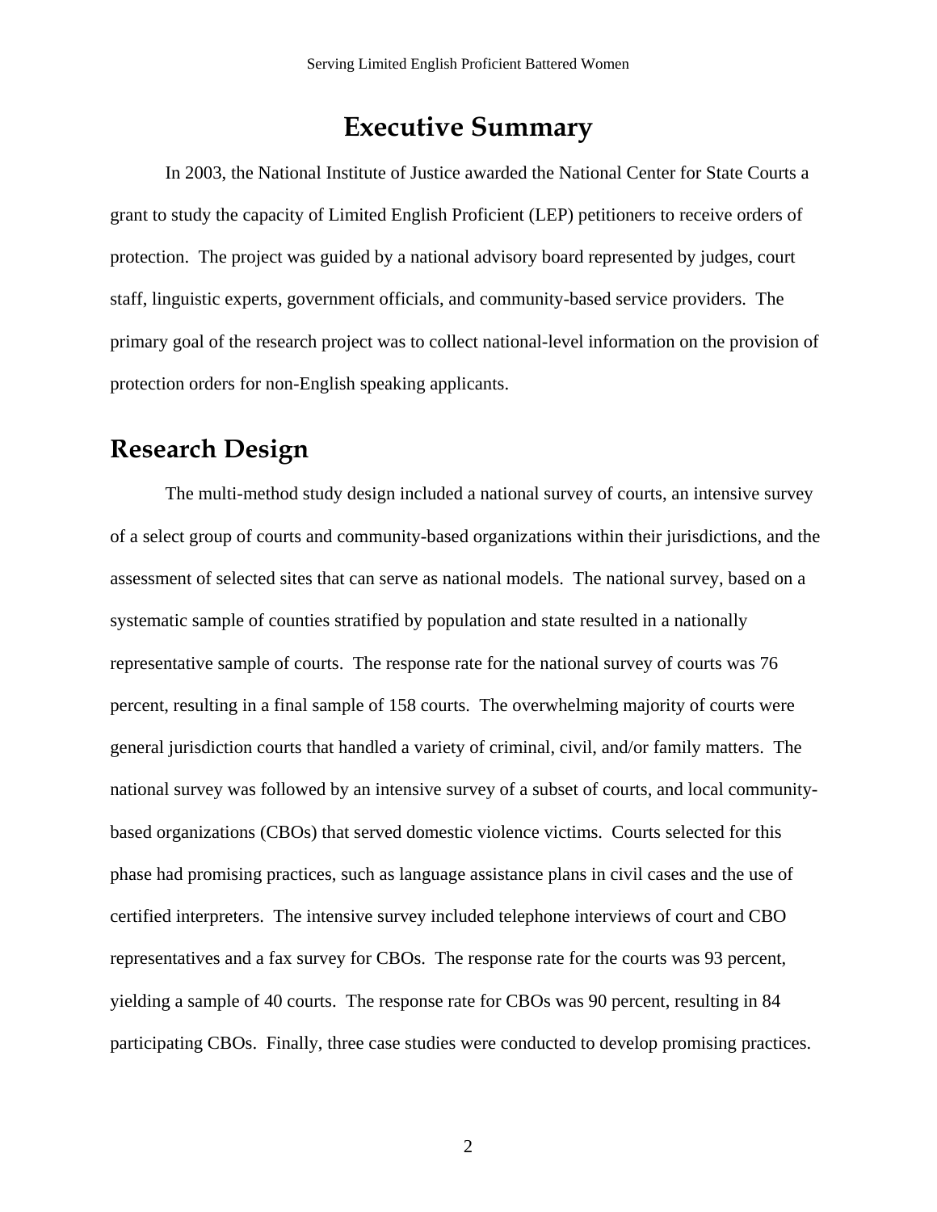# Executive Summary

In 2003, the National Institute of Justice awarded the National Center for State Courts a grant to study the capacity of Limited English Proficient (LEP) petitioners to receive orders of protection. The project was guided by a national advisory board represented by judges, court staff, linguistic experts, government officials, and community-based service providers. The primary goal of the research project was to collect national-level information on the provision of protection orders for non-English speaking applicants.

## Research Design

The multi-method study design included a national survey of courts, an intensive survey of a select group of courts and community-based organizations within their jurisdictions, and the assessment of selected sites that can serve as national models. The national survey, based on a systematic sample of counties stratified by population and state resulted in a nationally representative sample of courts. The response rate for the national survey of courts was 76 percent, resulting in a final sample of 158 courts. The overwhelming majority of courts were general jurisdiction courts that handled a variety of criminal, civil, and/or family matters. The national survey was followed by an intensive survey of a subset of courts, and local community-based organizations (CBOs) that served domestic violence victims. Courts selected for this phase had promising practices, such as language assistance plans in civil cases and the use of certified interpreters. The intensive survey included telephone interviews of court and CBO representatives and a fax survey for CBOs. The response rate for the courts was 93 percent, yielding a sample of 40 courts. The response rate for CBOs was 90 percent, resulting in 84 participating CBOs. Finally, three case studies were conducted to develop promising practices.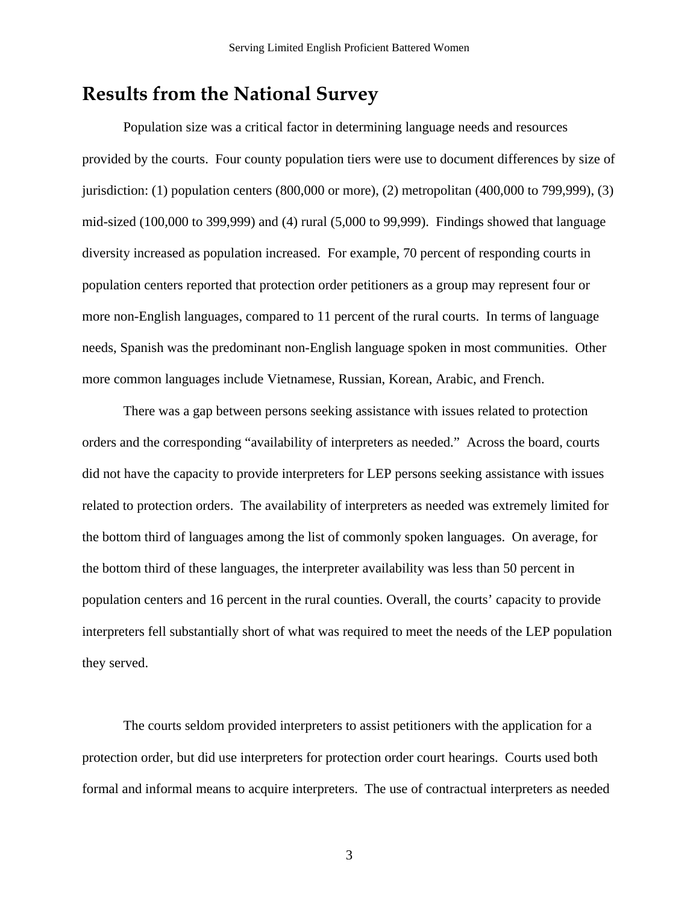## Results from the National Survey

Population size was a critical factor in determining language needs and resources provided by the courts. Four county population tiers were use to document differences by size of jurisdiction: (1) population centers (800,000 or more), (2) metropolitan (400,000 to 799,999), (3) mid-sized (100,000 to 399,999) and (4) rural (5,000 to 99,999). Findings showed that language diversity increased as population increased. For example, 70 percent of responding courts in population centers reported that protection order petitioners as a group may represent four or more non-English languages, compared to 11 percent of the rural courts. In terms of language needs, Spanish was the predominant non-English language spoken in most communities. Other more common languages include Vietnamese, Russian, Korean, Arabic, and French.

There was a gap between persons seeking assistance with issues related to protection orders and the corresponding "availability of interpreters as needed." Across the board, courts did not have the capacity to provide interpreters for LEP persons seeking assistance with issues related to protection orders. The availability of interpreters as needed was extremely limited for the bottom third of languages among the list of commonly spoken languages. On average, for the bottom third of these languages, the interpreter availability was less than 50 percent in population centers and 16 percent in the rural counties. Overall, the courts' capacity to provide interpreters fell substantially short of what was required to meet the needs of the LEP population they served.

The courts seldom provided interpreters to assist petitioners with the application for a protection order, but did use interpreters for protection order court hearings. Courts used both formal and informal means to acquire interpreters. The use of contractual interpreters as needed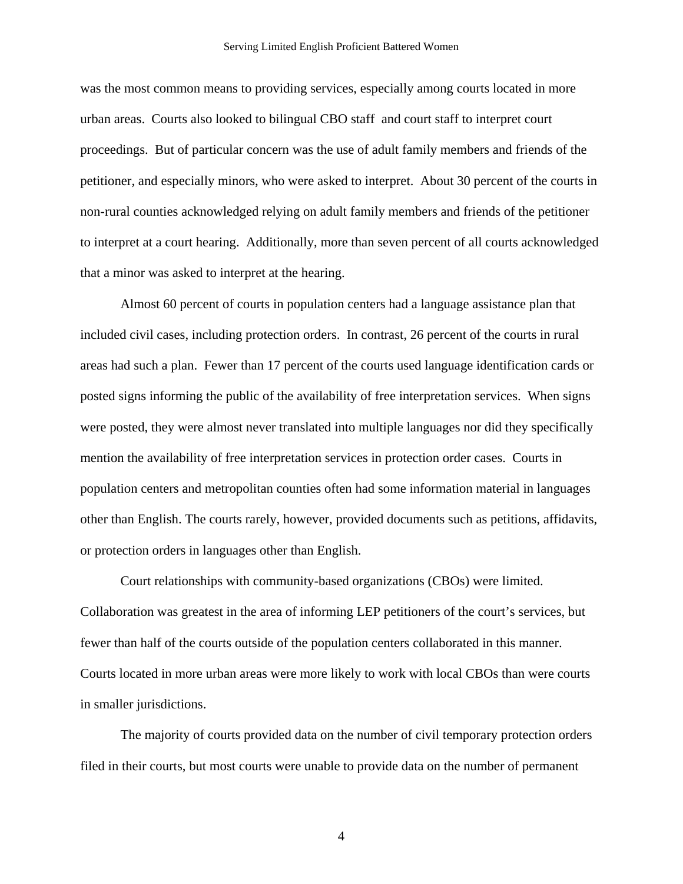was the most common means to providing services, especially among courts located in more urban areas. Courts also looked to bilingual CBO staff and court staff to interpret court proceedings. But of particular concern was the use of adult family members and friends of the petitioner, and especially minors, who were asked to interpret. About 30 percent of the courts in non-rural counties acknowledged relying on adult family members and friends of the petitioner to interpret at a court hearing. Additionally, more than seven percent of all courts acknowledged that a minor was asked to interpret at the hearing.

Almost 60 percent of courts in population centers had a language assistance plan that included civil cases, including protection orders. In contrast, 26 percent of the courts in rural areas had such a plan. Fewer than 17 percent of the courts used language identification cards or posted signs informing the public of the availability of free interpretation services. When signs were posted, they were almost never translated into multiple languages nor did they specifically mention the availability of free interpretation services in protection order cases. Courts in population centers and metropolitan counties often had some information material in languages other than English. The courts rarely, however, provided documents such as petitions, affidavits, or protection orders in languages other than English.

Court relationships with community-based organizations (CBOs) were limited. Collaboration was greatest in the area of informing LEP petitioners of the court's services, but fewer than half of the courts outside of the population centers collaborated in this manner. Courts located in more urban areas were more likely to work with local CBOs than were courts in smaller jurisdictions.

The majority of courts provided data on the number of civil temporary protection orders filed in their courts, but most courts were unable to provide data on the number of permanent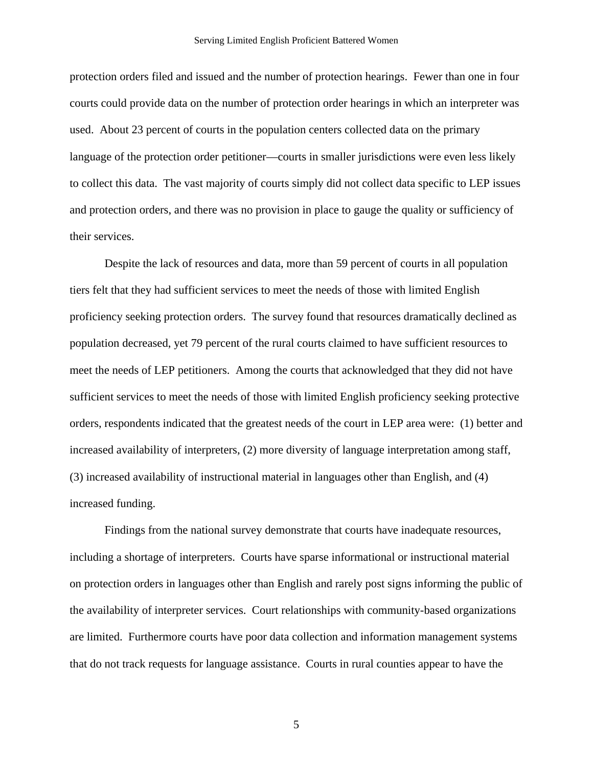protection orders filed and issued and the number of protection hearings. Fewer than one in four courts could provide data on the number of protection order hearings in which an interpreter was used. About 23 percent of courts in the population centers collected data on the primary language of the protection order petitioner—courts in smaller jurisdictions were even less likely to collect this data. The vast majority of courts simply did not collect data specific to LEP issues and protection orders, and there was no provision in place to gauge the quality or sufficiency of their services.

Despite the lack of resources and data, more than 59 percent of courts in all population tiers felt that they had sufficient services to meet the needs of those with limited English proficiency seeking protection orders. The survey found that resources dramatically declined as population decreased, yet 79 percent of the rural courts claimed to have sufficient resources to meet the needs of LEP petitioners. Among the courts that acknowledged that they did not have sufficient services to meet the needs of those with limited English proficiency seeking protective orders, respondents indicated that the greatest needs of the court in LEP area were: (1) better and increased availability of interpreters, (2) more diversity of language interpretation among staff, (3) increased availability of instructional material in languages other than English, and (4) increased funding.

Findings from the national survey demonstrate that courts have inadequate resources, including a shortage of interpreters. Courts have sparse informational or instructional material on protection orders in languages other than English and rarely post signs informing the public of the availability of interpreter services. Court relationships with community-based organizations are limited. Furthermore courts have poor data collection and information management systems that do not track requests for language assistance. Courts in rural counties appear to have the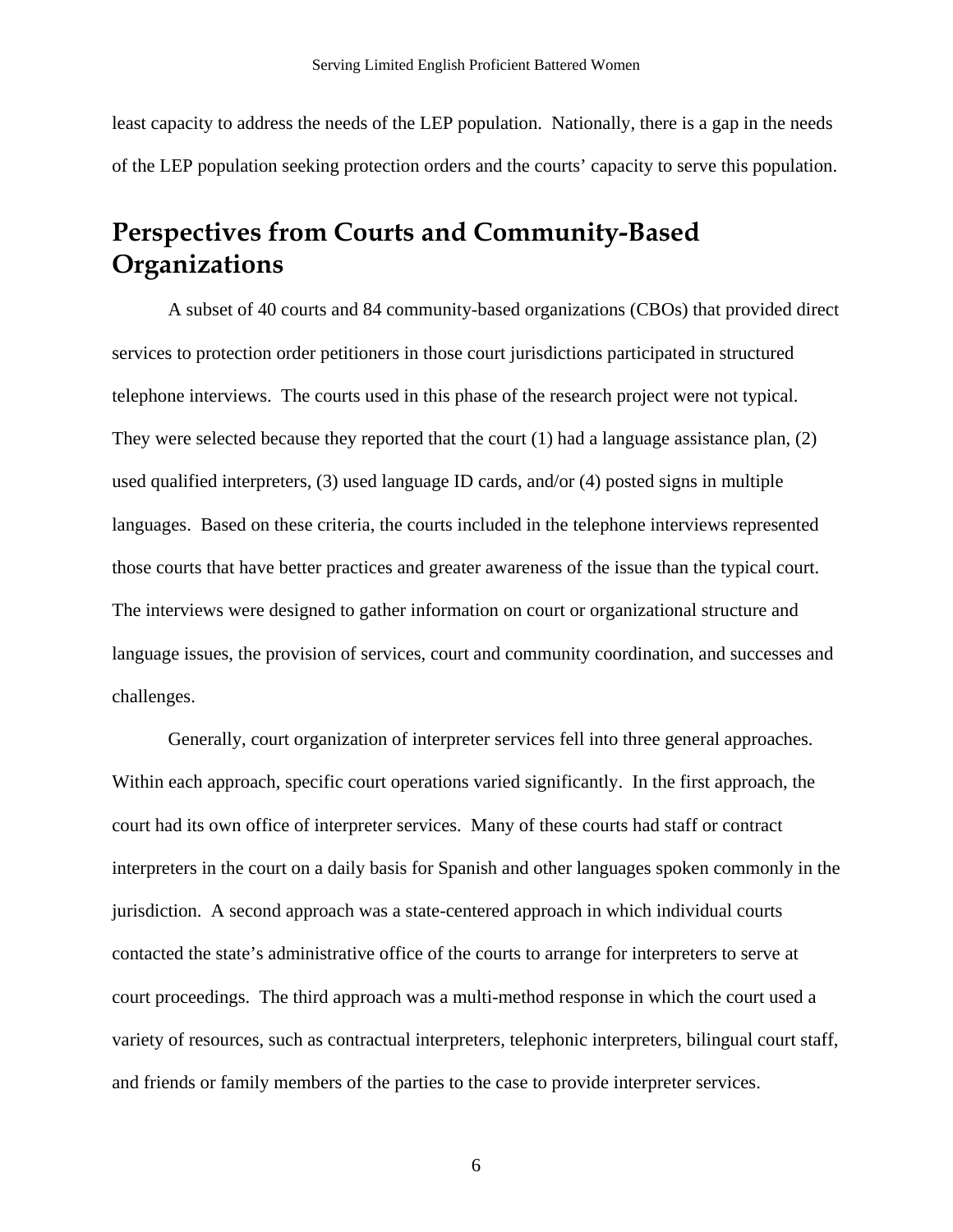least capacity to address the needs of the LEP population. Nationally, there is a gap in the needs of the LEP population seeking protection orders and the courts' capacity to serve this population.

## Perspectives from Courts and Community-Based Organizations

A subset of 40 courts and 84 community-based organizations (CBOs) that provided direct services to protection order petitioners in those court jurisdictions participated in structured telephone interviews. The courts used in this phase of the research project were not typical. They were selected because they reported that the court (1) had a language assistance plan, (2) used qualified interpreters, (3) used language ID cards, and/or (4) posted signs in multiple languages. Based on these criteria, the courts included in the telephone interviews represented those courts that have better practices and greater awareness of the issue than the typical court. The interviews were designed to gather information on court or organizational structure and language issues, the provision of services, court and community coordination, and successes and challenges.

Generally, court organization of interpreter services fell into three general approaches. Within each approach, specific court operations varied significantly. In the first approach, the court had its own office of interpreter services. Many of these courts had staff or contract interpreters in the court on a daily basis for Spanish and other languages spoken commonly in the jurisdiction. A second approach was a state-centered approach in which individual courts contacted the state's administrative office of the courts to arrange for interpreters to serve at court proceedings. The third approach was a multi-method response in which the court used a variety of resources, such as contractual interpreters, telephonic interpreters, bilingual court staff, and friends or family members of the parties to the case to provide interpreter services.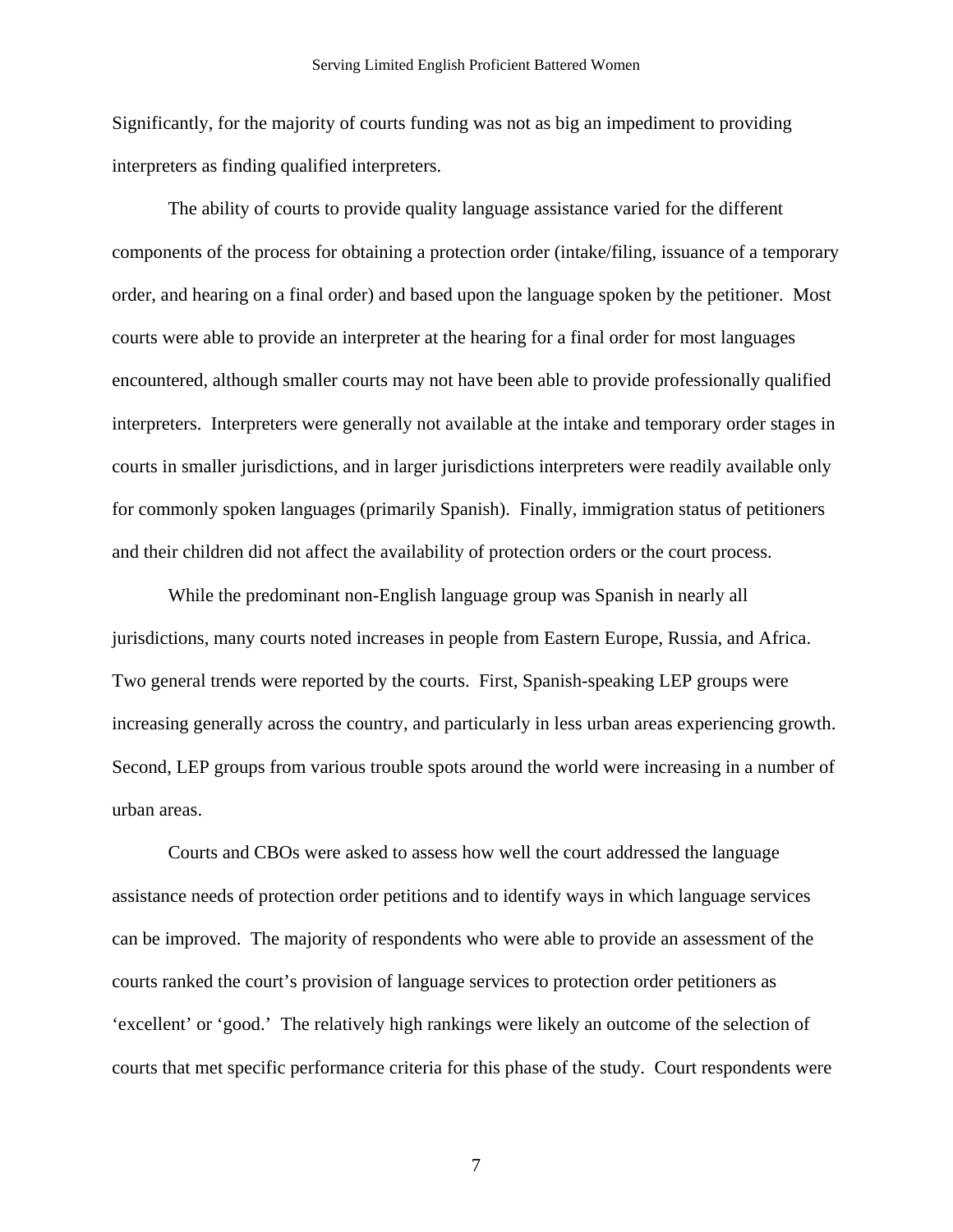Significantly, for the majority of courts funding was not as big an impediment to providing interpreters as finding qualified interpreters.

The ability of courts to provide quality language assistance varied for the different components of the process for obtaining a protection order (intake/filing, issuance of a temporary order, and hearing on a final order) and based upon the language spoken by the petitioner. Most courts were able to provide an interpreter at the hearing for a final order for most languages encountered, although smaller courts may not have been able to provide professionally qualified interpreters. Interpreters were generally not available at the intake and temporary order stages in courts in smaller jurisdictions, and in larger jurisdictions interpreters were readily available only for commonly spoken languages (primarily Spanish). Finally, immigration status of petitioners and their children did not affect the availability of protection orders or the court process.

While the predominant non-English language group was Spanish in nearly all jurisdictions, many courts noted increases in people from Eastern Europe, Russia, and Africa. Two general trends were reported by the courts. First, Spanish-speaking LEP groups were increasing generally across the country, and particularly in less urban areas experiencing growth. Second, LEP groups from various trouble spots around the world were increasing in a number of urban areas.

Courts and CBOs were asked to assess how well the court addressed the language assistance needs of protection order petitions and to identify ways in which language services can be improved. The majority of respondents who were able to provide an assessment of the courts ranked the court's provision of language services to protection order petitioners as 'excellent' or 'good.' The relatively high rankings were likely an outcome of the selection of courts that met specific performance criteria for this phase of the study. Court respondents were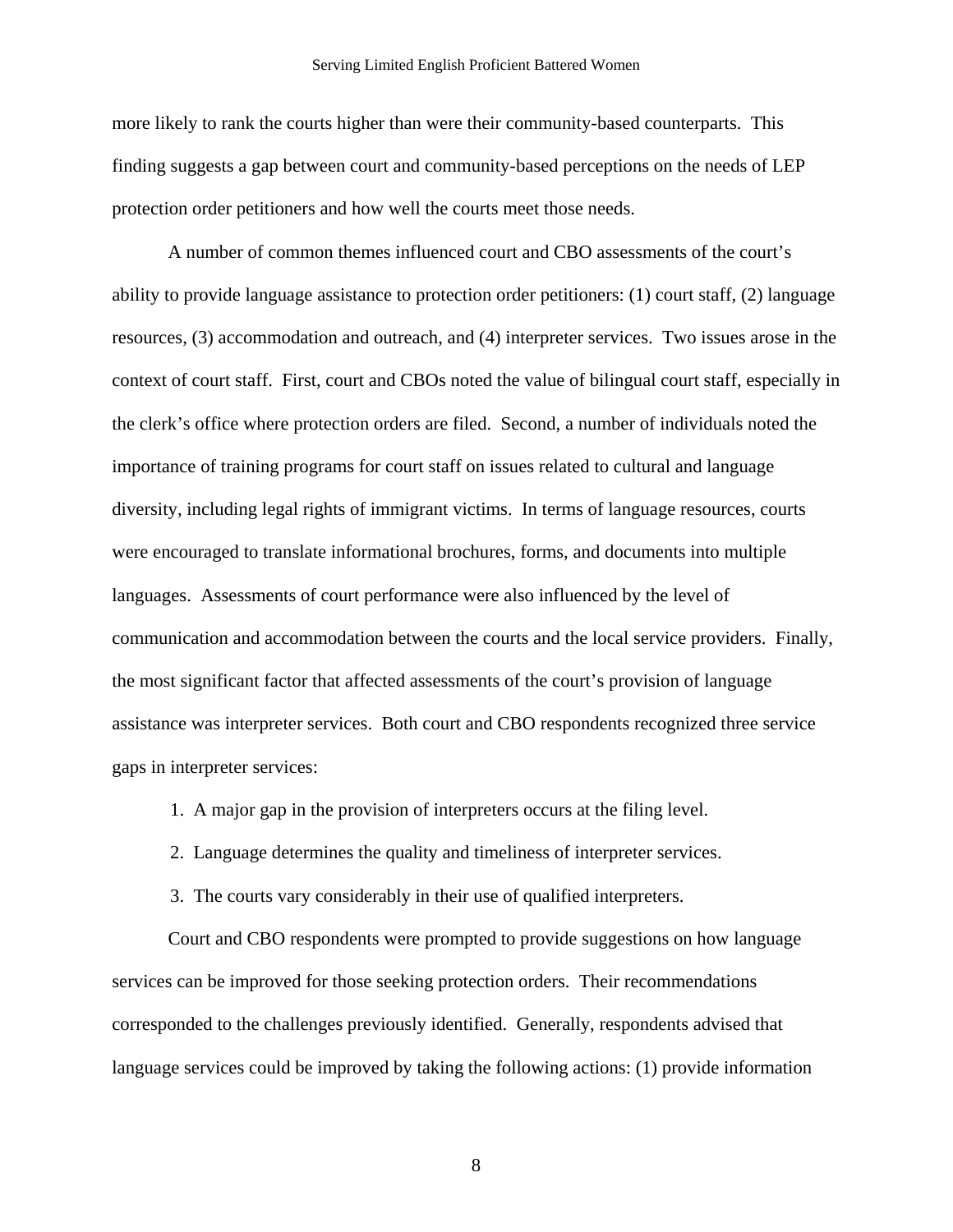more likely to rank the courts higher than were their community-based counterparts. This finding suggests a gap between court and community-based perceptions on the needs of LEP protection order petitioners and how well the courts meet those needs.

A number of common themes influenced court and CBO assessments of the court's ability to provide language assistance to protection order petitioners: (1) court staff, (2) language resources, (3) accommodation and outreach, and (4) interpreter services. Two issues arose in the context of court staff. First, court and CBOs noted the value of bilingual court staff, especially in the clerk's office where protection orders are filed. Second, a number of individuals noted the importance of training programs for court staff on issues related to cultural and language diversity, including legal rights of immigrant victims. In terms of language resources, courts were encouraged to translate informational brochures, forms, and documents into multiple languages. Assessments of court performance were also influenced by the level of communication and accommodation between the courts and the local service providers. Finally, the most significant factor that affected assessments of the court's provision of language assistance was interpreter services. Both court and CBO respondents recognized three service gaps in interpreter services:

1. A major gap in the provision of interpreters occurs at the filing level.
2. Language determines the quality and timeliness of interpreter services.
3. The courts vary considerably in their use of qualified interpreters.

Court and CBO respondents were prompted to provide suggestions on how language services can be improved for those seeking protection orders. Their recommendations corresponded to the challenges previously identified. Generally, respondents advised that language services could be improved by taking the following actions: (1) provide information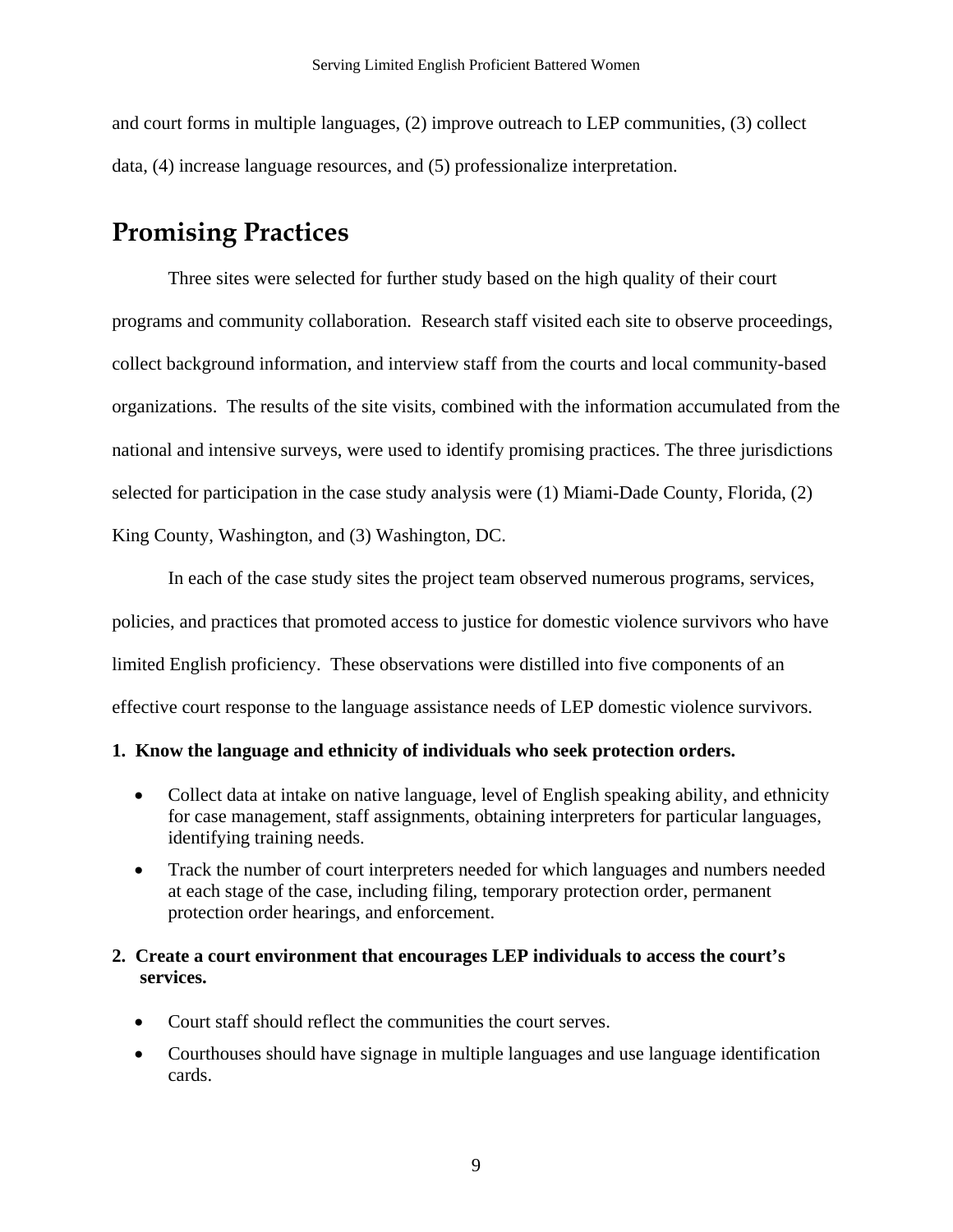and court forms in multiple languages, (2) improve outreach to LEP communities, (3) collect data, (4) increase language resources, and (5) professionalize interpretation.

## Promising Practices

Three sites were selected for further study based on the high quality of their court programs and community collaboration. Research staff visited each site to observe proceedings, collect background information, and interview staff from the courts and local community-based organizations. The results of the site visits, combined with the information accumulated from the national and intensive surveys, were used to identify promising practices. The three jurisdictions selected for participation in the case study analysis were (1) Miami-Dade County, Florida, (2) King County, Washington, and (3) Washington, DC.

In each of the case study sites the project team observed numerous programs, services, policies, and practices that promoted access to justice for domestic violence survivors who have limited English proficiency. These observations were distilled into five components of an effective court response to the language assistance needs of LEP domestic violence survivors.

**1. Know the language and ethnicity of individuals who seek protection orders.**

- Collect data at intake on native language, level of English speaking ability, and ethnicity for case management, staff assignments, obtaining interpreters for particular languages, identifying training needs.
- Track the number of court interpreters needed for which languages and numbers needed at each stage of the case, including filing, temporary protection order, permanent protection order hearings, and enforcement.

**2. Create a court environment that encourages LEP individuals to access the court's services.**

- Court staff should reflect the communities the court serves.
- Courthouses should have signage in multiple languages and use language identification cards.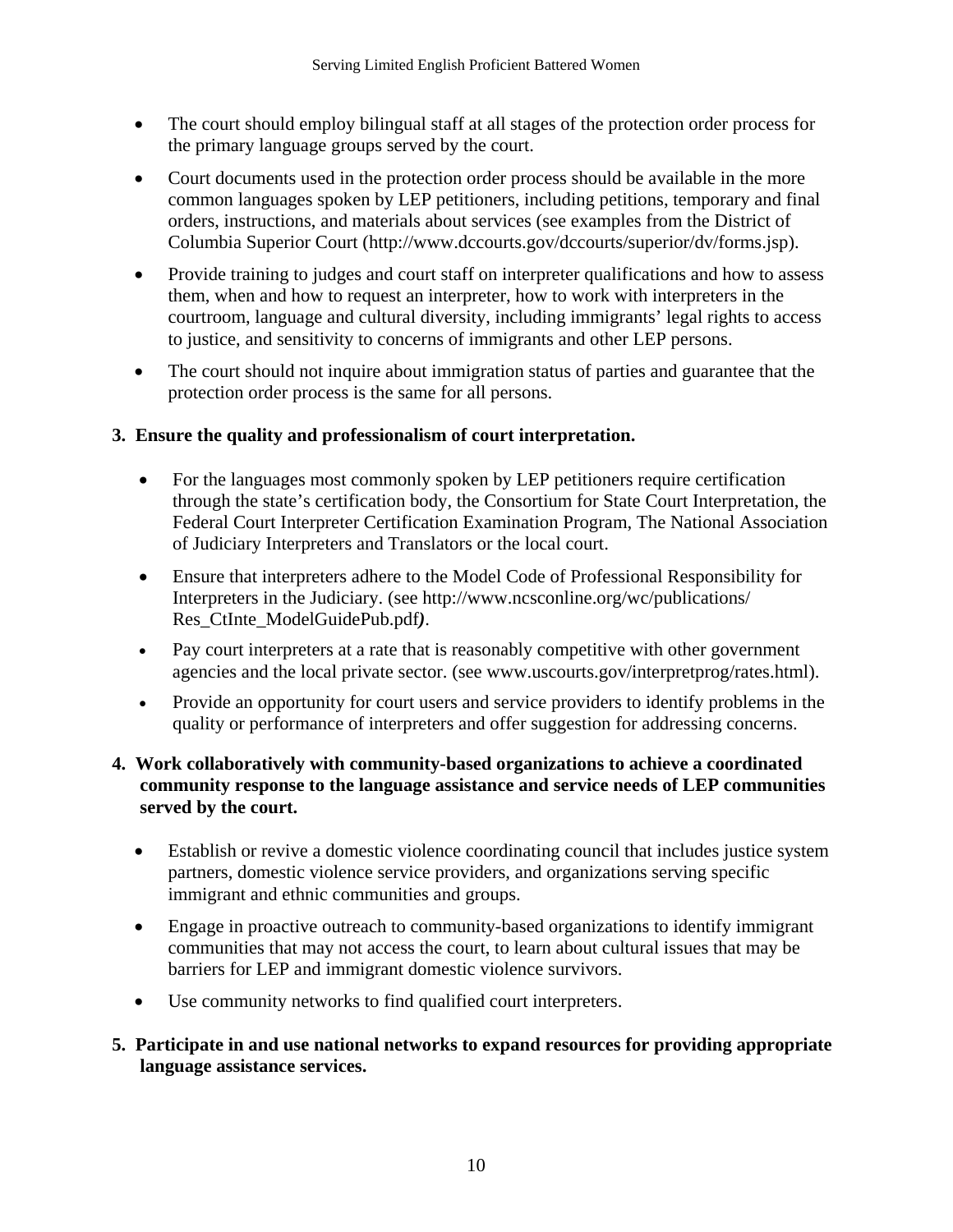- The court should employ bilingual staff at all stages of the protection order process for the primary language groups served by the court.
- Court documents used in the protection order process should be available in the more common languages spoken by LEP petitioners, including petitions, temporary and final orders, instructions, and materials about services (see examples from the District of Columbia Superior Court (http://www.dccourts.gov/dccourts/superior/dv/forms.jsp).
- Provide training to judges and court staff on interpreter qualifications and how to assess them, when and how to request an interpreter, how to work with interpreters in the courtroom, language and cultural diversity, including immigrants' legal rights to access to justice, and sensitivity to concerns of immigrants and other LEP persons.
- The court should not inquire about immigration status of parties and guarantee that the protection order process is the same for all persons.

**3. Ensure the quality and professionalism of court interpretation.**

- For the languages most commonly spoken by LEP petitioners require certification through the state's certification body, the Consortium for State Court Interpretation, the Federal Court Interpreter Certification Examination Program, The National Association of Judiciary Interpreters and Translators or the local court.
- Ensure that interpreters adhere to the Model Code of Professional Responsibility for Interpreters in the Judiciary. (see http://www.ncsconline.org/wc/publications/Res_CtInte_ModelGuidePub.pdf*)*.
- Pay court interpreters at a rate that is reasonably competitive with other government agencies and the local private sector. (see www.uscourts.gov/interpretprog/rates.html).
- Provide an opportunity for court users and service providers to identify problems in the quality or performance of interpreters and offer suggestion for addressing concerns.

**4. Work collaboratively with community-based organizations to achieve a coordinated community response to the language assistance and service needs of LEP communities served by the court.**

- Establish or revive a domestic violence coordinating council that includes justice system partners, domestic violence service providers, and organizations serving specific immigrant and ethnic communities and groups.
- Engage in proactive outreach to community-based organizations to identify immigrant communities that may not access the court, to learn about cultural issues that may be barriers for LEP and immigrant domestic violence survivors.
- Use community networks to find qualified court interpreters.

**5. Participate in and use national networks to expand resources for providing appropriate language assistance services.**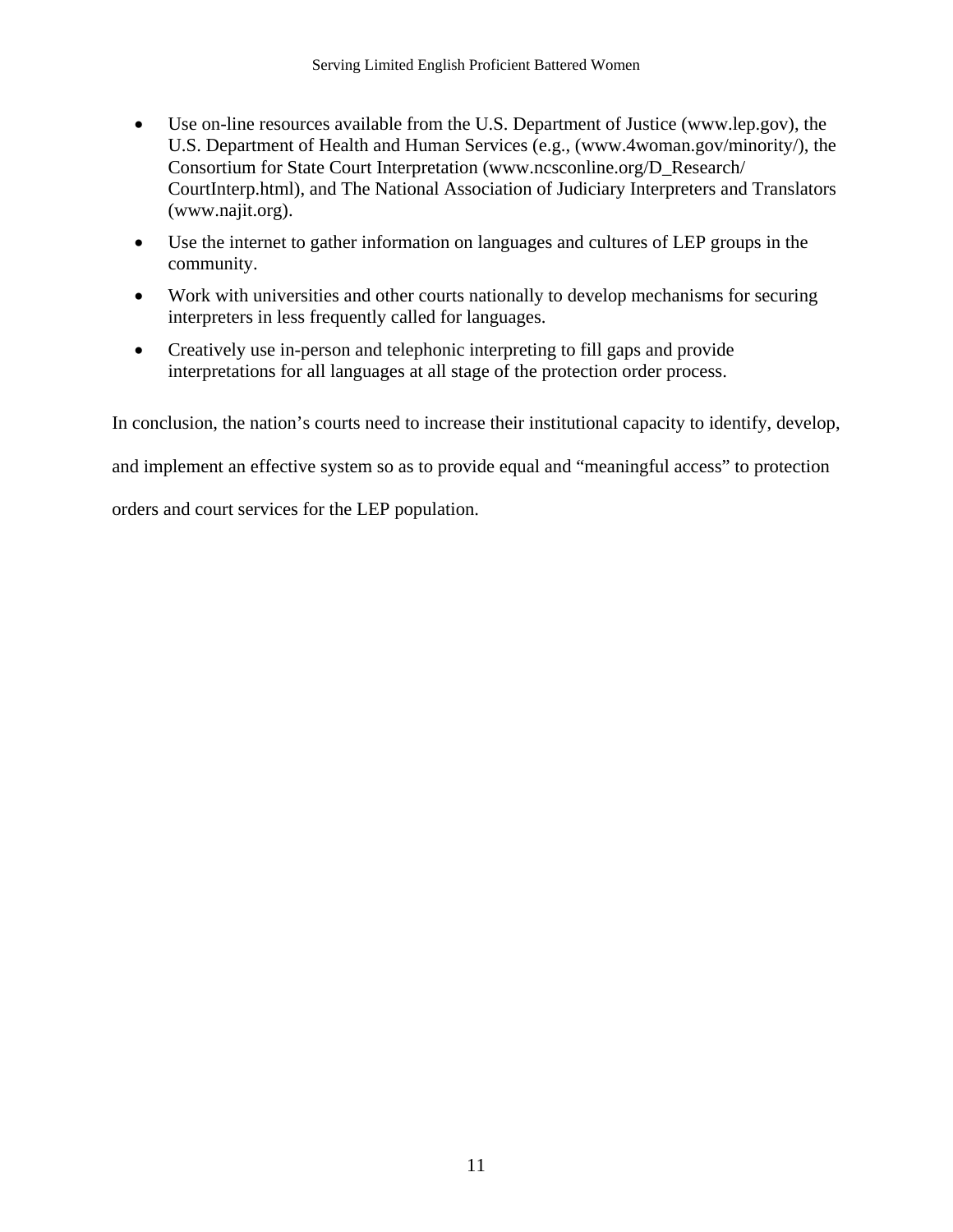- Use on-line resources available from the U.S. Department of Justice (www.lep.gov), the U.S. Department of Health and Human Services (e.g., (www.4woman.gov/minority/), the Consortium for State Court Interpretation (www.ncsconline.org/D_Research/CourtInterp.html), and The National Association of Judiciary Interpreters and Translators (www.najit.org).
- Use the internet to gather information on languages and cultures of LEP groups in the community.
- Work with universities and other courts nationally to develop mechanisms for securing interpreters in less frequently called for languages.
- Creatively use in-person and telephonic interpreting to fill gaps and provide interpretations for all languages at all stage of the protection order process.

In conclusion, the nation's courts need to increase their institutional capacity to identify, develop, and implement an effective system so as to provide equal and "meaningful access" to protection orders and court services for the LEP population.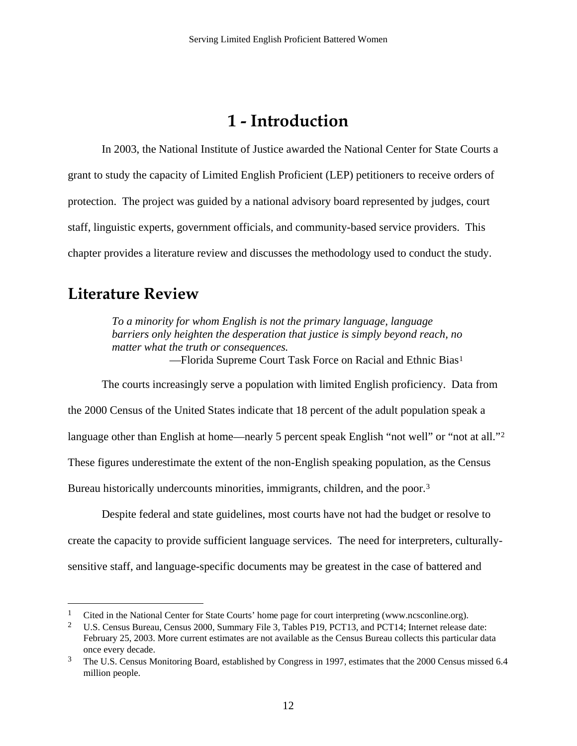# 1 - Introduction

In 2003, the National Institute of Justice awarded the National Center for State Courts a grant to study the capacity of Limited English Proficient (LEP) petitioners to receive orders of protection. The project was guided by a national advisory board represented by judges, court staff, linguistic experts, government officials, and community-based service providers. This chapter provides a literature review and discusses the methodology used to conduct the study.

## Literature Review

> *To a minority for whom English is not the primary language, language barriers only heighten the desperation that justice is simply beyond reach, no matter what the truth or consequences.*
>
> —Florida Supreme Court Task Force on Racial and Ethnic Bias[1]

The courts increasingly serve a population with limited English proficiency. Data from the 2000 Census of the United States indicate that 18 percent of the adult population speak a language other than English at home—nearly 5 percent speak English "not well" or "not at all."[2] These figures underestimate the extent of the non-English speaking population, as the Census Bureau historically undercounts minorities, immigrants, children, and the poor.[3]

Despite federal and state guidelines, most courts have not had the budget or resolve to create the capacity to provide sufficient language services. The need for interpreters, culturally-sensitive staff, and language-specific documents may be greatest in the case of battered and

---

[1] Cited in the National Center for State Courts' home page for court interpreting (www.ncsconline.org).

[2] U.S. Census Bureau, Census 2000, Summary File 3, Tables P19, PCT13, and PCT14; Internet release date: February 25, 2003. More current estimates are not available as the Census Bureau collects this particular data once every decade.

[3] The U.S. Census Monitoring Board, established by Congress in 1997, estimates that the 2000 Census missed 6.4 million people.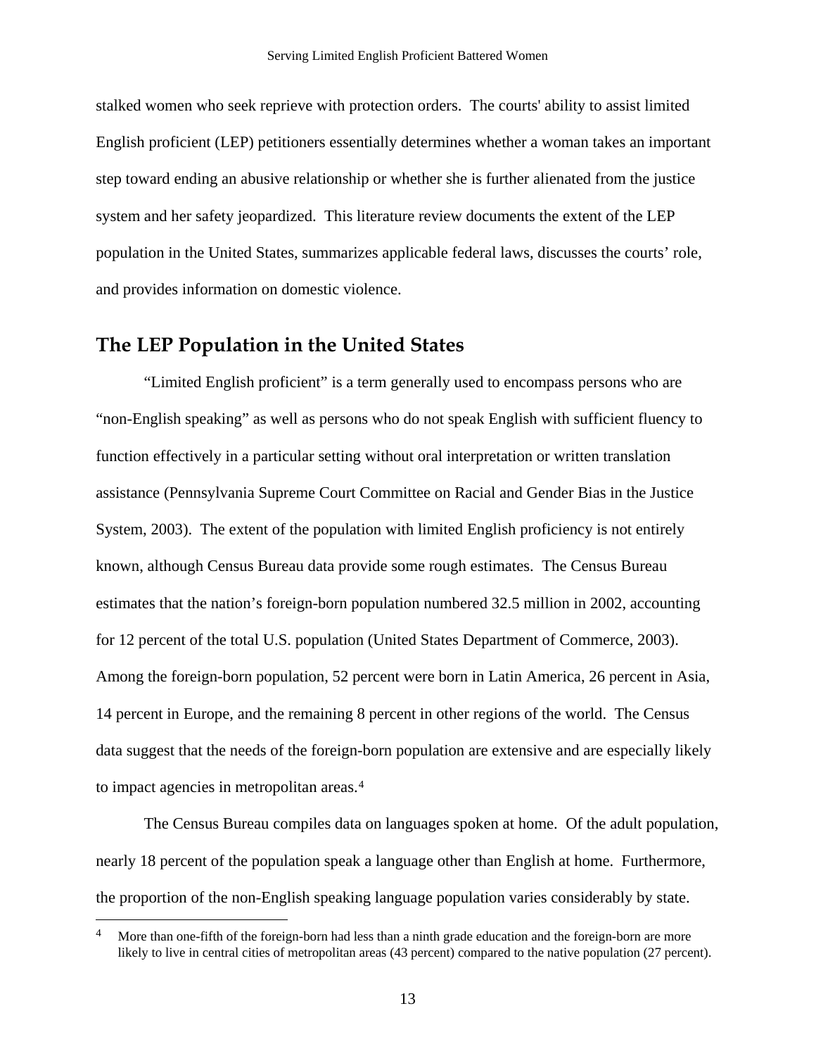stalked women who seek reprieve with protection orders. The courts' ability to assist limited English proficient (LEP) petitioners essentially determines whether a woman takes an important step toward ending an abusive relationship or whether she is further alienated from the justice system and her safety jeopardized. This literature review documents the extent of the LEP population in the United States, summarizes applicable federal laws, discusses the courts' role, and provides information on domestic violence.

## The LEP Population in the United States

"Limited English proficient" is a term generally used to encompass persons who are "non-English speaking" as well as persons who do not speak English with sufficient fluency to function effectively in a particular setting without oral interpretation or written translation assistance (Pennsylvania Supreme Court Committee on Racial and Gender Bias in the Justice System, 2003). The extent of the population with limited English proficiency is not entirely known, although Census Bureau data provide some rough estimates. The Census Bureau estimates that the nation's foreign-born population numbered 32.5 million in 2002, accounting for 12 percent of the total U.S. population (United States Department of Commerce, 2003). Among the foreign-born population, 52 percent were born in Latin America, 26 percent in Asia, 14 percent in Europe, and the remaining 8 percent in other regions of the world. The Census data suggest that the needs of the foreign-born population are extensive and are especially likely to impact agencies in metropolitan areas.[4]

The Census Bureau compiles data on languages spoken at home. Of the adult population, nearly 18 percent of the population speak a language other than English at home. Furthermore, the proportion of the non-English speaking language population varies considerably by state.

[4] More than one-fifth of the foreign-born had less than a ninth grade education and the foreign-born are more likely to live in central cities of metropolitan areas (43 percent) compared to the native population (27 percent).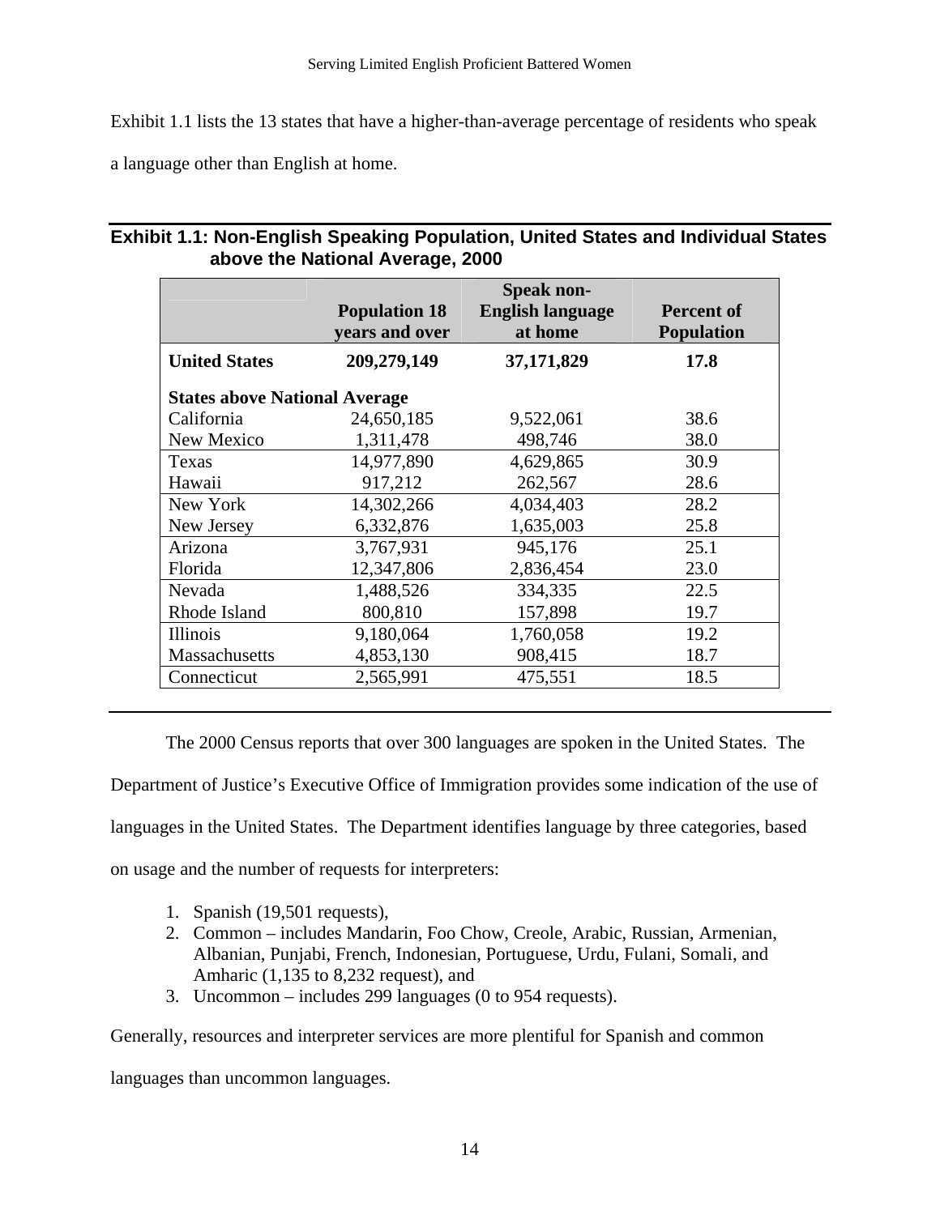Exhibit 1.1 lists the 13 states that have a higher-than-average percentage of residents who speak a language other than English at home.

**Exhibit 1.1: Non-English Speaking Population, United States and Individual States above the National Average, 2000**

| | Population 18 years and over | Speak non-English language at home | Percent of Population |
|---|---|---|---|
| **United States** | **209,279,149** | **37,171,829** | **17.8** |
| **States above National Average** | | | |
| California | 24,650,185 | 9,522,061 | 38.6 |
| New Mexico | 1,311,478 | 498,746 | 38.0 |
| Texas | 14,977,890 | 4,629,865 | 30.9 |
| Hawaii | 917,212 | 262,567 | 28.6 |
| New York | 14,302,266 | 4,034,403 | 28.2 |
| New Jersey | 6,332,876 | 1,635,003 | 25.8 |
| Arizona | 3,767,931 | 945,176 | 25.1 |
| Florida | 12,347,806 | 2,836,454 | 23.0 |
| Nevada | 1,488,526 | 334,335 | 22.5 |
| Rhode Island | 800,810 | 157,898 | 19.7 |
| Illinois | 9,180,064 | 1,760,058 | 19.2 |
| Massachusetts | 4,853,130 | 908,415 | 18.7 |
| Connecticut | 2,565,991 | 475,551 | 18.5 |

The 2000 Census reports that over 300 languages are spoken in the United States. The Department of Justice's Executive Office of Immigration provides some indication of the use of languages in the United States. The Department identifies language by three categories, based on usage and the number of requests for interpreters:

1. Spanish (19,501 requests),
2. Common – includes Mandarin, Foo Chow, Creole, Arabic, Russian, Armenian, Albanian, Punjabi, French, Indonesian, Portuguese, Urdu, Fulani, Somali, and Amharic (1,135 to 8,232 request), and
3. Uncommon – includes 299 languages (0 to 954 requests).

Generally, resources and interpreter services are more plentiful for Spanish and common languages than uncommon languages.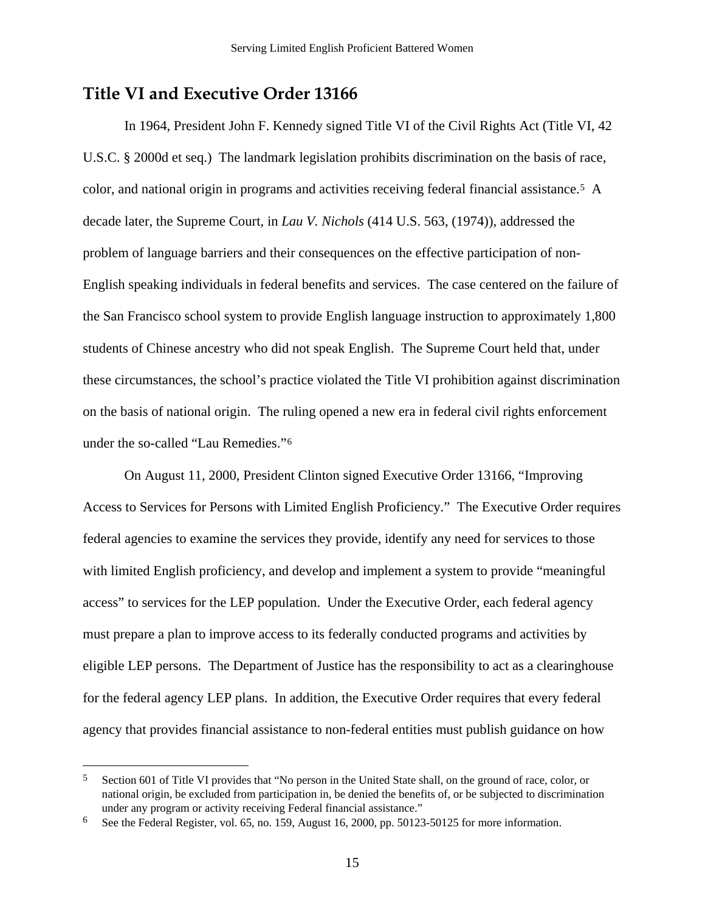## Title VI and Executive Order 13166

In 1964, President John F. Kennedy signed Title VI of the Civil Rights Act (Title VI, 42 U.S.C. § 2000d et seq.) The landmark legislation prohibits discrimination on the basis of race, color, and national origin in programs and activities receiving federal financial assistance.[5] A decade later, the Supreme Court, in *Lau V. Nichols* (414 U.S. 563, (1974)), addressed the problem of language barriers and their consequences on the effective participation of non-English speaking individuals in federal benefits and services. The case centered on the failure of the San Francisco school system to provide English language instruction to approximately 1,800 students of Chinese ancestry who did not speak English. The Supreme Court held that, under these circumstances, the school's practice violated the Title VI prohibition against discrimination on the basis of national origin. The ruling opened a new era in federal civil rights enforcement under the so-called "Lau Remedies."[6]

On August 11, 2000, President Clinton signed Executive Order 13166, "Improving Access to Services for Persons with Limited English Proficiency." The Executive Order requires federal agencies to examine the services they provide, identify any need for services to those with limited English proficiency, and develop and implement a system to provide "meaningful access" to services for the LEP population. Under the Executive Order, each federal agency must prepare a plan to improve access to its federally conducted programs and activities by eligible LEP persons. The Department of Justice has the responsibility to act as a clearinghouse for the federal agency LEP plans. In addition, the Executive Order requires that every federal agency that provides financial assistance to non-federal entities must publish guidance on how

---

[5] Section 601 of Title VI provides that "No person in the United State shall, on the ground of race, color, or national origin, be excluded from participation in, be denied the benefits of, or be subjected to discrimination under any program or activity receiving Federal financial assistance."

[6] See the Federal Register, vol. 65, no. 159, August 16, 2000, pp. 50123-50125 for more information.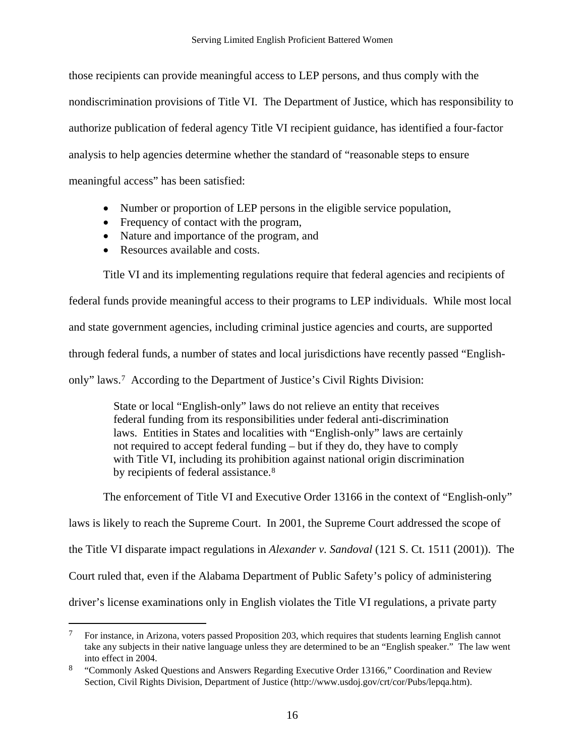those recipients can provide meaningful access to LEP persons, and thus comply with the nondiscrimination provisions of Title VI. The Department of Justice, which has responsibility to authorize publication of federal agency Title VI recipient guidance, has identified a four-factor analysis to help agencies determine whether the standard of "reasonable steps to ensure meaningful access" has been satisfied:

- Number or proportion of LEP persons in the eligible service population,
- Frequency of contact with the program,
- Nature and importance of the program, and
- Resources available and costs.

Title VI and its implementing regulations require that federal agencies and recipients of federal funds provide meaningful access to their programs to LEP individuals. While most local and state government agencies, including criminal justice agencies and courts, are supported through federal funds, a number of states and local jurisdictions have recently passed "English-only" laws.[7] According to the Department of Justice's Civil Rights Division:

> State or local "English-only" laws do not relieve an entity that receives federal funding from its responsibilities under federal anti-discrimination laws. Entities in States and localities with "English-only" laws are certainly not required to accept federal funding – but if they do, they have to comply with Title VI, including its prohibition against national origin discrimination by recipients of federal assistance.[8]

The enforcement of Title VI and Executive Order 13166 in the context of "English-only" laws is likely to reach the Supreme Court. In 2001, the Supreme Court addressed the scope of the Title VI disparate impact regulations in *Alexander v. Sandoval* (121 S. Ct. 1511 (2001)). The Court ruled that, even if the Alabama Department of Public Safety's policy of administering driver's license examinations only in English violates the Title VI regulations, a private party

---

[7] For instance, in Arizona, voters passed Proposition 203, which requires that students learning English cannot take any subjects in their native language unless they are determined to be an "English speaker." The law went into effect in 2004.

[8] "Commonly Asked Questions and Answers Regarding Executive Order 13166," Coordination and Review Section, Civil Rights Division, Department of Justice (http://www.usdoj.gov/crt/cor/Pubs/lepqa.htm).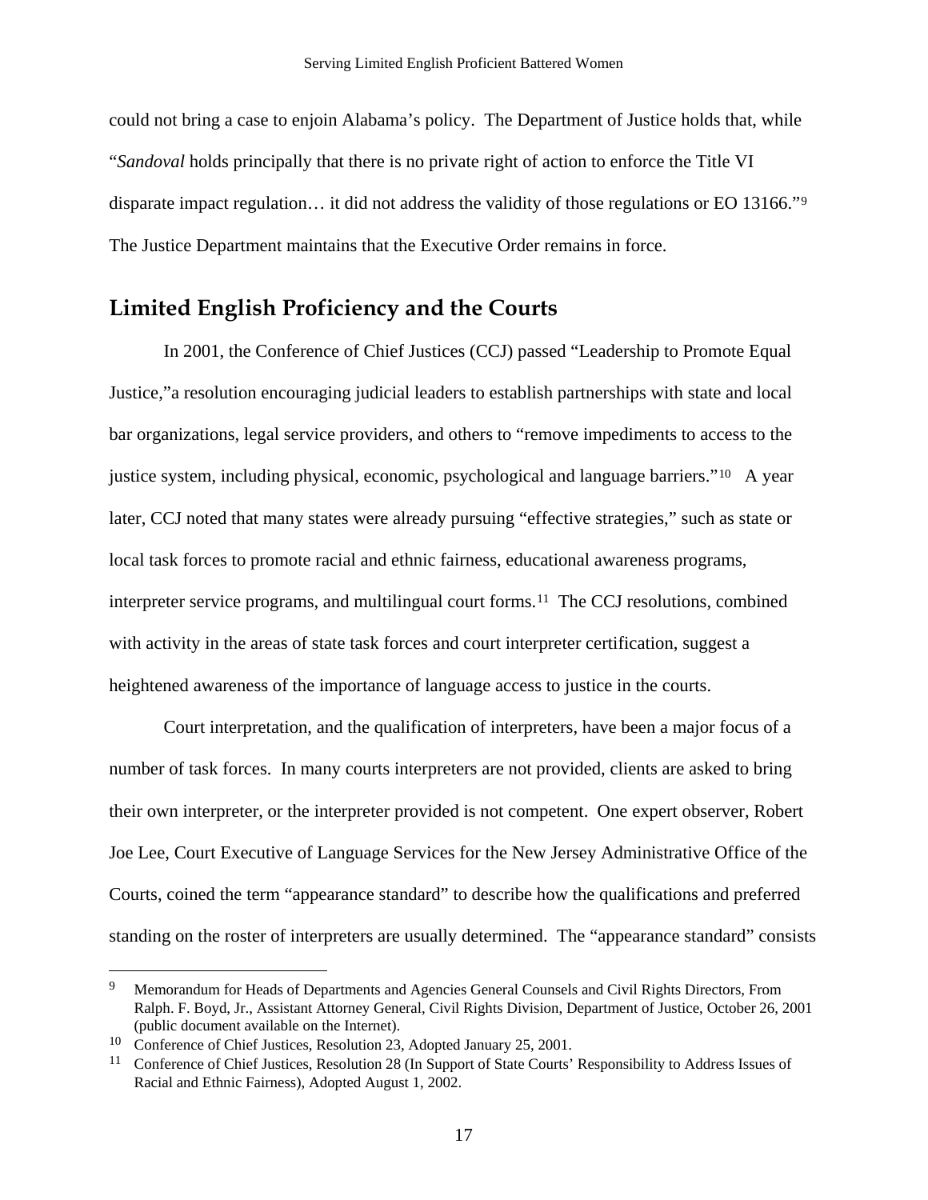could not bring a case to enjoin Alabama's policy. The Department of Justice holds that, while "*Sandoval* holds principally that there is no private right of action to enforce the Title VI disparate impact regulation… it did not address the validity of those regulations or EO 13166."[9] The Justice Department maintains that the Executive Order remains in force.

## Limited English Proficiency and the Courts

In 2001, the Conference of Chief Justices (CCJ) passed "Leadership to Promote Equal Justice,"a resolution encouraging judicial leaders to establish partnerships with state and local bar organizations, legal service providers, and others to "remove impediments to access to the justice system, including physical, economic, psychological and language barriers."[10] A year later, CCJ noted that many states were already pursuing "effective strategies," such as state or local task forces to promote racial and ethnic fairness, educational awareness programs, interpreter service programs, and multilingual court forms.[11] The CCJ resolutions, combined with activity in the areas of state task forces and court interpreter certification, suggest a heightened awareness of the importance of language access to justice in the courts.

Court interpretation, and the qualification of interpreters, have been a major focus of a number of task forces. In many courts interpreters are not provided, clients are asked to bring their own interpreter, or the interpreter provided is not competent. One expert observer, Robert Joe Lee, Court Executive of Language Services for the New Jersey Administrative Office of the Courts, coined the term "appearance standard" to describe how the qualifications and preferred standing on the roster of interpreters are usually determined. The "appearance standard" consists

---

[9] Memorandum for Heads of Departments and Agencies General Counsels and Civil Rights Directors, From Ralph. F. Boyd, Jr., Assistant Attorney General, Civil Rights Division, Department of Justice, October 26, 2001 (public document available on the Internet).

[10] Conference of Chief Justices, Resolution 23, Adopted January 25, 2001.

[11] Conference of Chief Justices, Resolution 28 (In Support of State Courts' Responsibility to Address Issues of Racial and Ethnic Fairness), Adopted August 1, 2002.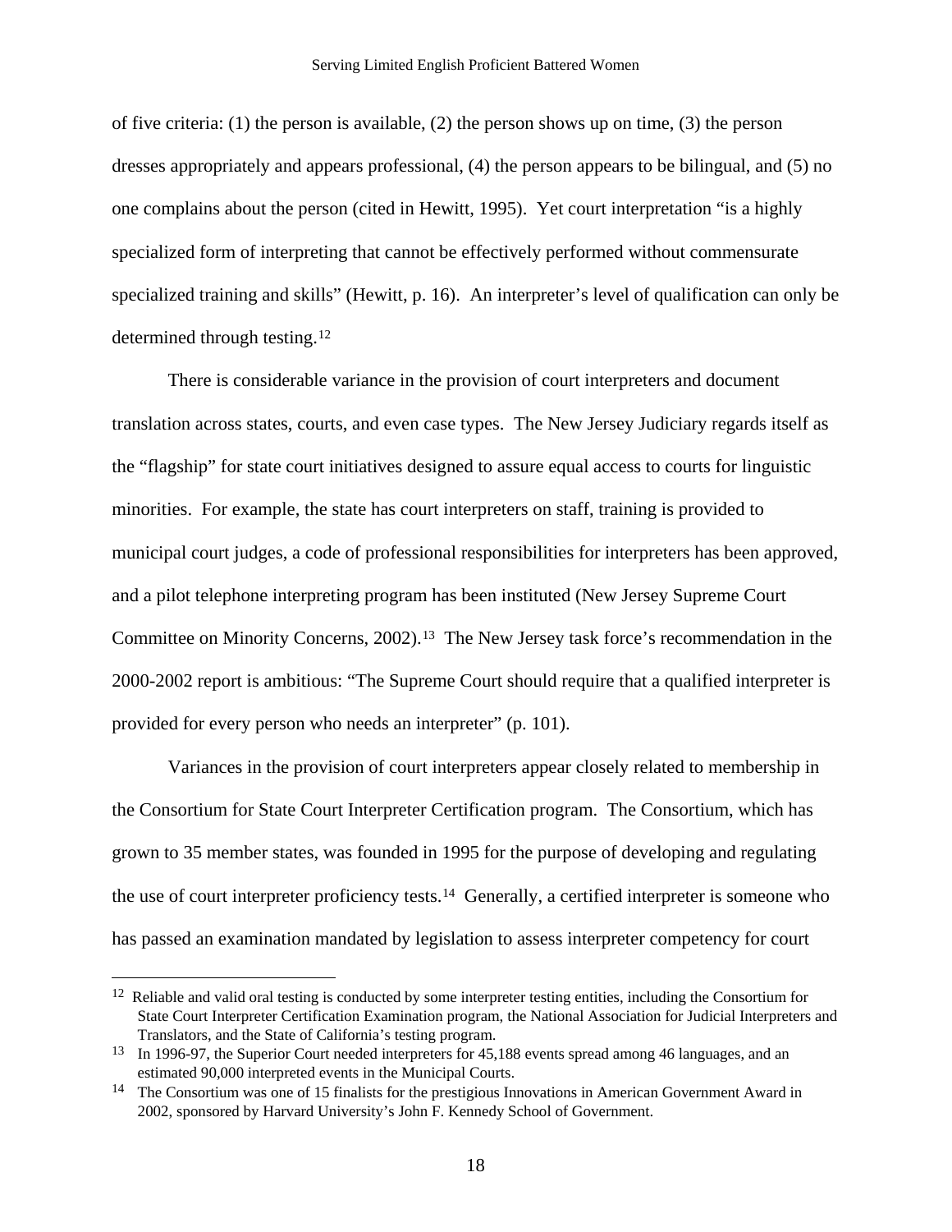of five criteria: (1) the person is available, (2) the person shows up on time, (3) the person dresses appropriately and appears professional, (4) the person appears to be bilingual, and (5) no one complains about the person (cited in Hewitt, 1995). Yet court interpretation "is a highly specialized form of interpreting that cannot be effectively performed without commensurate specialized training and skills" (Hewitt, p. 16). An interpreter's level of qualification can only be determined through testing.[12]

There is considerable variance in the provision of court interpreters and document translation across states, courts, and even case types. The New Jersey Judiciary regards itself as the "flagship" for state court initiatives designed to assure equal access to courts for linguistic minorities. For example, the state has court interpreters on staff, training is provided to municipal court judges, a code of professional responsibilities for interpreters has been approved, and a pilot telephone interpreting program has been instituted (New Jersey Supreme Court Committee on Minority Concerns, 2002).[13] The New Jersey task force's recommendation in the 2000-2002 report is ambitious: "The Supreme Court should require that a qualified interpreter is provided for every person who needs an interpreter" (p. 101).

Variances in the provision of court interpreters appear closely related to membership in the Consortium for State Court Interpreter Certification program. The Consortium, which has grown to 35 member states, was founded in 1995 for the purpose of developing and regulating the use of court interpreter proficiency tests.[14] Generally, a certified interpreter is someone who has passed an examination mandated by legislation to assess interpreter competency for court

---

[12] Reliable and valid oral testing is conducted by some interpreter testing entities, including the Consortium for State Court Interpreter Certification Examination program, the National Association for Judicial Interpreters and Translators, and the State of California's testing program.

[13] In 1996-97, the Superior Court needed interpreters for 45,188 events spread among 46 languages, and an estimated 90,000 interpreted events in the Municipal Courts.

[14] The Consortium was one of 15 finalists for the prestigious Innovations in American Government Award in 2002, sponsored by Harvard University's John F. Kennedy School of Government.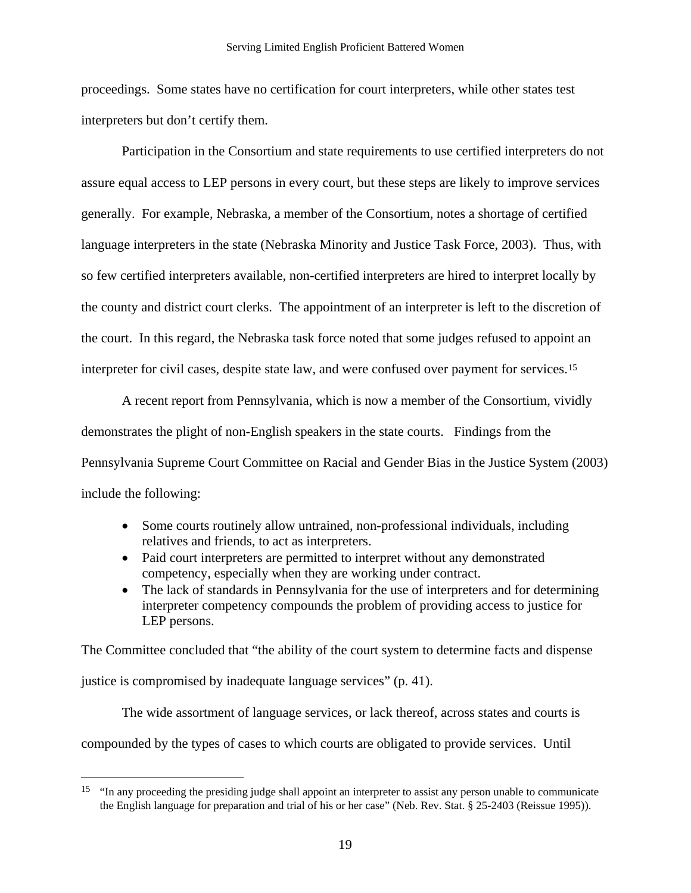proceedings. Some states have no certification for court interpreters, while other states test interpreters but don't certify them.

Participation in the Consortium and state requirements to use certified interpreters do not assure equal access to LEP persons in every court, but these steps are likely to improve services generally. For example, Nebraska, a member of the Consortium, notes a shortage of certified language interpreters in the state (Nebraska Minority and Justice Task Force, 2003). Thus, with so few certified interpreters available, non-certified interpreters are hired to interpret locally by the county and district court clerks. The appointment of an interpreter is left to the discretion of the court. In this regard, the Nebraska task force noted that some judges refused to appoint an interpreter for civil cases, despite state law, and were confused over payment for services.[15]

A recent report from Pennsylvania, which is now a member of the Consortium, vividly demonstrates the plight of non-English speakers in the state courts. Findings from the Pennsylvania Supreme Court Committee on Racial and Gender Bias in the Justice System (2003) include the following:

- Some courts routinely allow untrained, non-professional individuals, including relatives and friends, to act as interpreters.
- Paid court interpreters are permitted to interpret without any demonstrated competency, especially when they are working under contract.
- The lack of standards in Pennsylvania for the use of interpreters and for determining interpreter competency compounds the problem of providing access to justice for LEP persons.

The Committee concluded that "the ability of the court system to determine facts and dispense justice is compromised by inadequate language services" (p. 41).

The wide assortment of language services, or lack thereof, across states and courts is compounded by the types of cases to which courts are obligated to provide services. Until

---

[15] "In any proceeding the presiding judge shall appoint an interpreter to assist any person unable to communicate the English language for preparation and trial of his or her case" (Neb. Rev. Stat. § 25-2403 (Reissue 1995)).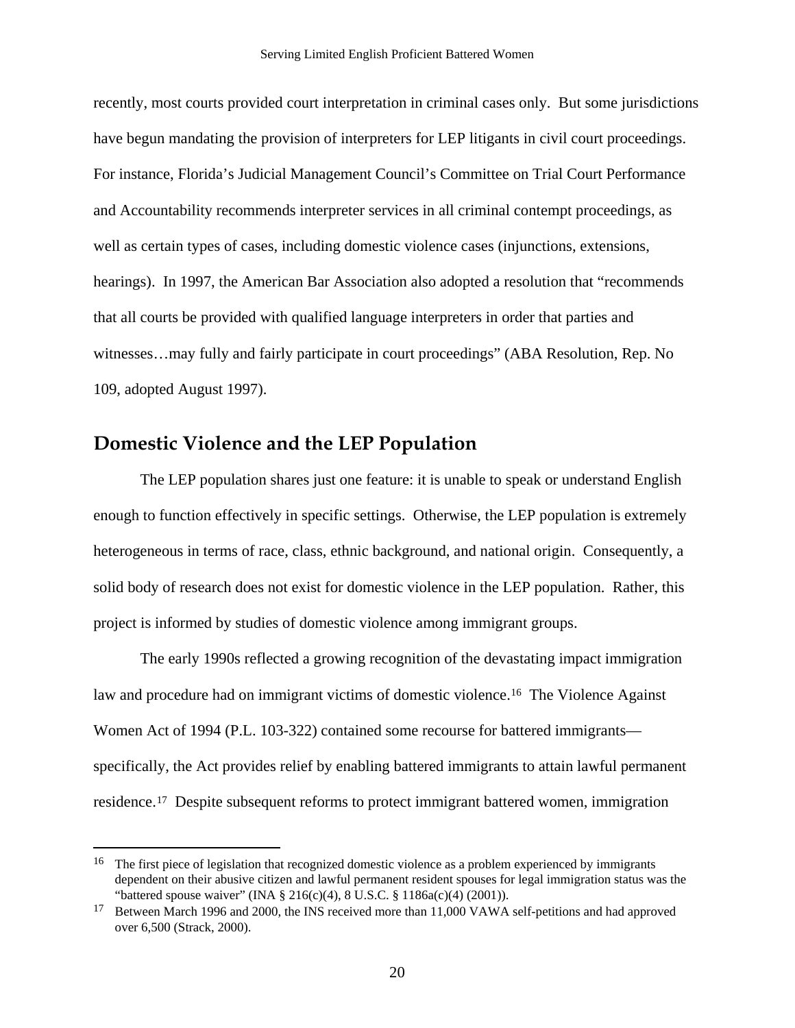recently, most courts provided court interpretation in criminal cases only. But some jurisdictions have begun mandating the provision of interpreters for LEP litigants in civil court proceedings. For instance, Florida's Judicial Management Council's Committee on Trial Court Performance and Accountability recommends interpreter services in all criminal contempt proceedings, as well as certain types of cases, including domestic violence cases (injunctions, extensions, hearings). In 1997, the American Bar Association also adopted a resolution that "recommends that all courts be provided with qualified language interpreters in order that parties and witnesses…may fully and fairly participate in court proceedings" (ABA Resolution, Rep. No 109, adopted August 1997).

## Domestic Violence and the LEP Population

The LEP population shares just one feature: it is unable to speak or understand English enough to function effectively in specific settings. Otherwise, the LEP population is extremely heterogeneous in terms of race, class, ethnic background, and national origin. Consequently, a solid body of research does not exist for domestic violence in the LEP population. Rather, this project is informed by studies of domestic violence among immigrant groups.

The early 1990s reflected a growing recognition of the devastating impact immigration law and procedure had on immigrant victims of domestic violence.[16] The Violence Against Women Act of 1994 (P.L. 103-322) contained some recourse for battered immigrants—specifically, the Act provides relief by enabling battered immigrants to attain lawful permanent residence.[17] Despite subsequent reforms to protect immigrant battered women, immigration

---

[16] The first piece of legislation that recognized domestic violence as a problem experienced by immigrants dependent on their abusive citizen and lawful permanent resident spouses for legal immigration status was the "battered spouse waiver" (INA § 216(c)(4), 8 U.S.C. § 1186a(c)(4) (2001)).

[17] Between March 1996 and 2000, the INS received more than 11,000 VAWA self-petitions and had approved over 6,500 (Strack, 2000).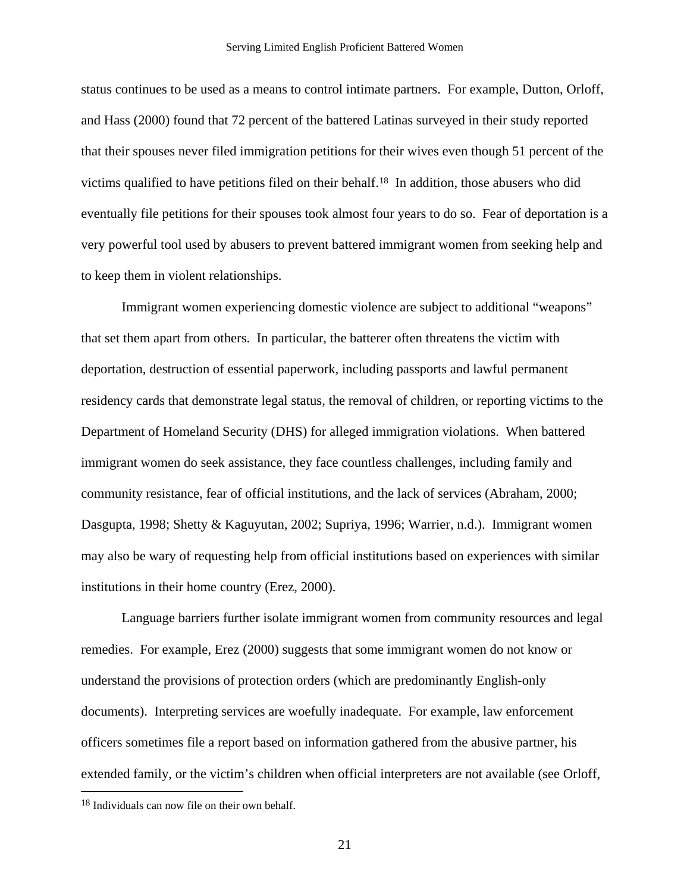status continues to be used as a means to control intimate partners. For example, Dutton, Orloff, and Hass (2000) found that 72 percent of the battered Latinas surveyed in their study reported that their spouses never filed immigration petitions for their wives even though 51 percent of the victims qualified to have petitions filed on their behalf.[18] In addition, those abusers who did eventually file petitions for their spouses took almost four years to do so. Fear of deportation is a very powerful tool used by abusers to prevent battered immigrant women from seeking help and to keep them in violent relationships.

Immigrant women experiencing domestic violence are subject to additional "weapons" that set them apart from others. In particular, the batterer often threatens the victim with deportation, destruction of essential paperwork, including passports and lawful permanent residency cards that demonstrate legal status, the removal of children, or reporting victims to the Department of Homeland Security (DHS) for alleged immigration violations. When battered immigrant women do seek assistance, they face countless challenges, including family and community resistance, fear of official institutions, and the lack of services (Abraham, 2000; Dasgupta, 1998; Shetty & Kaguyutan, 2002; Supriya, 1996; Warrier, n.d.). Immigrant women may also be wary of requesting help from official institutions based on experiences with similar institutions in their home country (Erez, 2000).

Language barriers further isolate immigrant women from community resources and legal remedies. For example, Erez (2000) suggests that some immigrant women do not know or understand the provisions of protection orders (which are predominantly English-only documents). Interpreting services are woefully inadequate. For example, law enforcement officers sometimes file a report based on information gathered from the abusive partner, his extended family, or the victim's children when official interpreters are not available (see Orloff,

[18] Individuals can now file on their own behalf.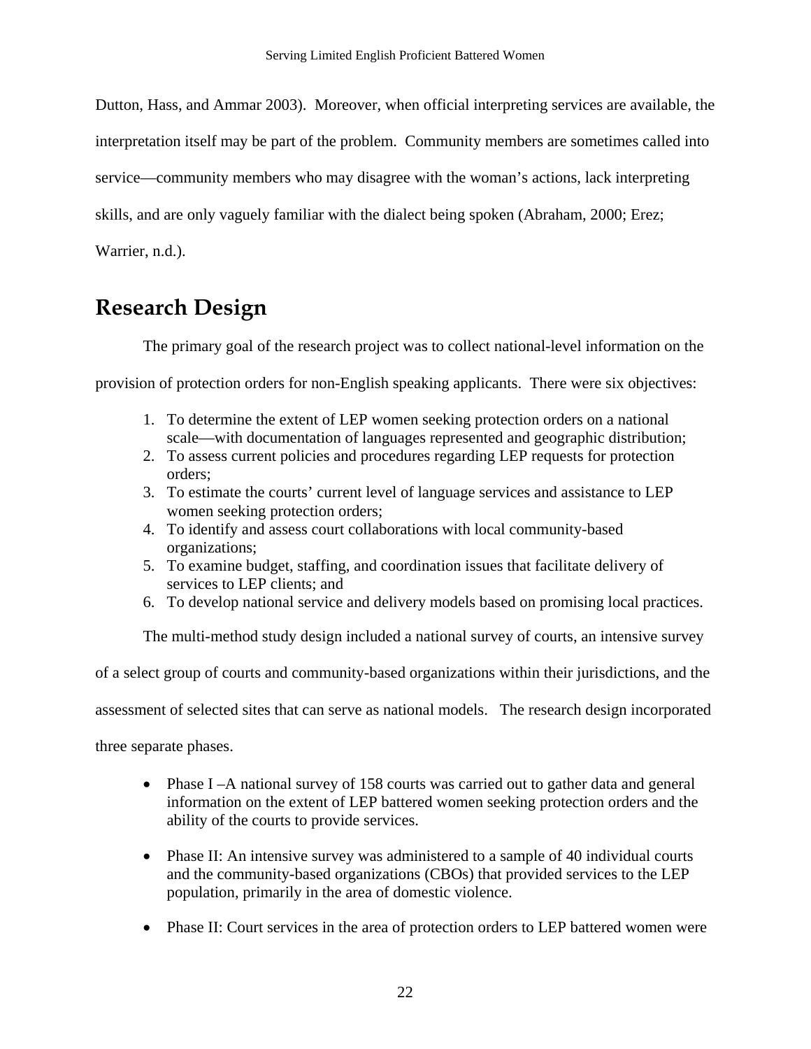Dutton, Hass, and Ammar 2003). Moreover, when official interpreting services are available, the interpretation itself may be part of the problem. Community members are sometimes called into service—community members who may disagree with the woman's actions, lack interpreting skills, and are only vaguely familiar with the dialect being spoken (Abraham, 2000; Erez; Warrier, n.d.).

## Research Design

The primary goal of the research project was to collect national-level information on the provision of protection orders for non-English speaking applicants. There were six objectives:

1. To determine the extent of LEP women seeking protection orders on a national scale—with documentation of languages represented and geographic distribution;
2. To assess current policies and procedures regarding LEP requests for protection orders;
3. To estimate the courts' current level of language services and assistance to LEP women seeking protection orders;
4. To identify and assess court collaborations with local community-based organizations;
5. To examine budget, staffing, and coordination issues that facilitate delivery of services to LEP clients; and
6. To develop national service and delivery models based on promising local practices.

The multi-method study design included a national survey of courts, an intensive survey of a select group of courts and community-based organizations within their jurisdictions, and the assessment of selected sites that can serve as national models. The research design incorporated three separate phases.

- Phase I –A national survey of 158 courts was carried out to gather data and general information on the extent of LEP battered women seeking protection orders and the ability of the courts to provide services.

- Phase II: An intensive survey was administered to a sample of 40 individual courts and the community-based organizations (CBOs) that provided services to the LEP population, primarily in the area of domestic violence.

- Phase II: Court services in the area of protection orders to LEP battered women were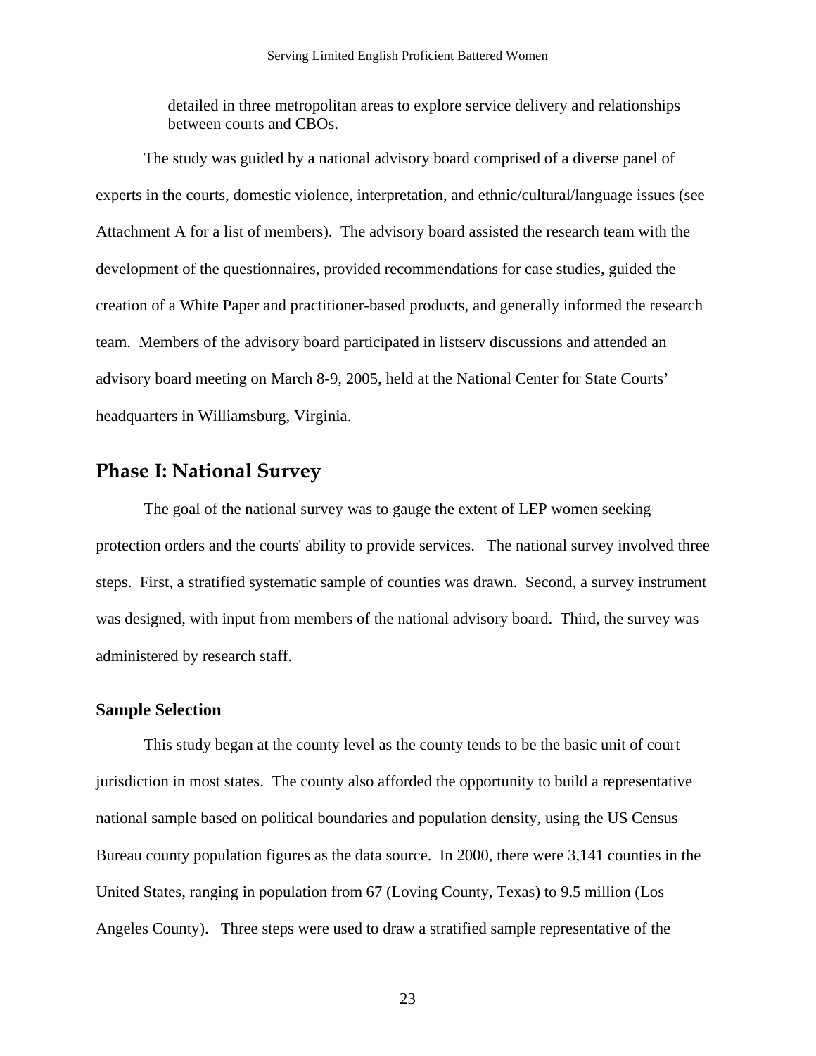detailed in three metropolitan areas to explore service delivery and relationships between courts and CBOs.

The study was guided by a national advisory board comprised of a diverse panel of experts in the courts, domestic violence, interpretation, and ethnic/cultural/language issues (see Attachment A for a list of members). The advisory board assisted the research team with the development of the questionnaires, provided recommendations for case studies, guided the creation of a White Paper and practitioner-based products, and generally informed the research team. Members of the advisory board participated in listserv discussions and attended an advisory board meeting on March 8-9, 2005, held at the National Center for State Courts' headquarters in Williamsburg, Virginia.

## Phase I: National Survey

The goal of the national survey was to gauge the extent of LEP women seeking protection orders and the courts' ability to provide services. The national survey involved three steps. First, a stratified systematic sample of counties was drawn. Second, a survey instrument was designed, with input from members of the national advisory board. Third, the survey was administered by research staff.

### Sample Selection

This study began at the county level as the county tends to be the basic unit of court jurisdiction in most states. The county also afforded the opportunity to build a representative national sample based on political boundaries and population density, using the US Census Bureau county population figures as the data source. In 2000, there were 3,141 counties in the United States, ranging in population from 67 (Loving County, Texas) to 9.5 million (Los Angeles County). Three steps were used to draw a stratified sample representative of the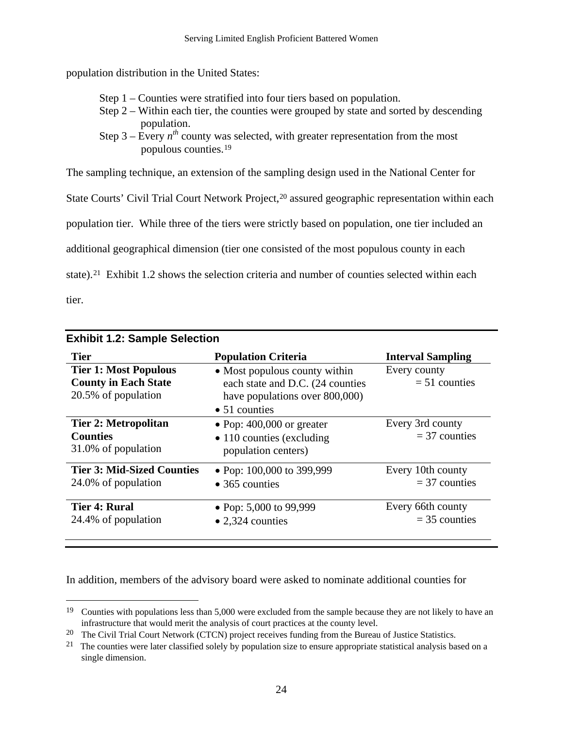population distribution in the United States:

Step 1 – Counties were stratified into four tiers based on population.
Step 2 – Within each tier, the counties were grouped by state and sorted by descending population.
Step 3 – Every $n^{th}$ county was selected, with greater representation from the most populous counties.[19]

The sampling technique, an extension of the sampling design used in the National Center for State Courts' Civil Trial Court Network Project,[20] assured geographic representation within each population tier. While three of the tiers were strictly based on population, one tier included an additional geographical dimension (tier one consisted of the most populous county in each state).[21] Exhibit 1.2 shows the selection criteria and number of counties selected within each tier.

**Exhibit 1.2: Sample Selection**

| Tier | Population Criteria | Interval Sampling |
|---|---|---|
| **Tier 1: Most Populous County in Each State** 20.5% of population | • Most populous county within each state and D.C. (24 counties have populations over 800,000) • 51 counties | Every county = 51 counties |
| **Tier 2: Metropolitan Counties** 31.0% of population | • Pop: 400,000 or greater • 110 counties (excluding population centers) | Every 3rd county = 37 counties |
| **Tier 3: Mid-Sized Counties** 24.0% of population | • Pop: 100,000 to 399,999 • 365 counties | Every 10th county = 37 counties |
| **Tier 4: Rural** 24.4% of population | • Pop: 5,000 to 99,999 • 2,324 counties | Every 66th county = 35 counties |

In addition, members of the advisory board were asked to nominate additional counties for

---

[19] Counties with populations less than 5,000 were excluded from the sample because they are not likely to have an infrastructure that would merit the analysis of court practices at the county level.

[20] The Civil Trial Court Network (CTCN) project receives funding from the Bureau of Justice Statistics.

[21] The counties were later classified solely by population size to ensure appropriate statistical analysis based on a single dimension.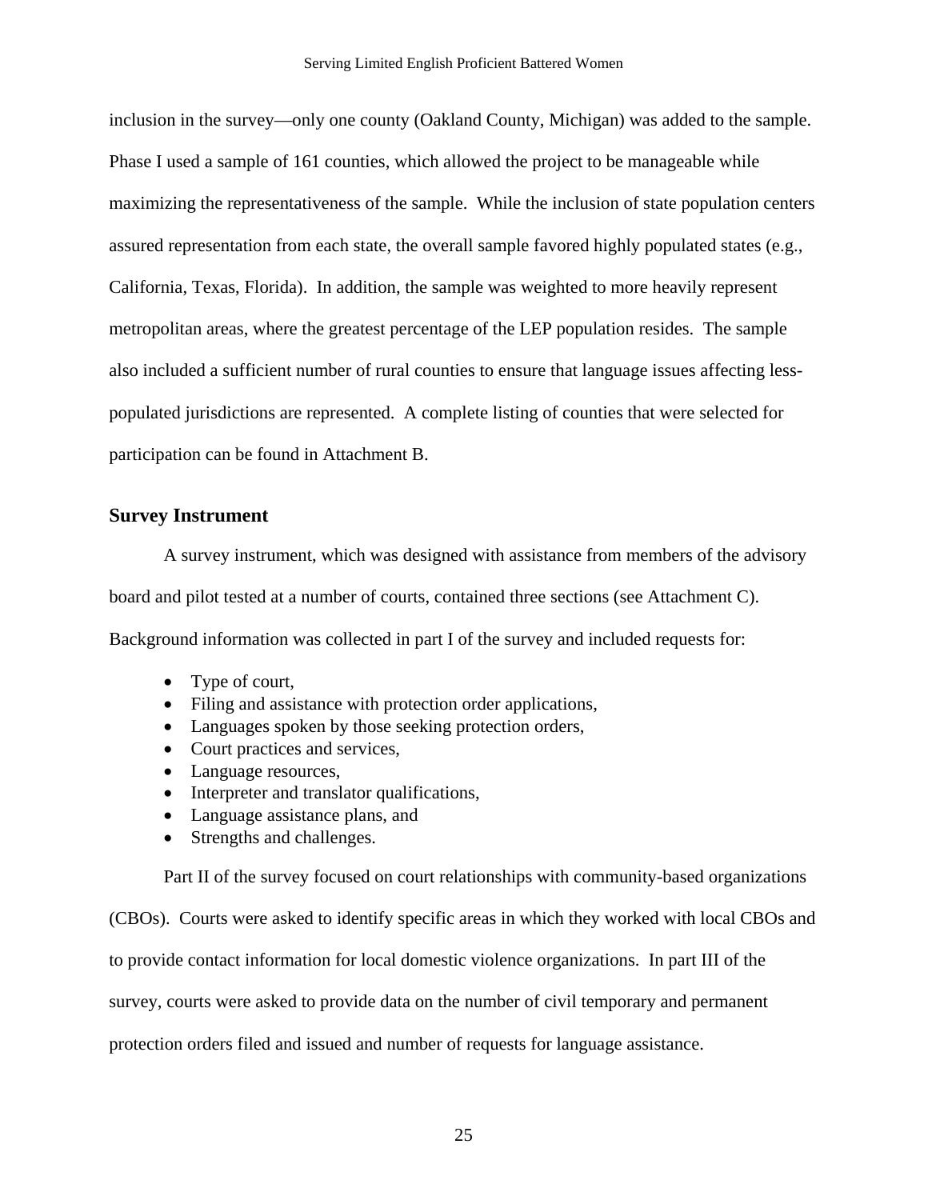inclusion in the survey—only one county (Oakland County, Michigan) was added to the sample. Phase I used a sample of 161 counties, which allowed the project to be manageable while maximizing the representativeness of the sample. While the inclusion of state population centers assured representation from each state, the overall sample favored highly populated states (e.g., California, Texas, Florida). In addition, the sample was weighted to more heavily represent metropolitan areas, where the greatest percentage of the LEP population resides. The sample also included a sufficient number of rural counties to ensure that language issues affecting less-populated jurisdictions are represented. A complete listing of counties that were selected for participation can be found in Attachment B.

## Survey Instrument

A survey instrument, which was designed with assistance from members of the advisory board and pilot tested at a number of courts, contained three sections (see Attachment C). Background information was collected in part I of the survey and included requests for:

- Type of court,
- Filing and assistance with protection order applications,
- Languages spoken by those seeking protection orders,
- Court practices and services,
- Language resources,
- Interpreter and translator qualifications,
- Language assistance plans, and
- Strengths and challenges.

Part II of the survey focused on court relationships with community-based organizations (CBOs). Courts were asked to identify specific areas in which they worked with local CBOs and to provide contact information for local domestic violence organizations. In part III of the survey, courts were asked to provide data on the number of civil temporary and permanent protection orders filed and issued and number of requests for language assistance.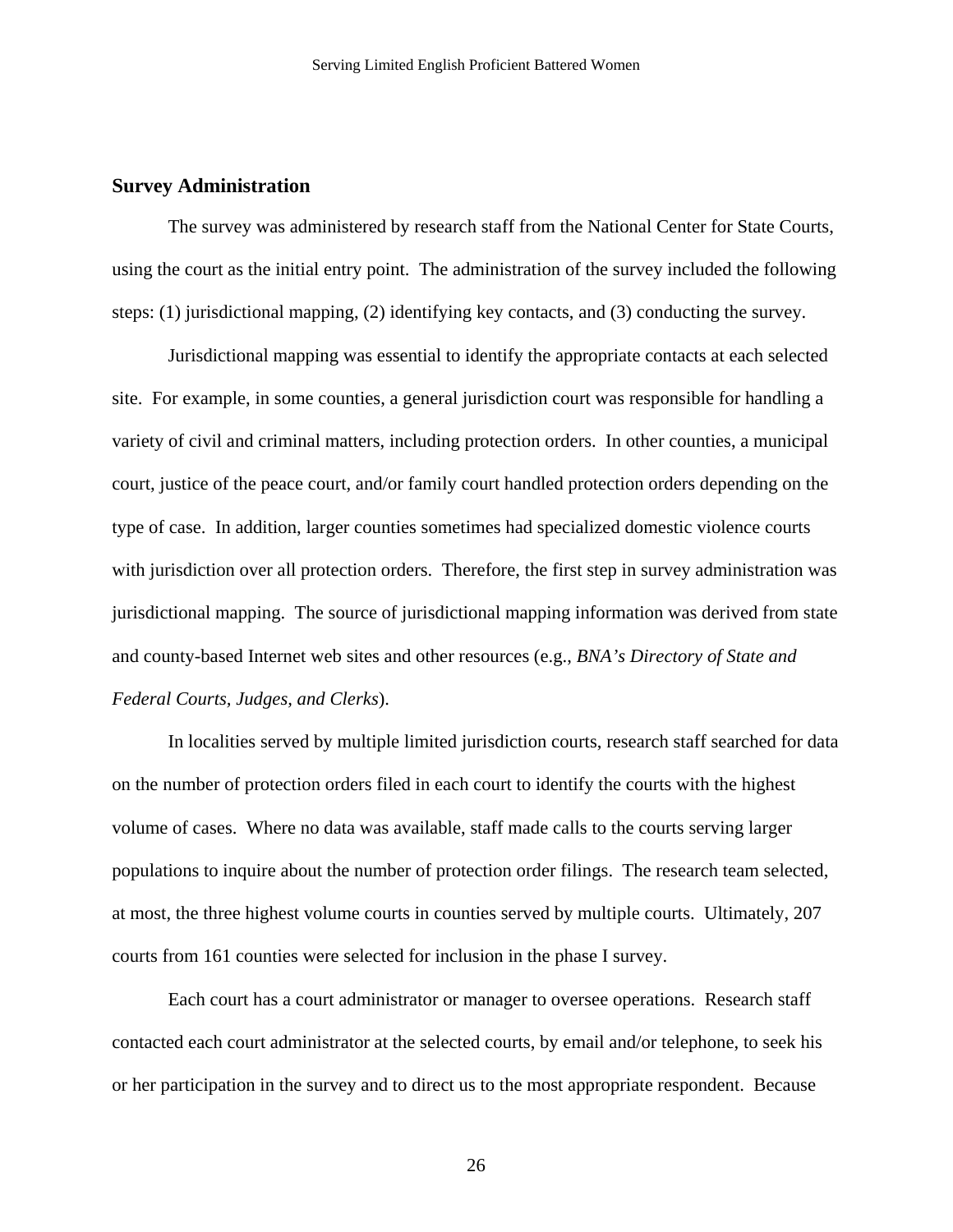## Survey Administration

The survey was administered by research staff from the National Center for State Courts, using the court as the initial entry point. The administration of the survey included the following steps: (1) jurisdictional mapping, (2) identifying key contacts, and (3) conducting the survey.

Jurisdictional mapping was essential to identify the appropriate contacts at each selected site. For example, in some counties, a general jurisdiction court was responsible for handling a variety of civil and criminal matters, including protection orders. In other counties, a municipal court, justice of the peace court, and/or family court handled protection orders depending on the type of case. In addition, larger counties sometimes had specialized domestic violence courts with jurisdiction over all protection orders. Therefore, the first step in survey administration was jurisdictional mapping. The source of jurisdictional mapping information was derived from state and county-based Internet web sites and other resources (e.g., *BNA's Directory of State and Federal Courts, Judges, and Clerks*).

In localities served by multiple limited jurisdiction courts, research staff searched for data on the number of protection orders filed in each court to identify the courts with the highest volume of cases. Where no data was available, staff made calls to the courts serving larger populations to inquire about the number of protection order filings. The research team selected, at most, the three highest volume courts in counties served by multiple courts. Ultimately, 207 courts from 161 counties were selected for inclusion in the phase I survey.

Each court has a court administrator or manager to oversee operations. Research staff contacted each court administrator at the selected courts, by email and/or telephone, to seek his or her participation in the survey and to direct us to the most appropriate respondent. Because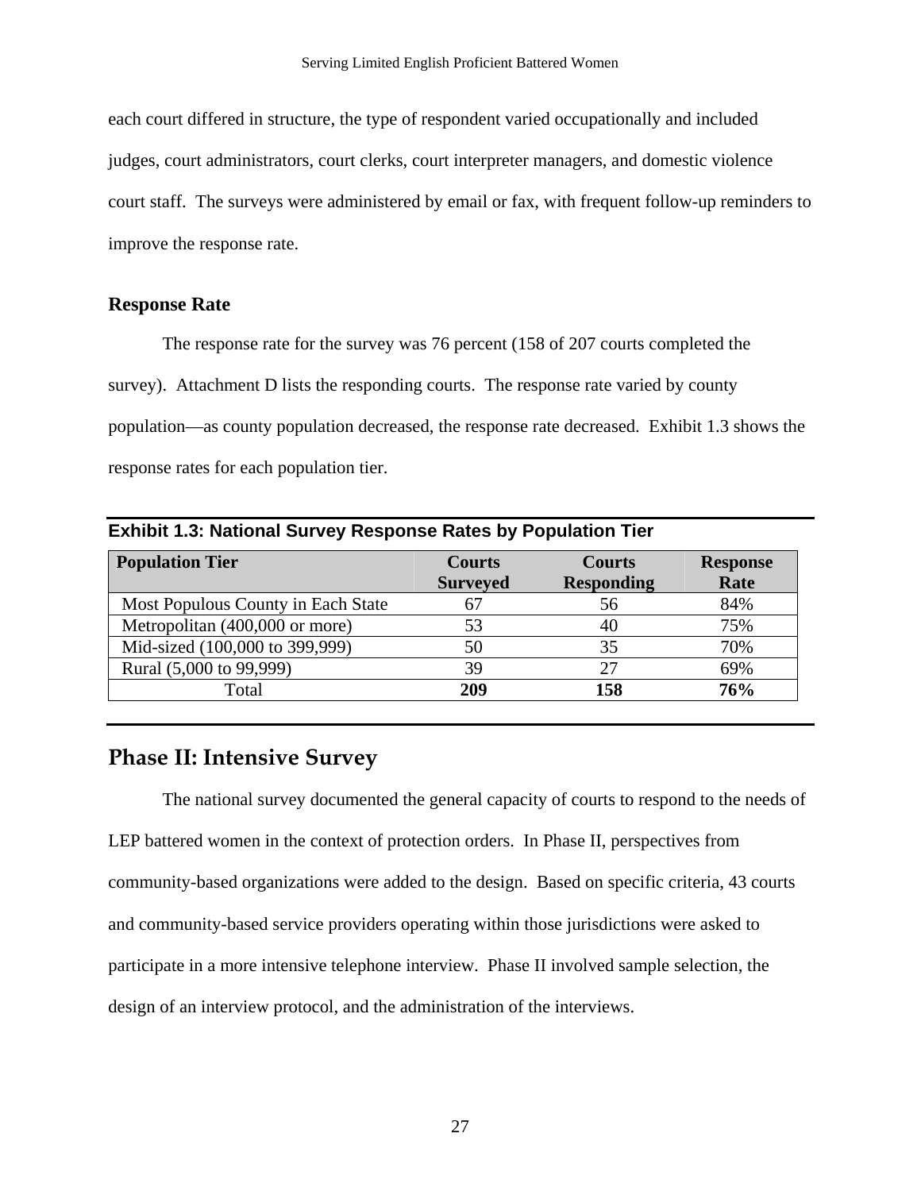each court differed in structure, the type of respondent varied occupationally and included judges, court administrators, court clerks, court interpreter managers, and domestic violence court staff. The surveys were administered by email or fax, with frequent follow-up reminders to improve the response rate.

### Response Rate

The response rate for the survey was 76 percent (158 of 207 courts completed the survey). Attachment D lists the responding courts. The response rate varied by county population—as county population decreased, the response rate decreased. Exhibit 1.3 shows the response rates for each population tier.

**Exhibit 1.3: National Survey Response Rates by Population Tier**

| Population Tier | Courts Surveyed | Courts Responding | Response Rate |
|---|---|---|---|
| Most Populous County in Each State | 67 | 56 | 84% |
| Metropolitan (400,000 or more) | 53 | 40 | 75% |
| Mid-sized (100,000 to 399,999) | 50 | 35 | 70% |
| Rural (5,000 to 99,999) | 39 | 27 | 69% |
| Total | **209** | **158** | **76%** |

## Phase II: Intensive Survey

The national survey documented the general capacity of courts to respond to the needs of LEP battered women in the context of protection orders. In Phase II, perspectives from community-based organizations were added to the design. Based on specific criteria, 43 courts and community-based service providers operating within those jurisdictions were asked to participate in a more intensive telephone interview. Phase II involved sample selection, the design of an interview protocol, and the administration of the interviews.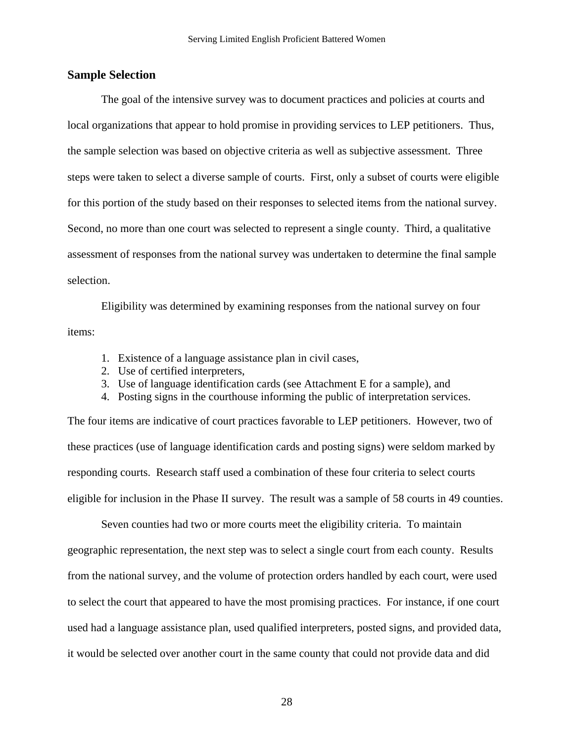## Sample Selection

The goal of the intensive survey was to document practices and policies at courts and local organizations that appear to hold promise in providing services to LEP petitioners. Thus, the sample selection was based on objective criteria as well as subjective assessment. Three steps were taken to select a diverse sample of courts. First, only a subset of courts were eligible for this portion of the study based on their responses to selected items from the national survey. Second, no more than one court was selected to represent a single county. Third, a qualitative assessment of responses from the national survey was undertaken to determine the final sample selection.

Eligibility was determined by examining responses from the national survey on four items:

1. Existence of a language assistance plan in civil cases,
2. Use of certified interpreters,
3. Use of language identification cards (see Attachment E for a sample), and
4. Posting signs in the courthouse informing the public of interpretation services.

The four items are indicative of court practices favorable to LEP petitioners. However, two of these practices (use of language identification cards and posting signs) were seldom marked by responding courts. Research staff used a combination of these four criteria to select courts eligible for inclusion in the Phase II survey. The result was a sample of 58 courts in 49 counties.

Seven counties had two or more courts meet the eligibility criteria. To maintain geographic representation, the next step was to select a single court from each county. Results from the national survey, and the volume of protection orders handled by each court, were used to select the court that appeared to have the most promising practices. For instance, if one court used had a language assistance plan, used qualified interpreters, posted signs, and provided data, it would be selected over another court in the same county that could not provide data and did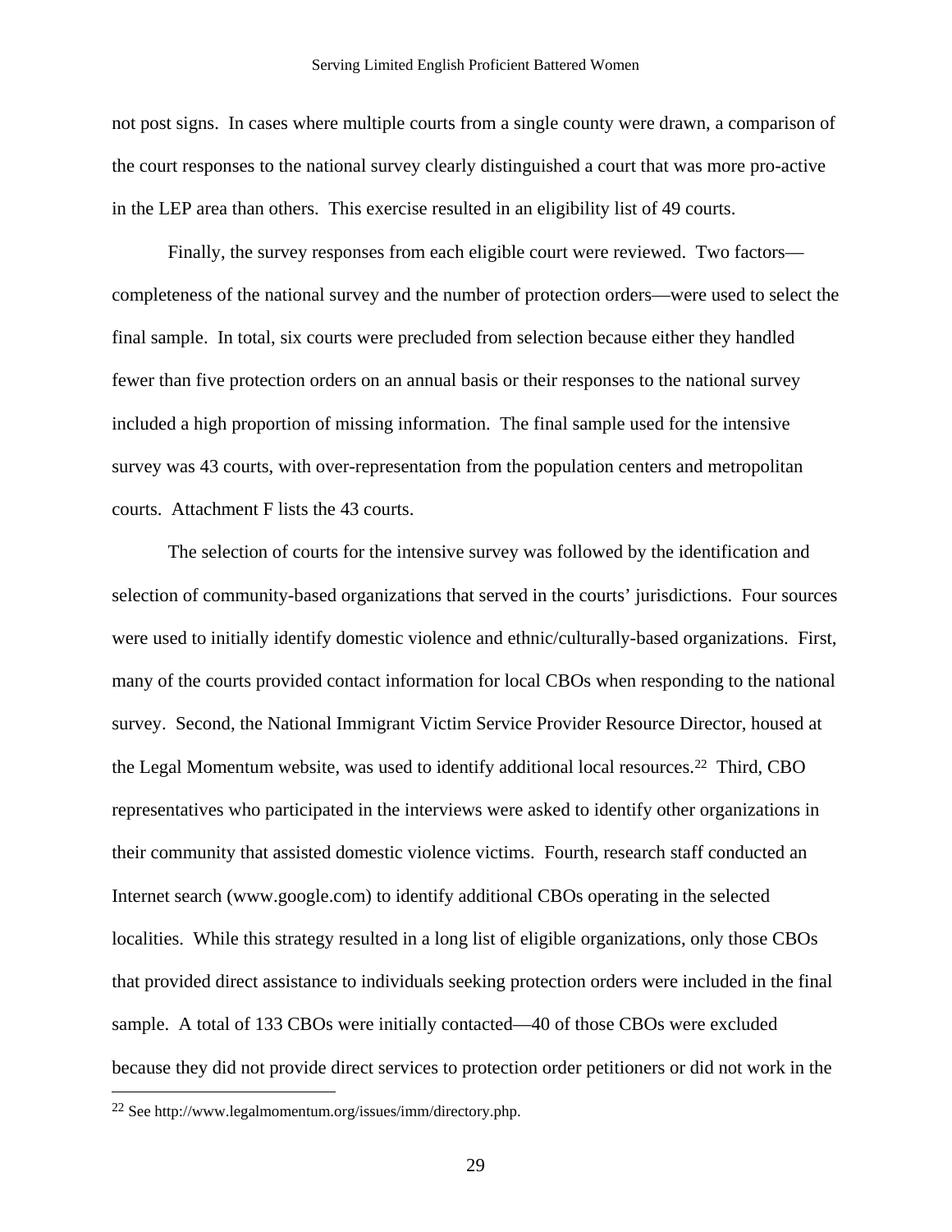not post signs. In cases where multiple courts from a single county were drawn, a comparison of the court responses to the national survey clearly distinguished a court that was more pro-active in the LEP area than others. This exercise resulted in an eligibility list of 49 courts.

Finally, the survey responses from each eligible court were reviewed. Two factors—completeness of the national survey and the number of protection orders—were used to select the final sample. In total, six courts were precluded from selection because either they handled fewer than five protection orders on an annual basis or their responses to the national survey included a high proportion of missing information. The final sample used for the intensive survey was 43 courts, with over-representation from the population centers and metropolitan courts. Attachment F lists the 43 courts.

The selection of courts for the intensive survey was followed by the identification and selection of community-based organizations that served in the courts' jurisdictions. Four sources were used to initially identify domestic violence and ethnic/culturally-based organizations. First, many of the courts provided contact information for local CBOs when responding to the national survey. Second, the National Immigrant Victim Service Provider Resource Director, housed at the Legal Momentum website, was used to identify additional local resources.[22] Third, CBO representatives who participated in the interviews were asked to identify other organizations in their community that assisted domestic violence victims. Fourth, research staff conducted an Internet search (www.google.com) to identify additional CBOs operating in the selected localities. While this strategy resulted in a long list of eligible organizations, only those CBOs that provided direct assistance to individuals seeking protection orders were included in the final sample. A total of 133 CBOs were initially contacted—40 of those CBOs were excluded because they did not provide direct services to protection order petitioners or did not work in the

[22] See http://www.legalmomentum.org/issues/imm/directory.php.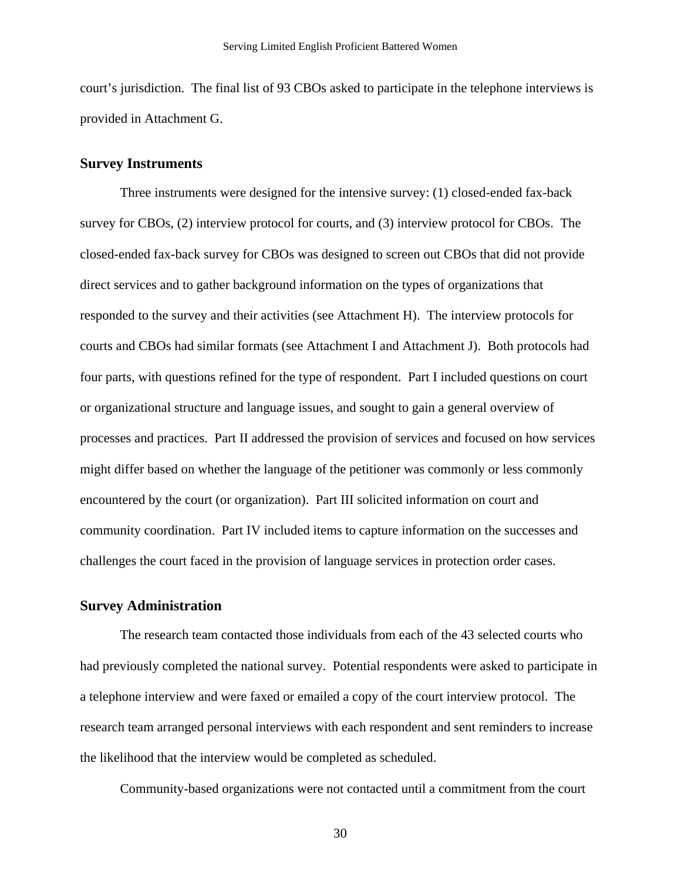court's jurisdiction. The final list of 93 CBOs asked to participate in the telephone interviews is provided in Attachment G.

## Survey Instruments

Three instruments were designed for the intensive survey: (1) closed-ended fax-back survey for CBOs, (2) interview protocol for courts, and (3) interview protocol for CBOs. The closed-ended fax-back survey for CBOs was designed to screen out CBOs that did not provide direct services and to gather background information on the types of organizations that responded to the survey and their activities (see Attachment H). The interview protocols for courts and CBOs had similar formats (see Attachment I and Attachment J). Both protocols had four parts, with questions refined for the type of respondent. Part I included questions on court or organizational structure and language issues, and sought to gain a general overview of processes and practices. Part II addressed the provision of services and focused on how services might differ based on whether the language of the petitioner was commonly or less commonly encountered by the court (or organization). Part III solicited information on court and community coordination. Part IV included items to capture information on the successes and challenges the court faced in the provision of language services in protection order cases.

## Survey Administration

The research team contacted those individuals from each of the 43 selected courts who had previously completed the national survey. Potential respondents were asked to participate in a telephone interview and were faxed or emailed a copy of the court interview protocol. The research team arranged personal interviews with each respondent and sent reminders to increase the likelihood that the interview would be completed as scheduled.

Community-based organizations were not contacted until a commitment from the court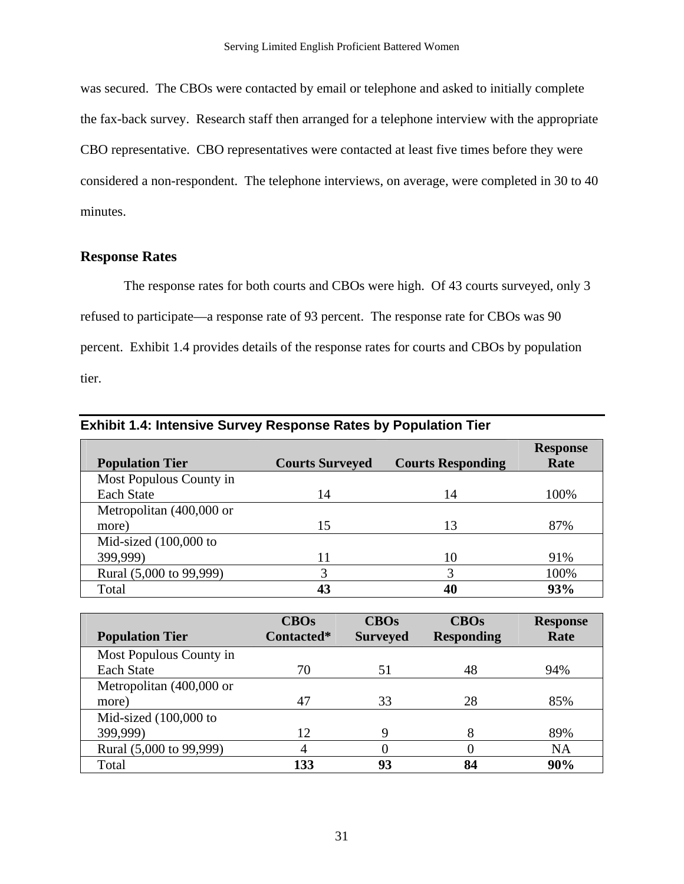was secured. The CBOs were contacted by email or telephone and asked to initially complete the fax-back survey. Research staff then arranged for a telephone interview with the appropriate CBO representative. CBO representatives were contacted at least five times before they were considered a non-respondent. The telephone interviews, on average, were completed in 30 to 40 minutes.

## Response Rates

The response rates for both courts and CBOs were high. Of 43 courts surveyed, only 3 refused to participate—a response rate of 93 percent. The response rate for CBOs was 90 percent. Exhibit 1.4 provides details of the response rates for courts and CBOs by population tier.

**Exhibit 1.4: Intensive Survey Response Rates by Population Tier**

| Population Tier | Courts Surveyed | Courts Responding | Response Rate |
|---|---|---|---|
| Most Populous County in Each State | 14 | 14 | 100% |
| Metropolitan (400,000 or more) | 15 | 13 | 87% |
| Mid-sized (100,000 to 399,999) | 11 | 10 | 91% |
| Rural (5,000 to 99,999) | 3 | 3 | 100% |
| Total | **43** | **40** | **93%** |

| Population Tier | CBOs Contacted* | CBOs Surveyed | CBOs Responding | Response Rate |
|---|---|---|---|---|
| Most Populous County in Each State | 70 | 51 | 48 | 94% |
| Metropolitan (400,000 or more) | 47 | 33 | 28 | 85% |
| Mid-sized (100,000 to 399,999) | 12 | 9 | 8 | 89% |
| Rural (5,000 to 99,999) | 4 | 0 | 0 | NA |
| Total | **133** | **93** | **84** | **90%** |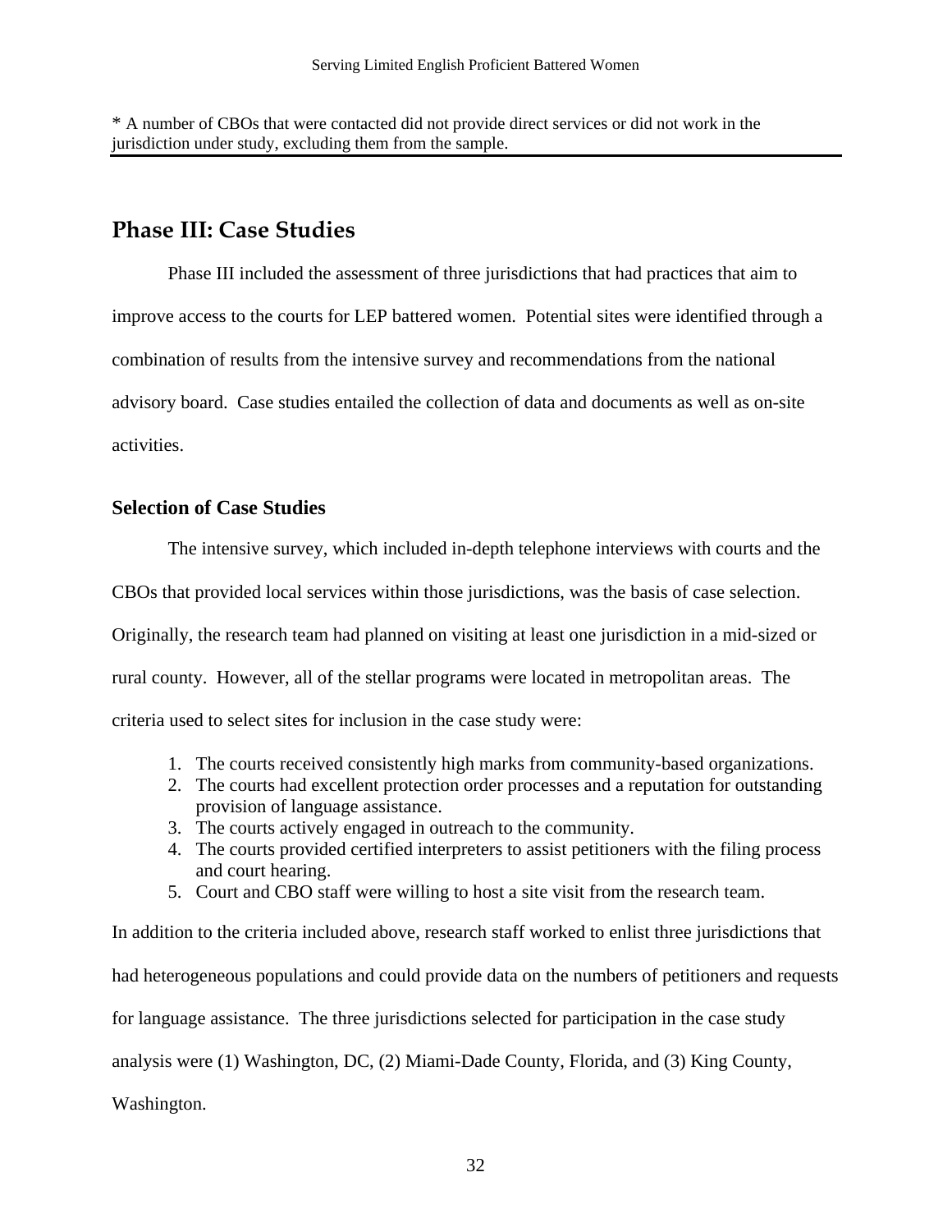* A number of CBOs that were contacted did not provide direct services or did not work in the jurisdiction under study, excluding them from the sample.

## Phase III: Case Studies

Phase III included the assessment of three jurisdictions that had practices that aim to improve access to the courts for LEP battered women. Potential sites were identified through a combination of results from the intensive survey and recommendations from the national advisory board. Case studies entailed the collection of data and documents as well as on-site activities.

### Selection of Case Studies

The intensive survey, which included in-depth telephone interviews with courts and the CBOs that provided local services within those jurisdictions, was the basis of case selection. Originally, the research team had planned on visiting at least one jurisdiction in a mid-sized or rural county. However, all of the stellar programs were located in metropolitan areas. The criteria used to select sites for inclusion in the case study were:

1. The courts received consistently high marks from community-based organizations.
2. The courts had excellent protection order processes and a reputation for outstanding provision of language assistance.
3. The courts actively engaged in outreach to the community.
4. The courts provided certified interpreters to assist petitioners with the filing process and court hearing.
5. Court and CBO staff were willing to host a site visit from the research team.

In addition to the criteria included above, research staff worked to enlist three jurisdictions that had heterogeneous populations and could provide data on the numbers of petitioners and requests for language assistance. The three jurisdictions selected for participation in the case study analysis were (1) Washington, DC, (2) Miami-Dade County, Florida, and (3) King County, Washington.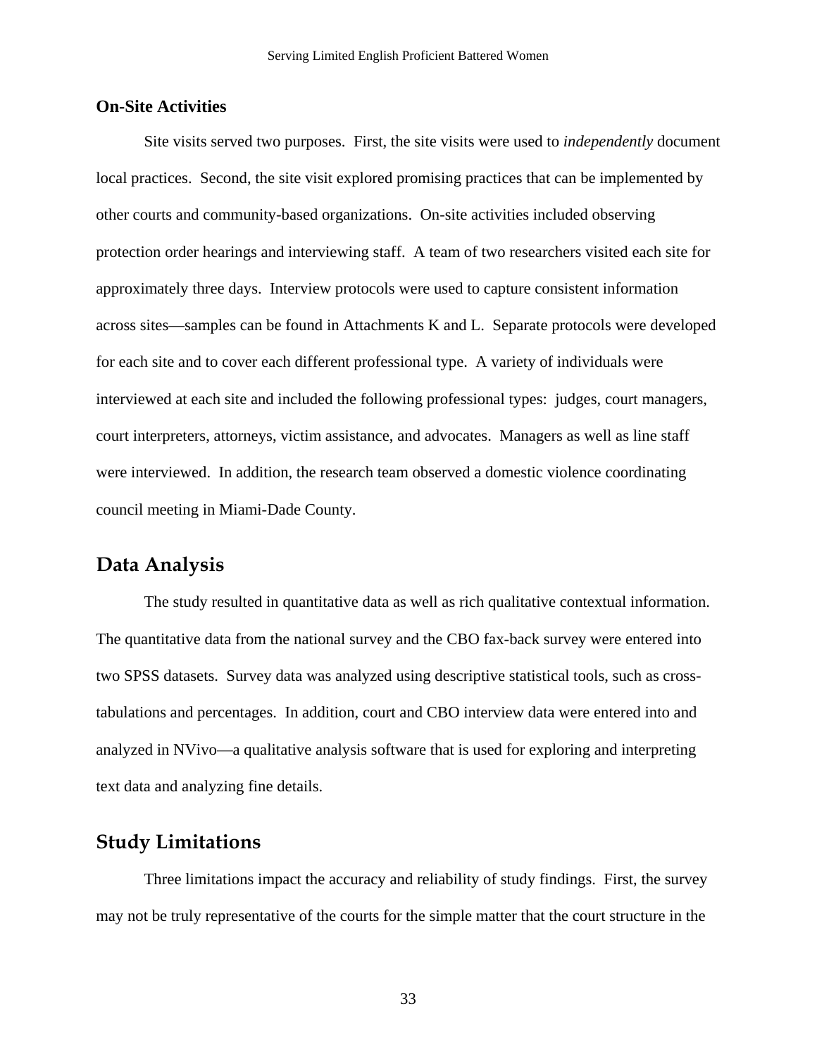### On-Site Activities

Site visits served two purposes. First, the site visits were used to *independently* document local practices. Second, the site visit explored promising practices that can be implemented by other courts and community-based organizations. On-site activities included observing protection order hearings and interviewing staff. A team of two researchers visited each site for approximately three days. Interview protocols were used to capture consistent information across sites—samples can be found in Attachments K and L. Separate protocols were developed for each site and to cover each different professional type. A variety of individuals were interviewed at each site and included the following professional types: judges, court managers, court interpreters, attorneys, victim assistance, and advocates. Managers as well as line staff were interviewed. In addition, the research team observed a domestic violence coordinating council meeting in Miami-Dade County.

## Data Analysis

The study resulted in quantitative data as well as rich qualitative contextual information. The quantitative data from the national survey and the CBO fax-back survey were entered into two SPSS datasets. Survey data was analyzed using descriptive statistical tools, such as cross-tabulations and percentages. In addition, court and CBO interview data were entered into and analyzed in NVivo—a qualitative analysis software that is used for exploring and interpreting text data and analyzing fine details.

## Study Limitations

Three limitations impact the accuracy and reliability of study findings. First, the survey may not be truly representative of the courts for the simple matter that the court structure in the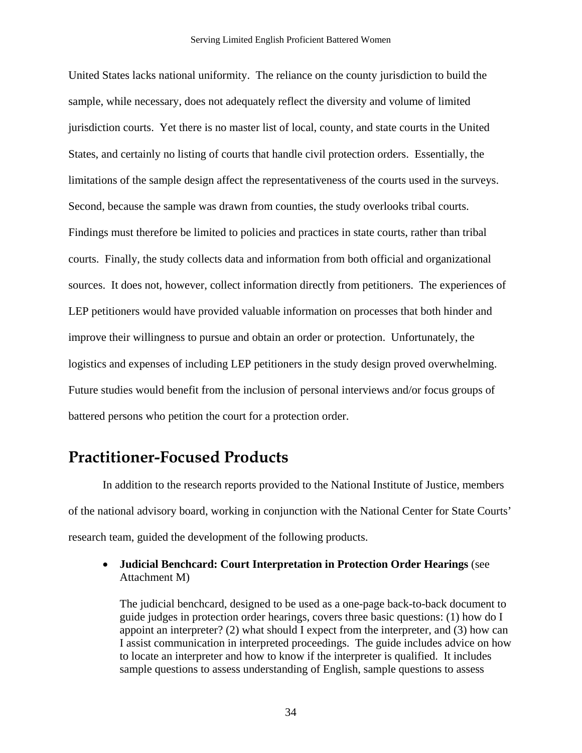United States lacks national uniformity. The reliance on the county jurisdiction to build the sample, while necessary, does not adequately reflect the diversity and volume of limited jurisdiction courts. Yet there is no master list of local, county, and state courts in the United States, and certainly no listing of courts that handle civil protection orders. Essentially, the limitations of the sample design affect the representativeness of the courts used in the surveys. Second, because the sample was drawn from counties, the study overlooks tribal courts. Findings must therefore be limited to policies and practices in state courts, rather than tribal courts. Finally, the study collects data and information from both official and organizational sources. It does not, however, collect information directly from petitioners. The experiences of LEP petitioners would have provided valuable information on processes that both hinder and improve their willingness to pursue and obtain an order or protection. Unfortunately, the logistics and expenses of including LEP petitioners in the study design proved overwhelming. Future studies would benefit from the inclusion of personal interviews and/or focus groups of battered persons who petition the court for a protection order.

## Practitioner-Focused Products

In addition to the research reports provided to the National Institute of Justice, members of the national advisory board, working in conjunction with the National Center for State Courts' research team, guided the development of the following products.

- **Judicial Benchcard: Court Interpretation in Protection Order Hearings** (see Attachment M)

  The judicial benchcard, designed to be used as a one-page back-to-back document to guide judges in protection order hearings, covers three basic questions: (1) how do I appoint an interpreter? (2) what should I expect from the interpreter, and (3) how can I assist communication in interpreted proceedings. The guide includes advice on how to locate an interpreter and how to know if the interpreter is qualified. It includes sample questions to assess understanding of English, sample questions to assess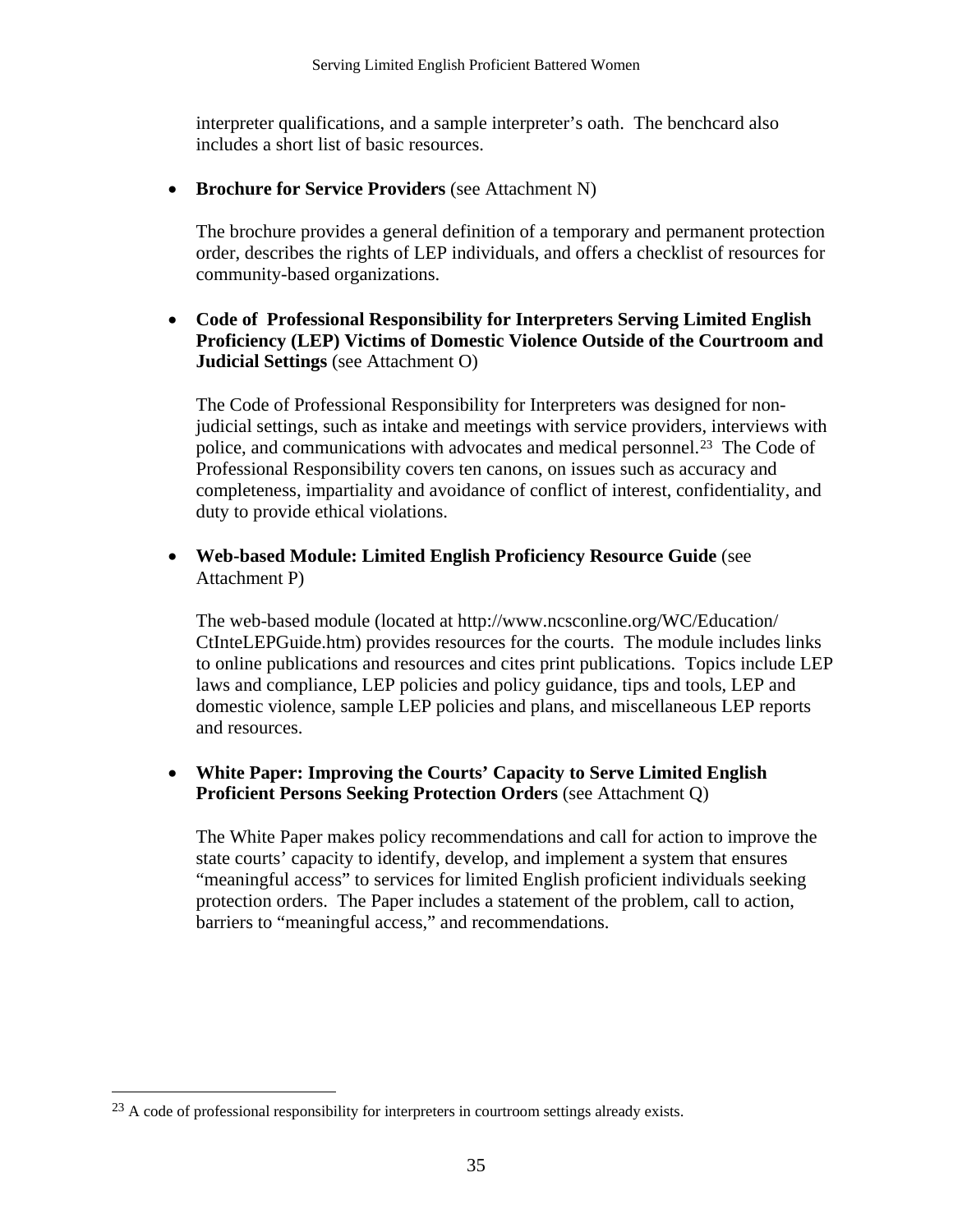interpreter qualifications, and a sample interpreter's oath. The benchcard also includes a short list of basic resources.

- **Brochure for Service Providers** (see Attachment N)

  The brochure provides a general definition of a temporary and permanent protection order, describes the rights of LEP individuals, and offers a checklist of resources for community-based organizations.

- **Code of Professional Responsibility for Interpreters Serving Limited English Proficiency (LEP) Victims of Domestic Violence Outside of the Courtroom and Judicial Settings** (see Attachment O)

  The Code of Professional Responsibility for Interpreters was designed for non-judicial settings, such as intake and meetings with service providers, interviews with police, and communications with advocates and medical personnel.[23] The Code of Professional Responsibility covers ten canons, on issues such as accuracy and completeness, impartiality and avoidance of conflict of interest, confidentiality, and duty to provide ethical violations.

- **Web-based Module: Limited English Proficiency Resource Guide** (see Attachment P)

  The web-based module (located at http://www.ncsconline.org/WC/Education/CtInteLEPGuide.htm) provides resources for the courts. The module includes links to online publications and resources and cites print publications. Topics include LEP laws and compliance, LEP policies and policy guidance, tips and tools, LEP and domestic violence, sample LEP policies and plans, and miscellaneous LEP reports and resources.

- **White Paper: Improving the Courts' Capacity to Serve Limited English Proficient Persons Seeking Protection Orders** (see Attachment Q)

  The White Paper makes policy recommendations and call for action to improve the state courts' capacity to identify, develop, and implement a system that ensures "meaningful access" to services for limited English proficient individuals seeking protection orders. The Paper includes a statement of the problem, call to action, barriers to "meaningful access," and recommendations.

---

[23] A code of professional responsibility for interpreters in courtroom settings already exists.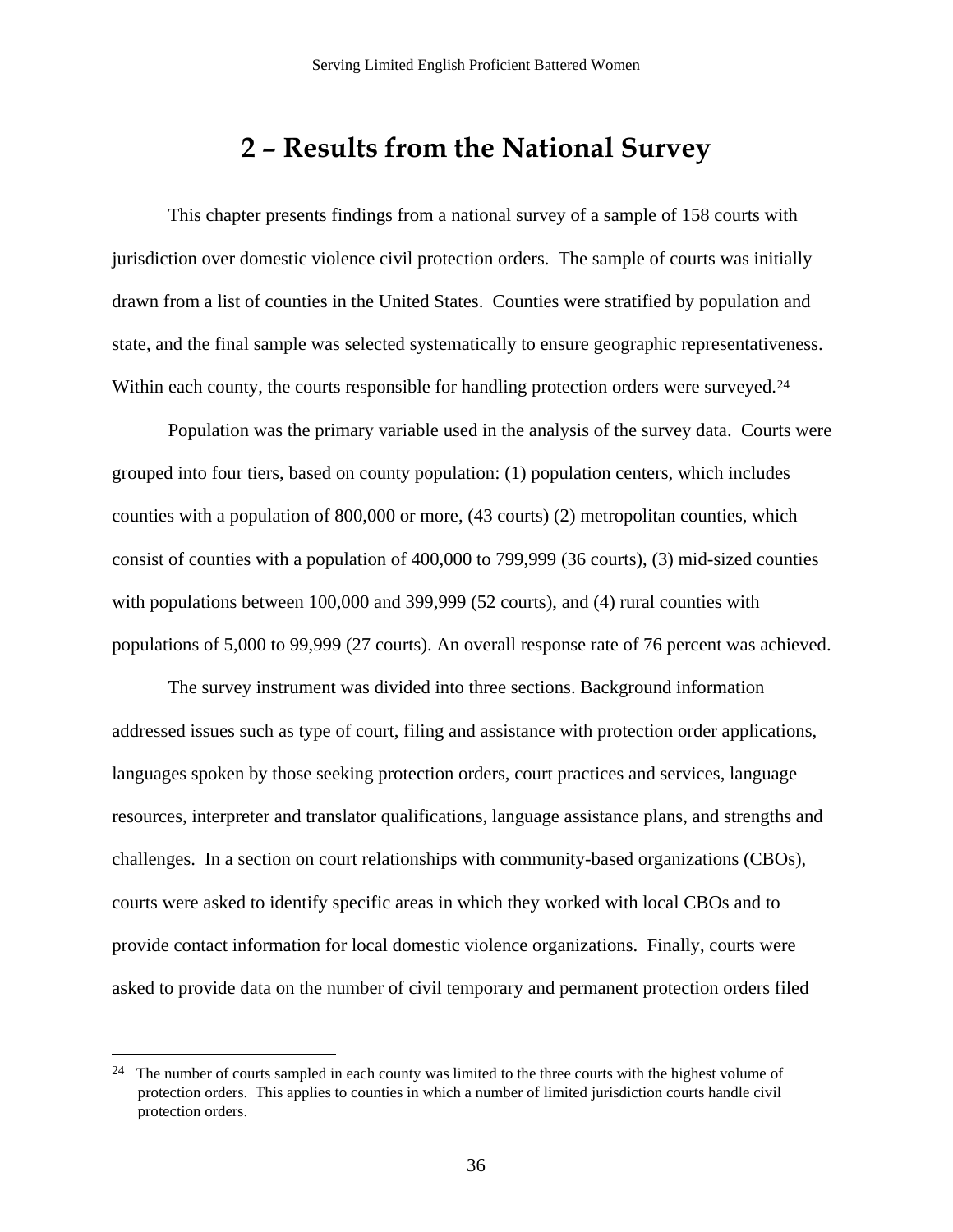# 2 – Results from the National Survey

This chapter presents findings from a national survey of a sample of 158 courts with jurisdiction over domestic violence civil protection orders. The sample of courts was initially drawn from a list of counties in the United States. Counties were stratified by population and state, and the final sample was selected systematically to ensure geographic representativeness. Within each county, the courts responsible for handling protection orders were surveyed.[24]

Population was the primary variable used in the analysis of the survey data. Courts were grouped into four tiers, based on county population: (1) population centers, which includes counties with a population of 800,000 or more, (43 courts) (2) metropolitan counties, which consist of counties with a population of 400,000 to 799,999 (36 courts), (3) mid-sized counties with populations between 100,000 and 399,999 (52 courts), and (4) rural counties with populations of 5,000 to 99,999 (27 courts). An overall response rate of 76 percent was achieved.

The survey instrument was divided into three sections. Background information addressed issues such as type of court, filing and assistance with protection order applications, languages spoken by those seeking protection orders, court practices and services, language resources, interpreter and translator qualifications, language assistance plans, and strengths and challenges. In a section on court relationships with community-based organizations (CBOs), courts were asked to identify specific areas in which they worked with local CBOs and to provide contact information for local domestic violence organizations. Finally, courts were asked to provide data on the number of civil temporary and permanent protection orders filed

[24] The number of courts sampled in each county was limited to the three courts with the highest volume of protection orders. This applies to counties in which a number of limited jurisdiction courts handle civil protection orders.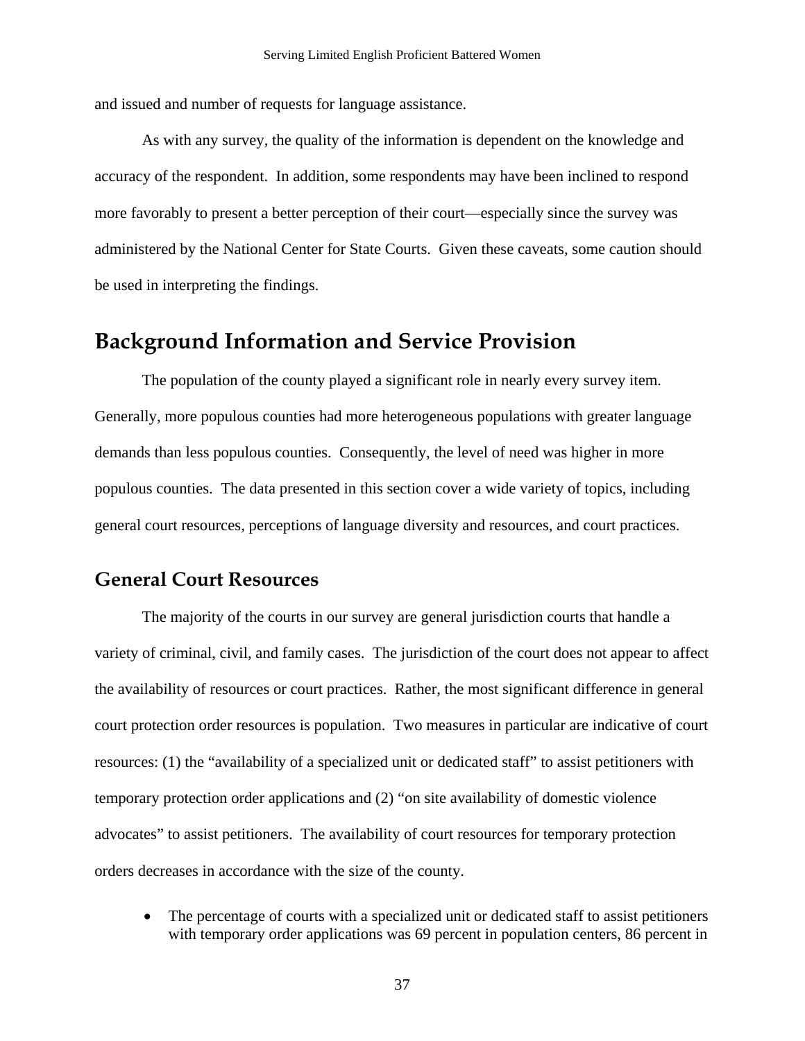and issued and number of requests for language assistance.

As with any survey, the quality of the information is dependent on the knowledge and accuracy of the respondent. In addition, some respondents may have been inclined to respond more favorably to present a better perception of their court—especially since the survey was administered by the National Center for State Courts. Given these caveats, some caution should be used in interpreting the findings.

# Background Information and Service Provision

The population of the county played a significant role in nearly every survey item. Generally, more populous counties had more heterogeneous populations with greater language demands than less populous counties. Consequently, the level of need was higher in more populous counties. The data presented in this section cover a wide variety of topics, including general court resources, perceptions of language diversity and resources, and court practices.

## General Court Resources

The majority of the courts in our survey are general jurisdiction courts that handle a variety of criminal, civil, and family cases. The jurisdiction of the court does not appear to affect the availability of resources or court practices. Rather, the most significant difference in general court protection order resources is population. Two measures in particular are indicative of court resources: (1) the "availability of a specialized unit or dedicated staff" to assist petitioners with temporary protection order applications and (2) "on site availability of domestic violence advocates" to assist petitioners. The availability of court resources for temporary protection orders decreases in accordance with the size of the county.

- The percentage of courts with a specialized unit or dedicated staff to assist petitioners with temporary order applications was 69 percent in population centers, 86 percent in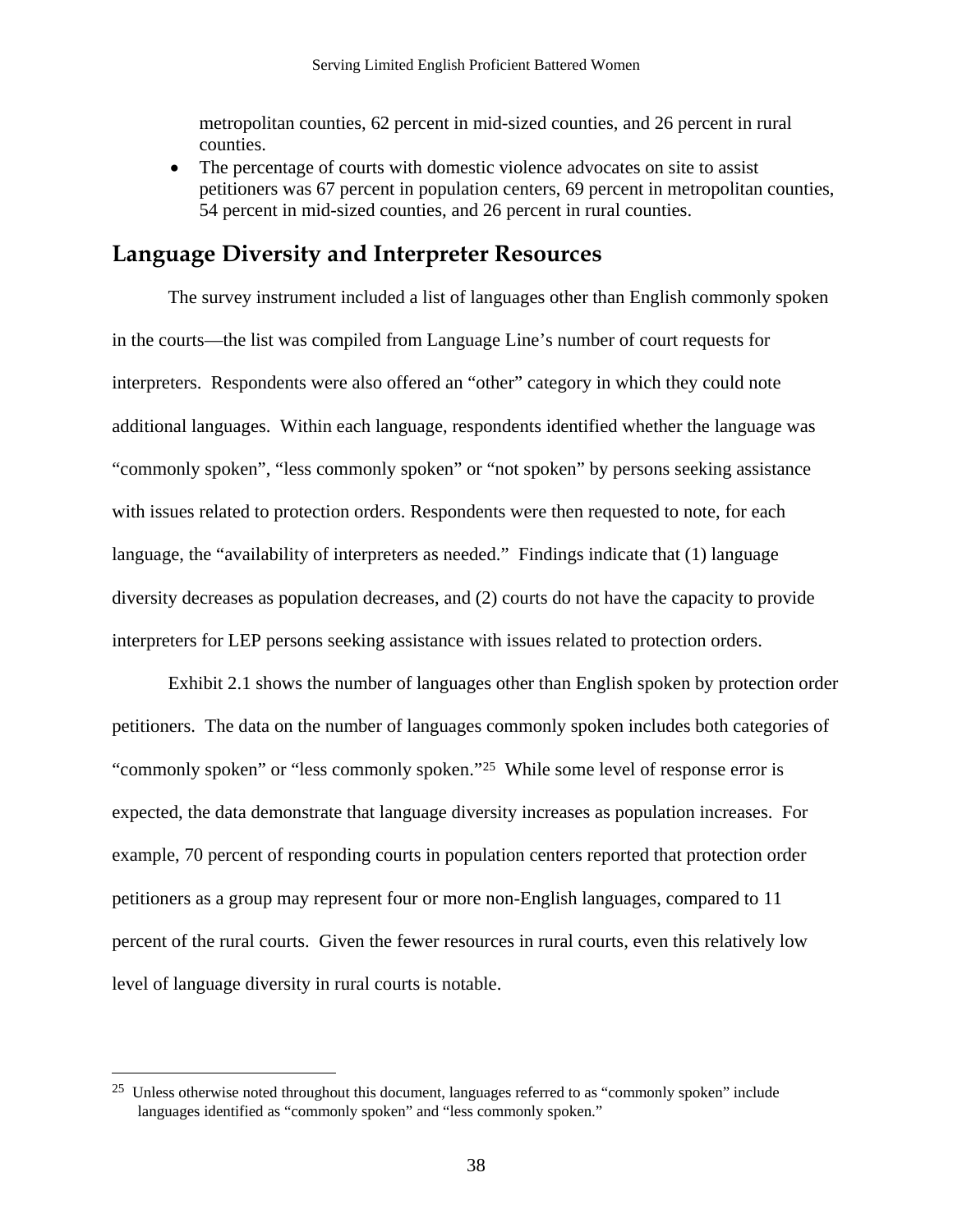metropolitan counties, 62 percent in mid-sized counties, and 26 percent in rural counties.

- The percentage of courts with domestic violence advocates on site to assist petitioners was 67 percent in population centers, 69 percent in metropolitan counties, 54 percent in mid-sized counties, and 26 percent in rural counties.

## Language Diversity and Interpreter Resources

The survey instrument included a list of languages other than English commonly spoken in the courts—the list was compiled from Language Line's number of court requests for interpreters. Respondents were also offered an "other" category in which they could note additional languages. Within each language, respondents identified whether the language was "commonly spoken", "less commonly spoken" or "not spoken" by persons seeking assistance with issues related to protection orders. Respondents were then requested to note, for each language, the "availability of interpreters as needed." Findings indicate that (1) language diversity decreases as population decreases, and (2) courts do not have the capacity to provide interpreters for LEP persons seeking assistance with issues related to protection orders.

Exhibit 2.1 shows the number of languages other than English spoken by protection order petitioners. The data on the number of languages commonly spoken includes both categories of "commonly spoken" or "less commonly spoken."[25] While some level of response error is expected, the data demonstrate that language diversity increases as population increases. For example, 70 percent of responding courts in population centers reported that protection order petitioners as a group may represent four or more non-English languages, compared to 11 percent of the rural courts. Given the fewer resources in rural courts, even this relatively low level of language diversity in rural courts is notable.

---

[25] Unless otherwise noted throughout this document, languages referred to as "commonly spoken" include languages identified as "commonly spoken" and "less commonly spoken."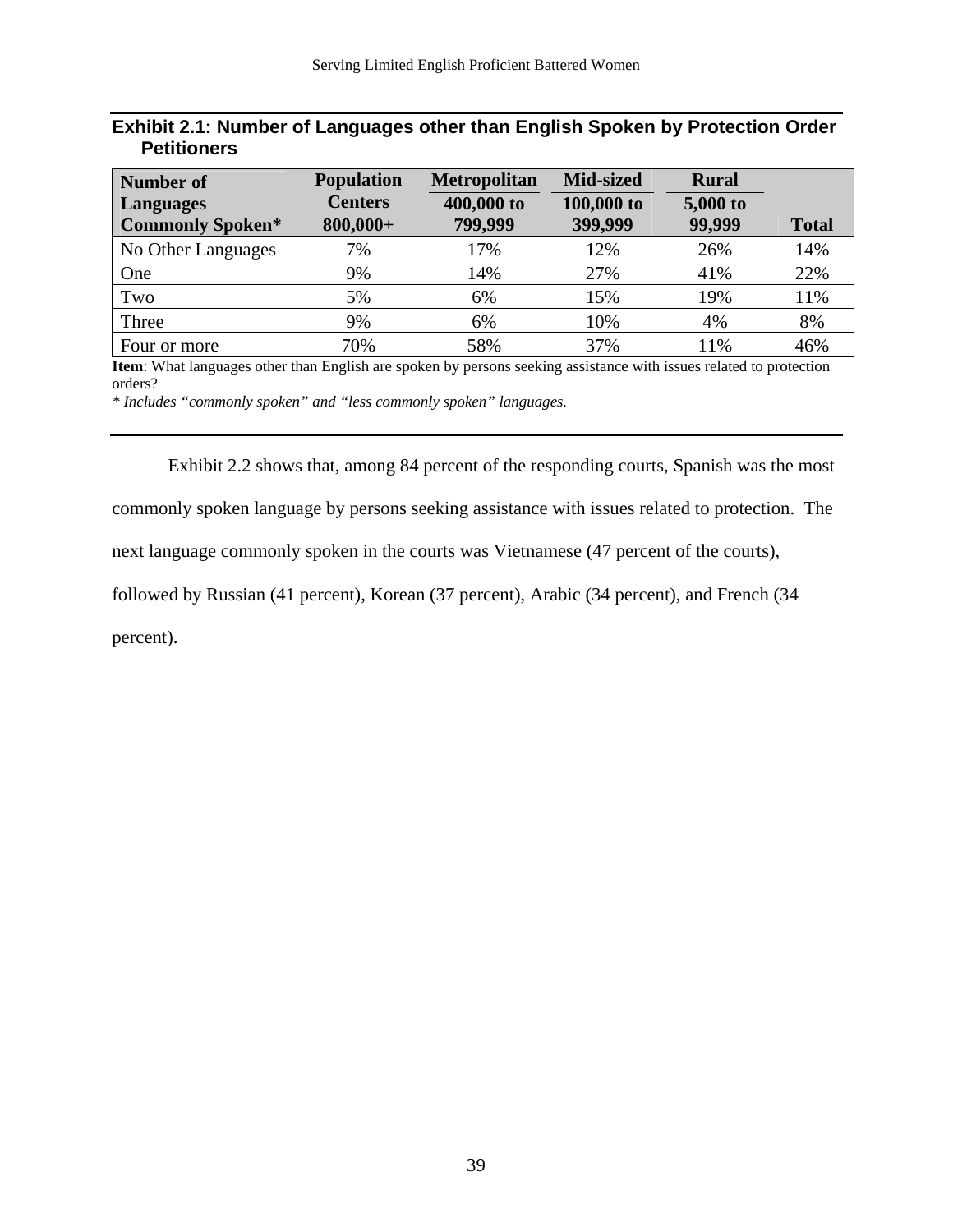**Exhibit 2.1: Number of Languages other than English Spoken by Protection Order Petitioners**

| Number of Languages Commonly Spoken* | Population Centers 800,000+ | Metropolitan 400,000 to 799,999 | Mid-sized 100,000 to 399,999 | Rural 5,000 to 99,999 | Total |
|---|---|---|---|---|---|
| No Other Languages | 7% | 17% | 12% | 26% | 14% |
| One | 9% | 14% | 27% | 41% | 22% |
| Two | 5% | 6% | 15% | 19% | 11% |
| Three | 9% | 6% | 10% | 4% | 8% |
| Four or more | 70% | 58% | 37% | 11% | 46% |

**Item**: What languages other than English are spoken by persons seeking assistance with issues related to protection orders?

*\* Includes "commonly spoken" and "less commonly spoken" languages.*

Exhibit 2.2 shows that, among 84 percent of the responding courts, Spanish was the most commonly spoken language by persons seeking assistance with issues related to protection. The next language commonly spoken in the courts was Vietnamese (47 percent of the courts), followed by Russian (41 percent), Korean (37 percent), Arabic (34 percent), and French (34 percent).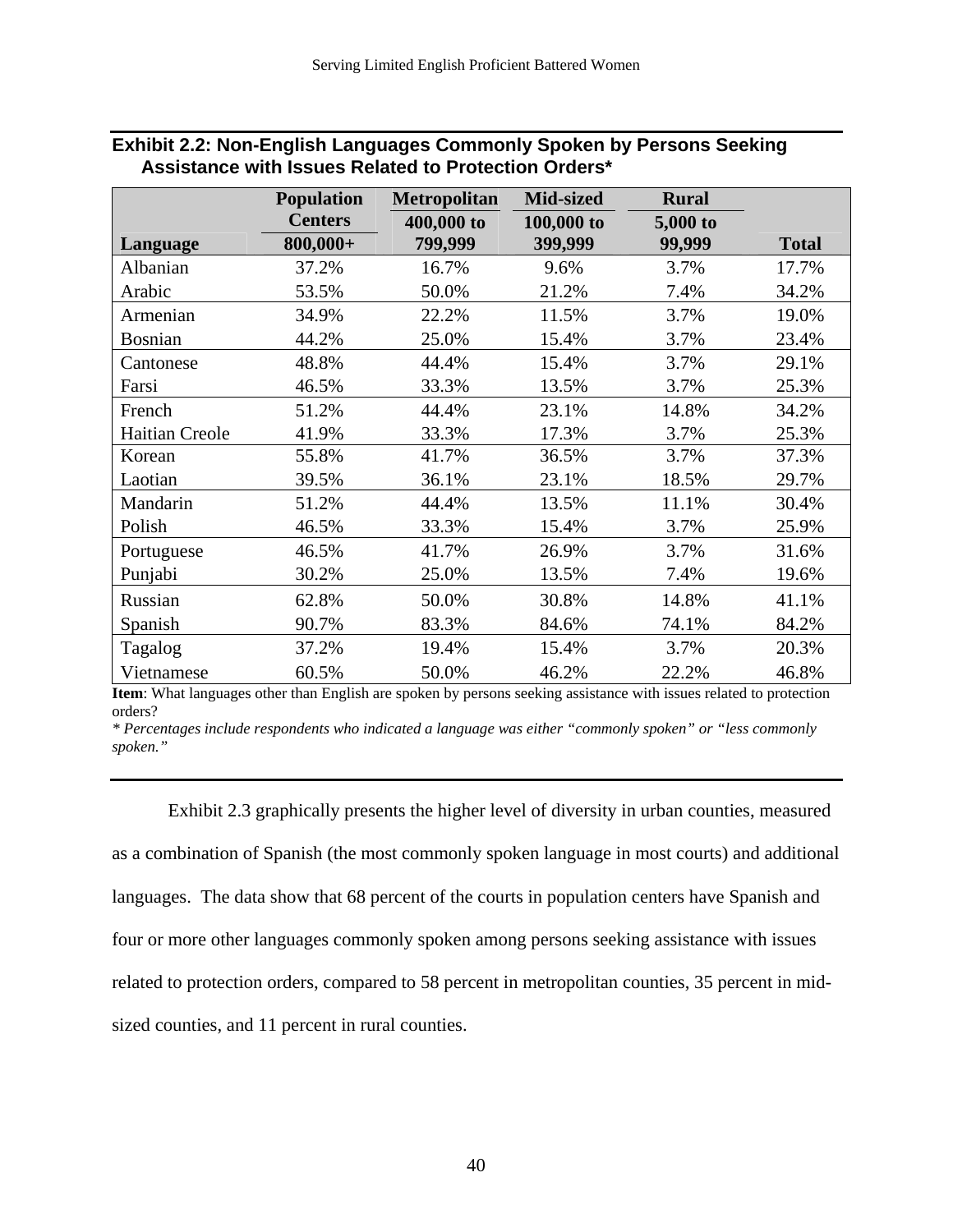**Exhibit 2.2: Non-English Languages Commonly Spoken by Persons Seeking Assistance with Issues Related to Protection Orders***

| Language | Population Centers 800,000+ | Metropolitan 400,000 to 799,999 | Mid-sized 100,000 to 399,999 | Rural 5,000 to 99,999 | Total |
|---|---|---|---|---|---|
| Albanian | 37.2% | 16.7% | 9.6% | 3.7% | 17.7% |
| Arabic | 53.5% | 50.0% | 21.2% | 7.4% | 34.2% |
| Armenian | 34.9% | 22.2% | 11.5% | 3.7% | 19.0% |
| Bosnian | 44.2% | 25.0% | 15.4% | 3.7% | 23.4% |
| Cantonese | 48.8% | 44.4% | 15.4% | 3.7% | 29.1% |
| Farsi | 46.5% | 33.3% | 13.5% | 3.7% | 25.3% |
| French | 51.2% | 44.4% | 23.1% | 14.8% | 34.2% |
| Haitian Creole | 41.9% | 33.3% | 17.3% | 3.7% | 25.3% |
| Korean | 55.8% | 41.7% | 36.5% | 3.7% | 37.3% |
| Laotian | 39.5% | 36.1% | 23.1% | 18.5% | 29.7% |
| Mandarin | 51.2% | 44.4% | 13.5% | 11.1% | 30.4% |
| Polish | 46.5% | 33.3% | 15.4% | 3.7% | 25.9% |
| Portuguese | 46.5% | 41.7% | 26.9% | 3.7% | 31.6% |
| Punjabi | 30.2% | 25.0% | 13.5% | 7.4% | 19.6% |
| Russian | 62.8% | 50.0% | 30.8% | 14.8% | 41.1% |
| Spanish | 90.7% | 83.3% | 84.6% | 74.1% | 84.2% |
| Tagalog | 37.2% | 19.4% | 15.4% | 3.7% | 20.3% |
| Vietnamese | 60.5% | 50.0% | 46.2% | 22.2% | 46.8% |

**Item**: What languages other than English are spoken by persons seeking assistance with issues related to protection orders?

*\* Percentages include respondents who indicated a language was either "commonly spoken" or "less commonly spoken."*

Exhibit 2.3 graphically presents the higher level of diversity in urban counties, measured as a combination of Spanish (the most commonly spoken language in most courts) and additional languages. The data show that 68 percent of the courts in population centers have Spanish and four or more other languages commonly spoken among persons seeking assistance with issues related to protection orders, compared to 58 percent in metropolitan counties, 35 percent in mid-sized counties, and 11 percent in rural counties.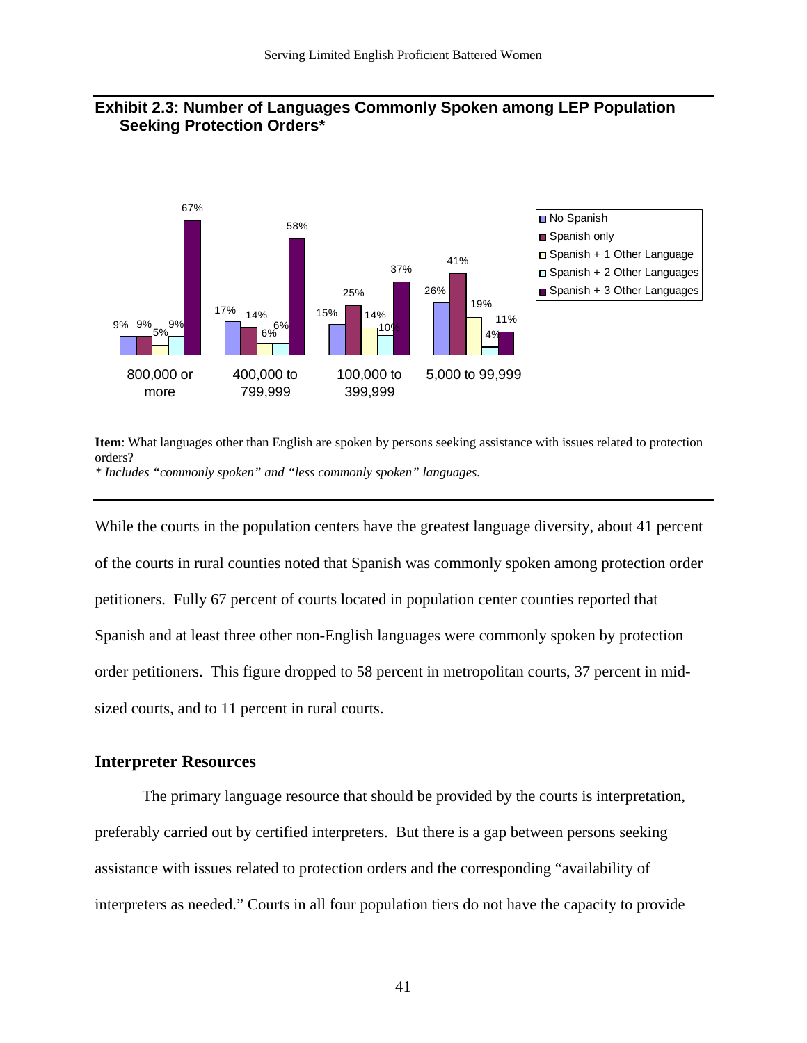### Exhibit 2.3: Number of Languages Commonly Spoken among LEP Population Seeking Protection Orders*

| | 800,000 or more | 400,000 to 799,999 | 100,000 to 399,999 | 5,000 to 99,999 |
|---|---|---|---|---|
| No Spanish | 9% | 17% | 15% | 26% |
| Spanish only | 9% | 14% | 25% | 41% |
| Spanish + 1 Other Language | 5% | 6% | 14% | 19% |
| Spanish + 2 Other Languages | 9% | 6% | 10% | 4% |
| Spanish + 3 Other Languages | 67% | 58% | 37% | 11% |

**Item**: What languages other than English are spoken by persons seeking assistance with issues related to protection orders?

*\* Includes "commonly spoken" and "less commonly spoken" languages.*

While the courts in the population centers have the greatest language diversity, about 41 percent of the courts in rural counties noted that Spanish was commonly spoken among protection order petitioners. Fully 67 percent of courts located in population center counties reported that Spanish and at least three other non-English languages were commonly spoken by protection order petitioners. This figure dropped to 58 percent in metropolitan courts, 37 percent in mid-sized courts, and to 11 percent in rural courts.

## Interpreter Resources

The primary language resource that should be provided by the courts is interpretation, preferably carried out by certified interpreters. But there is a gap between persons seeking assistance with issues related to protection orders and the corresponding "availability of interpreters as needed." Courts in all four population tiers do not have the capacity to provide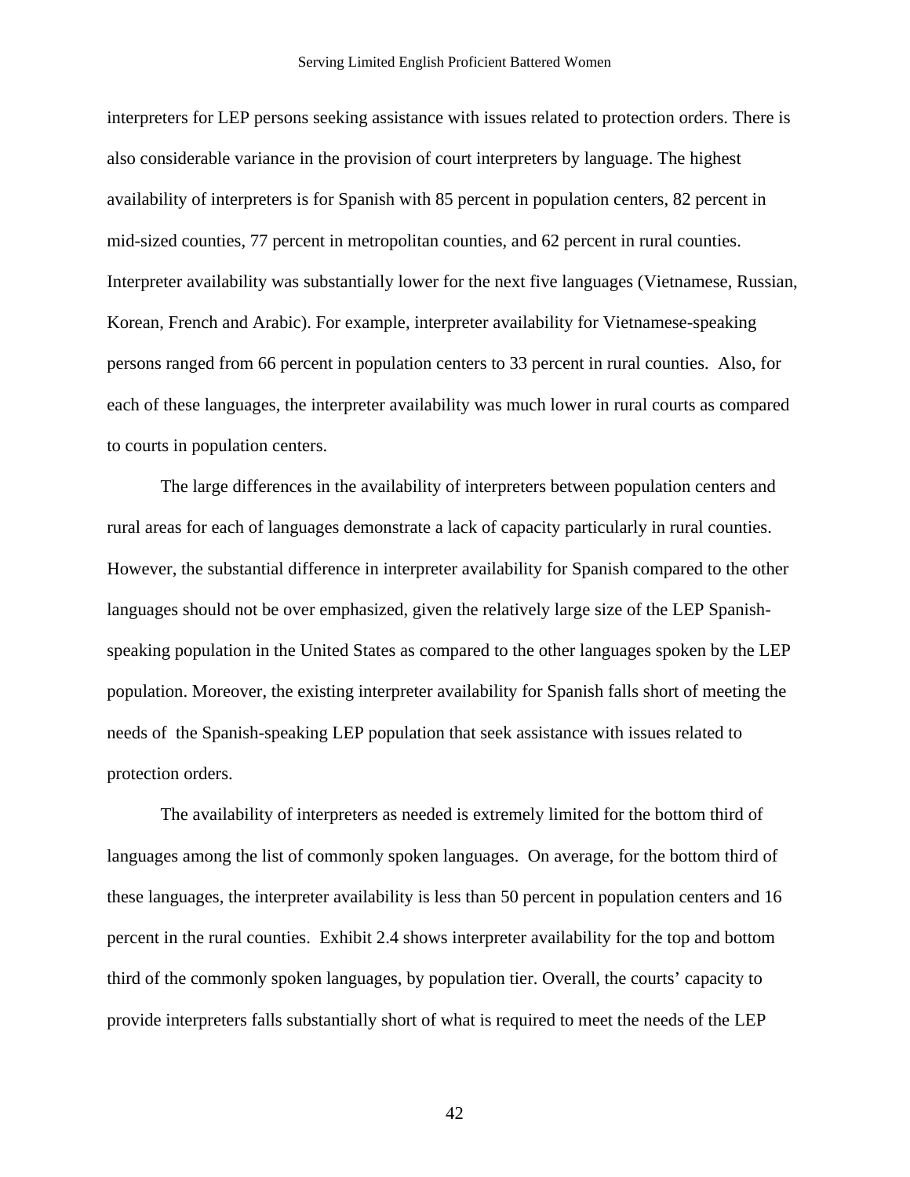interpreters for LEP persons seeking assistance with issues related to protection orders. There is also considerable variance in the provision of court interpreters by language. The highest availability of interpreters is for Spanish with 85 percent in population centers, 82 percent in mid-sized counties, 77 percent in metropolitan counties, and 62 percent in rural counties. Interpreter availability was substantially lower for the next five languages (Vietnamese, Russian, Korean, French and Arabic). For example, interpreter availability for Vietnamese-speaking persons ranged from 66 percent in population centers to 33 percent in rural counties. Also, for each of these languages, the interpreter availability was much lower in rural courts as compared to courts in population centers.

The large differences in the availability of interpreters between population centers and rural areas for each of languages demonstrate a lack of capacity particularly in rural counties. However, the substantial difference in interpreter availability for Spanish compared to the other languages should not be over emphasized, given the relatively large size of the LEP Spanish-speaking population in the United States as compared to the other languages spoken by the LEP population. Moreover, the existing interpreter availability for Spanish falls short of meeting the needs of the Spanish-speaking LEP population that seek assistance with issues related to protection orders.

The availability of interpreters as needed is extremely limited for the bottom third of languages among the list of commonly spoken languages. On average, for the bottom third of these languages, the interpreter availability is less than 50 percent in population centers and 16 percent in the rural counties. Exhibit 2.4 shows interpreter availability for the top and bottom third of the commonly spoken languages, by population tier. Overall, the courts' capacity to provide interpreters falls substantially short of what is required to meet the needs of the LEP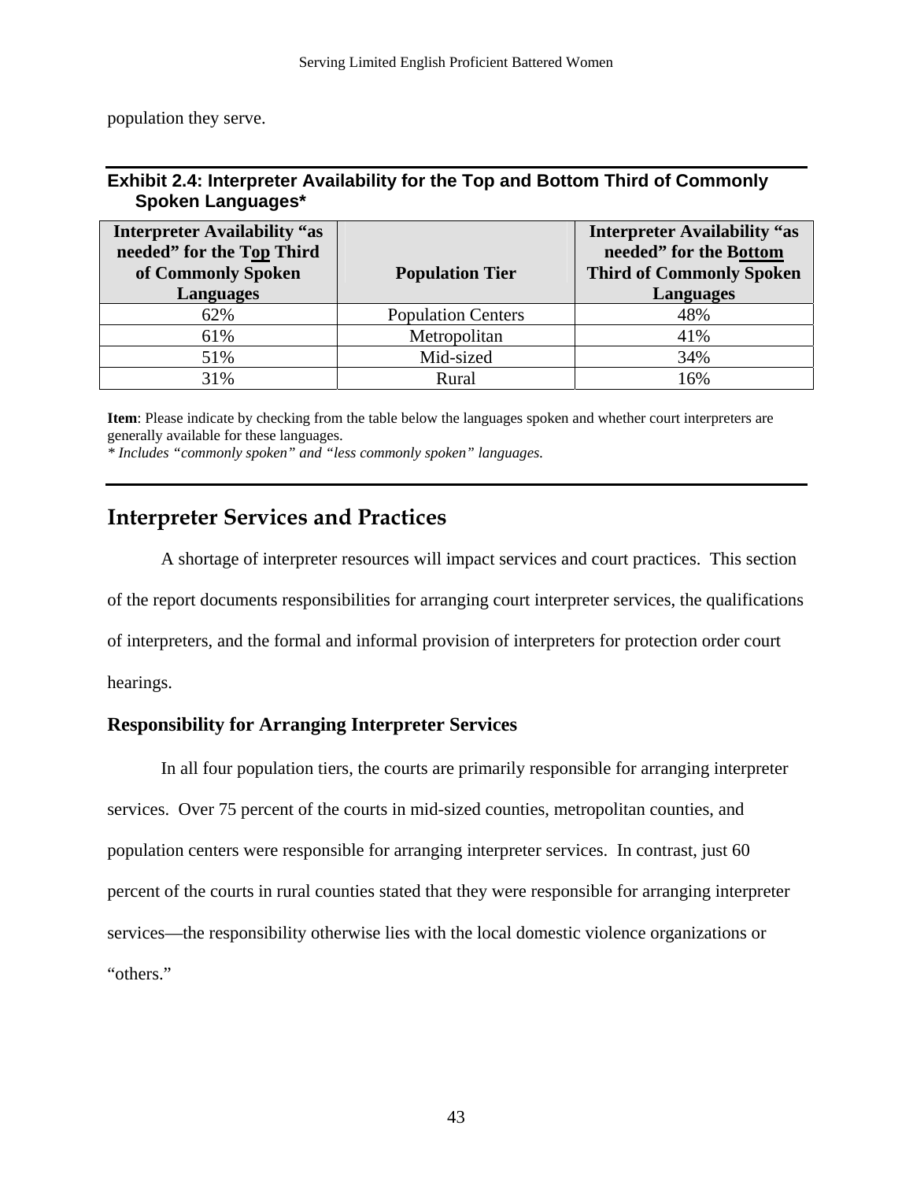population they serve.

**Exhibit 2.4: Interpreter Availability for the Top and Bottom Third of Commonly Spoken Languages***

| Interpreter Availability "as needed" for the Top Third of Commonly Spoken Languages | Population Tier | Interpreter Availability "as needed" for the Bottom Third of Commonly Spoken Languages |
|---|---|---|
| 62% | Population Centers | 48% |
| 61% | Metropolitan | 41% |
| 51% | Mid-sized | 34% |
| 31% | Rural | 16% |

**Item**: Please indicate by checking from the table below the languages spoken and whether court interpreters are generally available for these languages.
*\* Includes "commonly spoken" and "less commonly spoken" languages.*

## Interpreter Services and Practices

A shortage of interpreter resources will impact services and court practices. This section of the report documents responsibilities for arranging court interpreter services, the qualifications of interpreters, and the formal and informal provision of interpreters for protection order court hearings.

### Responsibility for Arranging Interpreter Services

In all four population tiers, the courts are primarily responsible for arranging interpreter services. Over 75 percent of the courts in mid-sized counties, metropolitan counties, and population centers were responsible for arranging interpreter services. In contrast, just 60 percent of the courts in rural counties stated that they were responsible for arranging interpreter services—the responsibility otherwise lies with the local domestic violence organizations or "others."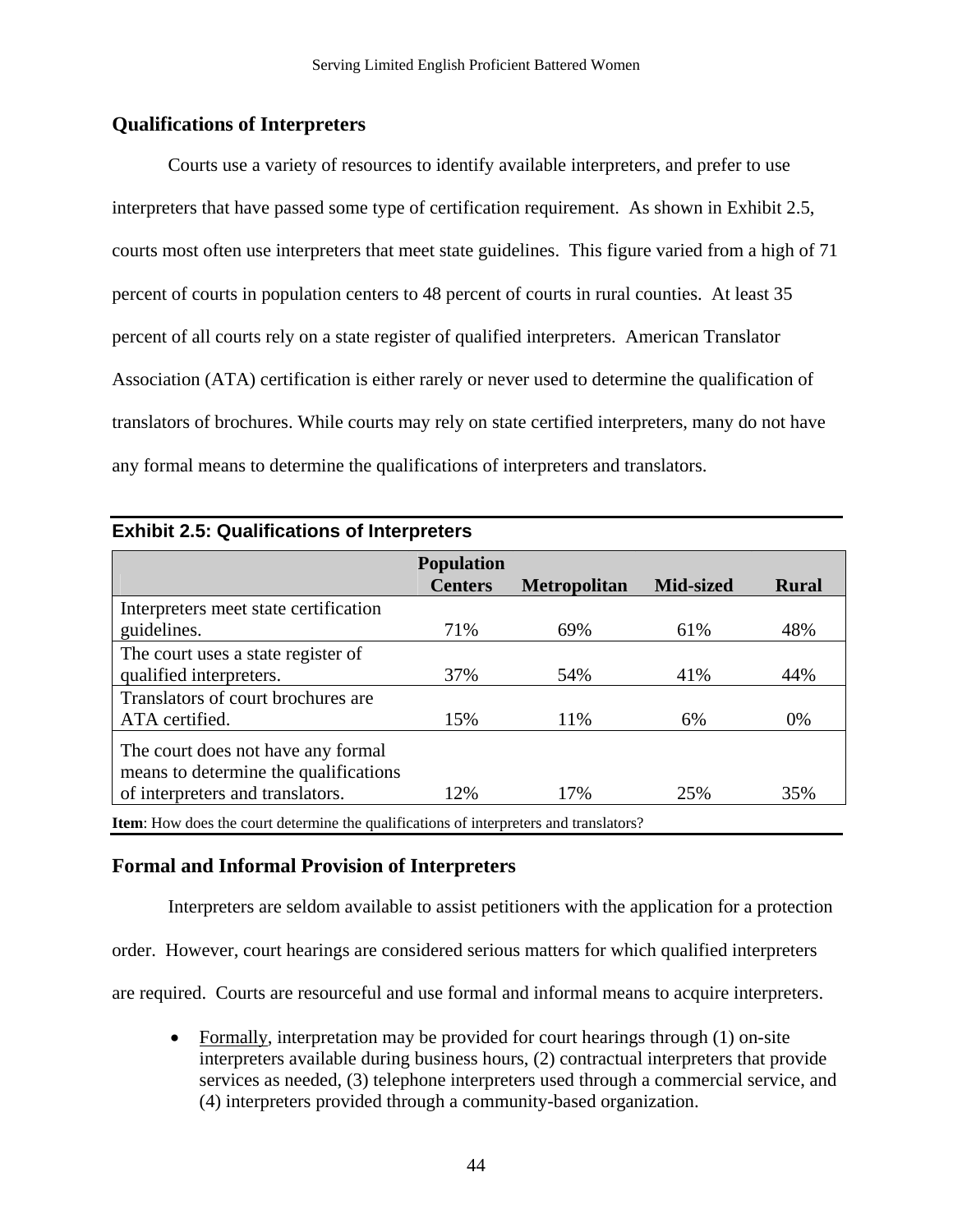## Qualifications of Interpreters

Courts use a variety of resources to identify available interpreters, and prefer to use interpreters that have passed some type of certification requirement. As shown in Exhibit 2.5, courts most often use interpreters that meet state guidelines. This figure varied from a high of 71 percent of courts in population centers to 48 percent of courts in rural counties. At least 35 percent of all courts rely on a state register of qualified interpreters. American Translator Association (ATA) certification is either rarely or never used to determine the qualification of translators of brochures. While courts may rely on state certified interpreters, many do not have any formal means to determine the qualifications of interpreters and translators.

**Exhibit 2.5: Qualifications of Interpreters**

| | Population Centers | Metropolitan | Mid-sized | Rural |
|---|---|---|---|---|
| Interpreters meet state certification guidelines. | 71% | 69% | 61% | 48% |
| The court uses a state register of qualified interpreters. | 37% | 54% | 41% | 44% |
| Translators of court brochures are ATA certified. | 15% | 11% | 6% | 0% |
| The court does not have any formal means to determine the qualifications of interpreters and translators. | 12% | 17% | 25% | 35% |

**Item**: How does the court determine the qualifications of interpreters and translators?

## Formal and Informal Provision of Interpreters

Interpreters are seldom available to assist petitioners with the application for a protection order. However, court hearings are considered serious matters for which qualified interpreters are required. Courts are resourceful and use formal and informal means to acquire interpreters.

- Formally, interpretation may be provided for court hearings through (1) on-site interpreters available during business hours, (2) contractual interpreters that provide services as needed, (3) telephone interpreters used through a commercial service, and (4) interpreters provided through a community-based organization.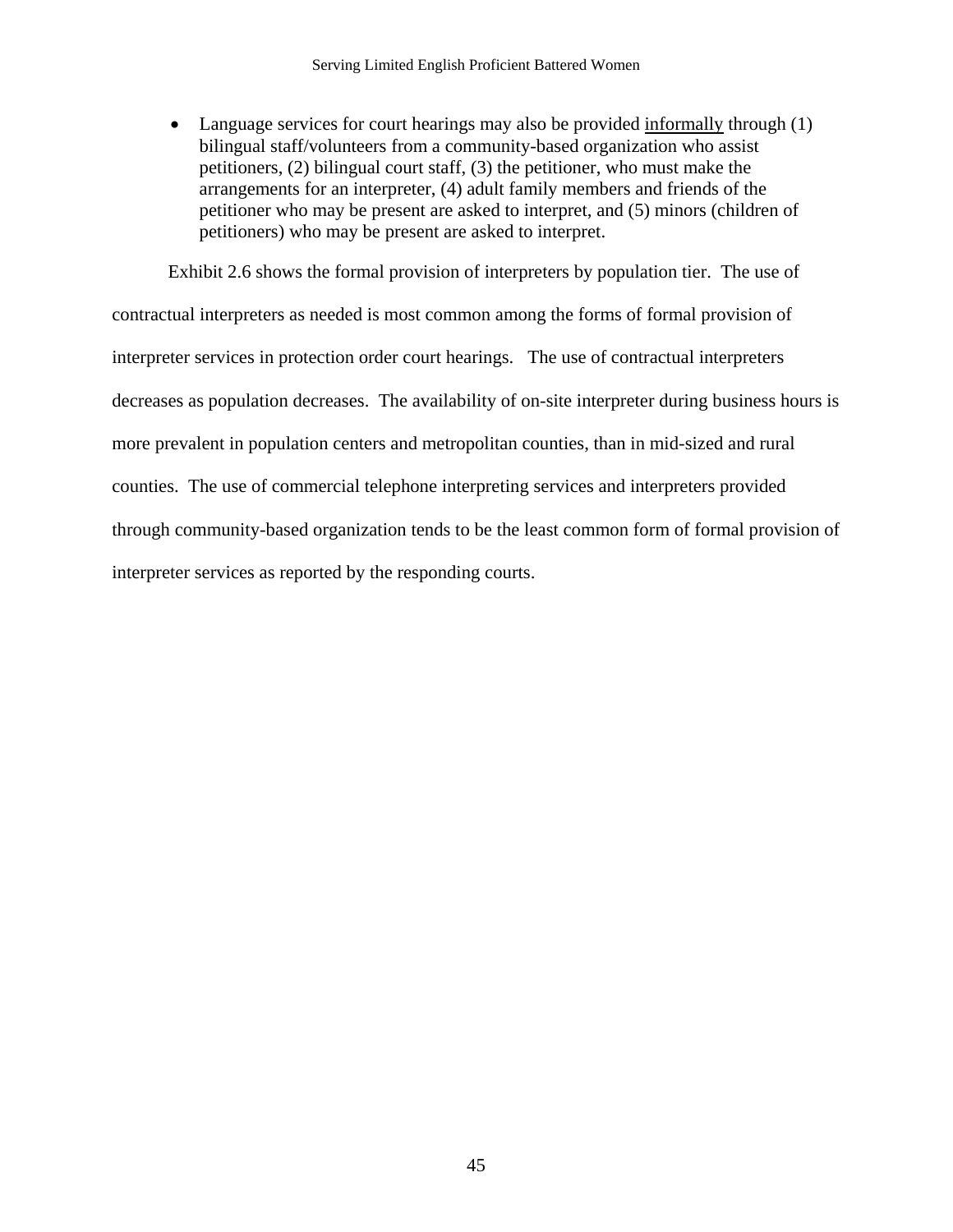- Language services for court hearings may also be provided <u>informally</u> through (1) bilingual staff/volunteers from a community-based organization who assist petitioners, (2) bilingual court staff, (3) the petitioner, who must make the arrangements for an interpreter, (4) adult family members and friends of the petitioner who may be present are asked to interpret, and (5) minors (children of petitioners) who may be present are asked to interpret.

Exhibit 2.6 shows the formal provision of interpreters by population tier. The use of contractual interpreters as needed is most common among the forms of formal provision of interpreter services in protection order court hearings. The use of contractual interpreters decreases as population decreases. The availability of on-site interpreter during business hours is more prevalent in population centers and metropolitan counties, than in mid-sized and rural counties. The use of commercial telephone interpreting services and interpreters provided through community-based organization tends to be the least common form of formal provision of interpreter services as reported by the responding courts.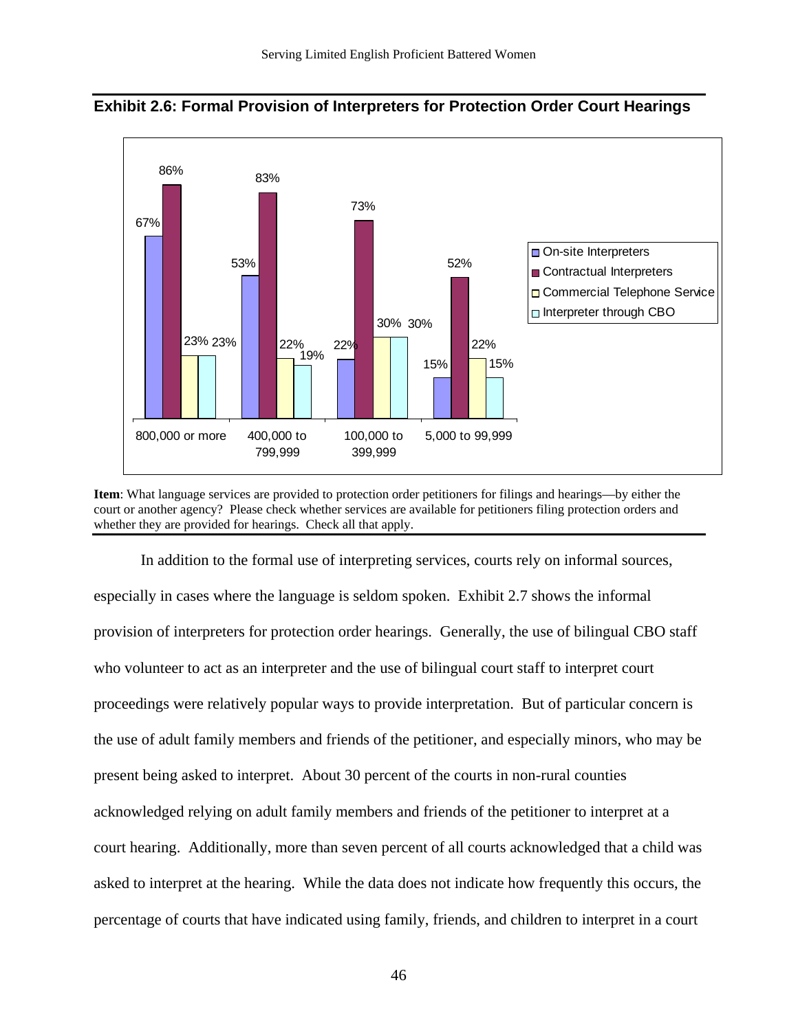## Exhibit 2.6: Formal Provision of Interpreters for Protection Order Court Hearings

| | On-site Interpreters | Contractual Interpreters | Commercial Telephone Service | Interpreter through CBO |
|---|---|---|---|---|
| 800,000 or more | 67% | 86% | 23% | 23% |
| 400,000 to 799,999 | 53% | 83% | 22% | 19% |
| 100,000 to 399,999 | 22% | 73% | 30% | 30% |
| 5,000 to 99,999 | 15% | 52% | 22% | 15% |

**Item**: What language services are provided to protection order petitioners for filings and hearings—by either the court or another agency? Please check whether services are available for petitioners filing protection orders and whether they are provided for hearings. Check all that apply.

In addition to the formal use of interpreting services, courts rely on informal sources, especially in cases where the language is seldom spoken. Exhibit 2.7 shows the informal provision of interpreters for protection order hearings. Generally, the use of bilingual CBO staff who volunteer to act as an interpreter and the use of bilingual court staff to interpret court proceedings were relatively popular ways to provide interpretation. But of particular concern is the use of adult family members and friends of the petitioner, and especially minors, who may be present being asked to interpret. About 30 percent of the courts in non-rural counties acknowledged relying on adult family members and friends of the petitioner to interpret at a court hearing. Additionally, more than seven percent of all courts acknowledged that a child was asked to interpret at the hearing. While the data does not indicate how frequently this occurs, the percentage of courts that have indicated using family, friends, and children to interpret in a court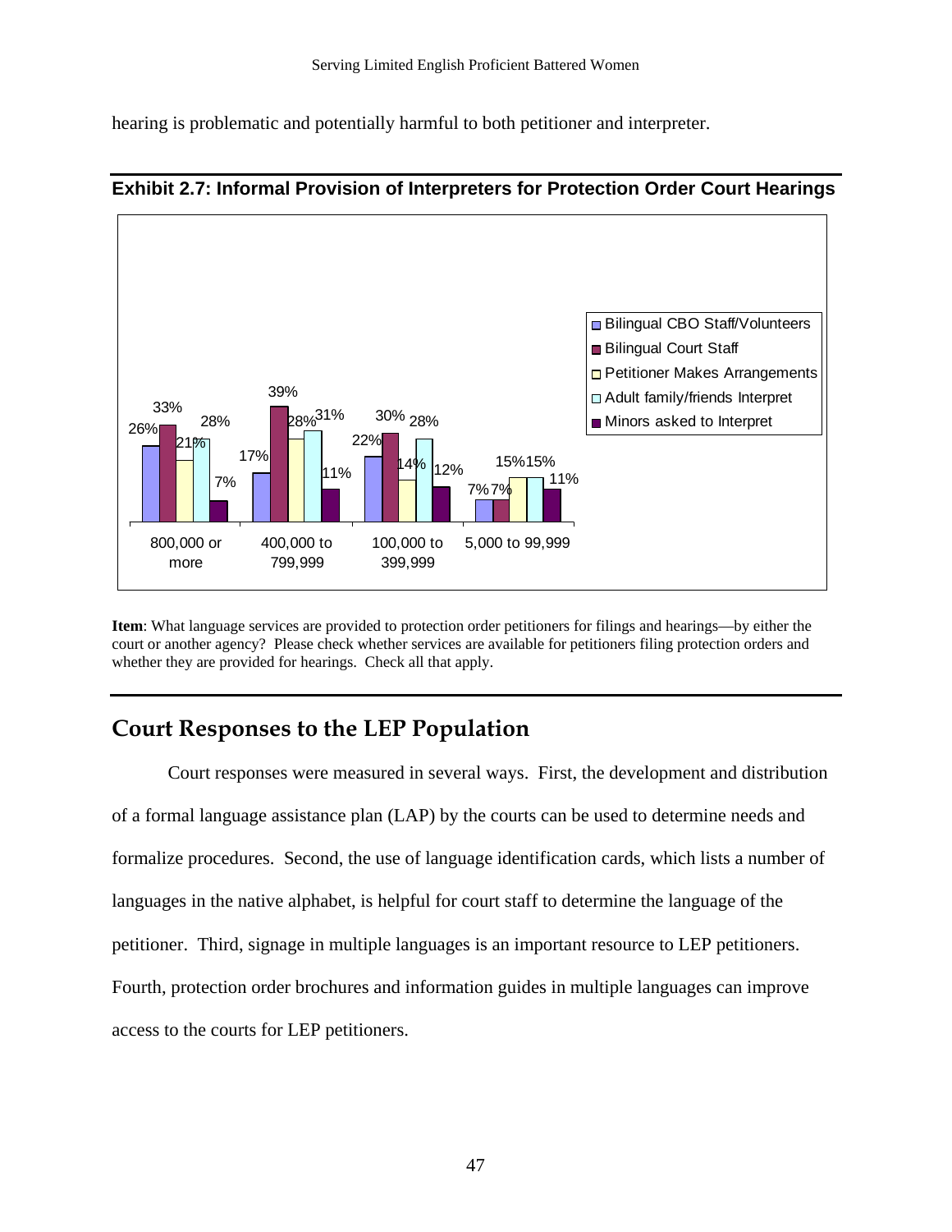hearing is problematic and potentially harmful to both petitioner and interpreter.

**Exhibit 2.7: Informal Provision of Interpreters for Protection Order Court Hearings**

| | 800,000 or more | 400,000 to 799,999 | 100,000 to 399,999 | 5,000 to 99,999 |
|---|---|---|---|---|
| Bilingual CBO Staff/Volunteers | 26% | 17% | 22% | 7% |
| Bilingual Court Staff | 33% | 39% | 30% | 7% |
| Petitioner Makes Arrangements | 21% | 28% | 14% | 15% |
| Adult family/friends Interpret | 28% | 31% | 28% | 15% |
| Minors asked to Interpret | 7% | 11% | 12% | 11% |

**Item**: What language services are provided to protection order petitioners for filings and hearings—by either the court or another agency? Please check whether services are available for petitioners filing protection orders and whether they are provided for hearings. Check all that apply.

## Court Responses to the LEP Population

Court responses were measured in several ways. First, the development and distribution of a formal language assistance plan (LAP) by the courts can be used to determine needs and formalize procedures. Second, the use of language identification cards, which lists a number of languages in the native alphabet, is helpful for court staff to determine the language of the petitioner. Third, signage in multiple languages is an important resource to LEP petitioners. Fourth, protection order brochures and information guides in multiple languages can improve access to the courts for LEP petitioners.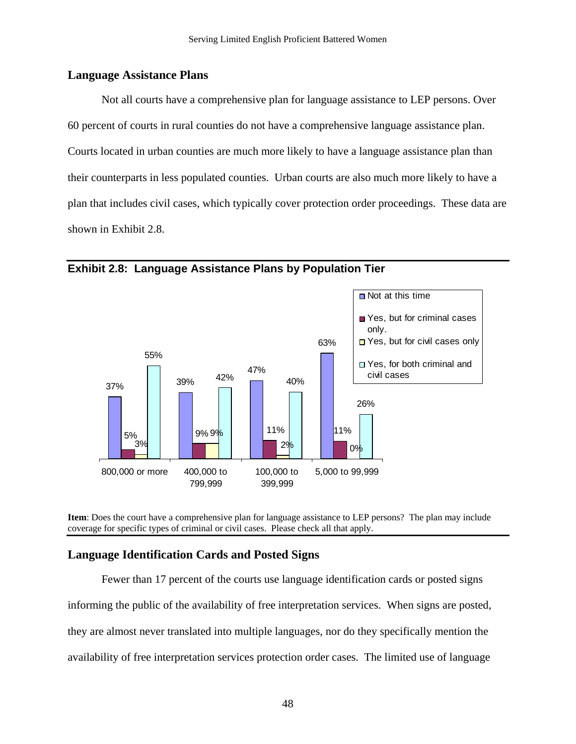## Language Assistance Plans

Not all courts have a comprehensive plan for language assistance to LEP persons. Over 60 percent of courts in rural counties do not have a comprehensive language assistance plan. Courts located in urban counties are much more likely to have a language assistance plan than their counterparts in less populated counties. Urban courts are also much more likely to have a plan that includes civil cases, which typically cover protection order proceedings. These data are shown in Exhibit 2.8.

**Exhibit 2.8: Language Assistance Plans by Population Tier**

| | 800,000 or more | 400,000 to 799,999 | 100,000 to 399,999 | 5,000 to 99,999 |
|---|---|---|---|---|
| Not at this time | 37% | 39% | 47% | 63% |
| Yes, but for criminal cases only. | 5% | 9% | 11% | 11% |
| Yes, but for civil cases only | 3% | 9% | 2% | 0% |
| Yes, for both criminal and civil cases | 55% | 42% | 40% | 26% |

**Item**: Does the court have a comprehensive plan for language assistance to LEP persons? The plan may include coverage for specific types of criminal or civil cases. Please check all that apply.

## Language Identification Cards and Posted Signs

Fewer than 17 percent of the courts use language identification cards or posted signs informing the public of the availability of free interpretation services. When signs are posted, they are almost never translated into multiple languages, nor do they specifically mention the availability of free interpretation services protection order cases. The limited use of language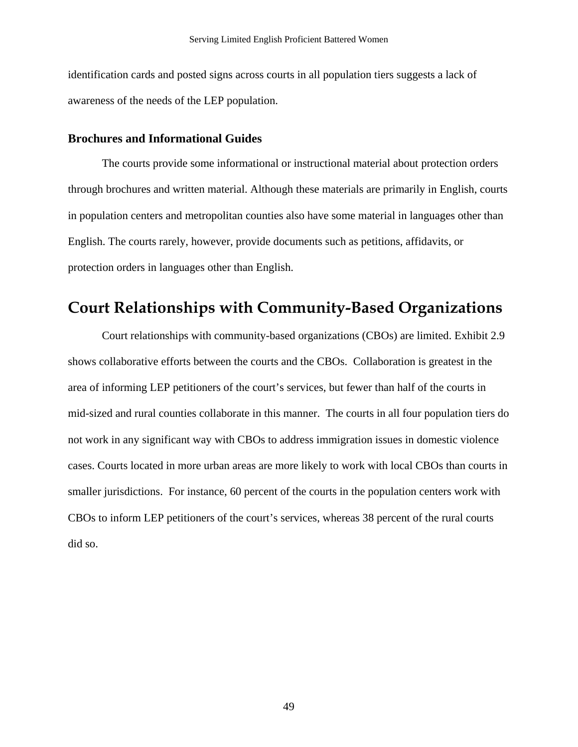identification cards and posted signs across courts in all population tiers suggests a lack of awareness of the needs of the LEP population.

### Brochures and Informational Guides

The courts provide some informational or instructional material about protection orders through brochures and written material. Although these materials are primarily in English, courts in population centers and metropolitan counties also have some material in languages other than English. The courts rarely, however, provide documents such as petitions, affidavits, or protection orders in languages other than English.

## Court Relationships with Community-Based Organizations

Court relationships with community-based organizations (CBOs) are limited. Exhibit 2.9 shows collaborative efforts between the courts and the CBOs. Collaboration is greatest in the area of informing LEP petitioners of the court's services, but fewer than half of the courts in mid-sized and rural counties collaborate in this manner. The courts in all four population tiers do not work in any significant way with CBOs to address immigration issues in domestic violence cases. Courts located in more urban areas are more likely to work with local CBOs than courts in smaller jurisdictions. For instance, 60 percent of the courts in the population centers work with CBOs to inform LEP petitioners of the court's services, whereas 38 percent of the rural courts did so.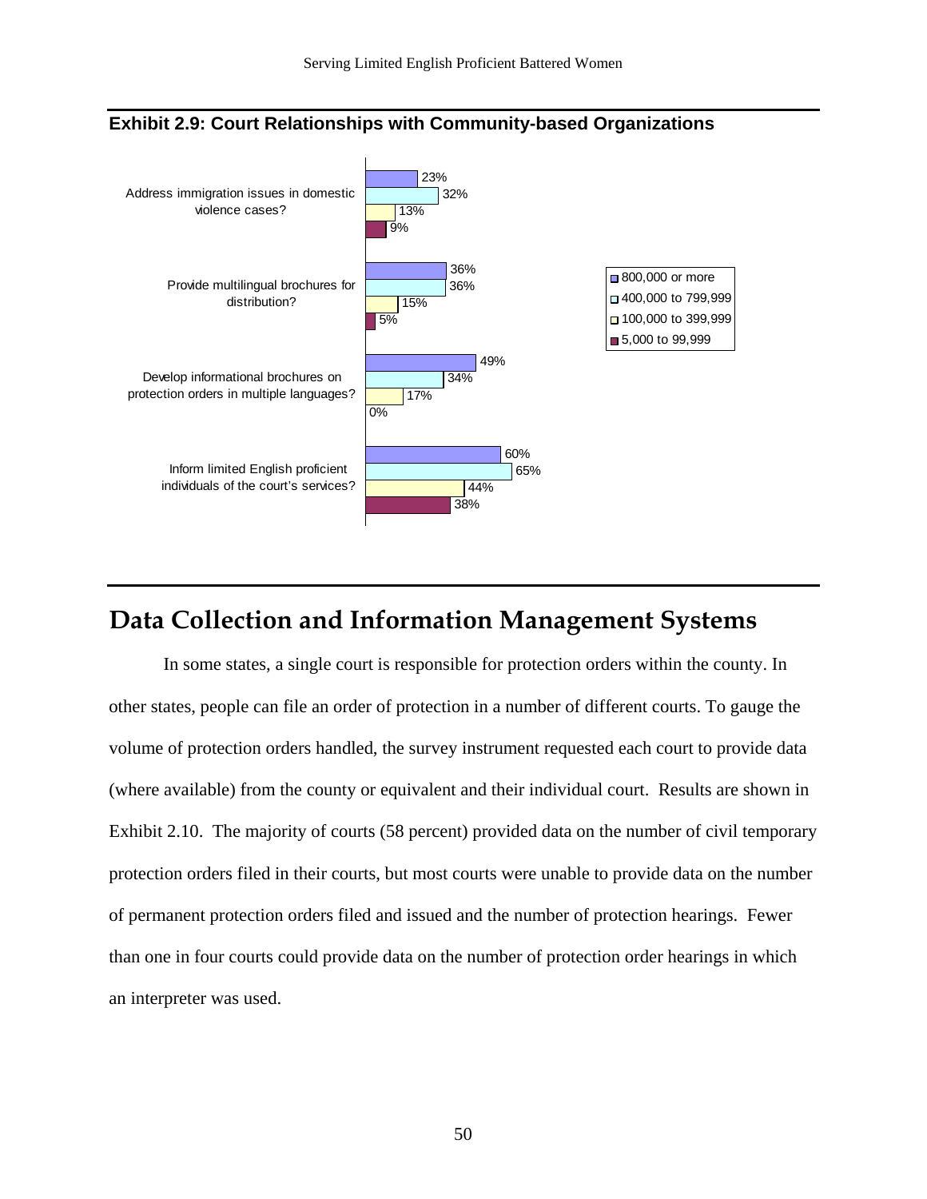**Exhibit 2.9: Court Relationships with Community-based Organizations**

| | 800,000 or more | 400,000 to 799,999 | 100,000 to 399,999 | 5,000 to 99,999 |
|---|---|---|---|---|
| Address immigration issues in domestic violence cases? | 23% | 32% | 13% | 9% |
| Provide multilingual brochures for distribution? | 36% | 36% | 15% | 5% |
| Develop informational brochures on protection orders in multiple languages? | 49% | 34% | 17% | 0% |
| Inform limited English proficient individuals of the court's services? | 60% | 65% | 44% | 38% |

## Data Collection and Information Management Systems

In some states, a single court is responsible for protection orders within the county. In other states, people can file an order of protection in a number of different courts. To gauge the volume of protection orders handled, the survey instrument requested each court to provide data (where available) from the county or equivalent and their individual court. Results are shown in Exhibit 2.10. The majority of courts (58 percent) provided data on the number of civil temporary protection orders filed in their courts, but most courts were unable to provide data on the number of permanent protection orders filed and issued and the number of protection hearings. Fewer than one in four courts could provide data on the number of protection order hearings in which an interpreter was used.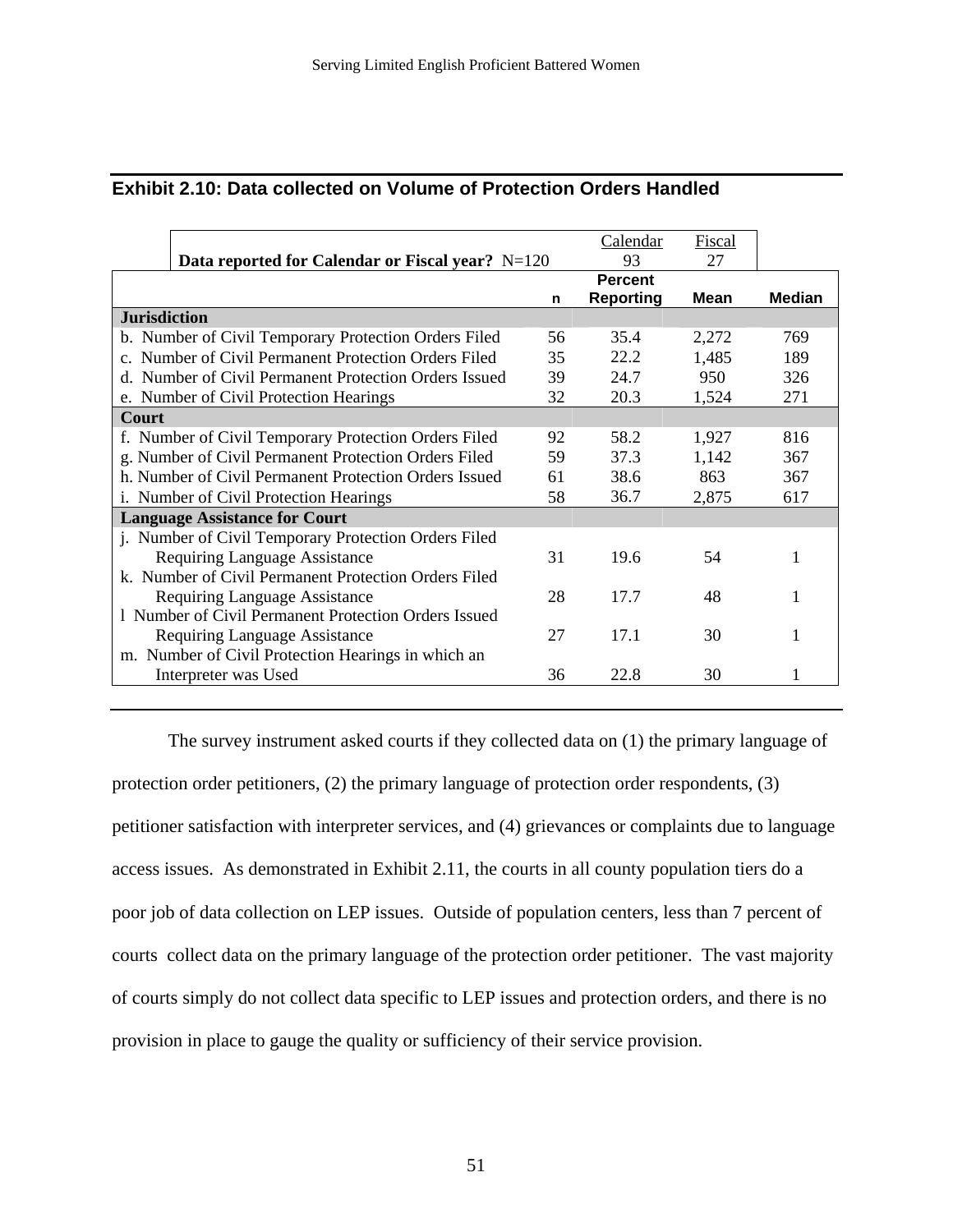### Exhibit 2.10: Data collected on Volume of Protection Orders Handled

| | | Calendar | Fiscal | |
|---|---|---|---|---|
| **Data reported for Calendar or Fiscal year?** N=120 | | 93 | 27 | |
| | **n** | **Percent Reporting** | **Mean** | **Median** |
| **Jurisdiction** | | | | |
| b. Number of Civil Temporary Protection Orders Filed | 56 | 35.4 | 2,272 | 769 |
| c. Number of Civil Permanent Protection Orders Filed | 35 | 22.2 | 1,485 | 189 |
| d. Number of Civil Permanent Protection Orders Issued | 39 | 24.7 | 950 | 326 |
| e. Number of Civil Protection Hearings | 32 | 20.3 | 1,524 | 271 |
| **Court** | | | | |
| f. Number of Civil Temporary Protection Orders Filed | 92 | 58.2 | 1,927 | 816 |
| g. Number of Civil Permanent Protection Orders Filed | 59 | 37.3 | 1,142 | 367 |
| h. Number of Civil Permanent Protection Orders Issued | 61 | 38.6 | 863 | 367 |
| i. Number of Civil Protection Hearings | 58 | 36.7 | 2,875 | 617 |
| **Language Assistance for Court** | | | | |
| j. Number of Civil Temporary Protection Orders Filed Requiring Language Assistance | 31 | 19.6 | 54 | 1 |
| k. Number of Civil Permanent Protection Orders Filed Requiring Language Assistance | 28 | 17.7 | 48 | 1 |
| l Number of Civil Permanent Protection Orders Issued Requiring Language Assistance | 27 | 17.1 | 30 | 1 |
| m. Number of Civil Protection Hearings in which an Interpreter was Used | 36 | 22.8 | 30 | 1 |

The survey instrument asked courts if they collected data on (1) the primary language of protection order petitioners, (2) the primary language of protection order respondents, (3) petitioner satisfaction with interpreter services, and (4) grievances or complaints due to language access issues. As demonstrated in Exhibit 2.11, the courts in all county population tiers do a poor job of data collection on LEP issues. Outside of population centers, less than 7 percent of courts collect data on the primary language of the protection order petitioner. The vast majority of courts simply do not collect data specific to LEP issues and protection orders, and there is no provision in place to gauge the quality or sufficiency of their service provision.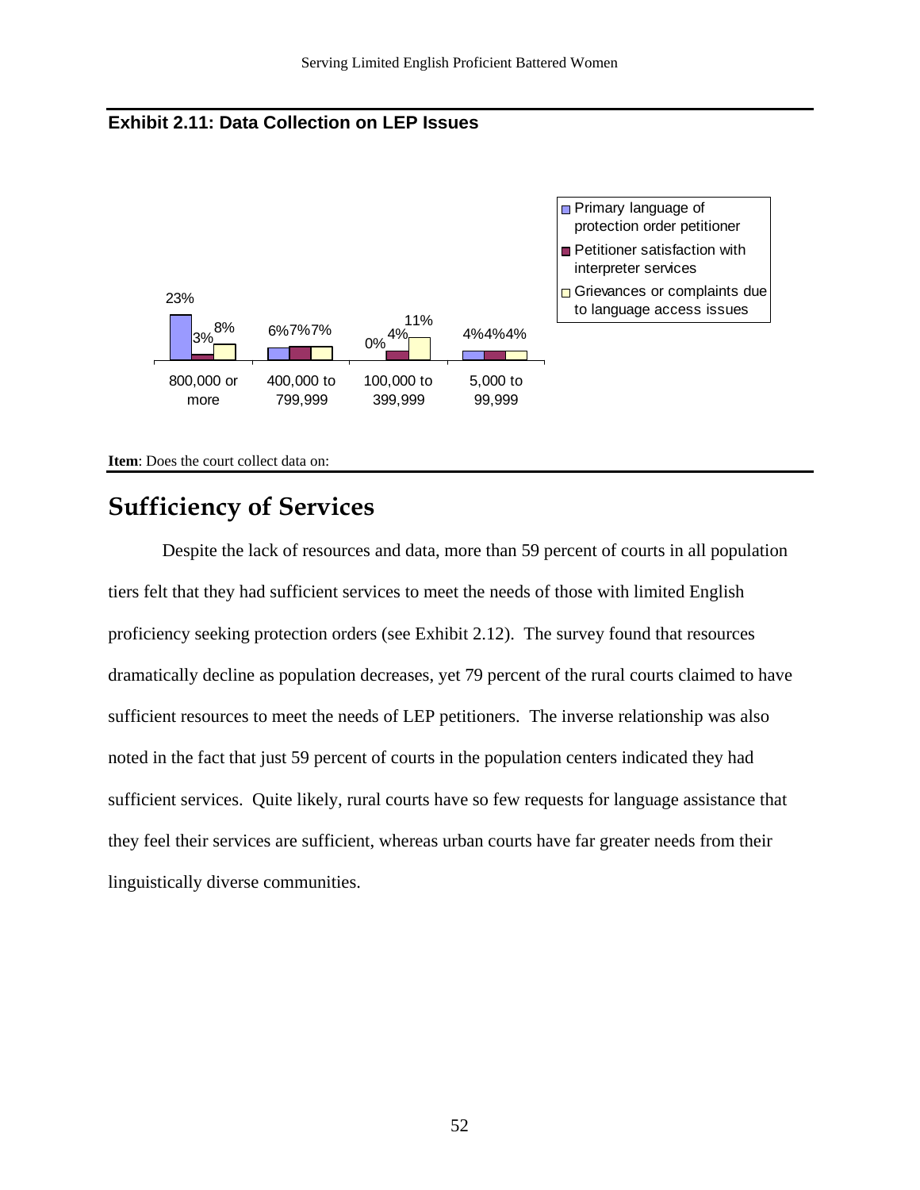**Exhibit 2.11: Data Collection on LEP Issues**

| | 800,000 or more | 400,000 to 799,999 | 100,000 to 399,999 | 5,000 to 99,999 |
|---|---|---|---|---|
| Primary language of protection order petitioner | 23% | 6% | 0% | 4% |
| Petitioner satisfaction with interpreter services | 3% | 7% | 4% | 4% |
| Grievances or complaints due to language access issues | 8% | 7% | 11% | 4% |

**Item**: Does the court collect data on:

## Sufficiency of Services

Despite the lack of resources and data, more than 59 percent of courts in all population tiers felt that they had sufficient services to meet the needs of those with limited English proficiency seeking protection orders (see Exhibit 2.12). The survey found that resources dramatically decline as population decreases, yet 79 percent of the rural courts claimed to have sufficient resources to meet the needs of LEP petitioners. The inverse relationship was also noted in the fact that just 59 percent of courts in the population centers indicated they had sufficient services. Quite likely, rural courts have so few requests for language assistance that they feel their services are sufficient, whereas urban courts have far greater needs from their linguistically diverse communities.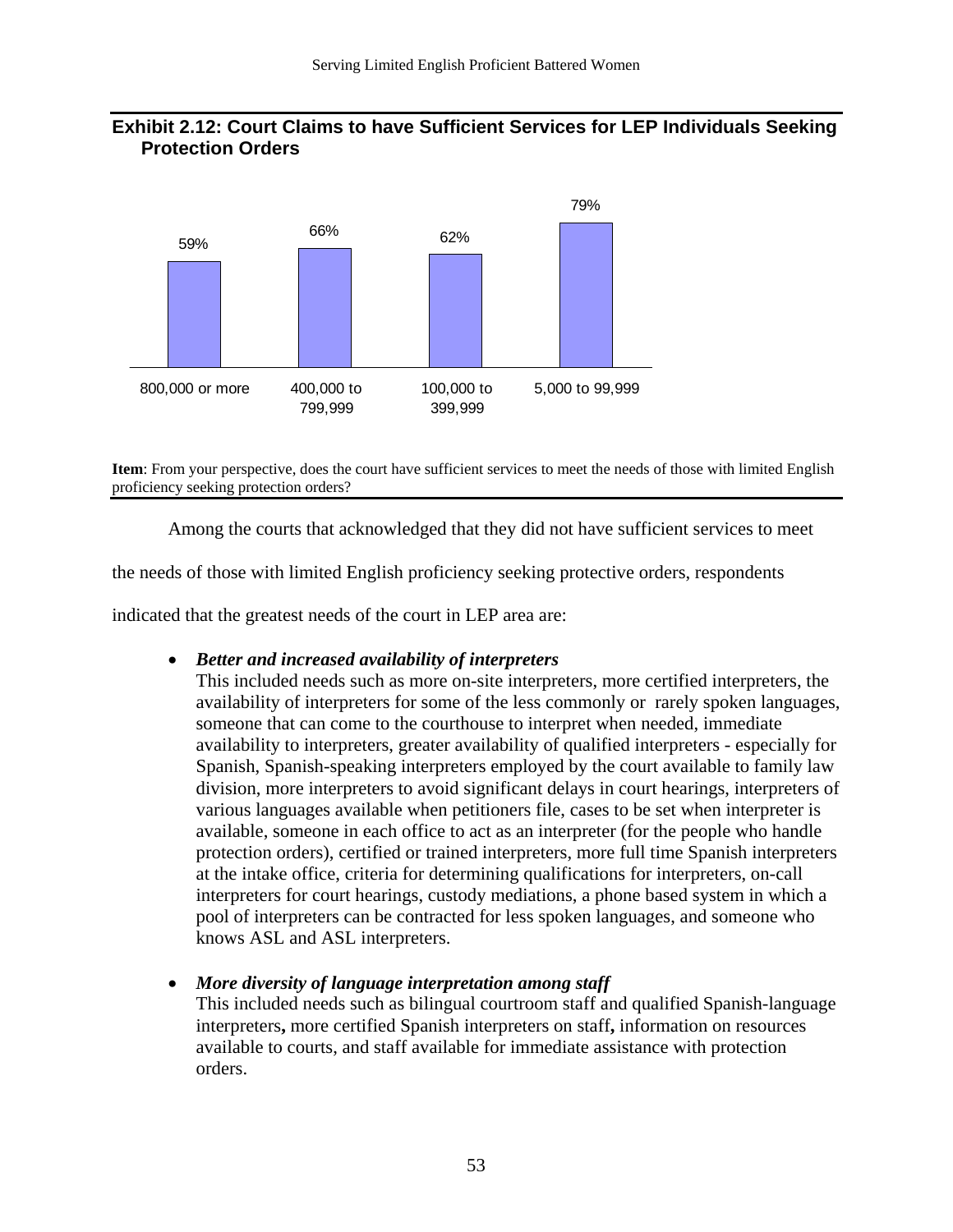**Exhibit 2.12: Court Claims to have Sufficient Services for LEP Individuals Seeking Protection Orders**

| 800,000 or more | 400,000 to 799,999 | 100,000 to 399,999 | 5,000 to 99,999 |
|---|---|---|---|
| 59% | 66% | 62% | 79% |

**Item**: From your perspective, does the court have sufficient services to meet the needs of those with limited English proficiency seeking protection orders?

Among the courts that acknowledged that they did not have sufficient services to meet the needs of those with limited English proficiency seeking protective orders, respondents indicated that the greatest needs of the court in LEP area are:

- ***Better and increased availability of interpreters***
  This included needs such as more on-site interpreters, more certified interpreters, the availability of interpreters for some of the less commonly or rarely spoken languages, someone that can come to the courthouse to interpret when needed, immediate availability to interpreters, greater availability of qualified interpreters - especially for Spanish, Spanish-speaking interpreters employed by the court available to family law division, more interpreters to avoid significant delays in court hearings, interpreters of various languages available when petitioners file, cases to be set when interpreter is available, someone in each office to act as an interpreter (for the people who handle protection orders), certified or trained interpreters, more full time Spanish interpreters at the intake office, criteria for determining qualifications for interpreters, on-call interpreters for court hearings, custody mediations, a phone based system in which a pool of interpreters can be contracted for less spoken languages, and someone who knows ASL and ASL interpreters.

- ***More diversity of language interpretation among staff***
  This included needs such as bilingual courtroom staff and qualified Spanish-language interpreters**,** more certified Spanish interpreters on staff**,** information on resources available to courts, and staff available for immediate assistance with protection orders.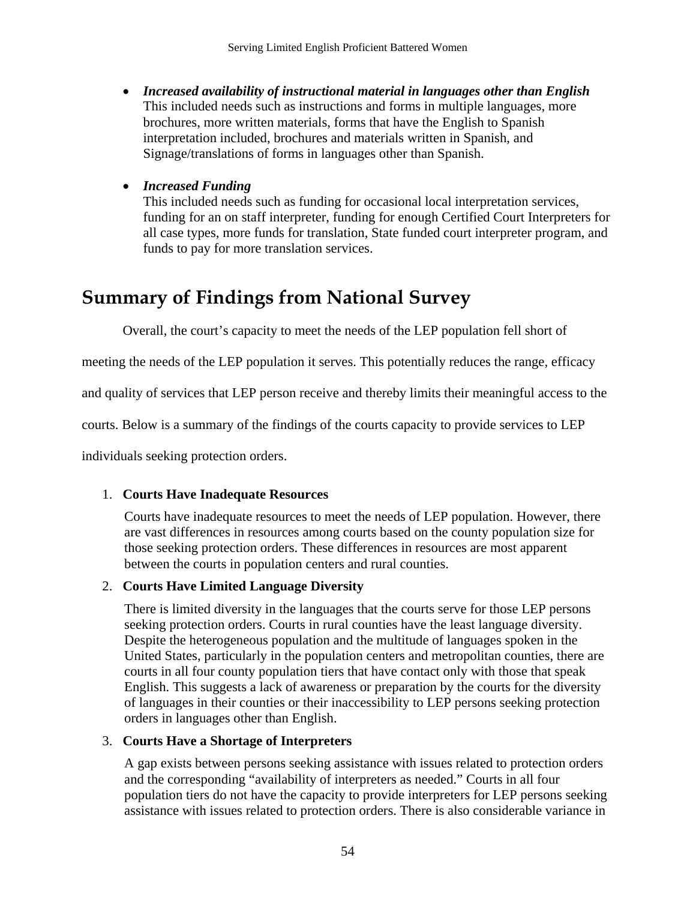- ***Increased availability of instructional material in languages other than English***
  This included needs such as instructions and forms in multiple languages, more brochures, more written materials, forms that have the English to Spanish interpretation included, brochures and materials written in Spanish, and Signage/translations of forms in languages other than Spanish.

- ***Increased Funding***
  This included needs such as funding for occasional local interpretation services, funding for an on staff interpreter, funding for enough Certified Court Interpreters for all case types, more funds for translation, State funded court interpreter program, and funds to pay for more translation services.

# Summary of Findings from National Survey

Overall, the court's capacity to meet the needs of the LEP population fell short of meeting the needs of the LEP population it serves. This potentially reduces the range, efficacy and quality of services that LEP person receive and thereby limits their meaningful access to the courts. Below is a summary of the findings of the courts capacity to provide services to LEP individuals seeking protection orders.

1. **Courts Have Inadequate Resources**

   Courts have inadequate resources to meet the needs of LEP population. However, there are vast differences in resources among courts based on the county population size for those seeking protection orders. These differences in resources are most apparent between the courts in population centers and rural counties.

2. **Courts Have Limited Language Diversity**

   There is limited diversity in the languages that the courts serve for those LEP persons seeking protection orders. Courts in rural counties have the least language diversity. Despite the heterogeneous population and the multitude of languages spoken in the United States, particularly in the population centers and metropolitan counties, there are courts in all four county population tiers that have contact only with those that speak English. This suggests a lack of awareness or preparation by the courts for the diversity of languages in their counties or their inaccessibility to LEP persons seeking protection orders in languages other than English.

3. **Courts Have a Shortage of Interpreters**

   A gap exists between persons seeking assistance with issues related to protection orders and the corresponding "availability of interpreters as needed." Courts in all four population tiers do not have the capacity to provide interpreters for LEP persons seeking assistance with issues related to protection orders. There is also considerable variance in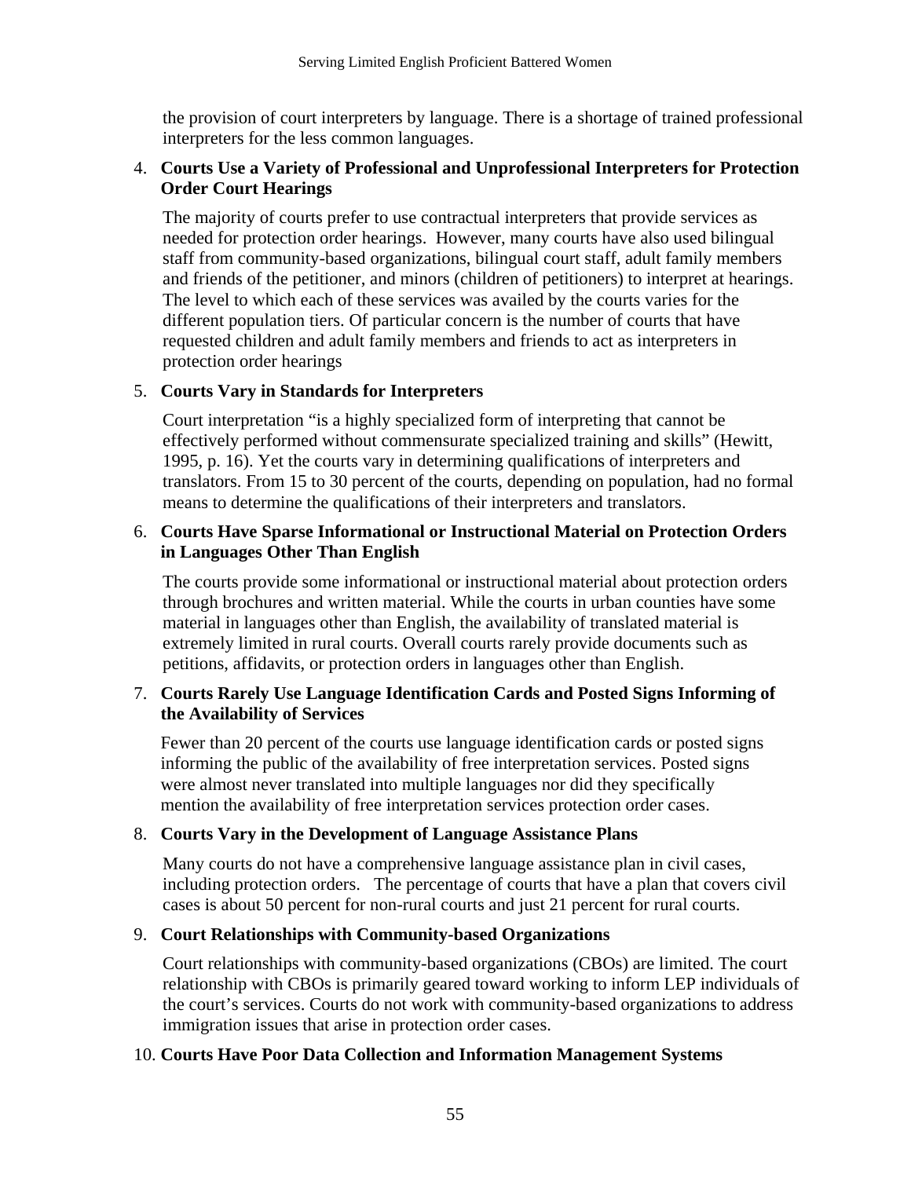the provision of court interpreters by language. There is a shortage of trained professional interpreters for the less common languages.

4. **Courts Use a Variety of Professional and Unprofessional Interpreters for Protection Order Court Hearings**

   The majority of courts prefer to use contractual interpreters that provide services as needed for protection order hearings. However, many courts have also used bilingual staff from community-based organizations, bilingual court staff, adult family members and friends of the petitioner, and minors (children of petitioners) to interpret at hearings. The level to which each of these services was availed by the courts varies for the different population tiers. Of particular concern is the number of courts that have requested children and adult family members and friends to act as interpreters in protection order hearings

5. **Courts Vary in Standards for Interpreters**

   Court interpretation "is a highly specialized form of interpreting that cannot be effectively performed without commensurate specialized training and skills" (Hewitt, 1995, p. 16). Yet the courts vary in determining qualifications of interpreters and translators. From 15 to 30 percent of the courts, depending on population, had no formal means to determine the qualifications of their interpreters and translators.

6. **Courts Have Sparse Informational or Instructional Material on Protection Orders in Languages Other Than English**

   The courts provide some informational or instructional material about protection orders through brochures and written material. While the courts in urban counties have some material in languages other than English, the availability of translated material is extremely limited in rural courts. Overall courts rarely provide documents such as petitions, affidavits, or protection orders in languages other than English.

7. **Courts Rarely Use Language Identification Cards and Posted Signs Informing of the Availability of Services**

   Fewer than 20 percent of the courts use language identification cards or posted signs informing the public of the availability of free interpretation services. Posted signs were almost never translated into multiple languages nor did they specifically mention the availability of free interpretation services protection order cases.

8. **Courts Vary in the Development of Language Assistance Plans**

   Many courts do not have a comprehensive language assistance plan in civil cases, including protection orders. The percentage of courts that have a plan that covers civil cases is about 50 percent for non-rural courts and just 21 percent for rural courts.

9. **Court Relationships with Community-based Organizations**

   Court relationships with community-based organizations (CBOs) are limited. The court relationship with CBOs is primarily geared toward working to inform LEP individuals of the court's services. Courts do not work with community-based organizations to address immigration issues that arise in protection order cases.

10. **Courts Have Poor Data Collection and Information Management Systems**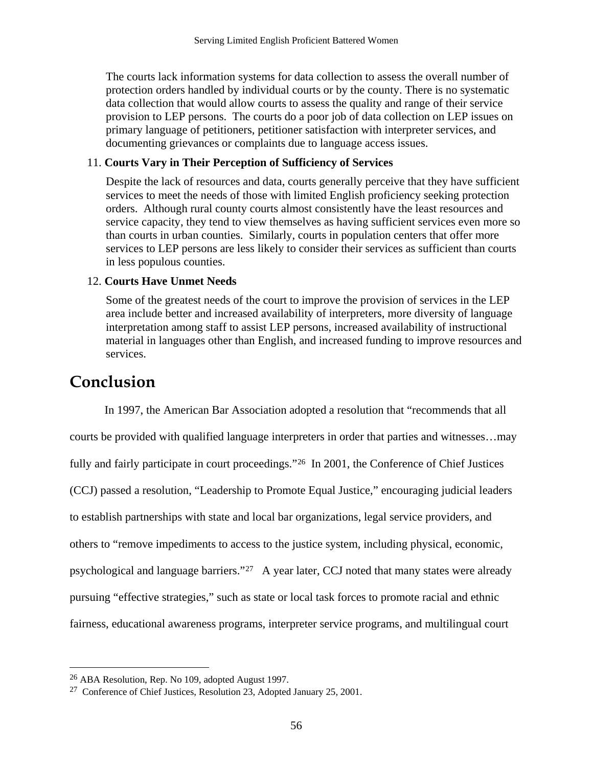The courts lack information systems for data collection to assess the overall number of protection orders handled by individual courts or by the county. There is no systematic data collection that would allow courts to assess the quality and range of their service provision to LEP persons. The courts do a poor job of data collection on LEP issues on primary language of petitioners, petitioner satisfaction with interpreter services, and documenting grievances or complaints due to language access issues.

11. **Courts Vary in Their Perception of Sufficiency of Services**

Despite the lack of resources and data, courts generally perceive that they have sufficient services to meet the needs of those with limited English proficiency seeking protection orders. Although rural county courts almost consistently have the least resources and service capacity, they tend to view themselves as having sufficient services even more so than courts in urban counties. Similarly, courts in population centers that offer more services to LEP persons are less likely to consider their services as sufficient than courts in less populous counties.

12. **Courts Have Unmet Needs**

Some of the greatest needs of the court to improve the provision of services in the LEP area include better and increased availability of interpreters, more diversity of language interpretation among staff to assist LEP persons, increased availability of instructional material in languages other than English, and increased funding to improve resources and services.

# Conclusion

In 1997, the American Bar Association adopted a resolution that "recommends that all courts be provided with qualified language interpreters in order that parties and witnesses…may fully and fairly participate in court proceedings."[26] In 2001, the Conference of Chief Justices (CCJ) passed a resolution, "Leadership to Promote Equal Justice," encouraging judicial leaders to establish partnerships with state and local bar organizations, legal service providers, and others to "remove impediments to access to the justice system, including physical, economic, psychological and language barriers."[27] A year later, CCJ noted that many states were already pursuing "effective strategies," such as state or local task forces to promote racial and ethnic fairness, educational awareness programs, interpreter service programs, and multilingual court

---

[26] ABA Resolution, Rep. No 109, adopted August 1997.

[27] Conference of Chief Justices, Resolution 23, Adopted January 25, 2001.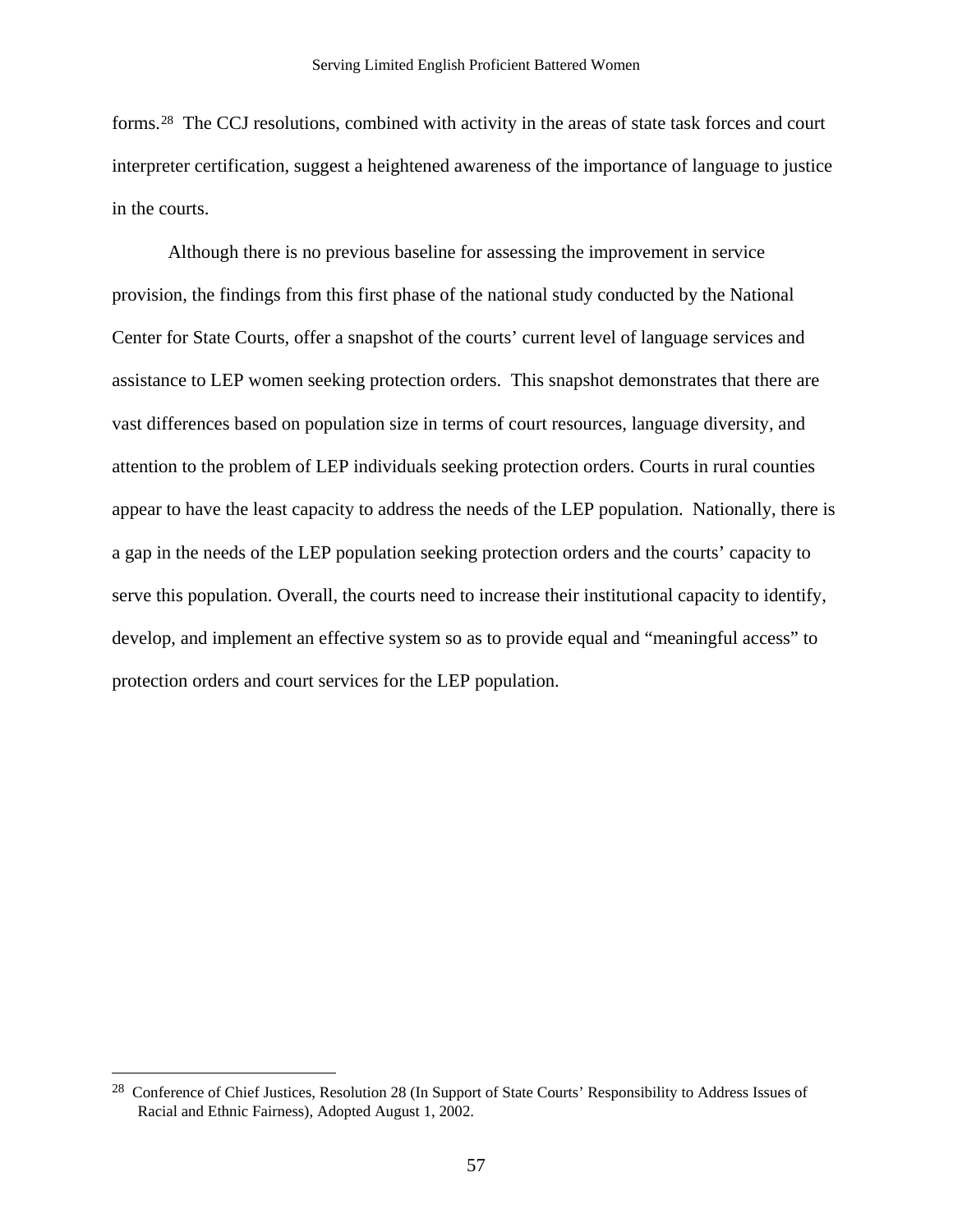forms.[28] The CCJ resolutions, combined with activity in the areas of state task forces and court interpreter certification, suggest a heightened awareness of the importance of language to justice in the courts.

Although there is no previous baseline for assessing the improvement in service provision, the findings from this first phase of the national study conducted by the National Center for State Courts, offer a snapshot of the courts' current level of language services and assistance to LEP women seeking protection orders. This snapshot demonstrates that there are vast differences based on population size in terms of court resources, language diversity, and attention to the problem of LEP individuals seeking protection orders. Courts in rural counties appear to have the least capacity to address the needs of the LEP population. Nationally, there is a gap in the needs of the LEP population seeking protection orders and the courts' capacity to serve this population. Overall, the courts need to increase their institutional capacity to identify, develop, and implement an effective system so as to provide equal and "meaningful access" to protection orders and court services for the LEP population.

---

[28] Conference of Chief Justices, Resolution 28 (In Support of State Courts' Responsibility to Address Issues of Racial and Ethnic Fairness), Adopted August 1, 2002.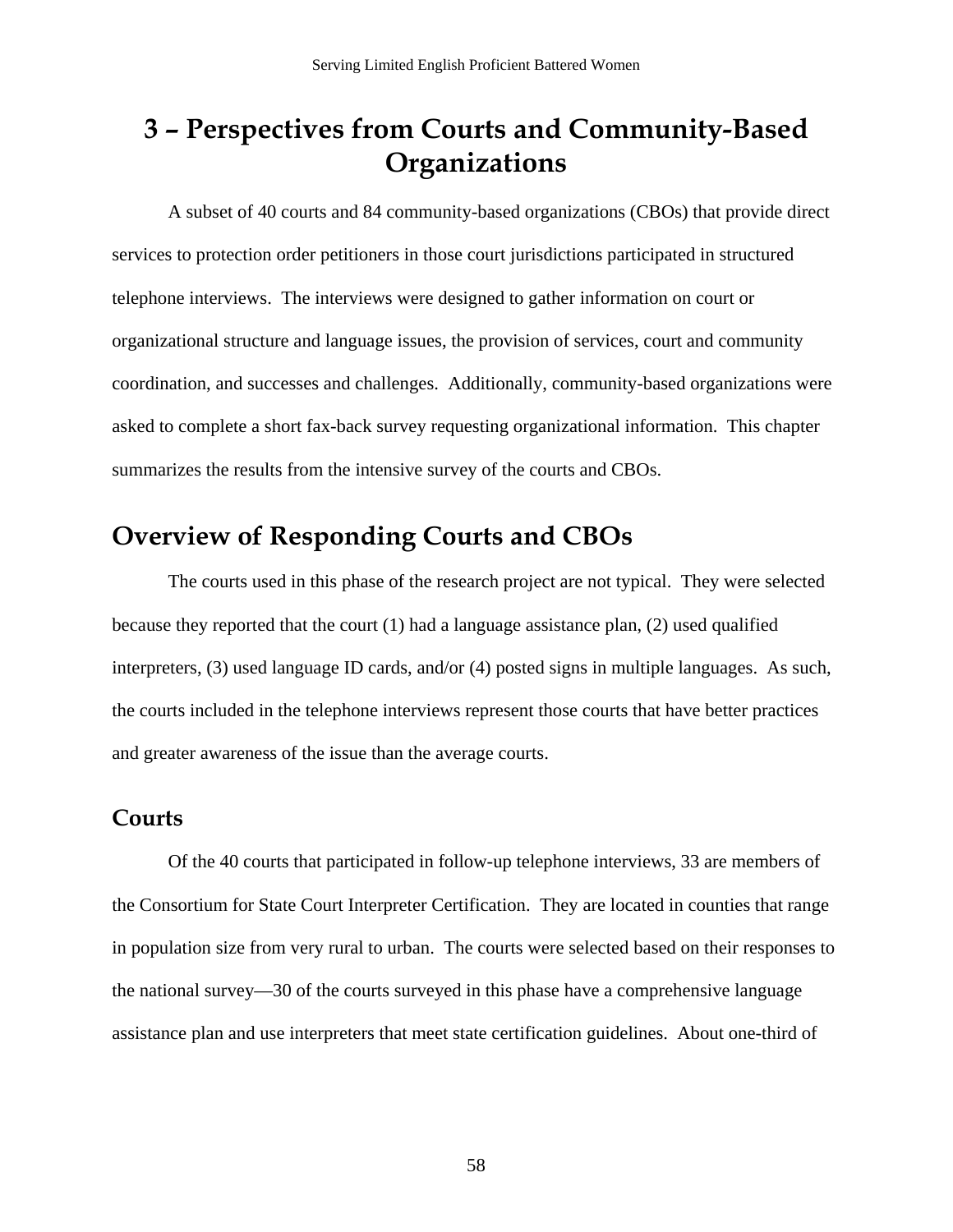# 3 – Perspectives from Courts and Community-Based Organizations

A subset of 40 courts and 84 community-based organizations (CBOs) that provide direct services to protection order petitioners in those court jurisdictions participated in structured telephone interviews. The interviews were designed to gather information on court or organizational structure and language issues, the provision of services, court and community coordination, and successes and challenges. Additionally, community-based organizations were asked to complete a short fax-back survey requesting organizational information. This chapter summarizes the results from the intensive survey of the courts and CBOs.

## Overview of Responding Courts and CBOs

The courts used in this phase of the research project are not typical. They were selected because they reported that the court (1) had a language assistance plan, (2) used qualified interpreters, (3) used language ID cards, and/or (4) posted signs in multiple languages. As such, the courts included in the telephone interviews represent those courts that have better practices and greater awareness of the issue than the average courts.

### Courts

Of the 40 courts that participated in follow-up telephone interviews, 33 are members of the Consortium for State Court Interpreter Certification. They are located in counties that range in population size from very rural to urban. The courts were selected based on their responses to the national survey—30 of the courts surveyed in this phase have a comprehensive language assistance plan and use interpreters that meet state certification guidelines. About one-third of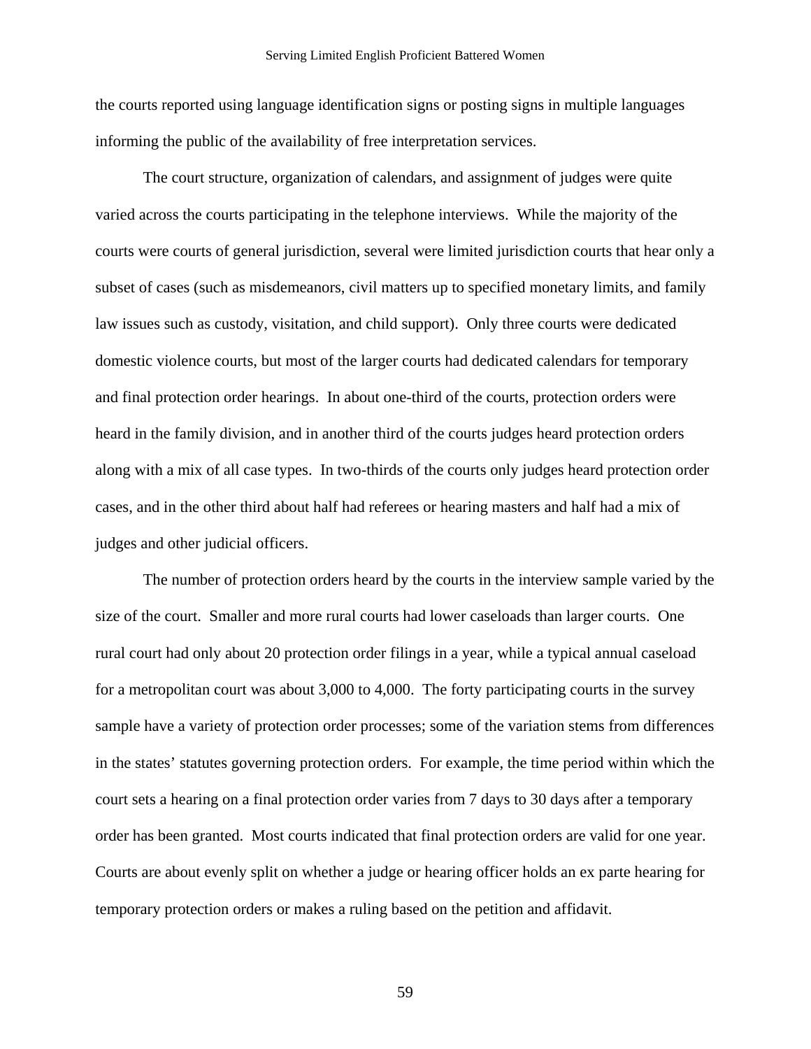the courts reported using language identification signs or posting signs in multiple languages informing the public of the availability of free interpretation services.

The court structure, organization of calendars, and assignment of judges were quite varied across the courts participating in the telephone interviews. While the majority of the courts were courts of general jurisdiction, several were limited jurisdiction courts that hear only a subset of cases (such as misdemeanors, civil matters up to specified monetary limits, and family law issues such as custody, visitation, and child support). Only three courts were dedicated domestic violence courts, but most of the larger courts had dedicated calendars for temporary and final protection order hearings. In about one-third of the courts, protection orders were heard in the family division, and in another third of the courts judges heard protection orders along with a mix of all case types. In two-thirds of the courts only judges heard protection order cases, and in the other third about half had referees or hearing masters and half had a mix of judges and other judicial officers.

The number of protection orders heard by the courts in the interview sample varied by the size of the court. Smaller and more rural courts had lower caseloads than larger courts. One rural court had only about 20 protection order filings in a year, while a typical annual caseload for a metropolitan court was about 3,000 to 4,000. The forty participating courts in the survey sample have a variety of protection order processes; some of the variation stems from differences in the states' statutes governing protection orders. For example, the time period within which the court sets a hearing on a final protection order varies from 7 days to 30 days after a temporary order has been granted. Most courts indicated that final protection orders are valid for one year. Courts are about evenly split on whether a judge or hearing officer holds an ex parte hearing for temporary protection orders or makes a ruling based on the petition and affidavit.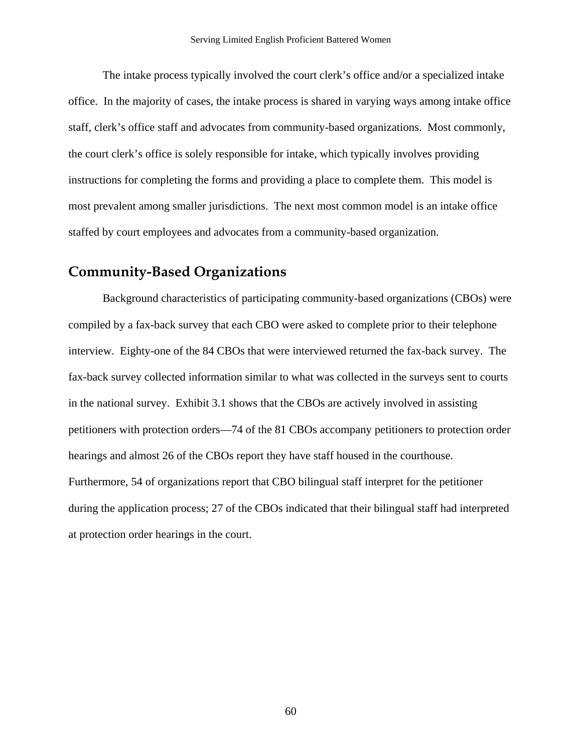The intake process typically involved the court clerk's office and/or a specialized intake office. In the majority of cases, the intake process is shared in varying ways among intake office staff, clerk's office staff and advocates from community-based organizations. Most commonly, the court clerk's office is solely responsible for intake, which typically involves providing instructions for completing the forms and providing a place to complete them. This model is most prevalent among smaller jurisdictions. The next most common model is an intake office staffed by court employees and advocates from a community-based organization.

## Community-Based Organizations

Background characteristics of participating community-based organizations (CBOs) were compiled by a fax-back survey that each CBO were asked to complete prior to their telephone interview. Eighty-one of the 84 CBOs that were interviewed returned the fax-back survey. The fax-back survey collected information similar to what was collected in the surveys sent to courts in the national survey. Exhibit 3.1 shows that the CBOs are actively involved in assisting petitioners with protection orders—74 of the 81 CBOs accompany petitioners to protection order hearings and almost 26 of the CBOs report they have staff housed in the courthouse. Furthermore, 54 of organizations report that CBO bilingual staff interpret for the petitioner during the application process; 27 of the CBOs indicated that their bilingual staff had interpreted at protection order hearings in the court.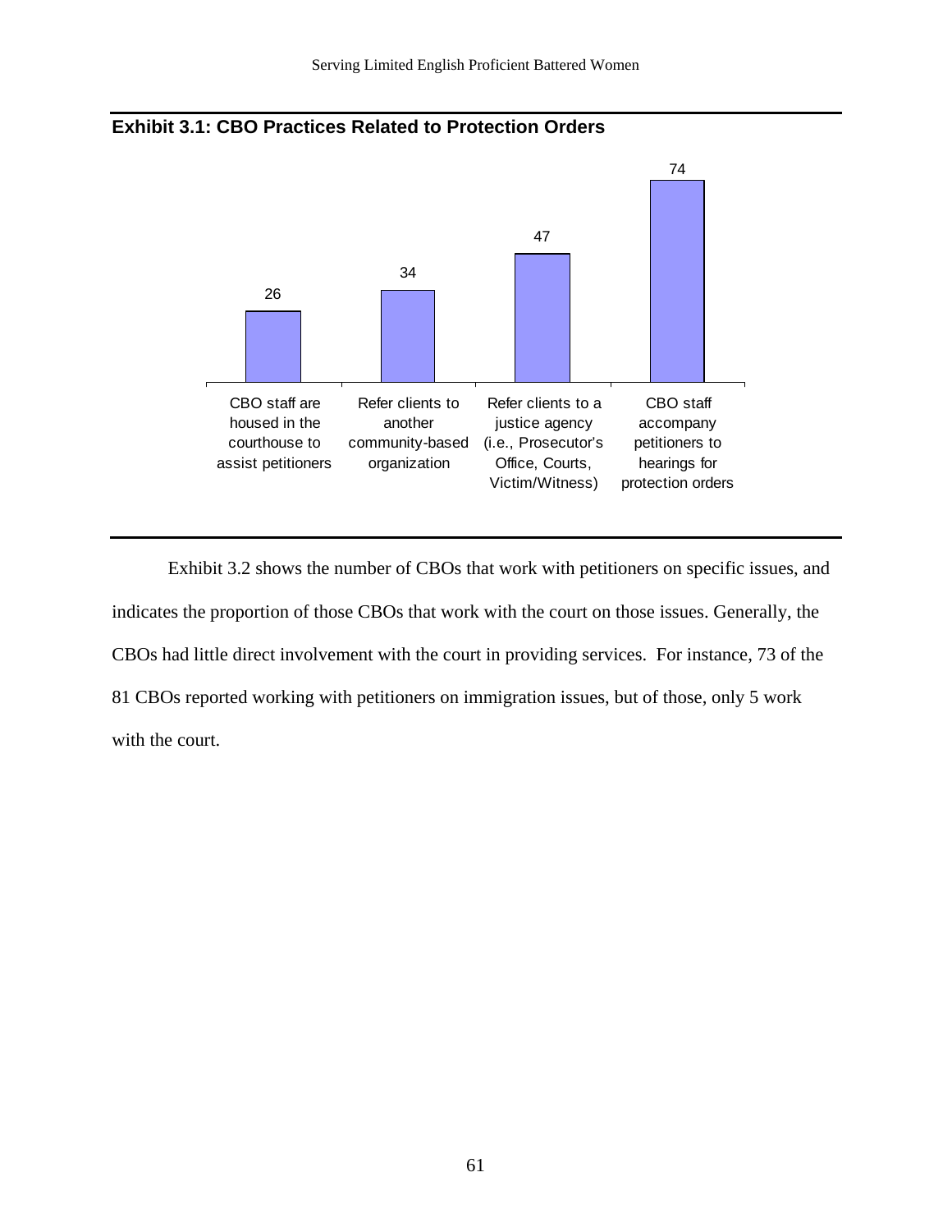**Exhibit 3.1: CBO Practices Related to Protection Orders**

| Practice | Number of CBOs |
|---|---|
| CBO staff are housed in the courthouse to assist petitioners | 26 |
| Refer clients to another community-based organization | 34 |
| Refer clients to a justice agency (i.e., Prosecutor's Office, Courts, Victim/Witness) | 47 |
| CBO staff accompany petitioners to hearings for protection orders | 74 |

Exhibit 3.2 shows the number of CBOs that work with petitioners on specific issues, and indicates the proportion of those CBOs that work with the court on those issues. Generally, the CBOs had little direct involvement with the court in providing services. For instance, 73 of the 81 CBOs reported working with petitioners on immigration issues, but of those, only 5 work with the court.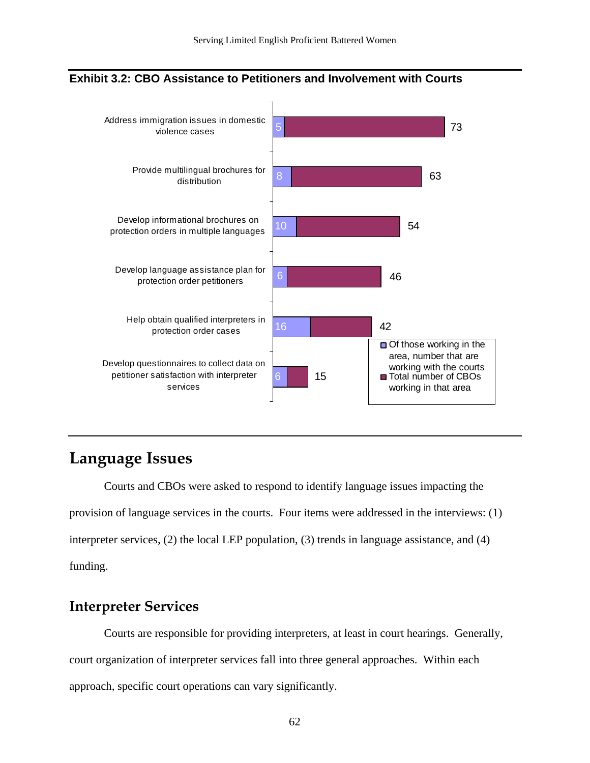**Exhibit 3.2: CBO Assistance to Petitioners and Involvement with Courts**

| Area | Of those working in the area, number that are working with the courts | Total number of CBOs working in that area |
|---|---|---|
| Address immigration issues in domestic violence cases | 5 | 73 |
| Provide multilingual brochures for distribution | 8 | 63 |
| Develop informational brochures on protection orders in multiple languages | 10 | 54 |
| Develop language assistance plan for protection order petitioners | 6 | 46 |
| Help obtain qualified interpreters in protection order cases | 16 | 42 |
| Develop questionnaires to collect data on petitioner satisfaction with interpreter services | 6 | 15 |

# Language Issues

Courts and CBOs were asked to respond to identify language issues impacting the provision of language services in the courts. Four items were addressed in the interviews: (1) interpreter services, (2) the local LEP population, (3) trends in language assistance, and (4) funding.

## Interpreter Services

Courts are responsible for providing interpreters, at least in court hearings. Generally, court organization of interpreter services fall into three general approaches. Within each approach, specific court operations can vary significantly.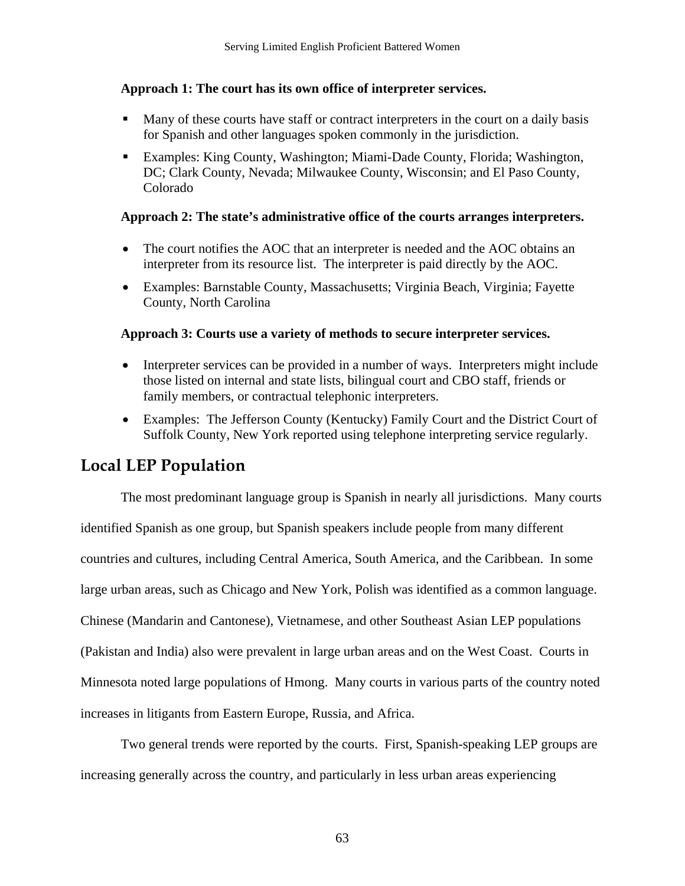**Approach 1: The court has its own office of interpreter services.**

- Many of these courts have staff or contract interpreters in the court on a daily basis for Spanish and other languages spoken commonly in the jurisdiction.
- Examples: King County, Washington; Miami-Dade County, Florida; Washington, DC; Clark County, Nevada; Milwaukee County, Wisconsin; and El Paso County, Colorado

**Approach 2: The state's administrative office of the courts arranges interpreters.**

- The court notifies the AOC that an interpreter is needed and the AOC obtains an interpreter from its resource list. The interpreter is paid directly by the AOC.
- Examples: Barnstable County, Massachusetts; Virginia Beach, Virginia; Fayette County, North Carolina

**Approach 3: Courts use a variety of methods to secure interpreter services.**

- Interpreter services can be provided in a number of ways. Interpreters might include those listed on internal and state lists, bilingual court and CBO staff, friends or family members, or contractual telephonic interpreters.
- Examples: The Jefferson County (Kentucky) Family Court and the District Court of Suffolk County, New York reported using telephone interpreting service regularly.

## Local LEP Population

The most predominant language group is Spanish in nearly all jurisdictions. Many courts identified Spanish as one group, but Spanish speakers include people from many different countries and cultures, including Central America, South America, and the Caribbean. In some large urban areas, such as Chicago and New York, Polish was identified as a common language. Chinese (Mandarin and Cantonese), Vietnamese, and other Southeast Asian LEP populations (Pakistan and India) also were prevalent in large urban areas and on the West Coast. Courts in Minnesota noted large populations of Hmong. Many courts in various parts of the country noted increases in litigants from Eastern Europe, Russia, and Africa.

Two general trends were reported by the courts. First, Spanish-speaking LEP groups are increasing generally across the country, and particularly in less urban areas experiencing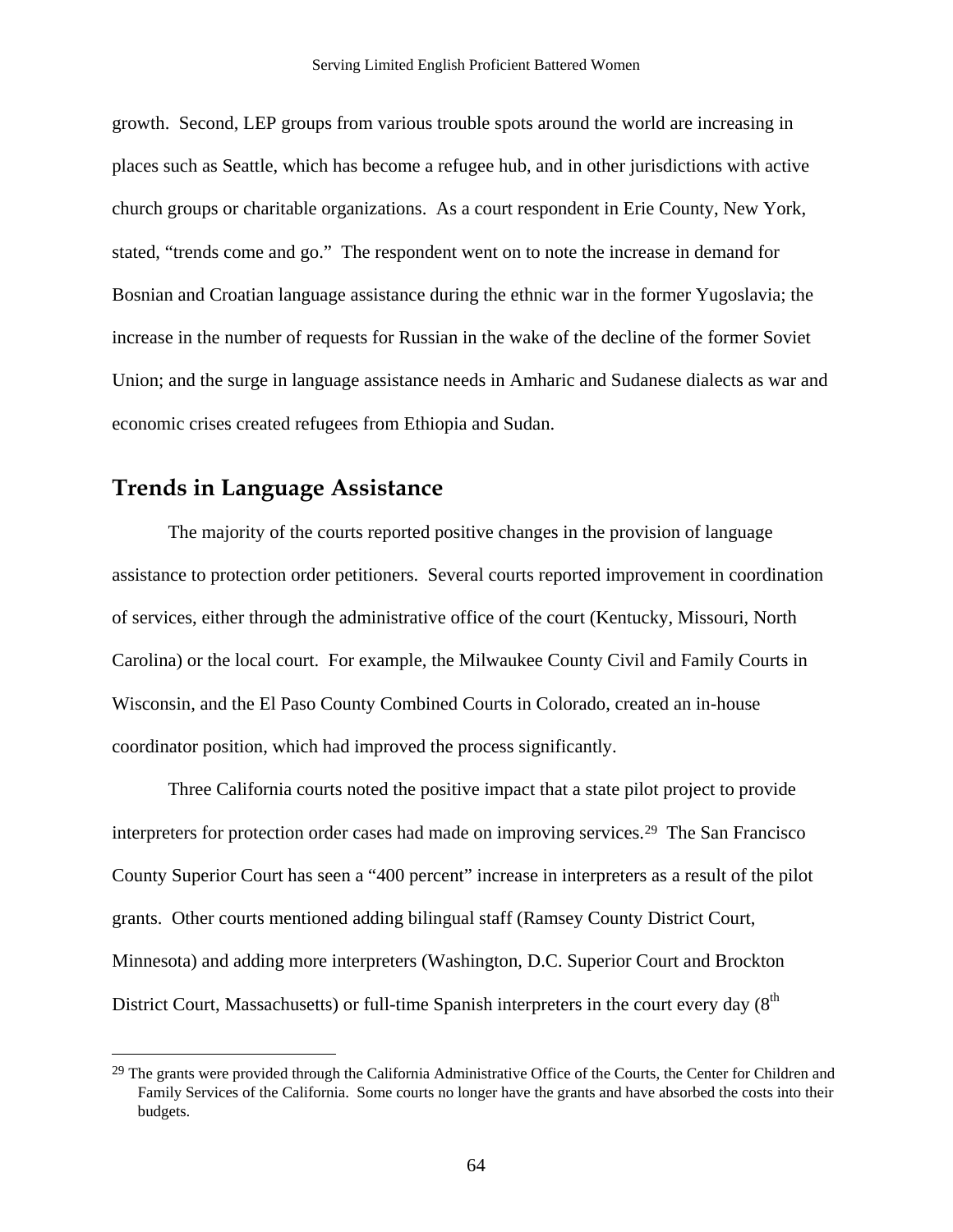growth. Second, LEP groups from various trouble spots around the world are increasing in places such as Seattle, which has become a refugee hub, and in other jurisdictions with active church groups or charitable organizations. As a court respondent in Erie County, New York, stated, "trends come and go." The respondent went on to note the increase in demand for Bosnian and Croatian language assistance during the ethnic war in the former Yugoslavia; the increase in the number of requests for Russian in the wake of the decline of the former Soviet Union; and the surge in language assistance needs in Amharic and Sudanese dialects as war and economic crises created refugees from Ethiopia and Sudan.

## Trends in Language Assistance

The majority of the courts reported positive changes in the provision of language assistance to protection order petitioners. Several courts reported improvement in coordination of services, either through the administrative office of the court (Kentucky, Missouri, North Carolina) or the local court. For example, the Milwaukee County Civil and Family Courts in Wisconsin, and the El Paso County Combined Courts in Colorado, created an in-house coordinator position, which had improved the process significantly.

Three California courts noted the positive impact that a state pilot project to provide interpreters for protection order cases had made on improving services.[29] The San Francisco County Superior Court has seen a "400 percent" increase in interpreters as a result of the pilot grants. Other courts mentioned adding bilingual staff (Ramsey County District Court, Minnesota) and adding more interpreters (Washington, D.C. Superior Court and Brockton District Court, Massachusetts) or full-time Spanish interpreters in the court every day (8th

[29] The grants were provided through the California Administrative Office of the Courts, the Center for Children and Family Services of the California. Some courts no longer have the grants and have absorbed the costs into their budgets.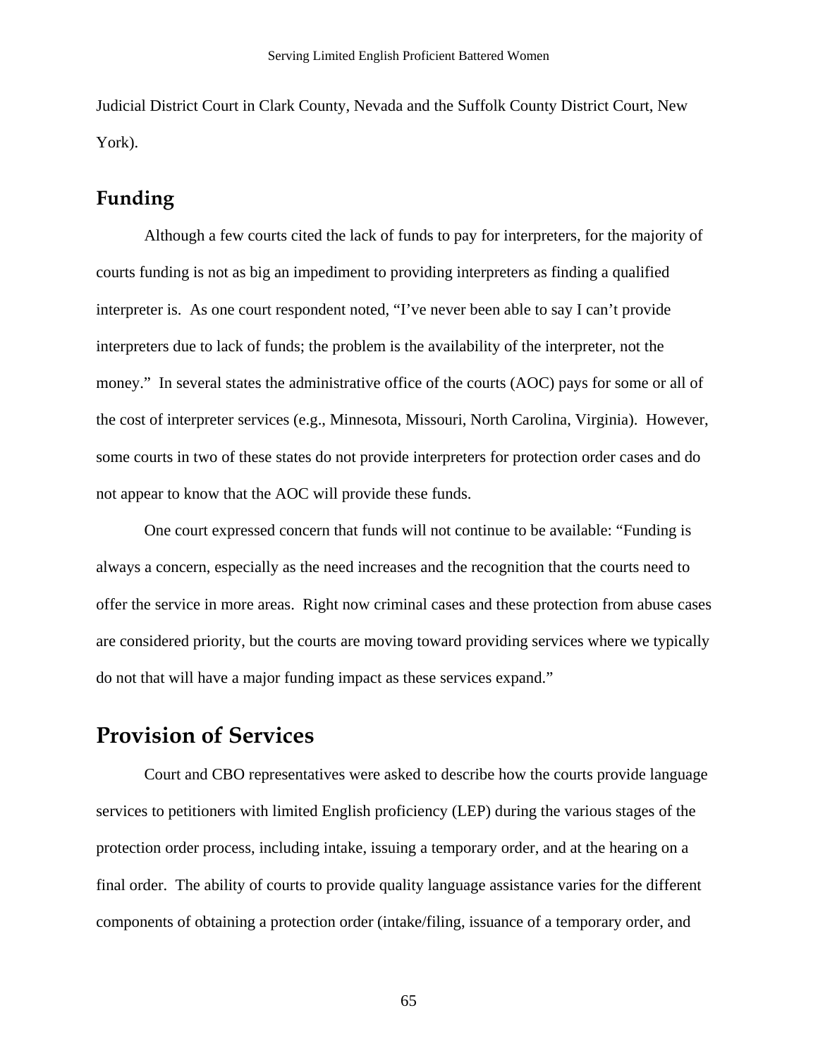Judicial District Court in Clark County, Nevada and the Suffolk County District Court, New York).

### Funding

Although a few courts cited the lack of funds to pay for interpreters, for the majority of courts funding is not as big an impediment to providing interpreters as finding a qualified interpreter is. As one court respondent noted, “I’ve never been able to say I can’t provide interpreters due to lack of funds; the problem is the availability of the interpreter, not the money.” In several states the administrative office of the courts (AOC) pays for some or all of the cost of interpreter services (e.g., Minnesota, Missouri, North Carolina, Virginia). However, some courts in two of these states do not provide interpreters for protection order cases and do not appear to know that the AOC will provide these funds.

One court expressed concern that funds will not continue to be available: “Funding is always a concern, especially as the need increases and the recognition that the courts need to offer the service in more areas. Right now criminal cases and these protection from abuse cases are considered priority, but the courts are moving toward providing services where we typically do not that will have a major funding impact as these services expand.”

## Provision of Services

Court and CBO representatives were asked to describe how the courts provide language services to petitioners with limited English proficiency (LEP) during the various stages of the protection order process, including intake, issuing a temporary order, and at the hearing on a final order. The ability of courts to provide quality language assistance varies for the different components of obtaining a protection order (intake/filing, issuance of a temporary order, and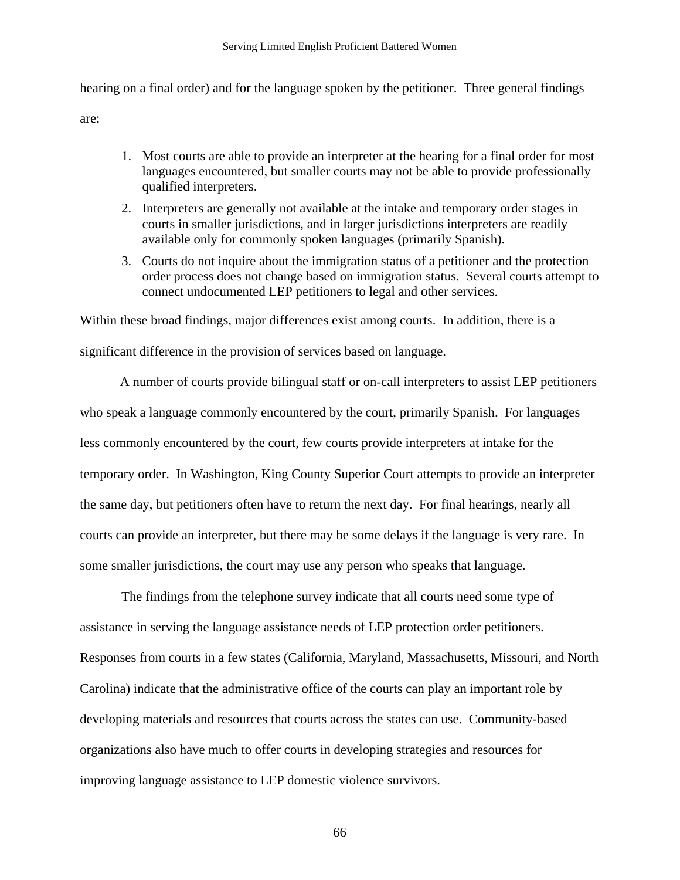hearing on a final order) and for the language spoken by the petitioner. Three general findings are:

1. Most courts are able to provide an interpreter at the hearing for a final order for most languages encountered, but smaller courts may not be able to provide professionally qualified interpreters.
2. Interpreters are generally not available at the intake and temporary order stages in courts in smaller jurisdictions, and in larger jurisdictions interpreters are readily available only for commonly spoken languages (primarily Spanish).
3. Courts do not inquire about the immigration status of a petitioner and the protection order process does not change based on immigration status. Several courts attempt to connect undocumented LEP petitioners to legal and other services.

Within these broad findings, major differences exist among courts. In addition, there is a significant difference in the provision of services based on language.

A number of courts provide bilingual staff or on-call interpreters to assist LEP petitioners who speak a language commonly encountered by the court, primarily Spanish. For languages less commonly encountered by the court, few courts provide interpreters at intake for the temporary order. In Washington, King County Superior Court attempts to provide an interpreter the same day, but petitioners often have to return the next day. For final hearings, nearly all courts can provide an interpreter, but there may be some delays if the language is very rare. In some smaller jurisdictions, the court may use any person who speaks that language.

The findings from the telephone survey indicate that all courts need some type of assistance in serving the language assistance needs of LEP protection order petitioners. Responses from courts in a few states (California, Maryland, Massachusetts, Missouri, and North Carolina) indicate that the administrative office of the courts can play an important role by developing materials and resources that courts across the states can use. Community-based organizations also have much to offer courts in developing strategies and resources for improving language assistance to LEP domestic violence survivors.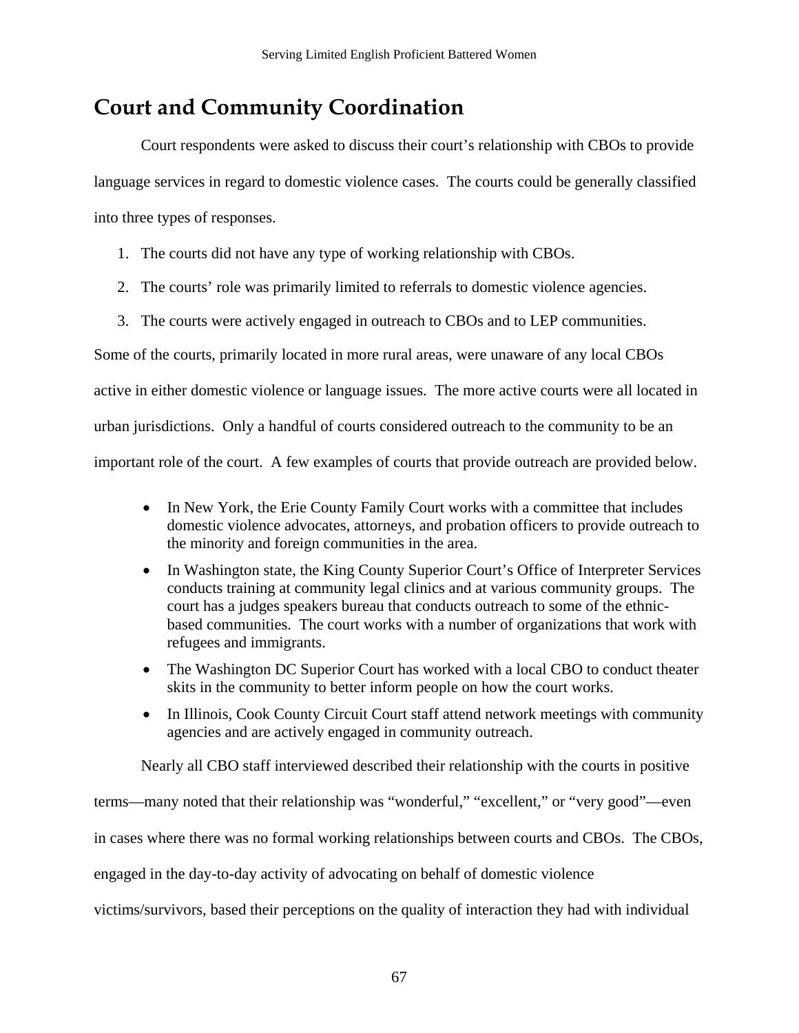## Court and Community Coordination

Court respondents were asked to discuss their court's relationship with CBOs to provide language services in regard to domestic violence cases. The courts could be generally classified into three types of responses.

1. The courts did not have any type of working relationship with CBOs.
2. The courts' role was primarily limited to referrals to domestic violence agencies.
3. The courts were actively engaged in outreach to CBOs and to LEP communities.

Some of the courts, primarily located in more rural areas, were unaware of any local CBOs active in either domestic violence or language issues. The more active courts were all located in urban jurisdictions. Only a handful of courts considered outreach to the community to be an important role of the court. A few examples of courts that provide outreach are provided below.

- In New York, the Erie County Family Court works with a committee that includes domestic violence advocates, attorneys, and probation officers to provide outreach to the minority and foreign communities in the area.
- In Washington state, the King County Superior Court's Office of Interpreter Services conducts training at community legal clinics and at various community groups. The court has a judges speakers bureau that conducts outreach to some of the ethnic-based communities. The court works with a number of organizations that work with refugees and immigrants.
- The Washington DC Superior Court has worked with a local CBO to conduct theater skits in the community to better inform people on how the court works.
- In Illinois, Cook County Circuit Court staff attend network meetings with community agencies and are actively engaged in community outreach.

Nearly all CBO staff interviewed described their relationship with the courts in positive terms—many noted that their relationship was "wonderful," "excellent," or "very good"—even in cases where there was no formal working relationships between courts and CBOs. The CBOs, engaged in the day-to-day activity of advocating on behalf of domestic violence victims/survivors, based their perceptions on the quality of interaction they had with individual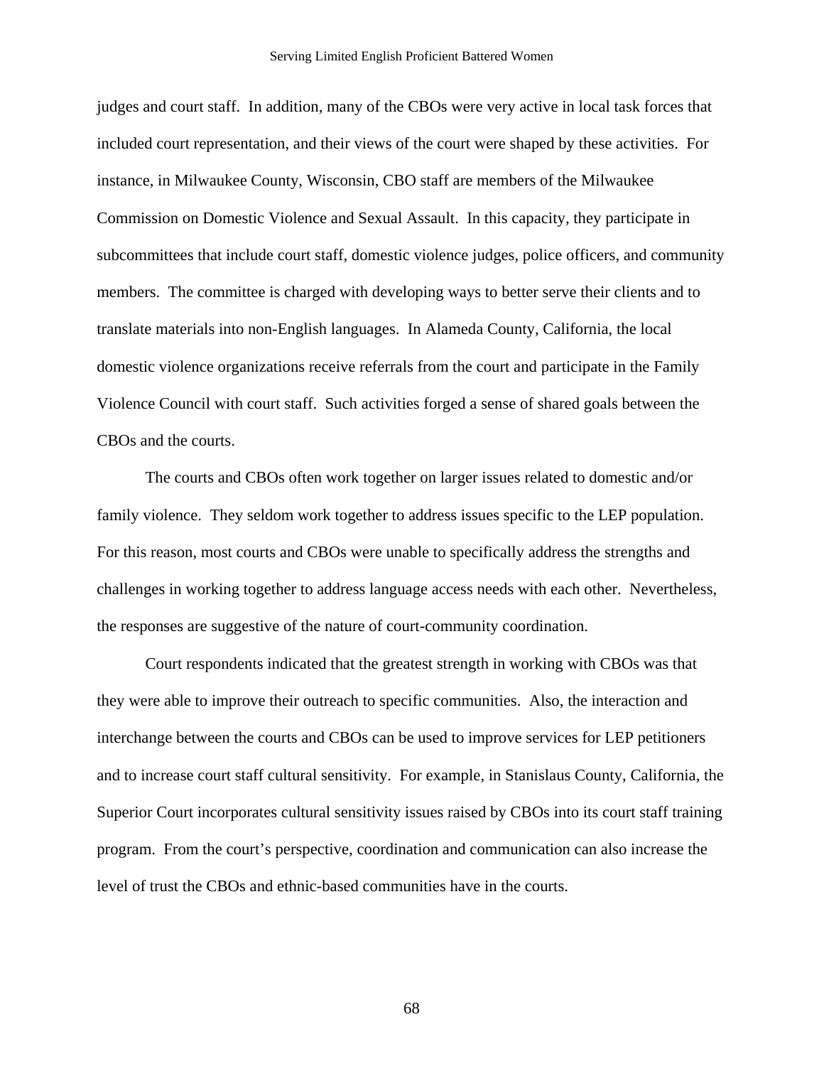judges and court staff. In addition, many of the CBOs were very active in local task forces that included court representation, and their views of the court were shaped by these activities. For instance, in Milwaukee County, Wisconsin, CBO staff are members of the Milwaukee Commission on Domestic Violence and Sexual Assault. In this capacity, they participate in subcommittees that include court staff, domestic violence judges, police officers, and community members. The committee is charged with developing ways to better serve their clients and to translate materials into non-English languages. In Alameda County, California, the local domestic violence organizations receive referrals from the court and participate in the Family Violence Council with court staff. Such activities forged a sense of shared goals between the CBOs and the courts.

The courts and CBOs often work together on larger issues related to domestic and/or family violence. They seldom work together to address issues specific to the LEP population. For this reason, most courts and CBOs were unable to specifically address the strengths and challenges in working together to address language access needs with each other. Nevertheless, the responses are suggestive of the nature of court-community coordination.

Court respondents indicated that the greatest strength in working with CBOs was that they were able to improve their outreach to specific communities. Also, the interaction and interchange between the courts and CBOs can be used to improve services for LEP petitioners and to increase court staff cultural sensitivity. For example, in Stanislaus County, California, the Superior Court incorporates cultural sensitivity issues raised by CBOs into its court staff training program. From the court's perspective, coordination and communication can also increase the level of trust the CBOs and ethnic-based communities have in the courts.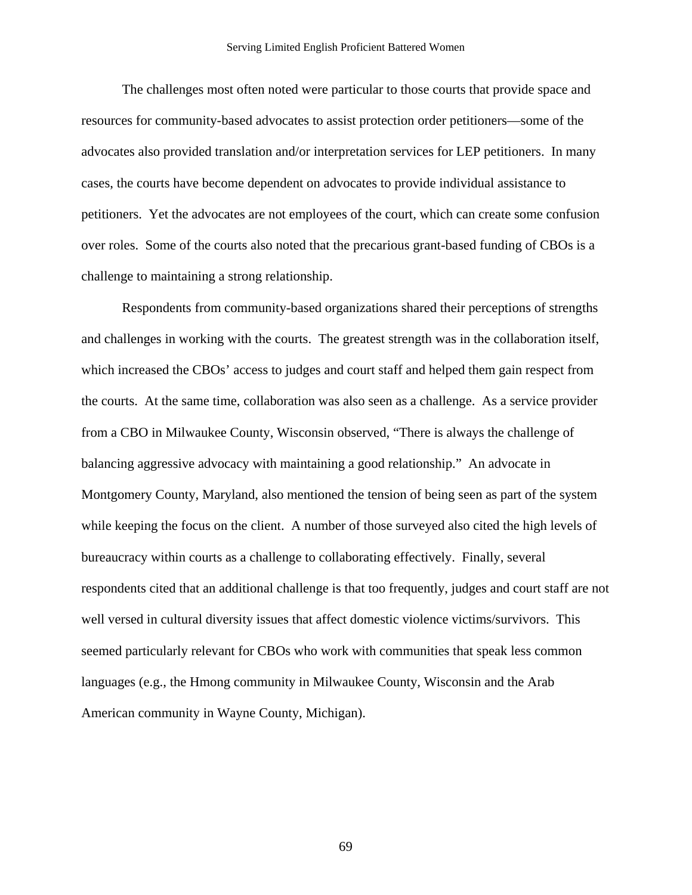The challenges most often noted were particular to those courts that provide space and resources for community-based advocates to assist protection order petitioners—some of the advocates also provided translation and/or interpretation services for LEP petitioners. In many cases, the courts have become dependent on advocates to provide individual assistance to petitioners. Yet the advocates are not employees of the court, which can create some confusion over roles. Some of the courts also noted that the precarious grant-based funding of CBOs is a challenge to maintaining a strong relationship.

Respondents from community-based organizations shared their perceptions of strengths and challenges in working with the courts. The greatest strength was in the collaboration itself, which increased the CBOs' access to judges and court staff and helped them gain respect from the courts. At the same time, collaboration was also seen as a challenge. As a service provider from a CBO in Milwaukee County, Wisconsin observed, "There is always the challenge of balancing aggressive advocacy with maintaining a good relationship." An advocate in Montgomery County, Maryland, also mentioned the tension of being seen as part of the system while keeping the focus on the client. A number of those surveyed also cited the high levels of bureaucracy within courts as a challenge to collaborating effectively. Finally, several respondents cited that an additional challenge is that too frequently, judges and court staff are not well versed in cultural diversity issues that affect domestic violence victims/survivors. This seemed particularly relevant for CBOs who work with communities that speak less common languages (e.g., the Hmong community in Milwaukee County, Wisconsin and the Arab American community in Wayne County, Michigan).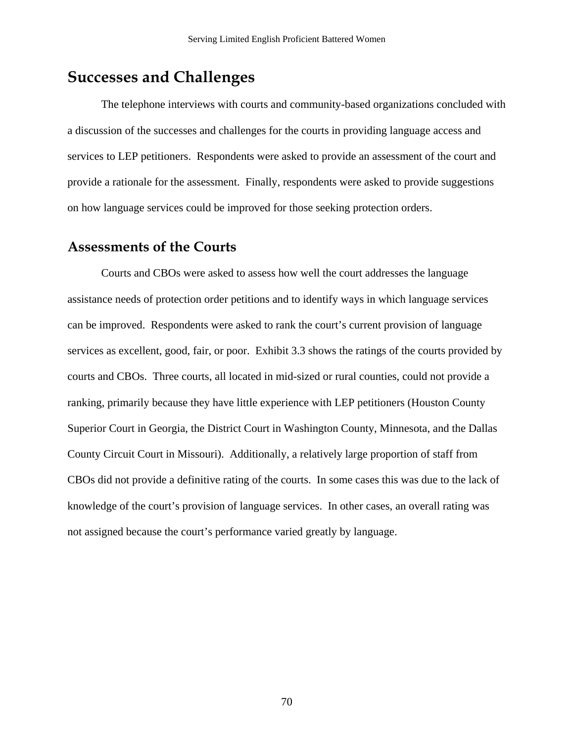## Successes and Challenges

The telephone interviews with courts and community-based organizations concluded with a discussion of the successes and challenges for the courts in providing language access and services to LEP petitioners. Respondents were asked to provide an assessment of the court and provide a rationale for the assessment. Finally, respondents were asked to provide suggestions on how language services could be improved for those seeking protection orders.

### Assessments of the Courts

Courts and CBOs were asked to assess how well the court addresses the language assistance needs of protection order petitions and to identify ways in which language services can be improved. Respondents were asked to rank the court's current provision of language services as excellent, good, fair, or poor. Exhibit 3.3 shows the ratings of the courts provided by courts and CBOs. Three courts, all located in mid-sized or rural counties, could not provide a ranking, primarily because they have little experience with LEP petitioners (Houston County Superior Court in Georgia, the District Court in Washington County, Minnesota, and the Dallas County Circuit Court in Missouri). Additionally, a relatively large proportion of staff from CBOs did not provide a definitive rating of the courts. In some cases this was due to the lack of knowledge of the court's provision of language services. In other cases, an overall rating was not assigned because the court's performance varied greatly by language.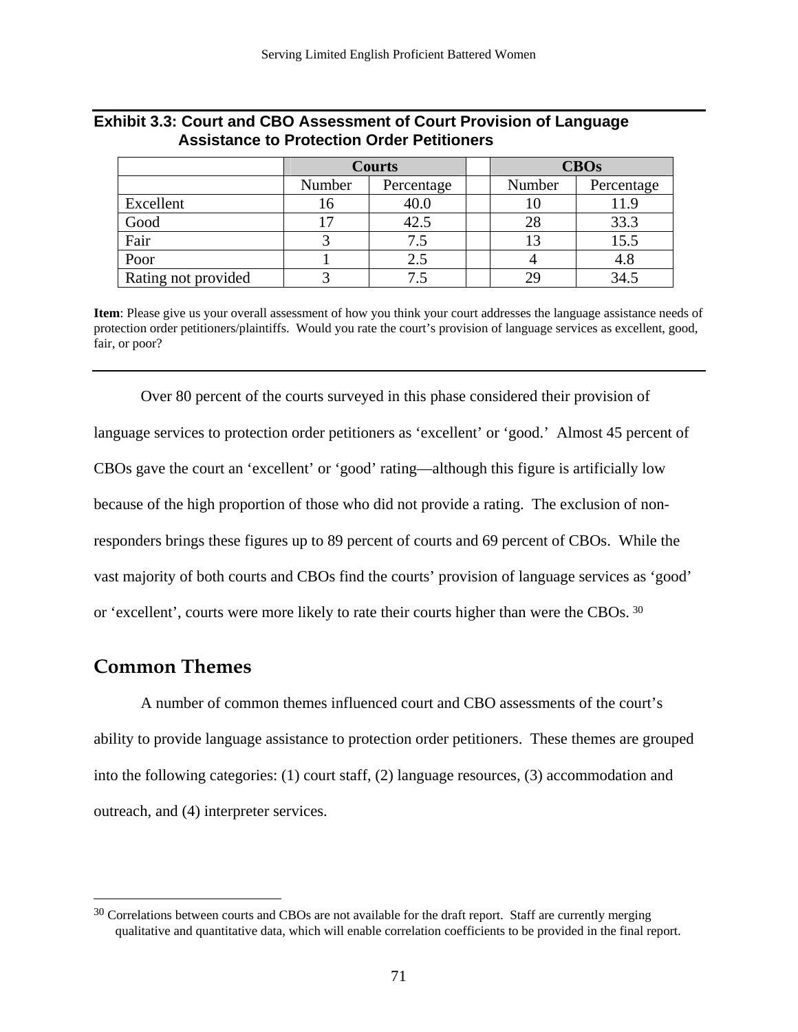**Exhibit 3.3: Court and CBO Assessment of Court Provision of Language Assistance to Protection Order Petitioners**

| | Courts | | | CBOs | |
|---|---|---|---|---|---|
| | Number | Percentage | | Number | Percentage |
| Excellent | 16 | 40.0 | | 10 | 11.9 |
| Good | 17 | 42.5 | | 28 | 33.3 |
| Fair | 3 | 7.5 | | 13 | 15.5 |
| Poor | 1 | 2.5 | | 4 | 4.8 |
| Rating not provided | 3 | 7.5 | | 29 | 34.5 |

**Item**: Please give us your overall assessment of how you think your court addresses the language assistance needs of protection order petitioners/plaintiffs. Would you rate the court's provision of language services as excellent, good, fair, or poor?

Over 80 percent of the courts surveyed in this phase considered their provision of language services to protection order petitioners as 'excellent' or 'good.' Almost 45 percent of CBOs gave the court an 'excellent' or 'good' rating—although this figure is artificially low because of the high proportion of those who did not provide a rating. The exclusion of non-responders brings these figures up to 89 percent of courts and 69 percent of CBOs. While the vast majority of both courts and CBOs find the courts' provision of language services as 'good' or 'excellent', courts were more likely to rate their courts higher than were the CBOs. [30]

## Common Themes

A number of common themes influenced court and CBO assessments of the court's ability to provide language assistance to protection order petitioners. These themes are grouped into the following categories: (1) court staff, (2) language resources, (3) accommodation and outreach, and (4) interpreter services.

[30] Correlations between courts and CBOs are not available for the draft report. Staff are currently merging qualitative and quantitative data, which will enable correlation coefficients to be provided in the final report.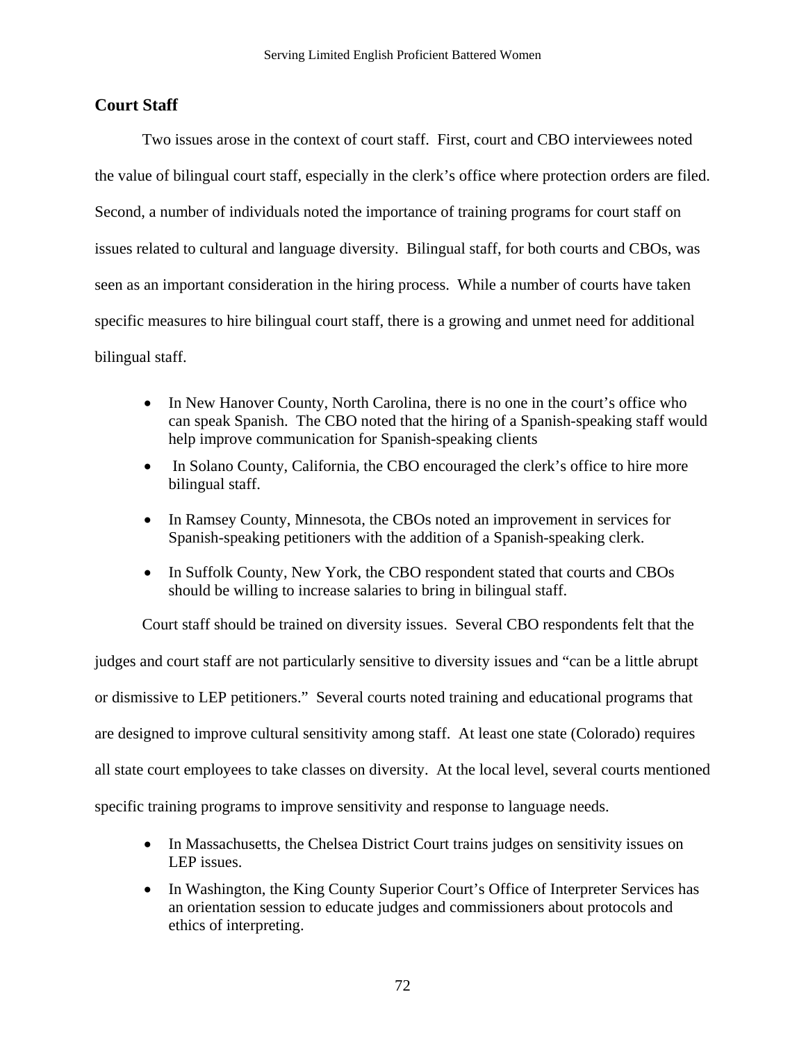## Court Staff

Two issues arose in the context of court staff. First, court and CBO interviewees noted the value of bilingual court staff, especially in the clerk's office where protection orders are filed. Second, a number of individuals noted the importance of training programs for court staff on issues related to cultural and language diversity. Bilingual staff, for both courts and CBOs, was seen as an important consideration in the hiring process. While a number of courts have taken specific measures to hire bilingual court staff, there is a growing and unmet need for additional bilingual staff.

- In New Hanover County, North Carolina, there is no one in the court's office who can speak Spanish. The CBO noted that the hiring of a Spanish-speaking staff would help improve communication for Spanish-speaking clients
- In Solano County, California, the CBO encouraged the clerk's office to hire more bilingual staff.
- In Ramsey County, Minnesota, the CBOs noted an improvement in services for Spanish-speaking petitioners with the addition of a Spanish-speaking clerk.
- In Suffolk County, New York, the CBO respondent stated that courts and CBOs should be willing to increase salaries to bring in bilingual staff.

Court staff should be trained on diversity issues. Several CBO respondents felt that the judges and court staff are not particularly sensitive to diversity issues and "can be a little abrupt or dismissive to LEP petitioners." Several courts noted training and educational programs that are designed to improve cultural sensitivity among staff. At least one state (Colorado) requires all state court employees to take classes on diversity. At the local level, several courts mentioned specific training programs to improve sensitivity and response to language needs.

- In Massachusetts, the Chelsea District Court trains judges on sensitivity issues on LEP issues.
- In Washington, the King County Superior Court's Office of Interpreter Services has an orientation session to educate judges and commissioners about protocols and ethics of interpreting.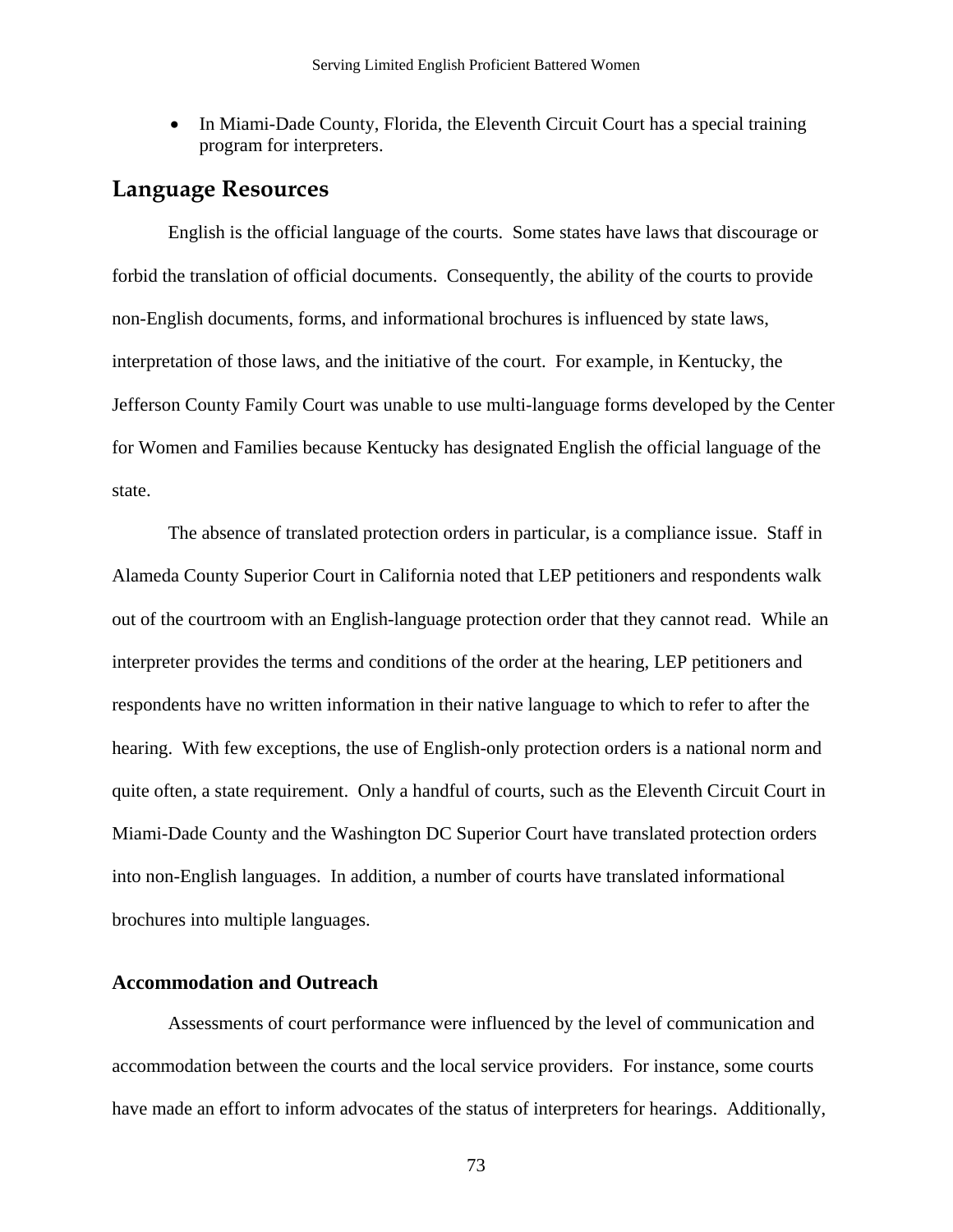- In Miami-Dade County, Florida, the Eleventh Circuit Court has a special training program for interpreters.

## Language Resources

English is the official language of the courts. Some states have laws that discourage or forbid the translation of official documents. Consequently, the ability of the courts to provide non-English documents, forms, and informational brochures is influenced by state laws, interpretation of those laws, and the initiative of the court. For example, in Kentucky, the Jefferson County Family Court was unable to use multi-language forms developed by the Center for Women and Families because Kentucky has designated English the official language of the state.

The absence of translated protection orders in particular, is a compliance issue. Staff in Alameda County Superior Court in California noted that LEP petitioners and respondents walk out of the courtroom with an English-language protection order that they cannot read. While an interpreter provides the terms and conditions of the order at the hearing, LEP petitioners and respondents have no written information in their native language to which to refer to after the hearing. With few exceptions, the use of English-only protection orders is a national norm and quite often, a state requirement. Only a handful of courts, such as the Eleventh Circuit Court in Miami-Dade County and the Washington DC Superior Court have translated protection orders into non-English languages. In addition, a number of courts have translated informational brochures into multiple languages.

### Accommodation and Outreach

Assessments of court performance were influenced by the level of communication and accommodation between the courts and the local service providers. For instance, some courts have made an effort to inform advocates of the status of interpreters for hearings. Additionally,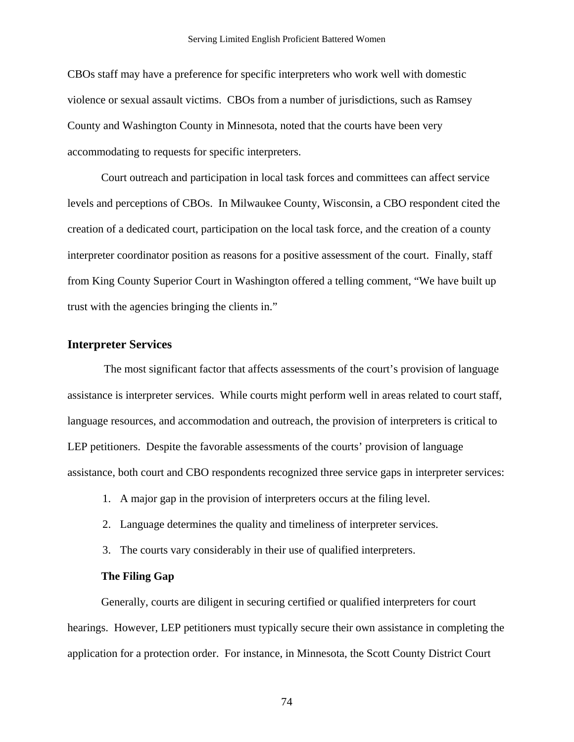CBOs staff may have a preference for specific interpreters who work well with domestic violence or sexual assault victims. CBOs from a number of jurisdictions, such as Ramsey County and Washington County in Minnesota, noted that the courts have been very accommodating to requests for specific interpreters.

Court outreach and participation in local task forces and committees can affect service levels and perceptions of CBOs. In Milwaukee County, Wisconsin, a CBO respondent cited the creation of a dedicated court, participation on the local task force, and the creation of a county interpreter coordinator position as reasons for a positive assessment of the court. Finally, staff from King County Superior Court in Washington offered a telling comment, "We have built up trust with the agencies bringing the clients in."

## Interpreter Services

The most significant factor that affects assessments of the court's provision of language assistance is interpreter services. While courts might perform well in areas related to court staff, language resources, and accommodation and outreach, the provision of interpreters is critical to LEP petitioners. Despite the favorable assessments of the courts' provision of language assistance, both court and CBO respondents recognized three service gaps in interpreter services:

1. A major gap in the provision of interpreters occurs at the filing level.
2. Language determines the quality and timeliness of interpreter services.
3. The courts vary considerably in their use of qualified interpreters.

### The Filing Gap

Generally, courts are diligent in securing certified or qualified interpreters for court hearings. However, LEP petitioners must typically secure their own assistance in completing the application for a protection order. For instance, in Minnesota, the Scott County District Court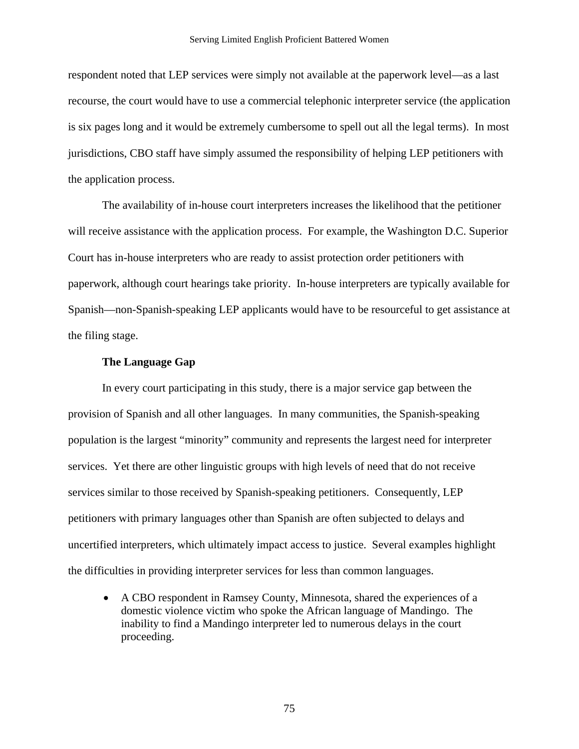respondent noted that LEP services were simply not available at the paperwork level—as a last recourse, the court would have to use a commercial telephonic interpreter service (the application is six pages long and it would be extremely cumbersome to spell out all the legal terms). In most jurisdictions, CBO staff have simply assumed the responsibility of helping LEP petitioners with the application process.

The availability of in-house court interpreters increases the likelihood that the petitioner will receive assistance with the application process. For example, the Washington D.C. Superior Court has in-house interpreters who are ready to assist protection order petitioners with paperwork, although court hearings take priority. In-house interpreters are typically available for Spanish—non-Spanish-speaking LEP applicants would have to be resourceful to get assistance at the filing stage.

### The Language Gap

In every court participating in this study, there is a major service gap between the provision of Spanish and all other languages. In many communities, the Spanish-speaking population is the largest "minority" community and represents the largest need for interpreter services. Yet there are other linguistic groups with high levels of need that do not receive services similar to those received by Spanish-speaking petitioners. Consequently, LEP petitioners with primary languages other than Spanish are often subjected to delays and uncertified interpreters, which ultimately impact access to justice. Several examples highlight the difficulties in providing interpreter services for less than common languages.

- A CBO respondent in Ramsey County, Minnesota, shared the experiences of a domestic violence victim who spoke the African language of Mandingo. The inability to find a Mandingo interpreter led to numerous delays in the court proceeding.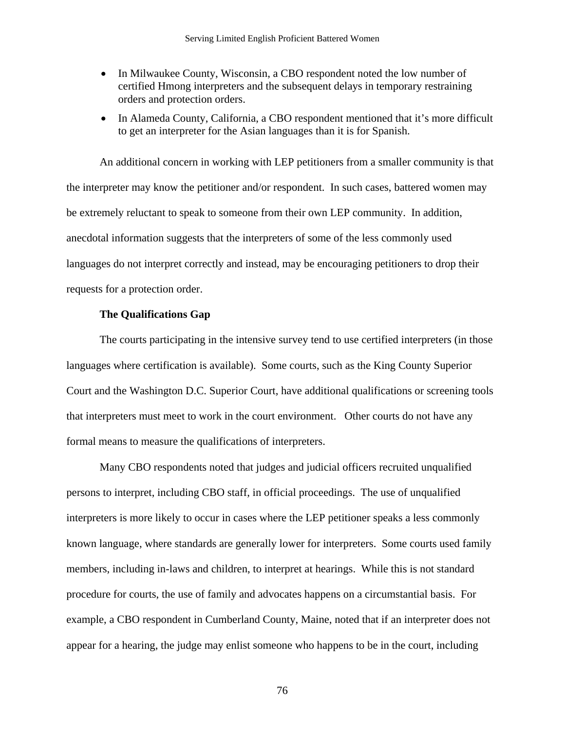- In Milwaukee County, Wisconsin, a CBO respondent noted the low number of certified Hmong interpreters and the subsequent delays in temporary restraining orders and protection orders.
- In Alameda County, California, a CBO respondent mentioned that it's more difficult to get an interpreter for the Asian languages than it is for Spanish.

An additional concern in working with LEP petitioners from a smaller community is that the interpreter may know the petitioner and/or respondent. In such cases, battered women may be extremely reluctant to speak to someone from their own LEP community. In addition, anecdotal information suggests that the interpreters of some of the less commonly used languages do not interpret correctly and instead, may be encouraging petitioners to drop their requests for a protection order.

**The Qualifications Gap**

The courts participating in the intensive survey tend to use certified interpreters (in those languages where certification is available). Some courts, such as the King County Superior Court and the Washington D.C. Superior Court, have additional qualifications or screening tools that interpreters must meet to work in the court environment. Other courts do not have any formal means to measure the qualifications of interpreters.

Many CBO respondents noted that judges and judicial officers recruited unqualified persons to interpret, including CBO staff, in official proceedings. The use of unqualified interpreters is more likely to occur in cases where the LEP petitioner speaks a less commonly known language, where standards are generally lower for interpreters. Some courts used family members, including in-laws and children, to interpret at hearings. While this is not standard procedure for courts, the use of family and advocates happens on a circumstantial basis. For example, a CBO respondent in Cumberland County, Maine, noted that if an interpreter does not appear for a hearing, the judge may enlist someone who happens to be in the court, including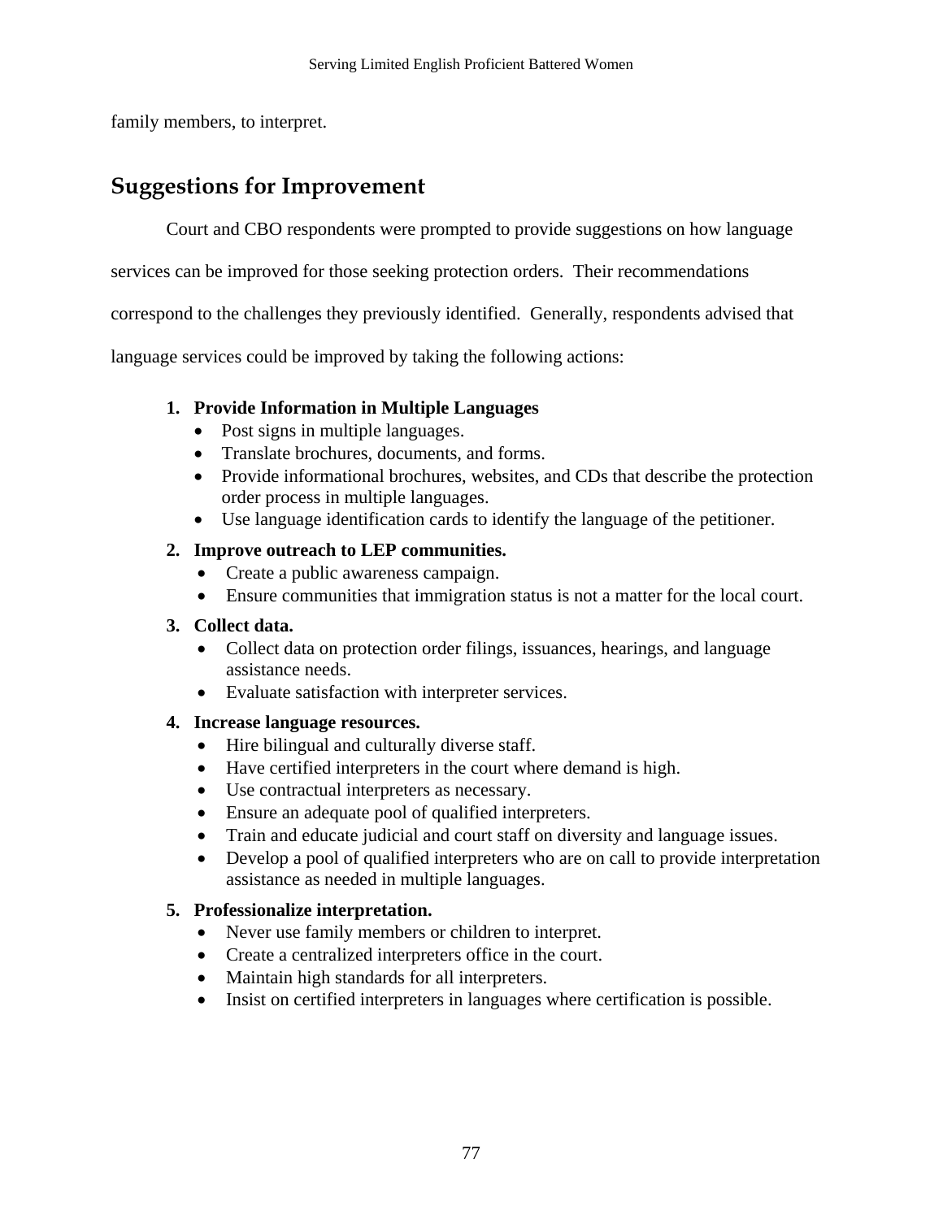family members, to interpret.

## Suggestions for Improvement

Court and CBO respondents were prompted to provide suggestions on how language services can be improved for those seeking protection orders. Their recommendations correspond to the challenges they previously identified. Generally, respondents advised that language services could be improved by taking the following actions:

1. **Provide Information in Multiple Languages**
   - Post signs in multiple languages.
   - Translate brochures, documents, and forms.
   - Provide informational brochures, websites, and CDs that describe the protection order process in multiple languages.
   - Use language identification cards to identify the language of the petitioner.
2. **Improve outreach to LEP communities.**
   - Create a public awareness campaign.
   - Ensure communities that immigration status is not a matter for the local court.
3. **Collect data.**
   - Collect data on protection order filings, issuances, hearings, and language assistance needs.
   - Evaluate satisfaction with interpreter services.
4. **Increase language resources.**
   - Hire bilingual and culturally diverse staff.
   - Have certified interpreters in the court where demand is high.
   - Use contractual interpreters as necessary.
   - Ensure an adequate pool of qualified interpreters.
   - Train and educate judicial and court staff on diversity and language issues.
   - Develop a pool of qualified interpreters who are on call to provide interpretation assistance as needed in multiple languages.
5. **Professionalize interpretation.**
   - Never use family members or children to interpret.
   - Create a centralized interpreters office in the court.
   - Maintain high standards for all interpreters.
   - Insist on certified interpreters in languages where certification is possible.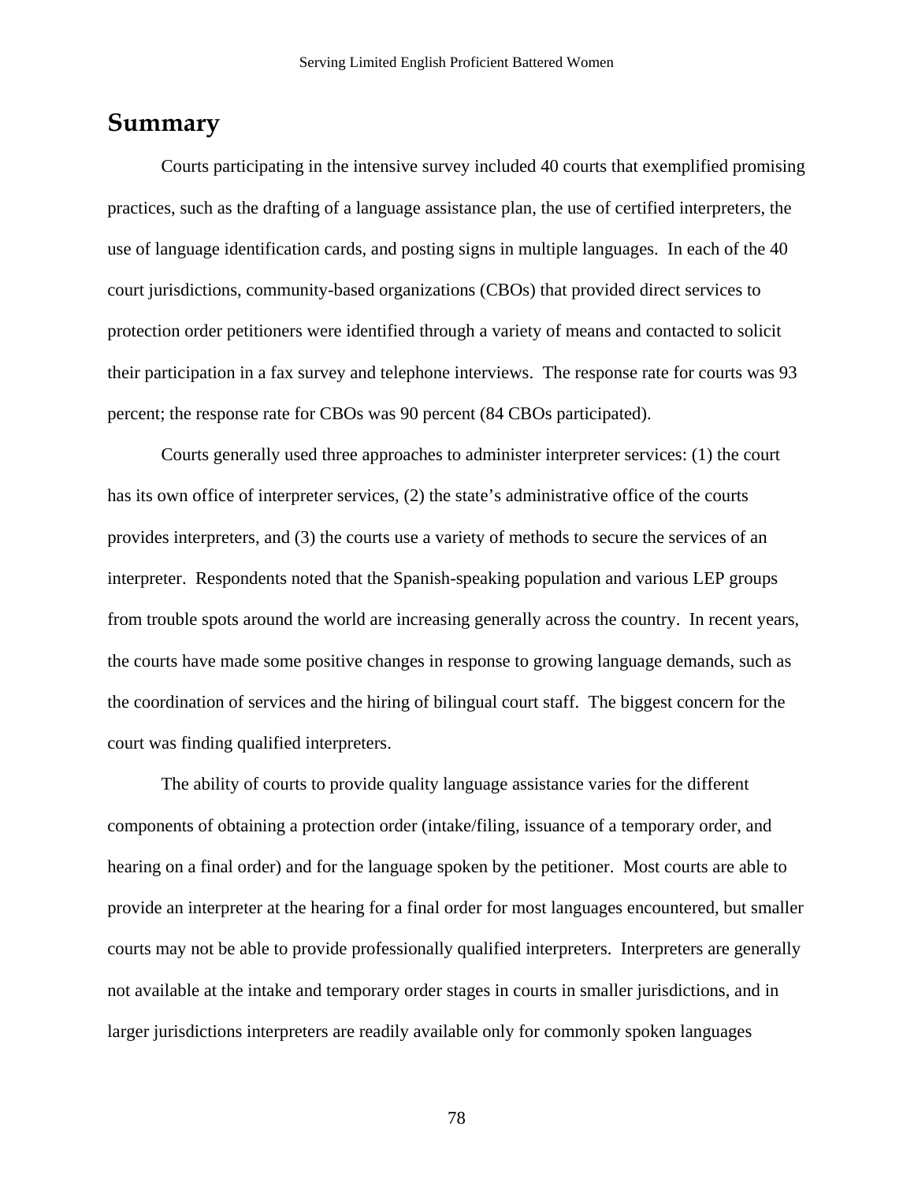## Summary

Courts participating in the intensive survey included 40 courts that exemplified promising practices, such as the drafting of a language assistance plan, the use of certified interpreters, the use of language identification cards, and posting signs in multiple languages. In each of the 40 court jurisdictions, community-based organizations (CBOs) that provided direct services to protection order petitioners were identified through a variety of means and contacted to solicit their participation in a fax survey and telephone interviews. The response rate for courts was 93 percent; the response rate for CBOs was 90 percent (84 CBOs participated).

Courts generally used three approaches to administer interpreter services: (1) the court has its own office of interpreter services, (2) the state's administrative office of the courts provides interpreters, and (3) the courts use a variety of methods to secure the services of an interpreter. Respondents noted that the Spanish-speaking population and various LEP groups from trouble spots around the world are increasing generally across the country. In recent years, the courts have made some positive changes in response to growing language demands, such as the coordination of services and the hiring of bilingual court staff. The biggest concern for the court was finding qualified interpreters.

The ability of courts to provide quality language assistance varies for the different components of obtaining a protection order (intake/filing, issuance of a temporary order, and hearing on a final order) and for the language spoken by the petitioner. Most courts are able to provide an interpreter at the hearing for a final order for most languages encountered, but smaller courts may not be able to provide professionally qualified interpreters. Interpreters are generally not available at the intake and temporary order stages in courts in smaller jurisdictions, and in larger jurisdictions interpreters are readily available only for commonly spoken languages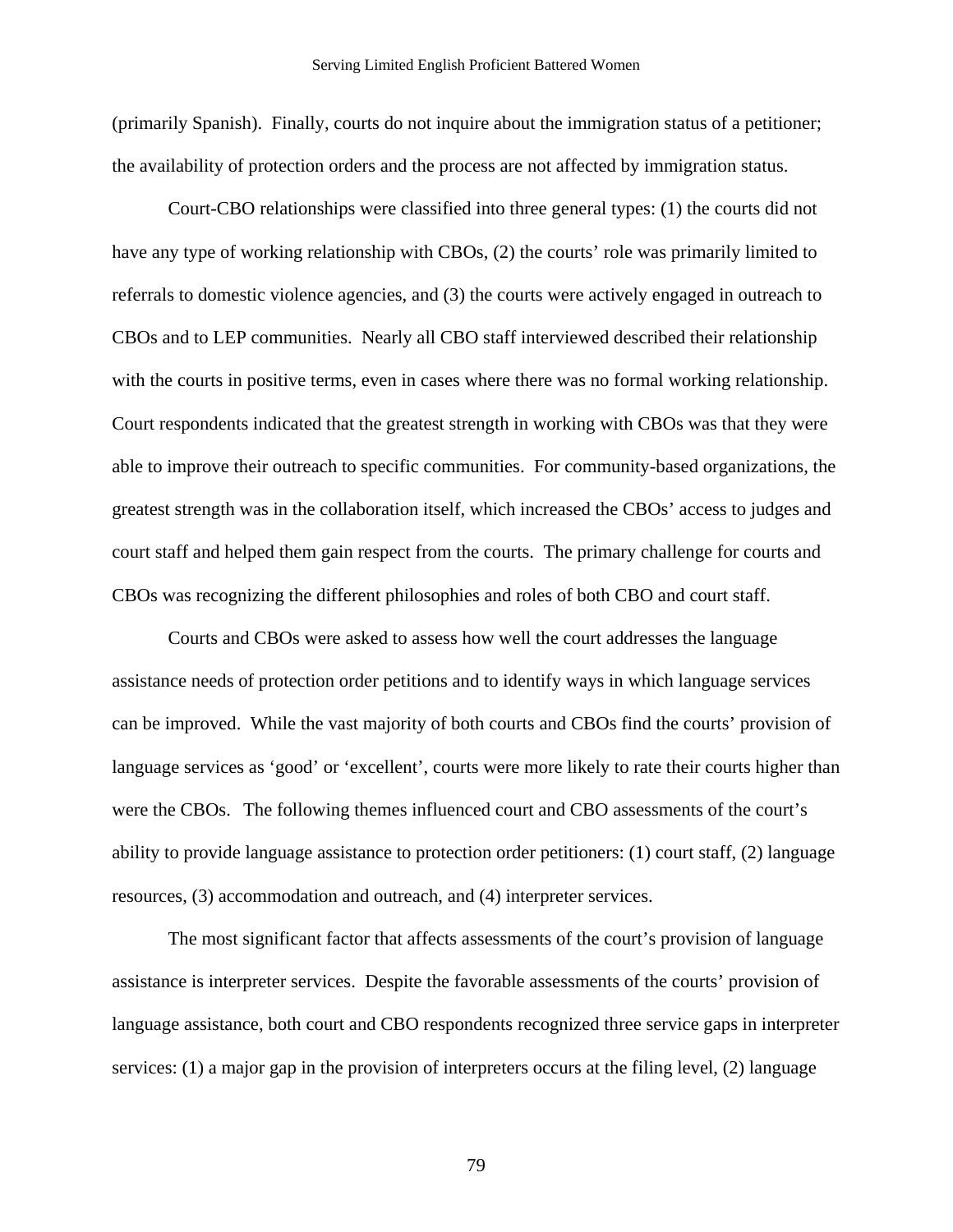(primarily Spanish). Finally, courts do not inquire about the immigration status of a petitioner; the availability of protection orders and the process are not affected by immigration status.

Court-CBO relationships were classified into three general types: (1) the courts did not have any type of working relationship with CBOs, (2) the courts' role was primarily limited to referrals to domestic violence agencies, and (3) the courts were actively engaged in outreach to CBOs and to LEP communities. Nearly all CBO staff interviewed described their relationship with the courts in positive terms, even in cases where there was no formal working relationship. Court respondents indicated that the greatest strength in working with CBOs was that they were able to improve their outreach to specific communities. For community-based organizations, the greatest strength was in the collaboration itself, which increased the CBOs' access to judges and court staff and helped them gain respect from the courts. The primary challenge for courts and CBOs was recognizing the different philosophies and roles of both CBO and court staff.

Courts and CBOs were asked to assess how well the court addresses the language assistance needs of protection order petitions and to identify ways in which language services can be improved. While the vast majority of both courts and CBOs find the courts' provision of language services as 'good' or 'excellent', courts were more likely to rate their courts higher than were the CBOs. The following themes influenced court and CBO assessments of the court's ability to provide language assistance to protection order petitioners: (1) court staff, (2) language resources, (3) accommodation and outreach, and (4) interpreter services.

The most significant factor that affects assessments of the court's provision of language assistance is interpreter services. Despite the favorable assessments of the courts' provision of language assistance, both court and CBO respondents recognized three service gaps in interpreter services: (1) a major gap in the provision of interpreters occurs at the filing level, (2) language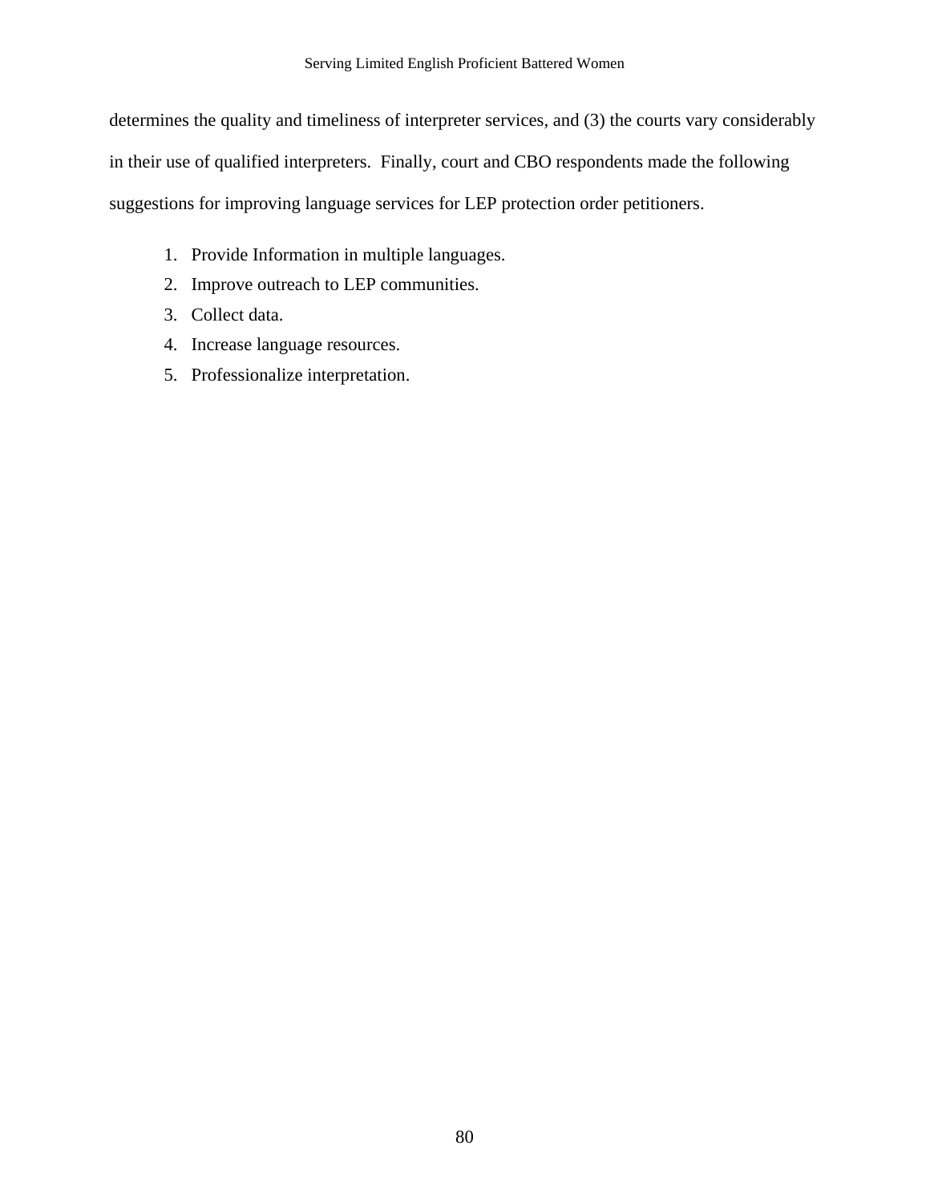determines the quality and timeliness of interpreter services, and (3) the courts vary considerably in their use of qualified interpreters.  Finally, court and CBO respondents made the following suggestions for improving language services for LEP protection order petitioners.

1. Provide Information in multiple languages.
2. Improve outreach to LEP communities.
3. Collect data.
4. Increase language resources.
5. Professionalize interpretation.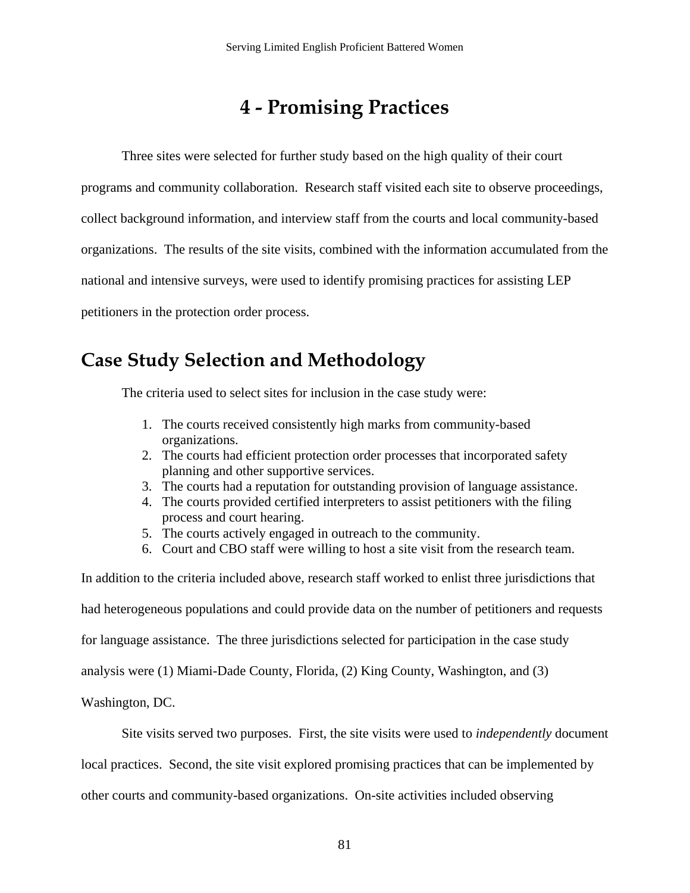# 4 - Promising Practices

Three sites were selected for further study based on the high quality of their court programs and community collaboration. Research staff visited each site to observe proceedings, collect background information, and interview staff from the courts and local community-based organizations. The results of the site visits, combined with the information accumulated from the national and intensive surveys, were used to identify promising practices for assisting LEP petitioners in the protection order process.

## Case Study Selection and Methodology

The criteria used to select sites for inclusion in the case study were:

1. The courts received consistently high marks from community-based organizations.
2. The courts had efficient protection order processes that incorporated safety planning and other supportive services.
3. The courts had a reputation for outstanding provision of language assistance.
4. The courts provided certified interpreters to assist petitioners with the filing process and court hearing.
5. The courts actively engaged in outreach to the community.
6. Court and CBO staff were willing to host a site visit from the research team.

In addition to the criteria included above, research staff worked to enlist three jurisdictions that had heterogeneous populations and could provide data on the number of petitioners and requests for language assistance. The three jurisdictions selected for participation in the case study analysis were (1) Miami-Dade County, Florida, (2) King County, Washington, and (3) Washington, DC.

Site visits served two purposes. First, the site visits were used to *independently* document local practices. Second, the site visit explored promising practices that can be implemented by other courts and community-based organizations. On-site activities included observing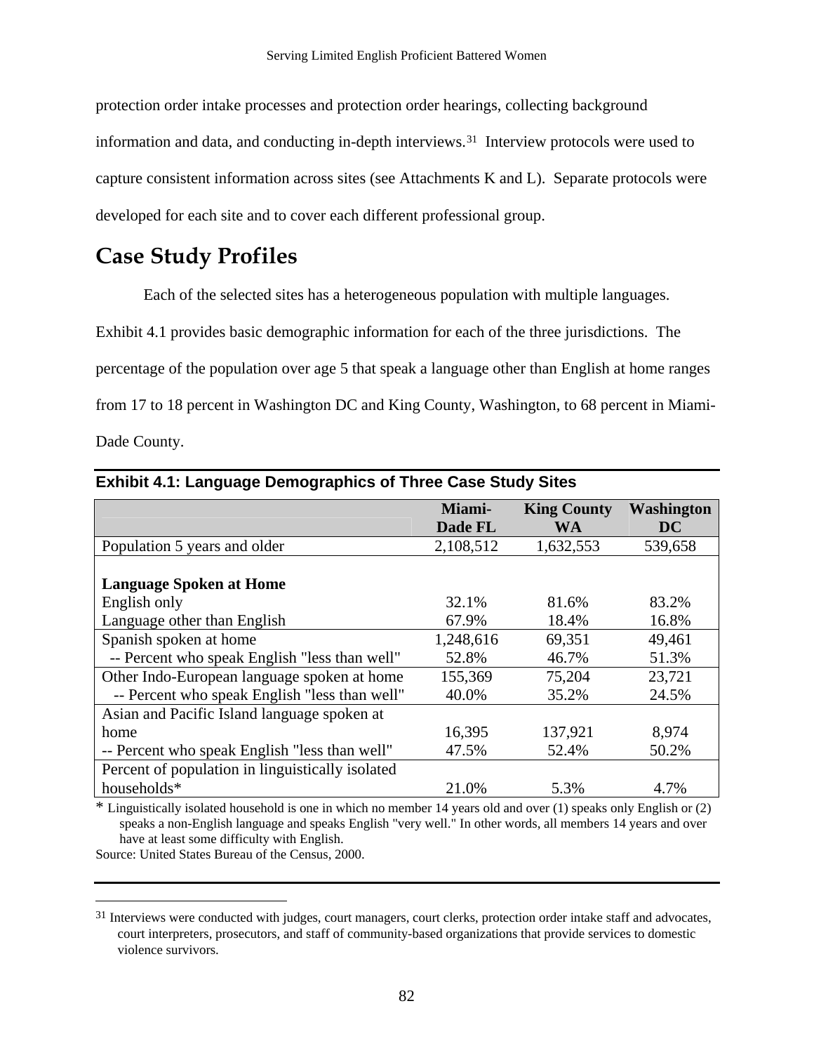protection order intake processes and protection order hearings, collecting background information and data, and conducting in-depth interviews.[31] Interview protocols were used to capture consistent information across sites (see Attachments K and L). Separate protocols were developed for each site and to cover each different professional group.

## Case Study Profiles

Each of the selected sites has a heterogeneous population with multiple languages. Exhibit 4.1 provides basic demographic information for each of the three jurisdictions. The percentage of the population over age 5 that speak a language other than English at home ranges from 17 to 18 percent in Washington DC and King County, Washington, to 68 percent in Miami-Dade County.

**Exhibit 4.1: Language Demographics of Three Case Study Sites**

| | Miami-Dade FL | King County WA | Washington DC |
|---|---|---|---|
| Population 5 years and older | 2,108,512 | 1,632,553 | 539,658 |
| **Language Spoken at Home** | | | |
| English only | 32.1% | 81.6% | 83.2% |
| Language other than English | 67.9% | 18.4% | 16.8% |
| Spanish spoken at home | 1,248,616 | 69,351 | 49,461 |
| -- Percent who speak English "less than well" | 52.8% | 46.7% | 51.3% |
| Other Indo-European language spoken at home | 155,369 | 75,204 | 23,721 |
| -- Percent who speak English "less than well" | 40.0% | 35.2% | 24.5% |
| Asian and Pacific Island language spoken at home | 16,395 | 137,921 | 8,974 |
| -- Percent who speak English "less than well" | 47.5% | 52.4% | 50.2% |
| Percent of population in linguistically isolated households* | 21.0% | 5.3% | 4.7% |

\* Linguistically isolated household is one in which no member 14 years old and over (1) speaks only English or (2) speaks a non-English language and speaks English "very well." In other words, all members 14 years and over have at least some difficulty with English.

Source: United States Bureau of the Census, 2000.

[31] Interviews were conducted with judges, court managers, court clerks, protection order intake staff and advocates, court interpreters, prosecutors, and staff of community-based organizations that provide services to domestic violence survivors.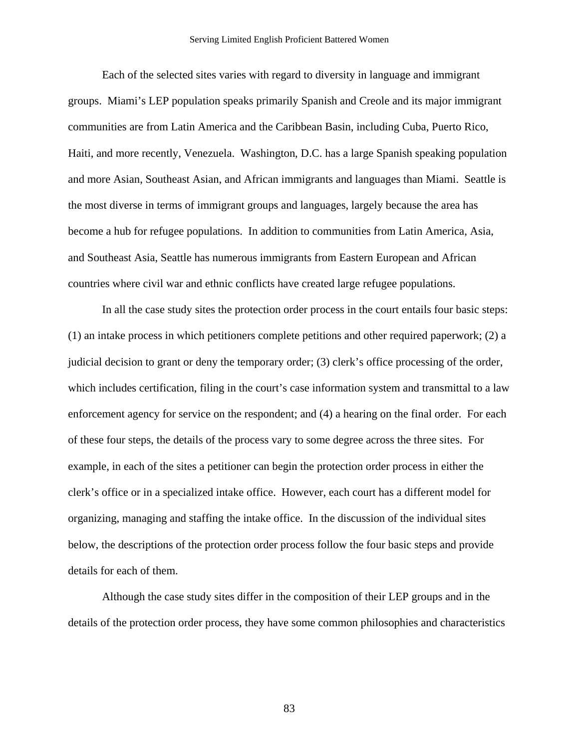Each of the selected sites varies with regard to diversity in language and immigrant groups. Miami's LEP population speaks primarily Spanish and Creole and its major immigrant communities are from Latin America and the Caribbean Basin, including Cuba, Puerto Rico, Haiti, and more recently, Venezuela. Washington, D.C. has a large Spanish speaking population and more Asian, Southeast Asian, and African immigrants and languages than Miami. Seattle is the most diverse in terms of immigrant groups and languages, largely because the area has become a hub for refugee populations. In addition to communities from Latin America, Asia, and Southeast Asia, Seattle has numerous immigrants from Eastern European and African countries where civil war and ethnic conflicts have created large refugee populations.

In all the case study sites the protection order process in the court entails four basic steps: (1) an intake process in which petitioners complete petitions and other required paperwork; (2) a judicial decision to grant or deny the temporary order; (3) clerk's office processing of the order, which includes certification, filing in the court's case information system and transmittal to a law enforcement agency for service on the respondent; and (4) a hearing on the final order. For each of these four steps, the details of the process vary to some degree across the three sites. For example, in each of the sites a petitioner can begin the protection order process in either the clerk's office or in a specialized intake office. However, each court has a different model for organizing, managing and staffing the intake office. In the discussion of the individual sites below, the descriptions of the protection order process follow the four basic steps and provide details for each of them.

Although the case study sites differ in the composition of their LEP groups and in the details of the protection order process, they have some common philosophies and characteristics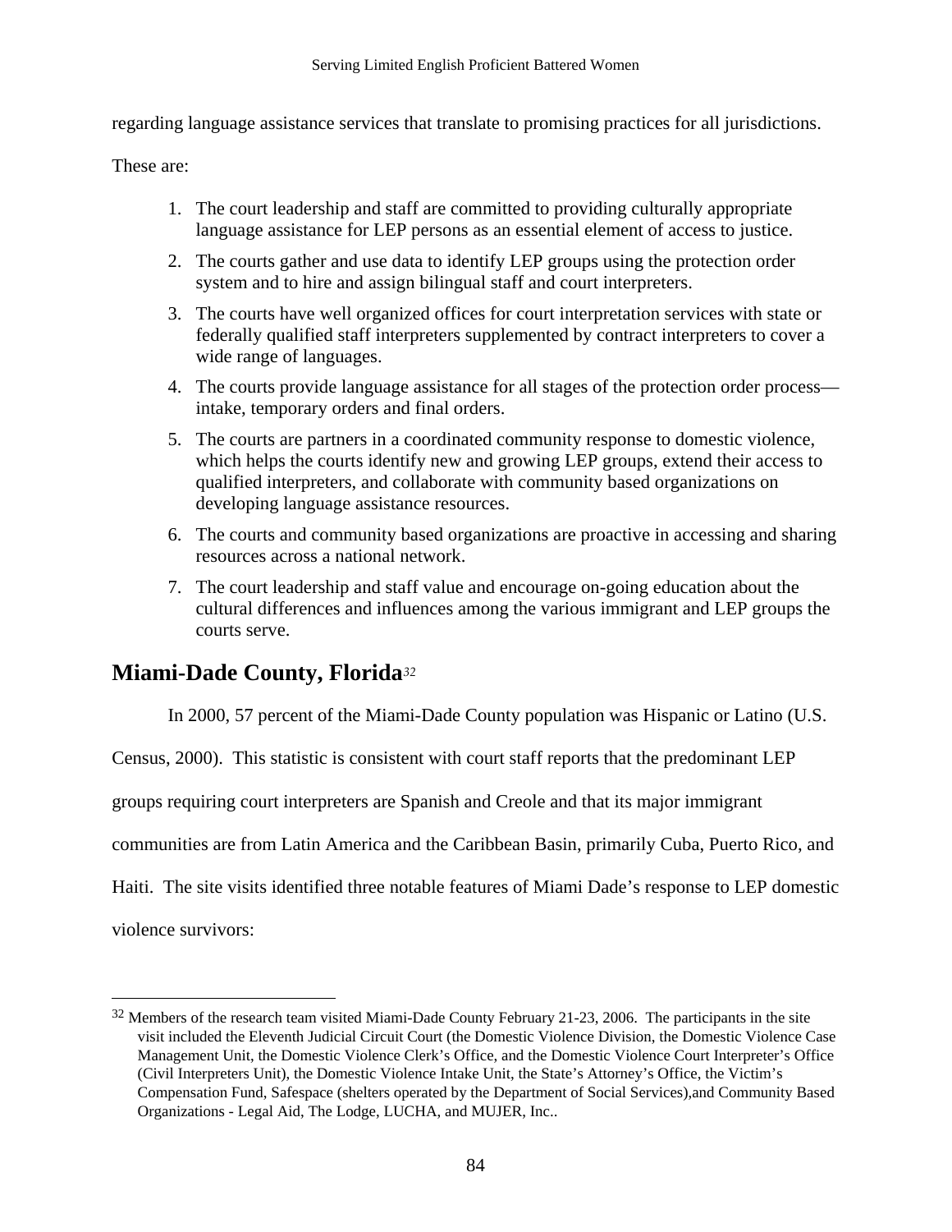regarding language assistance services that translate to promising practices for all jurisdictions.

These are:

1. The court leadership and staff are committed to providing culturally appropriate language assistance for LEP persons as an essential element of access to justice.
2. The courts gather and use data to identify LEP groups using the protection order system and to hire and assign bilingual staff and court interpreters.
3. The courts have well organized offices for court interpretation services with state or federally qualified staff interpreters supplemented by contract interpreters to cover a wide range of languages.
4. The courts provide language assistance for all stages of the protection order process—intake, temporary orders and final orders.
5. The courts are partners in a coordinated community response to domestic violence, which helps the courts identify new and growing LEP groups, extend their access to qualified interpreters, and collaborate with community based organizations on developing language assistance resources.
6. The courts and community based organizations are proactive in accessing and sharing resources across a national network.
7. The court leadership and staff value and encourage on-going education about the cultural differences and influences among the various immigrant and LEP groups the courts serve.

## Miami-Dade County, Florida[32]

In 2000, 57 percent of the Miami-Dade County population was Hispanic or Latino (U.S. Census, 2000). This statistic is consistent with court staff reports that the predominant LEP groups requiring court interpreters are Spanish and Creole and that its major immigrant communities are from Latin America and the Caribbean Basin, primarily Cuba, Puerto Rico, and Haiti. The site visits identified three notable features of Miami Dade's response to LEP domestic violence survivors:

[32] Members of the research team visited Miami-Dade County February 21-23, 2006. The participants in the site visit included the Eleventh Judicial Circuit Court (the Domestic Violence Division, the Domestic Violence Case Management Unit, the Domestic Violence Clerk's Office, and the Domestic Violence Court Interpreter's Office (Civil Interpreters Unit), the Domestic Violence Intake Unit, the State's Attorney's Office, the Victim's Compensation Fund, Safespace (shelters operated by the Department of Social Services),and Community Based Organizations - Legal Aid, The Lodge, LUCHA, and MUJER, Inc..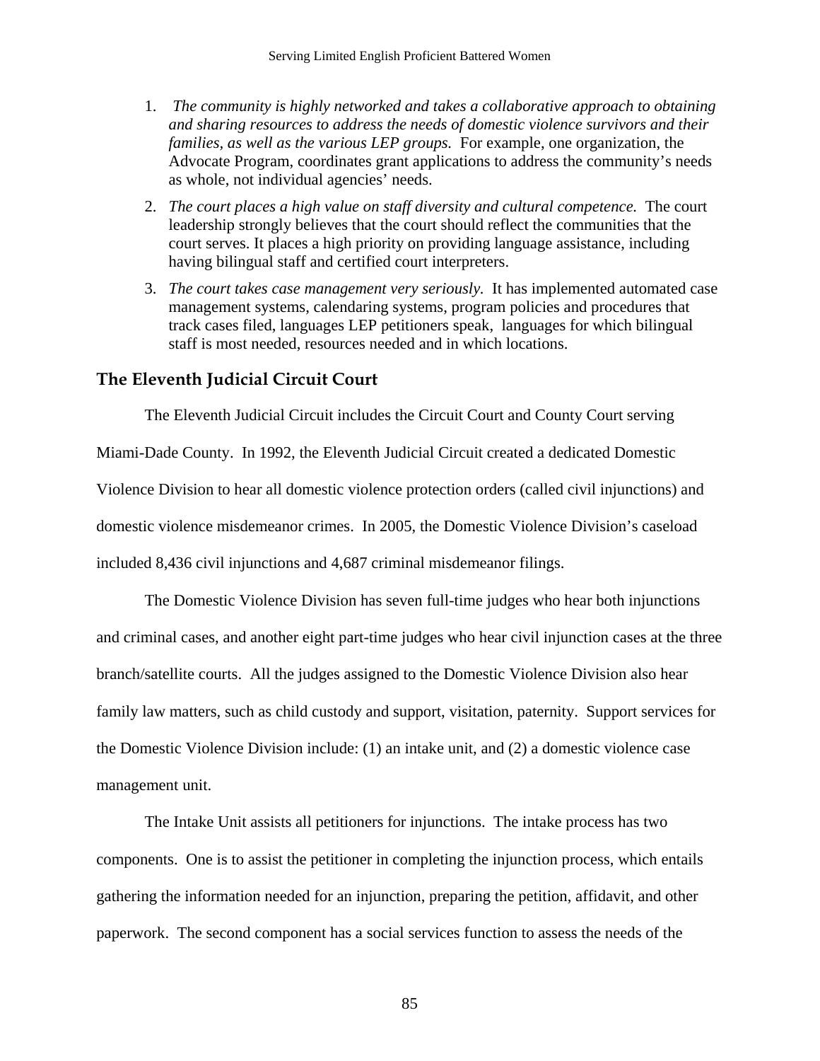1. *The community is highly networked and takes a collaborative approach to obtaining and sharing resources to address the needs of domestic violence survivors and their families, as well as the various LEP groups.* For example, one organization, the Advocate Program, coordinates grant applications to address the community's needs as whole, not individual agencies' needs.
2. *The court places a high value on staff diversity and cultural competence.* The court leadership strongly believes that the court should reflect the communities that the court serves. It places a high priority on providing language assistance, including having bilingual staff and certified court interpreters.
3. *The court takes case management very seriously.* It has implemented automated case management systems, calendaring systems, program policies and procedures that track cases filed, languages LEP petitioners speak, languages for which bilingual staff is most needed, resources needed and in which locations.

## The Eleventh Judicial Circuit Court

The Eleventh Judicial Circuit includes the Circuit Court and County Court serving Miami-Dade County. In 1992, the Eleventh Judicial Circuit created a dedicated Domestic Violence Division to hear all domestic violence protection orders (called civil injunctions) and domestic violence misdemeanor crimes. In 2005, the Domestic Violence Division's caseload included 8,436 civil injunctions and 4,687 criminal misdemeanor filings.

The Domestic Violence Division has seven full-time judges who hear both injunctions and criminal cases, and another eight part-time judges who hear civil injunction cases at the three branch/satellite courts. All the judges assigned to the Domestic Violence Division also hear family law matters, such as child custody and support, visitation, paternity. Support services for the Domestic Violence Division include: (1) an intake unit, and (2) a domestic violence case management unit.

The Intake Unit assists all petitioners for injunctions. The intake process has two components. One is to assist the petitioner in completing the injunction process, which entails gathering the information needed for an injunction, preparing the petition, affidavit, and other paperwork. The second component has a social services function to assess the needs of the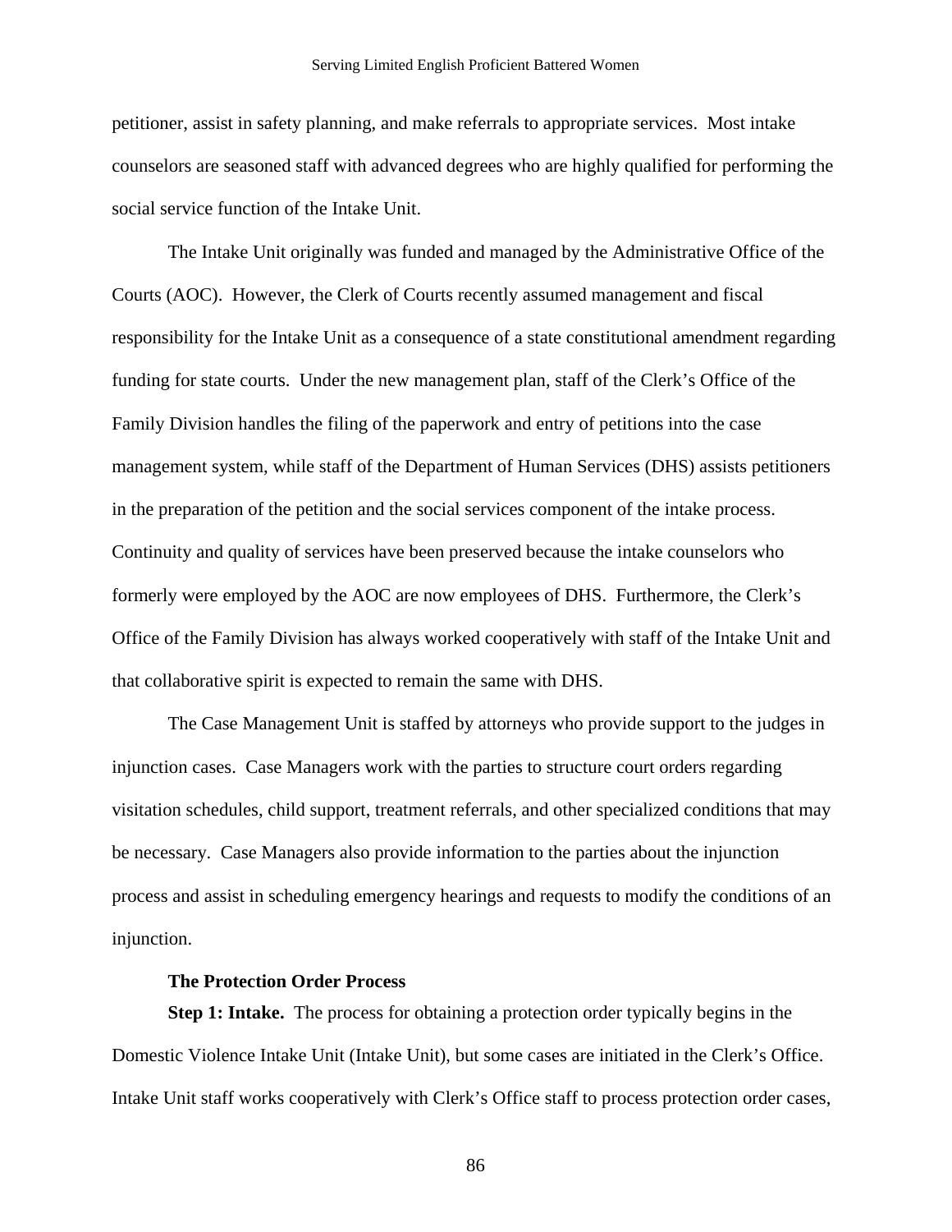petitioner, assist in safety planning, and make referrals to appropriate services. Most intake counselors are seasoned staff with advanced degrees who are highly qualified for performing the social service function of the Intake Unit.

The Intake Unit originally was funded and managed by the Administrative Office of the Courts (AOC). However, the Clerk of Courts recently assumed management and fiscal responsibility for the Intake Unit as a consequence of a state constitutional amendment regarding funding for state courts. Under the new management plan, staff of the Clerk's Office of the Family Division handles the filing of the paperwork and entry of petitions into the case management system, while staff of the Department of Human Services (DHS) assists petitioners in the preparation of the petition and the social services component of the intake process. Continuity and quality of services have been preserved because the intake counselors who formerly were employed by the AOC are now employees of DHS. Furthermore, the Clerk's Office of the Family Division has always worked cooperatively with staff of the Intake Unit and that collaborative spirit is expected to remain the same with DHS.

The Case Management Unit is staffed by attorneys who provide support to the judges in injunction cases. Case Managers work with the parties to structure court orders regarding visitation schedules, child support, treatment referrals, and other specialized conditions that may be necessary. Case Managers also provide information to the parties about the injunction process and assist in scheduling emergency hearings and requests to modify the conditions of an injunction.

**The Protection Order Process**

**Step 1: Intake.** The process for obtaining a protection order typically begins in the Domestic Violence Intake Unit (Intake Unit), but some cases are initiated in the Clerk's Office. Intake Unit staff works cooperatively with Clerk's Office staff to process protection order cases,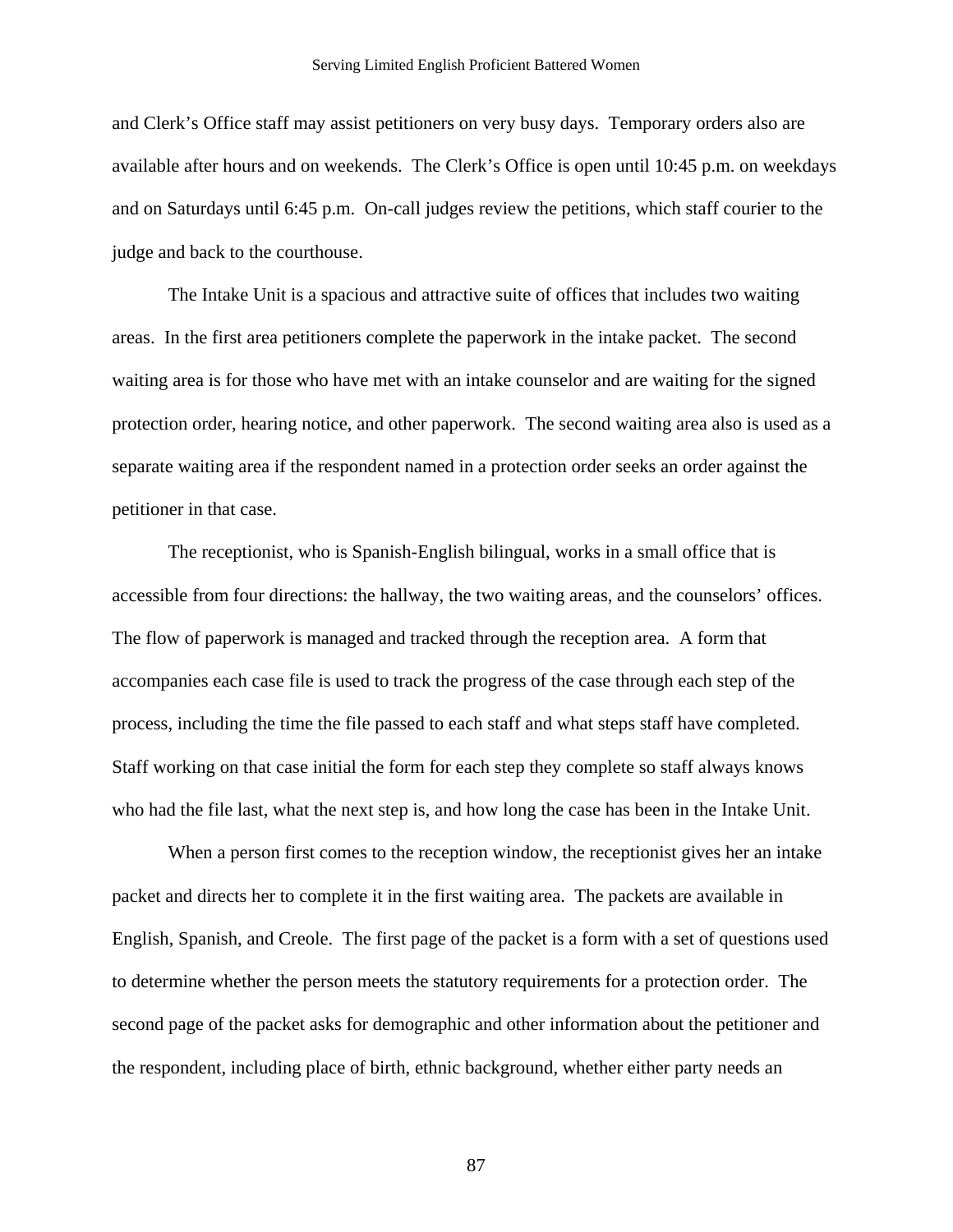and Clerk's Office staff may assist petitioners on very busy days. Temporary orders also are available after hours and on weekends. The Clerk's Office is open until 10:45 p.m. on weekdays and on Saturdays until 6:45 p.m. On-call judges review the petitions, which staff courier to the judge and back to the courthouse.

The Intake Unit is a spacious and attractive suite of offices that includes two waiting areas. In the first area petitioners complete the paperwork in the intake packet. The second waiting area is for those who have met with an intake counselor and are waiting for the signed protection order, hearing notice, and other paperwork. The second waiting area also is used as a separate waiting area if the respondent named in a protection order seeks an order against the petitioner in that case.

The receptionist, who is Spanish-English bilingual, works in a small office that is accessible from four directions: the hallway, the two waiting areas, and the counselors' offices. The flow of paperwork is managed and tracked through the reception area. A form that accompanies each case file is used to track the progress of the case through each step of the process, including the time the file passed to each staff and what steps staff have completed. Staff working on that case initial the form for each step they complete so staff always knows who had the file last, what the next step is, and how long the case has been in the Intake Unit.

When a person first comes to the reception window, the receptionist gives her an intake packet and directs her to complete it in the first waiting area. The packets are available in English, Spanish, and Creole. The first page of the packet is a form with a set of questions used to determine whether the person meets the statutory requirements for a protection order. The second page of the packet asks for demographic and other information about the petitioner and the respondent, including place of birth, ethnic background, whether either party needs an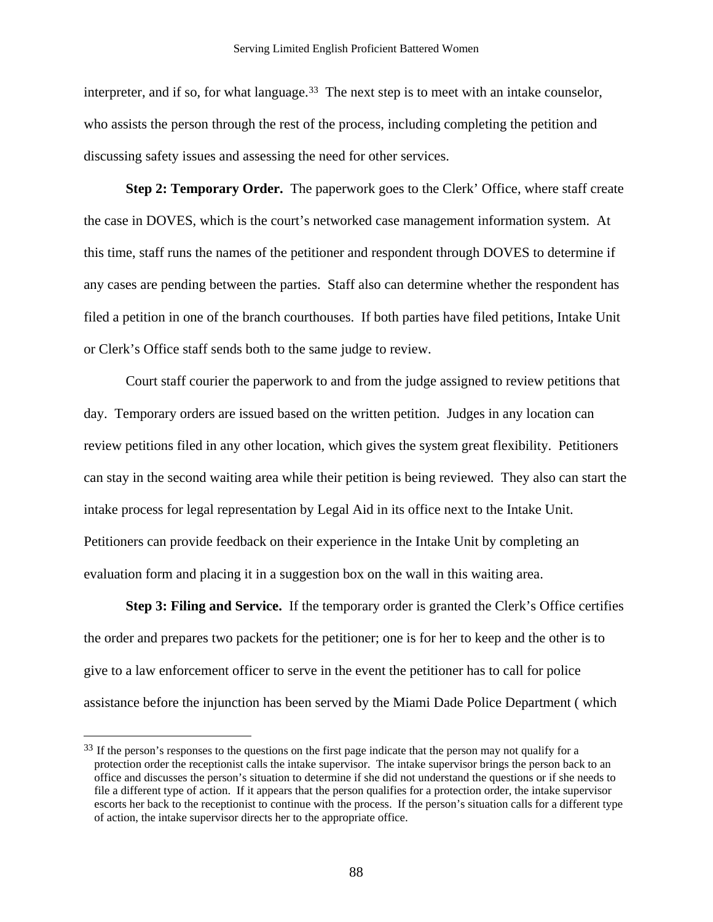interpreter, and if so, for what language.[33] The next step is to meet with an intake counselor, who assists the person through the rest of the process, including completing the petition and discussing safety issues and assessing the need for other services.

**Step 2: Temporary Order.** The paperwork goes to the Clerk' Office, where staff create the case in DOVES, which is the court's networked case management information system. At this time, staff runs the names of the petitioner and respondent through DOVES to determine if any cases are pending between the parties. Staff also can determine whether the respondent has filed a petition in one of the branch courthouses. If both parties have filed petitions, Intake Unit or Clerk's Office staff sends both to the same judge to review.

Court staff courier the paperwork to and from the judge assigned to review petitions that day. Temporary orders are issued based on the written petition. Judges in any location can review petitions filed in any other location, which gives the system great flexibility. Petitioners can stay in the second waiting area while their petition is being reviewed. They also can start the intake process for legal representation by Legal Aid in its office next to the Intake Unit. Petitioners can provide feedback on their experience in the Intake Unit by completing an evaluation form and placing it in a suggestion box on the wall in this waiting area.

**Step 3: Filing and Service.** If the temporary order is granted the Clerk's Office certifies the order and prepares two packets for the petitioner; one is for her to keep and the other is to give to a law enforcement officer to serve in the event the petitioner has to call for police assistance before the injunction has been served by the Miami Dade Police Department ( which

---

[33] If the person's responses to the questions on the first page indicate that the person may not qualify for a protection order the receptionist calls the intake supervisor. The intake supervisor brings the person back to an office and discusses the person's situation to determine if she did not understand the questions or if she needs to file a different type of action. If it appears that the person qualifies for a protection order, the intake supervisor escorts her back to the receptionist to continue with the process. If the person's situation calls for a different type of action, the intake supervisor directs her to the appropriate office.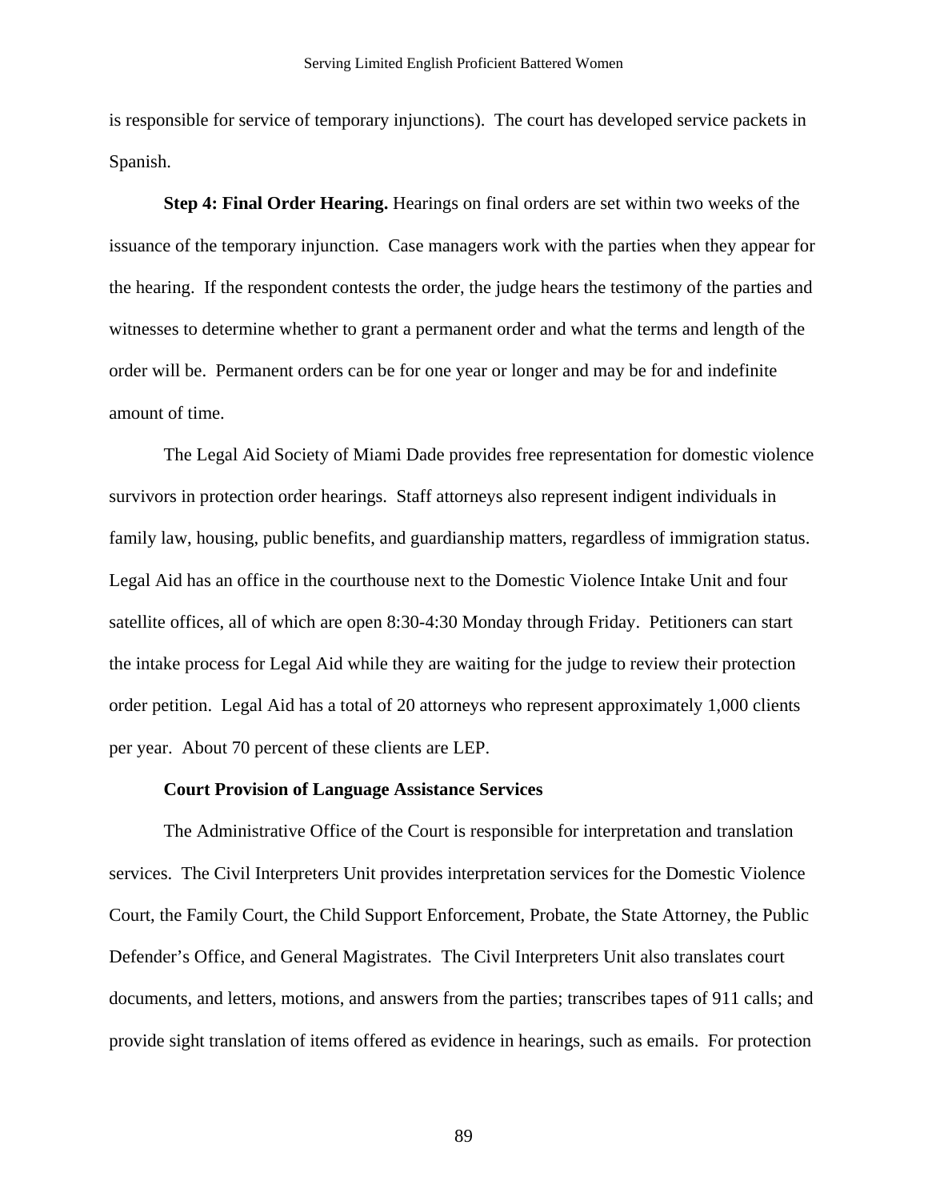is responsible for service of temporary injunctions). The court has developed service packets in Spanish.

**Step 4: Final Order Hearing.** Hearings on final orders are set within two weeks of the issuance of the temporary injunction. Case managers work with the parties when they appear for the hearing. If the respondent contests the order, the judge hears the testimony of the parties and witnesses to determine whether to grant a permanent order and what the terms and length of the order will be. Permanent orders can be for one year or longer and may be for and indefinite amount of time.

The Legal Aid Society of Miami Dade provides free representation for domestic violence survivors in protection order hearings. Staff attorneys also represent indigent individuals in family law, housing, public benefits, and guardianship matters, regardless of immigration status. Legal Aid has an office in the courthouse next to the Domestic Violence Intake Unit and four satellite offices, all of which are open 8:30-4:30 Monday through Friday. Petitioners can start the intake process for Legal Aid while they are waiting for the judge to review their protection order petition. Legal Aid has a total of 20 attorneys who represent approximately 1,000 clients per year. About 70 percent of these clients are LEP.

**Court Provision of Language Assistance Services**

The Administrative Office of the Court is responsible for interpretation and translation services. The Civil Interpreters Unit provides interpretation services for the Domestic Violence Court, the Family Court, the Child Support Enforcement, Probate, the State Attorney, the Public Defender's Office, and General Magistrates. The Civil Interpreters Unit also translates court documents, and letters, motions, and answers from the parties; transcribes tapes of 911 calls; and provide sight translation of items offered as evidence in hearings, such as emails. For protection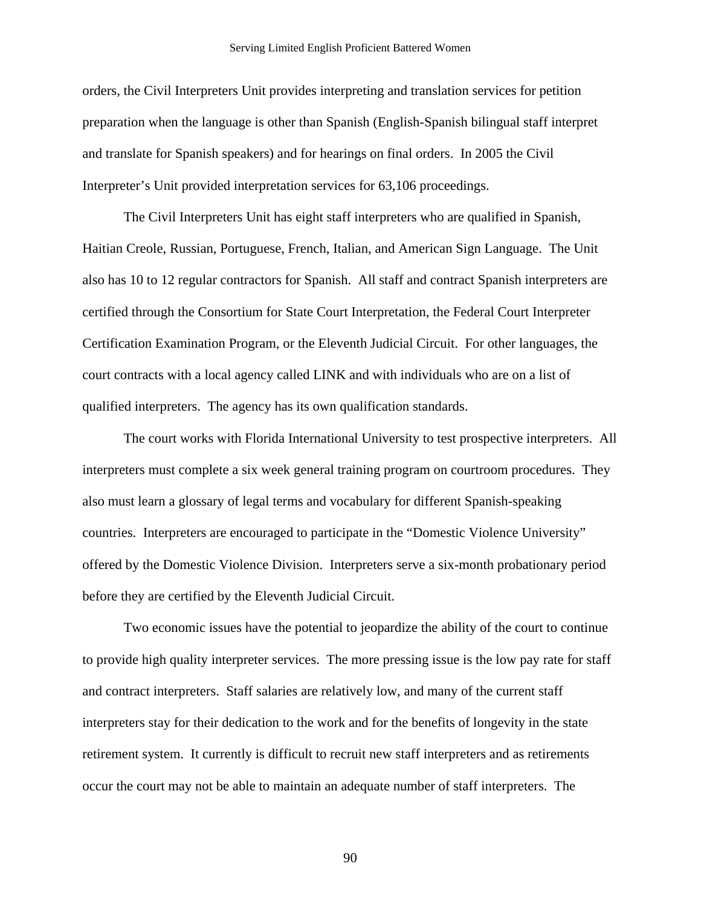orders, the Civil Interpreters Unit provides interpreting and translation services for petition preparation when the language is other than Spanish (English-Spanish bilingual staff interpret and translate for Spanish speakers) and for hearings on final orders. In 2005 the Civil Interpreter's Unit provided interpretation services for 63,106 proceedings.

The Civil Interpreters Unit has eight staff interpreters who are qualified in Spanish, Haitian Creole, Russian, Portuguese, French, Italian, and American Sign Language. The Unit also has 10 to 12 regular contractors for Spanish. All staff and contract Spanish interpreters are certified through the Consortium for State Court Interpretation, the Federal Court Interpreter Certification Examination Program, or the Eleventh Judicial Circuit. For other languages, the court contracts with a local agency called LINK and with individuals who are on a list of qualified interpreters. The agency has its own qualification standards.

The court works with Florida International University to test prospective interpreters. All interpreters must complete a six week general training program on courtroom procedures. They also must learn a glossary of legal terms and vocabulary for different Spanish-speaking countries. Interpreters are encouraged to participate in the "Domestic Violence University" offered by the Domestic Violence Division. Interpreters serve a six-month probationary period before they are certified by the Eleventh Judicial Circuit.

Two economic issues have the potential to jeopardize the ability of the court to continue to provide high quality interpreter services. The more pressing issue is the low pay rate for staff and contract interpreters. Staff salaries are relatively low, and many of the current staff interpreters stay for their dedication to the work and for the benefits of longevity in the state retirement system. It currently is difficult to recruit new staff interpreters and as retirements occur the court may not be able to maintain an adequate number of staff interpreters. The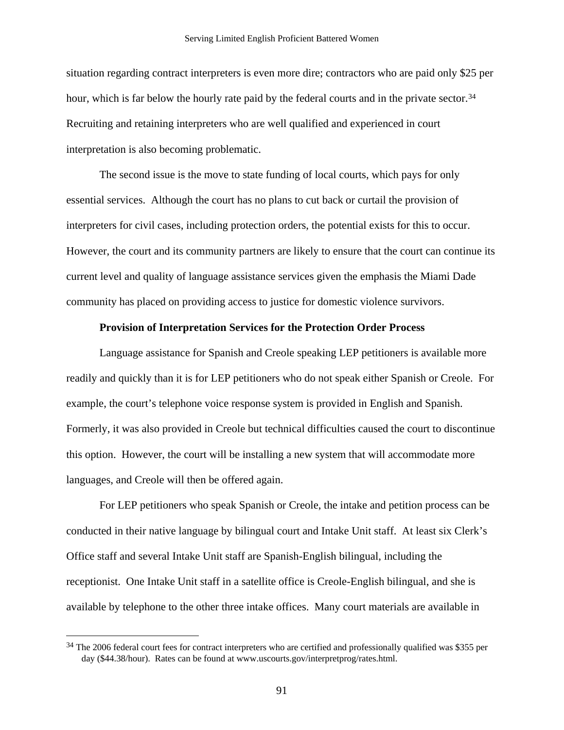situation regarding contract interpreters is even more dire; contractors who are paid only $25 per hour, which is far below the hourly rate paid by the federal courts and in the private sector.[34] Recruiting and retaining interpreters who are well qualified and experienced in court interpretation is also becoming problematic.

The second issue is the move to state funding of local courts, which pays for only essential services. Although the court has no plans to cut back or curtail the provision of interpreters for civil cases, including protection orders, the potential exists for this to occur. However, the court and its community partners are likely to ensure that the court can continue its current level and quality of language assistance services given the emphasis the Miami Dade community has placed on providing access to justice for domestic violence survivors.

**Provision of Interpretation Services for the Protection Order Process**

Language assistance for Spanish and Creole speaking LEP petitioners is available more readily and quickly than it is for LEP petitioners who do not speak either Spanish or Creole. For example, the court's telephone voice response system is provided in English and Spanish. Formerly, it was also provided in Creole but technical difficulties caused the court to discontinue this option. However, the court will be installing a new system that will accommodate more languages, and Creole will then be offered again.

For LEP petitioners who speak Spanish or Creole, the intake and petition process can be conducted in their native language by bilingual court and Intake Unit staff. At least six Clerk's Office staff and several Intake Unit staff are Spanish-English bilingual, including the receptionist. One Intake Unit staff in a satellite office is Creole-English bilingual, and she is available by telephone to the other three intake offices. Many court materials are available in

---

[34] The 2006 federal court fees for contract interpreters who are certified and professionally qualified was $355 per day ($44.38/hour). Rates can be found at www.uscourts.gov/interpretprog/rates.html.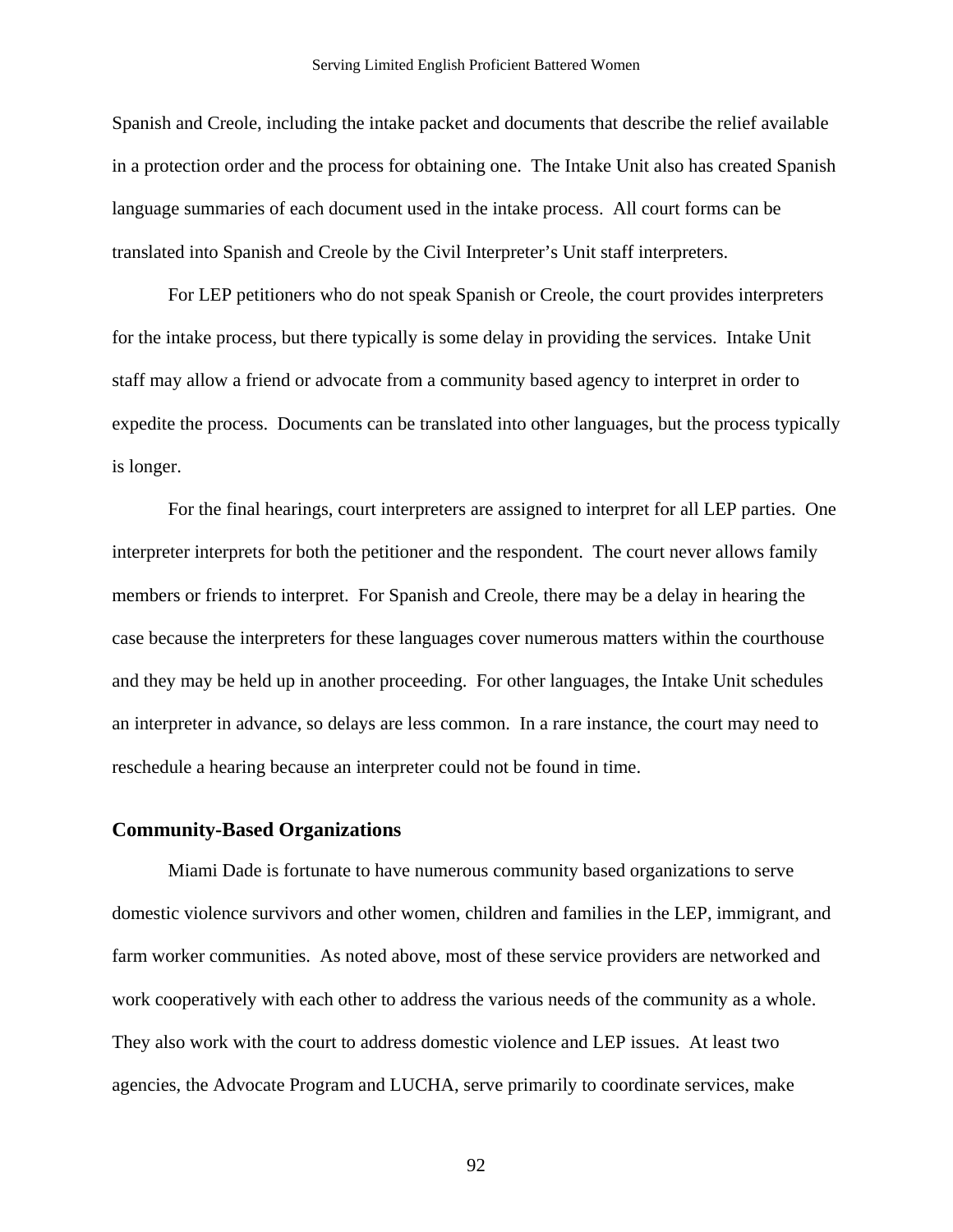Spanish and Creole, including the intake packet and documents that describe the relief available in a protection order and the process for obtaining one. The Intake Unit also has created Spanish language summaries of each document used in the intake process. All court forms can be translated into Spanish and Creole by the Civil Interpreter's Unit staff interpreters.

For LEP petitioners who do not speak Spanish or Creole, the court provides interpreters for the intake process, but there typically is some delay in providing the services. Intake Unit staff may allow a friend or advocate from a community based agency to interpret in order to expedite the process. Documents can be translated into other languages, but the process typically is longer.

For the final hearings, court interpreters are assigned to interpret for all LEP parties. One interpreter interprets for both the petitioner and the respondent. The court never allows family members or friends to interpret. For Spanish and Creole, there may be a delay in hearing the case because the interpreters for these languages cover numerous matters within the courthouse and they may be held up in another proceeding. For other languages, the Intake Unit schedules an interpreter in advance, so delays are less common. In a rare instance, the court may need to reschedule a hearing because an interpreter could not be found in time.

### Community-Based Organizations

Miami Dade is fortunate to have numerous community based organizations to serve domestic violence survivors and other women, children and families in the LEP, immigrant, and farm worker communities. As noted above, most of these service providers are networked and work cooperatively with each other to address the various needs of the community as a whole. They also work with the court to address domestic violence and LEP issues. At least two agencies, the Advocate Program and LUCHA, serve primarily to coordinate services, make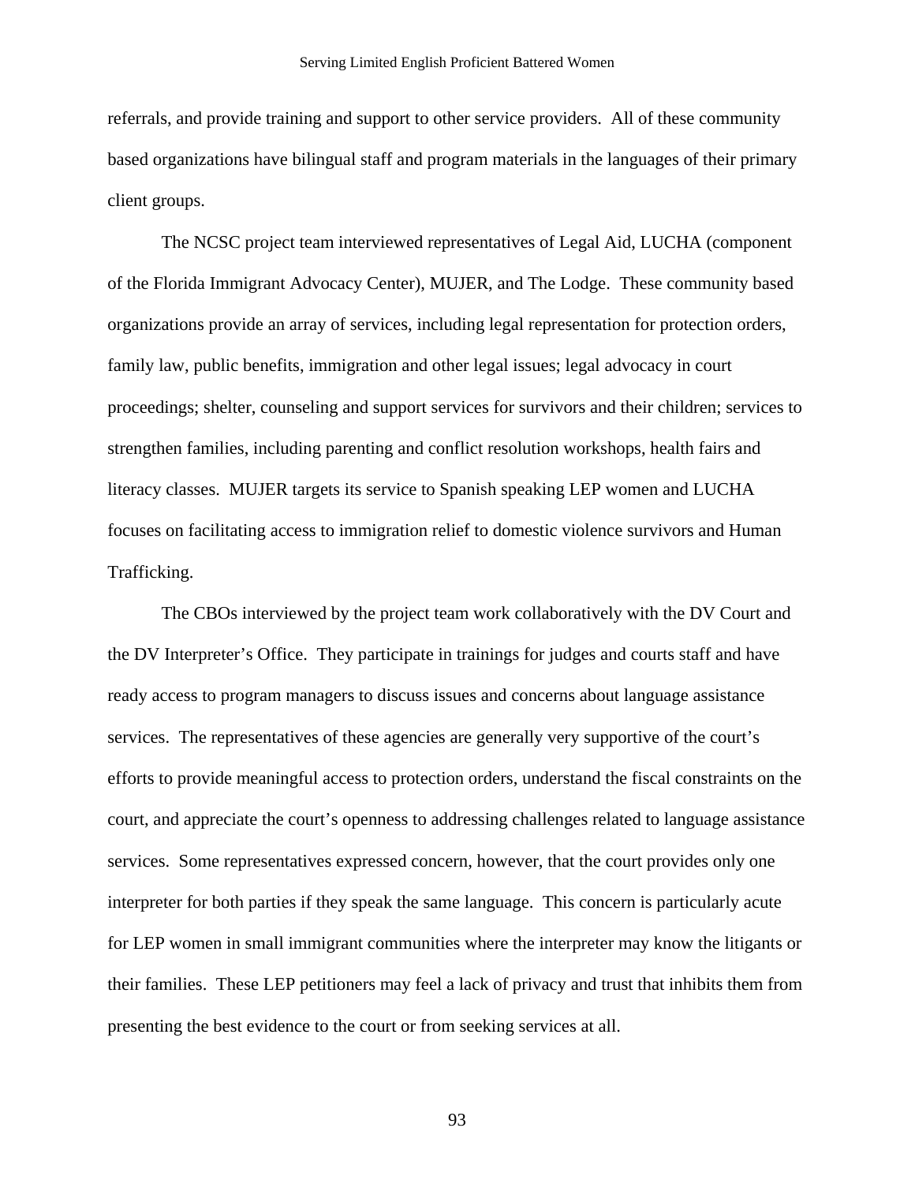referrals, and provide training and support to other service providers. All of these community based organizations have bilingual staff and program materials in the languages of their primary client groups.

The NCSC project team interviewed representatives of Legal Aid, LUCHA (component of the Florida Immigrant Advocacy Center), MUJER, and The Lodge. These community based organizations provide an array of services, including legal representation for protection orders, family law, public benefits, immigration and other legal issues; legal advocacy in court proceedings; shelter, counseling and support services for survivors and their children; services to strengthen families, including parenting and conflict resolution workshops, health fairs and literacy classes. MUJER targets its service to Spanish speaking LEP women and LUCHA focuses on facilitating access to immigration relief to domestic violence survivors and Human Trafficking.

The CBOs interviewed by the project team work collaboratively with the DV Court and the DV Interpreter's Office. They participate in trainings for judges and courts staff and have ready access to program managers to discuss issues and concerns about language assistance services. The representatives of these agencies are generally very supportive of the court's efforts to provide meaningful access to protection orders, understand the fiscal constraints on the court, and appreciate the court's openness to addressing challenges related to language assistance services. Some representatives expressed concern, however, that the court provides only one interpreter for both parties if they speak the same language. This concern is particularly acute for LEP women in small immigrant communities where the interpreter may know the litigants or their families. These LEP petitioners may feel a lack of privacy and trust that inhibits them from presenting the best evidence to the court or from seeking services at all.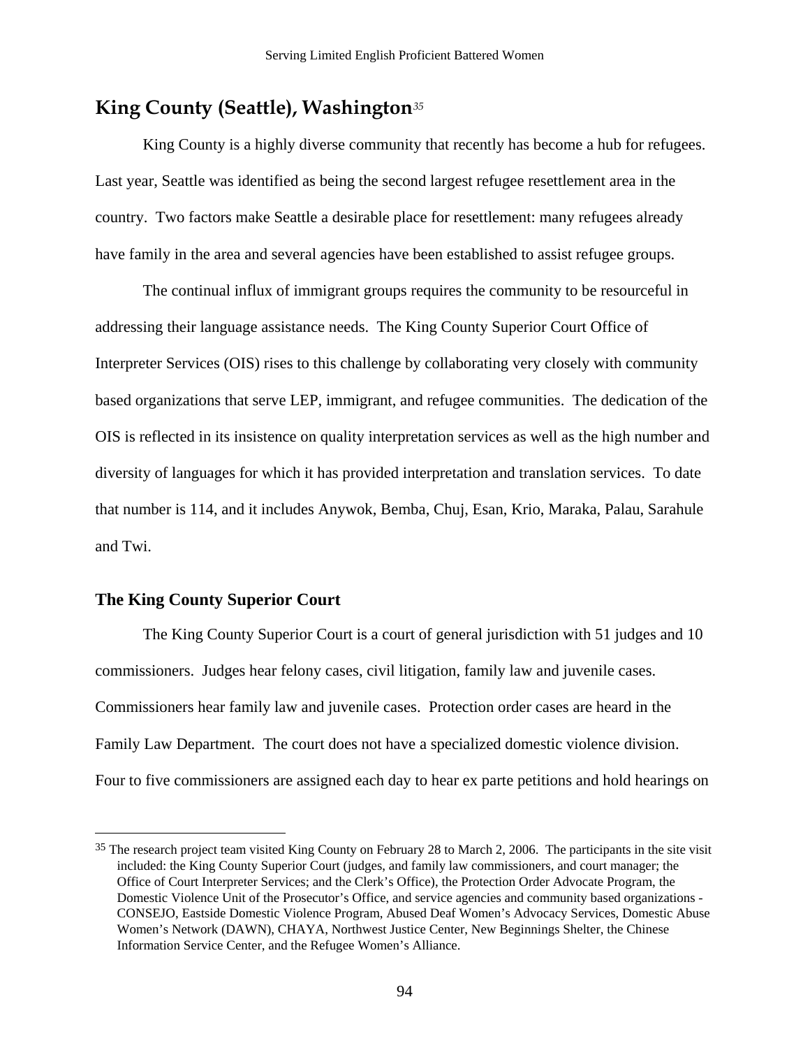## King County (Seattle), Washington[35]

King County is a highly diverse community that recently has become a hub for refugees. Last year, Seattle was identified as being the second largest refugee resettlement area in the country. Two factors make Seattle a desirable place for resettlement: many refugees already have family in the area and several agencies have been established to assist refugee groups.

The continual influx of immigrant groups requires the community to be resourceful in addressing their language assistance needs. The King County Superior Court Office of Interpreter Services (OIS) rises to this challenge by collaborating very closely with community based organizations that serve LEP, immigrant, and refugee communities. The dedication of the OIS is reflected in its insistence on quality interpretation services as well as the high number and diversity of languages for which it has provided interpretation and translation services. To date that number is 114, and it includes Anywok, Bemba, Chuj, Esan, Krio, Maraka, Palau, Sarahule and Twi.

### The King County Superior Court

The King County Superior Court is a court of general jurisdiction with 51 judges and 10 commissioners. Judges hear felony cases, civil litigation, family law and juvenile cases. Commissioners hear family law and juvenile cases. Protection order cases are heard in the Family Law Department. The court does not have a specialized domestic violence division. Four to five commissioners are assigned each day to hear ex parte petitions and hold hearings on

---

[35] The research project team visited King County on February 28 to March 2, 2006. The participants in the site visit included: the King County Superior Court (judges, and family law commissioners, and court manager; the Office of Court Interpreter Services; and the Clerk's Office), the Protection Order Advocate Program, the Domestic Violence Unit of the Prosecutor's Office, and service agencies and community based organizations - CONSEJO, Eastside Domestic Violence Program, Abused Deaf Women's Advocacy Services, Domestic Abuse Women's Network (DAWN), CHAYA, Northwest Justice Center, New Beginnings Shelter, the Chinese Information Service Center, and the Refugee Women's Alliance.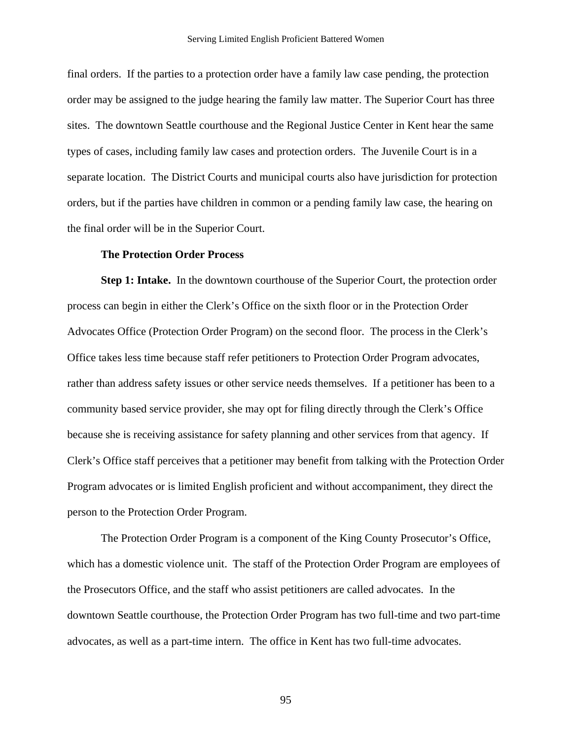final orders. If the parties to a protection order have a family law case pending, the protection order may be assigned to the judge hearing the family law matter. The Superior Court has three sites. The downtown Seattle courthouse and the Regional Justice Center in Kent hear the same types of cases, including family law cases and protection orders. The Juvenile Court is in a separate location. The District Courts and municipal courts also have jurisdiction for protection orders, but if the parties have children in common or a pending family law case, the hearing on the final order will be in the Superior Court.

**The Protection Order Process**

**Step 1: Intake.** In the downtown courthouse of the Superior Court, the protection order process can begin in either the Clerk's Office on the sixth floor or in the Protection Order Advocates Office (Protection Order Program) on the second floor. The process in the Clerk's Office takes less time because staff refer petitioners to Protection Order Program advocates, rather than address safety issues or other service needs themselves. If a petitioner has been to a community based service provider, she may opt for filing directly through the Clerk's Office because she is receiving assistance for safety planning and other services from that agency. If Clerk's Office staff perceives that a petitioner may benefit from talking with the Protection Order Program advocates or is limited English proficient and without accompaniment, they direct the person to the Protection Order Program.

The Protection Order Program is a component of the King County Prosecutor's Office, which has a domestic violence unit. The staff of the Protection Order Program are employees of the Prosecutors Office, and the staff who assist petitioners are called advocates. In the downtown Seattle courthouse, the Protection Order Program has two full-time and two part-time advocates, as well as a part-time intern. The office in Kent has two full-time advocates.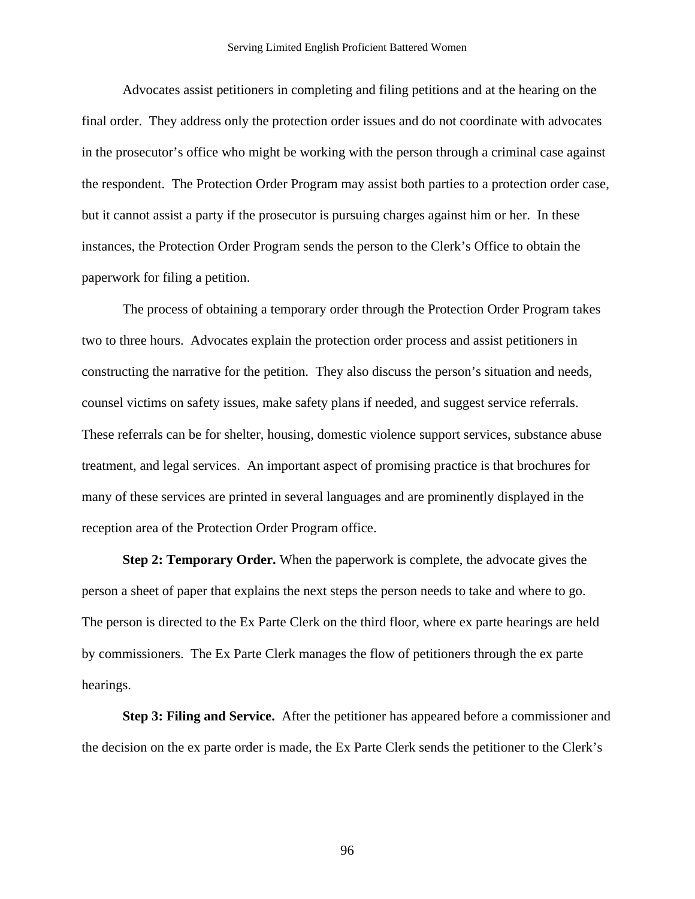Advocates assist petitioners in completing and filing petitions and at the hearing on the final order. They address only the protection order issues and do not coordinate with advocates in the prosecutor's office who might be working with the person through a criminal case against the respondent. The Protection Order Program may assist both parties to a protection order case, but it cannot assist a party if the prosecutor is pursuing charges against him or her. In these instances, the Protection Order Program sends the person to the Clerk's Office to obtain the paperwork for filing a petition.

The process of obtaining a temporary order through the Protection Order Program takes two to three hours. Advocates explain the protection order process and assist petitioners in constructing the narrative for the petition. They also discuss the person's situation and needs, counsel victims on safety issues, make safety plans if needed, and suggest service referrals. These referrals can be for shelter, housing, domestic violence support services, substance abuse treatment, and legal services. An important aspect of promising practice is that brochures for many of these services are printed in several languages and are prominently displayed in the reception area of the Protection Order Program office.

**Step 2: Temporary Order.** When the paperwork is complete, the advocate gives the person a sheet of paper that explains the next steps the person needs to take and where to go. The person is directed to the Ex Parte Clerk on the third floor, where ex parte hearings are held by commissioners. The Ex Parte Clerk manages the flow of petitioners through the ex parte hearings.

**Step 3: Filing and Service.** After the petitioner has appeared before a commissioner and the decision on the ex parte order is made, the Ex Parte Clerk sends the petitioner to the Clerk's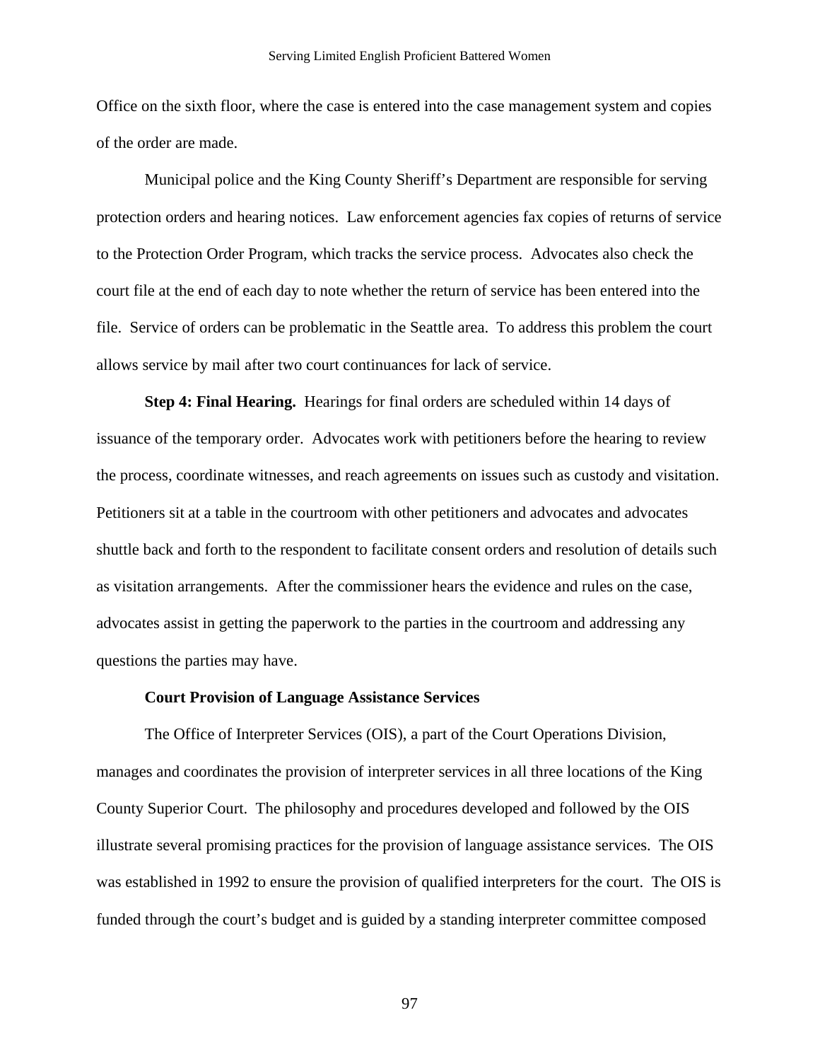Office on the sixth floor, where the case is entered into the case management system and copies of the order are made.

Municipal police and the King County Sheriff's Department are responsible for serving protection orders and hearing notices. Law enforcement agencies fax copies of returns of service to the Protection Order Program, which tracks the service process. Advocates also check the court file at the end of each day to note whether the return of service has been entered into the file. Service of orders can be problematic in the Seattle area. To address this problem the court allows service by mail after two court continuances for lack of service.

**Step 4: Final Hearing.** Hearings for final orders are scheduled within 14 days of issuance of the temporary order. Advocates work with petitioners before the hearing to review the process, coordinate witnesses, and reach agreements on issues such as custody and visitation. Petitioners sit at a table in the courtroom with other petitioners and advocates and advocates shuttle back and forth to the respondent to facilitate consent orders and resolution of details such as visitation arrangements. After the commissioner hears the evidence and rules on the case, advocates assist in getting the paperwork to the parties in the courtroom and addressing any questions the parties may have.

**Court Provision of Language Assistance Services**

The Office of Interpreter Services (OIS), a part of the Court Operations Division, manages and coordinates the provision of interpreter services in all three locations of the King County Superior Court. The philosophy and procedures developed and followed by the OIS illustrate several promising practices for the provision of language assistance services. The OIS was established in 1992 to ensure the provision of qualified interpreters for the court. The OIS is funded through the court's budget and is guided by a standing interpreter committee composed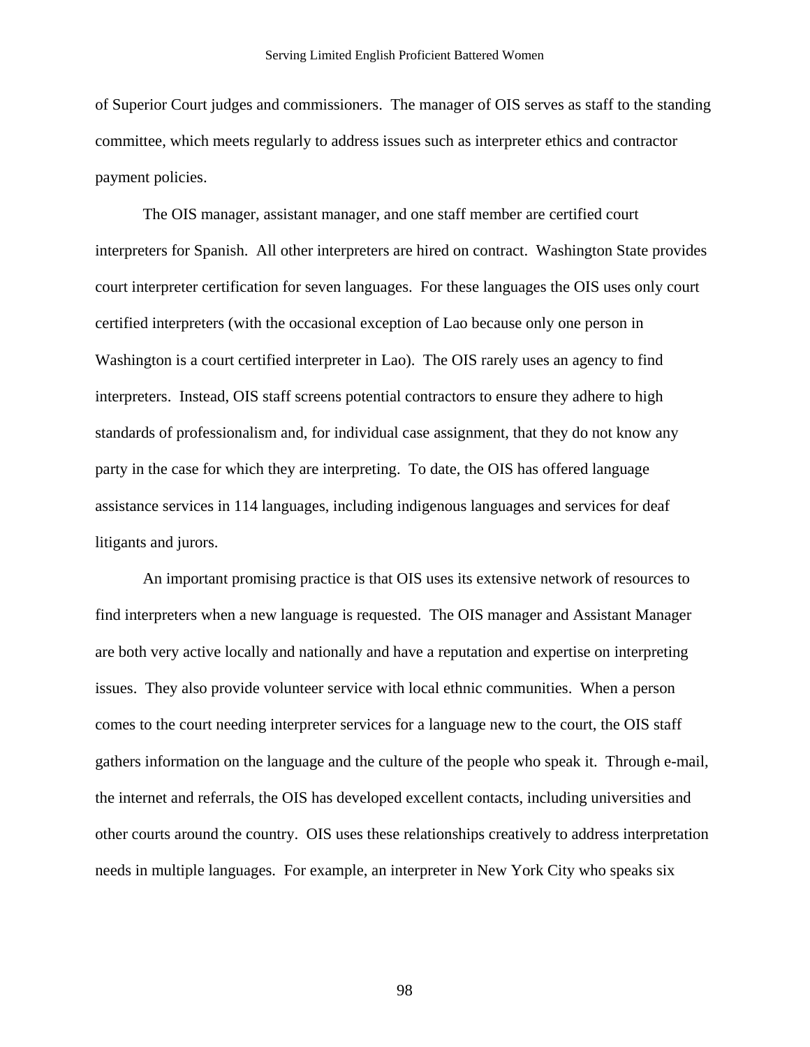of Superior Court judges and commissioners. The manager of OIS serves as staff to the standing committee, which meets regularly to address issues such as interpreter ethics and contractor payment policies.

The OIS manager, assistant manager, and one staff member are certified court interpreters for Spanish. All other interpreters are hired on contract. Washington State provides court interpreter certification for seven languages. For these languages the OIS uses only court certified interpreters (with the occasional exception of Lao because only one person in Washington is a court certified interpreter in Lao). The OIS rarely uses an agency to find interpreters. Instead, OIS staff screens potential contractors to ensure they adhere to high standards of professionalism and, for individual case assignment, that they do not know any party in the case for which they are interpreting. To date, the OIS has offered language assistance services in 114 languages, including indigenous languages and services for deaf litigants and jurors.

An important promising practice is that OIS uses its extensive network of resources to find interpreters when a new language is requested. The OIS manager and Assistant Manager are both very active locally and nationally and have a reputation and expertise on interpreting issues. They also provide volunteer service with local ethnic communities. When a person comes to the court needing interpreter services for a language new to the court, the OIS staff gathers information on the language and the culture of the people who speak it. Through e-mail, the internet and referrals, the OIS has developed excellent contacts, including universities and other courts around the country. OIS uses these relationships creatively to address interpretation needs in multiple languages. For example, an interpreter in New York City who speaks six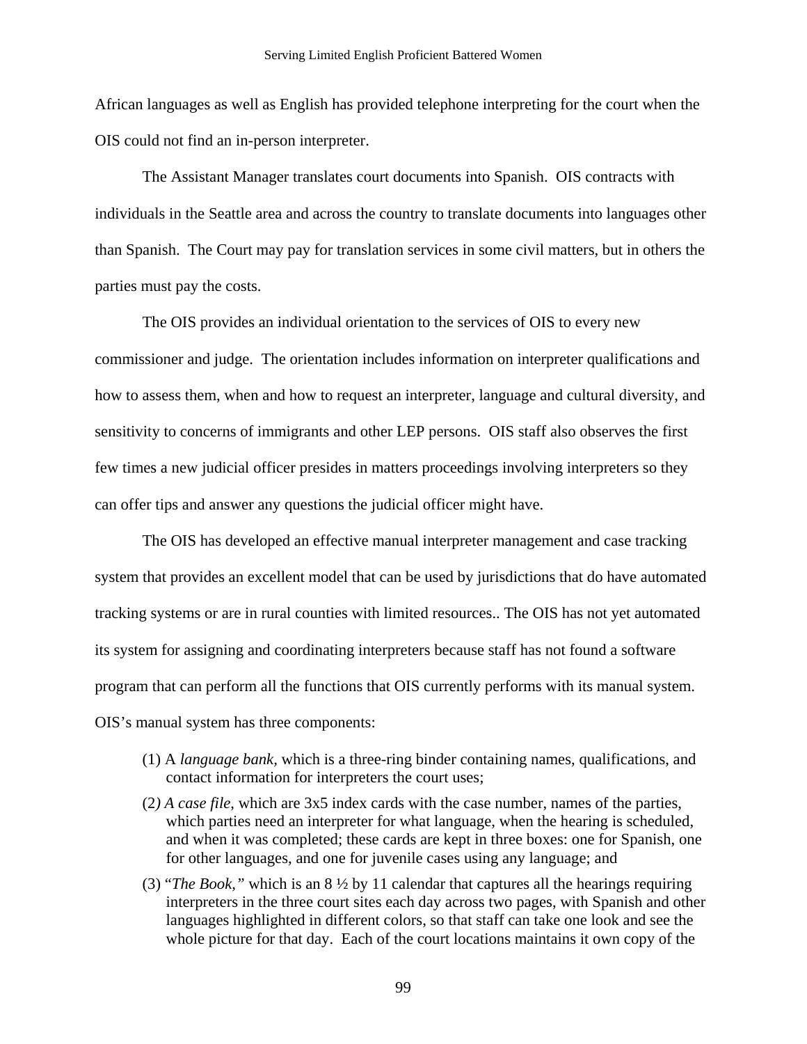African languages as well as English has provided telephone interpreting for the court when the OIS could not find an in-person interpreter.

The Assistant Manager translates court documents into Spanish. OIS contracts with individuals in the Seattle area and across the country to translate documents into languages other than Spanish. The Court may pay for translation services in some civil matters, but in others the parties must pay the costs.

The OIS provides an individual orientation to the services of OIS to every new commissioner and judge. The orientation includes information on interpreter qualifications and how to assess them, when and how to request an interpreter, language and cultural diversity, and sensitivity to concerns of immigrants and other LEP persons. OIS staff also observes the first few times a new judicial officer presides in matters proceedings involving interpreters so they can offer tips and answer any questions the judicial officer might have.

The OIS has developed an effective manual interpreter management and case tracking system that provides an excellent model that can be used by jurisdictions that do have automated tracking systems or are in rural counties with limited resources.. The OIS has not yet automated its system for assigning and coordinating interpreters because staff has not found a software program that can perform all the functions that OIS currently performs with its manual system. OIS's manual system has three components:

(1) A *language bank,* which is a three-ring binder containing names, qualifications, and contact information for interpreters the court uses;

(2*) A case file*, which are 3x5 index cards with the case number, names of the parties, which parties need an interpreter for what language, when the hearing is scheduled, and when it was completed; these cards are kept in three boxes: one for Spanish, one for other languages, and one for juvenile cases using any language; and

(3) "*The Book,"* which is an 8 ½ by 11 calendar that captures all the hearings requiring interpreters in the three court sites each day across two pages, with Spanish and other languages highlighted in different colors, so that staff can take one look and see the whole picture for that day. Each of the court locations maintains it own copy of the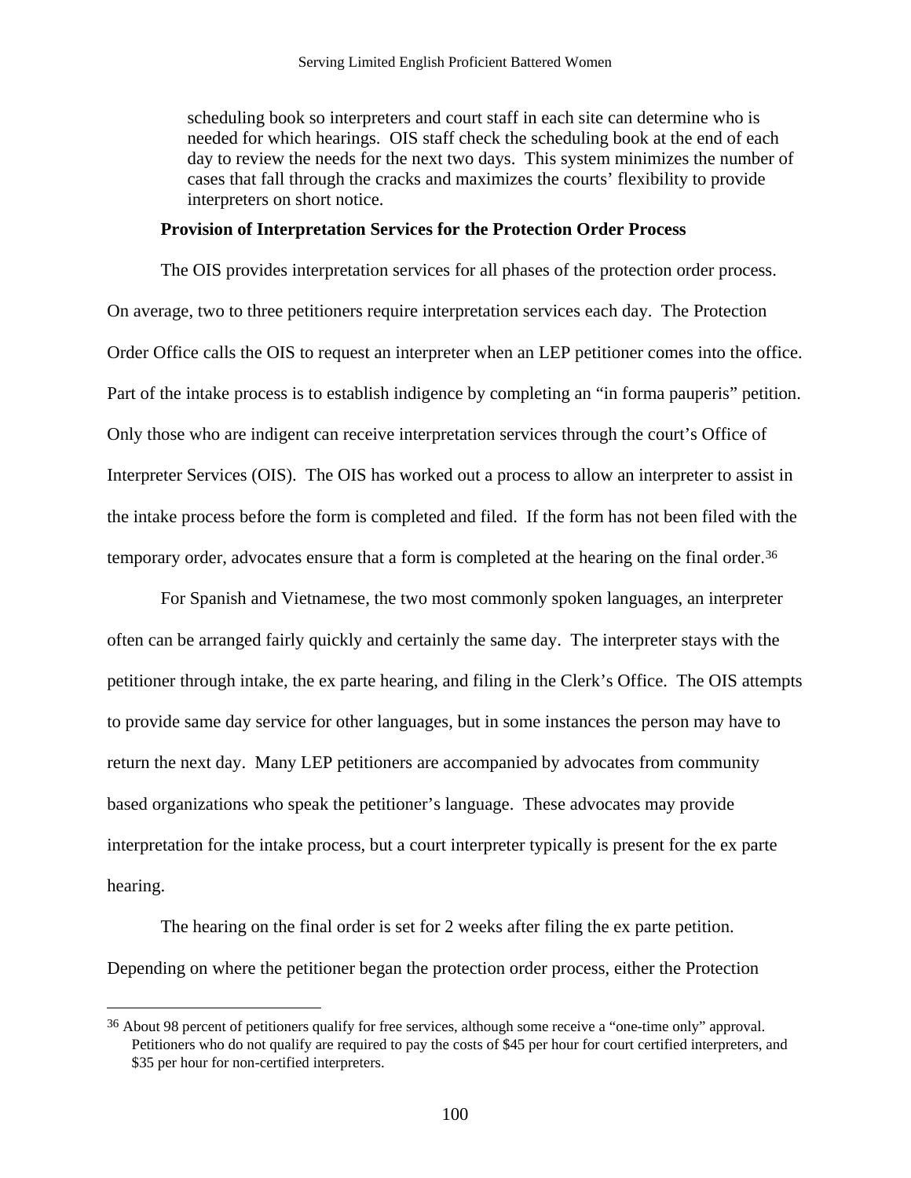scheduling book so interpreters and court staff in each site can determine who is needed for which hearings. OIS staff check the scheduling book at the end of each day to review the needs for the next two days. This system minimizes the number of cases that fall through the cracks and maximizes the courts' flexibility to provide interpreters on short notice.

**Provision of Interpretation Services for the Protection Order Process**

The OIS provides interpretation services for all phases of the protection order process. On average, two to three petitioners require interpretation services each day. The Protection Order Office calls the OIS to request an interpreter when an LEP petitioner comes into the office. Part of the intake process is to establish indigence by completing an "in forma pauperis" petition. Only those who are indigent can receive interpretation services through the court's Office of Interpreter Services (OIS). The OIS has worked out a process to allow an interpreter to assist in the intake process before the form is completed and filed. If the form has not been filed with the temporary order, advocates ensure that a form is completed at the hearing on the final order.[36]

For Spanish and Vietnamese, the two most commonly spoken languages, an interpreter often can be arranged fairly quickly and certainly the same day. The interpreter stays with the petitioner through intake, the ex parte hearing, and filing in the Clerk's Office. The OIS attempts to provide same day service for other languages, but in some instances the person may have to return the next day. Many LEP petitioners are accompanied by advocates from community based organizations who speak the petitioner's language. These advocates may provide interpretation for the intake process, but a court interpreter typically is present for the ex parte hearing.

The hearing on the final order is set for 2 weeks after filing the ex parte petition. Depending on where the petitioner began the protection order process, either the Protection

[36] About 98 percent of petitioners qualify for free services, although some receive a "one-time only" approval. Petitioners who do not qualify are required to pay the costs of $45 per hour for court certified interpreters, and $35 per hour for non-certified interpreters.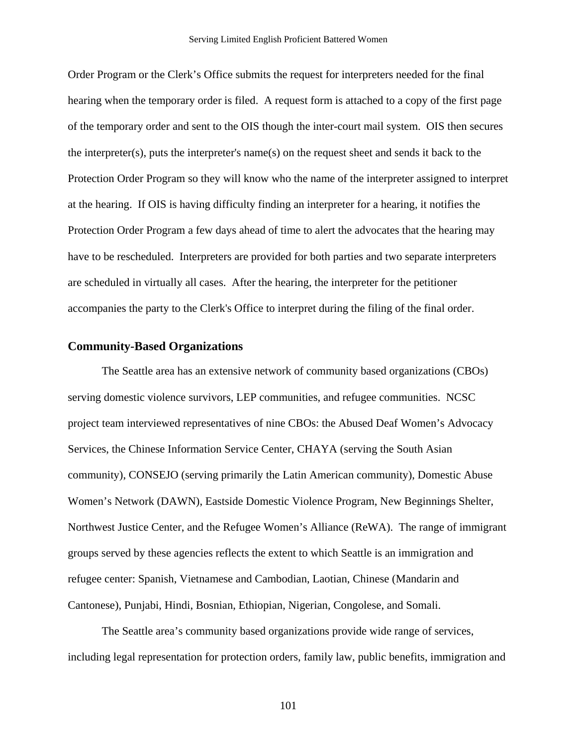Order Program or the Clerk's Office submits the request for interpreters needed for the final hearing when the temporary order is filed. A request form is attached to a copy of the first page of the temporary order and sent to the OIS though the inter-court mail system. OIS then secures the interpreter(s), puts the interpreter's name(s) on the request sheet and sends it back to the Protection Order Program so they will know who the name of the interpreter assigned to interpret at the hearing. If OIS is having difficulty finding an interpreter for a hearing, it notifies the Protection Order Program a few days ahead of time to alert the advocates that the hearing may have to be rescheduled. Interpreters are provided for both parties and two separate interpreters are scheduled in virtually all cases. After the hearing, the interpreter for the petitioner accompanies the party to the Clerk's Office to interpret during the filing of the final order.

## Community-Based Organizations

The Seattle area has an extensive network of community based organizations (CBOs) serving domestic violence survivors, LEP communities, and refugee communities. NCSC project team interviewed representatives of nine CBOs: the Abused Deaf Women's Advocacy Services, the Chinese Information Service Center, CHAYA (serving the South Asian community), CONSEJO (serving primarily the Latin American community), Domestic Abuse Women's Network (DAWN), Eastside Domestic Violence Program, New Beginnings Shelter, Northwest Justice Center, and the Refugee Women's Alliance (ReWA). The range of immigrant groups served by these agencies reflects the extent to which Seattle is an immigration and refugee center: Spanish, Vietnamese and Cambodian, Laotian, Chinese (Mandarin and Cantonese), Punjabi, Hindi, Bosnian, Ethiopian, Nigerian, Congolese, and Somali.

The Seattle area's community based organizations provide wide range of services, including legal representation for protection orders, family law, public benefits, immigration and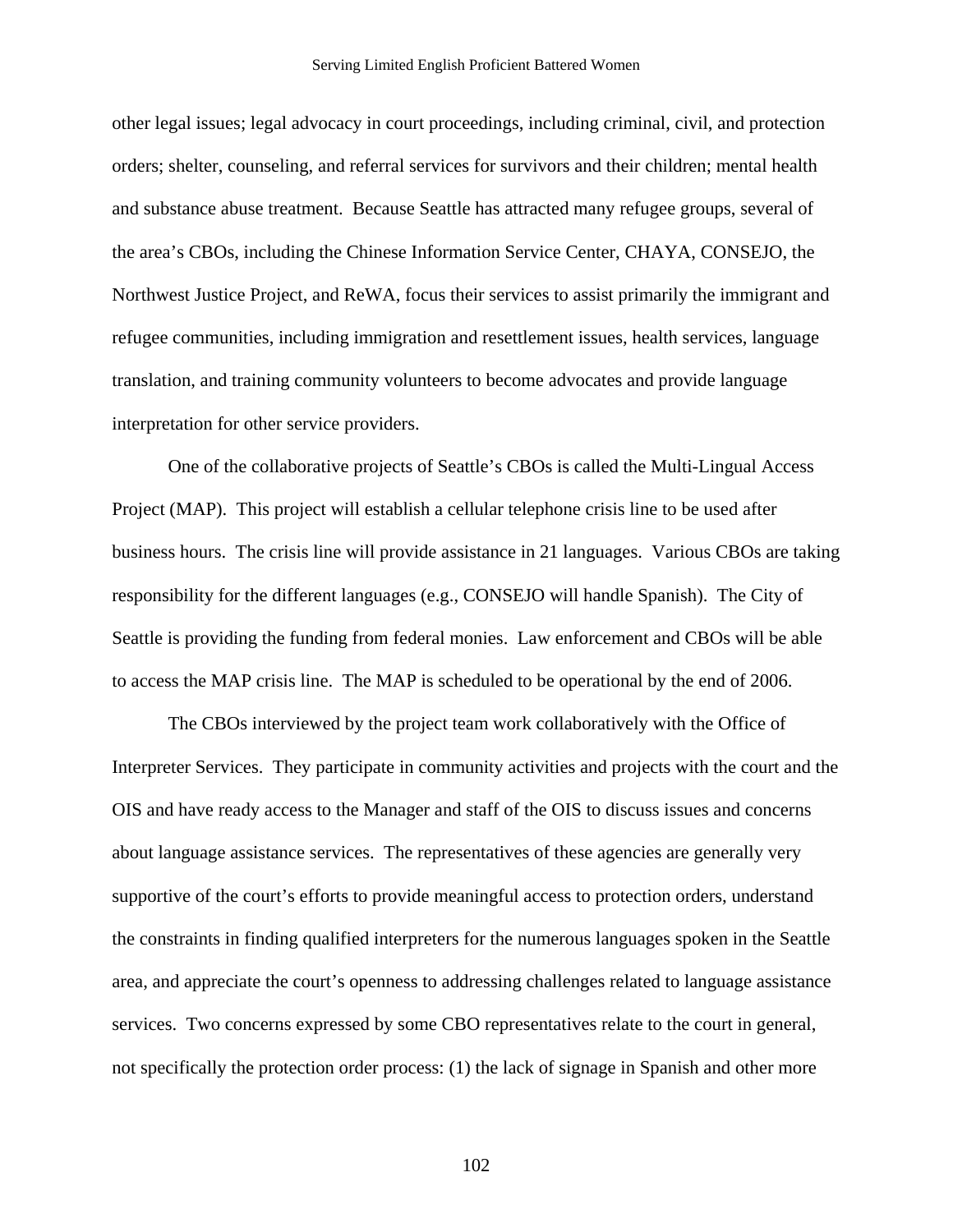other legal issues; legal advocacy in court proceedings, including criminal, civil, and protection orders; shelter, counseling, and referral services for survivors and their children; mental health and substance abuse treatment. Because Seattle has attracted many refugee groups, several of the area's CBOs, including the Chinese Information Service Center, CHAYA, CONSEJO, the Northwest Justice Project, and ReWA, focus their services to assist primarily the immigrant and refugee communities, including immigration and resettlement issues, health services, language translation, and training community volunteers to become advocates and provide language interpretation for other service providers.

One of the collaborative projects of Seattle's CBOs is called the Multi-Lingual Access Project (MAP). This project will establish a cellular telephone crisis line to be used after business hours. The crisis line will provide assistance in 21 languages. Various CBOs are taking responsibility for the different languages (e.g., CONSEJO will handle Spanish). The City of Seattle is providing the funding from federal monies. Law enforcement and CBOs will be able to access the MAP crisis line. The MAP is scheduled to be operational by the end of 2006.

The CBOs interviewed by the project team work collaboratively with the Office of Interpreter Services. They participate in community activities and projects with the court and the OIS and have ready access to the Manager and staff of the OIS to discuss issues and concerns about language assistance services. The representatives of these agencies are generally very supportive of the court's efforts to provide meaningful access to protection orders, understand the constraints in finding qualified interpreters for the numerous languages spoken in the Seattle area, and appreciate the court's openness to addressing challenges related to language assistance services. Two concerns expressed by some CBO representatives relate to the court in general, not specifically the protection order process: (1) the lack of signage in Spanish and other more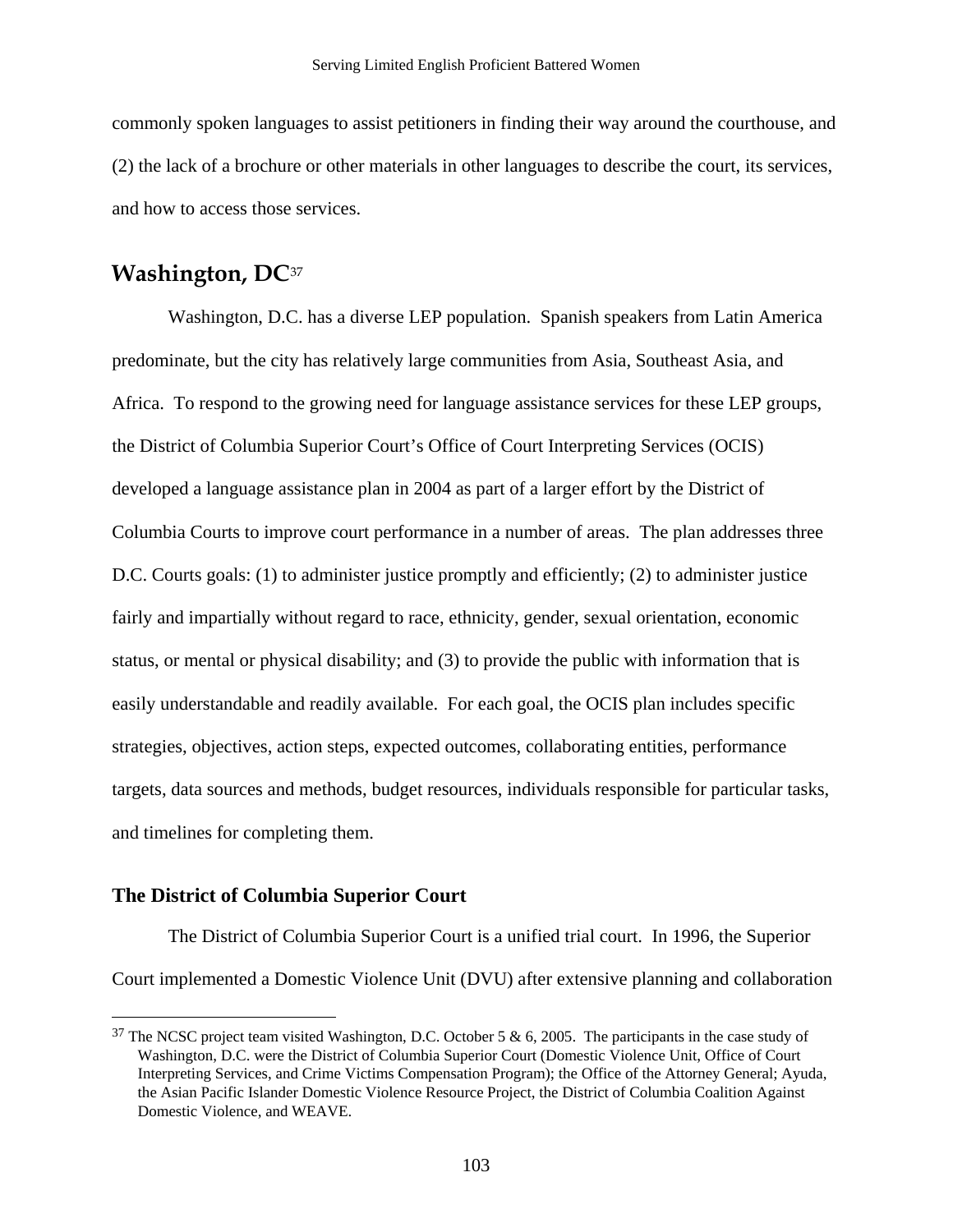commonly spoken languages to assist petitioners in finding their way around the courthouse, and (2) the lack of a brochure or other materials in other languages to describe the court, its services, and how to access those services.

## Washington, DC[37]

Washington, D.C. has a diverse LEP population. Spanish speakers from Latin America predominate, but the city has relatively large communities from Asia, Southeast Asia, and Africa. To respond to the growing need for language assistance services for these LEP groups, the District of Columbia Superior Court's Office of Court Interpreting Services (OCIS) developed a language assistance plan in 2004 as part of a larger effort by the District of Columbia Courts to improve court performance in a number of areas. The plan addresses three D.C. Courts goals: (1) to administer justice promptly and efficiently; (2) to administer justice fairly and impartially without regard to race, ethnicity, gender, sexual orientation, economic status, or mental or physical disability; and (3) to provide the public with information that is easily understandable and readily available. For each goal, the OCIS plan includes specific strategies, objectives, action steps, expected outcomes, collaborating entities, performance targets, data sources and methods, budget resources, individuals responsible for particular tasks, and timelines for completing them.

### The District of Columbia Superior Court

The District of Columbia Superior Court is a unified trial court. In 1996, the Superior Court implemented a Domestic Violence Unit (DVU) after extensive planning and collaboration

---

[37] The NCSC project team visited Washington, D.C. October 5 & 6, 2005. The participants in the case study of Washington, D.C. were the District of Columbia Superior Court (Domestic Violence Unit, Office of Court Interpreting Services, and Crime Victims Compensation Program); the Office of the Attorney General; Ayuda, the Asian Pacific Islander Domestic Violence Resource Project, the District of Columbia Coalition Against Domestic Violence, and WEAVE.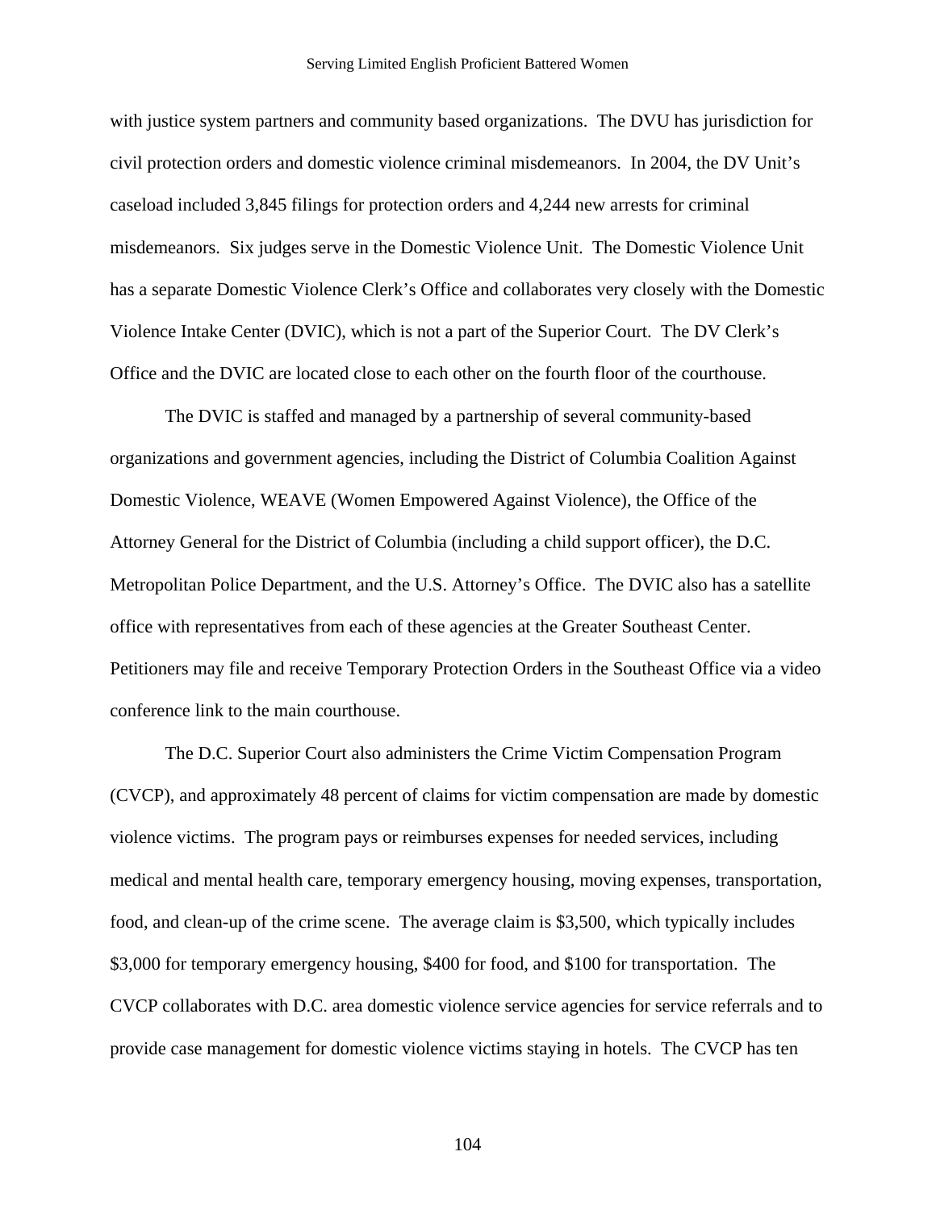with justice system partners and community based organizations. The DVU has jurisdiction for civil protection orders and domestic violence criminal misdemeanors. In 2004, the DV Unit's caseload included 3,845 filings for protection orders and 4,244 new arrests for criminal misdemeanors. Six judges serve in the Domestic Violence Unit. The Domestic Violence Unit has a separate Domestic Violence Clerk's Office and collaborates very closely with the Domestic Violence Intake Center (DVIC), which is not a part of the Superior Court. The DV Clerk's Office and the DVIC are located close to each other on the fourth floor of the courthouse.

The DVIC is staffed and managed by a partnership of several community-based organizations and government agencies, including the District of Columbia Coalition Against Domestic Violence, WEAVE (Women Empowered Against Violence), the Office of the Attorney General for the District of Columbia (including a child support officer), the D.C. Metropolitan Police Department, and the U.S. Attorney's Office. The DVIC also has a satellite office with representatives from each of these agencies at the Greater Southeast Center. Petitioners may file and receive Temporary Protection Orders in the Southeast Office via a video conference link to the main courthouse.

The D.C. Superior Court also administers the Crime Victim Compensation Program (CVCP), and approximately 48 percent of claims for victim compensation are made by domestic violence victims. The program pays or reimburses expenses for needed services, including medical and mental health care, temporary emergency housing, moving expenses, transportation, food, and clean-up of the crime scene. The average claim is $3,500, which typically includes $3,000 for temporary emergency housing, $400 for food, and $100 for transportation. The CVCP collaborates with D.C. area domestic violence service agencies for service referrals and to provide case management for domestic violence victims staying in hotels. The CVCP has ten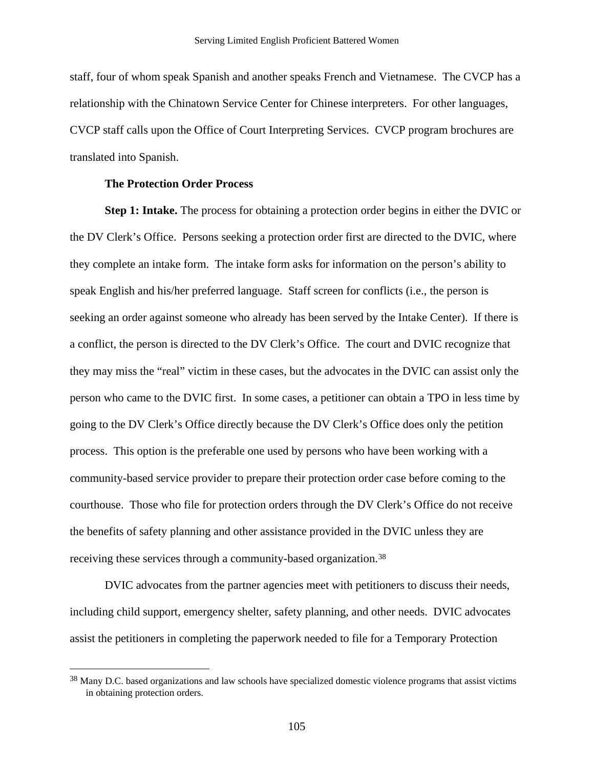staff, four of whom speak Spanish and another speaks French and Vietnamese. The CVCP has a relationship with the Chinatown Service Center for Chinese interpreters. For other languages, CVCP staff calls upon the Office of Court Interpreting Services. CVCP program brochures are translated into Spanish.

**The Protection Order Process**

**Step 1: Intake.** The process for obtaining a protection order begins in either the DVIC or the DV Clerk's Office. Persons seeking a protection order first are directed to the DVIC, where they complete an intake form. The intake form asks for information on the person's ability to speak English and his/her preferred language. Staff screen for conflicts (i.e., the person is seeking an order against someone who already has been served by the Intake Center). If there is a conflict, the person is directed to the DV Clerk's Office. The court and DVIC recognize that they may miss the "real" victim in these cases, but the advocates in the DVIC can assist only the person who came to the DVIC first. In some cases, a petitioner can obtain a TPO in less time by going to the DV Clerk's Office directly because the DV Clerk's Office does only the petition process. This option is the preferable one used by persons who have been working with a community-based service provider to prepare their protection order case before coming to the courthouse. Those who file for protection orders through the DV Clerk's Office do not receive the benefits of safety planning and other assistance provided in the DVIC unless they are receiving these services through a community-based organization.[38]

DVIC advocates from the partner agencies meet with petitioners to discuss their needs, including child support, emergency shelter, safety planning, and other needs. DVIC advocates assist the petitioners in completing the paperwork needed to file for a Temporary Protection

[38] Many D.C. based organizations and law schools have specialized domestic violence programs that assist victims in obtaining protection orders.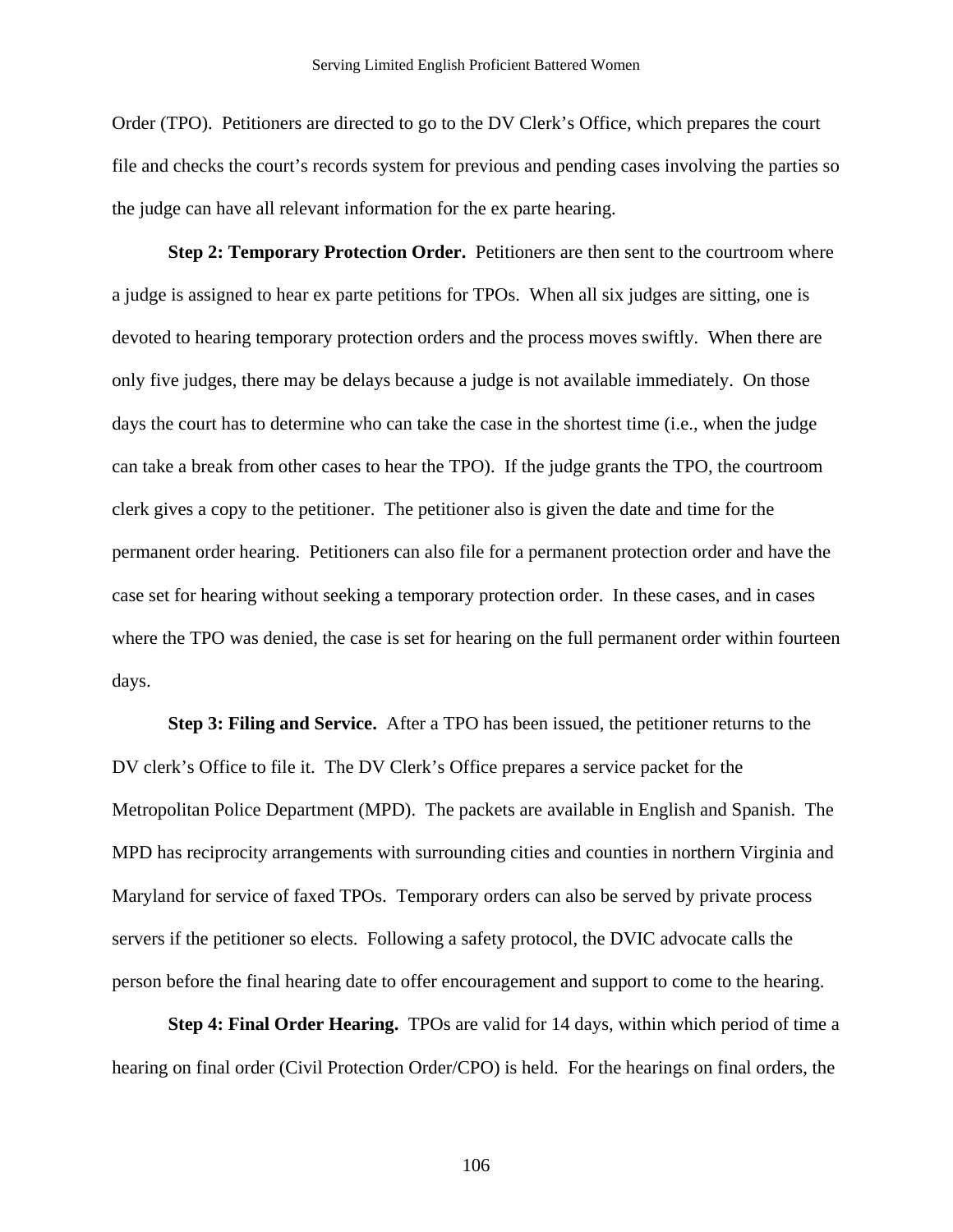Order (TPO). Petitioners are directed to go to the DV Clerk's Office, which prepares the court file and checks the court's records system for previous and pending cases involving the parties so the judge can have all relevant information for the ex parte hearing.

**Step 2: Temporary Protection Order.** Petitioners are then sent to the courtroom where a judge is assigned to hear ex parte petitions for TPOs. When all six judges are sitting, one is devoted to hearing temporary protection orders and the process moves swiftly. When there are only five judges, there may be delays because a judge is not available immediately. On those days the court has to determine who can take the case in the shortest time (i.e., when the judge can take a break from other cases to hear the TPO). If the judge grants the TPO, the courtroom clerk gives a copy to the petitioner. The petitioner also is given the date and time for the permanent order hearing. Petitioners can also file for a permanent protection order and have the case set for hearing without seeking a temporary protection order. In these cases, and in cases where the TPO was denied, the case is set for hearing on the full permanent order within fourteen days.

**Step 3: Filing and Service.** After a TPO has been issued, the petitioner returns to the DV clerk's Office to file it. The DV Clerk's Office prepares a service packet for the Metropolitan Police Department (MPD). The packets are available in English and Spanish. The MPD has reciprocity arrangements with surrounding cities and counties in northern Virginia and Maryland for service of faxed TPOs. Temporary orders can also be served by private process servers if the petitioner so elects. Following a safety protocol, the DVIC advocate calls the person before the final hearing date to offer encouragement and support to come to the hearing.

**Step 4: Final Order Hearing.** TPOs are valid for 14 days, within which period of time a hearing on final order (Civil Protection Order/CPO) is held. For the hearings on final orders, the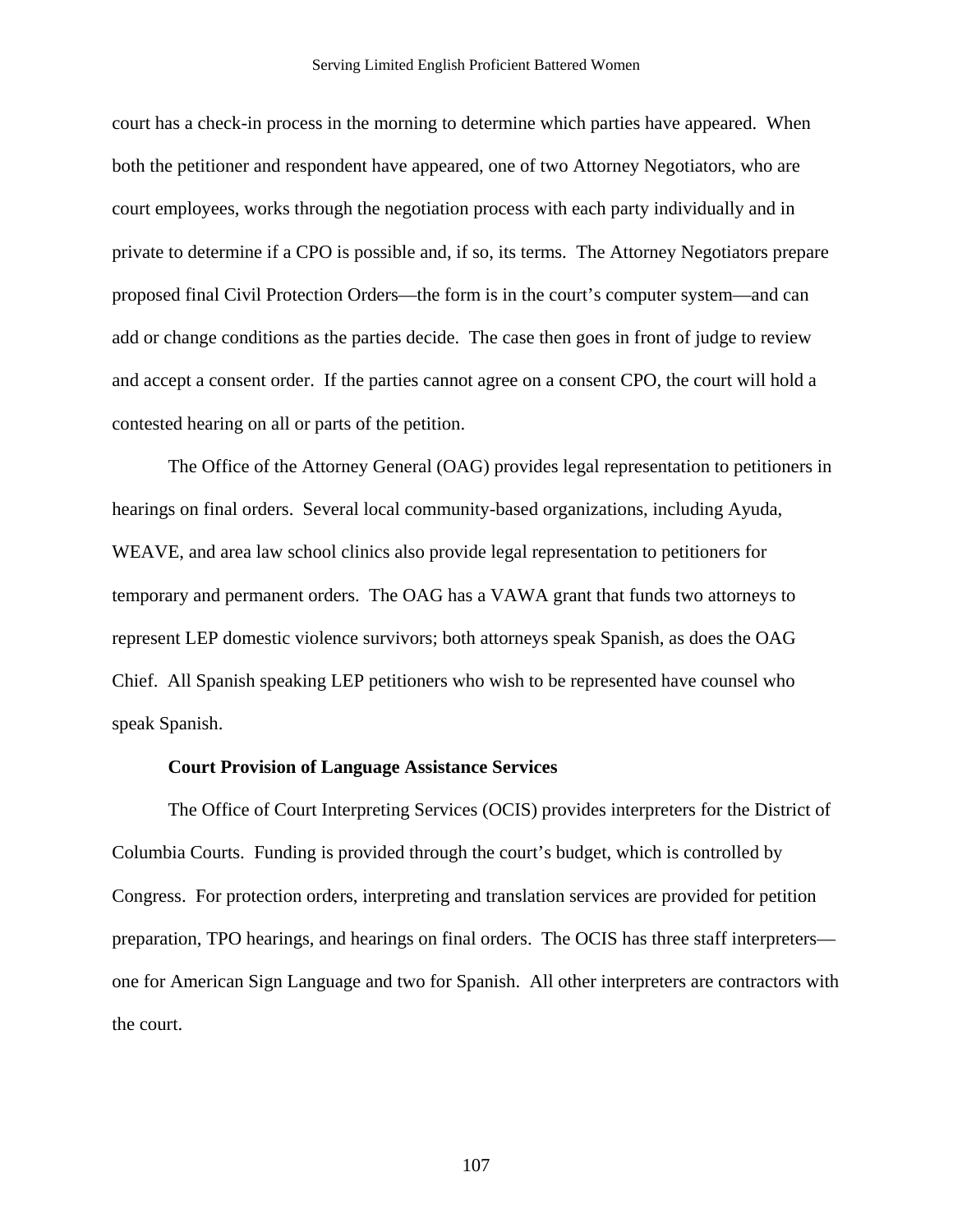court has a check-in process in the morning to determine which parties have appeared. When both the petitioner and respondent have appeared, one of two Attorney Negotiators, who are court employees, works through the negotiation process with each party individually and in private to determine if a CPO is possible and, if so, its terms. The Attorney Negotiators prepare proposed final Civil Protection Orders—the form is in the court's computer system—and can add or change conditions as the parties decide. The case then goes in front of judge to review and accept a consent order. If the parties cannot agree on a consent CPO, the court will hold a contested hearing on all or parts of the petition.

The Office of the Attorney General (OAG) provides legal representation to petitioners in hearings on final orders. Several local community-based organizations, including Ayuda, WEAVE, and area law school clinics also provide legal representation to petitioners for temporary and permanent orders. The OAG has a VAWA grant that funds two attorneys to represent LEP domestic violence survivors; both attorneys speak Spanish, as does the OAG Chief. All Spanish speaking LEP petitioners who wish to be represented have counsel who speak Spanish.

**Court Provision of Language Assistance Services**

The Office of Court Interpreting Services (OCIS) provides interpreters for the District of Columbia Courts. Funding is provided through the court's budget, which is controlled by Congress. For protection orders, interpreting and translation services are provided for petition preparation, TPO hearings, and hearings on final orders. The OCIS has three staff interpreters—one for American Sign Language and two for Spanish. All other interpreters are contractors with the court.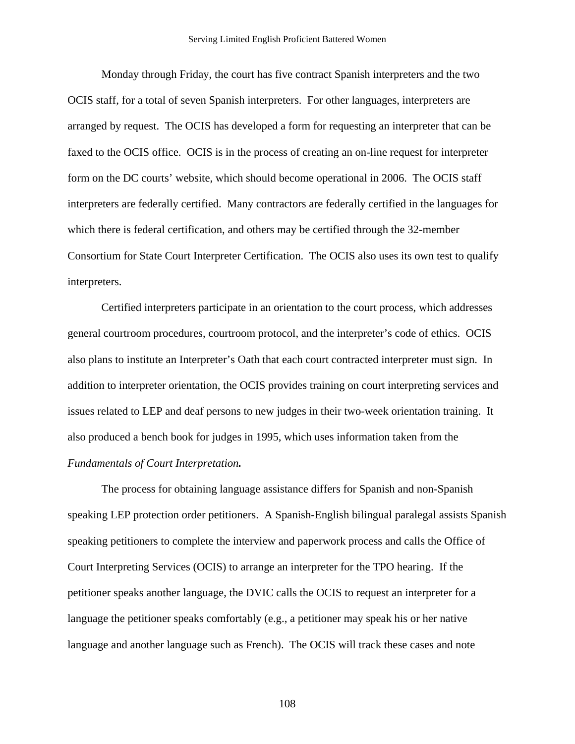Monday through Friday, the court has five contract Spanish interpreters and the two OCIS staff, for a total of seven Spanish interpreters. For other languages, interpreters are arranged by request. The OCIS has developed a form for requesting an interpreter that can be faxed to the OCIS office. OCIS is in the process of creating an on-line request for interpreter form on the DC courts' website, which should become operational in 2006. The OCIS staff interpreters are federally certified. Many contractors are federally certified in the languages for which there is federal certification, and others may be certified through the 32-member Consortium for State Court Interpreter Certification. The OCIS also uses its own test to qualify interpreters.

Certified interpreters participate in an orientation to the court process, which addresses general courtroom procedures, courtroom protocol, and the interpreter's code of ethics. OCIS also plans to institute an Interpreter's Oath that each court contracted interpreter must sign. In addition to interpreter orientation, the OCIS provides training on court interpreting services and issues related to LEP and deaf persons to new judges in their two-week orientation training. It also produced a bench book for judges in 1995, which uses information taken from the *Fundamentals of Court Interpretation.*

The process for obtaining language assistance differs for Spanish and non-Spanish speaking LEP protection order petitioners. A Spanish-English bilingual paralegal assists Spanish speaking petitioners to complete the interview and paperwork process and calls the Office of Court Interpreting Services (OCIS) to arrange an interpreter for the TPO hearing. If the petitioner speaks another language, the DVIC calls the OCIS to request an interpreter for a language the petitioner speaks comfortably (e.g., a petitioner may speak his or her native language and another language such as French). The OCIS will track these cases and note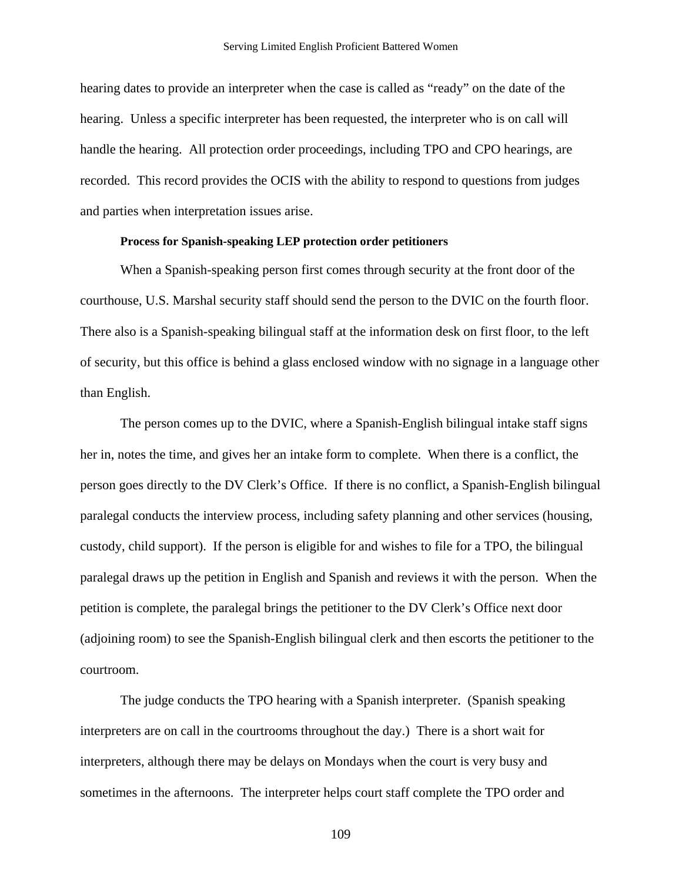hearing dates to provide an interpreter when the case is called as "ready" on the date of the hearing. Unless a specific interpreter has been requested, the interpreter who is on call will handle the hearing. All protection order proceedings, including TPO and CPO hearings, are recorded. This record provides the OCIS with the ability to respond to questions from judges and parties when interpretation issues arise.

**Process for Spanish-speaking LEP protection order petitioners**

When a Spanish-speaking person first comes through security at the front door of the courthouse, U.S. Marshal security staff should send the person to the DVIC on the fourth floor. There also is a Spanish-speaking bilingual staff at the information desk on first floor, to the left of security, but this office is behind a glass enclosed window with no signage in a language other than English.

The person comes up to the DVIC, where a Spanish-English bilingual intake staff signs her in, notes the time, and gives her an intake form to complete. When there is a conflict, the person goes directly to the DV Clerk's Office. If there is no conflict, a Spanish-English bilingual paralegal conducts the interview process, including safety planning and other services (housing, custody, child support). If the person is eligible for and wishes to file for a TPO, the bilingual paralegal draws up the petition in English and Spanish and reviews it with the person. When the petition is complete, the paralegal brings the petitioner to the DV Clerk's Office next door (adjoining room) to see the Spanish-English bilingual clerk and then escorts the petitioner to the courtroom.

The judge conducts the TPO hearing with a Spanish interpreter. (Spanish speaking interpreters are on call in the courtrooms throughout the day.) There is a short wait for interpreters, although there may be delays on Mondays when the court is very busy and sometimes in the afternoons. The interpreter helps court staff complete the TPO order and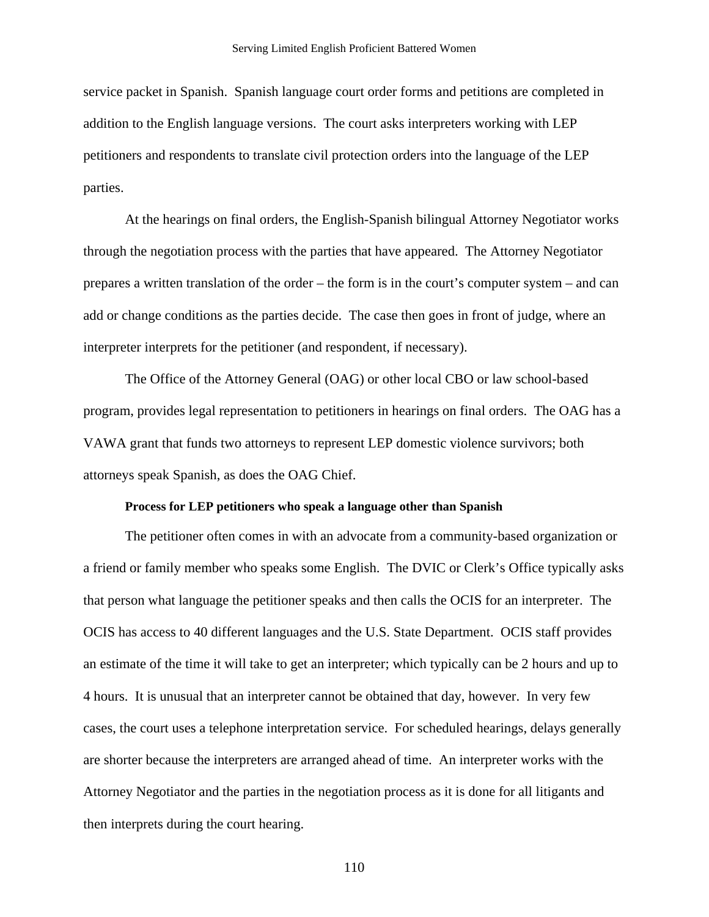service packet in Spanish. Spanish language court order forms and petitions are completed in addition to the English language versions. The court asks interpreters working with LEP petitioners and respondents to translate civil protection orders into the language of the LEP parties.

At the hearings on final orders, the English-Spanish bilingual Attorney Negotiator works through the negotiation process with the parties that have appeared. The Attorney Negotiator prepares a written translation of the order – the form is in the court's computer system – and can add or change conditions as the parties decide. The case then goes in front of judge, where an interpreter interprets for the petitioner (and respondent, if necessary).

The Office of the Attorney General (OAG) or other local CBO or law school-based program, provides legal representation to petitioners in hearings on final orders. The OAG has a VAWA grant that funds two attorneys to represent LEP domestic violence survivors; both attorneys speak Spanish, as does the OAG Chief.

**Process for LEP petitioners who speak a language other than Spanish**

The petitioner often comes in with an advocate from a community-based organization or a friend or family member who speaks some English. The DVIC or Clerk's Office typically asks that person what language the petitioner speaks and then calls the OCIS for an interpreter. The OCIS has access to 40 different languages and the U.S. State Department. OCIS staff provides an estimate of the time it will take to get an interpreter; which typically can be 2 hours and up to 4 hours. It is unusual that an interpreter cannot be obtained that day, however. In very few cases, the court uses a telephone interpretation service. For scheduled hearings, delays generally are shorter because the interpreters are arranged ahead of time. An interpreter works with the Attorney Negotiator and the parties in the negotiation process as it is done for all litigants and then interprets during the court hearing.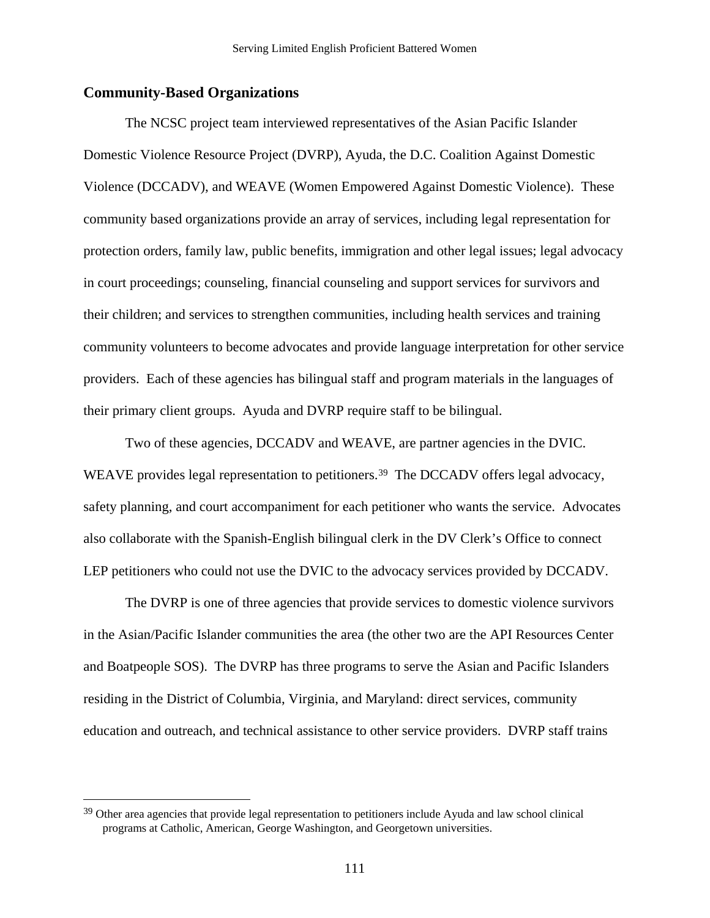## Community-Based Organizations

The NCSC project team interviewed representatives of the Asian Pacific Islander Domestic Violence Resource Project (DVRP), Ayuda, the D.C. Coalition Against Domestic Violence (DCCADV), and WEAVE (Women Empowered Against Domestic Violence). These community based organizations provide an array of services, including legal representation for protection orders, family law, public benefits, immigration and other legal issues; legal advocacy in court proceedings; counseling, financial counseling and support services for survivors and their children; and services to strengthen communities, including health services and training community volunteers to become advocates and provide language interpretation for other service providers. Each of these agencies has bilingual staff and program materials in the languages of their primary client groups. Ayuda and DVRP require staff to be bilingual.

Two of these agencies, DCCADV and WEAVE, are partner agencies in the DVIC. WEAVE provides legal representation to petitioners.[39] The DCCADV offers legal advocacy, safety planning, and court accompaniment for each petitioner who wants the service. Advocates also collaborate with the Spanish-English bilingual clerk in the DV Clerk's Office to connect LEP petitioners who could not use the DVIC to the advocacy services provided by DCCADV.

The DVRP is one of three agencies that provide services to domestic violence survivors in the Asian/Pacific Islander communities the area (the other two are the API Resources Center and Boatpeople SOS). The DVRP has three programs to serve the Asian and Pacific Islanders residing in the District of Columbia, Virginia, and Maryland: direct services, community education and outreach, and technical assistance to other service providers. DVRP staff trains

---

[39] Other area agencies that provide legal representation to petitioners include Ayuda and law school clinical programs at Catholic, American, George Washington, and Georgetown universities.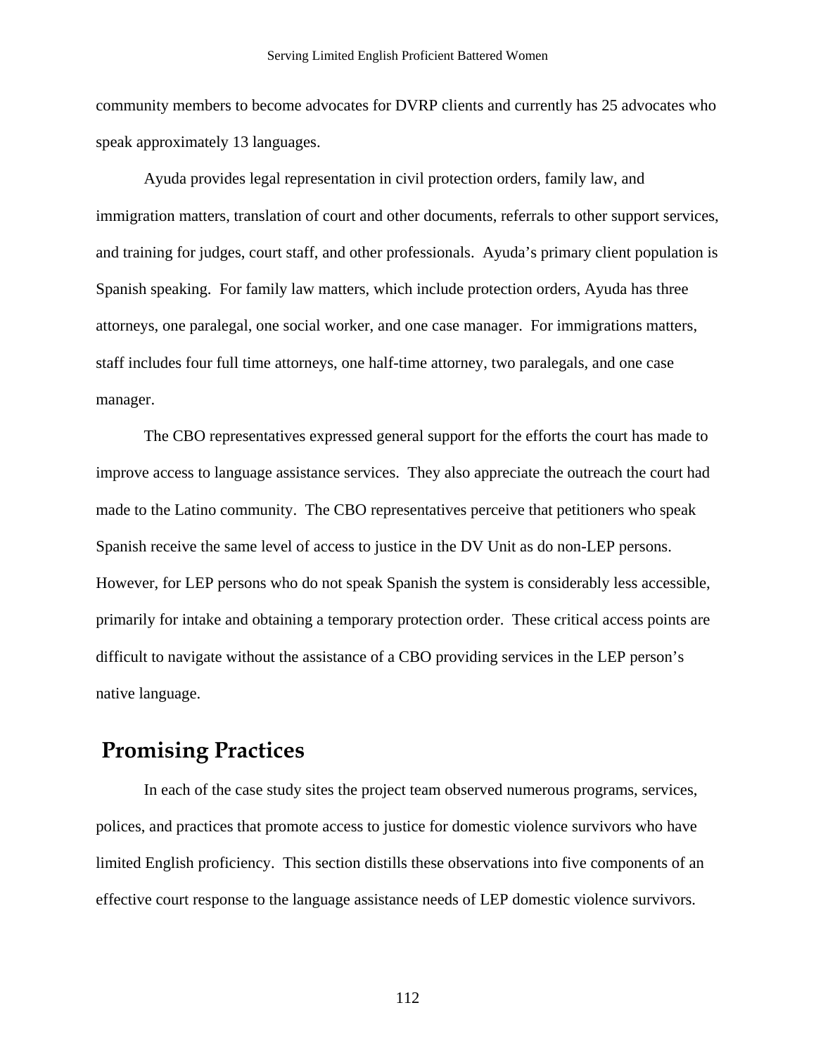community members to become advocates for DVRP clients and currently has 25 advocates who speak approximately 13 languages.

Ayuda provides legal representation in civil protection orders, family law, and immigration matters, translation of court and other documents, referrals to other support services, and training for judges, court staff, and other professionals. Ayuda's primary client population is Spanish speaking. For family law matters, which include protection orders, Ayuda has three attorneys, one paralegal, one social worker, and one case manager. For immigrations matters, staff includes four full time attorneys, one half-time attorney, two paralegals, and one case manager.

The CBO representatives expressed general support for the efforts the court has made to improve access to language assistance services. They also appreciate the outreach the court had made to the Latino community. The CBO representatives perceive that petitioners who speak Spanish receive the same level of access to justice in the DV Unit as do non-LEP persons. However, for LEP persons who do not speak Spanish the system is considerably less accessible, primarily for intake and obtaining a temporary protection order. These critical access points are difficult to navigate without the assistance of a CBO providing services in the LEP person's native language.

## Promising Practices

In each of the case study sites the project team observed numerous programs, services, polices, and practices that promote access to justice for domestic violence survivors who have limited English proficiency. This section distills these observations into five components of an effective court response to the language assistance needs of LEP domestic violence survivors.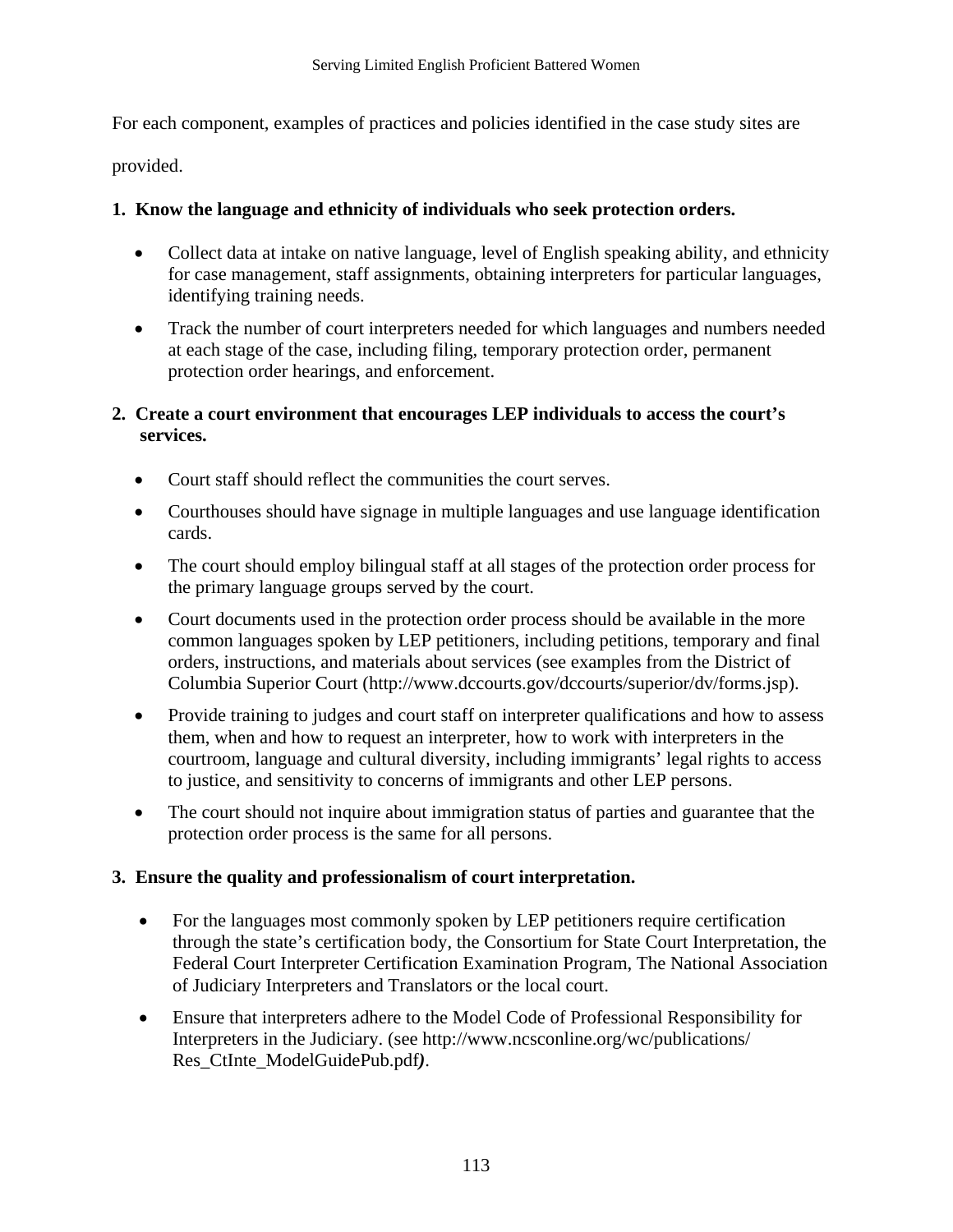For each component, examples of practices and policies identified in the case study sites are provided.

**1. Know the language and ethnicity of individuals who seek protection orders.**

- Collect data at intake on native language, level of English speaking ability, and ethnicity for case management, staff assignments, obtaining interpreters for particular languages, identifying training needs.
- Track the number of court interpreters needed for which languages and numbers needed at each stage of the case, including filing, temporary protection order, permanent protection order hearings, and enforcement.

**2. Create a court environment that encourages LEP individuals to access the court's services.**

- Court staff should reflect the communities the court serves.
- Courthouses should have signage in multiple languages and use language identification cards.
- The court should employ bilingual staff at all stages of the protection order process for the primary language groups served by the court.
- Court documents used in the protection order process should be available in the more common languages spoken by LEP petitioners, including petitions, temporary and final orders, instructions, and materials about services (see examples from the District of Columbia Superior Court (http://www.dccourts.gov/dccourts/superior/dv/forms.jsp).
- Provide training to judges and court staff on interpreter qualifications and how to assess them, when and how to request an interpreter, how to work with interpreters in the courtroom, language and cultural diversity, including immigrants' legal rights to access to justice, and sensitivity to concerns of immigrants and other LEP persons.
- The court should not inquire about immigration status of parties and guarantee that the protection order process is the same for all persons.

**3. Ensure the quality and professionalism of court interpretation.**

- For the languages most commonly spoken by LEP petitioners require certification through the state's certification body, the Consortium for State Court Interpretation, the Federal Court Interpreter Certification Examination Program, The National Association of Judiciary Interpreters and Translators or the local court.
- Ensure that interpreters adhere to the Model Code of Professional Responsibility for Interpreters in the Judiciary. (see http://www.ncsconline.org/wc/publications/Res_CtInte_ModelGuidePub.pdf*)*.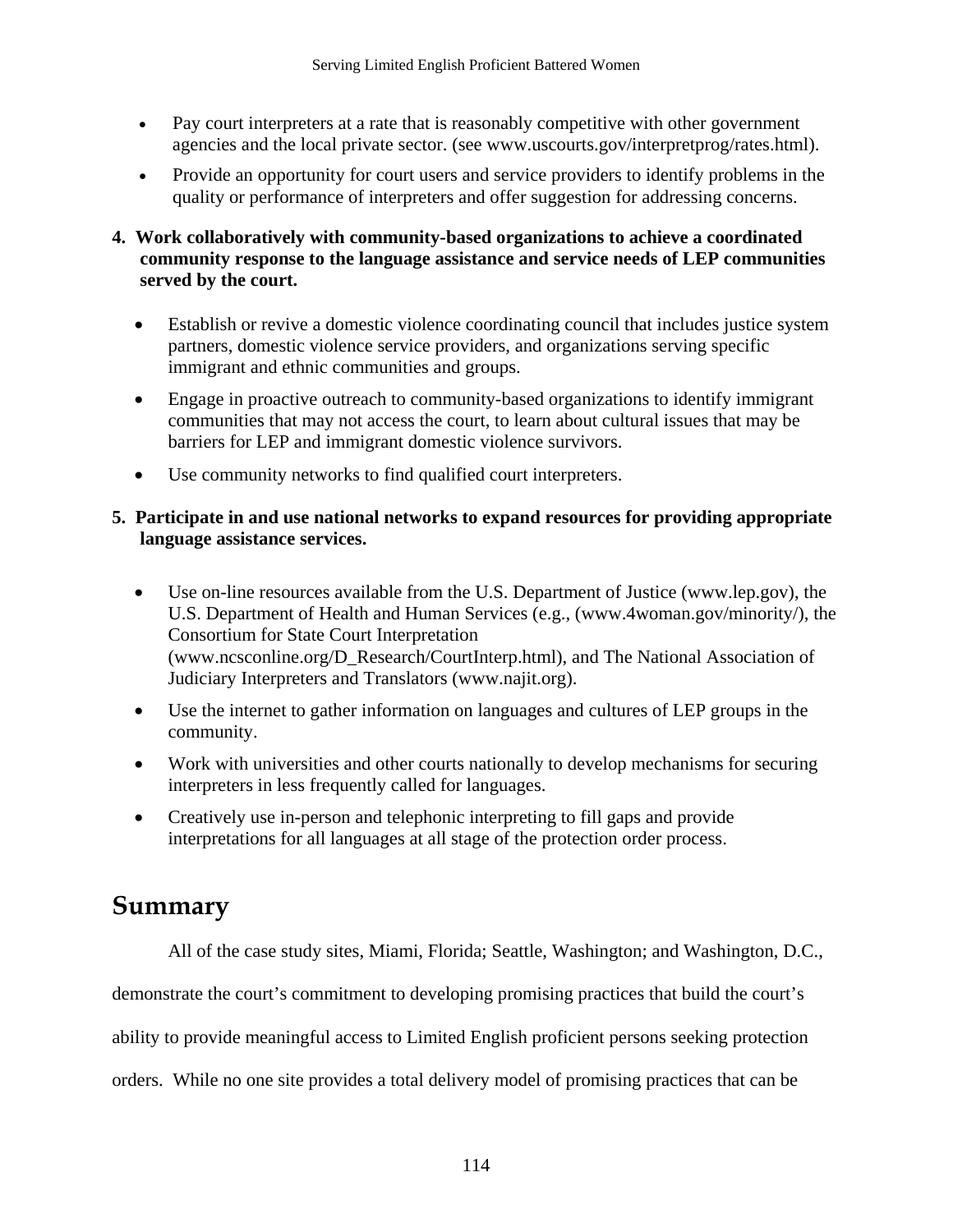- Pay court interpreters at a rate that is reasonably competitive with other government agencies and the local private sector. (see www.uscourts.gov/interpretprog/rates.html).
- Provide an opportunity for court users and service providers to identify problems in the quality or performance of interpreters and offer suggestion for addressing concerns.

**4. Work collaboratively with community-based organizations to achieve a coordinated community response to the language assistance and service needs of LEP communities served by the court.**

- Establish or revive a domestic violence coordinating council that includes justice system partners, domestic violence service providers, and organizations serving specific immigrant and ethnic communities and groups.
- Engage in proactive outreach to community-based organizations to identify immigrant communities that may not access the court, to learn about cultural issues that may be barriers for LEP and immigrant domestic violence survivors.
- Use community networks to find qualified court interpreters.

**5. Participate in and use national networks to expand resources for providing appropriate language assistance services.**

- Use on-line resources available from the U.S. Department of Justice (www.lep.gov), the U.S. Department of Health and Human Services (e.g., (www.4woman.gov/minority/), the Consortium for State Court Interpretation (www.ncsconline.org/D_Research/CourtInterp.html), and The National Association of Judiciary Interpreters and Translators (www.najit.org).
- Use the internet to gather information on languages and cultures of LEP groups in the community.
- Work with universities and other courts nationally to develop mechanisms for securing interpreters in less frequently called for languages.
- Creatively use in-person and telephonic interpreting to fill gaps and provide interpretations for all languages at all stage of the protection order process.

## Summary

All of the case study sites, Miami, Florida; Seattle, Washington; and Washington, D.C., demonstrate the court's commitment to developing promising practices that build the court's ability to provide meaningful access to Limited English proficient persons seeking protection orders. While no one site provides a total delivery model of promising practices that can be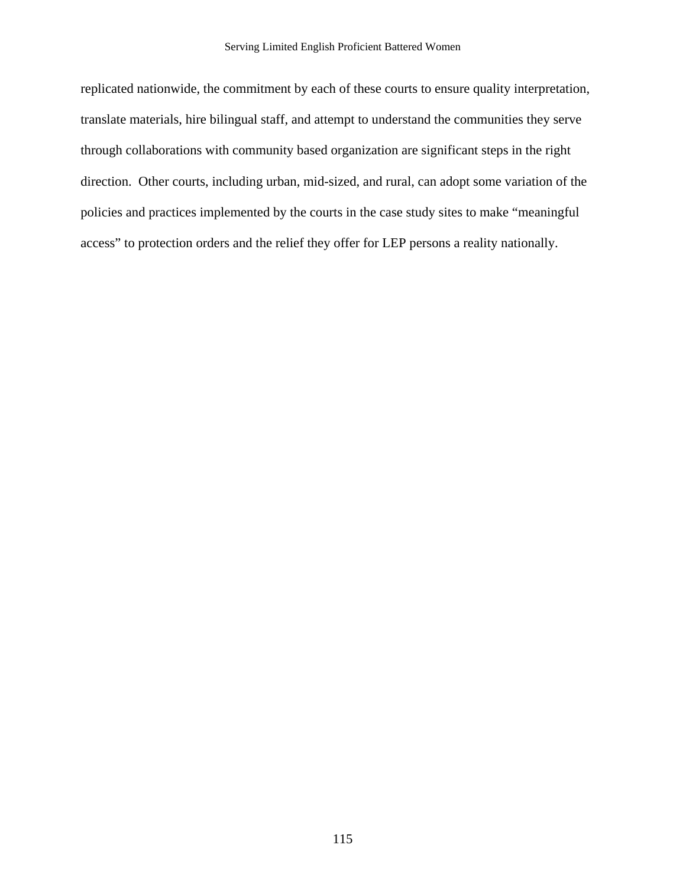replicated nationwide, the commitment by each of these courts to ensure quality interpretation, translate materials, hire bilingual staff, and attempt to understand the communities they serve through collaborations with community based organization are significant steps in the right direction. Other courts, including urban, mid-sized, and rural, can adopt some variation of the policies and practices implemented by the courts in the case study sites to make "meaningful access" to protection orders and the relief they offer for LEP persons a reality nationally.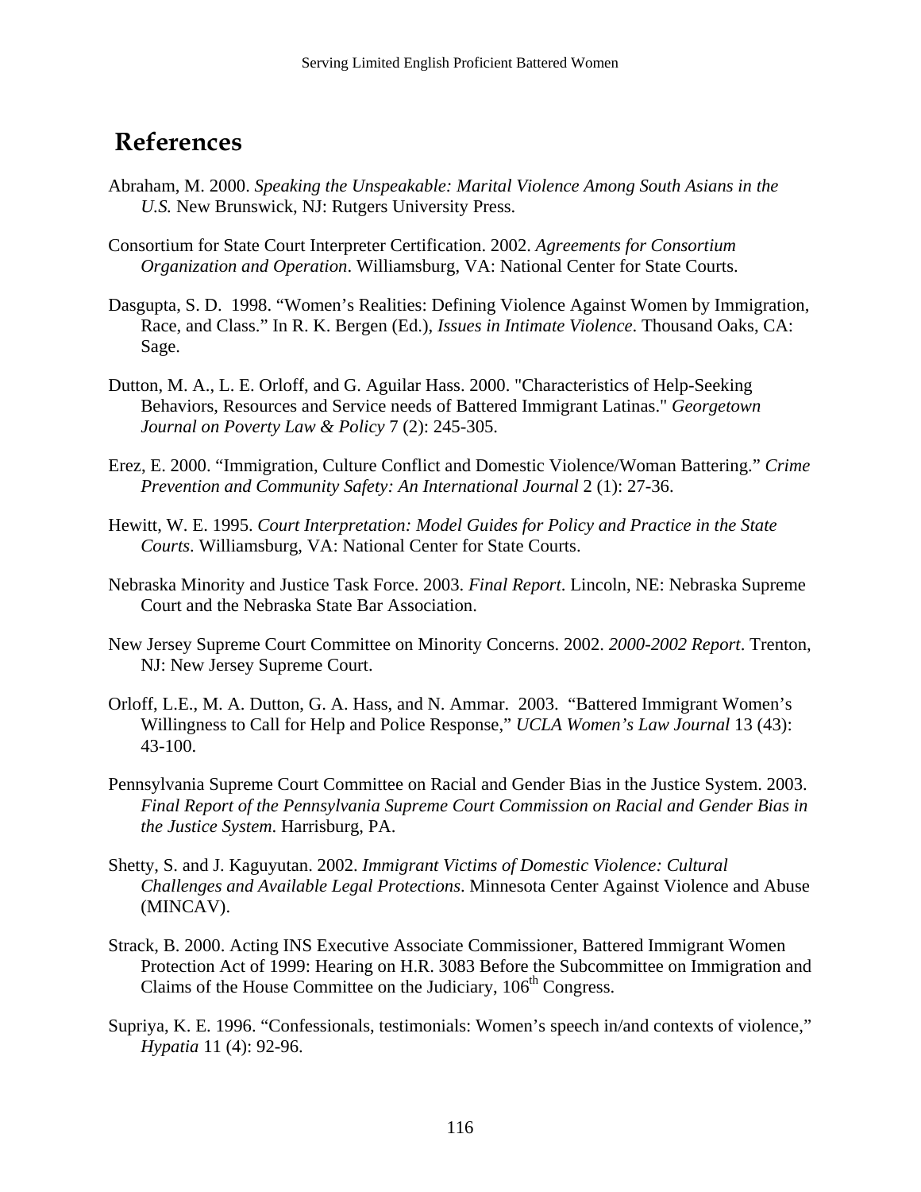# References

Abraham, M. 2000. *Speaking the Unspeakable: Marital Violence Among South Asians in the U.S.* New Brunswick, NJ: Rutgers University Press.

Consortium for State Court Interpreter Certification. 2002. *Agreements for Consortium Organization and Operation*. Williamsburg, VA: National Center for State Courts.

Dasgupta, S. D. 1998. "Women's Realities: Defining Violence Against Women by Immigration, Race, and Class." In R. K. Bergen (Ed.), *Issues in Intimate Violence*. Thousand Oaks, CA: Sage.

Dutton, M. A., L. E. Orloff, and G. Aguilar Hass. 2000. "Characteristics of Help-Seeking Behaviors, Resources and Service needs of Battered Immigrant Latinas." *Georgetown Journal on Poverty Law & Policy* 7 (2): 245-305.

Erez, E. 2000. "Immigration, Culture Conflict and Domestic Violence/Woman Battering." *Crime Prevention and Community Safety: An International Journal* 2 (1): 27-36.

Hewitt, W. E. 1995. *Court Interpretation: Model Guides for Policy and Practice in the State Courts*. Williamsburg, VA: National Center for State Courts.

Nebraska Minority and Justice Task Force. 2003. *Final Report*. Lincoln, NE: Nebraska Supreme Court and the Nebraska State Bar Association.

New Jersey Supreme Court Committee on Minority Concerns. 2002. *2000-2002 Report*. Trenton, NJ: New Jersey Supreme Court.

Orloff, L.E., M. A. Dutton, G. A. Hass, and N. Ammar. 2003. "Battered Immigrant Women's Willingness to Call for Help and Police Response," *UCLA Women's Law Journal* 13 (43): 43-100.

Pennsylvania Supreme Court Committee on Racial and Gender Bias in the Justice System. 2003. *Final Report of the Pennsylvania Supreme Court Commission on Racial and Gender Bias in the Justice System*. Harrisburg, PA.

Shetty, S. and J. Kaguyutan. 2002. *Immigrant Victims of Domestic Violence: Cultural Challenges and Available Legal Protections*. Minnesota Center Against Violence and Abuse (MINCAV).

Strack, B. 2000. Acting INS Executive Associate Commissioner, Battered Immigrant Women Protection Act of 1999: Hearing on H.R. 3083 Before the Subcommittee on Immigration and Claims of the House Committee on the Judiciary, 106th Congress.

Supriya, K. E. 1996. "Confessionals, testimonials: Women's speech in/and contexts of violence," *Hypatia* 11 (4): 92-96.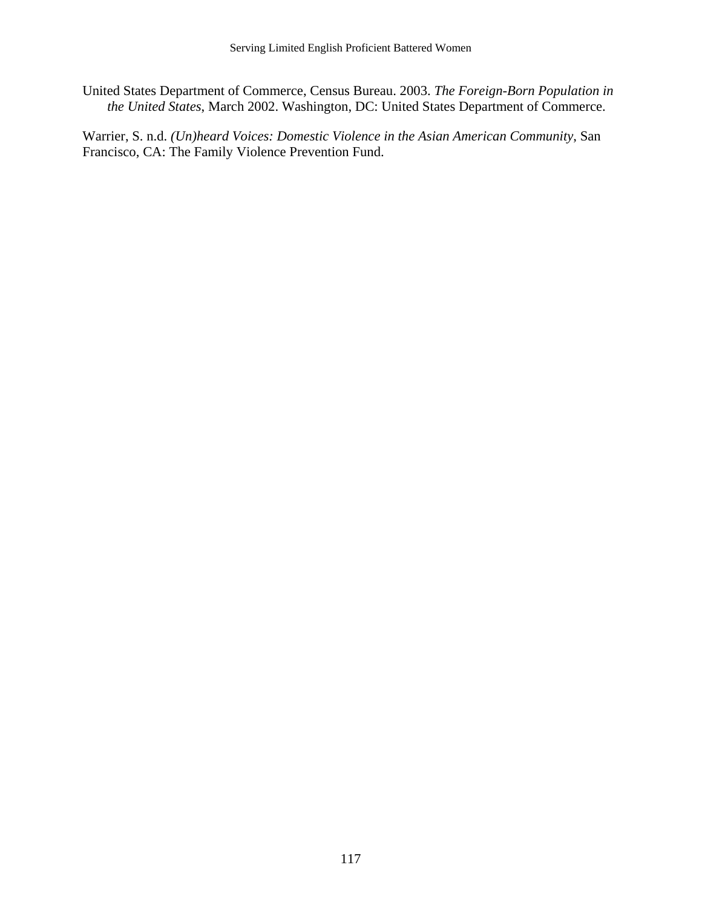United States Department of Commerce, Census Bureau. 2003. *The Foreign-Born Population in the United States*, March 2002. Washington, DC: United States Department of Commerce.

Warrier, S. n.d. *(Un)heard Voices: Domestic Violence in the Asian American Community*, San Francisco, CA: The Family Violence Prevention Fund.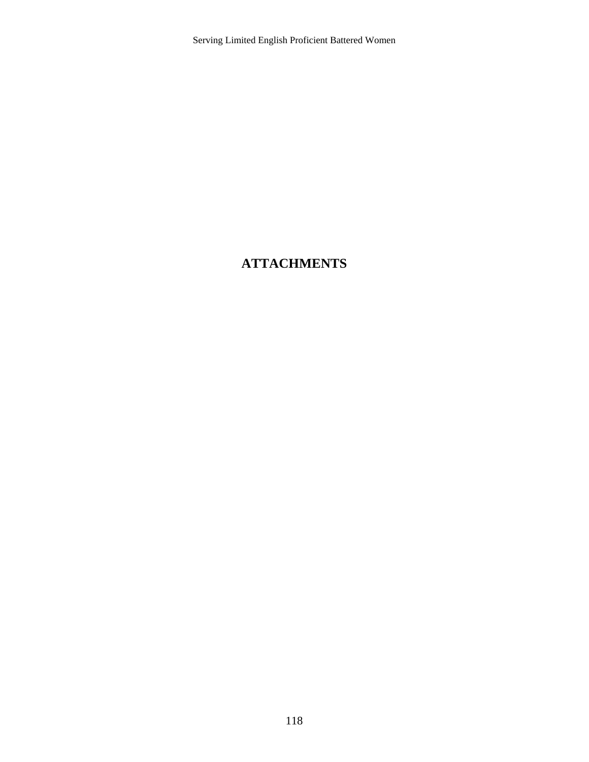# ATTACHMENTS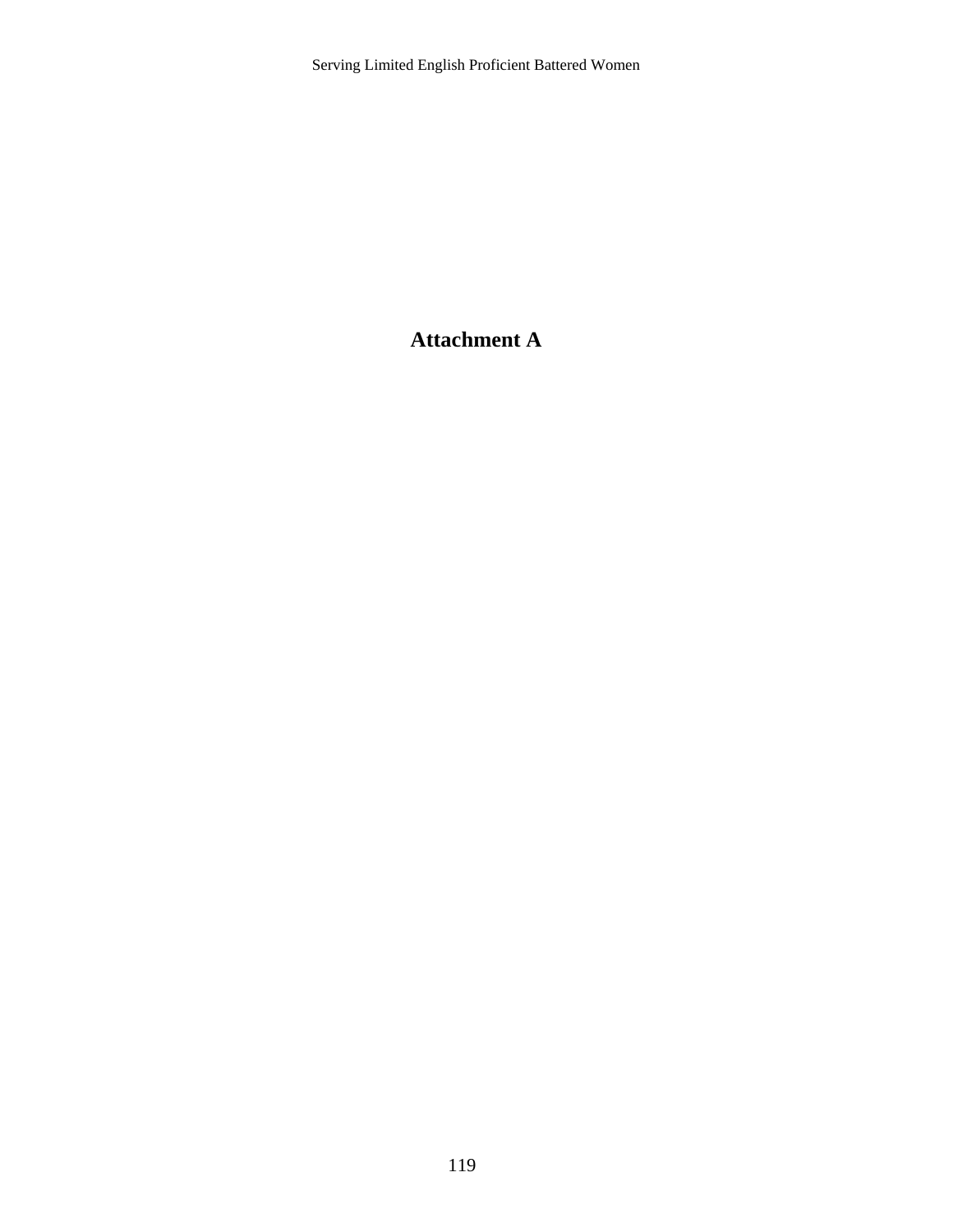# Attachment A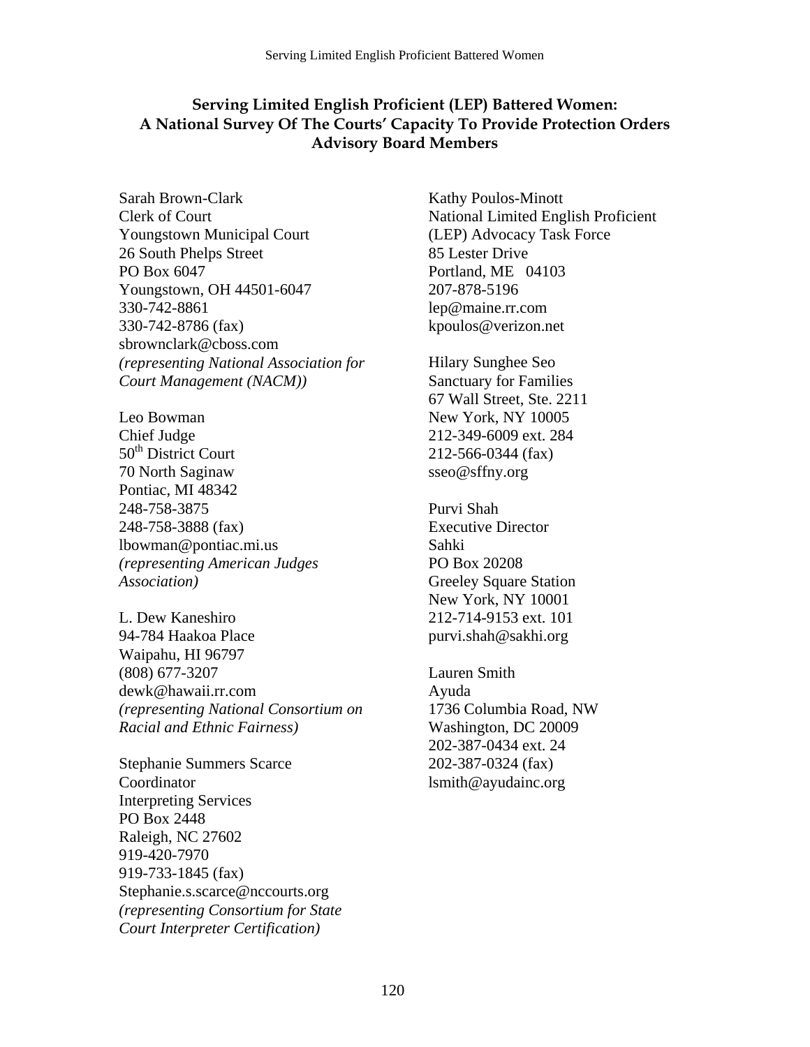## Serving Limited English Proficient (LEP) Battered Women: A National Survey Of The Courts' Capacity To Provide Protection Orders Advisory Board Members

Sarah Brown-Clark  
Clerk of Court  
Youngstown Municipal Court  
26 South Phelps Street  
PO Box 6047  
Youngstown, OH 44501-6047  
330-742-8861  
330-742-8786 (fax)  
sbrownclark@cboss.com  
*(representing National Association for Court Management (NACM))*

Leo Bowman  
Chief Judge  
50th District Court  
70 North Saginaw  
Pontiac, MI 48342  
248-758-3875  
248-758-3888 (fax)  
lbowman@pontiac.mi.us  
*(representing American Judges Association)*

L. Dew Kaneshiro  
94-784 Haakoa Place  
Waipahu, HI 96797  
(808) 677-3207  
dewk@hawaii.rr.com  
*(representing National Consortium on Racial and Ethnic Fairness)*

Stephanie Summers Scarce  
Coordinator  
Interpreting Services  
PO Box 2448  
Raleigh, NC 27602  
919-420-7970  
919-733-1845 (fax)  
Stephanie.s.scarce@nccourts.org  
*(representing Consortium for State Court Interpreter Certification)*

Kathy Poulos-Minott  
National Limited English Proficient (LEP) Advocacy Task Force  
85 Lester Drive  
Portland, ME 04103  
207-878-5196  
lep@maine.rr.com  
kpoulos@verizon.net

Hilary Sunghee Seo  
Sanctuary for Families  
67 Wall Street, Ste. 2211  
New York, NY 10005  
212-349-6009 ext. 284  
212-566-0344 (fax)  
sseo@sffny.org

Purvi Shah  
Executive Director  
Sahki  
PO Box 20208  
Greeley Square Station  
New York, NY 10001  
212-714-9153 ext. 101  
purvi.shah@sakhi.org

Lauren Smith  
Ayuda  
1736 Columbia Road, NW  
Washington, DC 20009  
202-387-0434 ext. 24  
202-387-0324 (fax)  
lsmith@ayudainc.org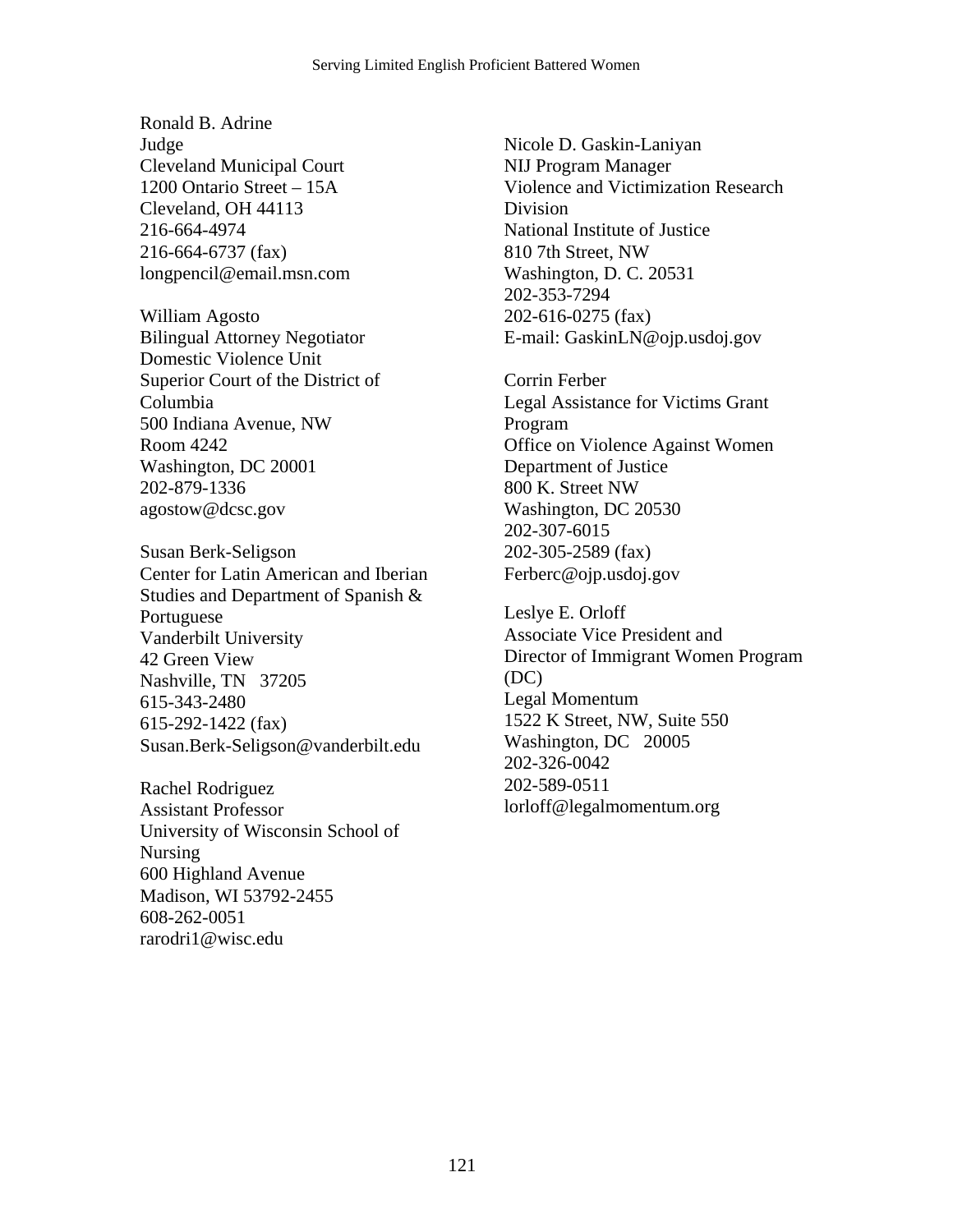Ronald B. Adrine
Judge
Cleveland Municipal Court
1200 Ontario Street – 15A
Cleveland, OH 44113
216-664-4974
216-664-6737 (fax)
longpencil@email.msn.com

William Agosto
Bilingual Attorney Negotiator
Domestic Violence Unit
Superior Court of the District of Columbia
500 Indiana Avenue, NW
Room 4242
Washington, DC 20001
202-879-1336
agostow@dcsc.gov

Susan Berk-Seligson
Center for Latin American and Iberian Studies and Department of Spanish & Portuguese
Vanderbilt University
42 Green View
Nashville, TN 37205
615-343-2480
615-292-1422 (fax)
Susan.Berk-Seligson@vanderbilt.edu

Rachel Rodriguez
Assistant Professor
University of Wisconsin School of Nursing
600 Highland Avenue
Madison, WI 53792-2455
608-262-0051
rarodri1@wisc.edu

Nicole D. Gaskin-Laniyan
NIJ Program Manager
Violence and Victimization Research Division
National Institute of Justice
810 7th Street, NW
Washington, D. C. 20531
202-353-7294
202-616-0275 (fax)
E-mail: GaskinLN@ojp.usdoj.gov

Corrin Ferber
Legal Assistance for Victims Grant Program
Office on Violence Against Women
Department of Justice
800 K. Street NW
Washington, DC 20530
202-307-6015
202-305-2589 (fax)
Ferberc@ojp.usdoj.gov

Leslye E. Orloff
Associate Vice President and Director of Immigrant Women Program (DC)
Legal Momentum
1522 K Street, NW, Suite 550
Washington, DC 20005
202-326-0042
202-589-0511
lorloff@legalmomentum.org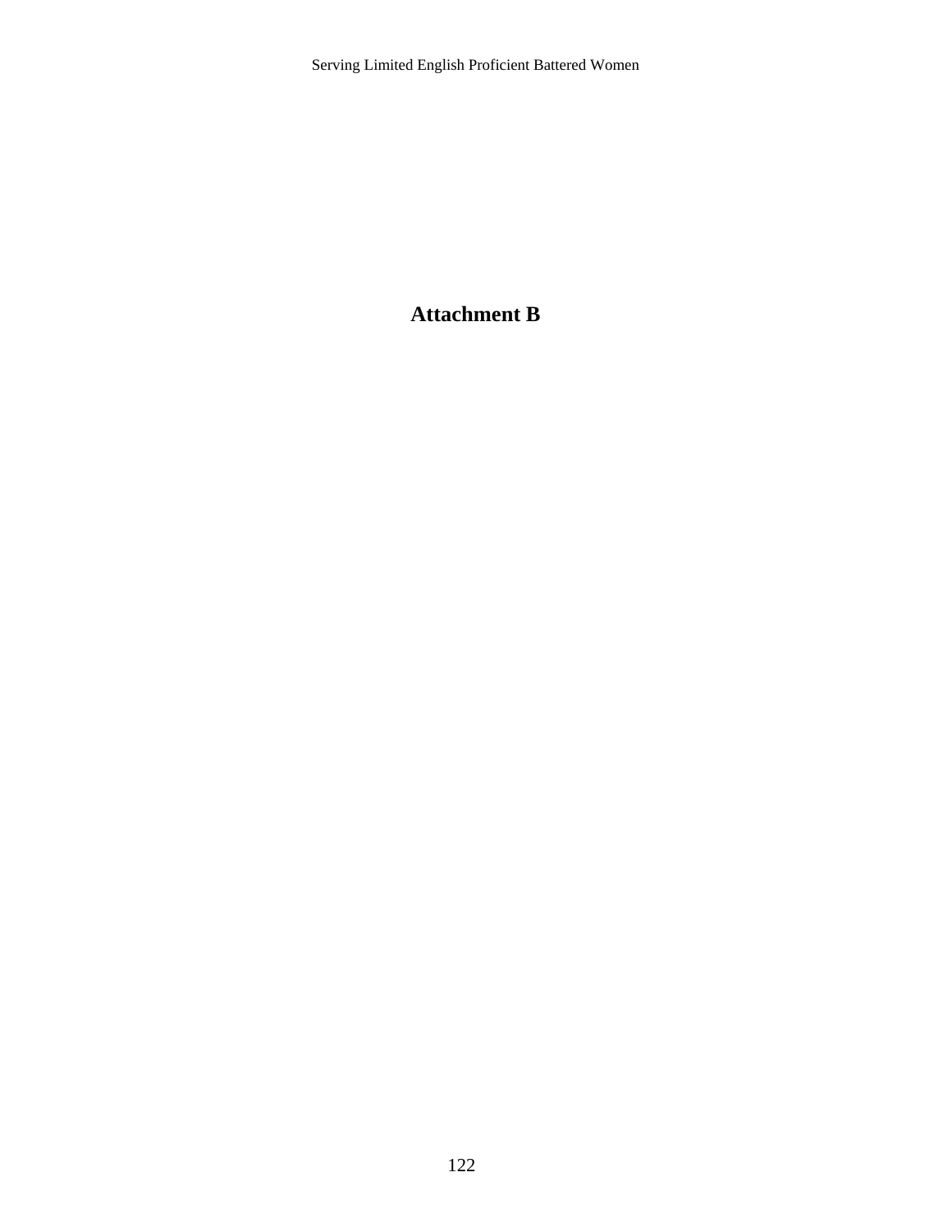# Attachment B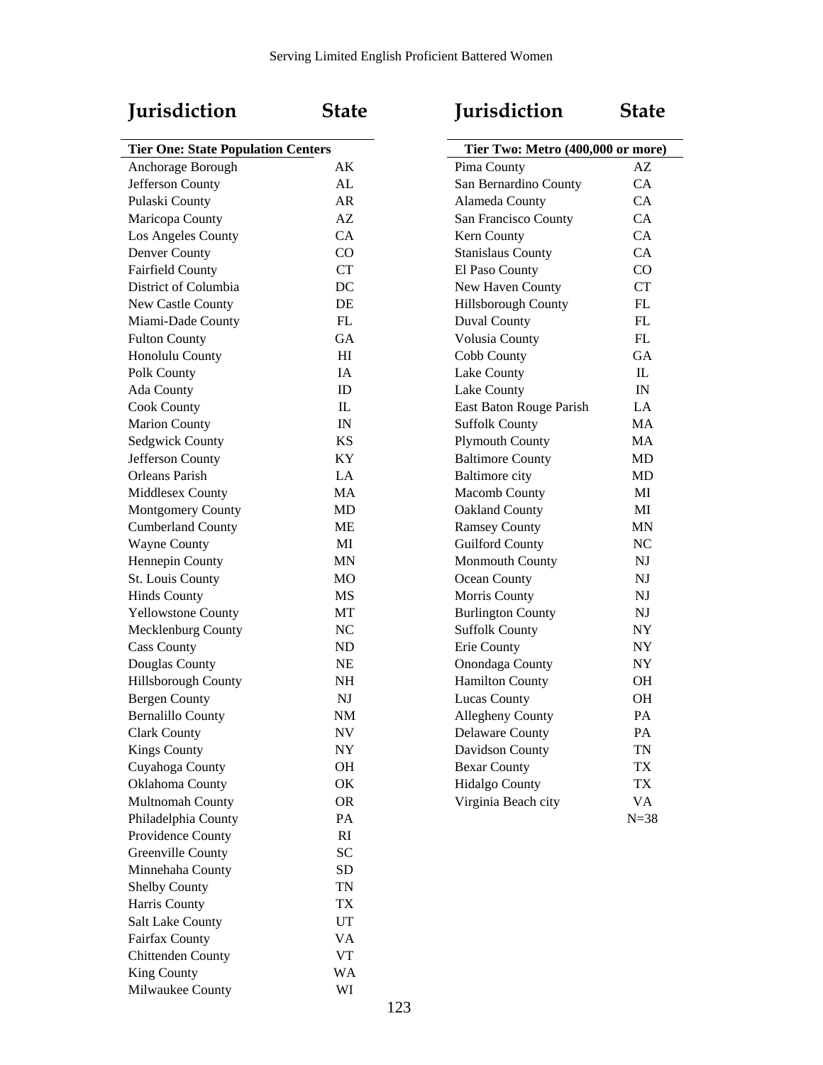| Jurisdiction | State |
|---|---|
| **Tier One: State Population Centers** | |
| Anchorage Borough | AK |
| Jefferson County | AL |
| Pulaski County | AR |
| Maricopa County | AZ |
| Los Angeles County | CA |
| Denver County | CO |
| Fairfield County | CT |
| District of Columbia | DC |
| New Castle County | DE |
| Miami-Dade County | FL |
| Fulton County | GA |
| Honolulu County | HI |
| Polk County | IA |
| Ada County | ID |
| Cook County | IL |
| Marion County | IN |
| Sedgwick County | KS |
| Jefferson County | KY |
| Orleans Parish | LA |
| Middlesex County | MA |
| Montgomery County | MD |
| Cumberland County | ME |
| Wayne County | MI |
| Hennepin County | MN |
| St. Louis County | MO |
| Hinds County | MS |
| Yellowstone County | MT |
| Mecklenburg County | NC |
| Cass County | ND |
| Douglas County | NE |
| Hillsborough County | NH |
| Bergen County | NJ |
| Bernalillo County | NM |
| Clark County | NV |
| Kings County | NY |
| Cuyahoga County | OH |
| Oklahoma County | OK |
| Multnomah County | OR |
| Philadelphia County | PA |
| Providence County | RI |
| Greenville County | SC |
| Minnehaha County | SD |
| Shelby County | TN |
| Harris County | TX |
| Salt Lake County | UT |
| Fairfax County | VA |
| Chittenden County | VT |
| King County | WA |
| Milwaukee County | WI |

| Jurisdiction | State |
|---|---|
| **Tier Two: Metro (400,000 or more)** | |
| Pima County | AZ |
| San Bernardino County | CA |
| Alameda County | CA |
| San Francisco County | CA |
| Kern County | CA |
| Stanislaus County | CA |
| El Paso County | CO |
| New Haven County | CT |
| Hillsborough County | FL |
| Duval County | FL |
| Volusia County | FL |
| Cobb County | GA |
| Lake County | IL |
| Lake County | IN |
| East Baton Rouge Parish | LA |
| Suffolk County | MA |
| Plymouth County | MA |
| Baltimore County | MD |
| Baltimore city | MD |
| Macomb County | MI |
| Oakland County | MI |
| Ramsey County | MN |
| Guilford County | NC |
| Monmouth County | NJ |
| Ocean County | NJ |
| Morris County | NJ |
| Burlington County | NJ |
| Suffolk County | NY |
| Erie County | NY |
| Onondaga County | NY |
| Hamilton County | OH |
| Lucas County | OH |
| Allegheny County | PA |
| Delaware County | PA |
| Davidson County | TN |
| Bexar County | TX |
| Hidalgo County | TX |
| Virginia Beach city | VA |
| | N=38 |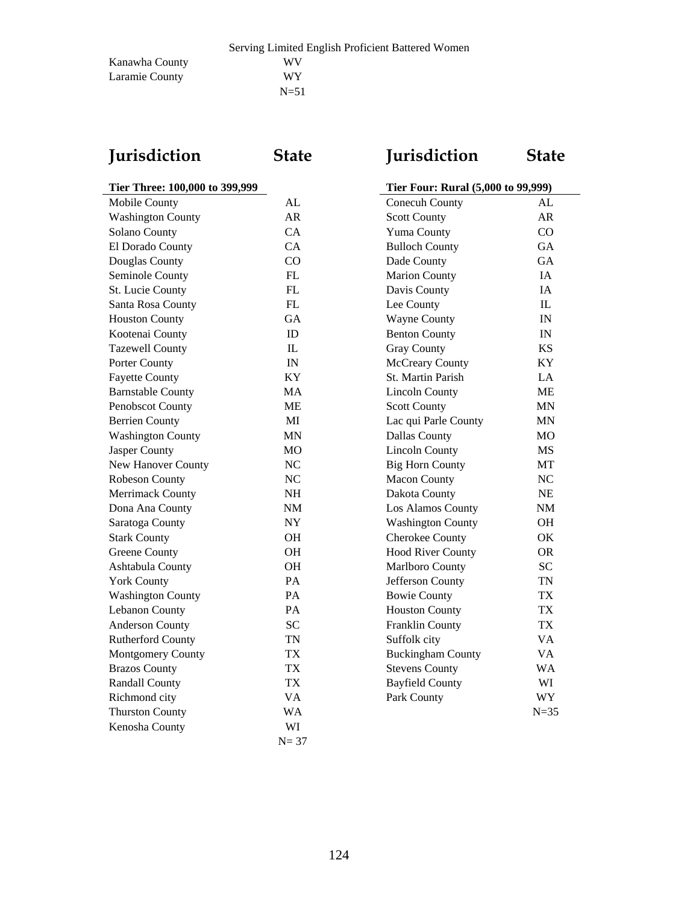| Jurisdiction | State |
|---|---|
| Kanawha County | WV |
| Laramie County | WY |
| | N=51 |

| Jurisdiction | State |
|---|---|
| **Tier Three: 100,000 to 399,999** | |
| Mobile County | AL |
| Washington County | AR |
| Solano County | CA |
| El Dorado County | CA |
| Douglas County | CO |
| Seminole County | FL |
| St. Lucie County | FL |
| Santa Rosa County | FL |
| Houston County | GA |
| Kootenai County | ID |
| Tazewell County | IL |
| Porter County | IN |
| Fayette County | KY |
| Barnstable County | MA |
| Penobscot County | ME |
| Berrien County | MI |
| Washington County | MN |
| Jasper County | MO |
| New Hanover County | NC |
| Robeson County | NC |
| Merrimack County | NH |
| Dona Ana County | NM |
| Saratoga County | NY |
| Stark County | OH |
| Greene County | OH |
| Ashtabula County | OH |
| York County | PA |
| Washington County | PA |
| Lebanon County | PA |
| Anderson County | SC |
| Rutherford County | TN |
| Montgomery County | TX |
| Brazos County | TX |
| Randall County | TX |
| Richmond city | VA |
| Thurston County | WA |
| Kenosha County | WI |
| | N= 37 |

| Jurisdiction | State |
|---|---|
| **Tier Four: Rural (5,000 to 99,999)** | |
| Conecuh County | AL |
| Scott County | AR |
| Yuma County | CO |
| Bulloch County | GA |
| Dade County | GA |
| Marion County | IA |
| Davis County | IA |
| Lee County | IL |
| Wayne County | IN |
| Benton County | IN |
| Gray County | KS |
| McCreary County | KY |
| St. Martin Parish | LA |
| Lincoln County | ME |
| Scott County | MN |
| Lac qui Parle County | MN |
| Dallas County | MO |
| Lincoln County | MS |
| Big Horn County | MT |
| Macon County | NC |
| Dakota County | NE |
| Los Alamos County | NM |
| Washington County | OH |
| Cherokee County | OK |
| Hood River County | OR |
| Marlboro County | SC |
| Jefferson County | TN |
| Bowie County | TX |
| Houston County | TX |
| Franklin County | TX |
| Suffolk city | VA |
| Buckingham County | VA |
| Stevens County | WA |
| Bayfield County | WI |
| Park County | WY |
| | N=35 |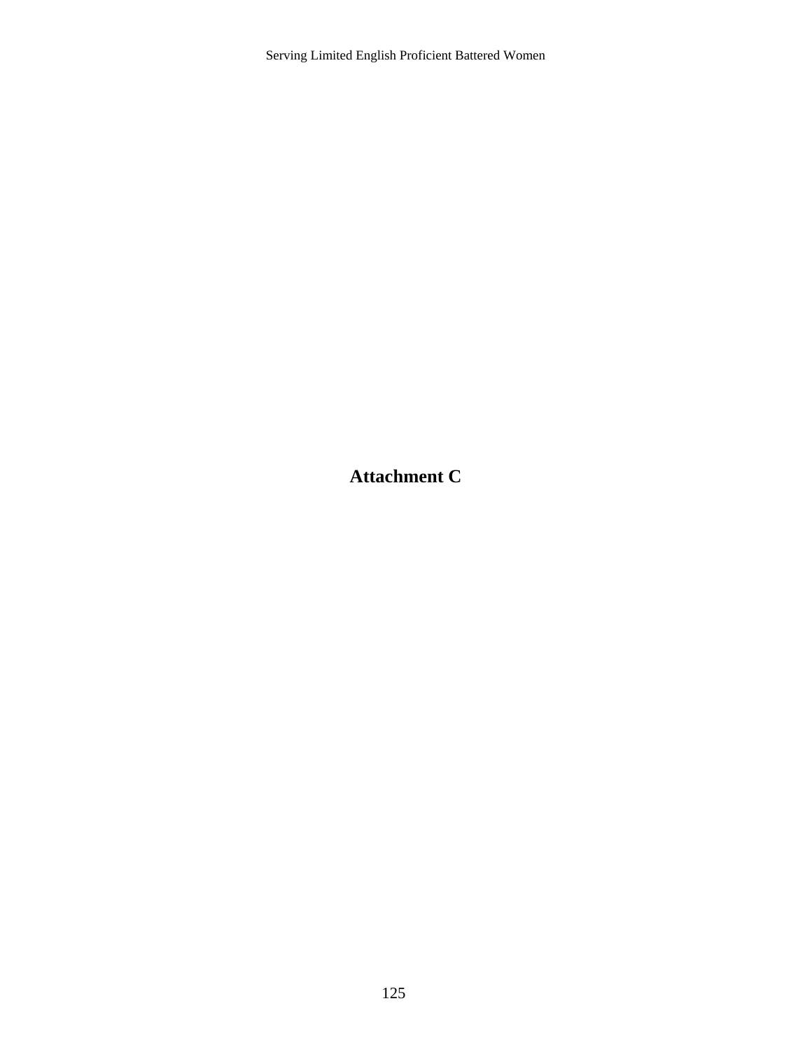# Attachment C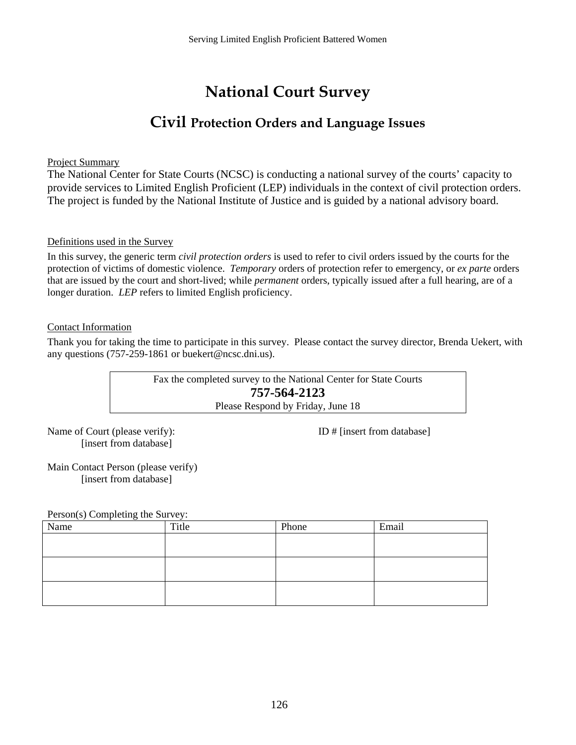# National Court Survey

## Civil Protection Orders and Language Issues

Project Summary

The National Center for State Courts (NCSC) is conducting a national survey of the courts' capacity to provide services to Limited English Proficient (LEP) individuals in the context of civil protection orders. The project is funded by the National Institute of Justice and is guided by a national advisory board.

Definitions used in the Survey

In this survey, the generic term *civil protection orders* is used to refer to civil orders issued by the courts for the protection of victims of domestic violence. *Temporary* orders of protection refer to emergency, or *ex parte* orders that are issued by the court and short-lived; while *permanent* orders, typically issued after a full hearing, are of a longer duration. *LEP* refers to limited English proficiency.

Contact Information

Thank you for taking the time to participate in this survey. Please contact the survey director, Brenda Uekert, with any questions (757-259-1861 or buekert@ncsc.dni.us).

| Fax the completed survey to the National Center for State Courts<br>**757-564-2123**<br>Please Respond by Friday, June 18 |
|---|

Name of Court (please verify): [insert from database]

ID # [insert from database]

Main Contact Person (please verify) [insert from database]

Person(s) Completing the Survey:

| Name | Title | Phone | Email |
|---|---|---|---|
| | | | |
| | | | |
| | | | |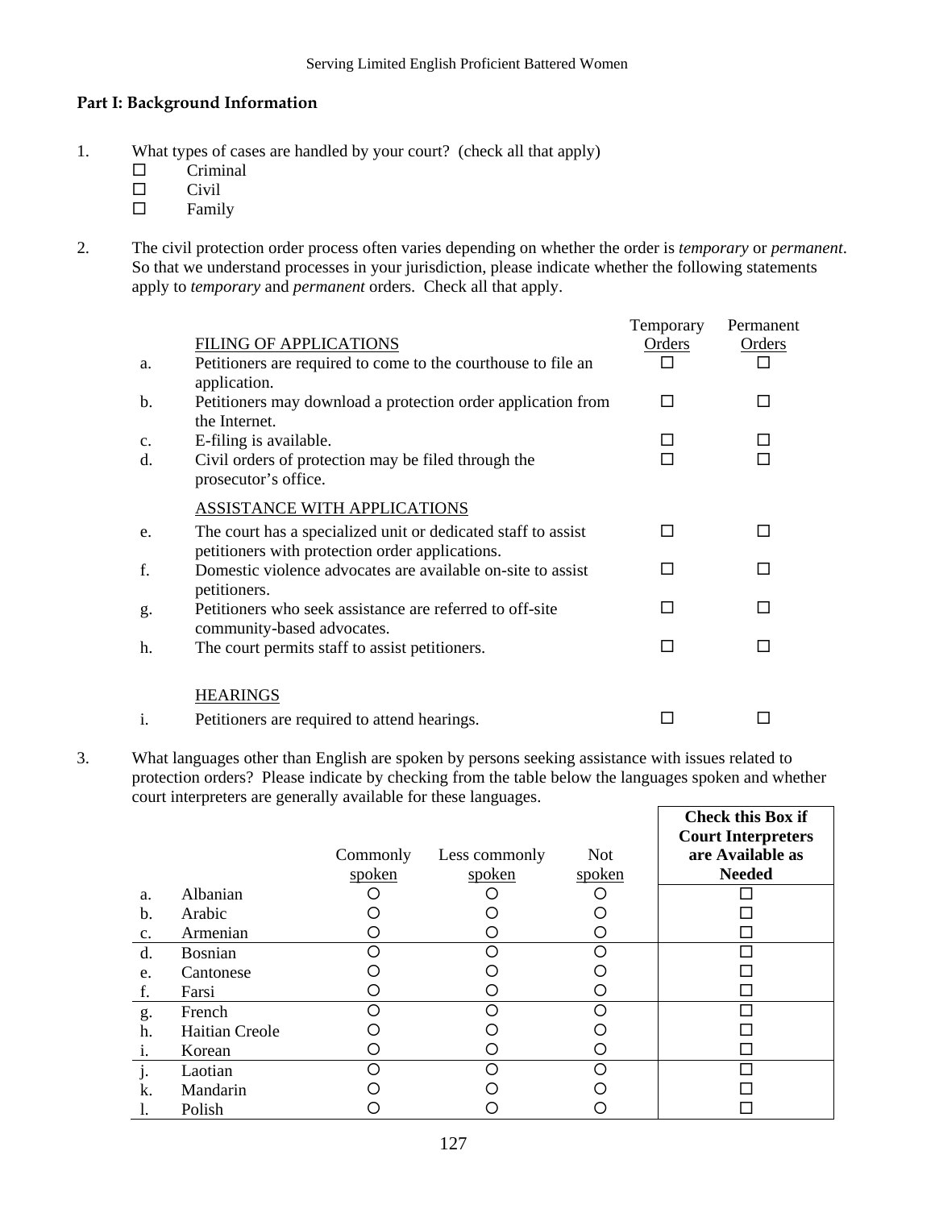## Part I: Background Information

1. What types of cases are handled by your court? (check all that apply)
   - ☐ Criminal
   - ☐ Civil
   - ☐ Family

2. The civil protection order process often varies depending on whether the order is *temporary* or *permanent*. So that we understand processes in your jurisdiction, please indicate whether the following statements apply to *temporary* and *permanent* orders. Check all that apply.

| | | Temporary Orders | Permanent Orders |
|---|---|---|---|
| | FILING OF APPLICATIONS | | |
| a. | Petitioners are required to come to the courthouse to file an application. | ☐ | ☐ |
| b. | Petitioners may download a protection order application from the Internet. | ☐ | ☐ |
| c. | E-filing is available. | ☐ | ☐ |
| d. | Civil orders of protection may be filed through the prosecutor's office. | ☐ | ☐ |
| | ASSISTANCE WITH APPLICATIONS | | |
| e. | The court has a specialized unit or dedicated staff to assist petitioners with protection order applications. | ☐ | ☐ |
| f. | Domestic violence advocates are available on-site to assist petitioners. | ☐ | ☐ |
| g. | Petitioners who seek assistance are referred to off-site community-based advocates. | ☐ | ☐ |
| h. | The court permits staff to assist petitioners. | ☐ | ☐ |
| | HEARINGS | | |
| i. | Petitioners are required to attend hearings. | ☐ | ☐ |

3. What languages other than English are spoken by persons seeking assistance with issues related to protection orders? Please indicate by checking from the table below the languages spoken and whether court interpreters are generally available for these languages.

| | | Commonly spoken | Less commonly spoken | Not spoken | **Check this Box if Court Interpreters are Available as Needed** |
|---|---|---|---|---|---|
| a. | Albanian | ○ | ○ | ○ | ☐ |
| b. | Arabic | ○ | ○ | ○ | ☐ |
| c. | Armenian | ○ | ○ | ○ | ☐ |
| d. | Bosnian | ○ | ○ | ○ | ☐ |
| e. | Cantonese | ○ | ○ | ○ | ☐ |
| f. | Farsi | ○ | ○ | ○ | ☐ |
| g. | French | ○ | ○ | ○ | ☐ |
| h. | Haitian Creole | ○ | ○ | ○ | ☐ |
| i. | Korean | ○ | ○ | ○ | ☐ |
| j. | Laotian | ○ | ○ | ○ | ☐ |
| k. | Mandarin | ○ | ○ | ○ | ☐ |
| l. | Polish | ○ | ○ | ○ | ☐ |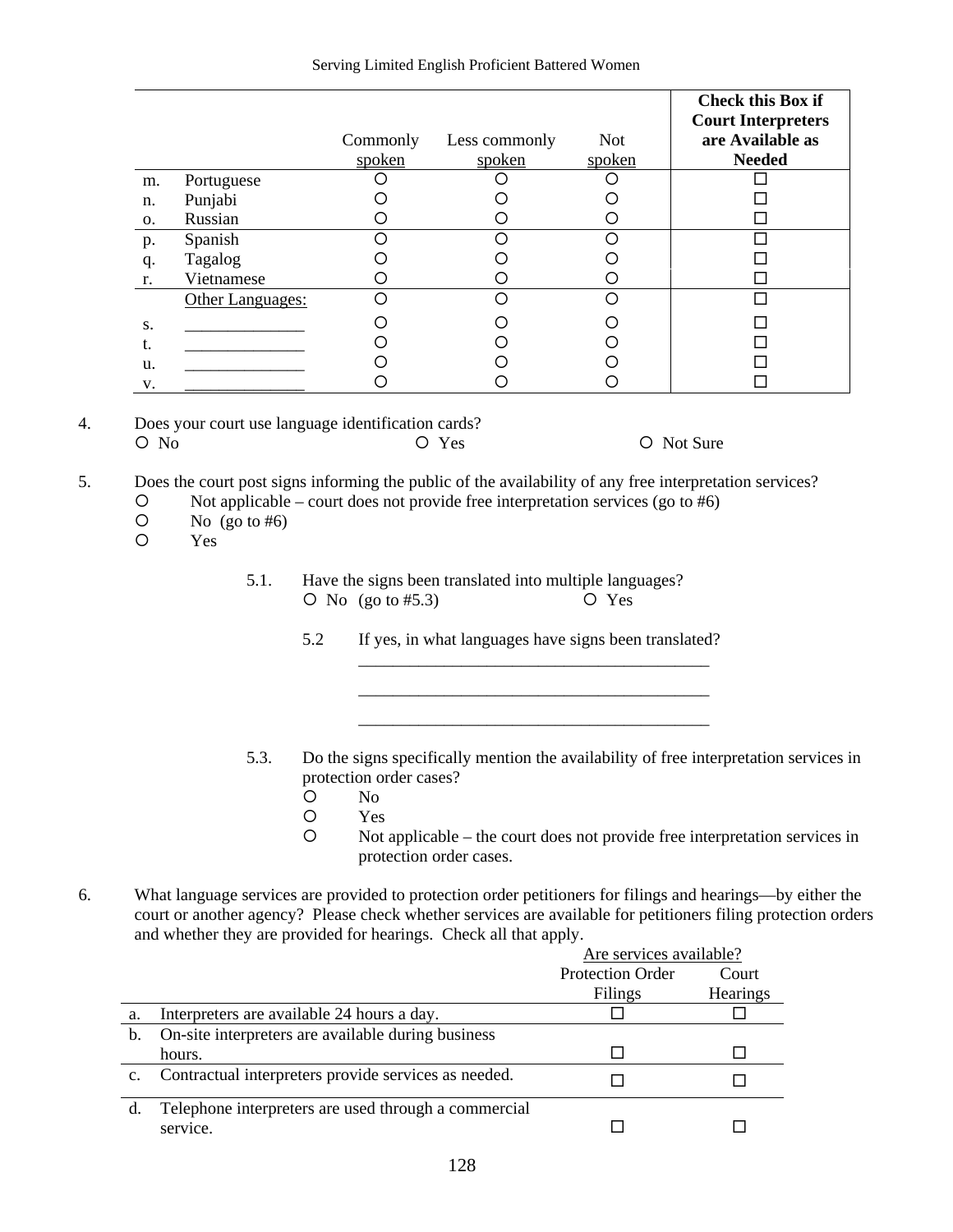| | | Commonly spoken | Less commonly spoken | Not spoken | Check this Box if Court Interpreters are Available as Needed |
|---|---|---|---|---|---|
| m. | Portuguese | ○ | ○ | ○ | ☐ |
| n. | Punjabi | ○ | ○ | ○ | ☐ |
| o. | Russian | ○ | ○ | ○ | ☐ |
| p. | Spanish | ○ | ○ | ○ | ☐ |
| q. | Tagalog | ○ | ○ | ○ | ☐ |
| r. | Vietnamese | ○ | ○ | ○ | ☐ |
| | Other Languages: | ○ | ○ | ○ | ☐ |
| s. | ______________ | ○ | ○ | ○ | ☐ |
| t. | ______________ | ○ | ○ | ○ | ☐ |
| u. | ______________ | ○ | ○ | ○ | ☐ |
| v. | ______________ | ○ | ○ | ○ | ☐ |

4. Does your court use language identification cards?

○ No　　○ Yes　　○ Not Sure

5. Does the court post signs informing the public of the availability of any free interpretation services?

○ Not applicable – court does not provide free interpretation services (go to #6)
○ No (go to #6)
○ Yes

5.1. Have the signs been translated into multiple languages?

○ No (go to #5.3)　　○ Yes

5.2 If yes, in what languages have signs been translated?

__________________________________________

__________________________________________

__________________________________________

5.3. Do the signs specifically mention the availability of free interpretation services in protection order cases?

○ No
○ Yes
○ Not applicable – the court does not provide free interpretation services in protection order cases.

6. What language services are provided to protection order petitioners for filings and hearings—by either the court or another agency? Please check whether services are available for petitioners filing protection orders and whether they are provided for hearings. Check all that apply.

| | | Are services available? | |
|---|---|---|---|
| | | Protection Order Filings | Court Hearings |
| a. | Interpreters are available 24 hours a day. | ☐ | ☐ |
| b. | On-site interpreters are available during business hours. | ☐ | ☐ |
| c. | Contractual interpreters provide services as needed. | ☐ | ☐ |
| d. | Telephone interpreters are used through a commercial service. | ☐ | ☐ |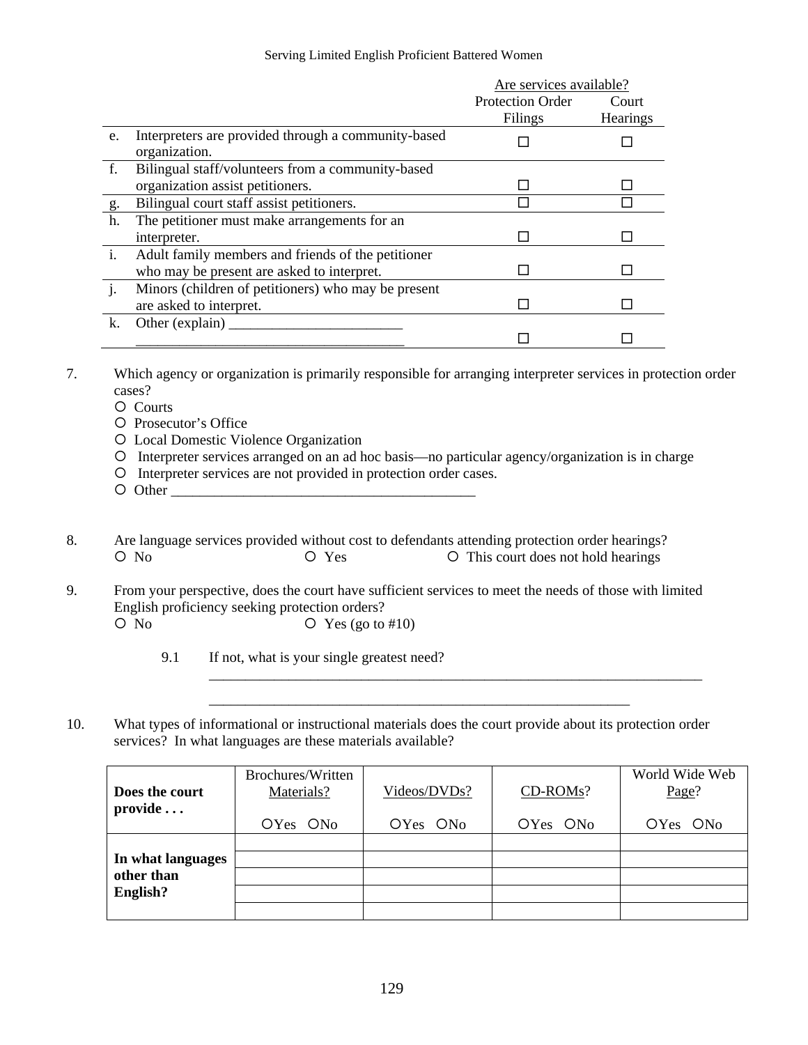| | | Are services available? | |
|---|---|---|---|
| | | Protection Order Filings | Court Hearings |
| e. | Interpreters are provided through a community-based organization. | ☐ | ☐ |
| f. | Bilingual staff/volunteers from a community-based organization assist petitioners. | ☐ | ☐ |
| g. | Bilingual court staff assist petitioners. | ☐ | ☐ |
| h. | The petitioner must make arrangements for an interpreter. | ☐ | ☐ |
| i. | Adult family members and friends of the petitioner who may be present are asked to interpret. | ☐ | ☐ |
| j. | Minors (children of petitioners) who may be present are asked to interpret. | ☐ | ☐ |
| k. | Other (explain) ________________________ _____________________________________ | ☐ | ☐ |

7. Which agency or organization is primarily responsible for arranging interpreter services in protection order cases?
   - ○ Courts
   - ○ Prosecutor's Office
   - ○ Local Domestic Violence Organization
   - ○ Interpreter services arranged on an ad hoc basis—no particular agency/organization is in charge
   - ○ Interpreter services are not provided in protection order cases.
   - ○ Other ___________________________________________

8. Are language services provided without cost to defendants attending protection order hearings?
   ○ No ○ Yes ○ This court does not hold hearings

9. From your perspective, does the court have sufficient services to meet the needs of those with limited English proficiency seeking protection orders?
   ○ No ○ Yes (go to #10)

   9.1 If not, what is your single greatest need?
   ______________________________________________________________________
   ___________________________________________________________

10. What types of informational or instructional materials does the court provide about its protection order services? In what languages are these materials available?

| **Does the court provide . . .** | Brochures/Written Materials? ○Yes ○No | Videos/DVDs? ○Yes ○No | CD-ROMs? ○Yes ○No | World Wide Web Page? ○Yes ○No |
|---|---|---|---|---|
| **In what languages other than English?** | | | | |
| | | | | |
| | | | | |
| | | | | |
| | | | | |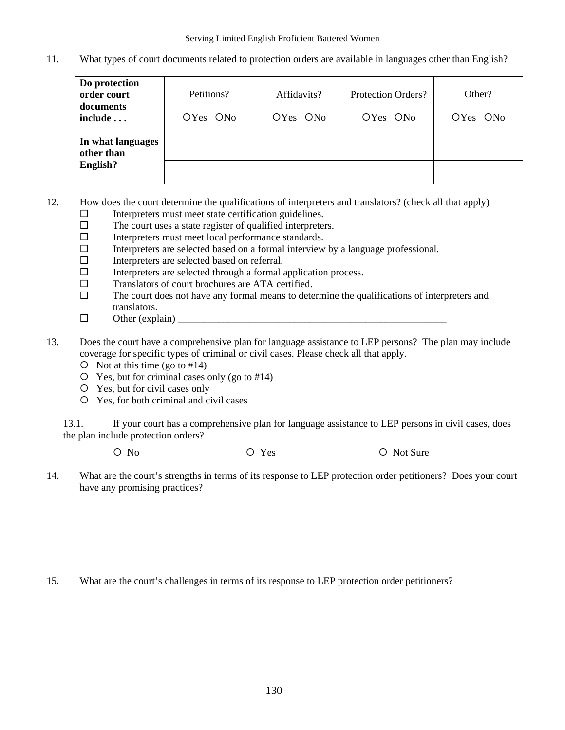11. What types of court documents related to protection orders are available in languages other than English?

| **Do protection order court documents include . . .** | Petitions? ○Yes ○No | Affidavits? ○Yes ○No | Protection Orders? ○Yes ○No | Other? ○Yes ○No |
|---|---|---|---|---|
| **In what languages other than English?** | | | | |
| | | | | |
| | | | | |
| | | | | |
| | | | | |

12. How does the court determine the qualifications of interpreters and translators? (check all that apply)
    - ☐ Interpreters must meet state certification guidelines.
    - ☐ The court uses a state register of qualified interpreters.
    - ☐ Interpreters must meet local performance standards.
    - ☐ Interpreters are selected based on a formal interview by a language professional.
    - ☐ Interpreters are selected based on referral.
    - ☐ Interpreters are selected through a formal application process.
    - ☐ Translators of court brochures are ATA certified.
    - ☐ The court does not have any formal means to determine the qualifications of interpreters and translators.
    - ☐ Other (explain) ________________________________________________________

13. Does the court have a comprehensive plan for language assistance to LEP persons? The plan may include coverage for specific types of criminal or civil cases. Please check all that apply.
    - ○ Not at this time (go to #14)
    - ○ Yes, but for criminal cases only (go to #14)
    - ○ Yes, but for civil cases only
    - ○ Yes, for both criminal and civil cases

    13.1. If your court has a comprehensive plan for language assistance to LEP persons in civil cases, does the plan include protection orders?

    ○ No ○ Yes ○ Not Sure

14. What are the court's strengths in terms of its response to LEP protection order petitioners? Does your court have any promising practices?

15. What are the court's challenges in terms of its response to LEP protection order petitioners?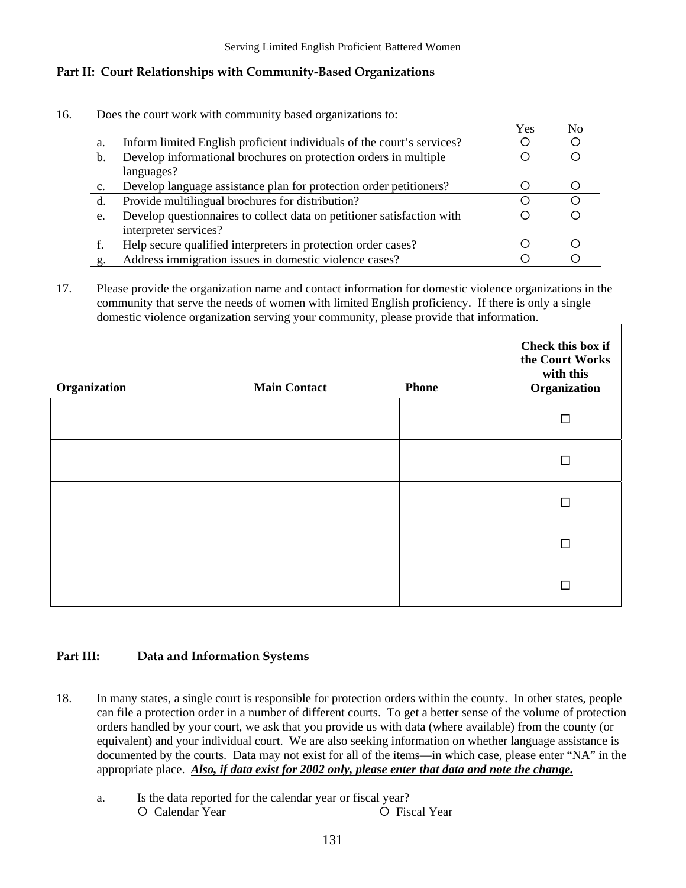## Part II: Court Relationships with Community-Based Organizations

16. Does the court work with community based organizations to:

| | | Yes | No |
|---|---|---|---|
| a. | Inform limited English proficient individuals of the court's services? | ○ | ○ |
| b. | Develop informational brochures on protection orders in multiple languages? | ○ | ○ |
| c. | Develop language assistance plan for protection order petitioners? | ○ | ○ |
| d. | Provide multilingual brochures for distribution? | ○ | ○ |
| e. | Develop questionnaires to collect data on petitioner satisfaction with interpreter services? | ○ | ○ |
| f. | Help secure qualified interpreters in protection order cases? | ○ | ○ |
| g. | Address immigration issues in domestic violence cases? | ○ | ○ |

17. Please provide the organization name and contact information for domestic violence organizations in the community that serve the needs of women with limited English proficiency. If there is only a single domestic violence organization serving your community, please provide that information.

| Organization | Main Contact | Phone | Check this box if the Court Works with this Organization |
|---|---|---|---|
| | | | ☐ |
| | | | ☐ |
| | | | ☐ |
| | | | ☐ |
| | | | ☐ |

## Part III: Data and Information Systems

18. In many states, a single court is responsible for protection orders within the county. In other states, people can file a protection order in a number of different courts. To get a better sense of the volume of protection orders handled by your court, we ask that you provide us with data (where available) from the county (or equivalent) and your individual court. We are also seeking information on whether language assistance is documented by the courts. Data may not exist for all of the items—in which case, please enter "NA" in the appropriate place. ***Also, if data exist for 2002 only, please enter that data and note the change.***

    a. Is the data reported for the calendar year or fiscal year?
    ○ Calendar Year ○ Fiscal Year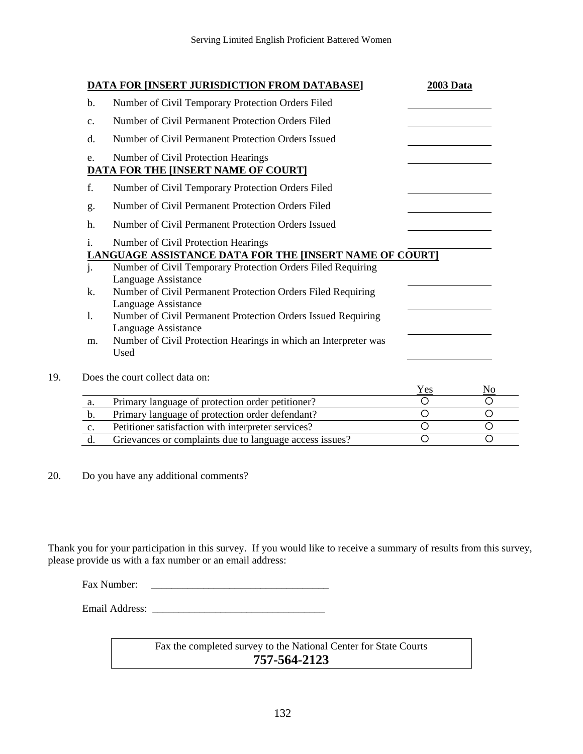**DATA FOR [INSERT JURISDICTION FROM DATABASE]** **2003 Data**

| | | 2003 Data |
|---|---|---|
| b. | Number of Civil Temporary Protection Orders Filed | ________ |
| c. | Number of Civil Permanent Protection Orders Filed | ________ |
| d. | Number of Civil Permanent Protection Orders Issued | ________ |
| e. | Number of Civil Protection Hearings | ________ |

**DATA FOR THE [INSERT NAME OF COURT]**

| | | |
|---|---|---|
| f. | Number of Civil Temporary Protection Orders Filed | ________ |
| g. | Number of Civil Permanent Protection Orders Filed | ________ |
| h. | Number of Civil Permanent Protection Orders Issued | ________ |
| i. | Number of Civil Protection Hearings | ________ |

**LANGUAGE ASSISTANCE DATA FOR THE [INSERT NAME OF COURT]**

| | | |
|---|---|---|
| j. | Number of Civil Temporary Protection Orders Filed Requiring Language Assistance | ________ |
| k. | Number of Civil Permanent Protection Orders Filed Requiring Language Assistance | ________ |
| l. | Number of Civil Permanent Protection Orders Issued Requiring Language Assistance | ________ |
| m. | Number of Civil Protection Hearings in which an Interpreter was Used | ________ |

19. Does the court collect data on:

| | | Yes | No |
|---|---|---|---|
| a. | Primary language of protection order petitioner? | ○ | ○ |
| b. | Primary language of protection order defendant? | ○ | ○ |
| c. | Petitioner satisfaction with interpreter services? | ○ | ○ |
| d. | Grievances or complaints due to language access issues? | ○ | ○ |

20. Do you have any additional comments?

Thank you for your participation in this survey. If you would like to receive a summary of results from this survey, please provide us with a fax number or an email address:

Fax Number: ________________________________

Email Address: ________________________________

Fax the completed survey to the National Center for State Courts
**757-564-2123**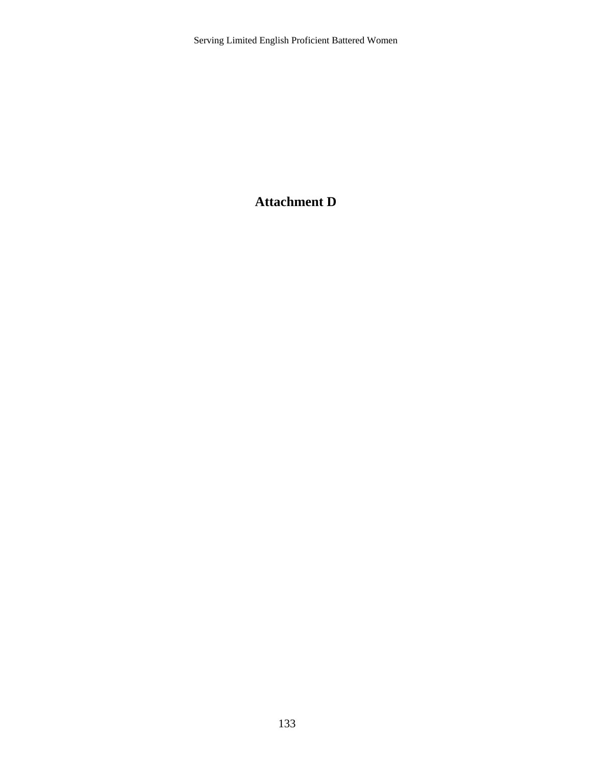# Attachment D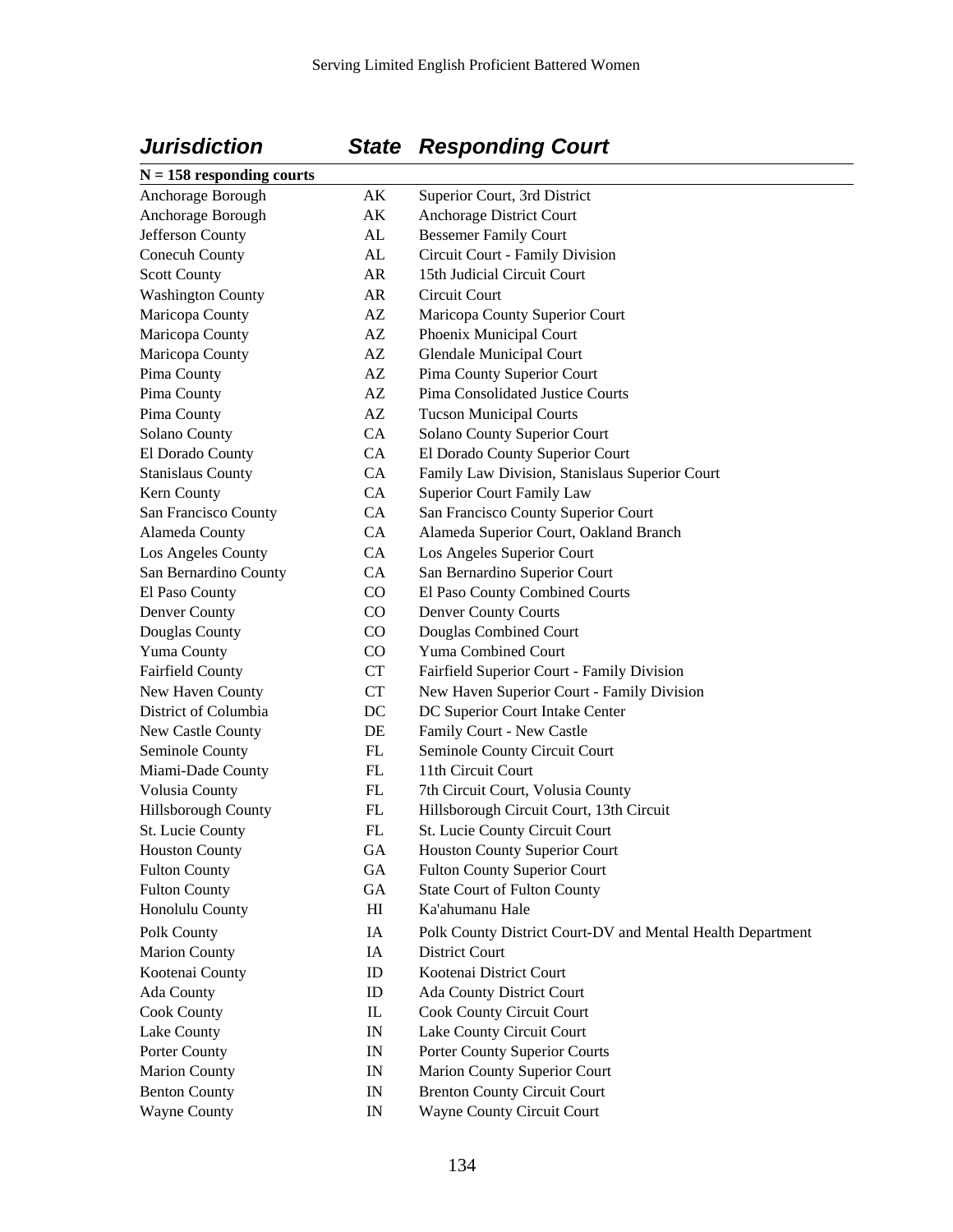| ***Jurisdiction*** | ***State*** | ***Responding Court*** |
|---|---|---|
| **N = 158 responding courts** | | |
| Anchorage Borough | AK | Superior Court, 3rd District |
| Anchorage Borough | AK | Anchorage District Court |
| Jefferson County | AL | Bessemer Family Court |
| Conecuh County | AL | Circuit Court - Family Division |
| Scott County | AR | 15th Judicial Circuit Court |
| Washington County | AR | Circuit Court |
| Maricopa County | AZ | Maricopa County Superior Court |
| Maricopa County | AZ | Phoenix Municipal Court |
| Maricopa County | AZ | Glendale Municipal Court |
| Pima County | AZ | Pima County Superior Court |
| Pima County | AZ | Pima Consolidated Justice Courts |
| Pima County | AZ | Tucson Municipal Courts |
| Solano County | CA | Solano County Superior Court |
| El Dorado County | CA | El Dorado County Superior Court |
| Stanislaus County | CA | Family Law Division, Stanislaus Superior Court |
| Kern County | CA | Superior Court Family Law |
| San Francisco County | CA | San Francisco County Superior Court |
| Alameda County | CA | Alameda Superior Court, Oakland Branch |
| Los Angeles County | CA | Los Angeles Superior Court |
| San Bernardino County | CA | San Bernardino Superior Court |
| El Paso County | CO | El Paso County Combined Courts |
| Denver County | CO | Denver County Courts |
| Douglas County | CO | Douglas Combined Court |
| Yuma County | CO | Yuma Combined Court |
| Fairfield County | CT | Fairfield Superior Court - Family Division |
| New Haven County | CT | New Haven Superior Court - Family Division |
| District of Columbia | DC | DC Superior Court Intake Center |
| New Castle County | DE | Family Court - New Castle |
| Seminole County | FL | Seminole County Circuit Court |
| Miami-Dade County | FL | 11th Circuit Court |
| Volusia County | FL | 7th Circuit Court, Volusia County |
| Hillsborough County | FL | Hillsborough Circuit Court, 13th Circuit |
| St. Lucie County | FL | St. Lucie County Circuit Court |
| Houston County | GA | Houston County Superior Court |
| Fulton County | GA | Fulton County Superior Court |
| Fulton County | GA | State Court of Fulton County |
| Honolulu County | HI | Ka'ahumanu Hale |
| Polk County | IA | Polk County District Court-DV and Mental Health Department |
| Marion County | IA | District Court |
| Kootenai County | ID | Kootenai District Court |
| Ada County | ID | Ada County District Court |
| Cook County | IL | Cook County Circuit Court |
| Lake County | IN | Lake County Circuit Court |
| Porter County | IN | Porter County Superior Courts |
| Marion County | IN | Marion County Superior Court |
| Benton County | IN | Brenton County Circuit Court |
| Wayne County | IN | Wayne County Circuit Court |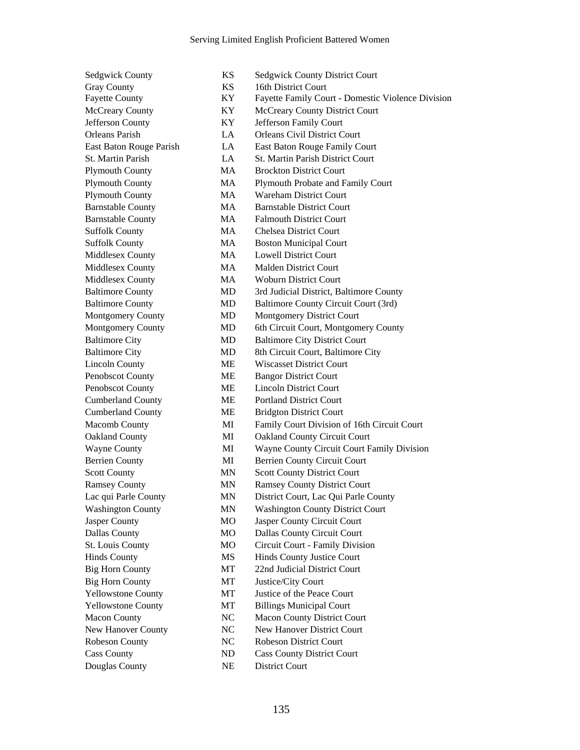| | | |
|---|---|---|
| Sedgwick County | KS | Sedgwick County District Court |
| Gray County | KS | 16th District Court |
| Fayette County | KY | Fayette Family Court - Domestic Violence Division |
| McCreary County | KY | McCreary County District Court |
| Jefferson County | KY | Jefferson Family Court |
| Orleans Parish | LA | Orleans Civil District Court |
| East Baton Rouge Parish | LA | East Baton Rouge Family Court |
| St. Martin Parish | LA | St. Martin Parish District Court |
| Plymouth County | MA | Brockton District Court |
| Plymouth County | MA | Plymouth Probate and Family Court |
| Plymouth County | MA | Wareham District Court |
| Barnstable County | MA | Barnstable District Court |
| Barnstable County | MA | Falmouth District Court |
| Suffolk County | MA | Chelsea District Court |
| Suffolk County | MA | Boston Municipal Court |
| Middlesex County | MA | Lowell District Court |
| Middlesex County | MA | Malden District Court |
| Middlesex County | MA | Woburn District Court |
| Baltimore County | MD | 3rd Judicial District, Baltimore County |
| Baltimore County | MD | Baltimore County Circuit Court (3rd) |
| Montgomery County | MD | Montgomery District Court |
| Montgomery County | MD | 6th Circuit Court, Montgomery County |
| Baltimore City | MD | Baltimore City District Court |
| Baltimore City | MD | 8th Circuit Court, Baltimore City |
| Lincoln County | ME | Wiscasset District Court |
| Penobscot County | ME | Bangor District Court |
| Penobscot County | ME | Lincoln District Court |
| Cumberland County | ME | Portland District Court |
| Cumberland County | ME | Bridgton District Court |
| Macomb County | MI | Family Court Division of 16th Circuit Court |
| Oakland County | MI | Oakland County Circuit Court |
| Wayne County | MI | Wayne County Circuit Court Family Division |
| Berrien County | MI | Berrien County Circuit Court |
| Scott County | MN | Scott County District Court |
| Ramsey County | MN | Ramsey County District Court |
| Lac qui Parle County | MN | District Court, Lac Qui Parle County |
| Washington County | MN | Washington County District Court |
| Jasper County | MO | Jasper County Circuit Court |
| Dallas County | MO | Dallas County Circuit Court |
| St. Louis County | MO | Circuit Court - Family Division |
| Hinds County | MS | Hinds County Justice Court |
| Big Horn County | MT | 22nd Judicial District Court |
| Big Horn County | MT | Justice/City Court |
| Yellowstone County | MT | Justice of the Peace Court |
| Yellowstone County | MT | Billings Municipal Court |
| Macon County | NC | Macon County District Court |
| New Hanover County | NC | New Hanover District Court |
| Robeson County | NC | Robeson District Court |
| Cass County | ND | Cass County District Court |
| Douglas County | NE | District Court |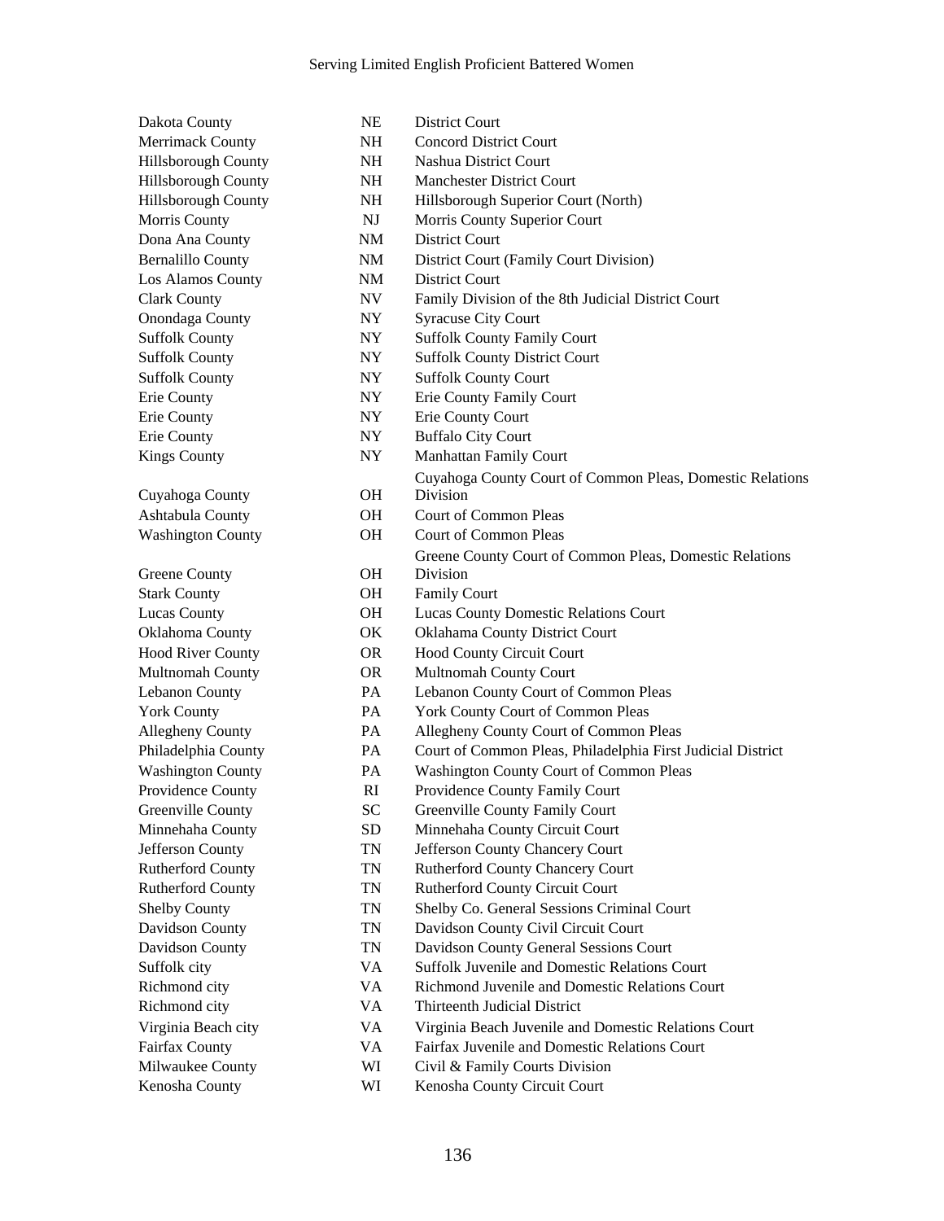| | | |
|---|---|---|
| Dakota County | NE | District Court |
| Merrimack County | NH | Concord District Court |
| Hillsborough County | NH | Nashua District Court |
| Hillsborough County | NH | Manchester District Court |
| Hillsborough County | NH | Hillsborough Superior Court (North) |
| Morris County | NJ | Morris County Superior Court |
| Dona Ana County | NM | District Court |
| Bernalillo County | NM | District Court (Family Court Division) |
| Los Alamos County | NM | District Court |
| Clark County | NV | Family Division of the 8th Judicial District Court |
| Onondaga County | NY | Syracuse City Court |
| Suffolk County | NY | Suffolk County Family Court |
| Suffolk County | NY | Suffolk County District Court |
| Suffolk County | NY | Suffolk County Court |
| Erie County | NY | Erie County Family Court |
| Erie County | NY | Erie County Court |
| Erie County | NY | Buffalo City Court |
| Kings County | NY | Manhattan Family Court |
| Cuyahoga County | OH | Cuyahoga County Court of Common Pleas, Domestic Relations Division |
| Ashtabula County | OH | Court of Common Pleas |
| Washington County | OH | Court of Common Pleas |
| Greene County | OH | Greene County Court of Common Pleas, Domestic Relations Division |
| Stark County | OH | Family Court |
| Lucas County | OH | Lucas County Domestic Relations Court |
| Oklahoma County | OK | Oklahama County District Court |
| Hood River County | OR | Hood County Circuit Court |
| Multnomah County | OR | Multnomah County Court |
| Lebanon County | PA | Lebanon County Court of Common Pleas |
| York County | PA | York County Court of Common Pleas |
| Allegheny County | PA | Allegheny County Court of Common Pleas |
| Philadelphia County | PA | Court of Common Pleas, Philadelphia First Judicial District |
| Washington County | PA | Washington County Court of Common Pleas |
| Providence County | RI | Providence County Family Court |
| Greenville County | SC | Greenville County Family Court |
| Minnehaha County | SD | Minnehaha County Circuit Court |
| Jefferson County | TN | Jefferson County Chancery Court |
| Rutherford County | TN | Rutherford County Chancery Court |
| Rutherford County | TN | Rutherford County Circuit Court |
| Shelby County | TN | Shelby Co. General Sessions Criminal Court |
| Davidson County | TN | Davidson County Civil Circuit Court |
| Davidson County | TN | Davidson County General Sessions Court |
| Suffolk city | VA | Suffolk Juvenile and Domestic Relations Court |
| Richmond city | VA | Richmond Juvenile and Domestic Relations Court |
| Richmond city | VA | Thirteenth Judicial District |
| Virginia Beach city | VA | Virginia Beach Juvenile and Domestic Relations Court |
| Fairfax County | VA | Fairfax Juvenile and Domestic Relations Court |
| Milwaukee County | WI | Civil & Family Courts Division |
| Kenosha County | WI | Kenosha County Circuit Court |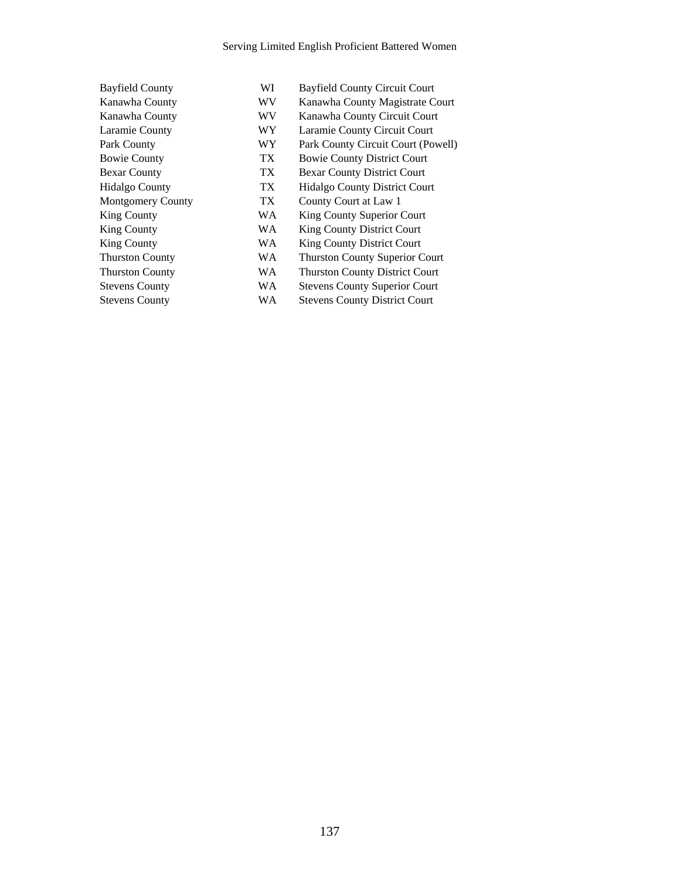| | | |
|---|---|---|
| Bayfield County | WI | Bayfield County Circuit Court |
| Kanawha County | WV | Kanawha County Magistrate Court |
| Kanawha County | WV | Kanawha County Circuit Court |
| Laramie County | WY | Laramie County Circuit Court |
| Park County | WY | Park County Circuit Court (Powell) |
| Bowie County | TX | Bowie County District Court |
| Bexar County | TX | Bexar County District Court |
| Hidalgo County | TX | Hidalgo County District Court |
| Montgomery County | TX | County Court at Law 1 |
| King County | WA | King County Superior Court |
| King County | WA | King County District Court |
| King County | WA | King County District Court |
| Thurston County | WA | Thurston County Superior Court |
| Thurston County | WA | Thurston County District Court |
| Stevens County | WA | Stevens County Superior Court |
| Stevens County | WA | Stevens County District Court |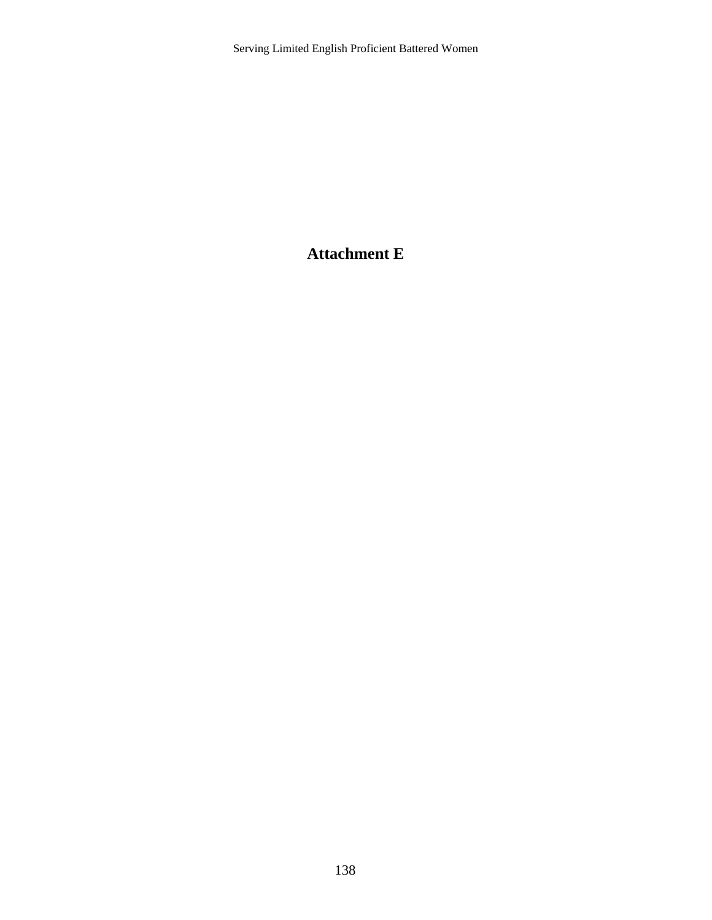# Attachment E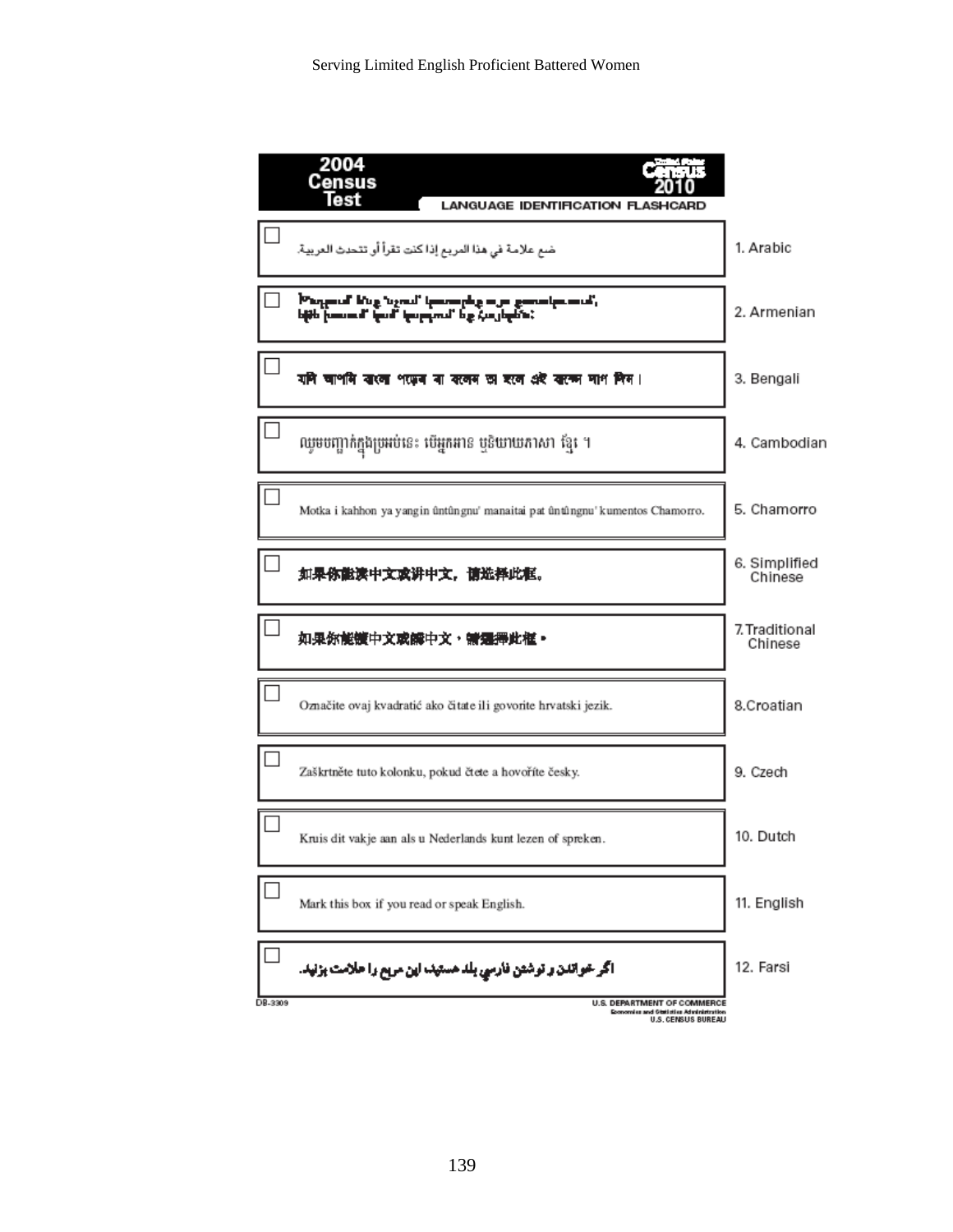**2004 Census Test** — **United States Census 2010**

**LANGUAGE IDENTIFICATION FLASHCARD**

| ☐ | Text | Language |
|---|---|---|
| ☐ | ضع علامة في هذا المربع إذا كنت تقرأ أو تتحدث العربية. | 1. Arabic |
| ☐ | Խնդրում ենք նշել այս քառակուսին, եթե կարդում կամ խոսում եք հայերեն: | 2. Armenian |
| ☐ | যদি আপনি বাংলা পড়েন বা বলেন তা হলে এই বাক্সে দাগ দিন। | 3. Bengali |
| ☐ | សូមបញ្ជាក់ក្នុងប្រអប់នេះ បើអ្នកអាន ឬនិយាយភាសា ខ្មែរ ។ | 4. Cambodian |
| ☐ | Motka i kahhon ya yangin ûntûngnu' manaitai pat ûntûngnu' kumentos Chamorro. | 5. Chamorro |
| ☐ | 如果你能读中文或讲中文，请选择此框。 | 6. Simplified Chinese |
| ☐ | 如果你能讀中文或講中文，請選擇此框。 | 7. Traditional Chinese |
| ☐ | Označite ovaj kvadratić ako čitate ili govorite hrvatski jezik. | 8. Croatian |
| ☐ | Zaškrtněte tuto kolonku, pokud čtete a hovoříte česky. | 9. Czech |
| ☐ | Kruis dit vakje aan als u Nederlands kunt lezen of spreken. | 10. Dutch |
| ☐ | Mark this box if you read or speak English. | 11. English |
| ☐ | اگر خواندن و نوشتن فارسی بلد هستید این مربع را علامت بزنید. | 12. Farsi |

DB-3309

U.S. DEPARTMENT OF COMMERCE
Economics and Statistics Administration
U.S. CENSUS BUREAU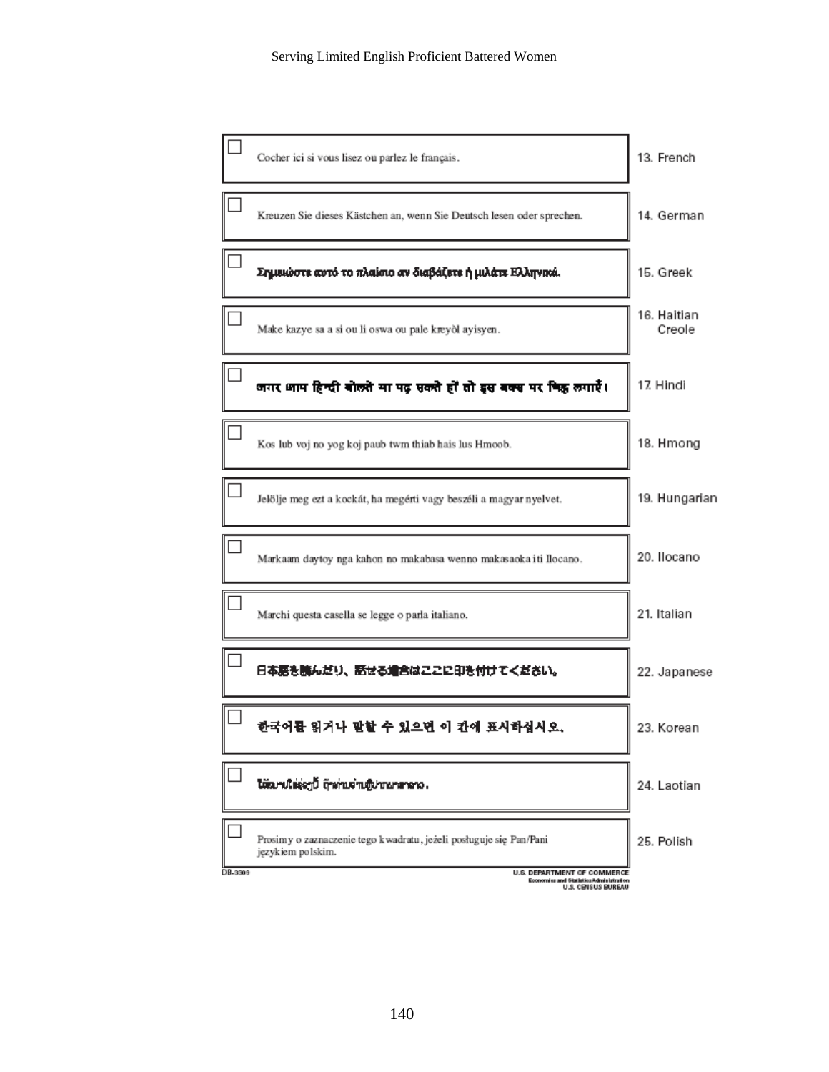| | | |
|---|---|---|
| ☐ | Cocher ici si vous lisez ou parlez le français. | 13. French |
| ☐ | Kreuzen Sie dieses Kästchen an, wenn Sie Deutsch lesen oder sprechen. | 14. German |
| ☐ | Σημειώστε αυτό το πλαίσιο αν διαβάζετε ή μιλάτε Ελληνικά. | 15. Greek |
| ☐ | Make kazye sa a si ou li oswa ou pale kreyòl ayisyen. | 16. Haitian Creole |
| ☐ | अगर आप हिन्दी बोलते या पढ़ सकते हों तो इस बक्स पर चिह्न लगाएँ। | 17. Hindi |
| ☐ | Kos lub voj no yog koj paub twm thiab hais lus Hmoob. | 18. Hmong |
| ☐ | Jelölje meg ezt a kockát, ha megérti vagy beszéli a magyar nyelvet. | 19. Hungarian |
| ☐ | Markaam daytoy nga kahon no makabasa wenno makasaoka iti Ilocano. | 20. Ilocano |
| ☐ | Marchi questa casella se legge o parla italiano. | 21. Italian |
| ☐ | 日本語を読んだり、話せる場合はここに印を付けてください。 | 22. Japanese |
| ☐ | 한국어를 읽거나 말할 수 있으면 이 칸에 표시하십시오. | 23. Korean |
| ☐ | ໃຫ້ໝາຍໃສ່ຊ່ອງນີ້ ຖ້າທ່ານອ່ານຫຼືປາກພາສາລາວ. | 24. Laotian |
| ☐ | Prosimy o zaznaczenie tego kwadratu, jeżeli posługuje się Pan/Pani językiem polskim. | 25. Polish |

DB-3309

U.S. DEPARTMENT OF COMMERCE
Economics and Statistics Administration
U.S. CENSUS BUREAU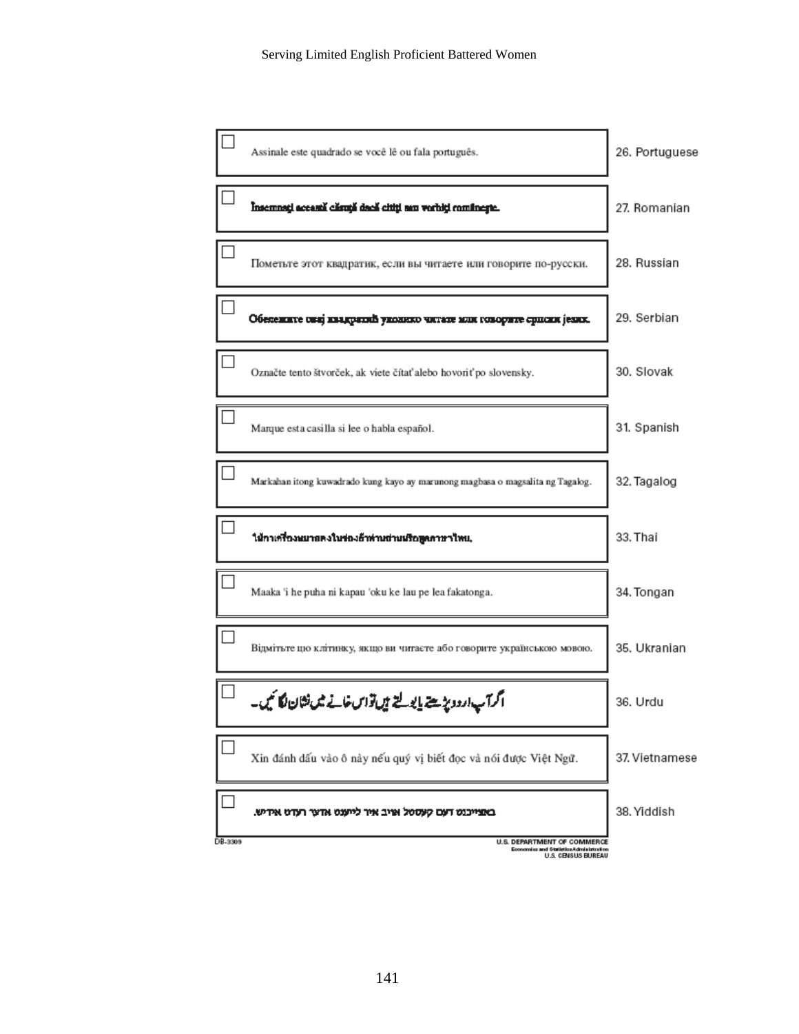| | | |
|---|---|---|
| ☐ | Assinale este quadrado se você lê ou fala português. | 26. Portuguese |
| ☐ | Însemnaţi această căsuţă dacă citiţi sau vorbiţi româneşte. | 27. Romanian |
| ☐ | Пометьте этот квадратик, если вы читаете или говорите по-русски. | 28. Russian |
| ☐ | Обележите овај квадратић уколико читате или говорите српски језик. | 29. Serbian |
| ☐ | Označte tento štvorček, ak viete čítať alebo hovoriť po slovensky. | 30. Slovak |
| ☐ | Marque esta casilla si lee o habla español. | 31. Spanish |
| ☐ | Markahan itong kuwadrado kung kayo ay marunong magbasa o magsalita ng Tagalog. | 32. Tagalog |
| ☐ | ให้กาเครื่องหมายลงในช่องถ้าท่านอ่านหรือพูดภาษาไทย. | 33. Thai |
| ☐ | Maaka 'i he puha ni kapau 'oku ke lau pe lea fakatonga. | 34. Tongan |
| ☐ | Відмітьте цю клітинку, якщо ви читаєте або говорите українською мовою. | 35. Ukranian |
| ☐ | اگر آپ اردو پڑھتے یا بولتے ہیں تو اس خانے میں نشان لگائیں۔ | 36. Urdu |
| ☐ | Xin đánh dấu vào ô này nếu quý vị biết đọc và nói được Việt Ngữ. | 37. Vietnamese |
| ☐ | באצייכנט דעם קעסטל אויב איר לייענט אדער רעדט אידיש. | 38. Yiddish |

DB-3309

U.S. DEPARTMENT OF COMMERCE
Economics and Statistics Administration
U.S. CENSUS BUREAU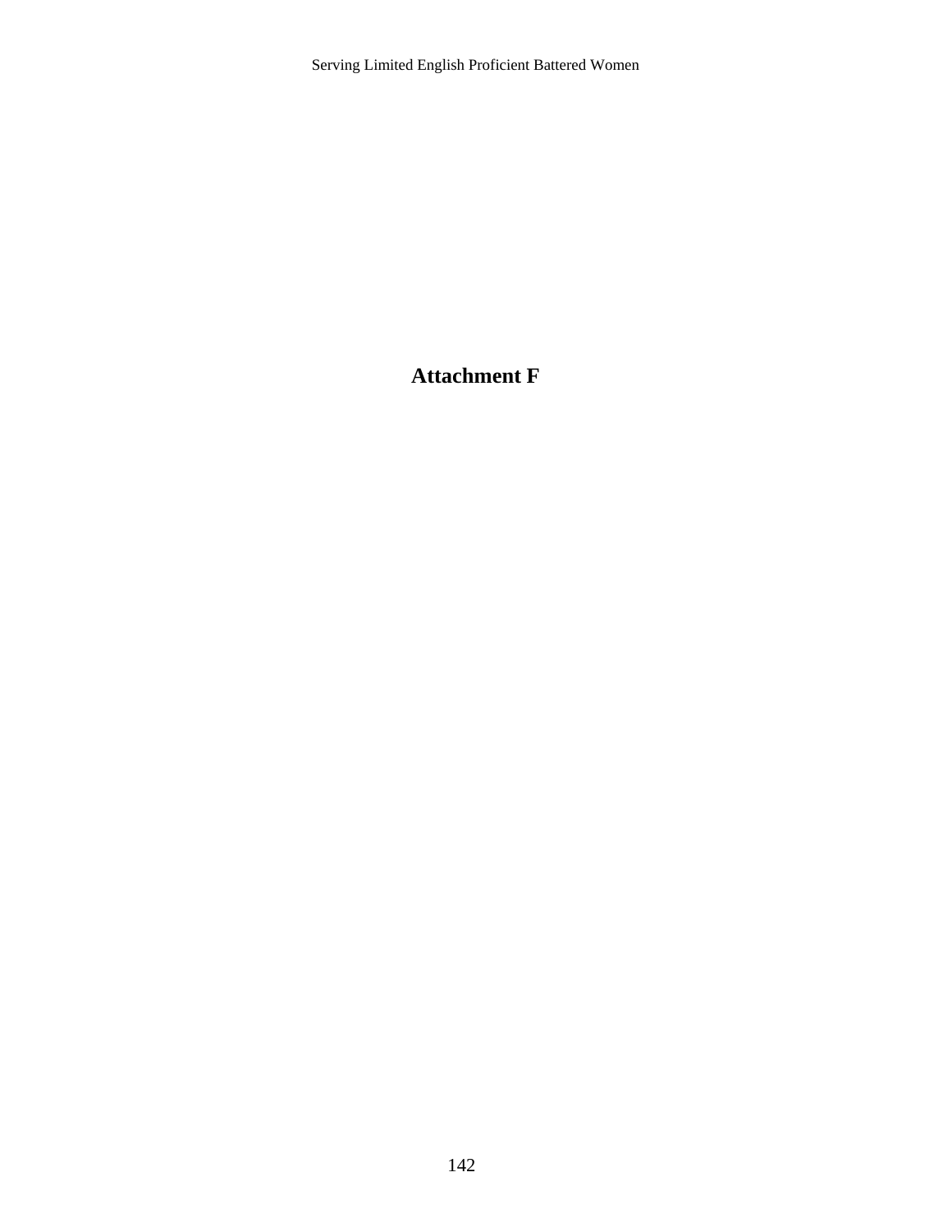# Attachment F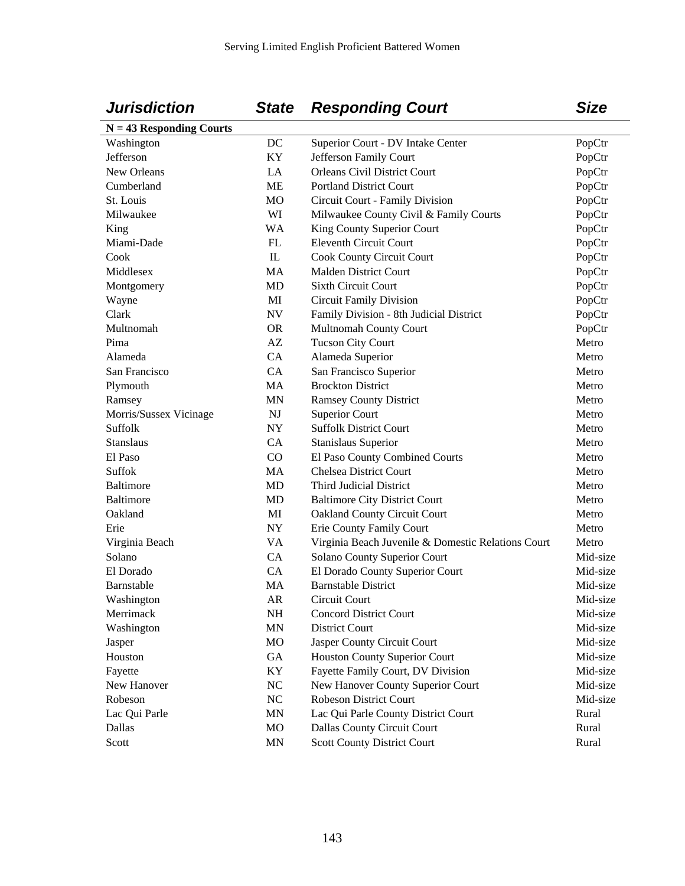| ***Jurisdiction*** | ***State*** | ***Responding Court*** | ***Size*** |
|---|---|---|---|
| **N = 43 Responding Courts** | | | |
| Washington | DC | Superior Court - DV Intake Center | PopCtr |
| Jefferson | KY | Jefferson Family Court | PopCtr |
| New Orleans | LA | Orleans Civil District Court | PopCtr |
| Cumberland | ME | Portland District Court | PopCtr |
| St. Louis | MO | Circuit Court - Family Division | PopCtr |
| Milwaukee | WI | Milwaukee County Civil & Family Courts | PopCtr |
| King | WA | King County Superior Court | PopCtr |
| Miami-Dade | FL | Eleventh Circuit Court | PopCtr |
| Cook | IL | Cook County Circuit Court | PopCtr |
| Middlesex | MA | Malden District Court | PopCtr |
| Montgomery | MD | Sixth Circuit Court | PopCtr |
| Wayne | MI | Circuit Family Division | PopCtr |
| Clark | NV | Family Division - 8th Judicial District | PopCtr |
| Multnomah | OR | Multnomah County Court | PopCtr |
| Pima | AZ | Tucson City Court | Metro |
| Alameda | CA | Alameda Superior | Metro |
| San Francisco | CA | San Francisco Superior | Metro |
| Plymouth | MA | Brockton District | Metro |
| Ramsey | MN | Ramsey County District | Metro |
| Morris/Sussex Vicinage | NJ | Superior Court | Metro |
| Suffolk | NY | Suffolk District Court | Metro |
| Stanslaus | CA | Stanislaus Superior | Metro |
| El Paso | CO | El Paso County Combined Courts | Metro |
| Suffok | MA | Chelsea District Court | Metro |
| Baltimore | MD | Third Judicial District | Metro |
| Baltimore | MD | Baltimore City District Court | Metro |
| Oakland | MI | Oakland County Circuit Court | Metro |
| Erie | NY | Erie County Family Court | Metro |
| Virginia Beach | VA | Virginia Beach Juvenile & Domestic Relations Court | Metro |
| Solano | CA | Solano County Superior Court | Mid-size |
| El Dorado | CA | El Dorado County Superior Court | Mid-size |
| Barnstable | MA | Barnstable District | Mid-size |
| Washington | AR | Circuit Court | Mid-size |
| Merrimack | NH | Concord District Court | Mid-size |
| Washington | MN | District Court | Mid-size |
| Jasper | MO | Jasper County Circuit Court | Mid-size |
| Houston | GA | Houston County Superior Court | Mid-size |
| Fayette | KY | Fayette Family Court, DV Division | Mid-size |
| New Hanover | NC | New Hanover County Superior Court | Mid-size |
| Robeson | NC | Robeson District Court | Mid-size |
| Lac Qui Parle | MN | Lac Qui Parle County District Court | Rural |
| Dallas | MO | Dallas County Circuit Court | Rural |
| Scott | MN | Scott County District Court | Rural |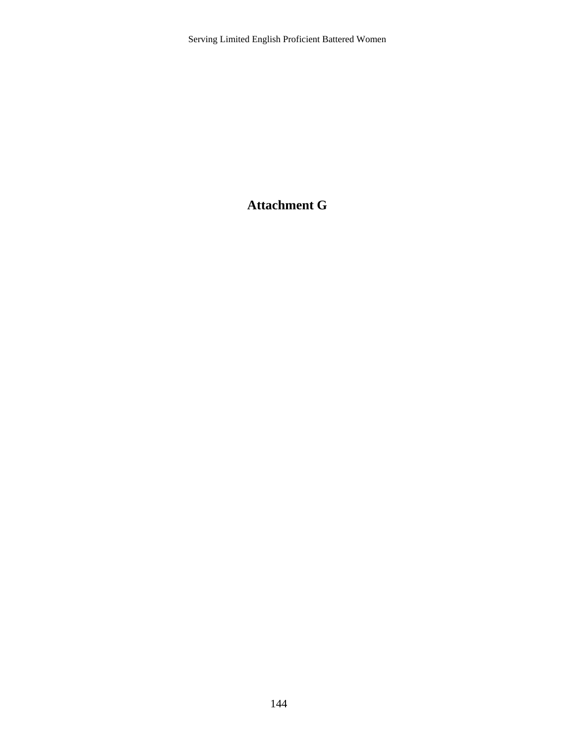# Attachment G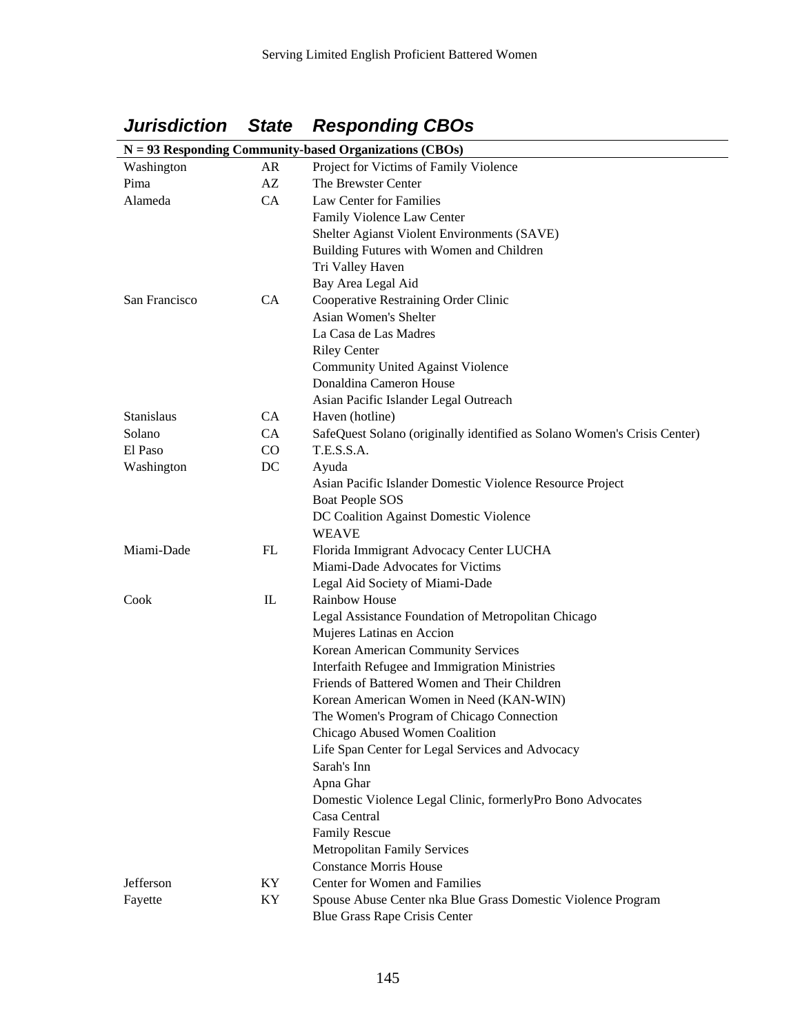| *Jurisdiction* | *State* | *Responding CBOs* |
|---|---|---|
| **N = 93 Responding Community-based Organizations (CBOs)** | | |
| Washington | AR | Project for Victims of Family Violence |
| Pima | AZ | The Brewster Center |
| Alameda | CA | Law Center for Families |
| | | Family Violence Law Center |
| | | Shelter Agianst Violent Environments (SAVE) |
| | | Building Futures with Women and Children |
| | | Tri Valley Haven |
| | | Bay Area Legal Aid |
| San Francisco | CA | Cooperative Restraining Order Clinic |
| | | Asian Women's Shelter |
| | | La Casa de Las Madres |
| | | Riley Center |
| | | Community United Against Violence |
| | | Donaldina Cameron House |
| | | Asian Pacific Islander Legal Outreach |
| Stanislaus | CA | Haven (hotline) |
| Solano | CA | SafeQuest Solano (originally identified as Solano Women's Crisis Center) |
| El Paso | CO | T.E.S.S.A. |
| Washington | DC | Ayuda |
| | | Asian Pacific Islander Domestic Violence Resource Project |
| | | Boat People SOS |
| | | DC Coalition Against Domestic Violence |
| | | WEAVE |
| Miami-Dade | FL | Florida Immigrant Advocacy Center LUCHA |
| | | Miami-Dade Advocates for Victims |
| | | Legal Aid Society of Miami-Dade |
| Cook | IL | Rainbow House |
| | | Legal Assistance Foundation of Metropolitan Chicago |
| | | Mujeres Latinas en Accion |
| | | Korean American Community Services |
| | | Interfaith Refugee and Immigration Ministries |
| | | Friends of Battered Women and Their Children |
| | | Korean American Women in Need (KAN-WIN) |
| | | The Women's Program of Chicago Connection |
| | | Chicago Abused Women Coalition |
| | | Life Span Center for Legal Services and Advocacy |
| | | Sarah's Inn |
| | | Apna Ghar |
| | | Domestic Violence Legal Clinic, formerlyPro Bono Advocates |
| | | Casa Central |
| | | Family Rescue |
| | | Metropolitan Family Services |
| | | Constance Morris House |
| Jefferson | KY | Center for Women and Families |
| Fayette | KY | Spouse Abuse Center nka Blue Grass Domestic Violence Program |
| | | Blue Grass Rape Crisis Center |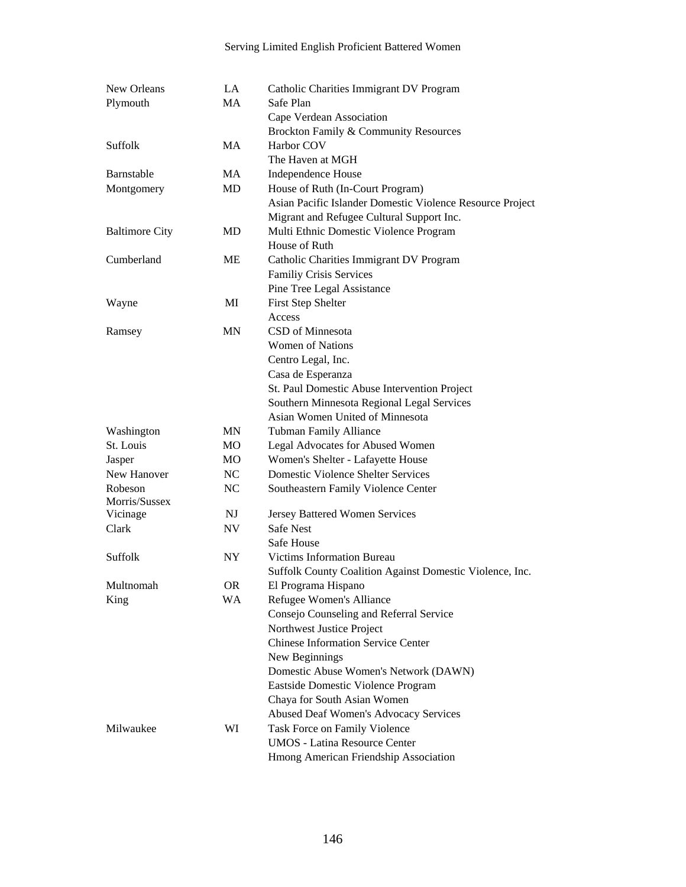| | | |
|---|---|---|
| New Orleans | LA | Catholic Charities Immigrant DV Program |
| Plymouth | MA | Safe Plan |
| | | Cape Verdean Association |
| | | Brockton Family & Community Resources |
| Suffolk | MA | Harbor COV |
| | | The Haven at MGH |
| Barnstable | MA | Independence House |
| Montgomery | MD | House of Ruth (In-Court Program) |
| | | Asian Pacific Islander Domestic Violence Resource Project |
| | | Migrant and Refugee Cultural Support Inc. |
| Baltimore City | MD | Multi Ethnic Domestic Violence Program |
| | | House of Ruth |
| Cumberland | ME | Catholic Charities Immigrant DV Program |
| | | Familiy Crisis Services |
| | | Pine Tree Legal Assistance |
| Wayne | MI | First Step Shelter |
| | | Access |
| Ramsey | MN | CSD of Minnesota |
| | | Women of Nations |
| | | Centro Legal, Inc. |
| | | Casa de Esperanza |
| | | St. Paul Domestic Abuse Intervention Project |
| | | Southern Minnesota Regional Legal Services |
| | | Asian Women United of Minnesota |
| Washington | MN | Tubman Family Alliance |
| St. Louis | MO | Legal Advocates for Abused Women |
| Jasper | MO | Women's Shelter - Lafayette House |
| New Hanover | NC | Domestic Violence Shelter Services |
| Robeson | NC | Southeastern Family Violence Center |
| Morris/Sussex Vicinage | NJ | Jersey Battered Women Services |
| Clark | NV | Safe Nest |
| | | Safe House |
| Suffolk | NY | Victims Information Bureau |
| | | Suffolk County Coalition Against Domestic Violence, Inc. |
| Multnomah | OR | El Programa Hispano |
| King | WA | Refugee Women's Alliance |
| | | Consejo Counseling and Referral Service |
| | | Northwest Justice Project |
| | | Chinese Information Service Center |
| | | New Beginnings |
| | | Domestic Abuse Women's Network (DAWN) |
| | | Eastside Domestic Violence Program |
| | | Chaya for South Asian Women |
| | | Abused Deaf Women's Advocacy Services |
| Milwaukee | WI | Task Force on Family Violence |
| | | UMOS - Latina Resource Center |
| | | Hmong American Friendship Association |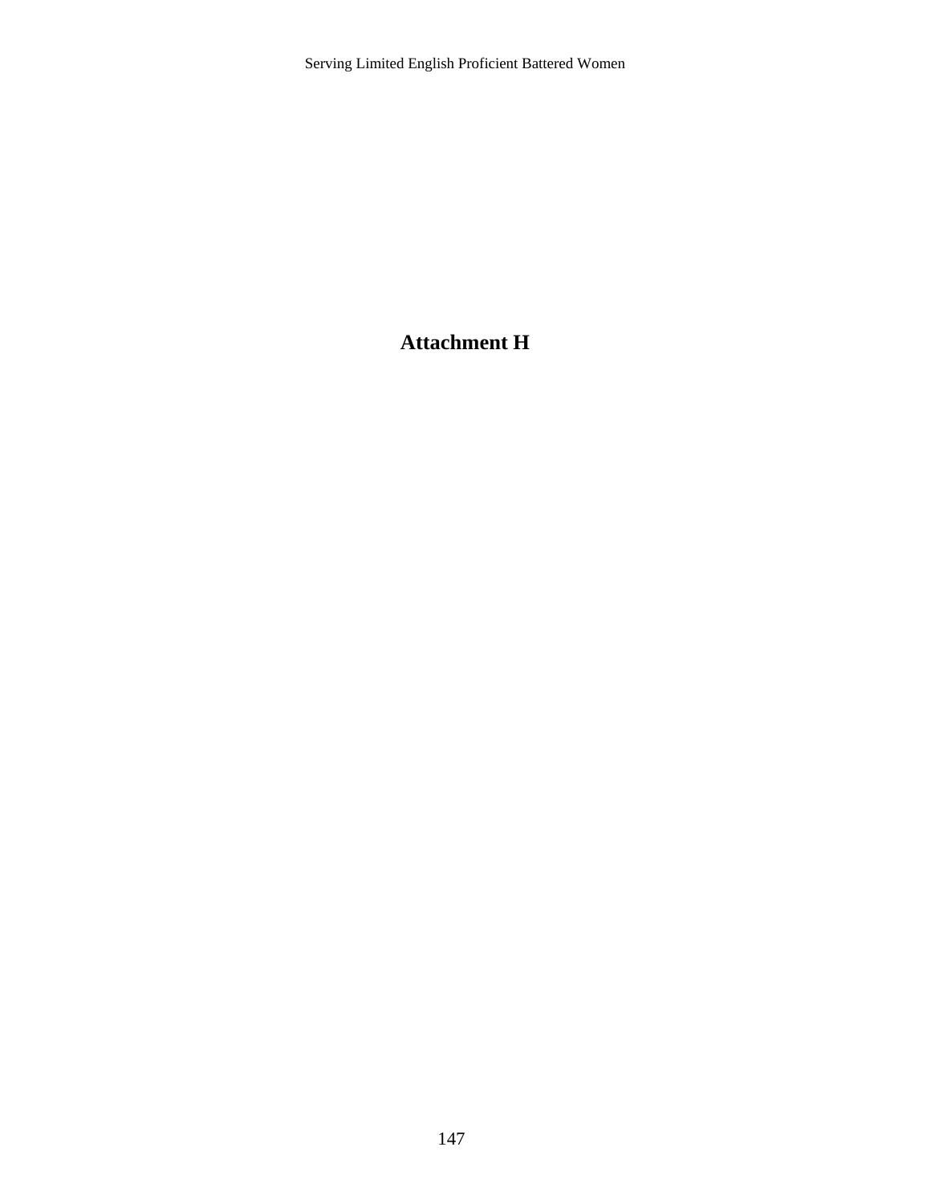# Attachment H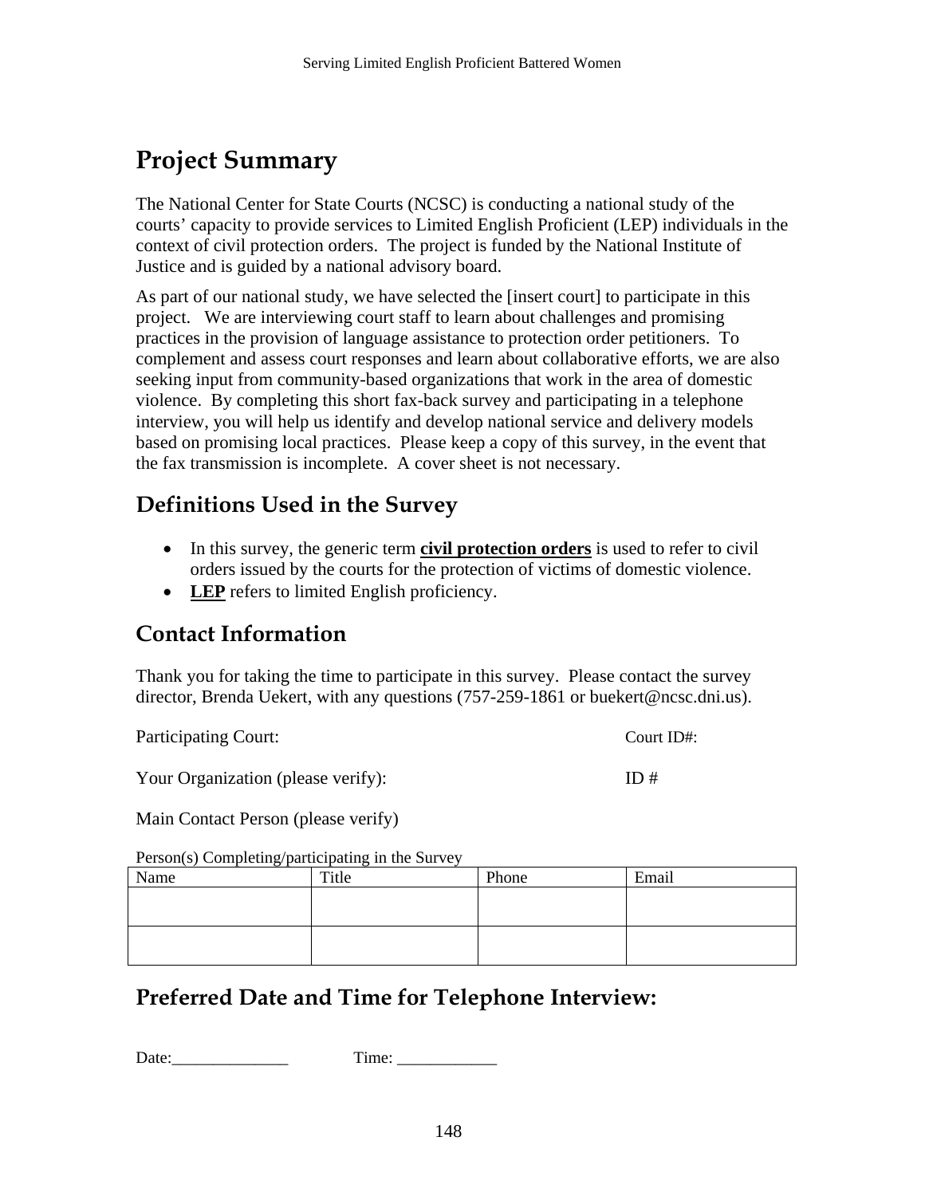# Project Summary

The National Center for State Courts (NCSC) is conducting a national study of the courts' capacity to provide services to Limited English Proficient (LEP) individuals in the context of civil protection orders. The project is funded by the National Institute of Justice and is guided by a national advisory board.

As part of our national study, we have selected the [insert court] to participate in this project. We are interviewing court staff to learn about challenges and promising practices in the provision of language assistance to protection order petitioners. To complement and assess court responses and learn about collaborative efforts, we are also seeking input from community-based organizations that work in the area of domestic violence. By completing this short fax-back survey and participating in a telephone interview, you will help us identify and develop national service and delivery models based on promising local practices. Please keep a copy of this survey, in the event that the fax transmission is incomplete. A cover sheet is not necessary.

## Definitions Used in the Survey

- In this survey, the generic term **civil protection orders** is used to refer to civil orders issued by the courts for the protection of victims of domestic violence.
- **LEP** refers to limited English proficiency.

## Contact Information

Thank you for taking the time to participate in this survey. Please contact the survey director, Brenda Uekert, with any questions (757-259-1861 or buekert@ncsc.dni.us).

Participating Court: Court ID#:

Your Organization (please verify): ID #

Main Contact Person (please verify)

Person(s) Completing/participating in the Survey

| Name | Title | Phone | Email |
|---|---|---|---|
| | | | |
| | | | |

## Preferred Date and Time for Telephone Interview:

Date:______________ Time: ____________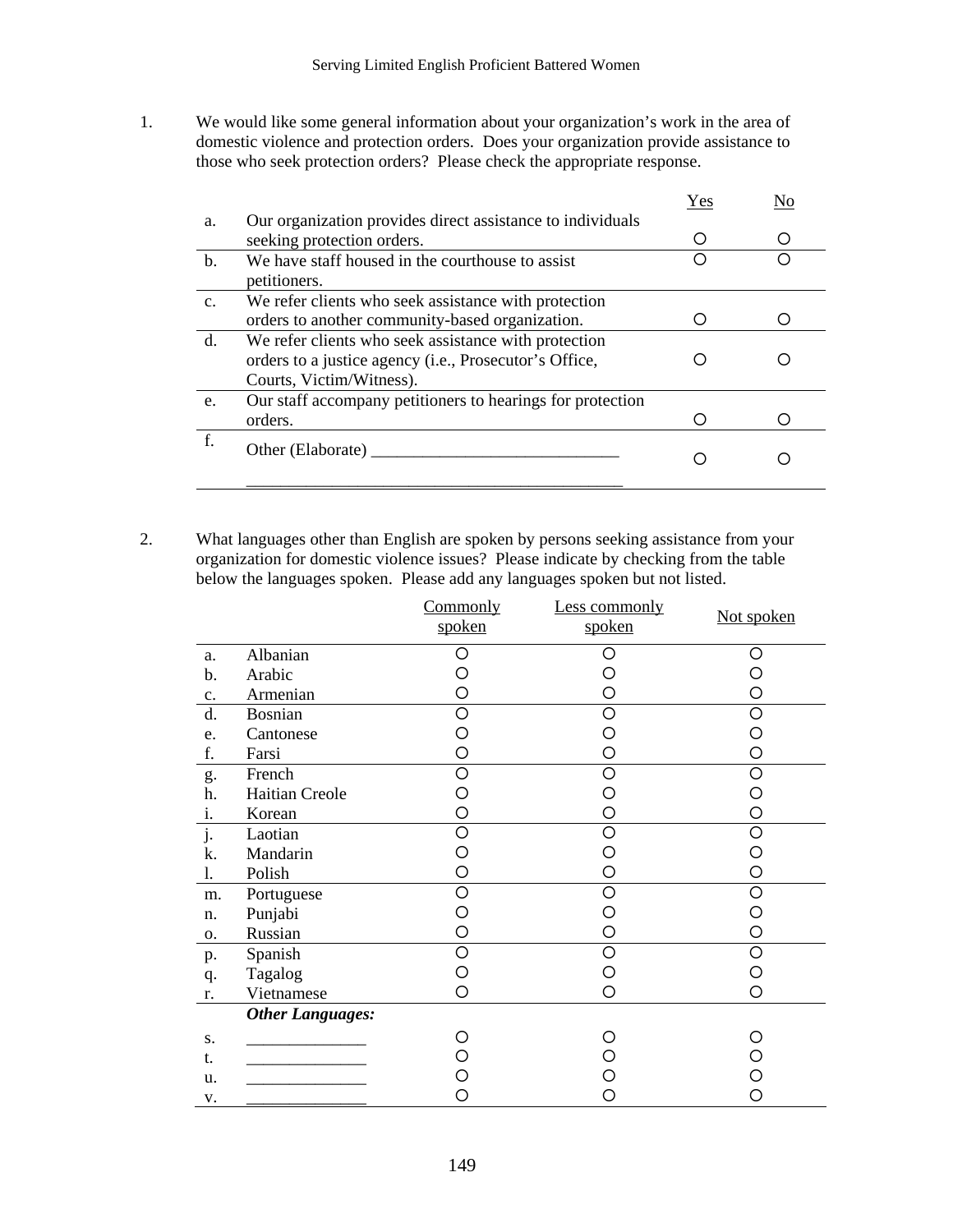1. We would like some general information about your organization's work in the area of domestic violence and protection orders. Does your organization provide assistance to those who seek protection orders? Please check the appropriate response.

| | | Yes | No |
|---|---|---|---|
| a. | Our organization provides direct assistance to individuals seeking protection orders. | ○ | ○ |
| b. | We have staff housed in the courthouse to assist petitioners. | ○ | ○ |
| c. | We refer clients who seek assistance with protection orders to another community-based organization. | ○ | ○ |
| d. | We refer clients who seek assistance with protection orders to a justice agency (i.e., Prosecutor's Office, Courts, Victim/Witness). | ○ | ○ |
| e. | Our staff accompany petitioners to hearings for protection orders. | ○ | ○ |
| f. | Other (Elaborate) ______________________________ ______________________________________________ | ○ | ○ |

2. What languages other than English are spoken by persons seeking assistance from your organization for domestic violence issues? Please indicate by checking from the table below the languages spoken. Please add any languages spoken but not listed.

| | | Commonly spoken | Less commonly spoken | Not spoken |
|---|---|---|---|---|
| a. | Albanian | ○ | ○ | ○ |
| b. | Arabic | ○ | ○ | ○ |
| c. | Armenian | ○ | ○ | ○ |
| d. | Bosnian | ○ | ○ | ○ |
| e. | Cantonese | ○ | ○ | ○ |
| f. | Farsi | ○ | ○ | ○ |
| g. | French | ○ | ○ | ○ |
| h. | Haitian Creole | ○ | ○ | ○ |
| i. | Korean | ○ | ○ | ○ |
| j. | Laotian | ○ | ○ | ○ |
| k. | Mandarin | ○ | ○ | ○ |
| l. | Polish | ○ | ○ | ○ |
| m. | Portuguese | ○ | ○ | ○ |
| n. | Punjabi | ○ | ○ | ○ |
| o. | Russian | ○ | ○ | ○ |
| p. | Spanish | ○ | ○ | ○ |
| q. | Tagalog | ○ | ○ | ○ |
| r. | Vietnamese | ○ | ○ | ○ |
| | ***Other Languages:*** | | | |
| s. | ______________ | ○ | ○ | ○ |
| t. | ______________ | ○ | ○ | ○ |
| u. | ______________ | ○ | ○ | ○ |
| v. | ______________ | ○ | ○ | ○ |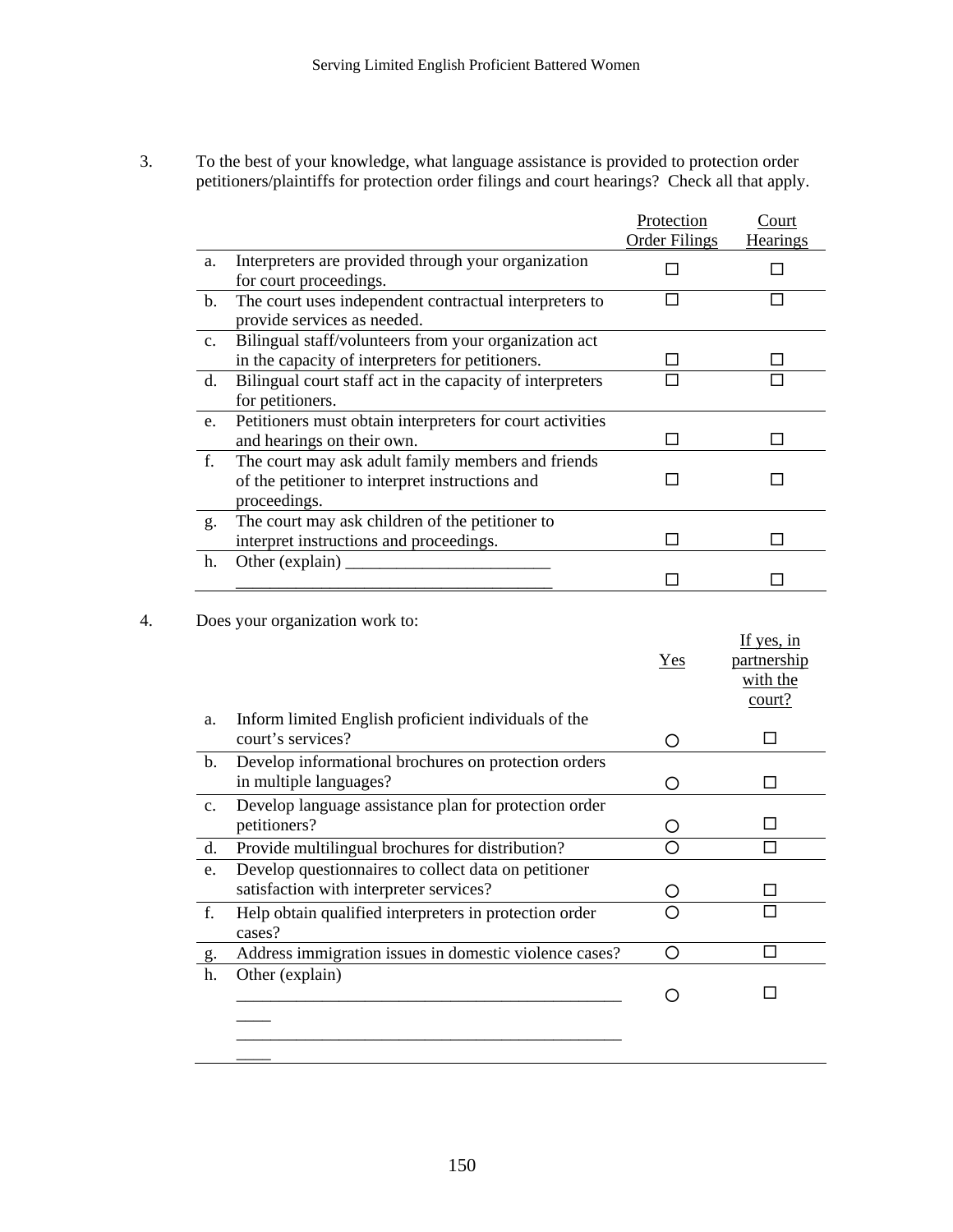3. To the best of your knowledge, what language assistance is provided to protection order petitioners/plaintiffs for protection order filings and court hearings? Check all that apply.

| | | Protection Order Filings | Court Hearings |
|---|---|---|---|
| a. | Interpreters are provided through your organization for court proceedings. | ☐ | ☐ |
| b. | The court uses independent contractual interpreters to provide services as needed. | ☐ | ☐ |
| c. | Bilingual staff/volunteers from your organization act in the capacity of interpreters for petitioners. | ☐ | ☐ |
| d. | Bilingual court staff act in the capacity of interpreters for petitioners. | ☐ | ☐ |
| e. | Petitioners must obtain interpreters for court activities and hearings on their own. | ☐ | ☐ |
| f. | The court may ask adult family members and friends of the petitioner to interpret instructions and proceedings. | ☐ | ☐ |
| g. | The court may ask children of the petitioner to interpret instructions and proceedings. | ☐ | ☐ |
| h. | Other (explain) ________________________ _____________________________________ | ☐ | ☐ |

4. Does your organization work to:

| | | Yes | If yes, in partnership with the court? |
|---|---|---|---|
| a. | Inform limited English proficient individuals of the court's services? | ○ | ☐ |
| b. | Develop informational brochures on protection orders in multiple languages? | ○ | ☐ |
| c. | Develop language assistance plan for protection order petitioners? | ○ | ☐ |
| d. | Provide multilingual brochures for distribution? | ○ | ☐ |
| e. | Develop questionnaires to collect data on petitioner satisfaction with interpreter services? | ○ | ☐ |
| f. | Help obtain qualified interpreters in protection order cases? | ○ | ☐ |
| g. | Address immigration issues in domestic violence cases? | ○ | ☐ |
| h. | Other (explain) _______________________________________________ ____ _______________________________________________ ____ | ○ | ☐ |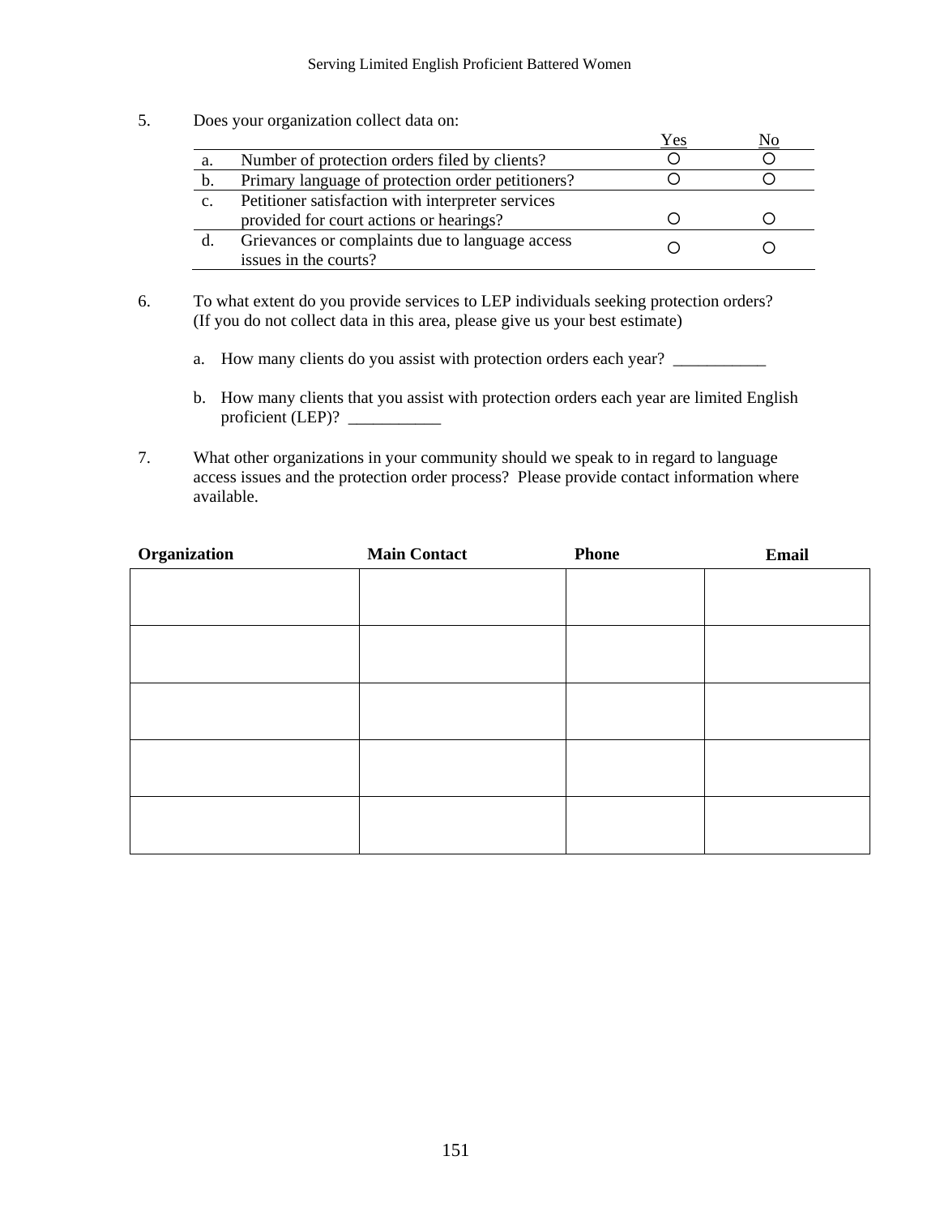5. Does your organization collect data on:

| | | Yes | No |
|---|---|---|---|
| a. | Number of protection orders filed by clients? | ○ | ○ |
| b. | Primary language of protection order petitioners? | ○ | ○ |
| c. | Petitioner satisfaction with interpreter services provided for court actions or hearings? | ○ | ○ |
| d. | Grievances or complaints due to language access issues in the courts? | ○ | ○ |

6. To what extent do you provide services to LEP individuals seeking protection orders? (If you do not collect data in this area, please give us your best estimate)

   a. How many clients do you assist with protection orders each year? ___________

   b. How many clients that you assist with protection orders each year are limited English proficient (LEP)? ___________

7. What other organizations in your community should we speak to in regard to language access issues and the protection order process? Please provide contact information where available.

| Organization | Main Contact | Phone | Email |
|---|---|---|---|
| | | | |
| | | | |
| | | | |
| | | | |
| | | | |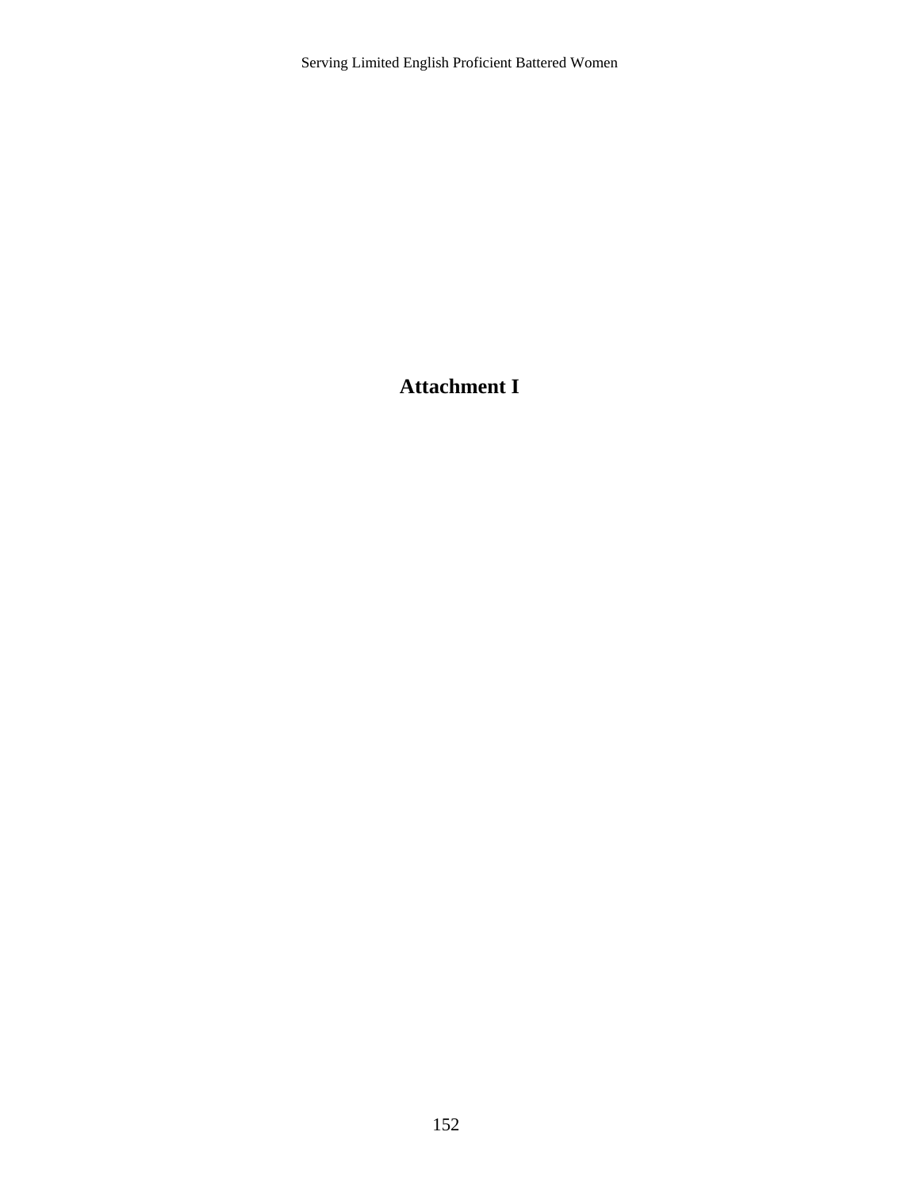# Attachment I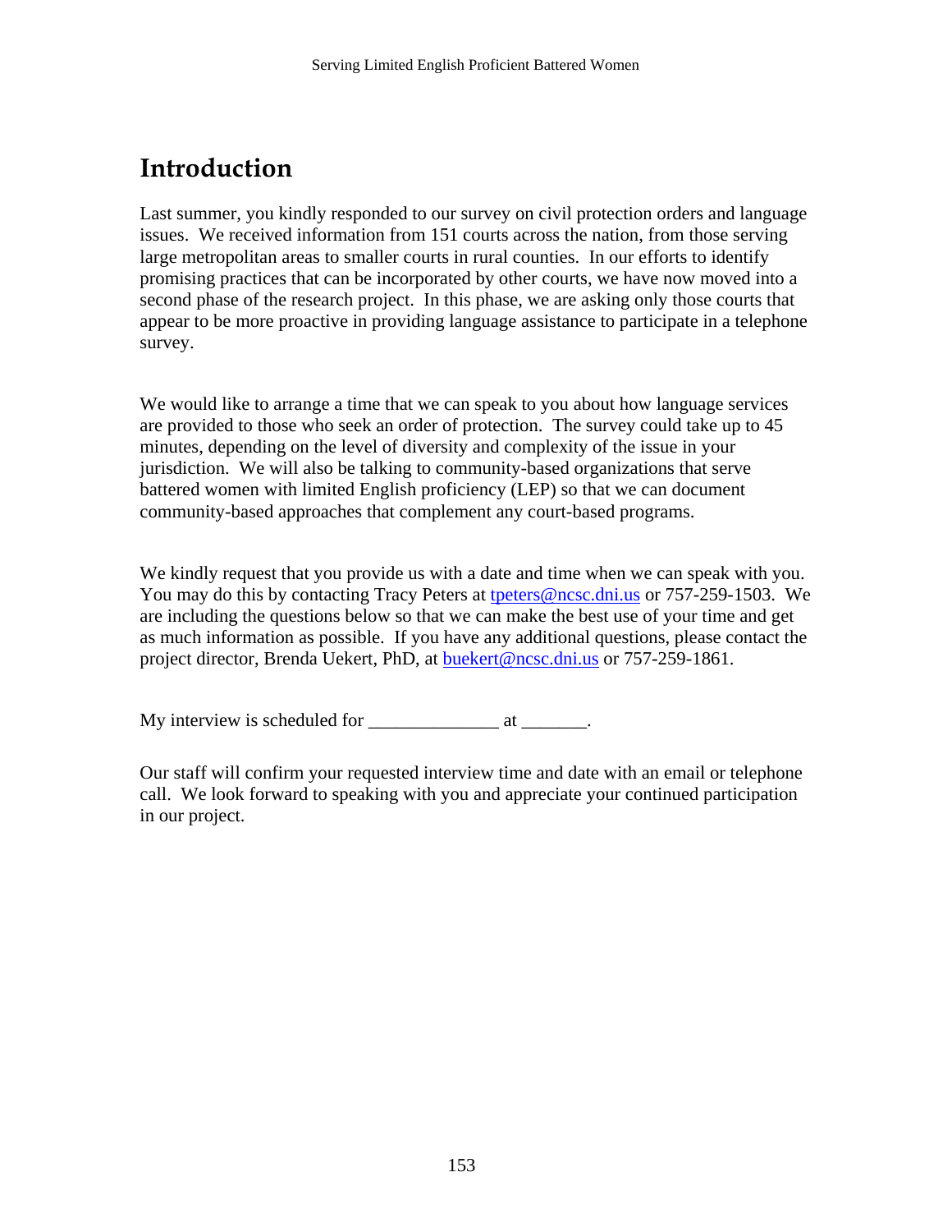# Introduction

Last summer, you kindly responded to our survey on civil protection orders and language issues. We received information from 151 courts across the nation, from those serving large metropolitan areas to smaller courts in rural counties. In our efforts to identify promising practices that can be incorporated by other courts, we have now moved into a second phase of the research project. In this phase, we are asking only those courts that appear to be more proactive in providing language assistance to participate in a telephone survey.

We would like to arrange a time that we can speak to you about how language services are provided to those who seek an order of protection. The survey could take up to 45 minutes, depending on the level of diversity and complexity of the issue in your jurisdiction. We will also be talking to community-based organizations that serve battered women with limited English proficiency (LEP) so that we can document community-based approaches that complement any court-based programs.

We kindly request that you provide us with a date and time when we can speak with you. You may do this by contacting Tracy Peters at tpeters@ncsc.dni.us or 757-259-1503. We are including the questions below so that we can make the best use of your time and get as much information as possible. If you have any additional questions, please contact the project director, Brenda Uekert, PhD, at buekert@ncsc.dni.us or 757-259-1861.

My interview is scheduled for ______________ at _______.

Our staff will confirm your requested interview time and date with an email or telephone call. We look forward to speaking with you and appreciate your continued participation in our project.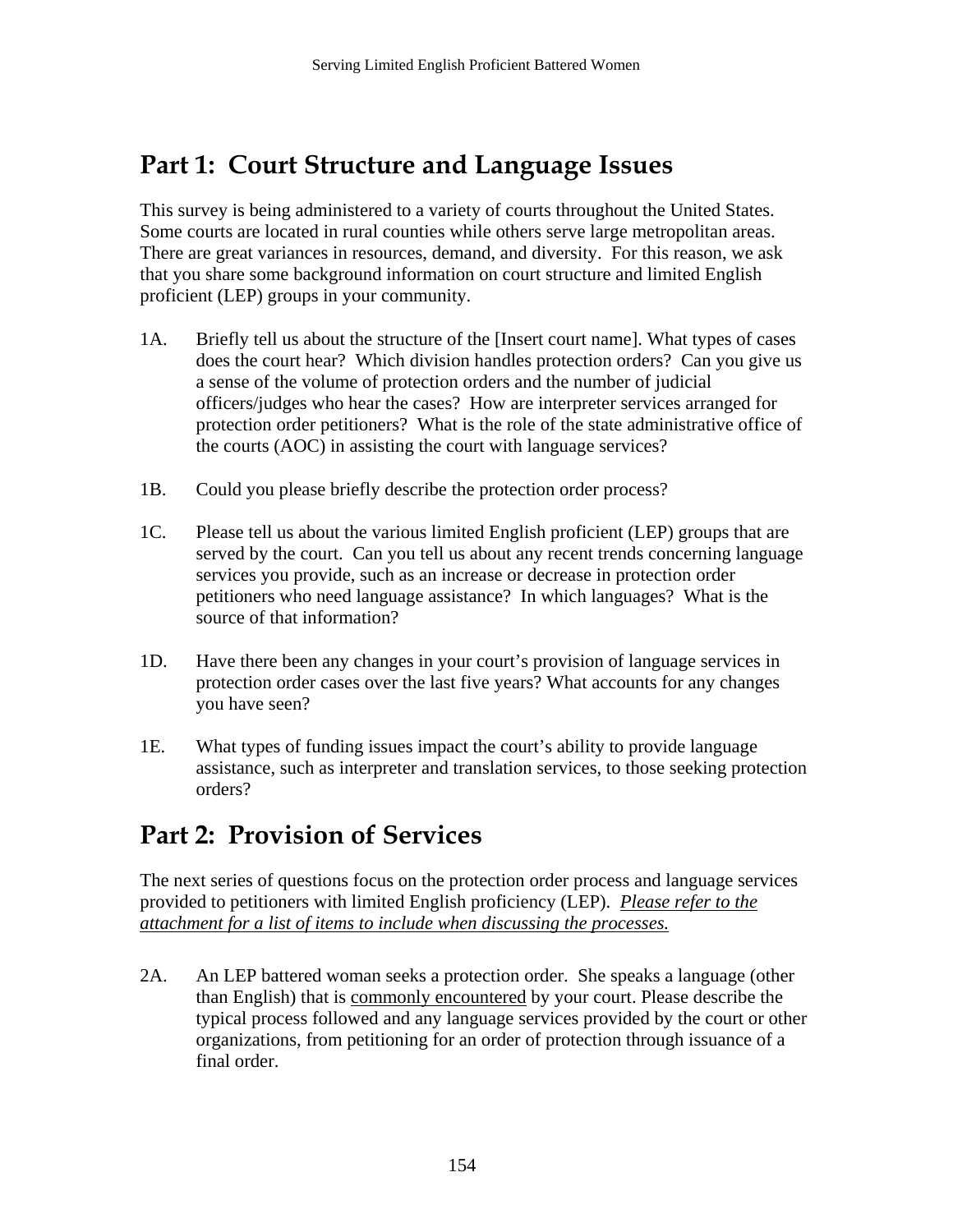## Part 1: Court Structure and Language Issues

This survey is being administered to a variety of courts throughout the United States. Some courts are located in rural counties while others serve large metropolitan areas. There are great variances in resources, demand, and diversity. For this reason, we ask that you share some background information on court structure and limited English proficient (LEP) groups in your community.

1A. Briefly tell us about the structure of the [Insert court name]. What types of cases does the court hear? Which division handles protection orders? Can you give us a sense of the volume of protection orders and the number of judicial officers/judges who hear the cases? How are interpreter services arranged for protection order petitioners? What is the role of the state administrative office of the courts (AOC) in assisting the court with language services?

1B. Could you please briefly describe the protection order process?

1C. Please tell us about the various limited English proficient (LEP) groups that are served by the court. Can you tell us about any recent trends concerning language services you provide, such as an increase or decrease in protection order petitioners who need language assistance? In which languages? What is the source of that information?

1D. Have there been any changes in your court's provision of language services in protection order cases over the last five years? What accounts for any changes you have seen?

1E. What types of funding issues impact the court's ability to provide language assistance, such as interpreter and translation services, to those seeking protection orders?

## Part 2: Provision of Services

The next series of questions focus on the protection order process and language services provided to petitioners with limited English proficiency (LEP). *Please refer to the attachment for a list of items to include when discussing the processes.*

2A. An LEP battered woman seeks a protection order. She speaks a language (other than English) that is commonly encountered by your court. Please describe the typical process followed and any language services provided by the court or other organizations, from petitioning for an order of protection through issuance of a final order.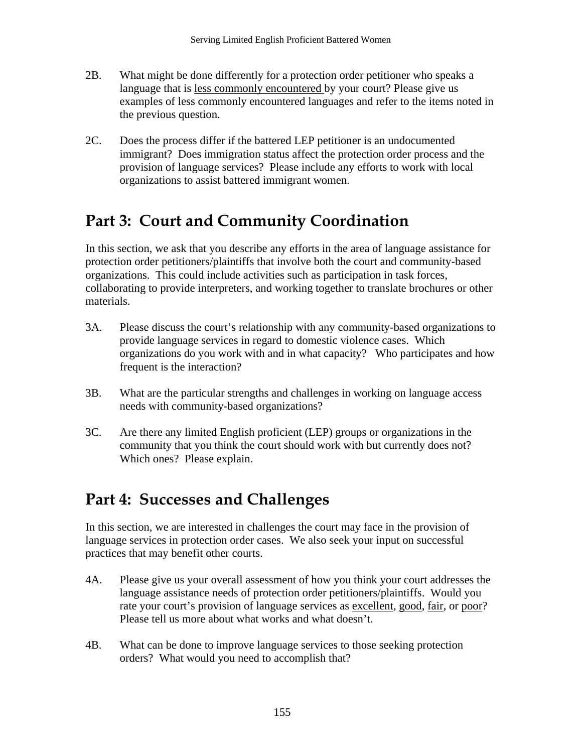2B. What might be done differently for a protection order petitioner who speaks a language that is <u>less commonly encountered</u> by your court? Please give us examples of less commonly encountered languages and refer to the items noted in the previous question.

2C. Does the process differ if the battered LEP petitioner is an undocumented immigrant? Does immigration status affect the protection order process and the provision of language services? Please include any efforts to work with local organizations to assist battered immigrant women.

## Part 3: Court and Community Coordination

In this section, we ask that you describe any efforts in the area of language assistance for protection order petitioners/plaintiffs that involve both the court and community-based organizations. This could include activities such as participation in task forces, collaborating to provide interpreters, and working together to translate brochures or other materials.

3A. Please discuss the court's relationship with any community-based organizations to provide language services in regard to domestic violence cases. Which organizations do you work with and in what capacity? Who participates and how frequent is the interaction?

3B. What are the particular strengths and challenges in working on language access needs with community-based organizations?

3C. Are there any limited English proficient (LEP) groups or organizations in the community that you think the court should work with but currently does not? Which ones? Please explain.

## Part 4: Successes and Challenges

In this section, we are interested in challenges the court may face in the provision of language services in protection order cases. We also seek your input on successful practices that may benefit other courts.

4A. Please give us your overall assessment of how you think your court addresses the language assistance needs of protection order petitioners/plaintiffs. Would you rate your court's provision of language services as <u>excellent</u>, <u>good</u>, <u>fair</u>, or <u>poor</u>? Please tell us more about what works and what doesn't.

4B. What can be done to improve language services to those seeking protection orders? What would you need to accomplish that?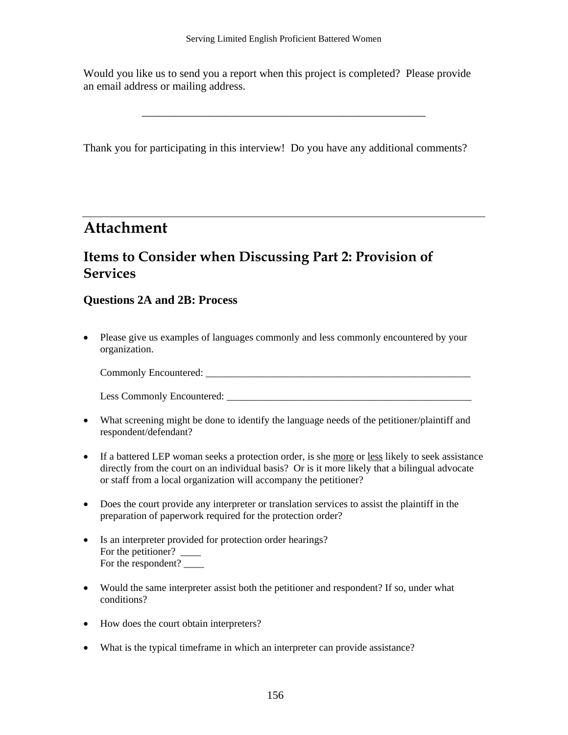Would you like us to send you a report when this project is completed? Please provide an email address or mailing address.

_____________________________________________________

Thank you for participating in this interview! Do you have any additional comments?

---

# Attachment

## Items to Consider when Discussing Part 2: Provision of Services

### Questions 2A and 2B: Process

- Please give us examples of languages commonly and less commonly encountered by your organization.

  Commonly Encountered: _______________________________________________________

  Less Commonly Encountered: ___________________________________________________

- What screening might be done to identify the language needs of the petitioner/plaintiff and respondent/defendant?

- If a battered LEP woman seeks a protection order, is she <u>more</u> or <u>less</u> likely to seek assistance directly from the court on an individual basis? Or is it more likely that a bilingual advocate or staff from a local organization will accompany the petitioner?

- Does the court provide any interpreter or translation services to assist the plaintiff in the preparation of paperwork required for the protection order?

- Is an interpreter provided for protection order hearings?
  For the petitioner? ____
  For the respondent? ____

- Would the same interpreter assist both the petitioner and respondent? If so, under what conditions?

- How does the court obtain interpreters?

- What is the typical timeframe in which an interpreter can provide assistance?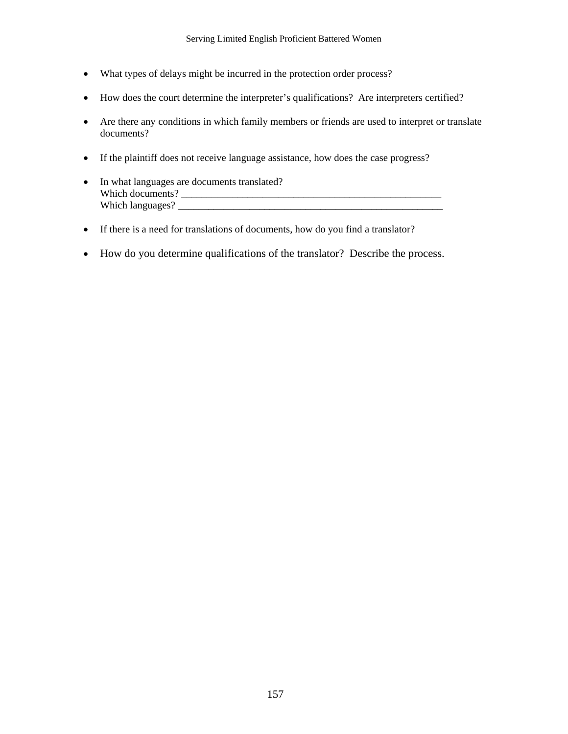- What types of delays might be incurred in the protection order process?
- How does the court determine the interpreter's qualifications? Are interpreters certified?
- Are there any conditions in which family members or friends are used to interpret or translate documents?
- If the plaintiff does not receive language assistance, how does the case progress?
- In what languages are documents translated?
  Which documents? _____________________________________________________
  Which languages? _____________________________________________________
- If there is a need for translations of documents, how do you find a translator?
- How do you determine qualifications of the translator? Describe the process.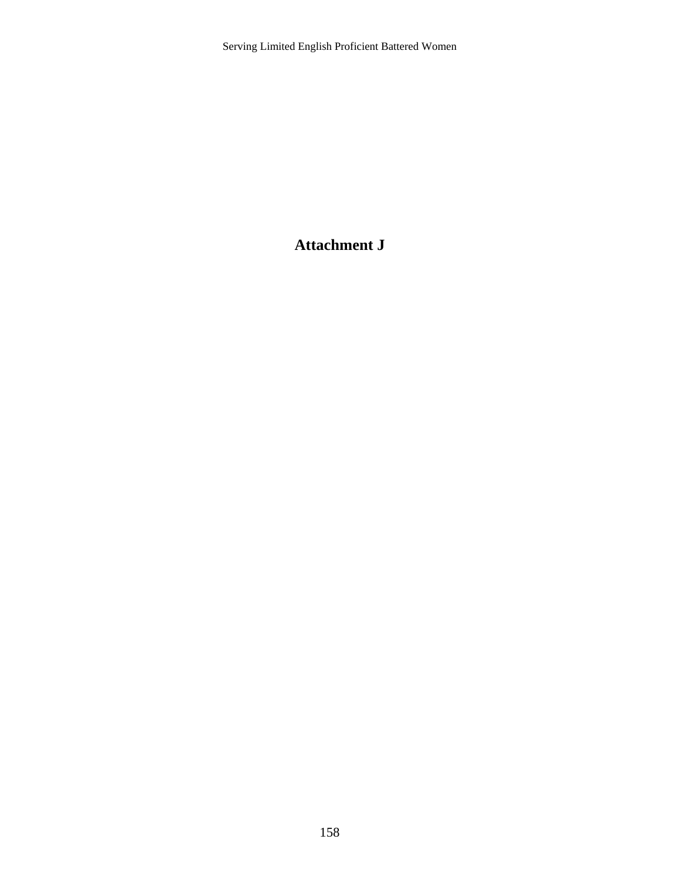# Attachment J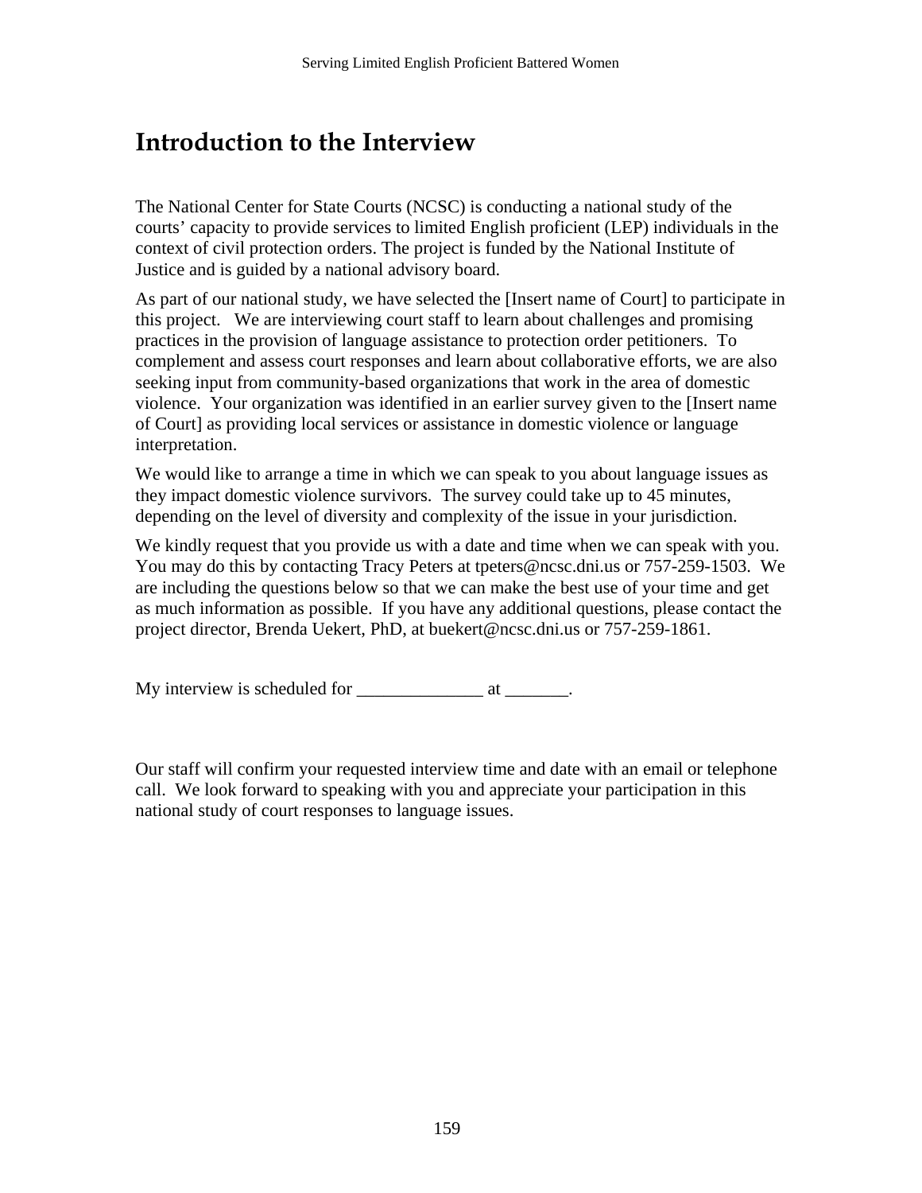# Introduction to the Interview

The National Center for State Courts (NCSC) is conducting a national study of the courts' capacity to provide services to limited English proficient (LEP) individuals in the context of civil protection orders. The project is funded by the National Institute of Justice and is guided by a national advisory board.

As part of our national study, we have selected the [Insert name of Court] to participate in this project. We are interviewing court staff to learn about challenges and promising practices in the provision of language assistance to protection order petitioners. To complement and assess court responses and learn about collaborative efforts, we are also seeking input from community-based organizations that work in the area of domestic violence. Your organization was identified in an earlier survey given to the [Insert name of Court] as providing local services or assistance in domestic violence or language interpretation.

We would like to arrange a time in which we can speak to you about language issues as they impact domestic violence survivors. The survey could take up to 45 minutes, depending on the level of diversity and complexity of the issue in your jurisdiction.

We kindly request that you provide us with a date and time when we can speak with you. You may do this by contacting Tracy Peters at tpeters@ncsc.dni.us or 757-259-1503. We are including the questions below so that we can make the best use of your time and get as much information as possible. If you have any additional questions, please contact the project director, Brenda Uekert, PhD, at buekert@ncsc.dni.us or 757-259-1861.

My interview is scheduled for ______________ at _______.

Our staff will confirm your requested interview time and date with an email or telephone call. We look forward to speaking with you and appreciate your participation in this national study of court responses to language issues.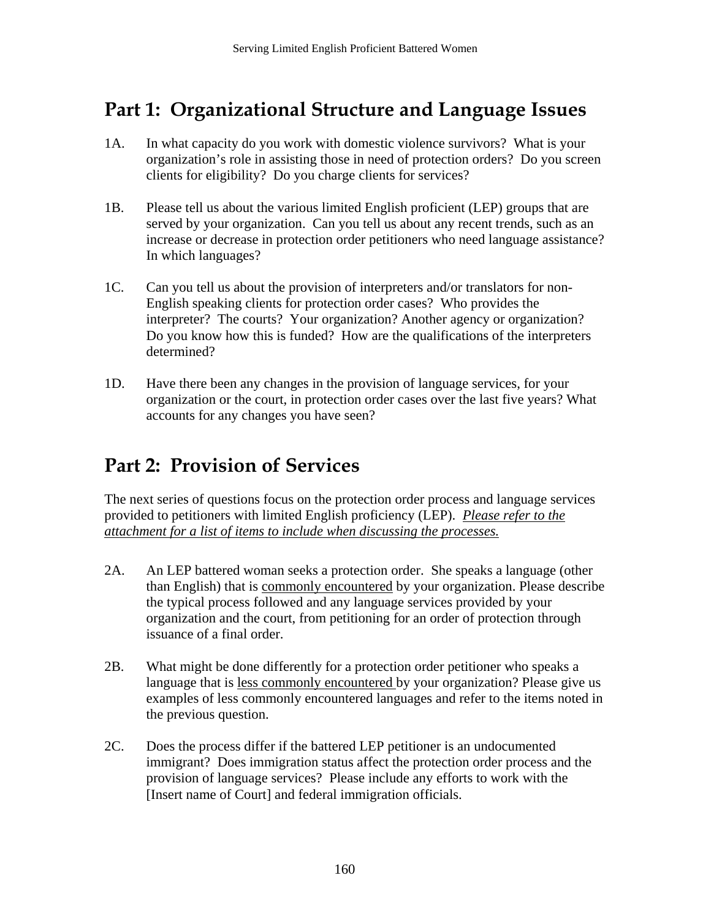## Part 1: Organizational Structure and Language Issues

1A. In what capacity do you work with domestic violence survivors? What is your organization's role in assisting those in need of protection orders? Do you screen clients for eligibility? Do you charge clients for services?

1B. Please tell us about the various limited English proficient (LEP) groups that are served by your organization. Can you tell us about any recent trends, such as an increase or decrease in protection order petitioners who need language assistance? In which languages?

1C. Can you tell us about the provision of interpreters and/or translators for non-English speaking clients for protection order cases? Who provides the interpreter? The courts? Your organization? Another agency or organization? Do you know how this is funded? How are the qualifications of the interpreters determined?

1D. Have there been any changes in the provision of language services, for your organization or the court, in protection order cases over the last five years? What accounts for any changes you have seen?

## Part 2: Provision of Services

The next series of questions focus on the protection order process and language services provided to petitioners with limited English proficiency (LEP). *Please refer to the attachment for a list of items to include when discussing the processes.*

2A. An LEP battered woman seeks a protection order. She speaks a language (other than English) that is commonly encountered by your organization. Please describe the typical process followed and any language services provided by your organization and the court, from petitioning for an order of protection through issuance of a final order.

2B. What might be done differently for a protection order petitioner who speaks a language that is less commonly encountered by your organization? Please give us examples of less commonly encountered languages and refer to the items noted in the previous question.

2C. Does the process differ if the battered LEP petitioner is an undocumented immigrant? Does immigration status affect the protection order process and the provision of language services? Please include any efforts to work with the [Insert name of Court] and federal immigration officials.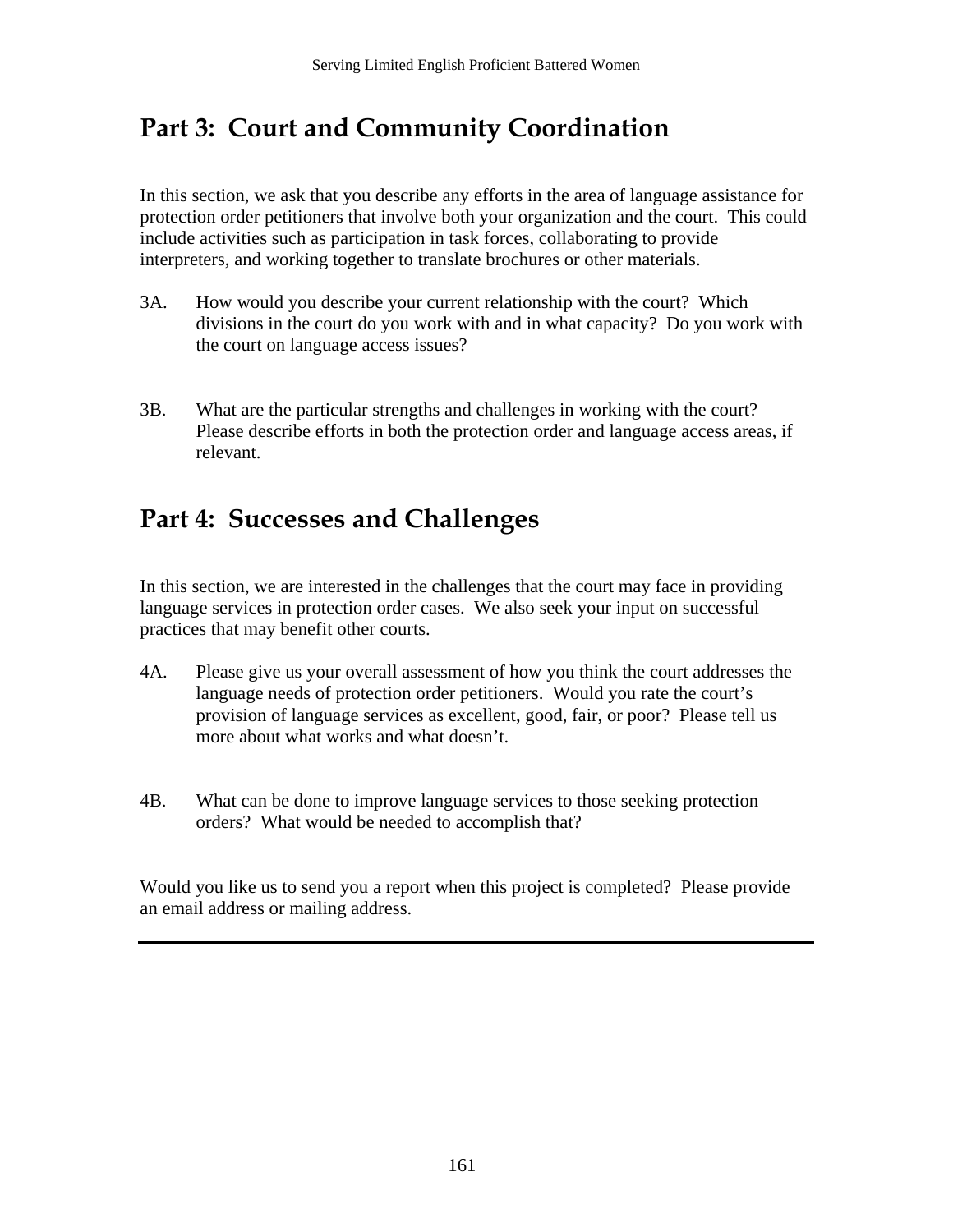## Part 3: Court and Community Coordination

In this section, we ask that you describe any efforts in the area of language assistance for protection order petitioners that involve both your organization and the court. This could include activities such as participation in task forces, collaborating to provide interpreters, and working together to translate brochures or other materials.

3A. How would you describe your current relationship with the court? Which divisions in the court do you work with and in what capacity? Do you work with the court on language access issues?

3B. What are the particular strengths and challenges in working with the court? Please describe efforts in both the protection order and language access areas, if relevant.

## Part 4: Successes and Challenges

In this section, we are interested in the challenges that the court may face in providing language services in protection order cases. We also seek your input on successful practices that may benefit other courts.

4A. Please give us your overall assessment of how you think the court addresses the language needs of protection order petitioners. Would you rate the court's provision of language services as <u>excellent</u>, <u>good</u>, <u>fair</u>, or <u>poor</u>? Please tell us more about what works and what doesn't.

4B. What can be done to improve language services to those seeking protection orders? What would be needed to accomplish that?

Would you like us to send you a report when this project is completed? Please provide an email address or mailing address.

---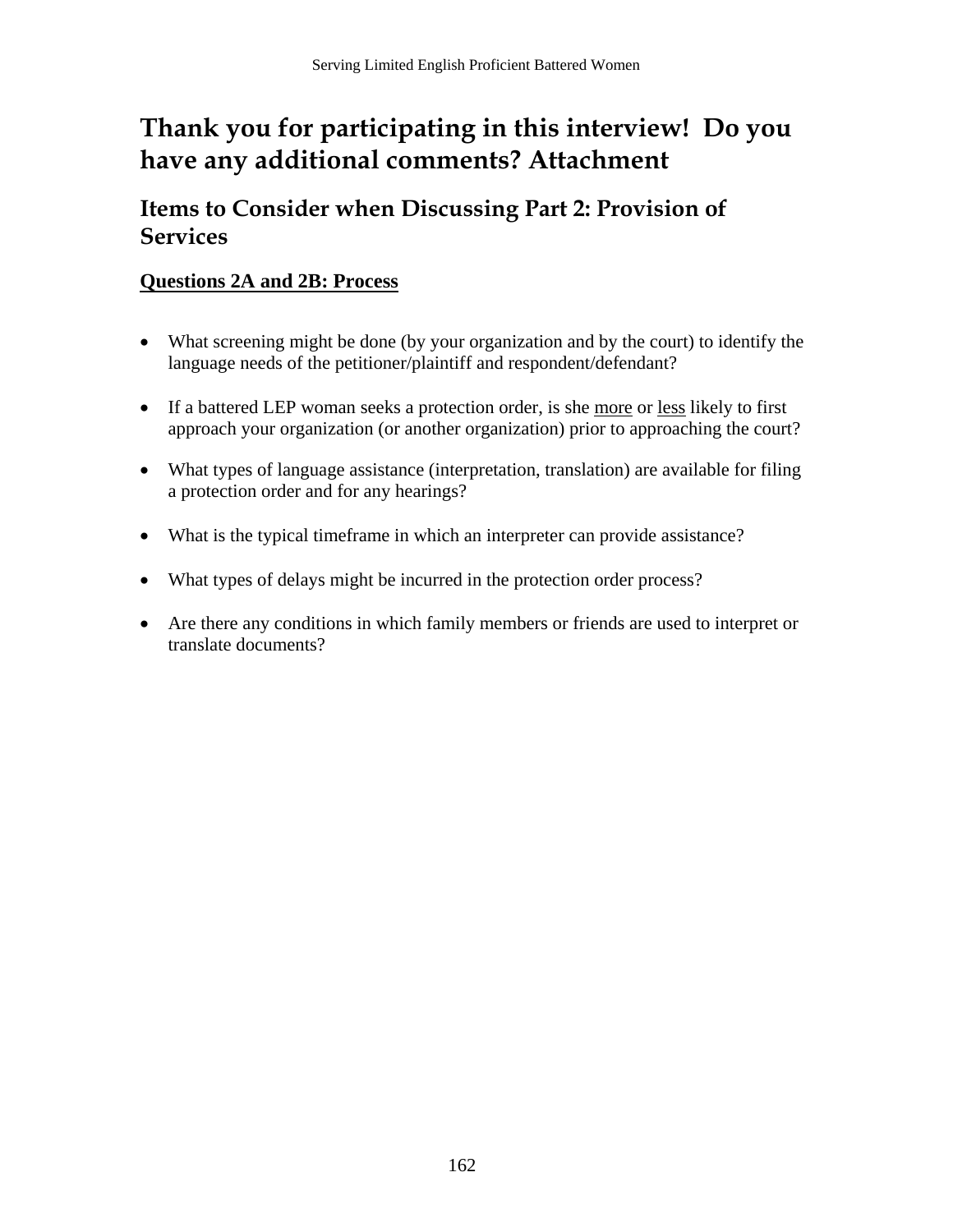# Thank you for participating in this interview! Do you have any additional comments? Attachment

## Items to Consider when Discussing Part 2: Provision of Services

### Questions 2A and 2B: Process

- What screening might be done (by your organization and by the court) to identify the language needs of the petitioner/plaintiff and respondent/defendant?
- If a battered LEP woman seeks a protection order, is she more or less likely to first approach your organization (or another organization) prior to approaching the court?
- What types of language assistance (interpretation, translation) are available for filing a protection order and for any hearings?
- What is the typical timeframe in which an interpreter can provide assistance?
- What types of delays might be incurred in the protection order process?
- Are there any conditions in which family members or friends are used to interpret or translate documents?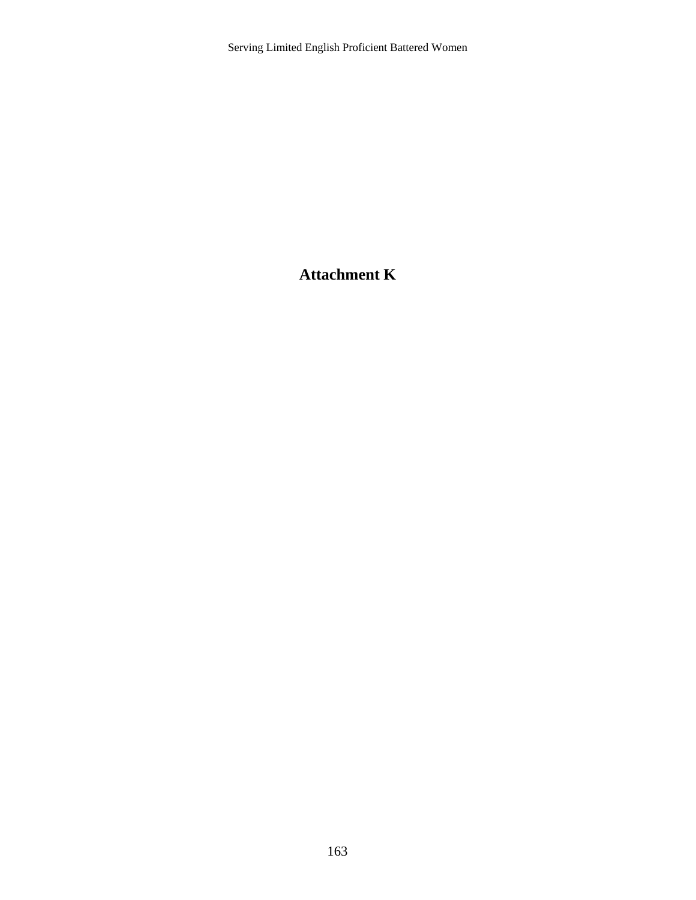# Attachment K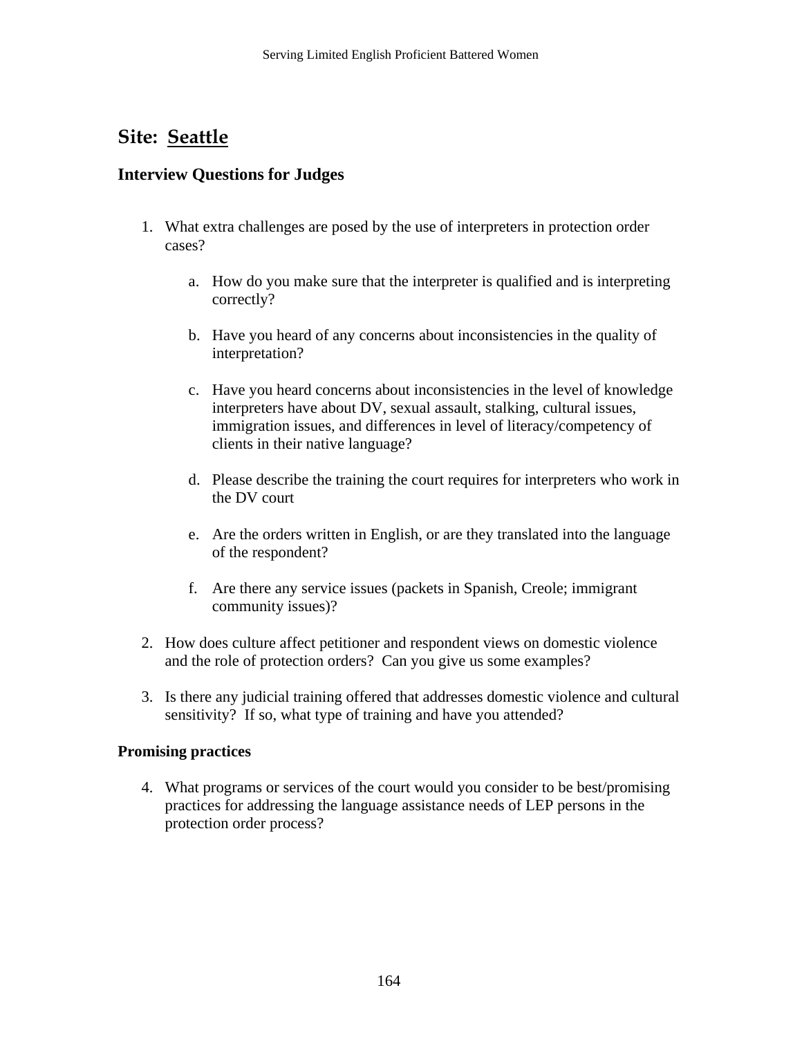## Site: Seattle

### Interview Questions for Judges

1. What extra challenges are posed by the use of interpreters in protection order cases?

    a. How do you make sure that the interpreter is qualified and is interpreting correctly?

    b. Have you heard of any concerns about inconsistencies in the quality of interpretation?

    c. Have you heard concerns about inconsistencies in the level of knowledge interpreters have about DV, sexual assault, stalking, cultural issues, immigration issues, and differences in level of literacy/competency of clients in their native language?

    d. Please describe the training the court requires for interpreters who work in the DV court

    e. Are the orders written in English, or are they translated into the language of the respondent?

    f. Are there any service issues (packets in Spanish, Creole; immigrant community issues)?

2. How does culture affect petitioner and respondent views on domestic violence and the role of protection orders? Can you give us some examples?

3. Is there any judicial training offered that addresses domestic violence and cultural sensitivity? If so, what type of training and have you attended?

### Promising practices

4. What programs or services of the court would you consider to be best/promising practices for addressing the language assistance needs of LEP persons in the protection order process?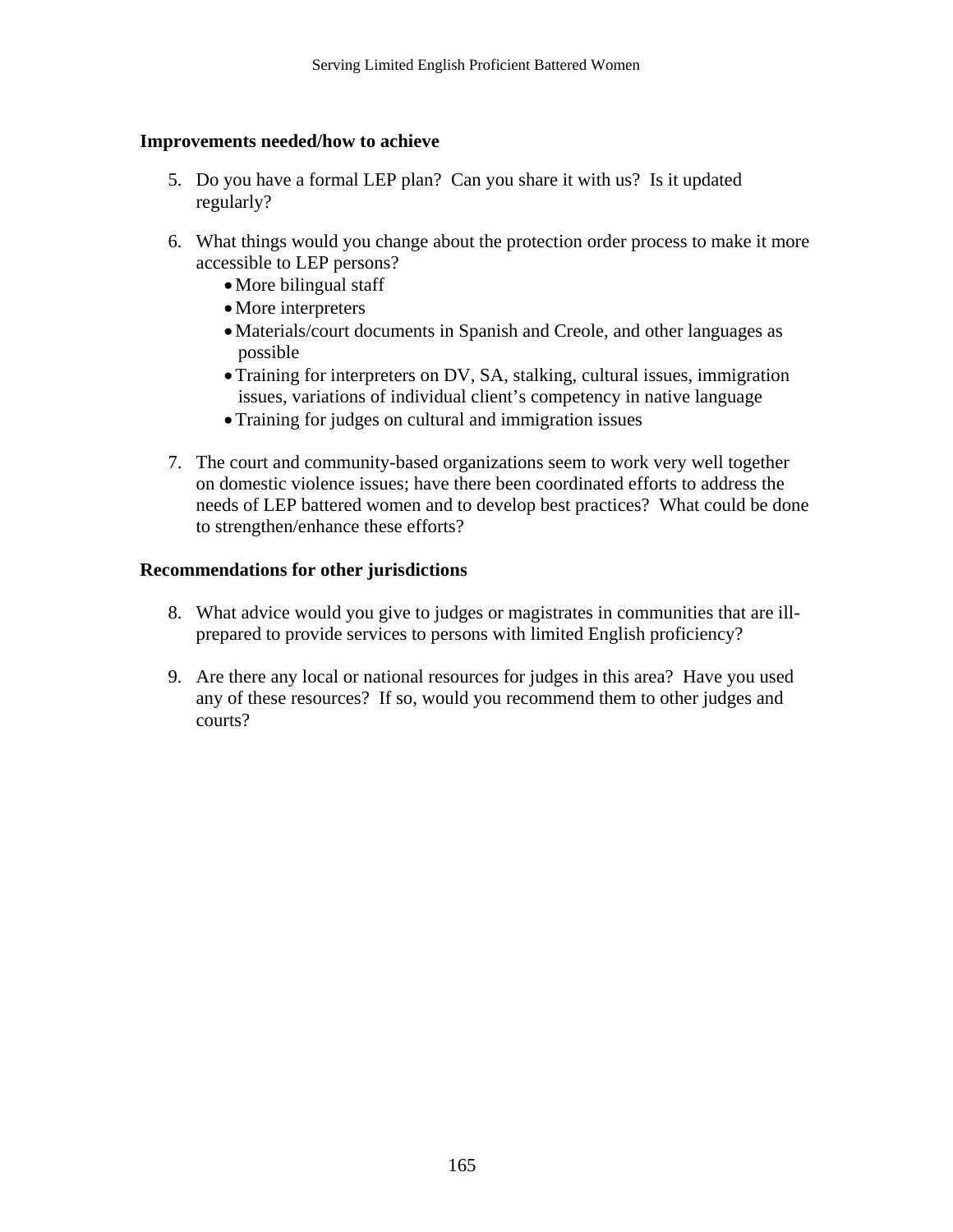**Improvements needed/how to achieve**

5. Do you have a formal LEP plan? Can you share it with us? Is it updated regularly?

6. What things would you change about the protection order process to make it more accessible to LEP persons?
   - More bilingual staff
   - More interpreters
   - Materials/court documents in Spanish and Creole, and other languages as possible
   - Training for interpreters on DV, SA, stalking, cultural issues, immigration issues, variations of individual client's competency in native language
   - Training for judges on cultural and immigration issues

7. The court and community-based organizations seem to work very well together on domestic violence issues; have there been coordinated efforts to address the needs of LEP battered women and to develop best practices? What could be done to strengthen/enhance these efforts?

**Recommendations for other jurisdictions**

8. What advice would you give to judges or magistrates in communities that are ill-prepared to provide services to persons with limited English proficiency?

9. Are there any local or national resources for judges in this area? Have you used any of these resources? If so, would you recommend them to other judges and courts?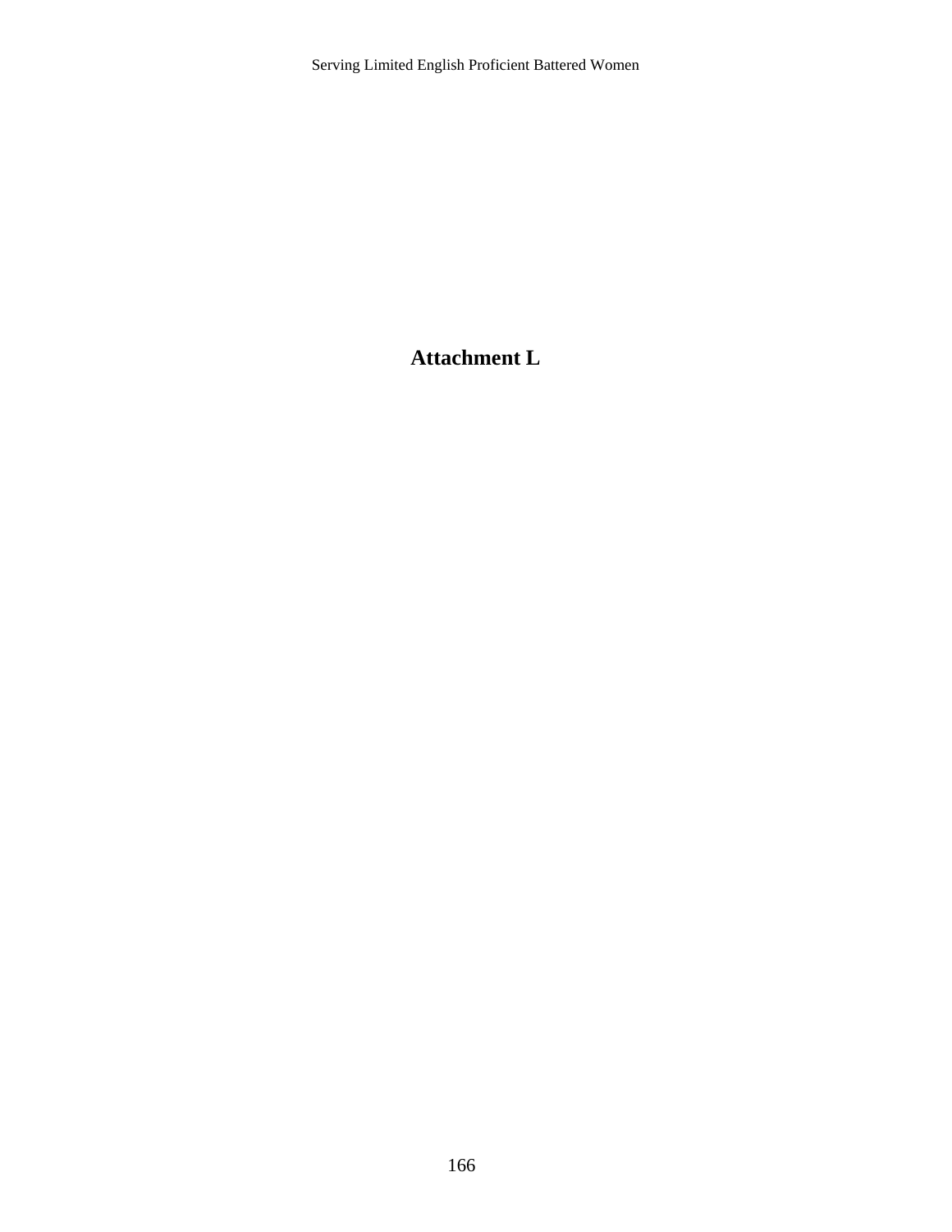# Attachment L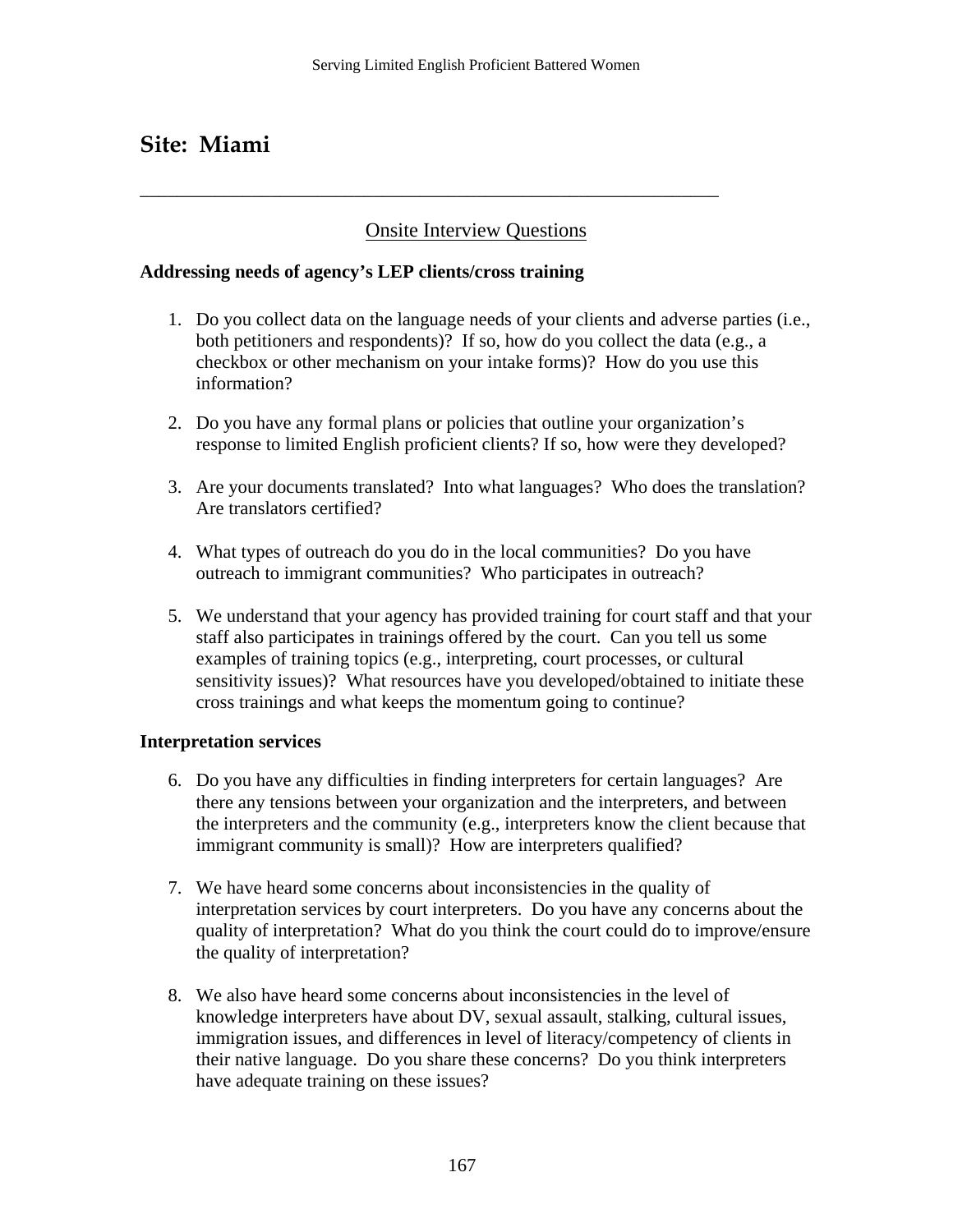## Site: Miami

---

Onsite Interview Questions

**Addressing needs of agency's LEP clients/cross training**

1. Do you collect data on the language needs of your clients and adverse parties (i.e., both petitioners and respondents)? If so, how do you collect the data (e.g., a checkbox or other mechanism on your intake forms)? How do you use this information?

2. Do you have any formal plans or policies that outline your organization's response to limited English proficient clients? If so, how were they developed?

3. Are your documents translated? Into what languages? Who does the translation? Are translators certified?

4. What types of outreach do you do in the local communities? Do you have outreach to immigrant communities? Who participates in outreach?

5. We understand that your agency has provided training for court staff and that your staff also participates in trainings offered by the court. Can you tell us some examples of training topics (e.g., interpreting, court processes, or cultural sensitivity issues)? What resources have you developed/obtained to initiate these cross trainings and what keeps the momentum going to continue?

**Interpretation services**

6. Do you have any difficulties in finding interpreters for certain languages? Are there any tensions between your organization and the interpreters, and between the interpreters and the community (e.g., interpreters know the client because that immigrant community is small)? How are interpreters qualified?

7. We have heard some concerns about inconsistencies in the quality of interpretation services by court interpreters. Do you have any concerns about the quality of interpretation? What do you think the court could do to improve/ensure the quality of interpretation?

8. We also have heard some concerns about inconsistencies in the level of knowledge interpreters have about DV, sexual assault, stalking, cultural issues, immigration issues, and differences in level of literacy/competency of clients in their native language. Do you share these concerns? Do you think interpreters have adequate training on these issues?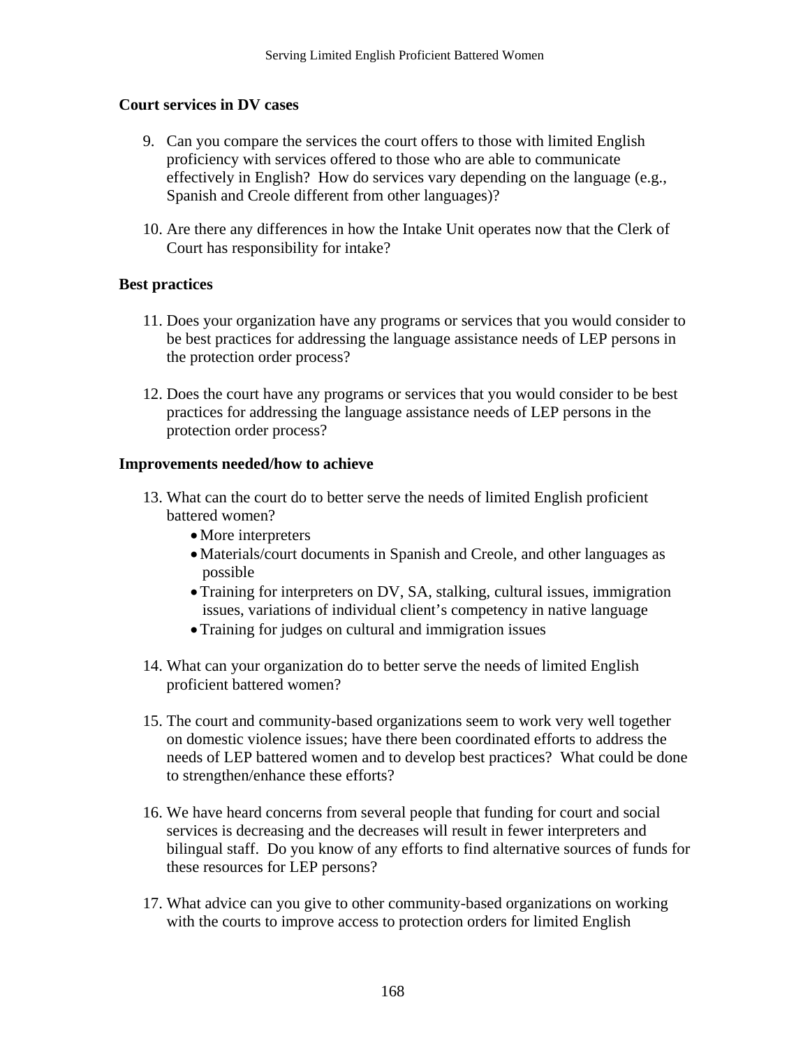**Court services in DV cases**

9. Can you compare the services the court offers to those with limited English proficiency with services offered to those who are able to communicate effectively in English? How do services vary depending on the language (e.g., Spanish and Creole different from other languages)?

10. Are there any differences in how the Intake Unit operates now that the Clerk of Court has responsibility for intake?

**Best practices**

11. Does your organization have any programs or services that you would consider to be best practices for addressing the language assistance needs of LEP persons in the protection order process?

12. Does the court have any programs or services that you would consider to be best practices for addressing the language assistance needs of LEP persons in the protection order process?

**Improvements needed/how to achieve**

13. What can the court do to better serve the needs of limited English proficient battered women?
    - More interpreters
    - Materials/court documents in Spanish and Creole, and other languages as possible
    - Training for interpreters on DV, SA, stalking, cultural issues, immigration issues, variations of individual client's competency in native language
    - Training for judges on cultural and immigration issues

14. What can your organization do to better serve the needs of limited English proficient battered women?

15. The court and community-based organizations seem to work very well together on domestic violence issues; have there been coordinated efforts to address the needs of LEP battered women and to develop best practices? What could be done to strengthen/enhance these efforts?

16. We have heard concerns from several people that funding for court and social services is decreasing and the decreases will result in fewer interpreters and bilingual staff. Do you know of any efforts to find alternative sources of funds for these resources for LEP persons?

17. What advice can you give to other community-based organizations on working with the courts to improve access to protection orders for limited English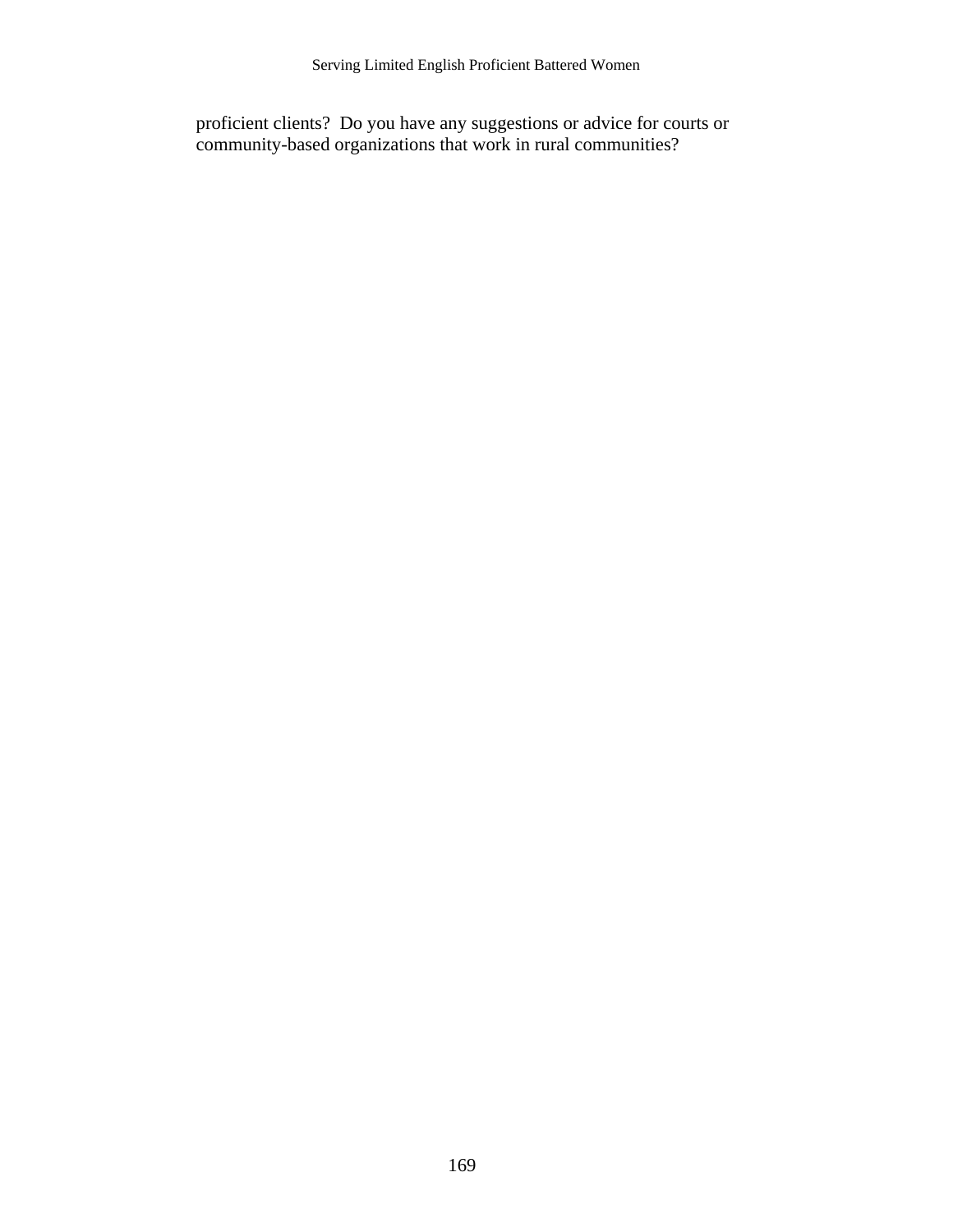proficient clients? Do you have any suggestions or advice for courts or community-based organizations that work in rural communities?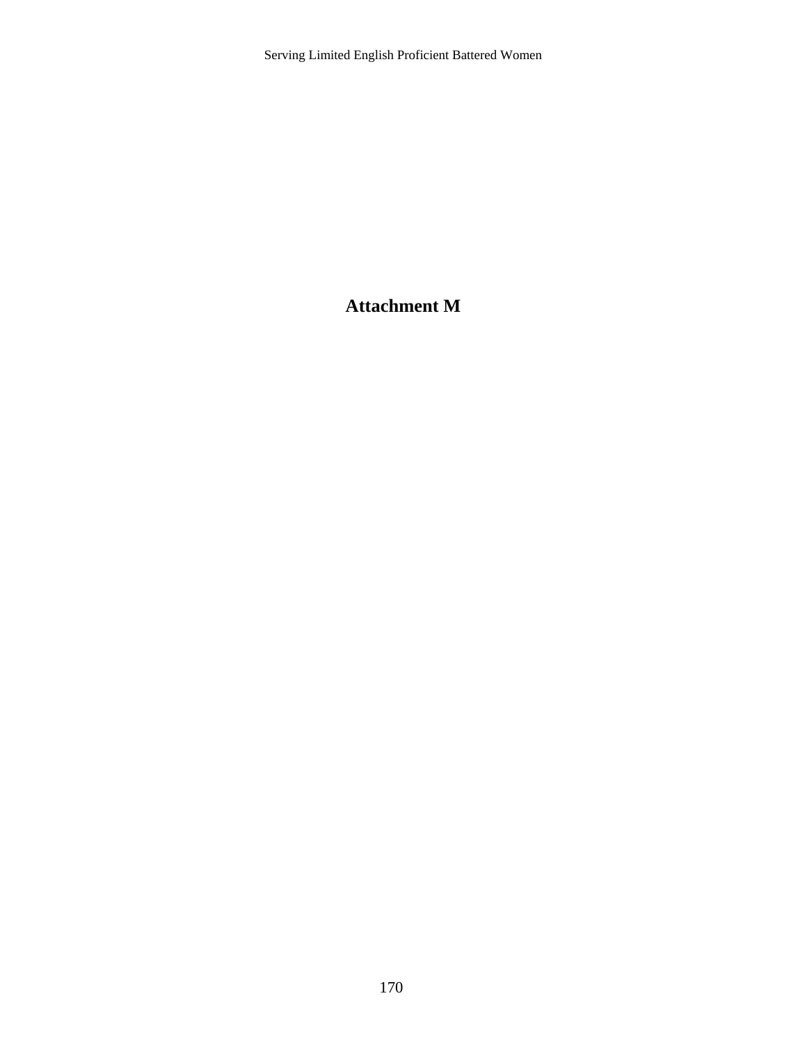# Attachment M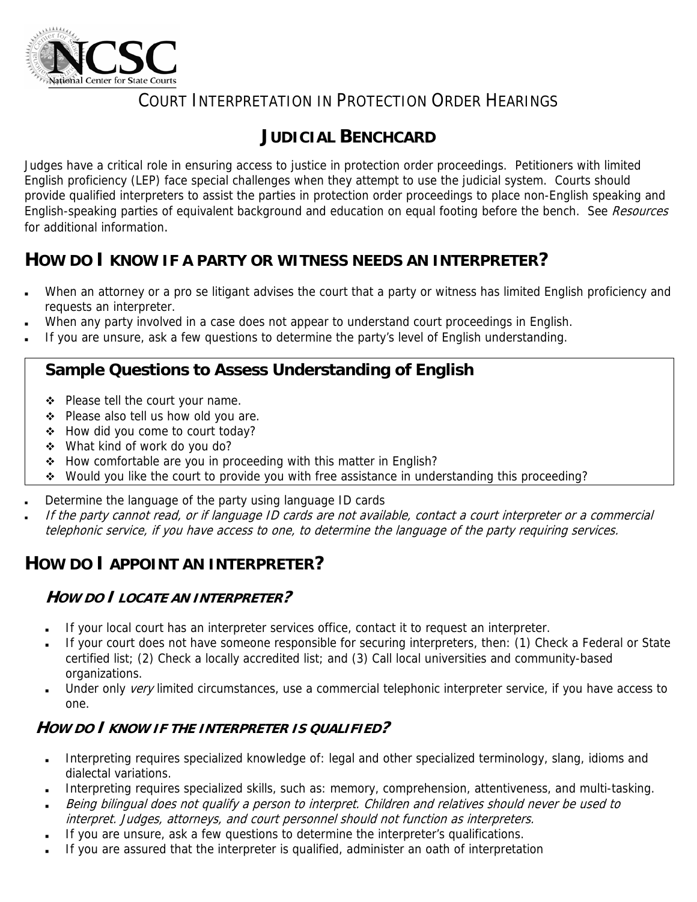# COURT INTERPRETATION IN PROTECTION ORDER HEARINGS

## JUDICIAL BENCHCARD

Judges have a critical role in ensuring access to justice in protection order proceedings. Petitioners with limited English proficiency (LEP) face special challenges when they attempt to use the judicial system. Courts should provide qualified interpreters to assist the parties in protection order proceedings to place non-English speaking and English-speaking parties of equivalent background and education on equal footing before the bench. See *Resources* for additional information.

## HOW DO I KNOW IF A PARTY OR WITNESS NEEDS AN INTERPRETER?

- When an attorney or a pro se litigant advises the court that a party or witness has limited English proficiency and requests an interpreter.
- When any party involved in a case does not appear to understand court proceedings in English.
- If you are unsure, ask a few questions to determine the party's level of English understanding.

### Sample Questions to Assess Understanding of English

- Please tell the court your name.
- Please also tell us how old you are.
- How did you come to court today?
- What kind of work do you do?
- How comfortable are you in proceeding with this matter in English?
- Would you like the court to provide you with free assistance in understanding this proceeding?

- Determine the language of the party using language ID cards
- *If the party cannot read, or if language ID cards are not available, contact a court interpreter or a commercial telephonic service, if you have access to one, to determine the language of the party requiring services.*

## HOW DO I APPOINT AN INTERPRETER?

### HOW DO I LOCATE AN INTERPRETER?

- If your local court has an interpreter services office, contact it to request an interpreter.
- If your court does not have someone responsible for securing interpreters, then: (1) Check a Federal or State certified list; (2) Check a locally accredited list; and (3) Call local universities and community-based organizations.
- Under only *very* limited circumstances, use a commercial telephonic interpreter service, if you have access to one.

### HOW DO I KNOW IF THE INTERPRETER IS QUALIFIED?

- Interpreting requires specialized knowledge of: legal and other specialized terminology, slang, idioms and dialectal variations.
- Interpreting requires specialized skills, such as: memory, comprehension, attentiveness, and multi-tasking.
- *Being bilingual does not qualify a person to interpret. Children and relatives should never be used to interpret. Judges, attorneys, and court personnel should not function as interpreters.*
- If you are unsure, ask a few questions to determine the interpreter's qualifications.
- If you are assured that the interpreter is qualified, administer an oath of interpretation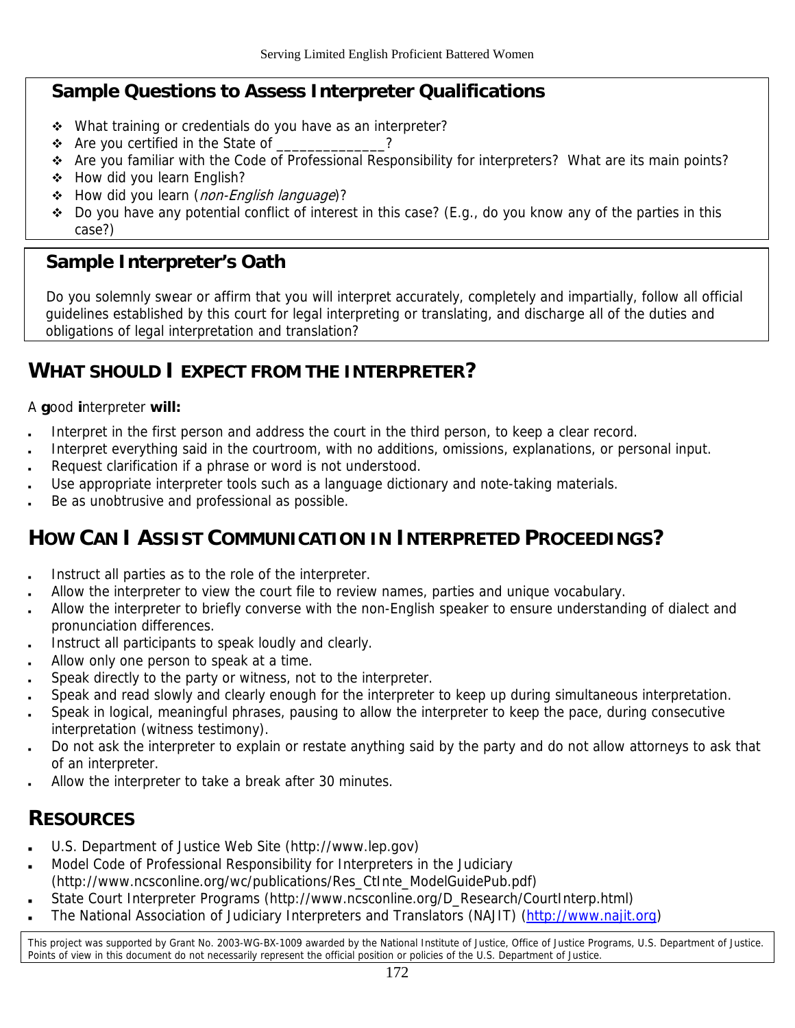## Sample Questions to Assess Interpreter Qualifications

- What training or credentials do you have as an interpreter?
- Are you certified in the State of ______________?
- Are you familiar with the Code of Professional Responsibility for interpreters? What are its main points?
- How did you learn English?
- How did you learn (*non-English language*)?
- Do you have any potential conflict of interest in this case? (E.g., do you know any of the parties in this case?)

## Sample Interpreter's Oath

Do you solemnly swear or affirm that you will interpret accurately, completely and impartially, follow all official guidelines established by this court for legal interpreting or translating, and discharge all of the duties and obligations of legal interpretation and translation?

## WHAT SHOULD I EXPECT FROM THE INTERPRETER?

A **g**ood **i**nterpreter **will:**

- Interpret in the first person and address the court in the third person, to keep a clear record.
- Interpret everything said in the courtroom, with no additions, omissions, explanations, or personal input.
- Request clarification if a phrase or word is not understood.
- Use appropriate interpreter tools such as a language dictionary and note-taking materials.
- Be as unobtrusive and professional as possible.

## HOW CAN I ASSIST COMMUNICATION IN INTERPRETED PROCEEDINGS?

- Instruct all parties as to the role of the interpreter.
- Allow the interpreter to view the court file to review names, parties and unique vocabulary.
- Allow the interpreter to briefly converse with the non-English speaker to ensure understanding of dialect and pronunciation differences.
- Instruct all participants to speak loudly and clearly.
- Allow only one person to speak at a time.
- Speak directly to the party or witness, not to the interpreter.
- Speak and read slowly and clearly enough for the interpreter to keep up during simultaneous interpretation.
- Speak in logical, meaningful phrases, pausing to allow the interpreter to keep the pace, during consecutive interpretation (witness testimony).
- Do not ask the interpreter to explain or restate anything said by the party and do not allow attorneys to ask that of an interpreter.
- Allow the interpreter to take a break after 30 minutes.

## RESOURCES

- U.S. Department of Justice Web Site (http://www.lep.gov)
- Model Code of Professional Responsibility for Interpreters in the Judiciary (http://www.ncsconline.org/wc/publications/Res_CtInte_ModelGuidePub.pdf)
- State Court Interpreter Programs (http://www.ncsconline.org/D_Research/CourtInterp.html)
- The National Association of Judiciary Interpreters and Translators (NAJIT) (http://www.najit.org)

This project was supported by Grant No. 2003-WG-BX-1009 awarded by the National Institute of Justice, Office of Justice Programs, U.S. Department of Justice. Points of view in this document do not necessarily represent the official position or policies of the U.S. Department of Justice.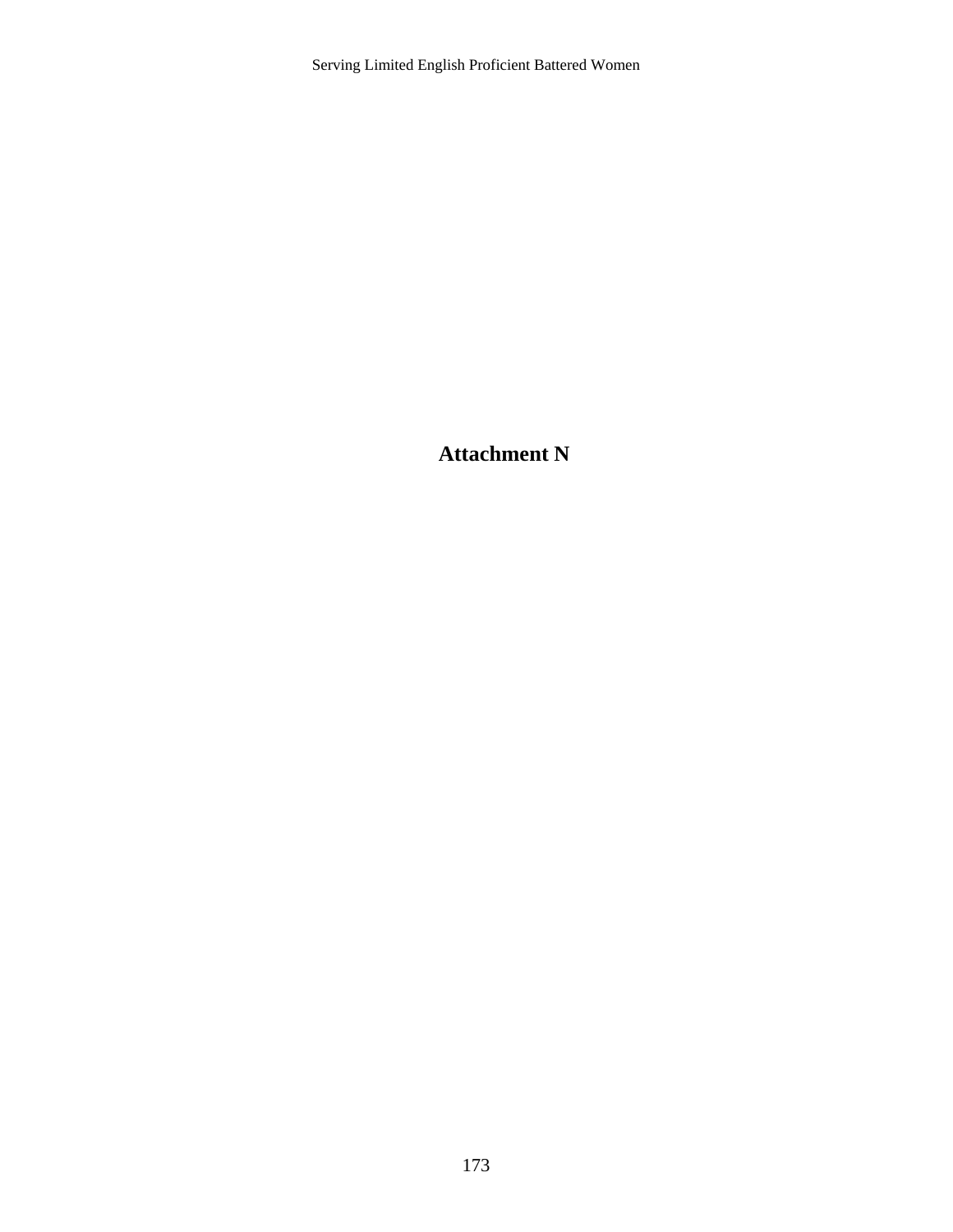# Attachment N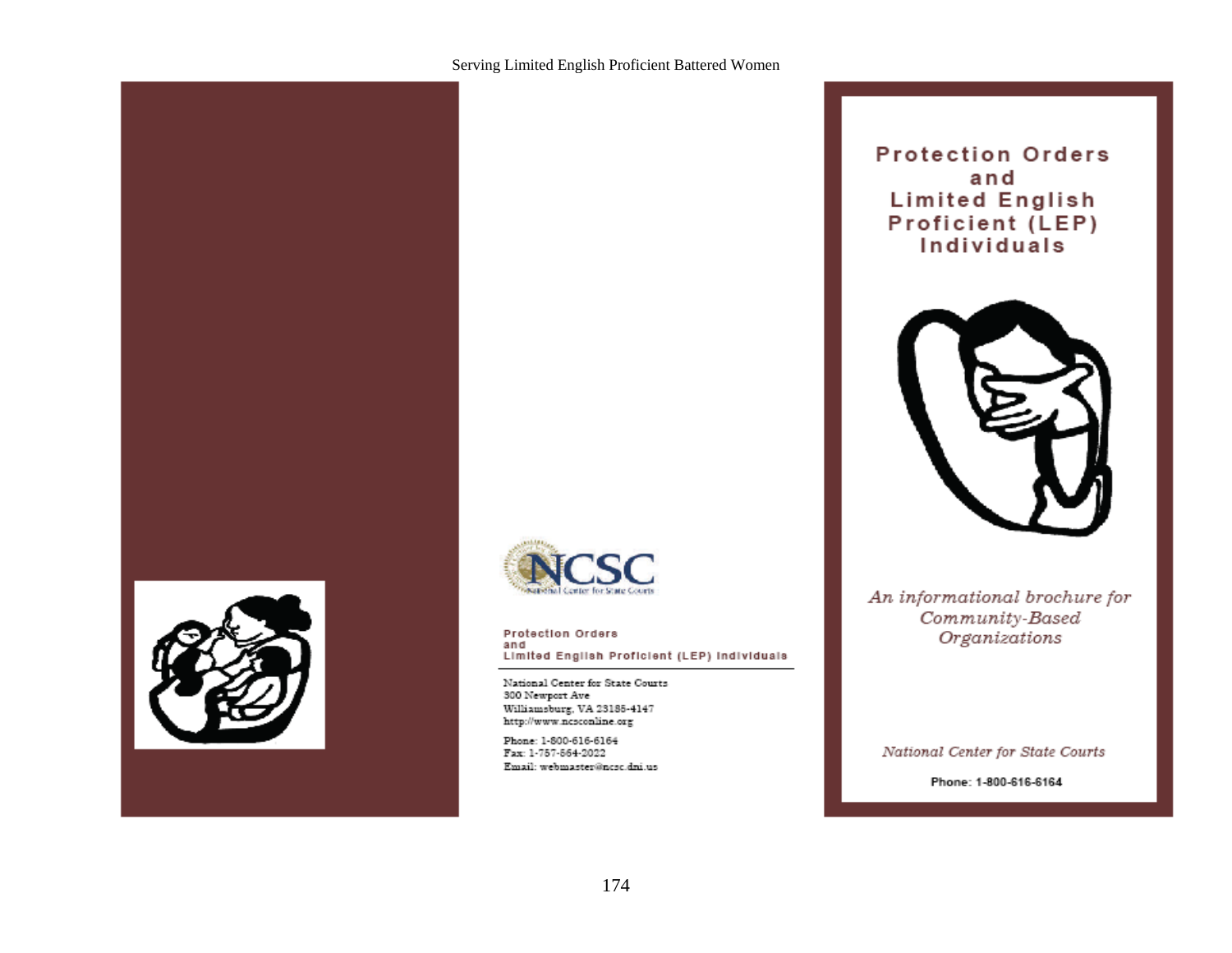Protection Orders
and
Limited English Proficient (LEP) Individuals

National Center for State Courts
300 Newport Ave
Williamsburg, VA 23185-4147
http://www.ncsconline.org

Phone: 1-800-616-6164
Fax: 1-757-564-2022
Email: webmaster@ncsc.dni.us

# Protection Orders and Limited English Proficient (LEP) Individuals

*An informational brochure for Community-Based Organizations*

*National Center for State Courts*

**Phone: 1-800-616-6164**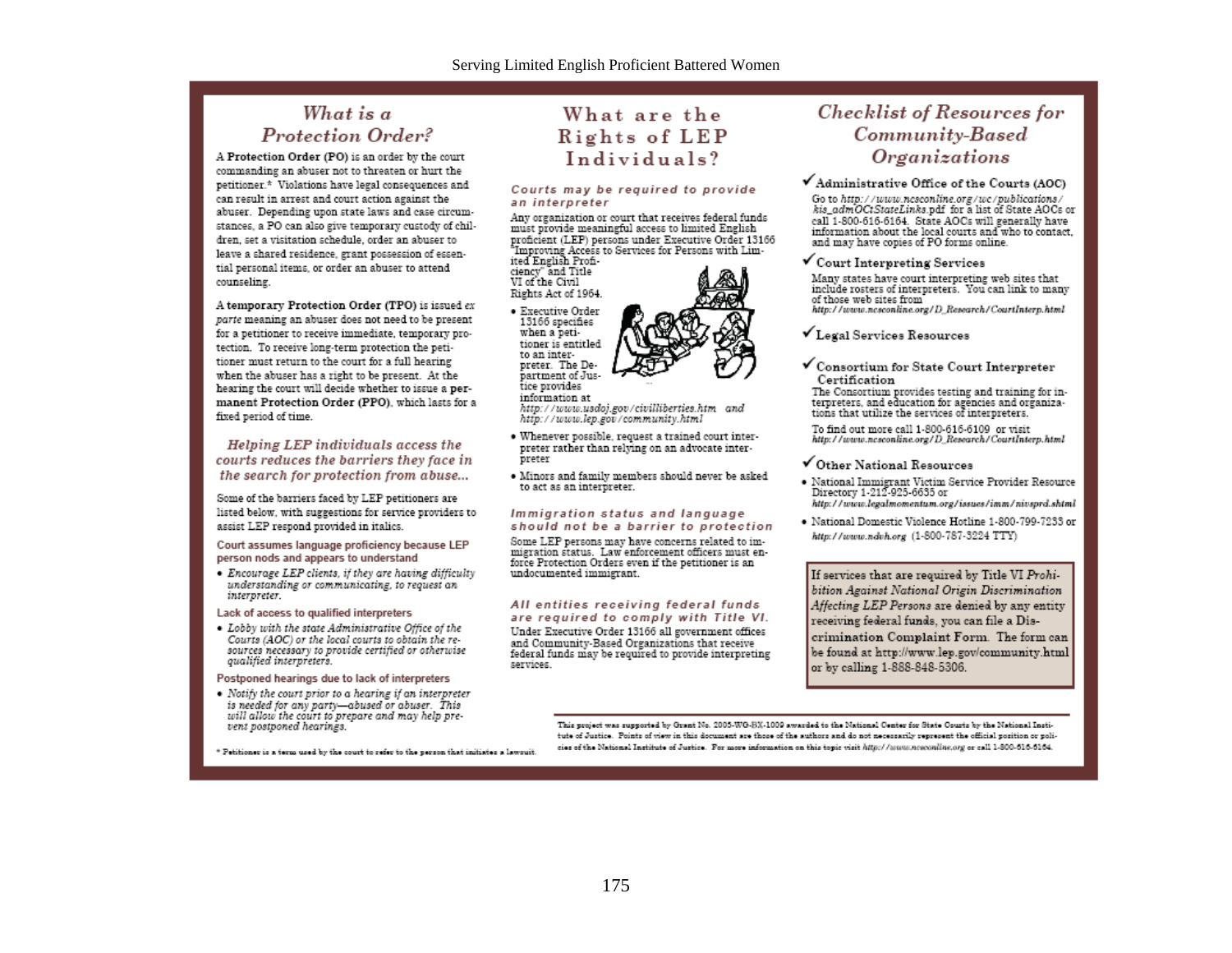## What is a Protection Order?

A **Protection Order (PO)** is an order by the court commanding an abuser not to threaten or hurt the petitioner.* Violations have legal consequences and can result in arrest and court action against the abuser. Depending upon state laws and case circumstances, a PO can also give temporary custody of children, set a visitation schedule, order an abuser to leave a shared residence, grant possession of essential personal items, or order an abuser to attend counseling.

A **temporary Protection Order (TPO)** is issued *ex parte* meaning an abuser does not need to be present for a petitioner to receive immediate, temporary protection. To receive long-term protection the petitioner must return to the court for a full hearing when the abuser has a right to be present. At the hearing the court will decide whether to issue a **permanent Protection Order (PPO)**, which lasts for a fixed period of time.

### *Helping LEP individuals access the courts reduces the barriers they face in the search for protection from abuse...*

Some of the barriers faced by LEP petitioners are listed below, with suggestions for service providers to assist LEP respond provided in italics.

**Court assumes language proficiency because LEP person nods and appears to understand**

- *Encourage LEP clients, if they are having difficulty understanding or communicating, to request an interpreter.*

**Lack of access to qualified interpreters**

- *Lobby with the state Administrative Office of the Courts (AOC) or the local courts to obtain the resources necessary to provide certified or otherwise qualified interpreters.*

**Postponed hearings due to lack of interpreters**

- *Notify the court prior to a hearing if an interpreter is needed for any party—abused or abuser. This will allow the court to prepare and may help prevent postponed hearings.*

\* Petitioner is a term used by the court to refer to the person that initiates a lawsuit.

## What are the Rights of LEP Individuals?

### *Courts may be required to provide an interpreter*

Any organization or court that receives federal funds must provide meaningful access to limited English proficient (LEP) persons under Executive Order 13166 "Improving Access to Services for Persons with Limited English Proficiency" and Title VI of the Civil Rights Act of 1964.

- Executive Order 13166 specifies when a petitioner is entitled to an interpreter. The Department of Justice provides information at *http://www.usdoj.gov/civilliberties.htm* and *http://www.lep.gov/community.html*
- Whenever possible, request a trained court interpreter rather than relying on an advocate interpreter
- Minors and family members should never be asked to act as an interpreter.

### *Immigration status and language should not be a barrier to protection*

Some LEP persons may have concerns related to immigration status. Law enforcement officers must enforce Protection Orders even if the petitioner is an undocumented immigrant.

### *All entities receiving federal funds are required to comply with Title VI.*

Under Executive Order 13166 all government offices and Community-Based Organizations that receive federal funds may be required to provide interpreting services.

## Checklist of Resources for Community-Based Organizations

✓ **Administrative Office of the Courts (AOC)**

Go to *http://www.ncsconline.org/wc/publications/kis_admOCtStateLinks.pdf* for a list of State AOCs or call 1-800-616-6164. State AOCs will generally have information about the local courts and who to contact, and may have copies of PO forms online.

✓ **Court Interpreting Services**

Many states have court interpreting web sites that include rosters of interpreters. You can link to many of those web sites from *http://www.ncsconline.org/D_Research/CourtInterp.html*

✓ **Legal Services Resources**

✓ **Consortium for State Court Interpreter Certification**

The Consortium provides testing and training for interpreters, and education for agencies and organizations that utilize the services of interpreters.

To find out more call 1-800-616-6109 or visit *http://www.ncsconline.org/D_Research/CourtInterp.html*

✓ **Other National Resources**

- National Immigrant Victim Service Provider Resource Directory 1-212-925-6635 or *http://www.legalmomentum.org/issues/imm/nivsprd.shtml*
- National Domestic Violence Hotline 1-800-799-7233 or *http://www.ndvh.org* (1-800-787-3224 TTY)

If services that are required by Title VI *Prohibition Against National Origin Discrimination Affecting LEP Persons* are denied by any entity receiving federal funds, you can file a Discrimination Complaint Form. The form can be found at http://www.lep.gov/community.html or by calling 1-888-848-5306.

This project was supported by Grant No. 2005-WG-BX-1009 awarded to the National Center for State Courts by the National Institute of Justice. Points of view in this document are those of the authors and do not necessarily represent the official position or policies of the National Institute of Justice. For more information on this topic visit *http://www.ncsconline.org* or call 1-800-616-6164.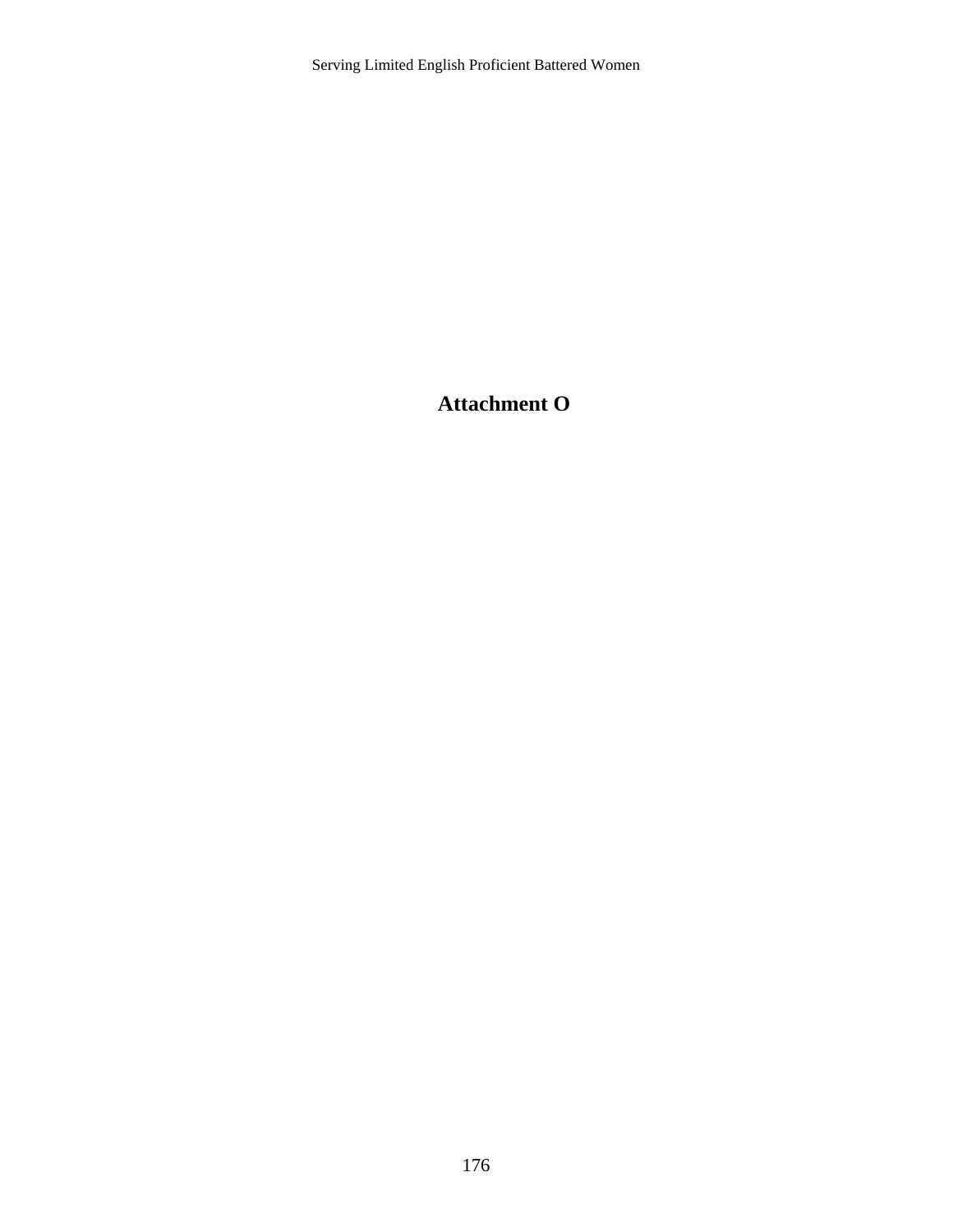# Attachment O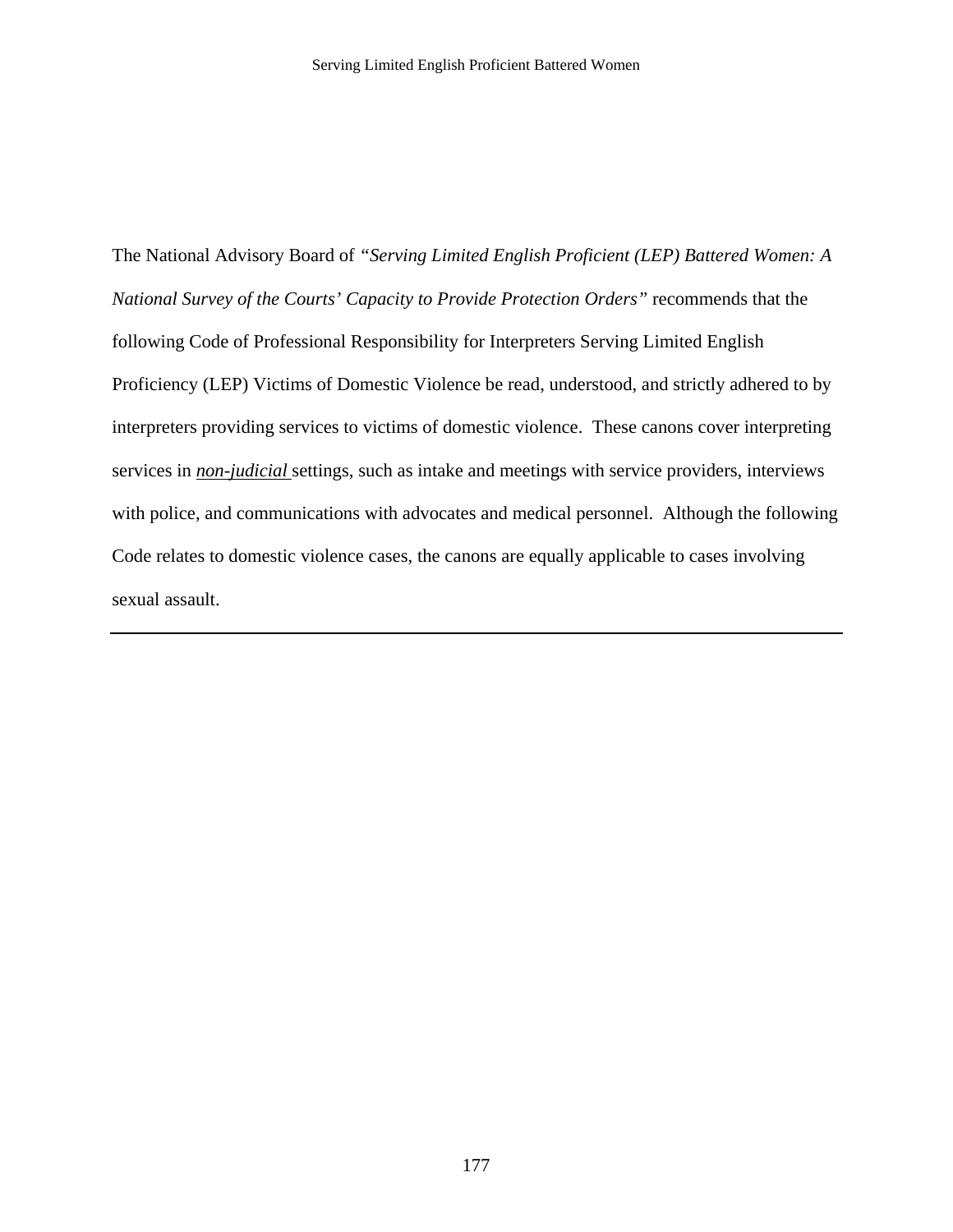The National Advisory Board of *"Serving Limited English Proficient (LEP) Battered Women: A National Survey of the Courts' Capacity to Provide Protection Orders"* recommends that the following Code of Professional Responsibility for Interpreters Serving Limited English Proficiency (LEP) Victims of Domestic Violence be read, understood, and strictly adhered to by interpreters providing services to victims of domestic violence. These canons cover interpreting services in ***<u>non-judicial</u>*** settings, such as intake and meetings with service providers, interviews with police, and communications with advocates and medical personnel. Although the following Code relates to domestic violence cases, the canons are equally applicable to cases involving sexual assault.

---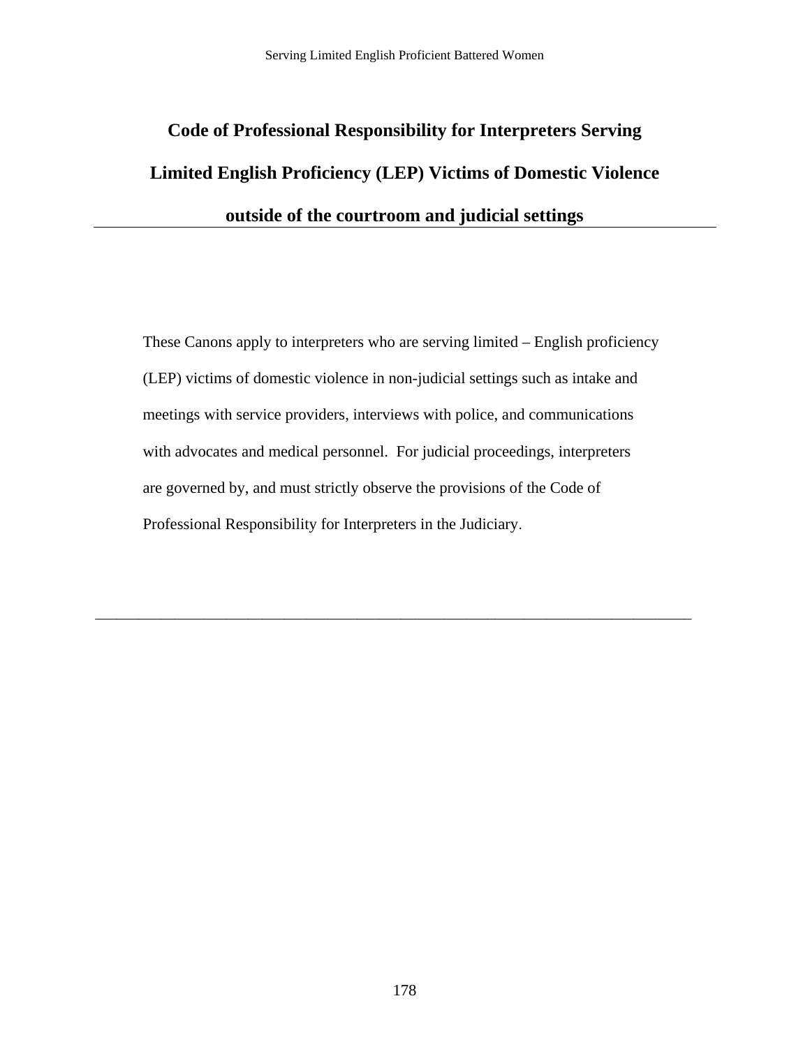# Code of Professional Responsibility for Interpreters Serving Limited English Proficiency (LEP) Victims of Domestic Violence outside of the courtroom and judicial settings

These Canons apply to interpreters who are serving limited – English proficiency (LEP) victims of domestic violence in non-judicial settings such as intake and meetings with service providers, interviews with police, and communications with advocates and medical personnel. For judicial proceedings, interpreters are governed by, and must strictly observe the provisions of the Code of Professional Responsibility for Interpreters in the Judiciary.

---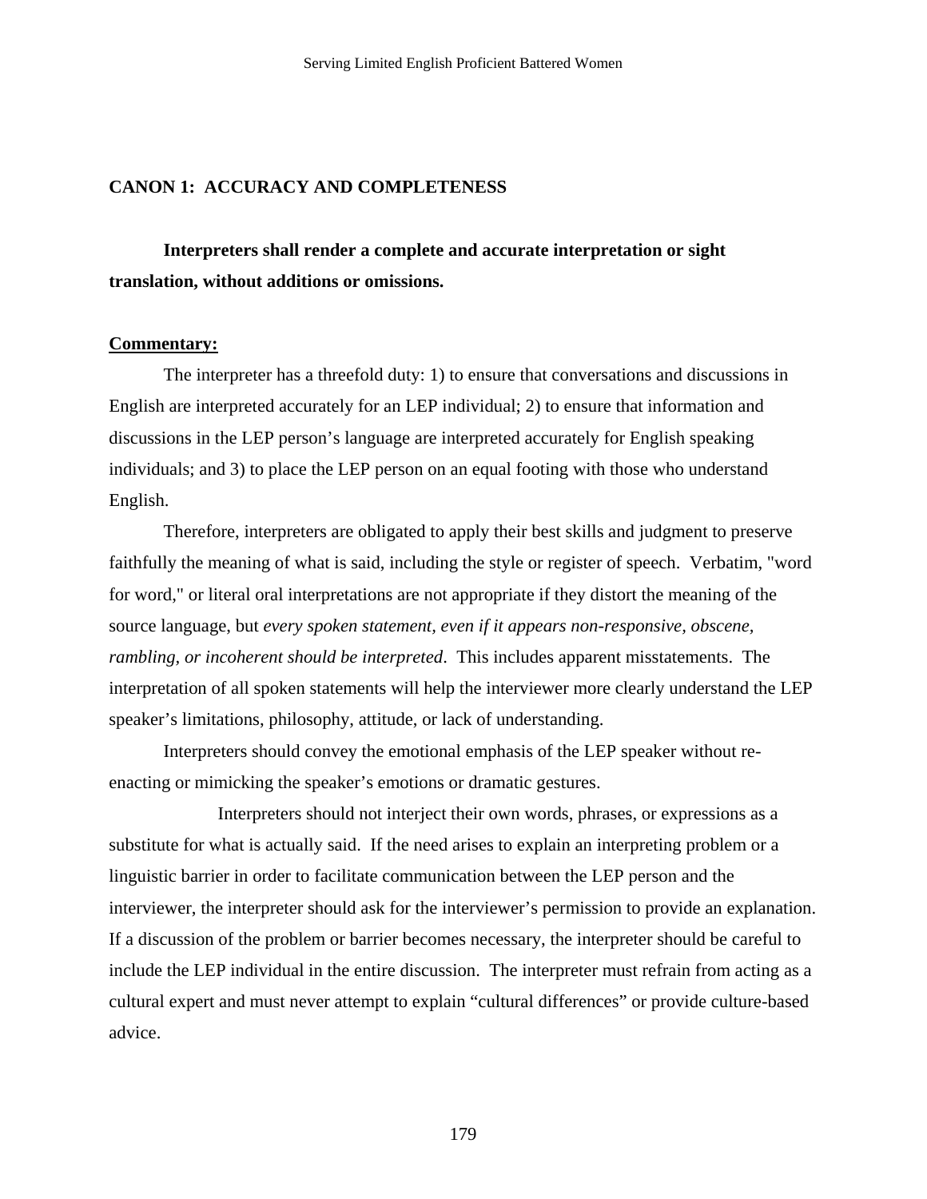## CANON 1: ACCURACY AND COMPLETENESS

**Interpreters shall render a complete and accurate interpretation or sight translation, without additions or omissions.**

**Commentary:**

The interpreter has a threefold duty: 1) to ensure that conversations and discussions in English are interpreted accurately for an LEP individual; 2) to ensure that information and discussions in the LEP person's language are interpreted accurately for English speaking individuals; and 3) to place the LEP person on an equal footing with those who understand English.

Therefore, interpreters are obligated to apply their best skills and judgment to preserve faithfully the meaning of what is said, including the style or register of speech. Verbatim, "word for word," or literal oral interpretations are not appropriate if they distort the meaning of the source language, but *every spoken statement, even if it appears non-responsive, obscene, rambling, or incoherent should be interpreted*. This includes apparent misstatements. The interpretation of all spoken statements will help the interviewer more clearly understand the LEP speaker's limitations, philosophy, attitude, or lack of understanding.

Interpreters should convey the emotional emphasis of the LEP speaker without re-enacting or mimicking the speaker's emotions or dramatic gestures.

Interpreters should not interject their own words, phrases, or expressions as a substitute for what is actually said. If the need arises to explain an interpreting problem or a linguistic barrier in order to facilitate communication between the LEP person and the interviewer, the interpreter should ask for the interviewer's permission to provide an explanation. If a discussion of the problem or barrier becomes necessary, the interpreter should be careful to include the LEP individual in the entire discussion. The interpreter must refrain from acting as a cultural expert and must never attempt to explain "cultural differences" or provide culture-based advice.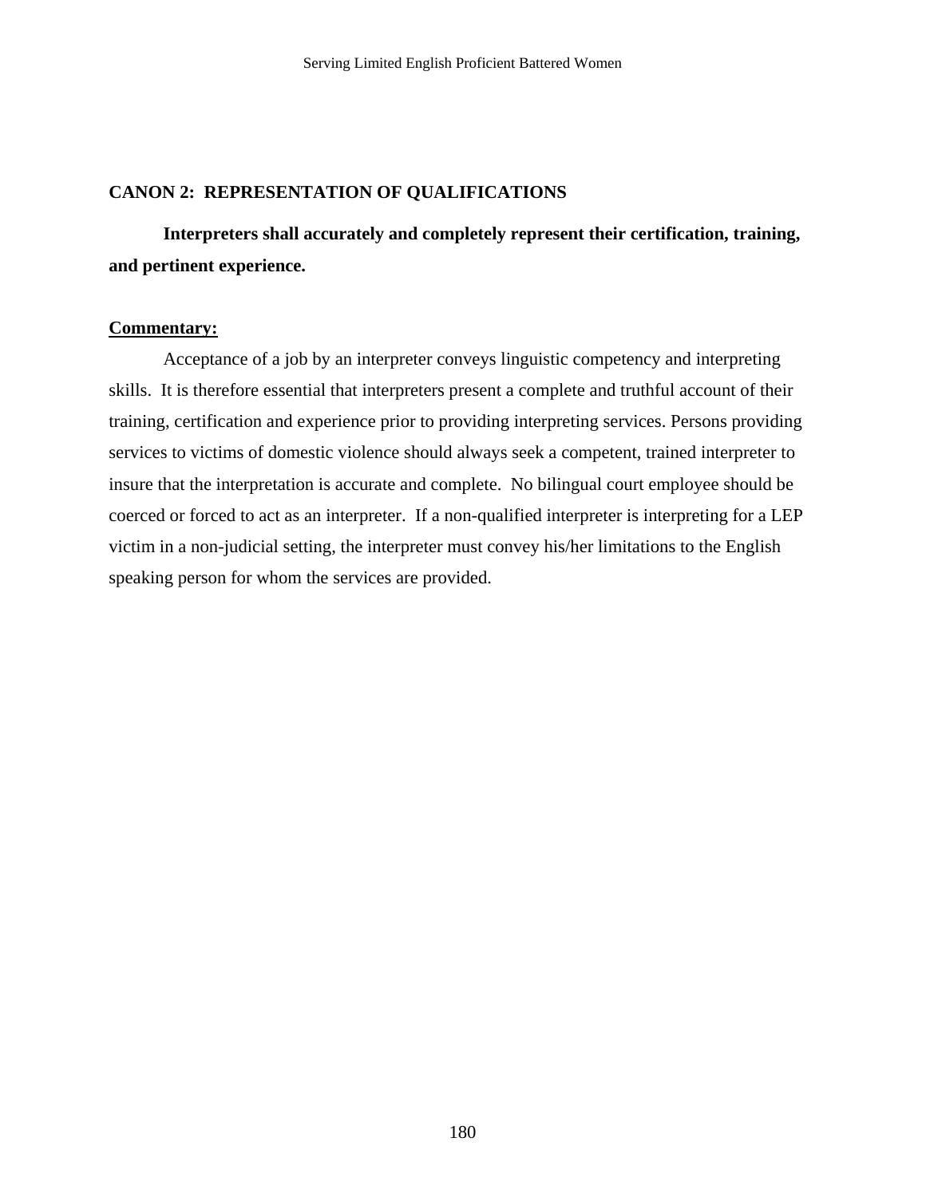## CANON 2: REPRESENTATION OF QUALIFICATIONS

**Interpreters shall accurately and completely represent their certification, training, and pertinent experience.**

**Commentary:**

Acceptance of a job by an interpreter conveys linguistic competency and interpreting skills. It is therefore essential that interpreters present a complete and truthful account of their training, certification and experience prior to providing interpreting services. Persons providing services to victims of domestic violence should always seek a competent, trained interpreter to insure that the interpretation is accurate and complete. No bilingual court employee should be coerced or forced to act as an interpreter. If a non-qualified interpreter is interpreting for a LEP victim in a non-judicial setting, the interpreter must convey his/her limitations to the English speaking person for whom the services are provided.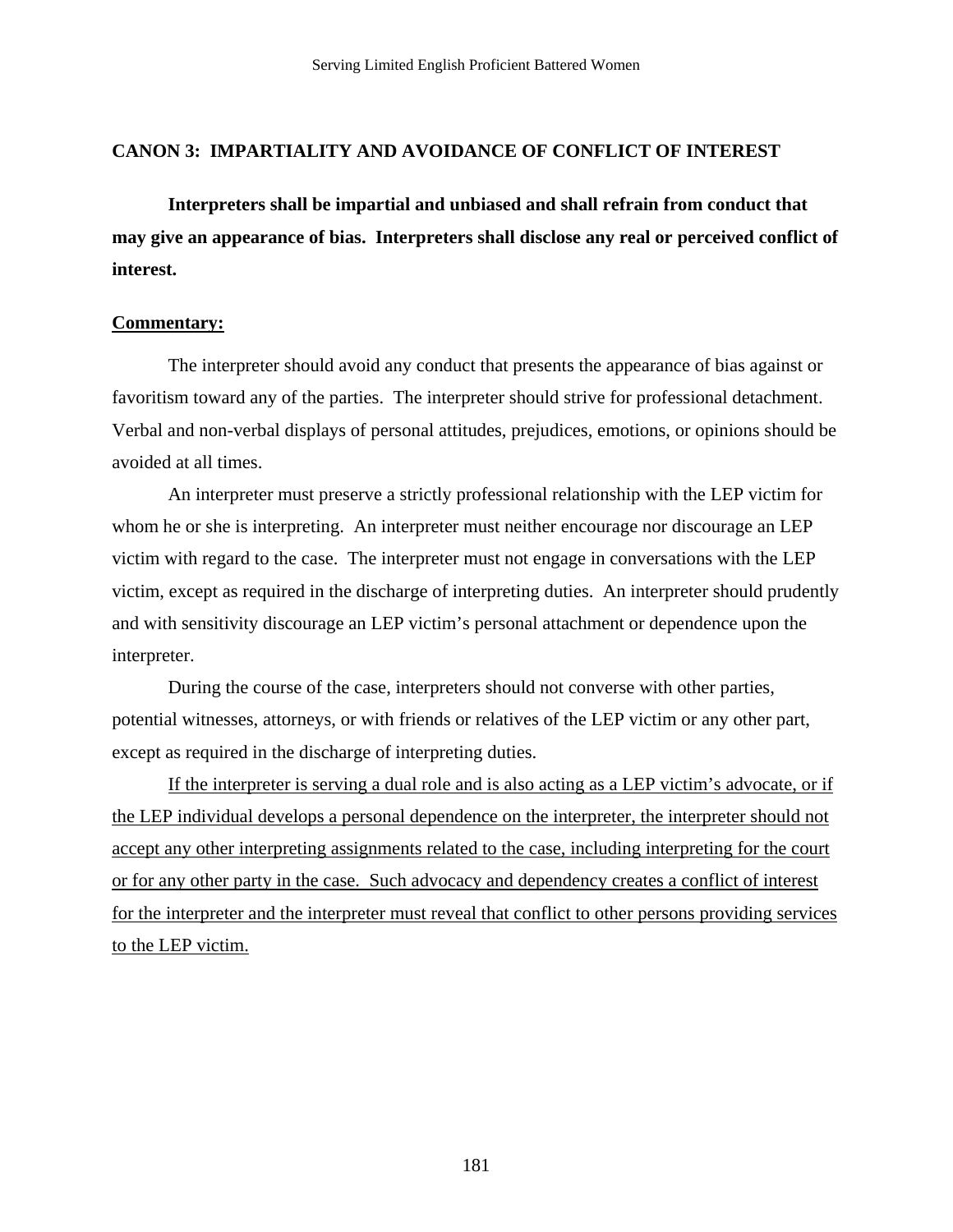## CANON 3: IMPARTIALITY AND AVOIDANCE OF CONFLICT OF INTEREST

**Interpreters shall be impartial and unbiased and shall refrain from conduct that may give an appearance of bias. Interpreters shall disclose any real or perceived conflict of interest.**

**Commentary:**

The interpreter should avoid any conduct that presents the appearance of bias against or favoritism toward any of the parties. The interpreter should strive for professional detachment. Verbal and non-verbal displays of personal attitudes, prejudices, emotions, or opinions should be avoided at all times.

An interpreter must preserve a strictly professional relationship with the LEP victim for whom he or she is interpreting. An interpreter must neither encourage nor discourage an LEP victim with regard to the case. The interpreter must not engage in conversations with the LEP victim, except as required in the discharge of interpreting duties. An interpreter should prudently and with sensitivity discourage an LEP victim's personal attachment or dependence upon the interpreter.

During the course of the case, interpreters should not converse with other parties, potential witnesses, attorneys, or with friends or relatives of the LEP victim or any other part, except as required in the discharge of interpreting duties.

<u>If the interpreter is serving a dual role and is also acting as a LEP victim's advocate, or if the LEP individual develops a personal dependence on the interpreter, the interpreter should not accept any other interpreting assignments related to the case, including interpreting for the court or for any other party in the case. Such advocacy and dependency creates a conflict of interest for the interpreter and the interpreter must reveal that conflict to other persons providing services to the LEP victim.</u>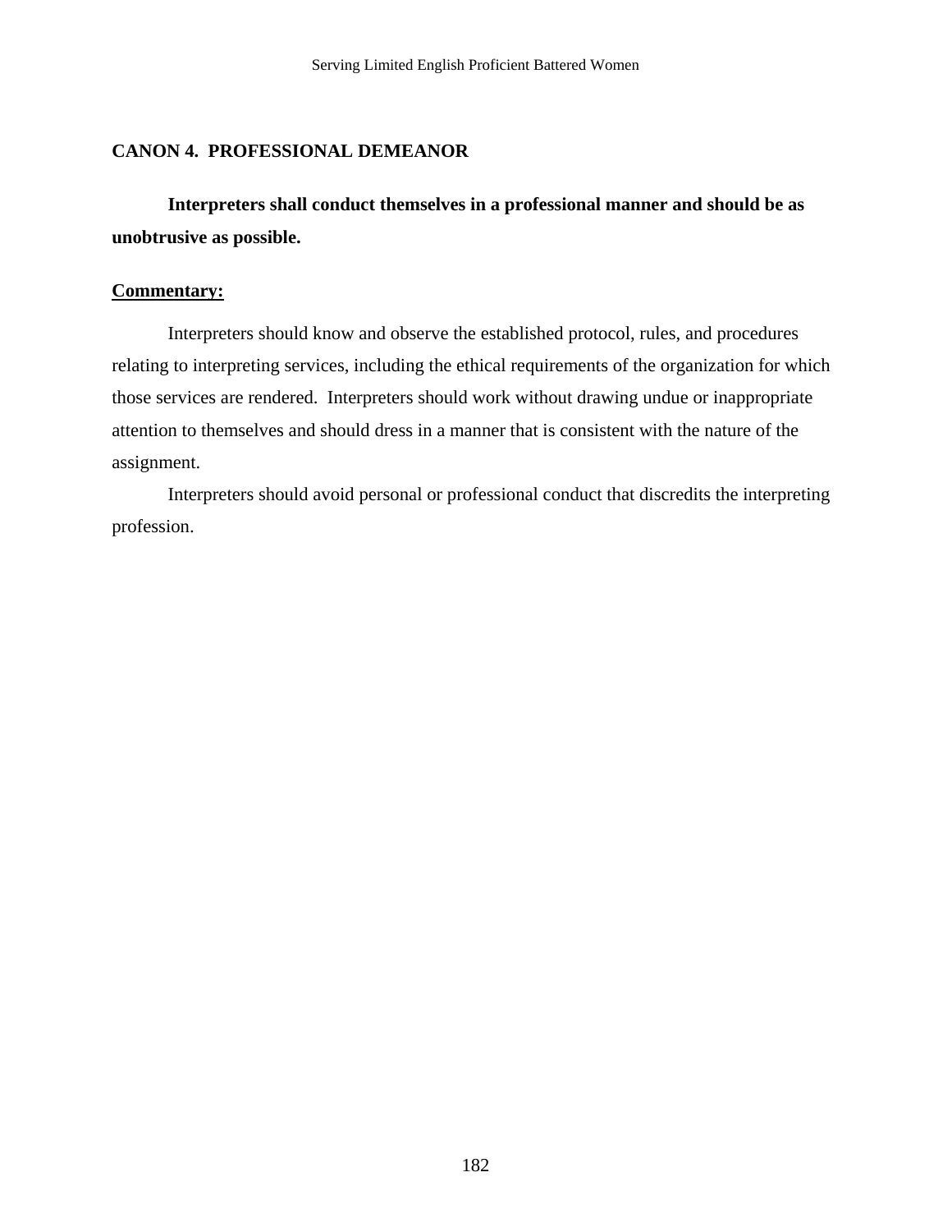## CANON 4. PROFESSIONAL DEMEANOR

**Interpreters shall conduct themselves in a professional manner and should be as unobtrusive as possible.**

**Commentary:**

Interpreters should know and observe the established protocol, rules, and procedures relating to interpreting services, including the ethical requirements of the organization for which those services are rendered. Interpreters should work without drawing undue or inappropriate attention to themselves and should dress in a manner that is consistent with the nature of the assignment.

Interpreters should avoid personal or professional conduct that discredits the interpreting profession.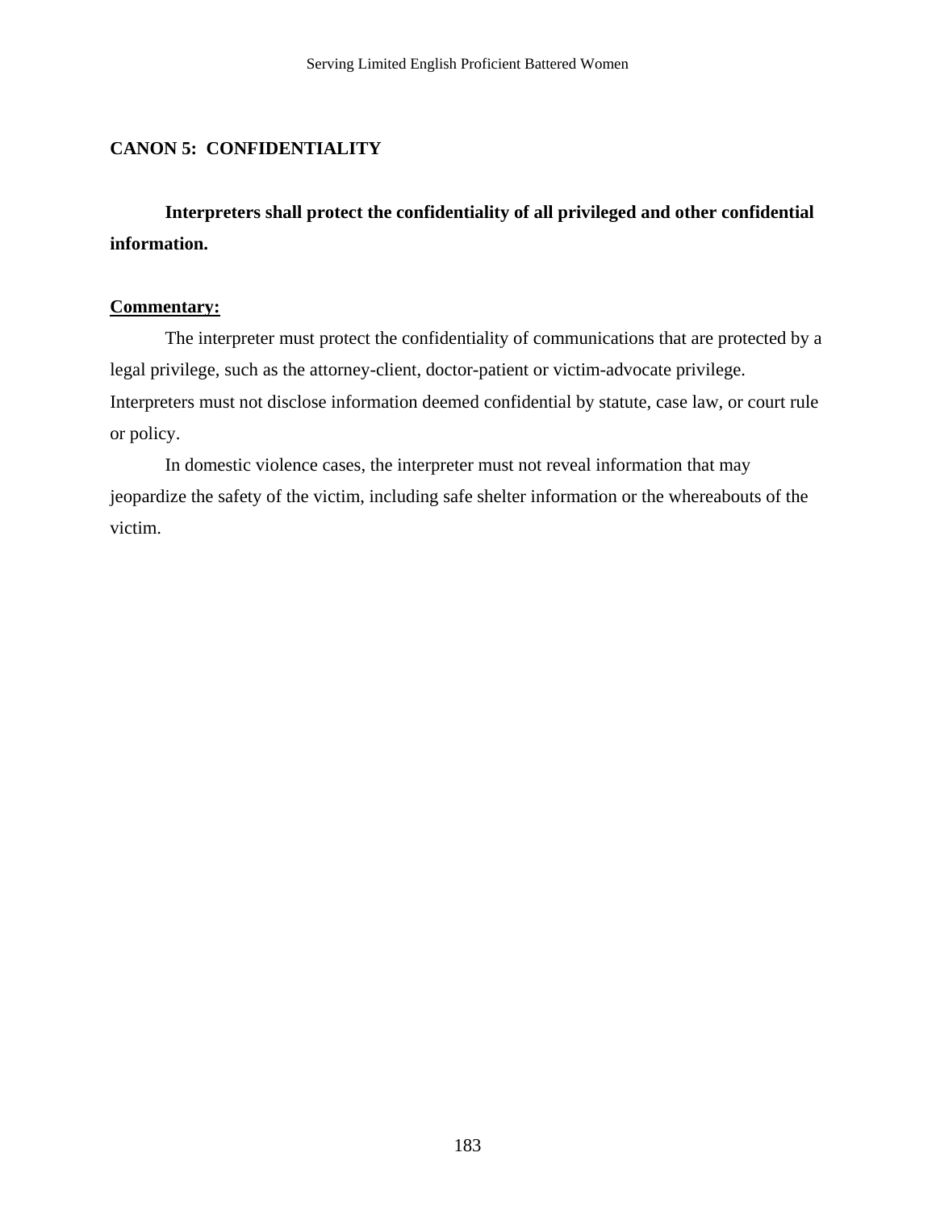## CANON 5: CONFIDENTIALITY

**Interpreters shall protect the confidentiality of all privileged and other confidential information.**

**Commentary:**

The interpreter must protect the confidentiality of communications that are protected by a legal privilege, such as the attorney-client, doctor-patient or victim-advocate privilege. Interpreters must not disclose information deemed confidential by statute, case law, or court rule or policy.

In domestic violence cases, the interpreter must not reveal information that may jeopardize the safety of the victim, including safe shelter information or the whereabouts of the victim.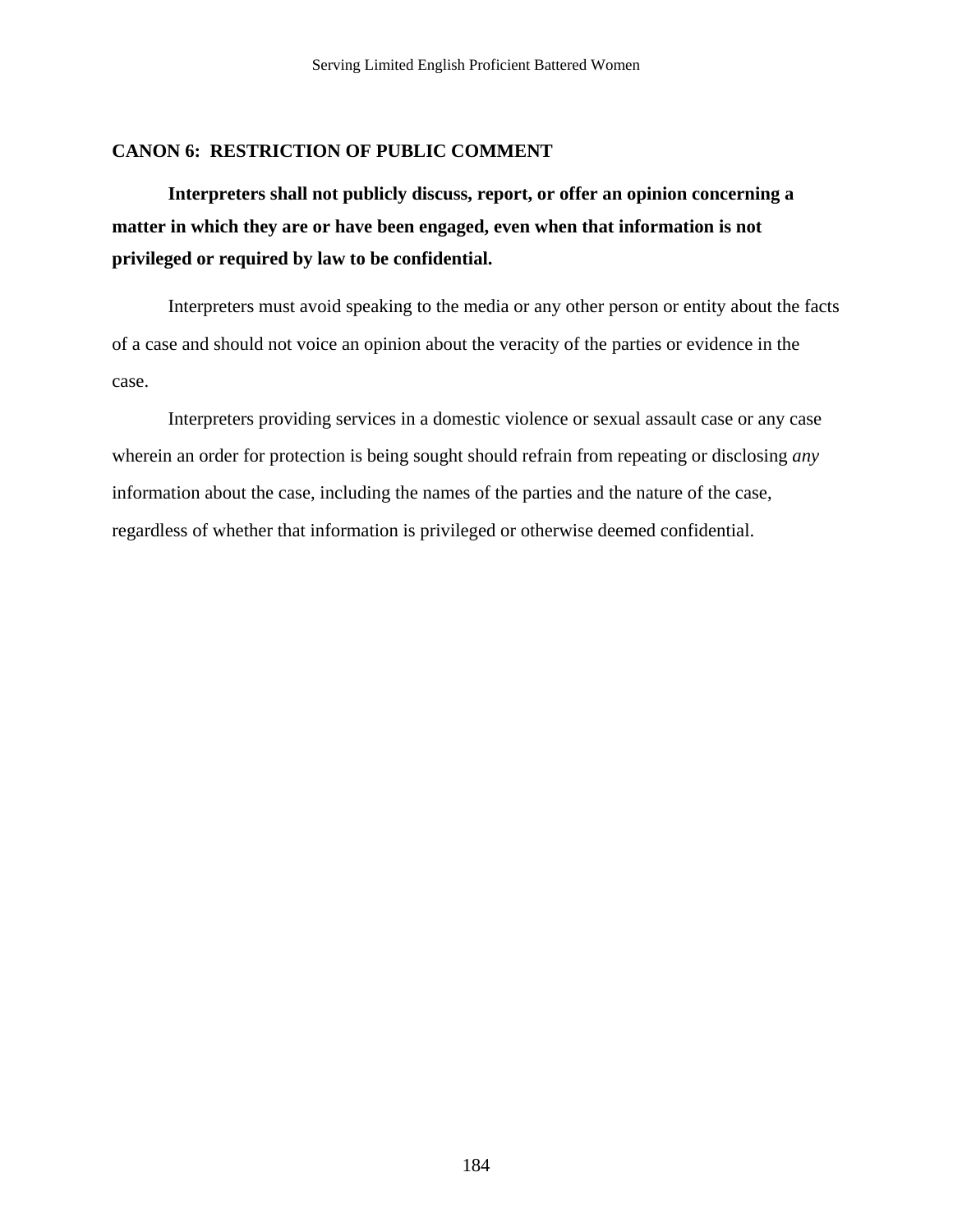## CANON 6: RESTRICTION OF PUBLIC COMMENT

**Interpreters shall not publicly discuss, report, or offer an opinion concerning a matter in which they are or have been engaged, even when that information is not privileged or required by law to be confidential.**

Interpreters must avoid speaking to the media or any other person or entity about the facts of a case and should not voice an opinion about the veracity of the parties or evidence in the case.

Interpreters providing services in a domestic violence or sexual assault case or any case wherein an order for protection is being sought should refrain from repeating or disclosing *any* information about the case, including the names of the parties and the nature of the case, regardless of whether that information is privileged or otherwise deemed confidential.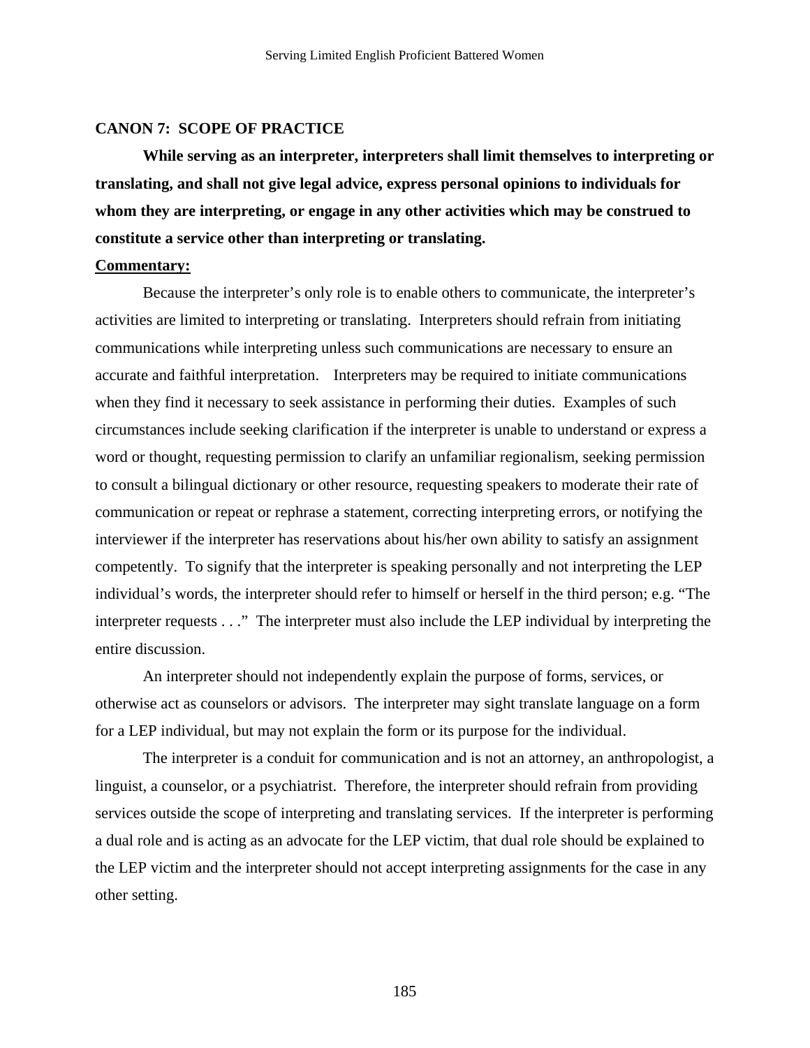## CANON 7: SCOPE OF PRACTICE

**While serving as an interpreter, interpreters shall limit themselves to interpreting or translating, and shall not give legal advice, express personal opinions to individuals for whom they are interpreting, or engage in any other activities which may be construed to constitute a service other than interpreting or translating.**

**Commentary:**

Because the interpreter's only role is to enable others to communicate, the interpreter's activities are limited to interpreting or translating. Interpreters should refrain from initiating communications while interpreting unless such communications are necessary to ensure an accurate and faithful interpretation. Interpreters may be required to initiate communications when they find it necessary to seek assistance in performing their duties. Examples of such circumstances include seeking clarification if the interpreter is unable to understand or express a word or thought, requesting permission to clarify an unfamiliar regionalism, seeking permission to consult a bilingual dictionary or other resource, requesting speakers to moderate their rate of communication or repeat or rephrase a statement, correcting interpreting errors, or notifying the interviewer if the interpreter has reservations about his/her own ability to satisfy an assignment competently. To signify that the interpreter is speaking personally and not interpreting the LEP individual's words, the interpreter should refer to himself or herself in the third person; e.g. "The interpreter requests . . ." The interpreter must also include the LEP individual by interpreting the entire discussion.

An interpreter should not independently explain the purpose of forms, services, or otherwise act as counselors or advisors. The interpreter may sight translate language on a form for a LEP individual, but may not explain the form or its purpose for the individual.

The interpreter is a conduit for communication and is not an attorney, an anthropologist, a linguist, a counselor, or a psychiatrist. Therefore, the interpreter should refrain from providing services outside the scope of interpreting and translating services. If the interpreter is performing a dual role and is acting as an advocate for the LEP victim, that dual role should be explained to the LEP victim and the interpreter should not accept interpreting assignments for the case in any other setting.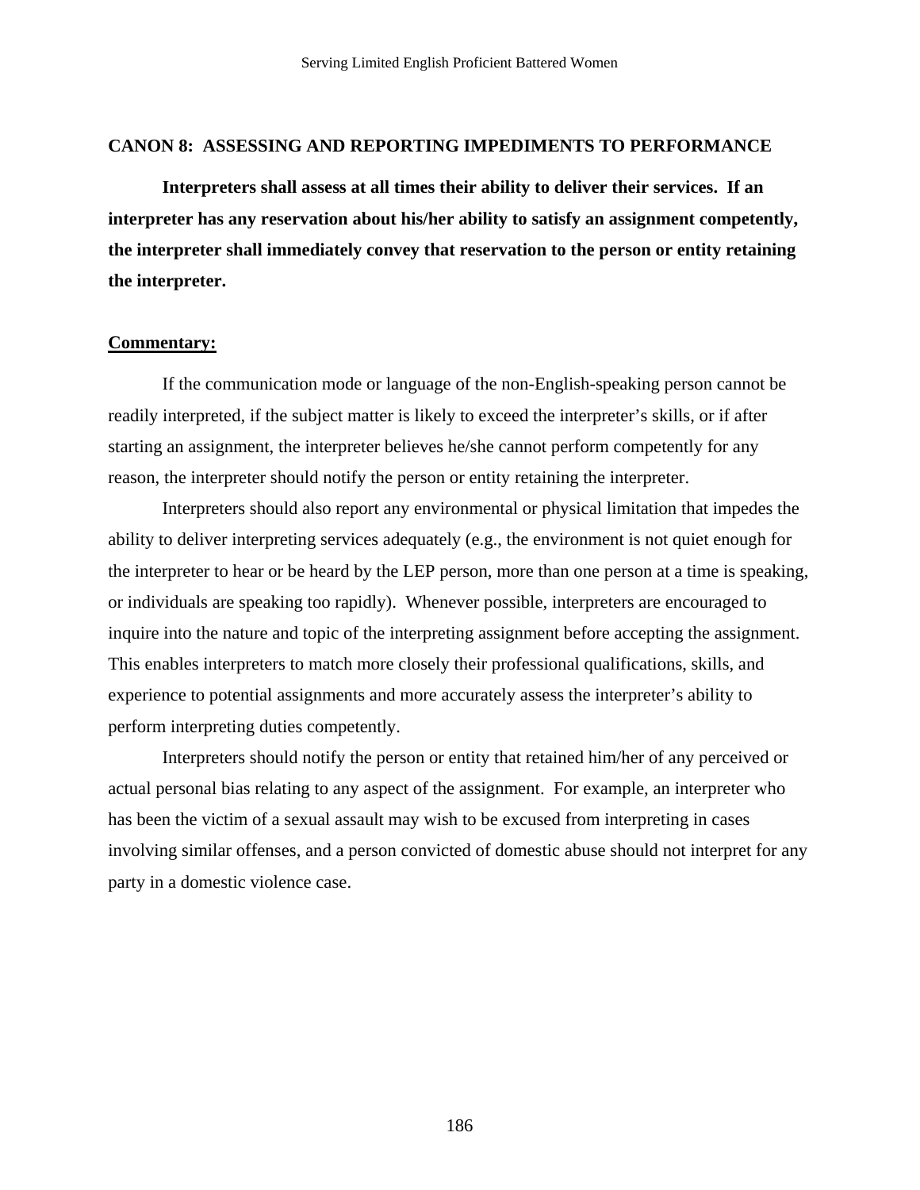## CANON 8: ASSESSING AND REPORTING IMPEDIMENTS TO PERFORMANCE

**Interpreters shall assess at all times their ability to deliver their services. If an interpreter has any reservation about his/her ability to satisfy an assignment competently, the interpreter shall immediately convey that reservation to the person or entity retaining the interpreter.**

**Commentary:**

If the communication mode or language of the non-English-speaking person cannot be readily interpreted, if the subject matter is likely to exceed the interpreter's skills, or if after starting an assignment, the interpreter believes he/she cannot perform competently for any reason, the interpreter should notify the person or entity retaining the interpreter.

Interpreters should also report any environmental or physical limitation that impedes the ability to deliver interpreting services adequately (e.g., the environment is not quiet enough for the interpreter to hear or be heard by the LEP person, more than one person at a time is speaking, or individuals are speaking too rapidly). Whenever possible, interpreters are encouraged to inquire into the nature and topic of the interpreting assignment before accepting the assignment. This enables interpreters to match more closely their professional qualifications, skills, and experience to potential assignments and more accurately assess the interpreter's ability to perform interpreting duties competently.

Interpreters should notify the person or entity that retained him/her of any perceived or actual personal bias relating to any aspect of the assignment. For example, an interpreter who has been the victim of a sexual assault may wish to be excused from interpreting in cases involving similar offenses, and a person convicted of domestic abuse should not interpret for any party in a domestic violence case.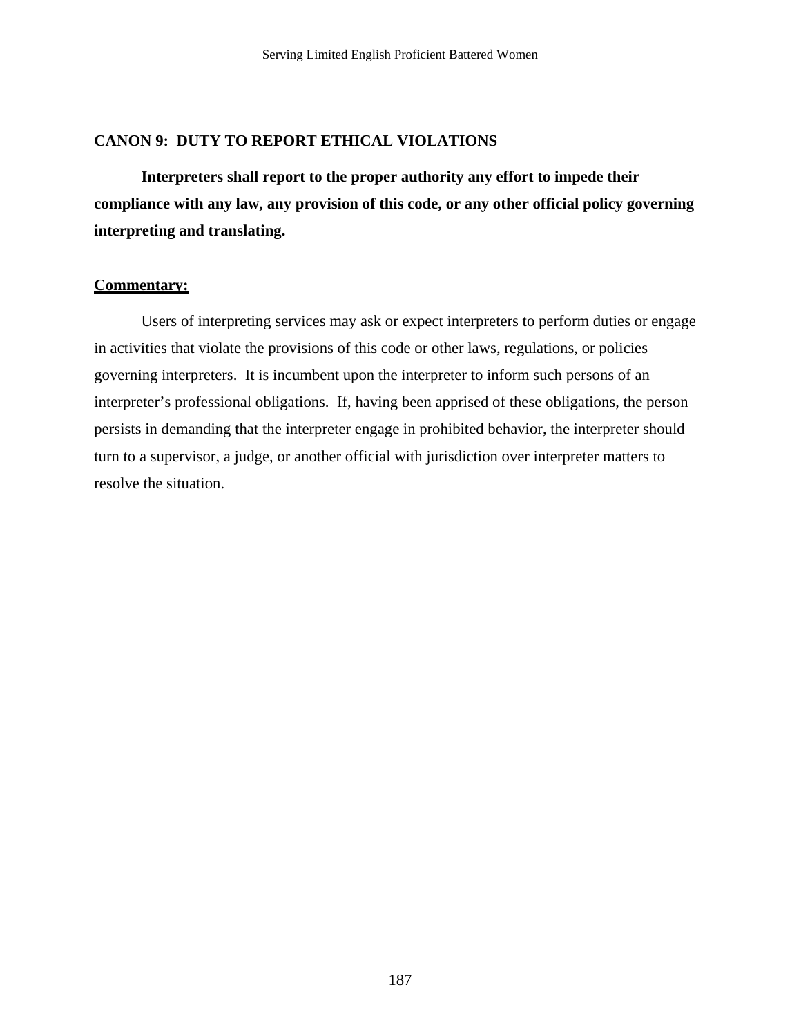### CANON 9: DUTY TO REPORT ETHICAL VIOLATIONS

**Interpreters shall report to the proper authority any effort to impede their compliance with any law, any provision of this code, or any other official policy governing interpreting and translating.**

**Commentary:**

Users of interpreting services may ask or expect interpreters to perform duties or engage in activities that violate the provisions of this code or other laws, regulations, or policies governing interpreters. It is incumbent upon the interpreter to inform such persons of an interpreter's professional obligations. If, having been apprised of these obligations, the person persists in demanding that the interpreter engage in prohibited behavior, the interpreter should turn to a supervisor, a judge, or another official with jurisdiction over interpreter matters to resolve the situation.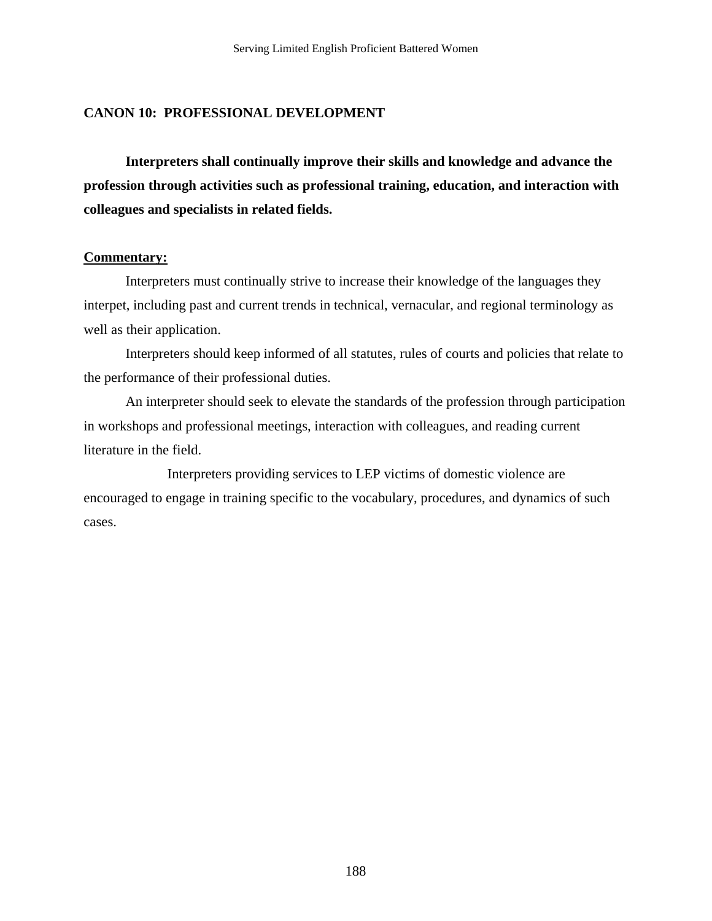### CANON 10: PROFESSIONAL DEVELOPMENT

**Interpreters shall continually improve their skills and knowledge and advance the profession through activities such as professional training, education, and interaction with colleagues and specialists in related fields.**

**Commentary:**

Interpreters must continually strive to increase their knowledge of the languages they interpet, including past and current trends in technical, vernacular, and regional terminology as well as their application.

Interpreters should keep informed of all statutes, rules of courts and policies that relate to the performance of their professional duties.

An interpreter should seek to elevate the standards of the profession through participation in workshops and professional meetings, interaction with colleagues, and reading current literature in the field.

Interpreters providing services to LEP victims of domestic violence are encouraged to engage in training specific to the vocabulary, procedures, and dynamics of such cases.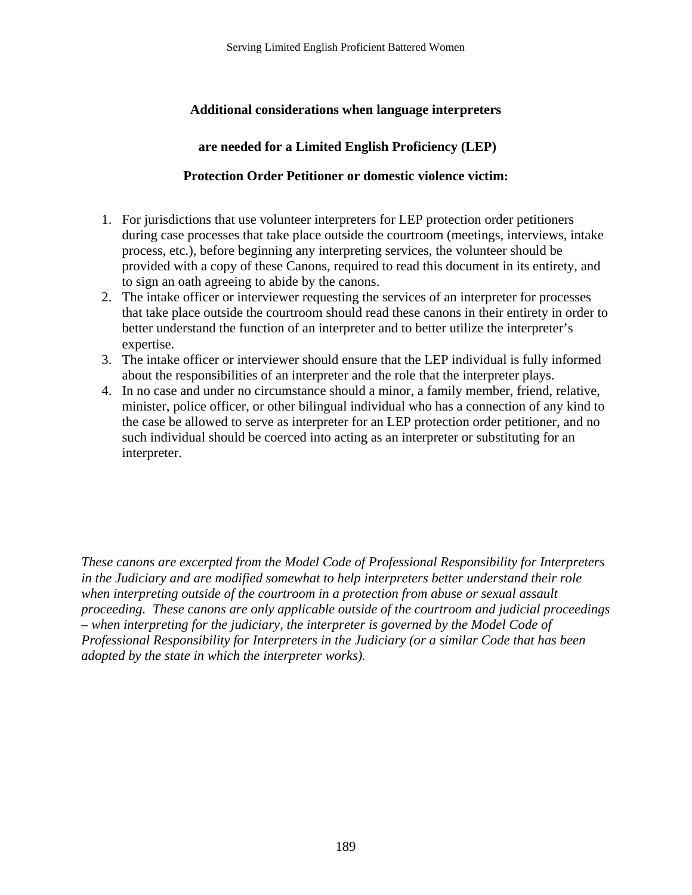**Additional considerations when language interpreters**

**are needed for a Limited English Proficiency (LEP)**

**Protection Order Petitioner or domestic violence victim:**

1. For jurisdictions that use volunteer interpreters for LEP protection order petitioners during case processes that take place outside the courtroom (meetings, interviews, intake process, etc.), before beginning any interpreting services, the volunteer should be provided with a copy of these Canons, required to read this document in its entirety, and to sign an oath agreeing to abide by the canons.
2. The intake officer or interviewer requesting the services of an interpreter for processes that take place outside the courtroom should read these canons in their entirety in order to better understand the function of an interpreter and to better utilize the interpreter's expertise.
3. The intake officer or interviewer should ensure that the LEP individual is fully informed about the responsibilities of an interpreter and the role that the interpreter plays.
4. In no case and under no circumstance should a minor, a family member, friend, relative, minister, police officer, or other bilingual individual who has a connection of any kind to the case be allowed to serve as interpreter for an LEP protection order petitioner, and no such individual should be coerced into acting as an interpreter or substituting for an interpreter.

*These canons are excerpted from the Model Code of Professional Responsibility for Interpreters in the Judiciary and are modified somewhat to help interpreters better understand their role when interpreting outside of the courtroom in a protection from abuse or sexual assault proceeding. These canons are only applicable outside of the courtroom and judicial proceedings – when interpreting for the judiciary, the interpreter is governed by the Model Code of Professional Responsibility for Interpreters in the Judiciary (or a similar Code that has been adopted by the state in which the interpreter works).*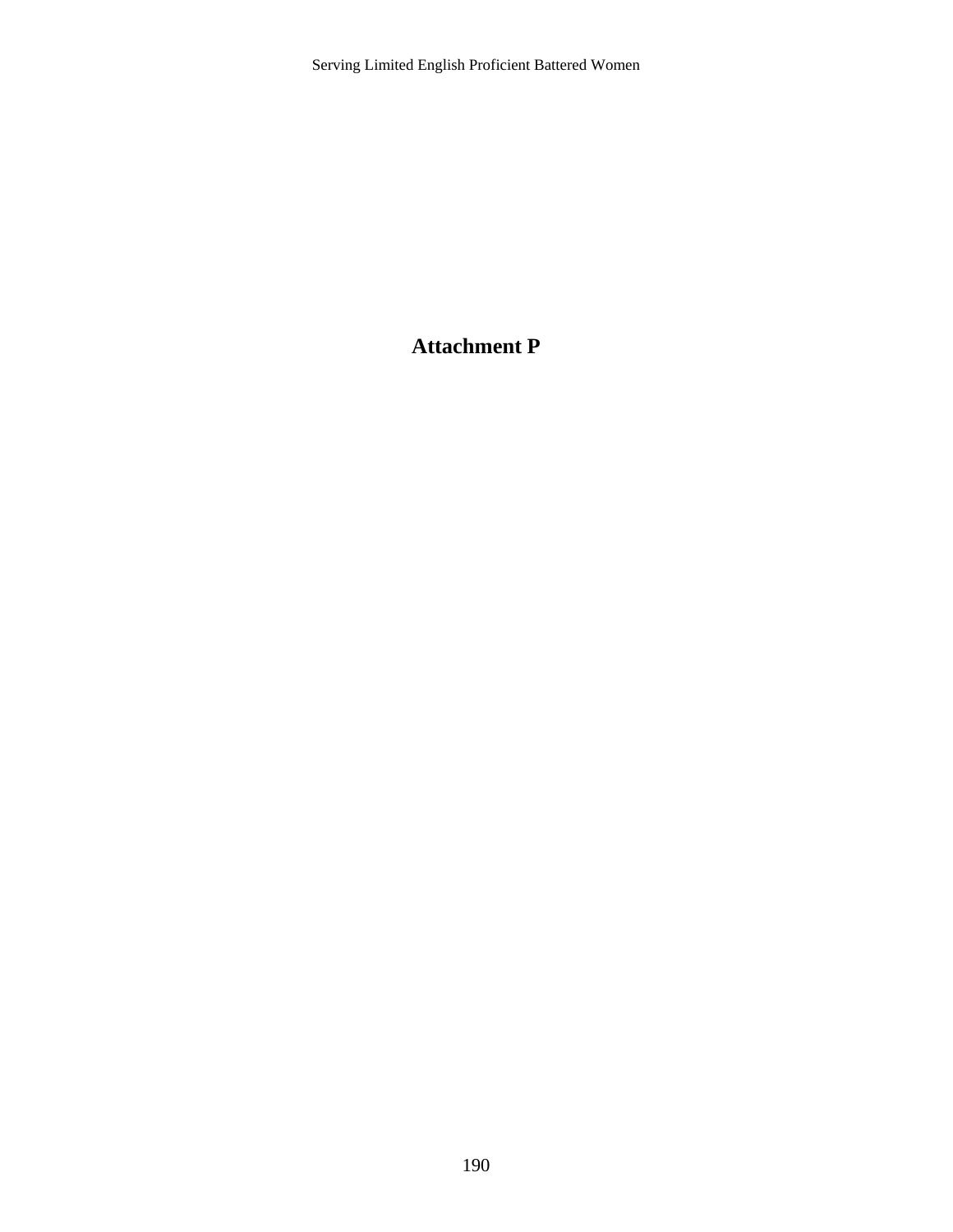# Attachment P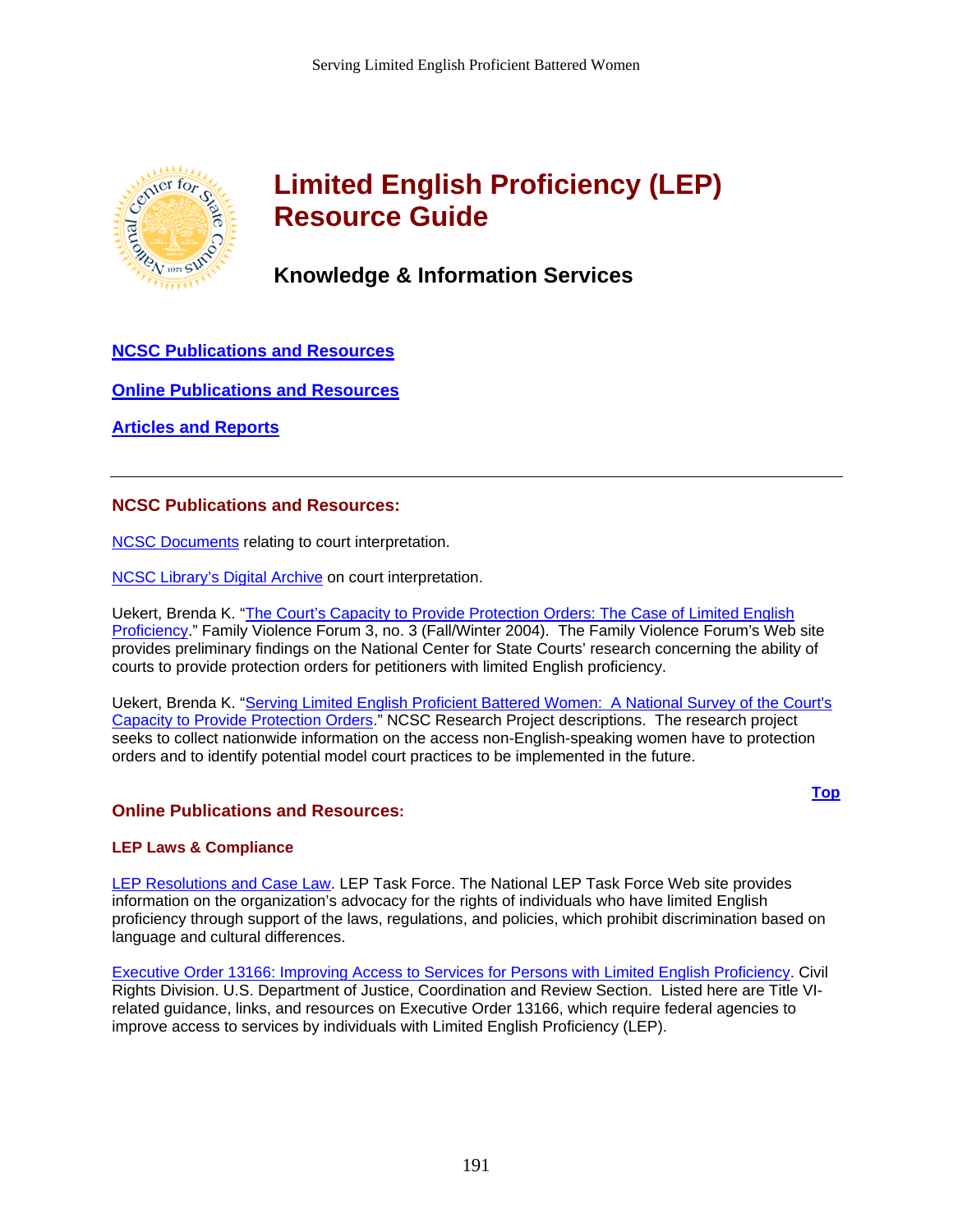# Limited English Proficiency (LEP) Resource Guide

## Knowledge & Information Services

**NCSC Publications and Resources**

**Online Publications and Resources**

**Articles and Reports**

---

## NCSC Publications and Resources:

NCSC Documents relating to court interpretation.

NCSC Library's Digital Archive on court interpretation.

Uekert, Brenda K. "The Court's Capacity to Provide Protection Orders: The Case of Limited English Proficiency." Family Violence Forum 3, no. 3 (Fall/Winter 2004). The Family Violence Forum's Web site provides preliminary findings on the National Center for State Courts' research concerning the ability of courts to provide protection orders for petitioners with limited English proficiency.

Uekert, Brenda K. "Serving Limited English Proficient Battered Women: A National Survey of the Court's Capacity to Provide Protection Orders." NCSC Research Project descriptions. The research project seeks to collect nationwide information on the access non-English-speaking women have to protection orders and to identify potential model court practices to be implemented in the future.

Top

## Online Publications and Resources:

### LEP Laws & Compliance

LEP Resolutions and Case Law. LEP Task Force. The National LEP Task Force Web site provides information on the organization's advocacy for the rights of individuals who have limited English proficiency through support of the laws, regulations, and policies, which prohibit discrimination based on language and cultural differences.

Executive Order 13166: Improving Access to Services for Persons with Limited English Proficiency. Civil Rights Division. U.S. Department of Justice, Coordination and Review Section. Listed here are Title VI-related guidance, links, and resources on Executive Order 13166, which require federal agencies to improve access to services by individuals with Limited English Proficiency (LEP).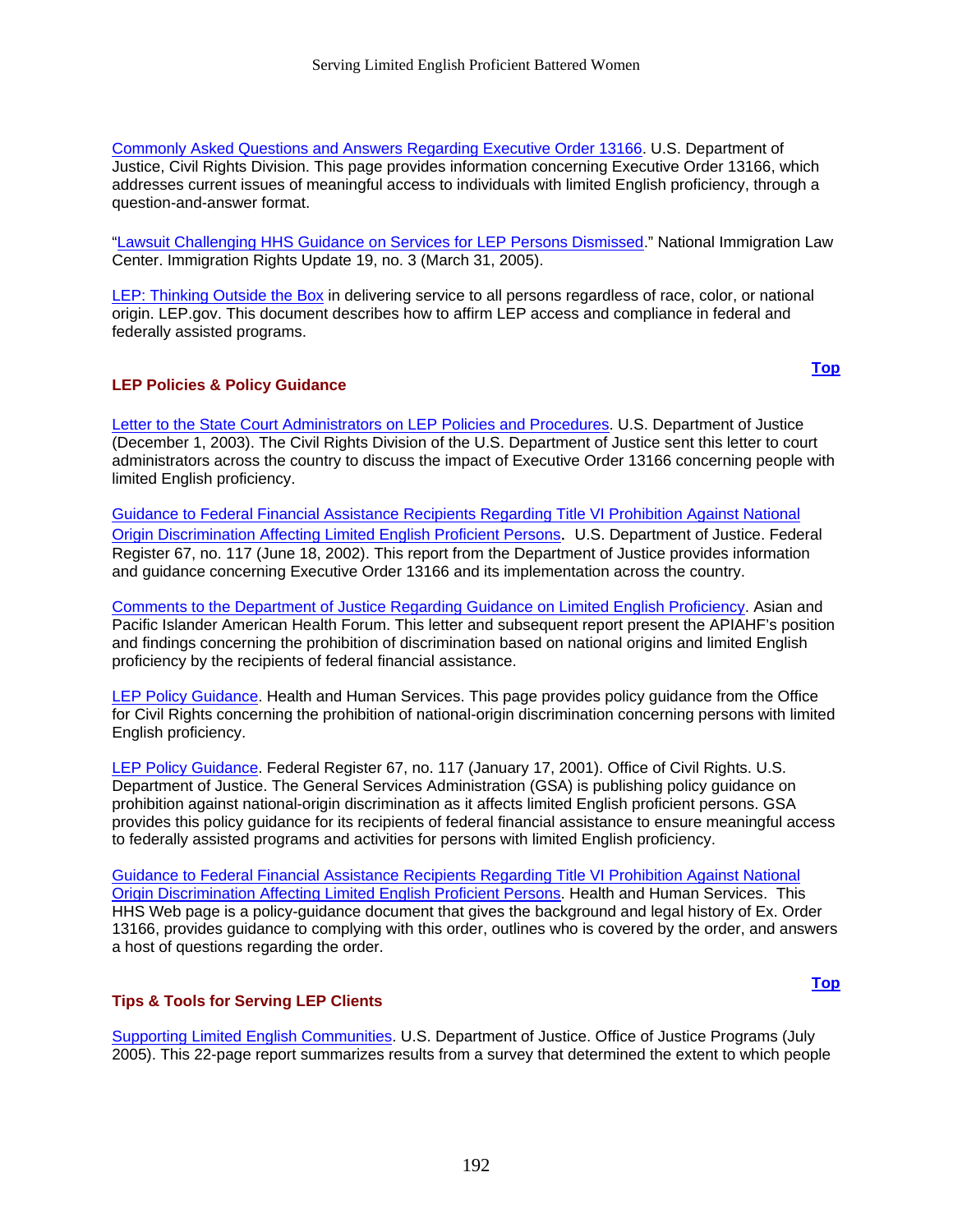Commonly Asked Questions and Answers Regarding Executive Order 13166. U.S. Department of Justice, Civil Rights Division. This page provides information concerning Executive Order 13166, which addresses current issues of meaningful access to individuals with limited English proficiency, through a question-and-answer format.

"Lawsuit Challenging HHS Guidance on Services for LEP Persons Dismissed." National Immigration Law Center. Immigration Rights Update 19, no. 3 (March 31, 2005).

LEP: Thinking Outside the Box in delivering service to all persons regardless of race, color, or national origin. LEP.gov. This document describes how to affirm LEP access and compliance in federal and federally assisted programs.

**Top**

## LEP Policies & Policy Guidance

Letter to the State Court Administrators on LEP Policies and Procedures. U.S. Department of Justice (December 1, 2003). The Civil Rights Division of the U.S. Department of Justice sent this letter to court administrators across the country to discuss the impact of Executive Order 13166 concerning people with limited English proficiency.

Guidance to Federal Financial Assistance Recipients Regarding Title VI Prohibition Against National Origin Discrimination Affecting Limited English Proficient Persons**.** U.S. Department of Justice. Federal Register 67, no. 117 (June 18, 2002). This report from the Department of Justice provides information and guidance concerning Executive Order 13166 and its implementation across the country.

Comments to the Department of Justice Regarding Guidance on Limited English Proficiency. Asian and Pacific Islander American Health Forum. This letter and subsequent report present the APIAHF's position and findings concerning the prohibition of discrimination based on national origins and limited English proficiency by the recipients of federal financial assistance.

LEP Policy Guidance. Health and Human Services. This page provides policy guidance from the Office for Civil Rights concerning the prohibition of national-origin discrimination concerning persons with limited English proficiency.

LEP Policy Guidance. Federal Register 67, no. 117 (January 17, 2001). Office of Civil Rights. U.S. Department of Justice. The General Services Administration (GSA) is publishing policy guidance on prohibition against national-origin discrimination as it affects limited English proficient persons. GSA provides this policy guidance for its recipients of federal financial assistance to ensure meaningful access to federally assisted programs and activities for persons with limited English proficiency.

Guidance to Federal Financial Assistance Recipients Regarding Title VI Prohibition Against National Origin Discrimination Affecting Limited English Proficient Persons. Health and Human Services. This HHS Web page is a policy-guidance document that gives the background and legal history of Ex. Order 13166, provides guidance to complying with this order, outlines who is covered by the order, and answers a host of questions regarding the order.

**Top**

## Tips & Tools for Serving LEP Clients

Supporting Limited English Communities. U.S. Department of Justice. Office of Justice Programs (July 2005). This 22-page report summarizes results from a survey that determined the extent to which people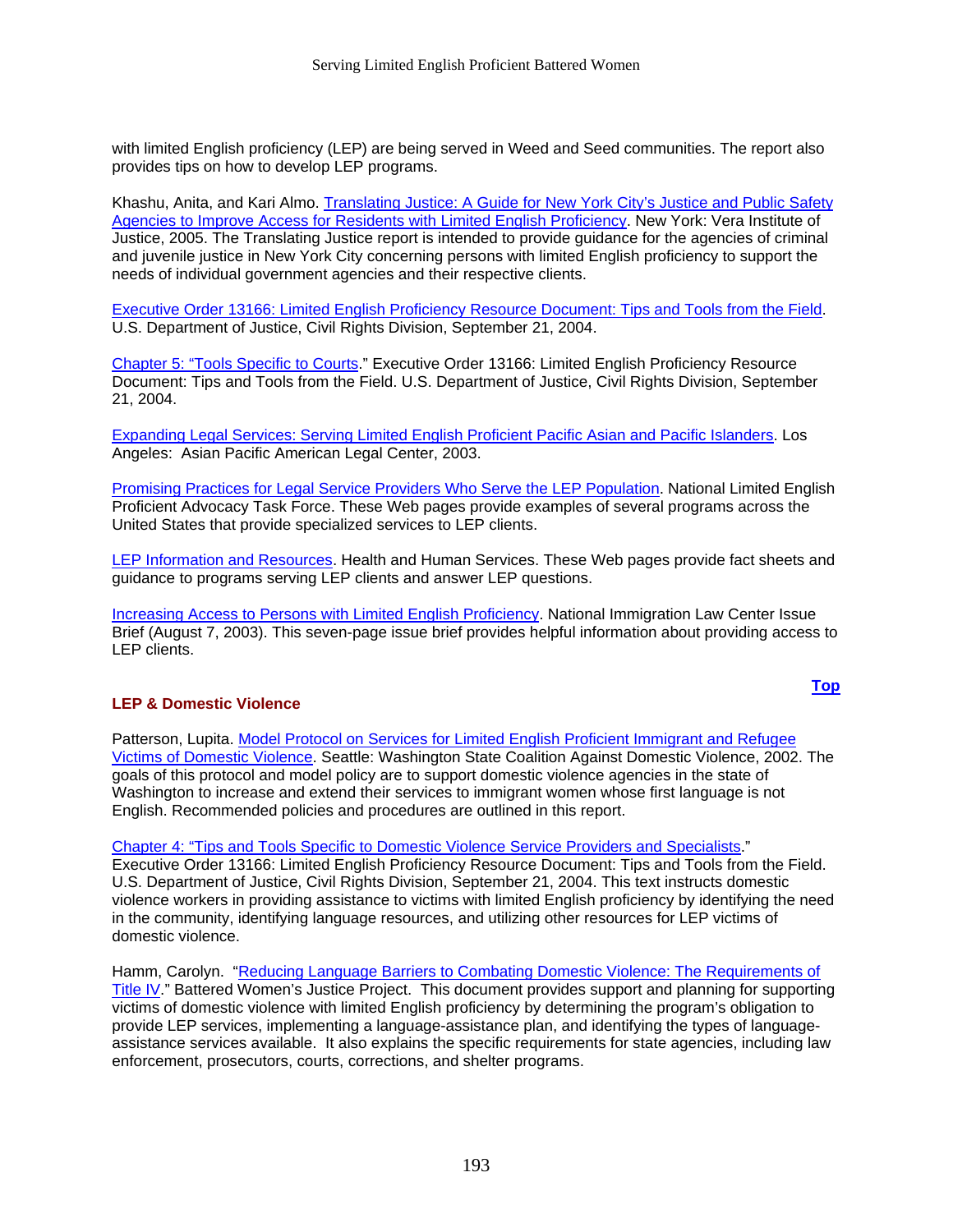with limited English proficiency (LEP) are being served in Weed and Seed communities. The report also provides tips on how to develop LEP programs.

Khashu, Anita, and Kari Almo. Translating Justice: A Guide for New York City's Justice and Public Safety Agencies to Improve Access for Residents with Limited English Proficiency. New York: Vera Institute of Justice, 2005. The Translating Justice report is intended to provide guidance for the agencies of criminal and juvenile justice in New York City concerning persons with limited English proficiency to support the needs of individual government agencies and their respective clients.

Executive Order 13166: Limited English Proficiency Resource Document: Tips and Tools from the Field. U.S. Department of Justice, Civil Rights Division, September 21, 2004.

Chapter 5: "Tools Specific to Courts." Executive Order 13166: Limited English Proficiency Resource Document: Tips and Tools from the Field. U.S. Department of Justice, Civil Rights Division, September 21, 2004.

Expanding Legal Services: Serving Limited English Proficient Pacific Asian and Pacific Islanders. Los Angeles: Asian Pacific American Legal Center, 2003.

Promising Practices for Legal Service Providers Who Serve the LEP Population. National Limited English Proficient Advocacy Task Force. These Web pages provide examples of several programs across the United States that provide specialized services to LEP clients.

LEP Information and Resources. Health and Human Services. These Web pages provide fact sheets and guidance to programs serving LEP clients and answer LEP questions.

Increasing Access to Persons with Limited English Proficiency. National Immigration Law Center Issue Brief (August 7, 2003). This seven-page issue brief provides helpful information about providing access to LEP clients.

**Top**

### LEP & Domestic Violence

Patterson, Lupita. Model Protocol on Services for Limited English Proficient Immigrant and Refugee Victims of Domestic Violence. Seattle: Washington State Coalition Against Domestic Violence, 2002. The goals of this protocol and model policy are to support domestic violence agencies in the state of Washington to increase and extend their services to immigrant women whose first language is not English. Recommended policies and procedures are outlined in this report.

Chapter 4: "Tips and Tools Specific to Domestic Violence Service Providers and Specialists." Executive Order 13166: Limited English Proficiency Resource Document: Tips and Tools from the Field. U.S. Department of Justice, Civil Rights Division, September 21, 2004. This text instructs domestic violence workers in providing assistance to victims with limited English proficiency by identifying the need in the community, identifying language resources, and utilizing other resources for LEP victims of domestic violence.

Hamm, Carolyn. "Reducing Language Barriers to Combating Domestic Violence: The Requirements of Title IV." Battered Women's Justice Project. This document provides support and planning for supporting victims of domestic violence with limited English proficiency by determining the program's obligation to provide LEP services, implementing a language-assistance plan, and identifying the types of language-assistance services available. It also explains the specific requirements for state agencies, including law enforcement, prosecutors, courts, corrections, and shelter programs.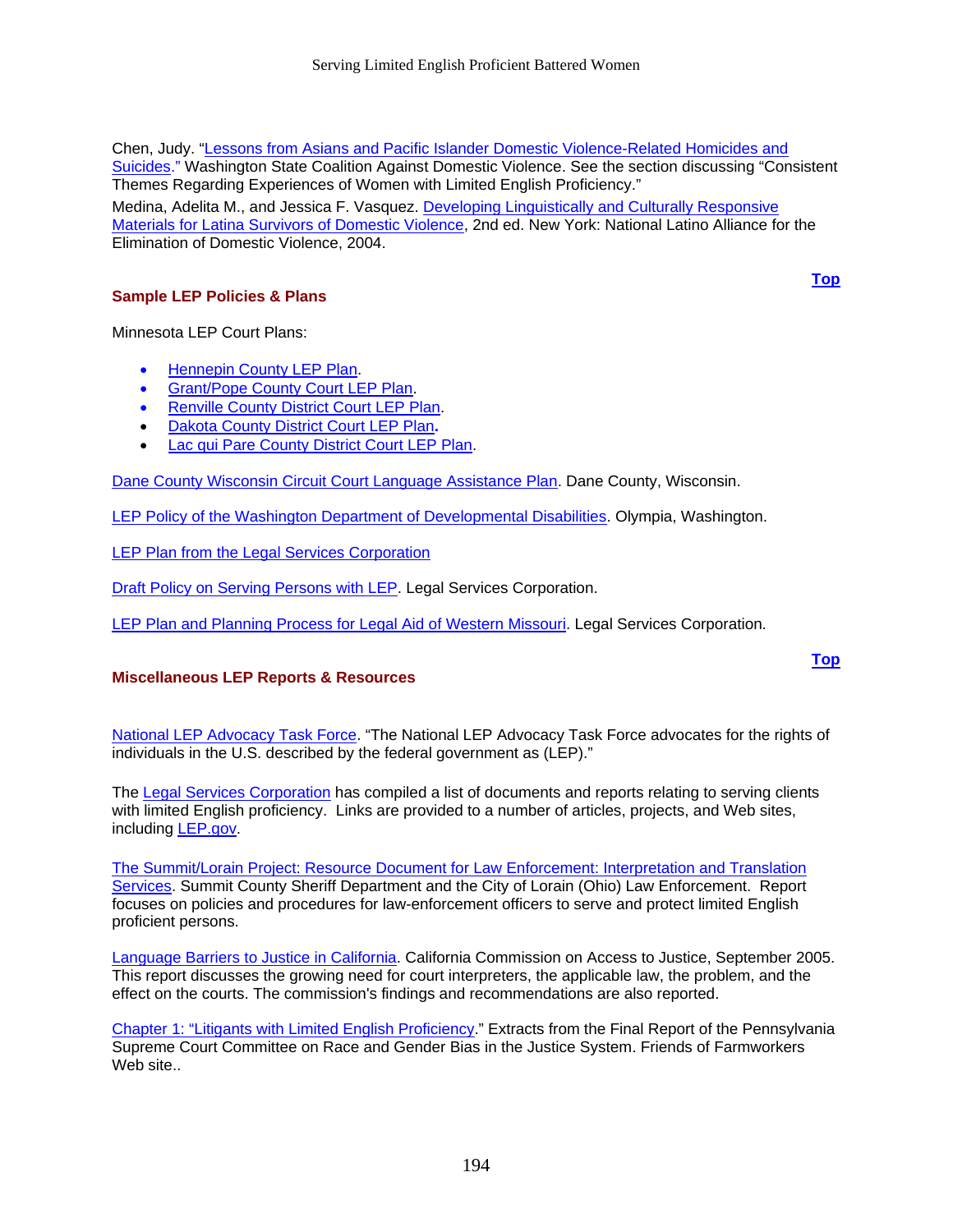Chen, Judy. "Lessons from Asians and Pacific Islander Domestic Violence-Related Homicides and Suicides." Washington State Coalition Against Domestic Violence. See the section discussing "Consistent Themes Regarding Experiences of Women with Limited English Proficiency."

Medina, Adelita M., and Jessica F. Vasquez. Developing Linguistically and Culturally Responsive Materials for Latina Survivors of Domestic Violence, 2nd ed. New York: National Latino Alliance for the Elimination of Domestic Violence, 2004.

**Top**

### Sample LEP Policies & Plans

Minnesota LEP Court Plans:

- Hennepin County LEP Plan.
- Grant/Pope County Court LEP Plan.
- Renville County District Court LEP Plan.
- Dakota County District Court LEP Plan**.**
- Lac qui Pare County District Court LEP Plan.

Dane County Wisconsin Circuit Court Language Assistance Plan. Dane County, Wisconsin.

LEP Policy of the Washington Department of Developmental Disabilities. Olympia, Washington.

LEP Plan from the Legal Services Corporation

Draft Policy on Serving Persons with LEP. Legal Services Corporation.

LEP Plan and Planning Process for Legal Aid of Western Missouri. Legal Services Corporation.

**Top**

### Miscellaneous LEP Reports & Resources

National LEP Advocacy Task Force. "The National LEP Advocacy Task Force advocates for the rights of individuals in the U.S. described by the federal government as (LEP)."

The Legal Services Corporation has compiled a list of documents and reports relating to serving clients with limited English proficiency. Links are provided to a number of articles, projects, and Web sites, including LEP.gov.

The Summit/Lorain Project: Resource Document for Law Enforcement: Interpretation and Translation Services. Summit County Sheriff Department and the City of Lorain (Ohio) Law Enforcement. Report focuses on policies and procedures for law-enforcement officers to serve and protect limited English proficient persons.

Language Barriers to Justice in California. California Commission on Access to Justice, September 2005. This report discusses the growing need for court interpreters, the applicable law, the problem, and the effect on the courts. The commission's findings and recommendations are also reported.

Chapter 1: "Litigants with Limited English Proficiency." Extracts from the Final Report of the Pennsylvania Supreme Court Committee on Race and Gender Bias in the Justice System. Friends of Farmworkers Web site..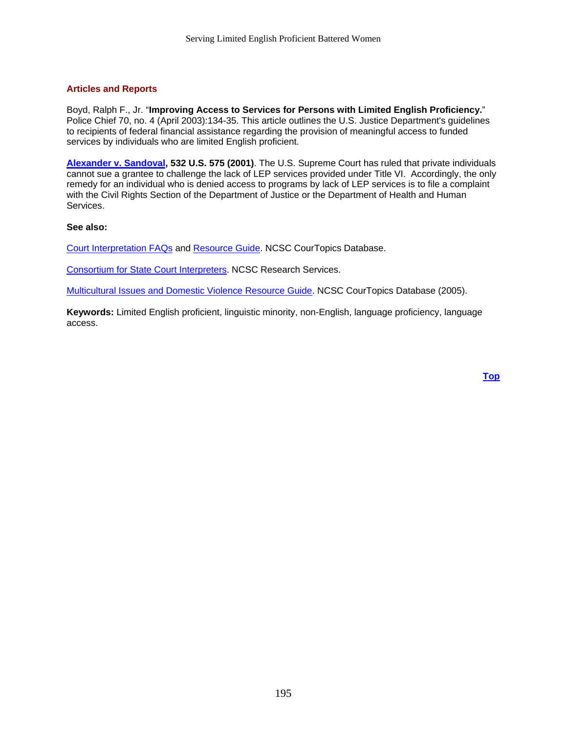### Articles and Reports

Boyd, Ralph F., Jr. "**Improving Access to Services for Persons with Limited English Proficiency.**" Police Chief 70, no. 4 (April 2003):134-35. This article outlines the U.S. Justice Department's guidelines to recipients of federal financial assistance regarding the provision of meaningful access to funded services by individuals who are limited English proficient.

**Alexander v. Sandoval, 532 U.S. 575 (2001)**. The U.S. Supreme Court has ruled that private individuals cannot sue a grantee to challenge the lack of LEP services provided under Title VI. Accordingly, the only remedy for an individual who is denied access to programs by lack of LEP services is to file a complaint with the Civil Rights Section of the Department of Justice or the Department of Health and Human Services.

**See also:**

Court Interpretation FAQs and Resource Guide. NCSC CourTopics Database.

Consortium for State Court Interpreters. NCSC Research Services.

Multicultural Issues and Domestic Violence Resource Guide. NCSC CourTopics Database (2005).

**Keywords:** Limited English proficient, linguistic minority, non-English, language proficiency, language access.

**Top**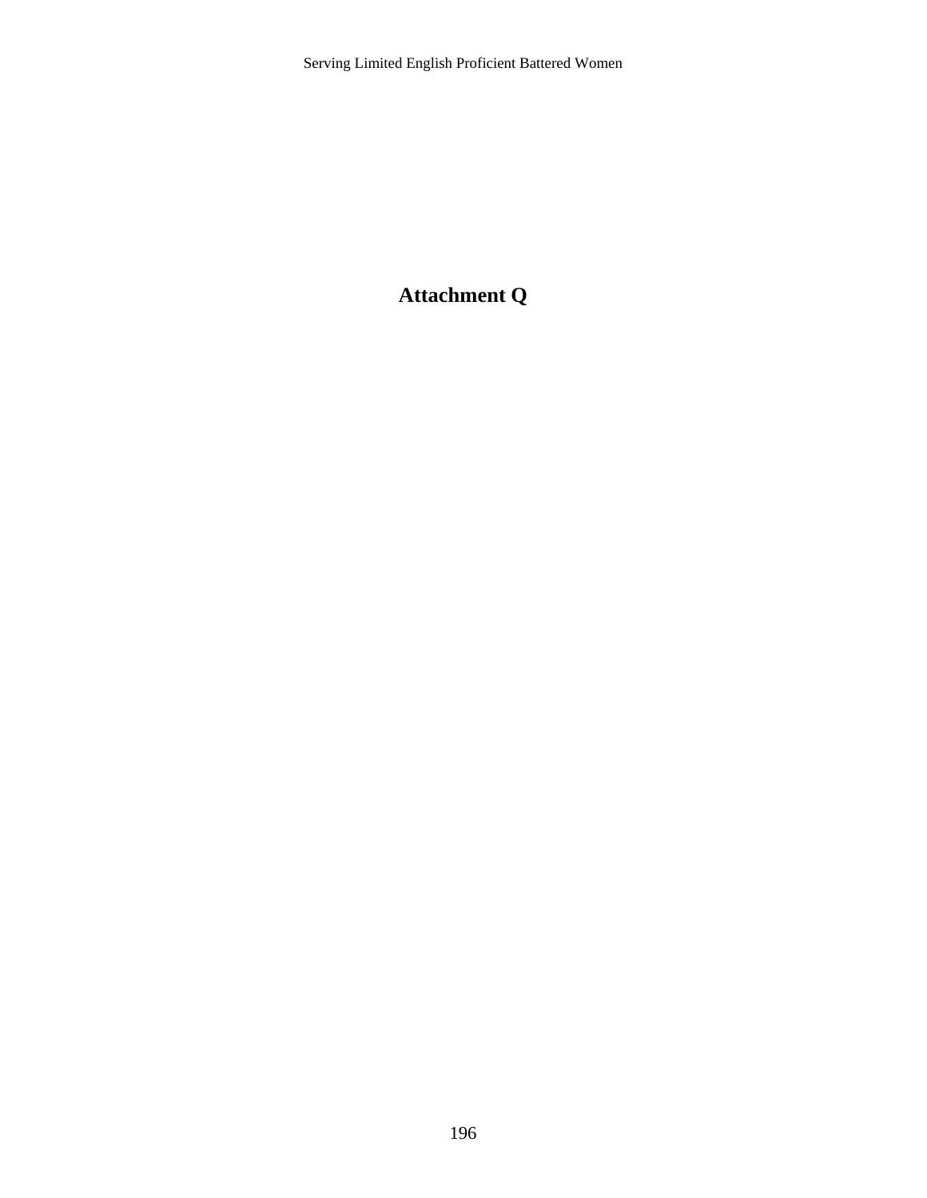# Attachment Q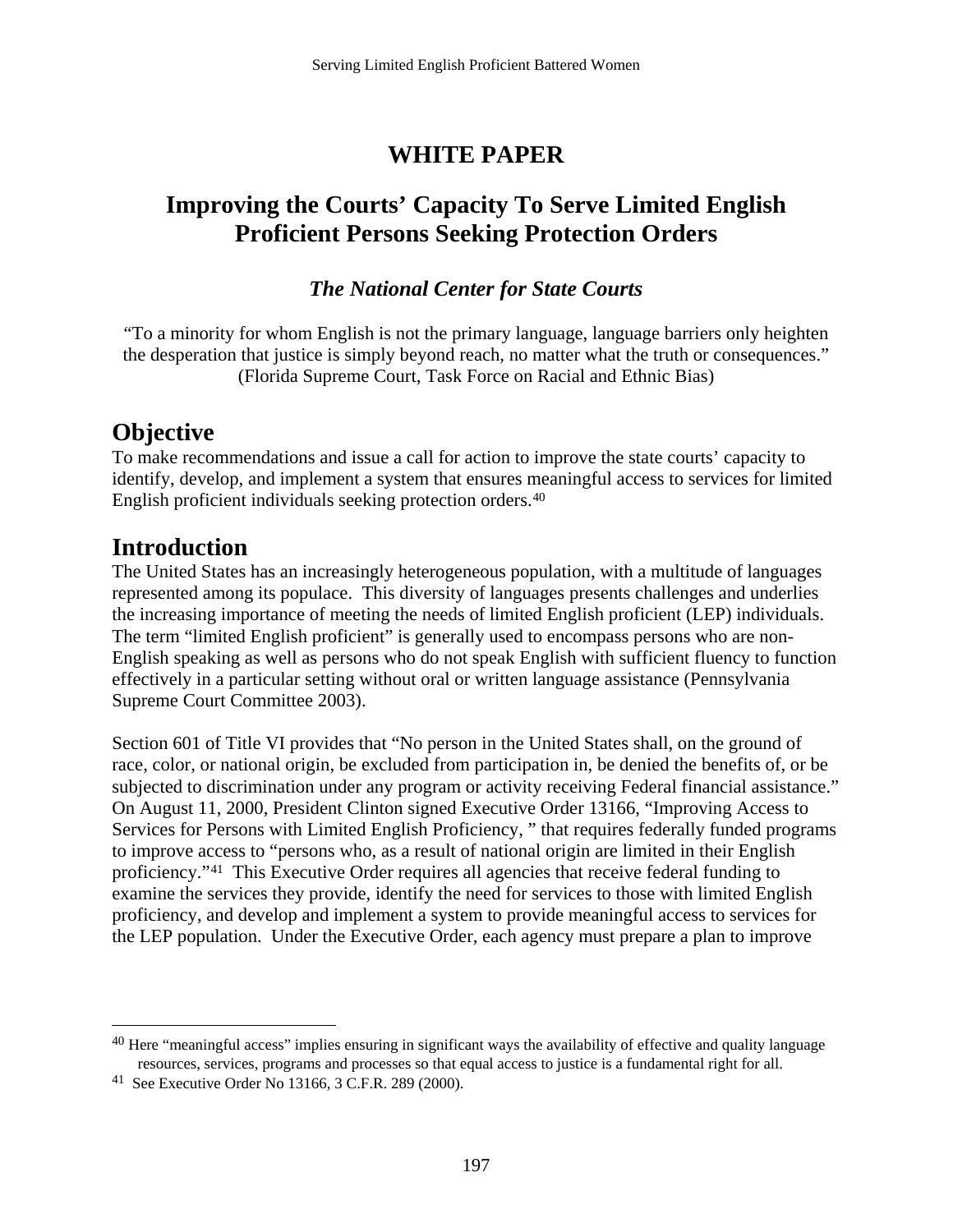# WHITE PAPER

## Improving the Courts' Capacity To Serve Limited English Proficient Persons Seeking Protection Orders

### *The National Center for State Courts*

"To a minority for whom English is not the primary language, language barriers only heighten the desperation that justice is simply beyond reach, no matter what the truth or consequences." (Florida Supreme Court, Task Force on Racial and Ethnic Bias)

## Objective

To make recommendations and issue a call for action to improve the state courts' capacity to identify, develop, and implement a system that ensures meaningful access to services for limited English proficient individuals seeking protection orders.[40]

## Introduction

The United States has an increasingly heterogeneous population, with a multitude of languages represented among its populace. This diversity of languages presents challenges and underlies the increasing importance of meeting the needs of limited English proficient (LEP) individuals. The term "limited English proficient" is generally used to encompass persons who are non-English speaking as well as persons who do not speak English with sufficient fluency to function effectively in a particular setting without oral or written language assistance (Pennsylvania Supreme Court Committee 2003).

Section 601 of Title VI provides that "No person in the United States shall, on the ground of race, color, or national origin, be excluded from participation in, be denied the benefits of, or be subjected to discrimination under any program or activity receiving Federal financial assistance." On August 11, 2000, President Clinton signed Executive Order 13166, "Improving Access to Services for Persons with Limited English Proficiency, " that requires federally funded programs to improve access to "persons who, as a result of national origin are limited in their English proficiency."[41] This Executive Order requires all agencies that receive federal funding to examine the services they provide, identify the need for services to those with limited English proficiency, and develop and implement a system to provide meaningful access to services for the LEP population. Under the Executive Order, each agency must prepare a plan to improve

---

[40] Here "meaningful access" implies ensuring in significant ways the availability of effective and quality language resources, services, programs and processes so that equal access to justice is a fundamental right for all.

[41] See Executive Order No 13166, 3 C.F.R. 289 (2000).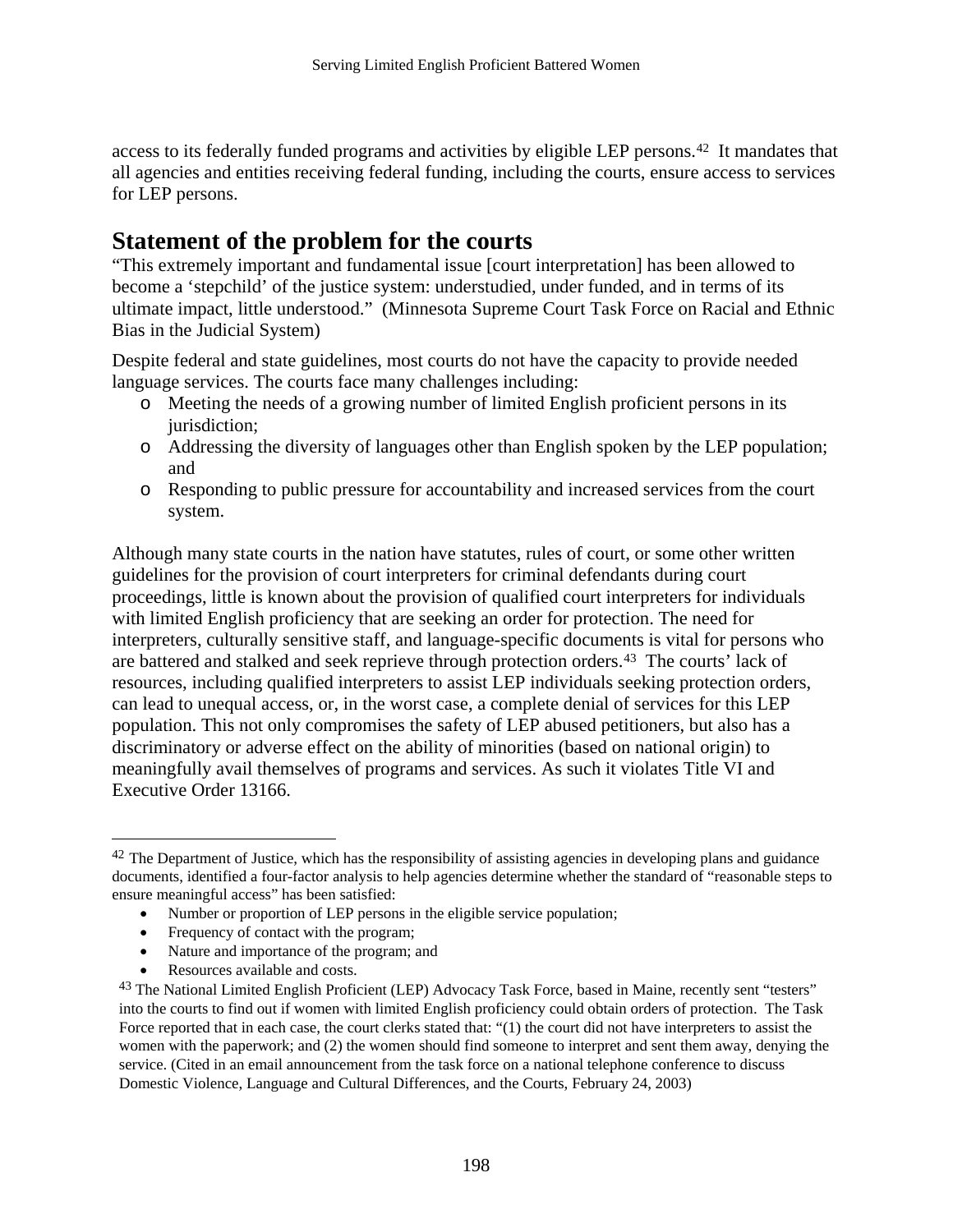access to its federally funded programs and activities by eligible LEP persons.[42] It mandates that all agencies and entities receiving federal funding, including the courts, ensure access to services for LEP persons.

## Statement of the problem for the courts

"This extremely important and fundamental issue [court interpretation] has been allowed to become a 'stepchild' of the justice system: understudied, under funded, and in terms of its ultimate impact, little understood." (Minnesota Supreme Court Task Force on Racial and Ethnic Bias in the Judicial System)

Despite federal and state guidelines, most courts do not have the capacity to provide needed language services. The courts face many challenges including:

- Meeting the needs of a growing number of limited English proficient persons in its jurisdiction;
- Addressing the diversity of languages other than English spoken by the LEP population; and
- Responding to public pressure for accountability and increased services from the court system.

Although many state courts in the nation have statutes, rules of court, or some other written guidelines for the provision of court interpreters for criminal defendants during court proceedings, little is known about the provision of qualified court interpreters for individuals with limited English proficiency that are seeking an order for protection. The need for interpreters, culturally sensitive staff, and language-specific documents is vital for persons who are battered and stalked and seek reprieve through protection orders.[43] The courts' lack of resources, including qualified interpreters to assist LEP individuals seeking protection orders, can lead to unequal access, or, in the worst case, a complete denial of services for this LEP population. This not only compromises the safety of LEP abused petitioners, but also has a discriminatory or adverse effect on the ability of minorities (based on national origin) to meaningfully avail themselves of programs and services. As such it violates Title VI and Executive Order 13166.

---

[42] The Department of Justice, which has the responsibility of assisting agencies in developing plans and guidance documents, identified a four-factor analysis to help agencies determine whether the standard of "reasonable steps to ensure meaningful access" has been satisfied:

- Number or proportion of LEP persons in the eligible service population;
- Frequency of contact with the program;
- Nature and importance of the program; and
- Resources available and costs.

[43] The National Limited English Proficient (LEP) Advocacy Task Force, based in Maine, recently sent "testers" into the courts to find out if women with limited English proficiency could obtain orders of protection. The Task Force reported that in each case, the court clerks stated that: "(1) the court did not have interpreters to assist the women with the paperwork; and (2) the women should find someone to interpret and sent them away, denying the service. (Cited in an email announcement from the task force on a national telephone conference to discuss Domestic Violence, Language and Cultural Differences, and the Courts, February 24, 2003)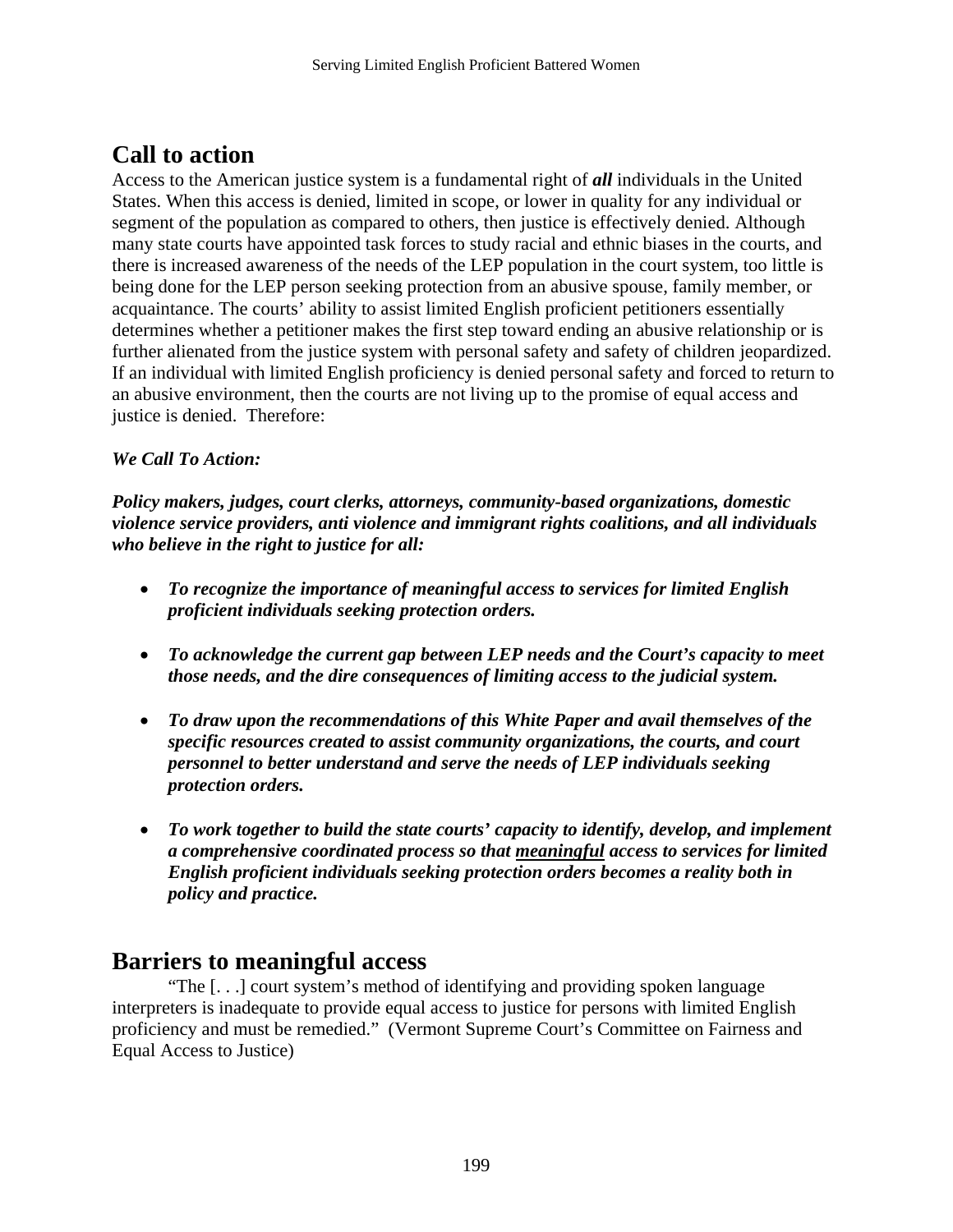## Call to action

Access to the American justice system is a fundamental right of ***all*** individuals in the United States. When this access is denied, limited in scope, or lower in quality for any individual or segment of the population as compared to others, then justice is effectively denied. Although many state courts have appointed task forces to study racial and ethnic biases in the courts, and there is increased awareness of the needs of the LEP population in the court system, too little is being done for the LEP person seeking protection from an abusive spouse, family member, or acquaintance. The courts' ability to assist limited English proficient petitioners essentially determines whether a petitioner makes the first step toward ending an abusive relationship or is further alienated from the justice system with personal safety and safety of children jeopardized. If an individual with limited English proficiency is denied personal safety and forced to return to an abusive environment, then the courts are not living up to the promise of equal access and justice is denied. Therefore:

***We Call To Action:***

***Policy makers, judges, court clerks, attorneys, community-based organizations, domestic violence service providers, anti violence and immigrant rights coalitions, and all individuals who believe in the right to justice for all:***

- ***To recognize the importance of meaningful access to services for limited English proficient individuals seeking protection orders.***
- ***To acknowledge the current gap between LEP needs and the Court's capacity to meet those needs, and the dire consequences of limiting access to the judicial system.***
- ***To draw upon the recommendations of this White Paper and avail themselves of the specific resources created to assist community organizations, the courts, and court personnel to better understand and serve the needs of LEP individuals seeking protection orders.***
- ***To work together to build the state courts' capacity to identify, develop, and implement a comprehensive coordinated process so that <u>meaningful</u> access to services for limited English proficient individuals seeking protection orders becomes a reality both in policy and practice.***

## Barriers to meaningful access

"The [. . .] court system's method of identifying and providing spoken language interpreters is inadequate to provide equal access to justice for persons with limited English proficiency and must be remedied." (Vermont Supreme Court's Committee on Fairness and Equal Access to Justice)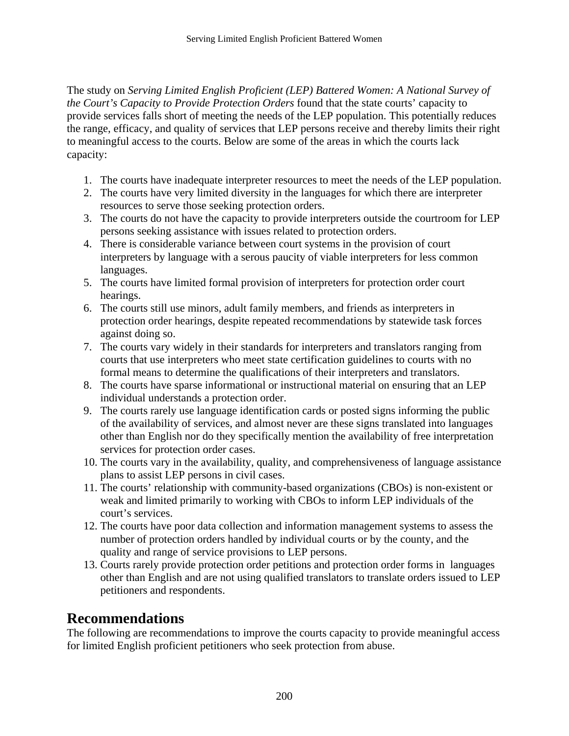The study on *Serving Limited English Proficient (LEP) Battered Women: A National Survey of the Court's Capacity to Provide Protection Orders* found that the state courts' capacity to provide services falls short of meeting the needs of the LEP population. This potentially reduces the range, efficacy, and quality of services that LEP persons receive and thereby limits their right to meaningful access to the courts. Below are some of the areas in which the courts lack capacity:

1. The courts have inadequate interpreter resources to meet the needs of the LEP population.
2. The courts have very limited diversity in the languages for which there are interpreter resources to serve those seeking protection orders.
3. The courts do not have the capacity to provide interpreters outside the courtroom for LEP persons seeking assistance with issues related to protection orders.
4. There is considerable variance between court systems in the provision of court interpreters by language with a serous paucity of viable interpreters for less common languages.
5. The courts have limited formal provision of interpreters for protection order court hearings.
6. The courts still use minors, adult family members, and friends as interpreters in protection order hearings, despite repeated recommendations by statewide task forces against doing so.
7. The courts vary widely in their standards for interpreters and translators ranging from courts that use interpreters who meet state certification guidelines to courts with no formal means to determine the qualifications of their interpreters and translators.
8. The courts have sparse informational or instructional material on ensuring that an LEP individual understands a protection order.
9. The courts rarely use language identification cards or posted signs informing the public of the availability of services, and almost never are these signs translated into languages other than English nor do they specifically mention the availability of free interpretation services for protection order cases.
10. The courts vary in the availability, quality, and comprehensiveness of language assistance plans to assist LEP persons in civil cases.
11. The courts' relationship with community-based organizations (CBOs) is non-existent or weak and limited primarily to working with CBOs to inform LEP individuals of the court's services.
12. The courts have poor data collection and information management systems to assess the number of protection orders handled by individual courts or by the county, and the quality and range of service provisions to LEP persons.
13. Courts rarely provide protection order petitions and protection order forms in languages other than English and are not using qualified translators to translate orders issued to LEP petitioners and respondents.

## Recommendations

The following are recommendations to improve the courts capacity to provide meaningful access for limited English proficient petitioners who seek protection from abuse.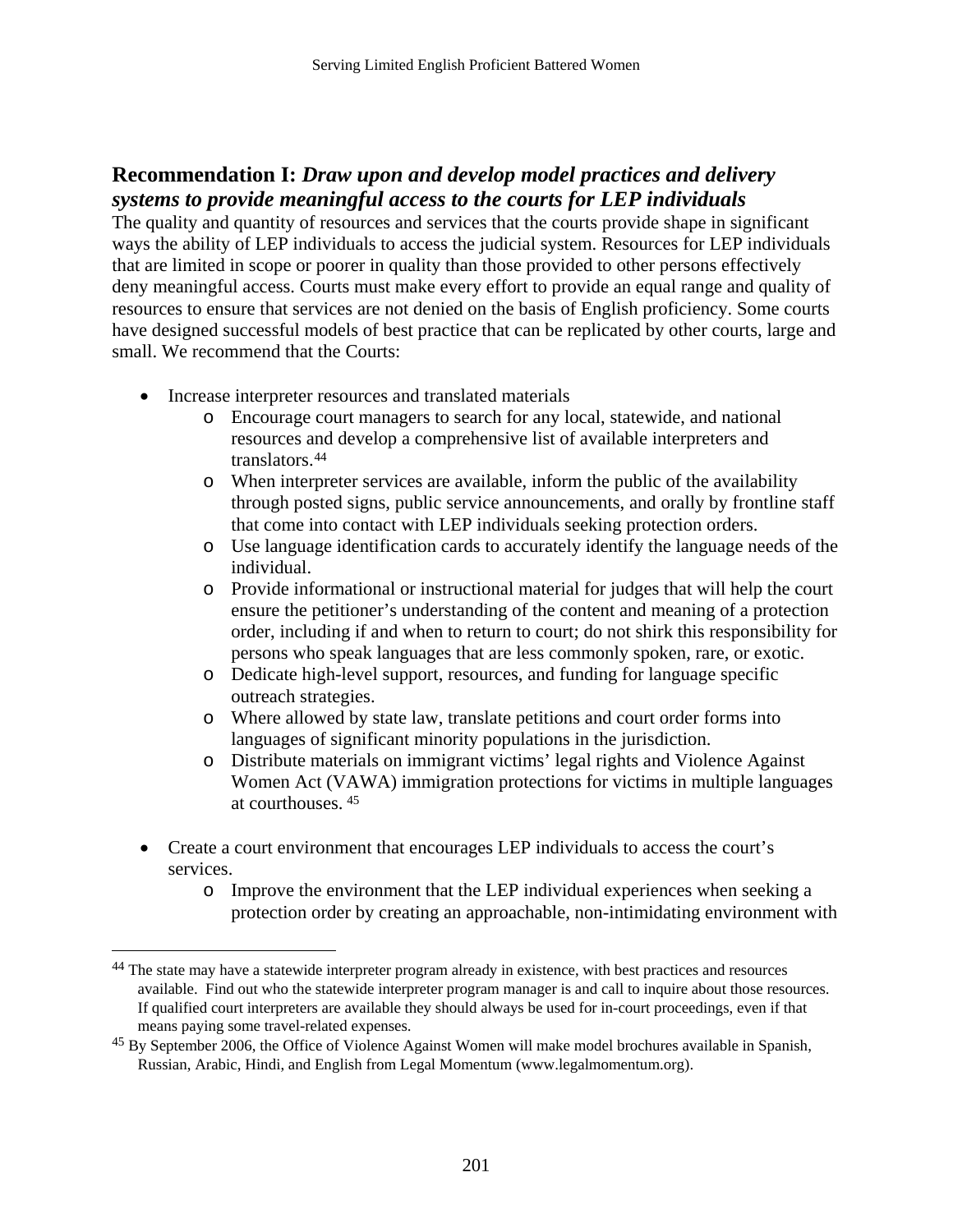## Recommendation I: *Draw upon and develop model practices and delivery systems to provide meaningful access to the courts for LEP individuals*

The quality and quantity of resources and services that the courts provide shape in significant ways the ability of LEP individuals to access the judicial system. Resources for LEP individuals that are limited in scope or poorer in quality than those provided to other persons effectively deny meaningful access. Courts must make every effort to provide an equal range and quality of resources to ensure that services are not denied on the basis of English proficiency. Some courts have designed successful models of best practice that can be replicated by other courts, large and small. We recommend that the Courts:

- Increase interpreter resources and translated materials
  - Encourage court managers to search for any local, statewide, and national resources and develop a comprehensive list of available interpreters and translators.[44]
  - When interpreter services are available, inform the public of the availability through posted signs, public service announcements, and orally by frontline staff that come into contact with LEP individuals seeking protection orders.
  - Use language identification cards to accurately identify the language needs of the individual.
  - Provide informational or instructional material for judges that will help the court ensure the petitioner's understanding of the content and meaning of a protection order, including if and when to return to court; do not shirk this responsibility for persons who speak languages that are less commonly spoken, rare, or exotic.
  - Dedicate high-level support, resources, and funding for language specific outreach strategies.
  - Where allowed by state law, translate petitions and court order forms into languages of significant minority populations in the jurisdiction.
  - Distribute materials on immigrant victims' legal rights and Violence Against Women Act (VAWA) immigration protections for victims in multiple languages at courthouses.[45]

- Create a court environment that encourages LEP individuals to access the court's services.
  - Improve the environment that the LEP individual experiences when seeking a protection order by creating an approachable, non-intimidating environment with

---

[44] The state may have a statewide interpreter program already in existence, with best practices and resources available. Find out who the statewide interpreter program manager is and call to inquire about those resources. If qualified court interpreters are available they should always be used for in-court proceedings, even if that means paying some travel-related expenses.

[45] By September 2006, the Office of Violence Against Women will make model brochures available in Spanish, Russian, Arabic, Hindi, and English from Legal Momentum (www.legalmomentum.org).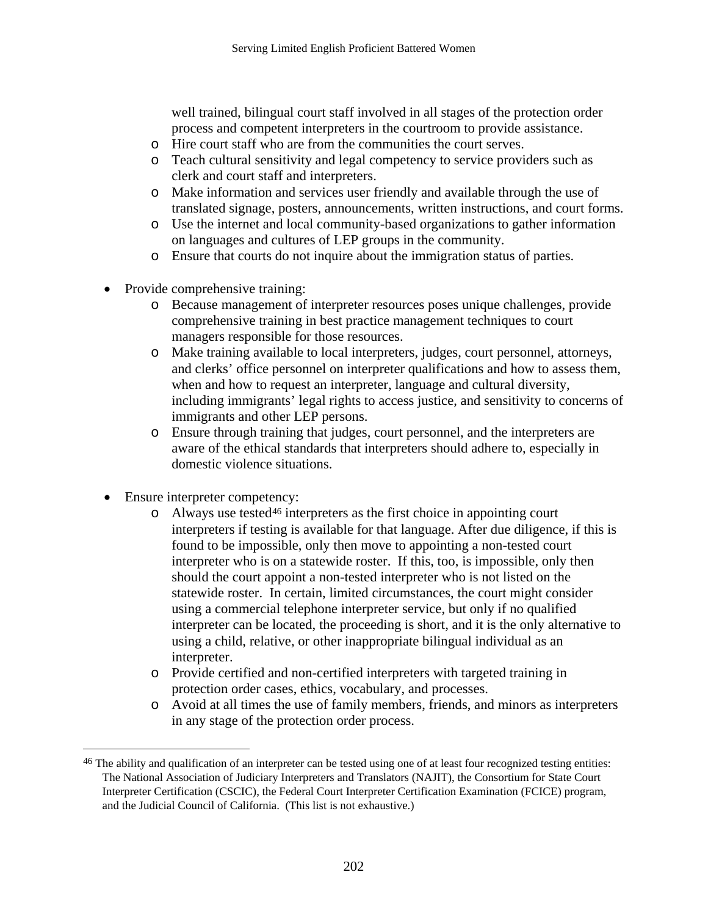well trained, bilingual court staff involved in all stages of the protection order process and competent interpreters in the courtroom to provide assistance.
  - Hire court staff who are from the communities the court serves.
  - Teach cultural sensitivity and legal competency to service providers such as clerk and court staff and interpreters.
  - Make information and services user friendly and available through the use of translated signage, posters, announcements, written instructions, and court forms.
  - Use the internet and local community-based organizations to gather information on languages and cultures of LEP groups in the community.
  - Ensure that courts do not inquire about the immigration status of parties.

- Provide comprehensive training:
  - Because management of interpreter resources poses unique challenges, provide comprehensive training in best practice management techniques to court managers responsible for those resources.
  - Make training available to local interpreters, judges, court personnel, attorneys, and clerks' office personnel on interpreter qualifications and how to assess them, when and how to request an interpreter, language and cultural diversity, including immigrants' legal rights to access justice, and sensitivity to concerns of immigrants and other LEP persons.
  - Ensure through training that judges, court personnel, and the interpreters are aware of the ethical standards that interpreters should adhere to, especially in domestic violence situations.

- Ensure interpreter competency:
  - Always use tested[46] interpreters as the first choice in appointing court interpreters if testing is available for that language. After due diligence, if this is found to be impossible, only then move to appointing a non-tested court interpreter who is on a statewide roster. If this, too, is impossible, only then should the court appoint a non-tested interpreter who is not listed on the statewide roster. In certain, limited circumstances, the court might consider using a commercial telephone interpreter service, but only if no qualified interpreter can be located, the proceeding is short, and it is the only alternative to using a child, relative, or other inappropriate bilingual individual as an interpreter.
  - Provide certified and non-certified interpreters with targeted training in protection order cases, ethics, vocabulary, and processes.
  - Avoid at all times the use of family members, friends, and minors as interpreters in any stage of the protection order process.

---

[46] The ability and qualification of an interpreter can be tested using one of at least four recognized testing entities: The National Association of Judiciary Interpreters and Translators (NAJIT), the Consortium for State Court Interpreter Certification (CSCIC), the Federal Court Interpreter Certification Examination (FCICE) program, and the Judicial Council of California. (This list is not exhaustive.)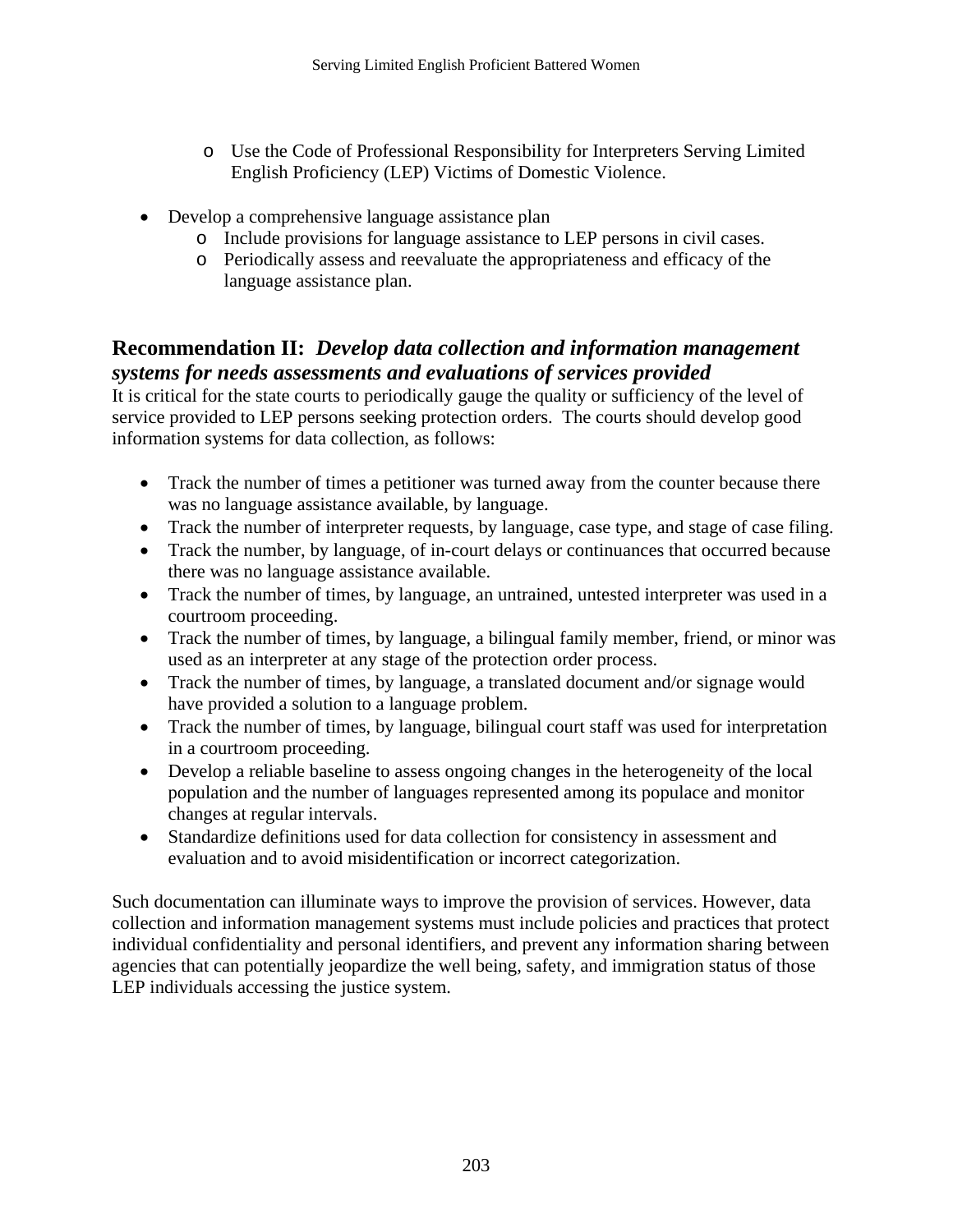- Use the Code of Professional Responsibility for Interpreters Serving Limited English Proficiency (LEP) Victims of Domestic Violence.

- Develop a comprehensive language assistance plan
  - Include provisions for language assistance to LEP persons in civil cases.
  - Periodically assess and reevaluate the appropriateness and efficacy of the language assistance plan.

## Recommendation II: *Develop data collection and information management systems for needs assessments and evaluations of services provided*

It is critical for the state courts to periodically gauge the quality or sufficiency of the level of service provided to LEP persons seeking protection orders. The courts should develop good information systems for data collection, as follows:

- Track the number of times a petitioner was turned away from the counter because there was no language assistance available, by language.
- Track the number of interpreter requests, by language, case type, and stage of case filing.
- Track the number, by language, of in-court delays or continuances that occurred because there was no language assistance available.
- Track the number of times, by language, an untrained, untested interpreter was used in a courtroom proceeding.
- Track the number of times, by language, a bilingual family member, friend, or minor was used as an interpreter at any stage of the protection order process.
- Track the number of times, by language, a translated document and/or signage would have provided a solution to a language problem.
- Track the number of times, by language, bilingual court staff was used for interpretation in a courtroom proceeding.
- Develop a reliable baseline to assess ongoing changes in the heterogeneity of the local population and the number of languages represented among its populace and monitor changes at regular intervals.
- Standardize definitions used for data collection for consistency in assessment and evaluation and to avoid misidentification or incorrect categorization.

Such documentation can illuminate ways to improve the provision of services. However, data collection and information management systems must include policies and practices that protect individual confidentiality and personal identifiers, and prevent any information sharing between agencies that can potentially jeopardize the well being, safety, and immigration status of those LEP individuals accessing the justice system.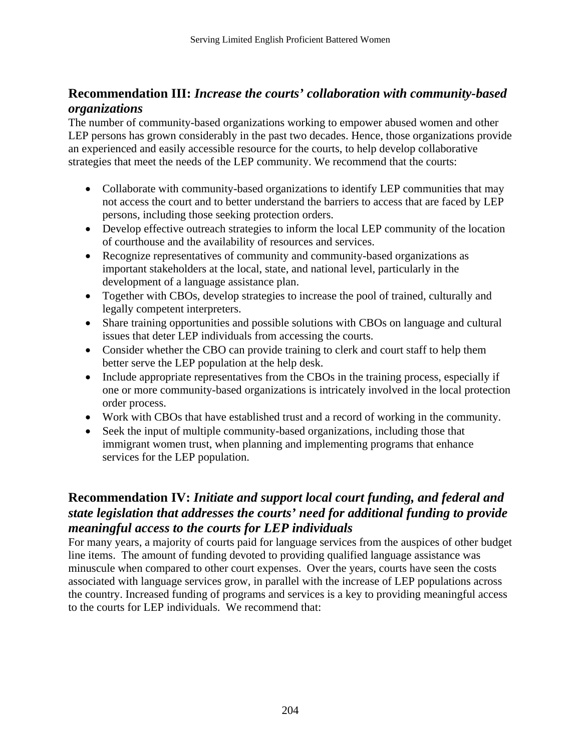## Recommendation III: *Increase the courts' collaboration with community-based organizations*

The number of community-based organizations working to empower abused women and other LEP persons has grown considerably in the past two decades. Hence, those organizations provide an experienced and easily accessible resource for the courts, to help develop collaborative strategies that meet the needs of the LEP community. We recommend that the courts:

- Collaborate with community-based organizations to identify LEP communities that may not access the court and to better understand the barriers to access that are faced by LEP persons, including those seeking protection orders.
- Develop effective outreach strategies to inform the local LEP community of the location of courthouse and the availability of resources and services.
- Recognize representatives of community and community-based organizations as important stakeholders at the local, state, and national level, particularly in the development of a language assistance plan.
- Together with CBOs, develop strategies to increase the pool of trained, culturally and legally competent interpreters.
- Share training opportunities and possible solutions with CBOs on language and cultural issues that deter LEP individuals from accessing the courts.
- Consider whether the CBO can provide training to clerk and court staff to help them better serve the LEP population at the help desk.
- Include appropriate representatives from the CBOs in the training process, especially if one or more community-based organizations is intricately involved in the local protection order process.
- Work with CBOs that have established trust and a record of working in the community.
- Seek the input of multiple community-based organizations, including those that immigrant women trust, when planning and implementing programs that enhance services for the LEP population.

## Recommendation IV: *Initiate and support local court funding, and federal and state legislation that addresses the courts' need for additional funding to provide meaningful access to the courts for LEP individuals*

For many years, a majority of courts paid for language services from the auspices of other budget line items. The amount of funding devoted to providing qualified language assistance was minuscule when compared to other court expenses. Over the years, courts have seen the costs associated with language services grow, in parallel with the increase of LEP populations across the country. Increased funding of programs and services is a key to providing meaningful access to the courts for LEP individuals. We recommend that: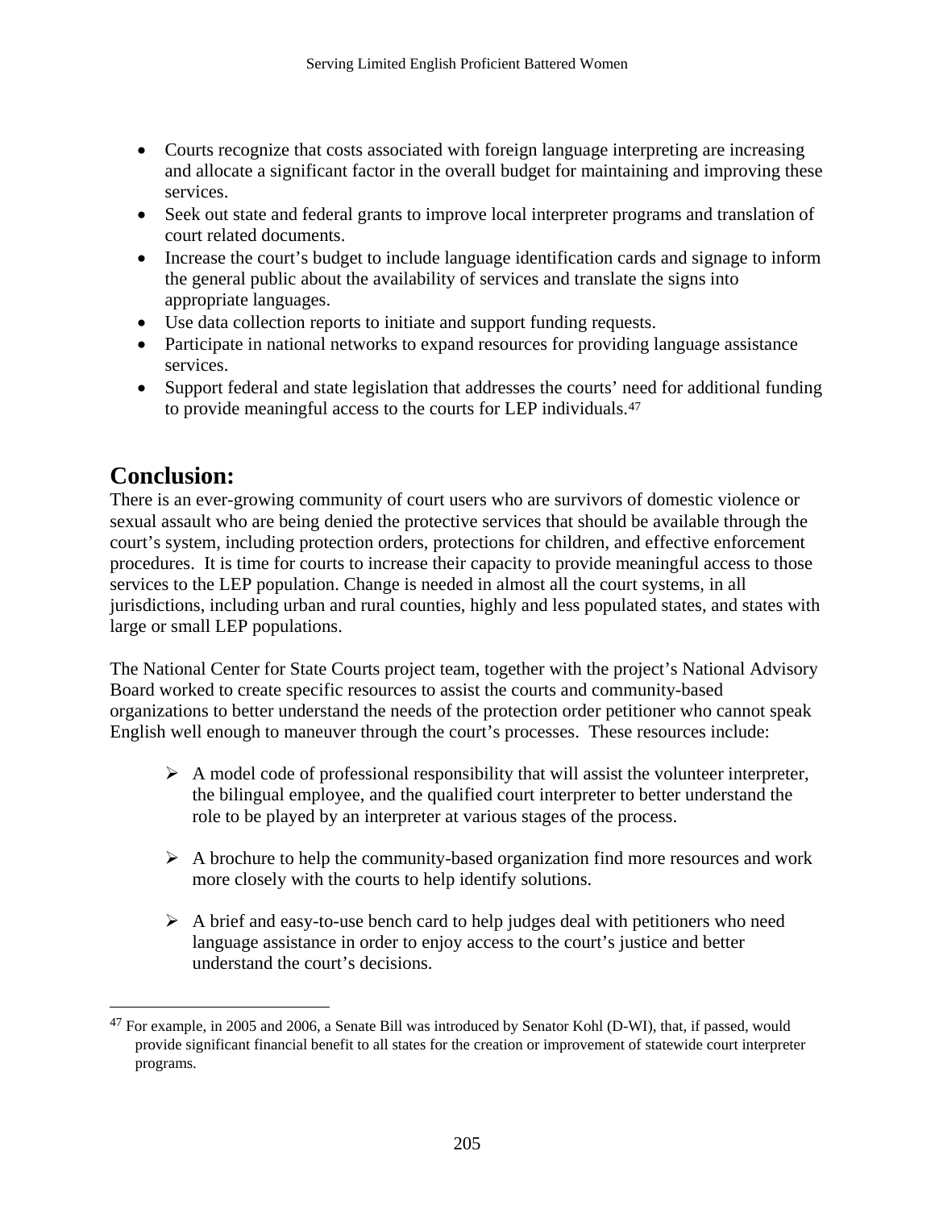- Courts recognize that costs associated with foreign language interpreting are increasing and allocate a significant factor in the overall budget for maintaining and improving these services.
- Seek out state and federal grants to improve local interpreter programs and translation of court related documents.
- Increase the court's budget to include language identification cards and signage to inform the general public about the availability of services and translate the signs into appropriate languages.
- Use data collection reports to initiate and support funding requests.
- Participate in national networks to expand resources for providing language assistance services.
- Support federal and state legislation that addresses the courts' need for additional funding to provide meaningful access to the courts for LEP individuals.[47]

## Conclusion:

There is an ever-growing community of court users who are survivors of domestic violence or sexual assault who are being denied the protective services that should be available through the court's system, including protection orders, protections for children, and effective enforcement procedures. It is time for courts to increase their capacity to provide meaningful access to those services to the LEP population. Change is needed in almost all the court systems, in all jurisdictions, including urban and rural counties, highly and less populated states, and states with large or small LEP populations.

The National Center for State Courts project team, together with the project's National Advisory Board worked to create specific resources to assist the courts and community-based organizations to better understand the needs of the protection order petitioner who cannot speak English well enough to maneuver through the court's processes. These resources include:

- A model code of professional responsibility that will assist the volunteer interpreter, the bilingual employee, and the qualified court interpreter to better understand the role to be played by an interpreter at various stages of the process.

- A brochure to help the community-based organization find more resources and work more closely with the courts to help identify solutions.

- A brief and easy-to-use bench card to help judges deal with petitioners who need language assistance in order to enjoy access to the court's justice and better understand the court's decisions.

---

[47] For example, in 2005 and 2006, a Senate Bill was introduced by Senator Kohl (D-WI), that, if passed, would provide significant financial benefit to all states for the creation or improvement of statewide court interpreter programs.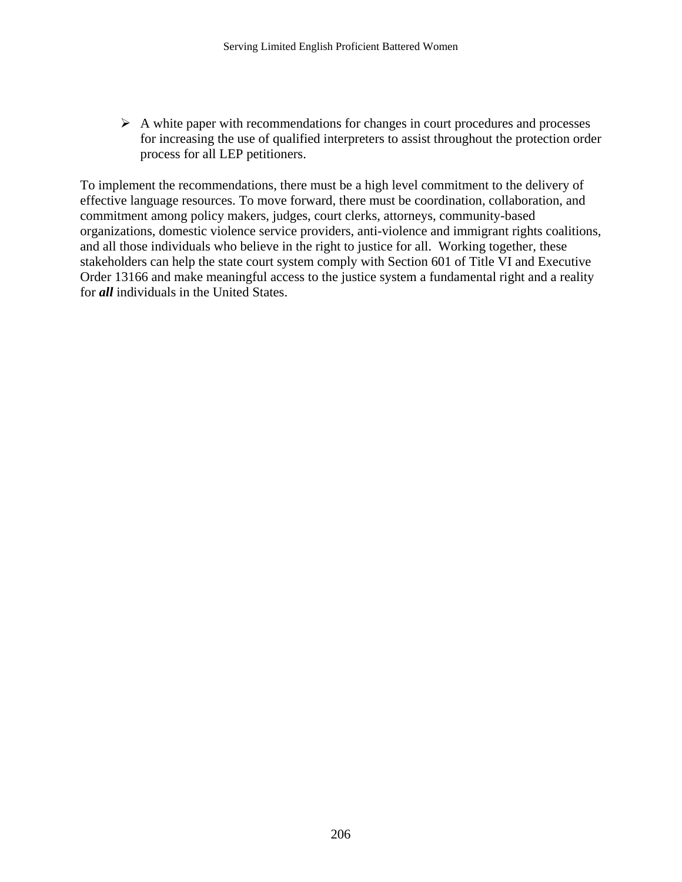- A white paper with recommendations for changes in court procedures and processes for increasing the use of qualified interpreters to assist throughout the protection order process for all LEP petitioners.

To implement the recommendations, there must be a high level commitment to the delivery of effective language resources. To move forward, there must be coordination, collaboration, and commitment among policy makers, judges, court clerks, attorneys, community-based organizations, domestic violence service providers, anti-violence and immigrant rights coalitions, and all those individuals who believe in the right to justice for all. Working together, these stakeholders can help the state court system comply with Section 601 of Title VI and Executive Order 13166 and make meaningful access to the justice system a fundamental right and a reality for ***all*** individuals in the United States.